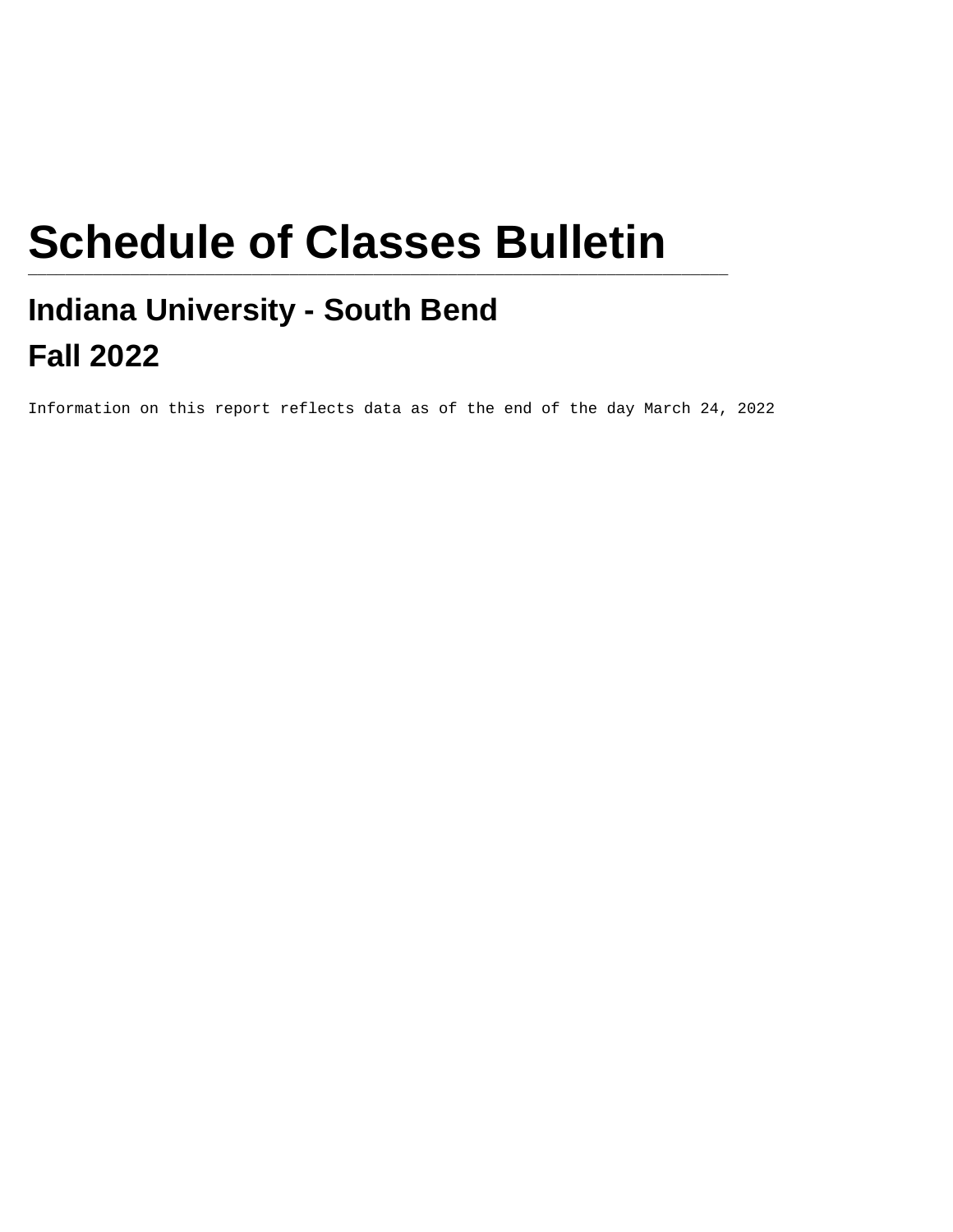# Schedule of Classes Bulletin

## Indiana University - South Bend

## Fall 2022

Information on this report reflects data as of the end of the day March 24, 2022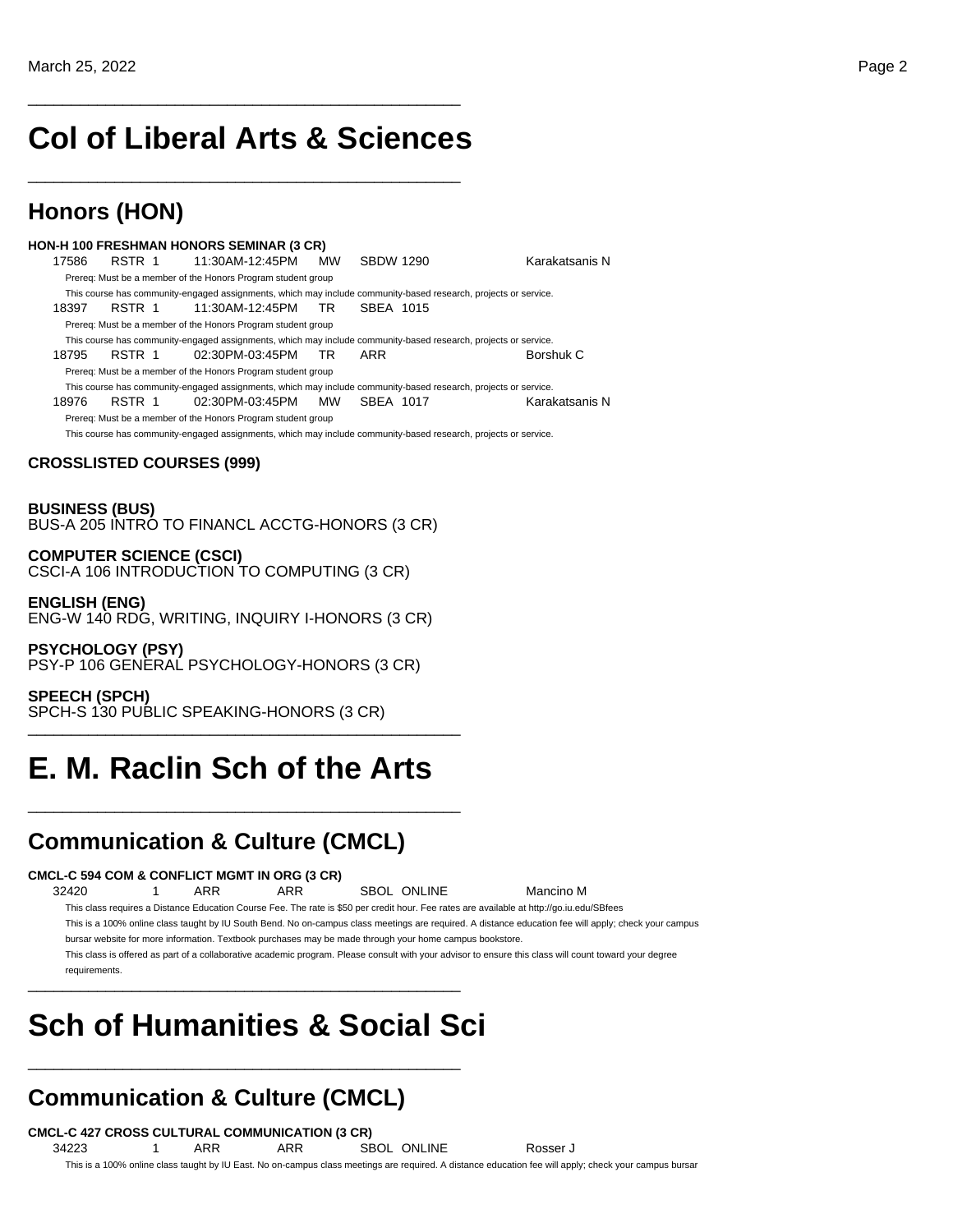# Col of Liberal Arts & Sciences

## Honors (HON)

**HON-H 100 FRESHMAN HONORS SEMINAR (3 CR)**

| | | | | | |
|---|---|---|---|---|---|
| 17586 | RSTR 1 | 11:30AM-12:45PM | MW | SBDW 1290 | Karakatsanis N |

Prereq: Must be a member of the Honors Program student group

This course has community-engaged assignments, which may include community-based research, projects or service.

| | | | | | |
|---|---|---|---|---|---|
| 18397 | RSTR 1 | 11:30AM-12:45PM | TR | SBEA 1015 | |

Prereq: Must be a member of the Honors Program student group

This course has community-engaged assignments, which may include community-based research, projects or service.

| | | | | | |
|---|---|---|---|---|---|
| 18795 | RSTR 1 | 02:30PM-03:45PM | TR | ARR | Borshuk C |

Prereq: Must be a member of the Honors Program student group

This course has community-engaged assignments, which may include community-based research, projects or service.

| | | | | | |
|---|---|---|---|---|---|
| 18976 | RSTR 1 | 02:30PM-03:45PM | MW | SBEA 1017 | Karakatsanis N |

Prereq: Must be a member of the Honors Program student group

This course has community-engaged assignments, which may include community-based research, projects or service.

**CROSSLISTED COURSES (999)**

**BUSINESS (BUS)**
BUS-A 205 INTRO TO FINANCL ACCTG-HONORS (3 CR)

**COMPUTER SCIENCE (CSCI)**
CSCI-A 106 INTRODUCTION TO COMPUTING (3 CR)

**ENGLISH (ENG)**
ENG-W 140 RDG, WRITING, INQUIRY I-HONORS (3 CR)

**PSYCHOLOGY (PSY)**
PSY-P 106 GENERAL PSYCHOLOGY-HONORS (3 CR)

**SPEECH (SPCH)**
SPCH-S 130 PUBLIC SPEAKING-HONORS (3 CR)

# E. M. Raclin Sch of the Arts

## Communication & Culture (CMCL)

**CMCL-C 594 COM & CONFLICT MGMT IN ORG (3 CR)**

| | | | | | |
|---|---|---|---|---|---|
| 32420 | 1 | ARR | ARR | SBOL ONLINE | Mancino M |

This class requires a Distance Education Course Fee. The rate is $50 per credit hour. Fee rates are available at http://go.iu.edu/SBfees

This is a 100% online class taught by IU South Bend. No on-campus class meetings are required. A distance education fee will apply; check your campus bursar website for more information. Textbook purchases may be made through your home campus bookstore.

This class is offered as part of a collaborative academic program. Please consult with your advisor to ensure this class will count toward your degree requirements.

# Sch of Humanities & Social Sci

## Communication & Culture (CMCL)

**CMCL-C 427 CROSS CULTURAL COMMUNICATION (3 CR)**

| | | | | | |
|---|---|---|---|---|---|
| 34223 | 1 | ARR | ARR | SBOL ONLINE | Rosser J |

This is a 100% online class taught by IU East. No on-campus class meetings are required. A distance education fee will apply; check your campus bursar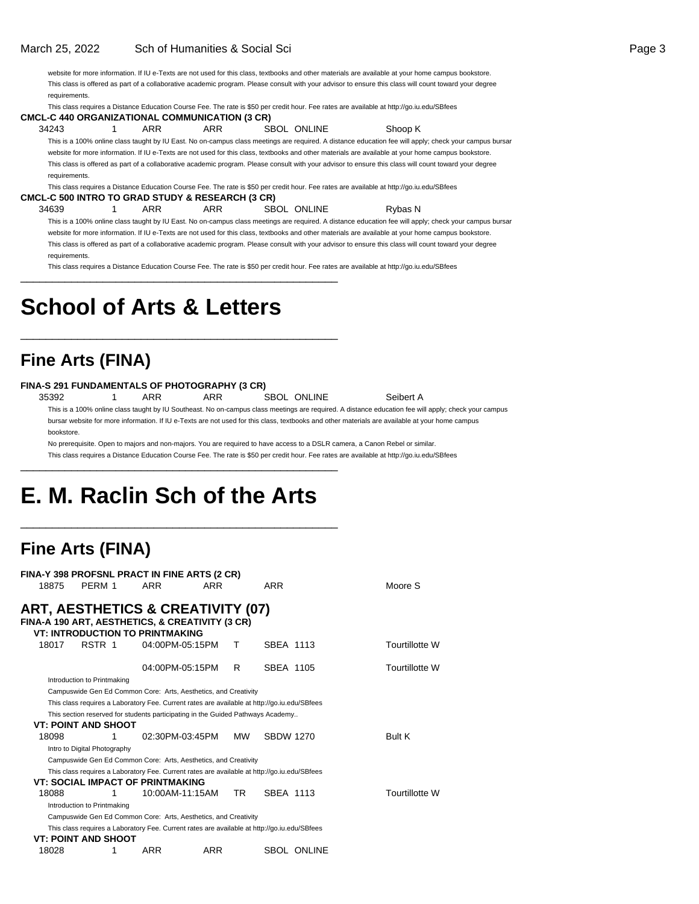website for more information. If IU e-Texts are not used for this class, textbooks and other materials are available at your home campus bookstore.
This class is offered as part of a collaborative academic program. Please consult with your advisor to ensure this class will count toward your degree requirements.
This class requires a Distance Education Course Fee. The rate is $50 per credit hour. Fee rates are available at http://go.iu.edu/SBfees

**CMCL-C 440 ORGANIZATIONAL COMMUNICATION (3 CR)**

| 34243 | 1 | ARR | ARR | SBOL ONLINE | Shoop K |
|---|---|---|---|---|---|

This is a 100% online class taught by IU East. No on-campus class meetings are required. A distance education fee will apply; check your campus bursar website for more information. If IU e-Texts are not used for this class, textbooks and other materials are available at your home campus bookstore.
This class is offered as part of a collaborative academic program. Please consult with your advisor to ensure this class will count toward your degree requirements.
This class requires a Distance Education Course Fee. The rate is $50 per credit hour. Fee rates are available at http://go.iu.edu/SBfees

**CMCL-C 500 INTRO TO GRAD STUDY & RESEARCH (3 CR)**

| 34639 | 1 | ARR | ARR | SBOL ONLINE | Rybas N |
|---|---|---|---|---|---|

This is a 100% online class taught by IU East. No on-campus class meetings are required. A distance education fee will apply; check your campus bursar website for more information. If IU e-Texts are not used for this class, textbooks and other materials are available at your home campus bookstore.
This class is offered as part of a collaborative academic program. Please consult with your advisor to ensure this class will count toward your degree requirements.
This class requires a Distance Education Course Fee. The rate is $50 per credit hour. Fee rates are available at http://go.iu.edu/SBfees

# School of Arts & Letters

## Fine Arts (FINA)

**FINA-S 291 FUNDAMENTALS OF PHOTOGRAPHY (3 CR)**

| 35392 | 1 | ARR | ARR | SBOL ONLINE | Seibert A |
|---|---|---|---|---|---|

This is a 100% online class taught by IU Southeast. No on-campus class meetings are required. A distance education fee will apply; check your campus bursar website for more information. If IU e-Texts are not used for this class, textbooks and other materials are available at your home campus bookstore.
No prerequisite. Open to majors and non-majors. You are required to have access to a DSLR camera, a Canon Rebel or similar.
This class requires a Distance Education Course Fee. The rate is $50 per credit hour. Fee rates are available at http://go.iu.edu/SBfees

# E. M. Raclin Sch of the Arts

## Fine Arts (FINA)

**FINA-Y 398 PROFSNL PRACT IN FINE ARTS (2 CR)**

| 18875 | PERM 1 | ARR | ARR | ARR | Moore S |
|---|---|---|---|---|---|

### ART, AESTHETICS & CREATIVITY (07)

**FINA-A 190 ART, AESTHETICS, & CREATIVITY (3 CR)**

**VT: INTRODUCTION TO PRINTMAKING**

| 18017 | RSTR 1 | 04:00PM-05:15PM | T | SBEA 1113 | Tourtillotte W |
|---|---|---|---|---|---|
| | | 04:00PM-05:15PM | R | SBEA 1105 | Tourtillotte W |

Introduction to Printmaking
Campuswide Gen Ed Common Core: Arts, Aesthetics, and Creativity
This class requires a Laboratory Fee. Current rates are available at http://go.iu.edu/SBfees
This section reserved for students participating in the Guided Pathways Academy..

**VT: POINT AND SHOOT**

| 18098 | 1 | 02:30PM-03:45PM | MW | SBDW 1270 | Bult K |
|---|---|---|---|---|---|

Intro to Digital Photography
Campuswide Gen Ed Common Core: Arts, Aesthetics, and Creativity
This class requires a Laboratory Fee. Current rates are available at http://go.iu.edu/SBfees

**VT: SOCIAL IMPACT OF PRINTMAKING**

| 18088 | 1 | 10:00AM-11:15AM | TR | SBEA 1113 | Tourtillotte W |
|---|---|---|---|---|---|

Introduction to Printmaking
Campuswide Gen Ed Common Core: Arts, Aesthetics, and Creativity
This class requires a Laboratory Fee. Current rates are available at http://go.iu.edu/SBfees

**VT: POINT AND SHOOT**

| 18028 | 1 | ARR | ARR | SBOL ONLINE | |
|---|---|---|---|---|---|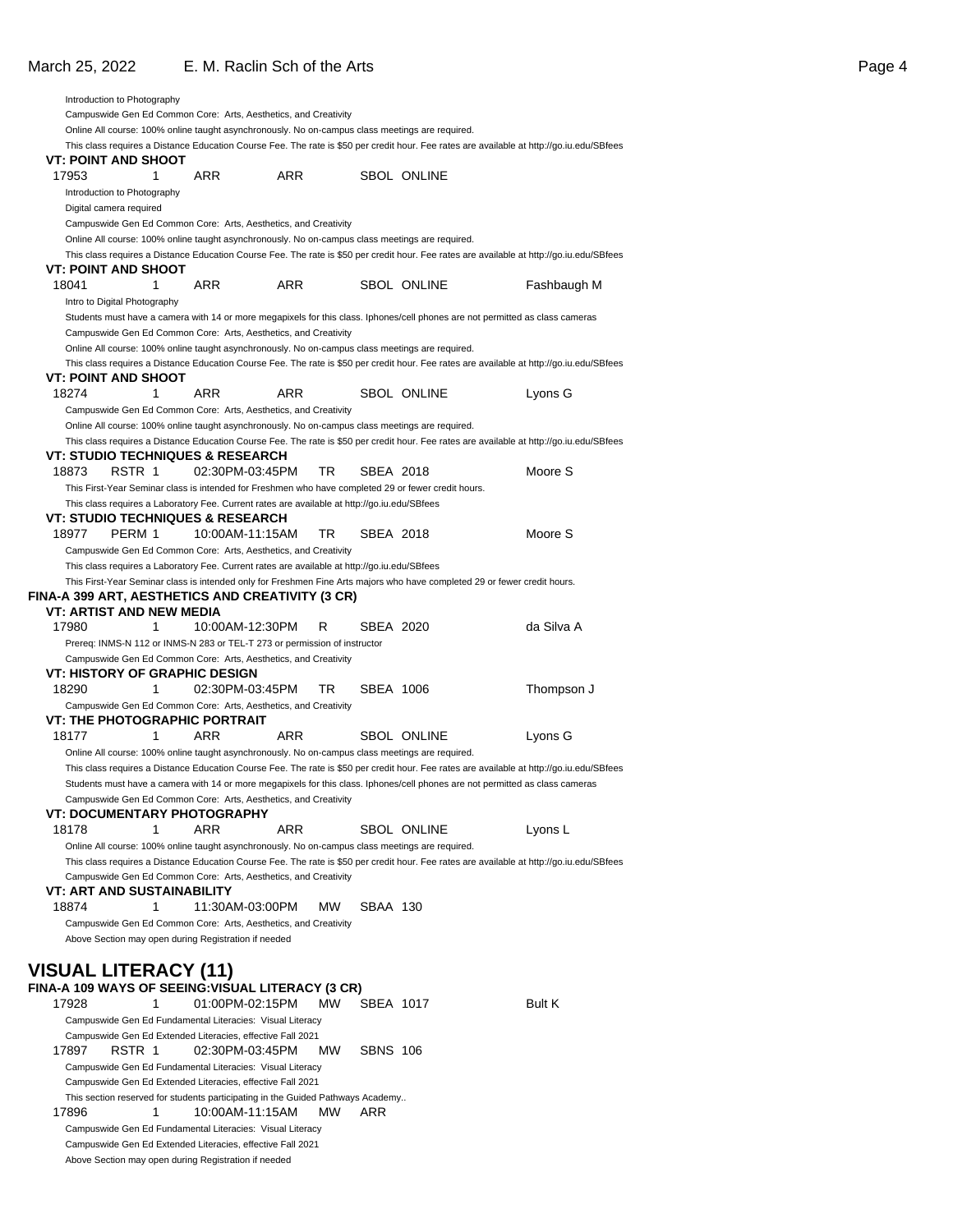Introduction to Photography
Campuswide Gen Ed Common Core: Arts, Aesthetics, and Creativity
Online All course: 100% online taught asynchronously. No on-campus class meetings are required.
This class requires a Distance Education Course Fee. The rate is $50 per credit hour. Fee rates are available at http://go.iu.edu/SBfees

**VT: POINT AND SHOOT**

17953 1 ARR ARR SBOL ONLINE

Introduction to Photography
Digital camera required
Campuswide Gen Ed Common Core: Arts, Aesthetics, and Creativity
Online All course: 100% online taught asynchronously. No on-campus class meetings are required.
This class requires a Distance Education Course Fee. The rate is $50 per credit hour. Fee rates are available at http://go.iu.edu/SBfees

**VT: POINT AND SHOOT**

18041 1 ARR ARR SBOL ONLINE Fashbaugh M

Intro to Digital Photography
Students must have a camera with 14 or more megapixels for this class. Iphones/cell phones are not permitted as class cameras
Campuswide Gen Ed Common Core: Arts, Aesthetics, and Creativity
Online All course: 100% online taught asynchronously. No on-campus class meetings are required.
This class requires a Distance Education Course Fee. The rate is $50 per credit hour. Fee rates are available at http://go.iu.edu/SBfees

**VT: POINT AND SHOOT**

18274 1 ARR ARR SBOL ONLINE Lyons G

Campuswide Gen Ed Common Core: Arts, Aesthetics, and Creativity
Online All course: 100% online taught asynchronously. No on-campus class meetings are required.
This class requires a Distance Education Course Fee. The rate is $50 per credit hour. Fee rates are available at http://go.iu.edu/SBfees

**VT: STUDIO TECHNIQUES & RESEARCH**

18873 RSTR 1 02:30PM-03:45PM TR SBEA 2018 Moore S

This First-Year Seminar class is intended for Freshmen who have completed 29 or fewer credit hours.
This class requires a Laboratory Fee. Current rates are available at http://go.iu.edu/SBfees

**VT: STUDIO TECHNIQUES & RESEARCH**

18977 PERM 1 10:00AM-11:15AM TR SBEA 2018 Moore S

Campuswide Gen Ed Common Core: Arts, Aesthetics, and Creativity
This class requires a Laboratory Fee. Current rates are available at http://go.iu.edu/SBfees
This First-Year Seminar class is intended only for Freshmen Fine Arts majors who have completed 29 or fewer credit hours.

**FINA-A 399 ART, AESTHETICS AND CREATIVITY (3 CR)**

**VT: ARTIST AND NEW MEDIA**

17980 1 10:00AM-12:30PM R SBEA 2020 da Silva A

Prereq: INMS-N 112 or INMS-N 283 or TEL-T 273 or permission of instructor
Campuswide Gen Ed Common Core: Arts, Aesthetics, and Creativity

**VT: HISTORY OF GRAPHIC DESIGN**

18290 1 02:30PM-03:45PM TR SBEA 1006 Thompson J

Campuswide Gen Ed Common Core: Arts, Aesthetics, and Creativity

**VT: THE PHOTOGRAPHIC PORTRAIT**

18177 1 ARR ARR SBOL ONLINE Lyons G

Online All course: 100% online taught asynchronously. No on-campus class meetings are required.
This class requires a Distance Education Course Fee. The rate is $50 per credit hour. Fee rates are available at http://go.iu.edu/SBfees
Students must have a camera with 14 or more megapixels for this class. Iphones/cell phones are not permitted as class cameras
Campuswide Gen Ed Common Core: Arts, Aesthetics, and Creativity

**VT: DOCUMENTARY PHOTOGRAPHY**

18178 1 ARR ARR SBOL ONLINE Lyons L

Online All course: 100% online taught asynchronously. No on-campus class meetings are required.
This class requires a Distance Education Course Fee. The rate is $50 per credit hour. Fee rates are available at http://go.iu.edu/SBfees
Campuswide Gen Ed Common Core: Arts, Aesthetics, and Creativity

**VT: ART AND SUSTAINABILITY**

18874 1 11:30AM-03:00PM MW SBAA 130

Campuswide Gen Ed Common Core: Arts, Aesthetics, and Creativity
Above Section may open during Registration if needed

## VISUAL LITERACY (11)

**FINA-A 109 WAYS OF SEEING:VISUAL LITERACY (3 CR)**

17928 1 01:00PM-02:15PM MW SBEA 1017 Bult K

Campuswide Gen Ed Fundamental Literacies: Visual Literacy
Campuswide Gen Ed Extended Literacies, effective Fall 2021

17897 RSTR 1 02:30PM-03:45PM MW SBNS 106

Campuswide Gen Ed Fundamental Literacies: Visual Literacy
Campuswide Gen Ed Extended Literacies, effective Fall 2021
This section reserved for students participating in the Guided Pathways Academy..

17896 1 10:00AM-11:15AM MW ARR

Campuswide Gen Ed Fundamental Literacies: Visual Literacy
Campuswide Gen Ed Extended Literacies, effective Fall 2021
Above Section may open during Registration if needed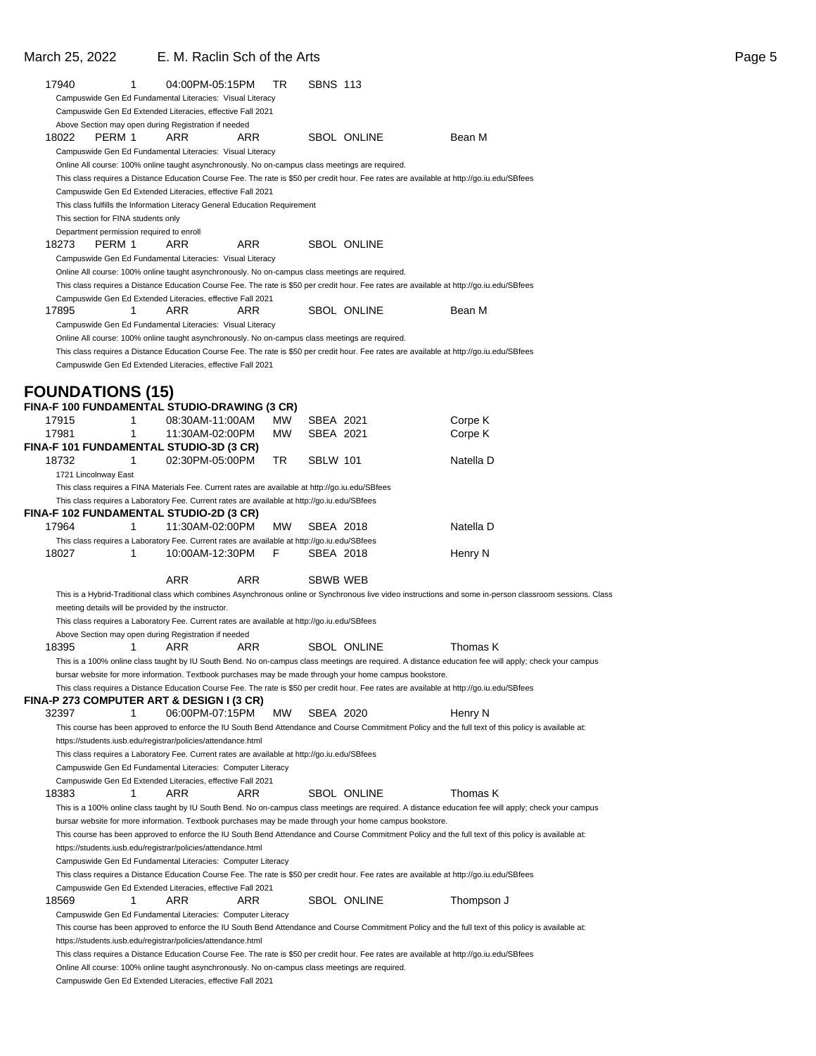17940 1 04:00PM-05:15PM TR SBNS 113

Campuswide Gen Ed Fundamental Literacies: Visual Literacy
Campuswide Gen Ed Extended Literacies, effective Fall 2021
Above Section may open during Registration if needed

18022 PERM 1 ARR ARR SBOL ONLINE Bean M

Campuswide Gen Ed Fundamental Literacies: Visual Literacy
Online All course: 100% online taught asynchronously. No on-campus class meetings are required.
This class requires a Distance Education Course Fee. The rate is $50 per credit hour. Fee rates are available at http://go.iu.edu/SBfees
Campuswide Gen Ed Extended Literacies, effective Fall 2021
This class fulfills the Information Literacy General Education Requirement
This section for FINA students only
Department permission required to enroll

18273 PERM 1 ARR ARR SBOL ONLINE

Campuswide Gen Ed Fundamental Literacies: Visual Literacy
Online All course: 100% online taught asynchronously. No on-campus class meetings are required.
This class requires a Distance Education Course Fee. The rate is $50 per credit hour. Fee rates are available at http://go.iu.edu/SBfees
Campuswide Gen Ed Extended Literacies, effective Fall 2021

17895 1 ARR ARR SBOL ONLINE Bean M

Campuswide Gen Ed Fundamental Literacies: Visual Literacy
Online All course: 100% online taught asynchronously. No on-campus class meetings are required.
This class requires a Distance Education Course Fee. The rate is $50 per credit hour. Fee rates are available at http://go.iu.edu/SBfees
Campuswide Gen Ed Extended Literacies, effective Fall 2021

# FOUNDATIONS (15)

### FINA-F 100 FUNDAMENTAL STUDIO-DRAWING (3 CR)

17915 1 08:30AM-11:00AM MW SBEA 2021 Corpe K

17981 1 11:30AM-02:00PM MW SBEA 2021 Corpe K

### FINA-F 101 FUNDAMENTAL STUDIO-3D (3 CR)

18732 1 02:30PM-05:00PM TR SBLW 101 Natella D

1721 Lincolnway East
This class requires a FINA Materials Fee. Current rates are available at http://go.iu.edu/SBfees
This class requires a Laboratory Fee. Current rates are available at http://go.iu.edu/SBfees

### FINA-F 102 FUNDAMENTAL STUDIO-2D (3 CR)

17964 1 11:30AM-02:00PM MW SBEA 2018 Natella D

This class requires a Laboratory Fee. Current rates are available at http://go.iu.edu/SBfees

18027 1 10:00AM-12:30PM F SBEA 2018 Henry N

ARR ARR SBWB WEB

This is a Hybrid-Traditional class which combines Asynchronous online or Synchronous live video instructions and some in-person classroom sessions. Class meeting details will be provided by the instructor.
This class requires a Laboratory Fee. Current rates are available at http://go.iu.edu/SBfees
Above Section may open during Registration if needed

18395 1 ARR ARR SBOL ONLINE Thomas K

This is a 100% online class taught by IU South Bend. No on-campus class meetings are required. A distance education fee will apply; check your campus bursar website for more information. Textbook purchases may be made through your home campus bookstore.
This class requires a Distance Education Course Fee. The rate is $50 per credit hour. Fee rates are available at http://go.iu.edu/SBfees

### FINA-P 273 COMPUTER ART & DESIGN I (3 CR)

32397 1 06:00PM-07:15PM MW SBEA 2020 Henry N

This course has been approved to enforce the IU South Bend Attendance and Course Commitment Policy and the full text of this policy is available at: https://students.iusb.edu/registrar/policies/attendance.html
This class requires a Laboratory Fee. Current rates are available at http://go.iu.edu/SBfees
Campuswide Gen Ed Fundamental Literacies: Computer Literacy
Campuswide Gen Ed Extended Literacies, effective Fall 2021

18383 1 ARR ARR SBOL ONLINE Thomas K

This is a 100% online class taught by IU South Bend. No on-campus class meetings are required. A distance education fee will apply; check your campus bursar website for more information. Textbook purchases may be made through your home campus bookstore.
This course has been approved to enforce the IU South Bend Attendance and Course Commitment Policy and the full text of this policy is available at: https://students.iusb.edu/registrar/policies/attendance.html
Campuswide Gen Ed Fundamental Literacies: Computer Literacy
This class requires a Distance Education Course Fee. The rate is $50 per credit hour. Fee rates are available at http://go.iu.edu/SBfees
Campuswide Gen Ed Extended Literacies, effective Fall 2021

18569 1 ARR ARR SBOL ONLINE Thompson J

Campuswide Gen Ed Fundamental Literacies: Computer Literacy
This course has been approved to enforce the IU South Bend Attendance and Course Commitment Policy and the full text of this policy is available at: https://students.iusb.edu/registrar/policies/attendance.html
This class requires a Distance Education Course Fee. The rate is $50 per credit hour. Fee rates are available at http://go.iu.edu/SBfees
Online All course: 100% online taught asynchronously. No on-campus class meetings are required.
Campuswide Gen Ed Extended Literacies, effective Fall 2021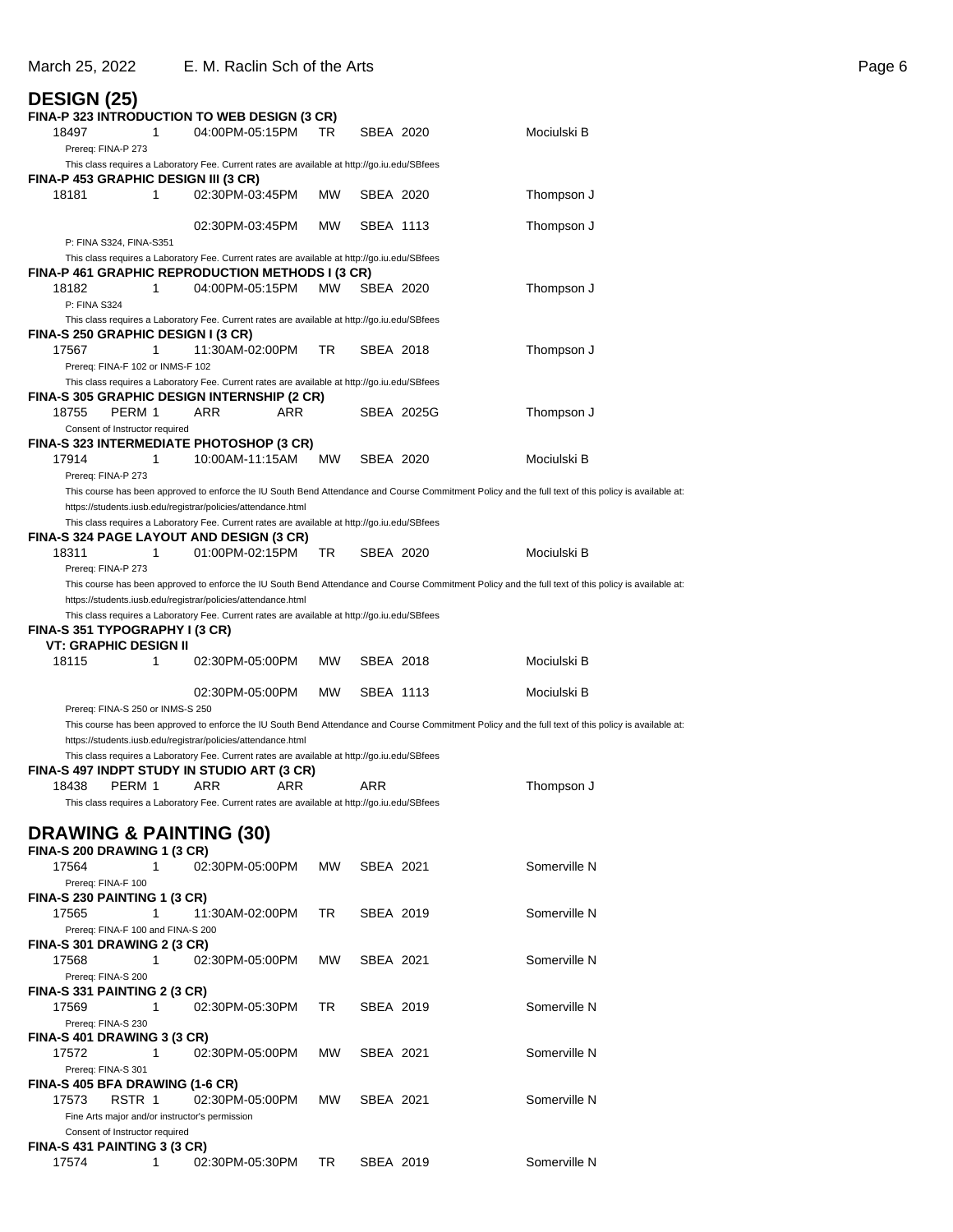## DESIGN (25)

**FINA-P 323 INTRODUCTION TO WEB DESIGN (3 CR)**

| 18497 | 1 | 04:00PM-05:15PM | TR | SBEA 2020 | Mociulski B |
|---|---|---|---|---|---|

Prereq: FINA-P 273

This class requires a Laboratory Fee. Current rates are available at http://go.iu.edu/SBfees

**FINA-P 453 GRAPHIC DESIGN III (3 CR)**

| 18181 | 1 | 02:30PM-03:45PM | MW | SBEA 2020 | Thompson J |
|---|---|---|---|---|---|
| | | 02:30PM-03:45PM | MW | SBEA 1113 | Thompson J |

P: FINA S324, FINA-S351

This class requires a Laboratory Fee. Current rates are available at http://go.iu.edu/SBfees

**FINA-P 461 GRAPHIC REPRODUCTION METHODS I (3 CR)**

| 18182 | 1 | 04:00PM-05:15PM | MW | SBEA 2020 | Thompson J |
|---|---|---|---|---|---|

P: FINA S324

This class requires a Laboratory Fee. Current rates are available at http://go.iu.edu/SBfees

**FINA-S 250 GRAPHIC DESIGN I (3 CR)**

| 17567 | 1 | 11:30AM-02:00PM | TR | SBEA 2018 | Thompson J |
|---|---|---|---|---|---|

Prereq: FINA-F 102 or INMS-F 102

This class requires a Laboratory Fee. Current rates are available at http://go.iu.edu/SBfees

**FINA-S 305 GRAPHIC DESIGN INTERNSHIP (2 CR)**

| 18755 | PERM 1 | ARR | ARR | SBEA 2025G | Thompson J |
|---|---|---|---|---|---|

Consent of Instructor required

**FINA-S 323 INTERMEDIATE PHOTOSHOP (3 CR)**

| 17914 | 1 | 10:00AM-11:15AM | MW | SBEA 2020 | Mociulski B |
|---|---|---|---|---|---|

Prereq: FINA-P 273

This course has been approved to enforce the IU South Bend Attendance and Course Commitment Policy and the full text of this policy is available at: https://students.iusb.edu/registrar/policies/attendance.html

This class requires a Laboratory Fee. Current rates are available at http://go.iu.edu/SBfees

**FINA-S 324 PAGE LAYOUT AND DESIGN (3 CR)**

| 18311 | 1 | 01:00PM-02:15PM | TR | SBEA 2020 | Mociulski B |
|---|---|---|---|---|---|

Prereq: FINA-P 273

This course has been approved to enforce the IU South Bend Attendance and Course Commitment Policy and the full text of this policy is available at: https://students.iusb.edu/registrar/policies/attendance.html

This class requires a Laboratory Fee. Current rates are available at http://go.iu.edu/SBfees

**FINA-S 351 TYPOGRAPHY I (3 CR)**
**VT: GRAPHIC DESIGN II**

| 18115 | 1 | 02:30PM-05:00PM | MW | SBEA 2018 | Mociulski B |
|---|---|---|---|---|---|
| | | 02:30PM-05:00PM | MW | SBEA 1113 | Mociulski B |

Prereq: FINA-S 250 or INMS-S 250

This course has been approved to enforce the IU South Bend Attendance and Course Commitment Policy and the full text of this policy is available at: https://students.iusb.edu/registrar/policies/attendance.html

This class requires a Laboratory Fee. Current rates are available at http://go.iu.edu/SBfees

**FINA-S 497 INDPT STUDY IN STUDIO ART (3 CR)**

| 18438 | PERM 1 | ARR | ARR | ARR | Thompson J |
|---|---|---|---|---|---|

This class requires a Laboratory Fee. Current rates are available at http://go.iu.edu/SBfees

## DRAWING & PAINTING (30)

**FINA-S 200 DRAWING 1 (3 CR)**

| 17564 | 1 | 02:30PM-05:00PM | MW | SBEA 2021 | Somerville N |
|---|---|---|---|---|---|

Prereq: FINA-F 100

**FINA-S 230 PAINTING 1 (3 CR)**

| 17565 | 1 | 11:30AM-02:00PM | TR | SBEA 2019 | Somerville N |
|---|---|---|---|---|---|

Prereq: FINA-F 100 and FINA-S 200

**FINA-S 301 DRAWING 2 (3 CR)**

| 17568 | 1 | 02:30PM-05:00PM | MW | SBEA 2021 | Somerville N |
|---|---|---|---|---|---|

Prereq: FINA-S 200

**FINA-S 331 PAINTING 2 (3 CR)**

| 17569 | 1 | 02:30PM-05:30PM | TR | SBEA 2019 | Somerville N |
|---|---|---|---|---|---|

Prereq: FINA-S 230

**FINA-S 401 DRAWING 3 (3 CR)**

| 17572 | 1 | 02:30PM-05:00PM | MW | SBEA 2021 | Somerville N |
|---|---|---|---|---|---|

Prereq: FINA-S 301

**FINA-S 405 BFA DRAWING (1-6 CR)**

| 17573 | RSTR 1 | 02:30PM-05:00PM | MW | SBEA 2021 | Somerville N |
|---|---|---|---|---|---|

Fine Arts major and/or instructor's permission

Consent of Instructor required

**FINA-S 431 PAINTING 3 (3 CR)**

| 17574 | 1 | 02:30PM-05:30PM | TR | SBEA 2019 | Somerville N |
|---|---|---|---|---|---|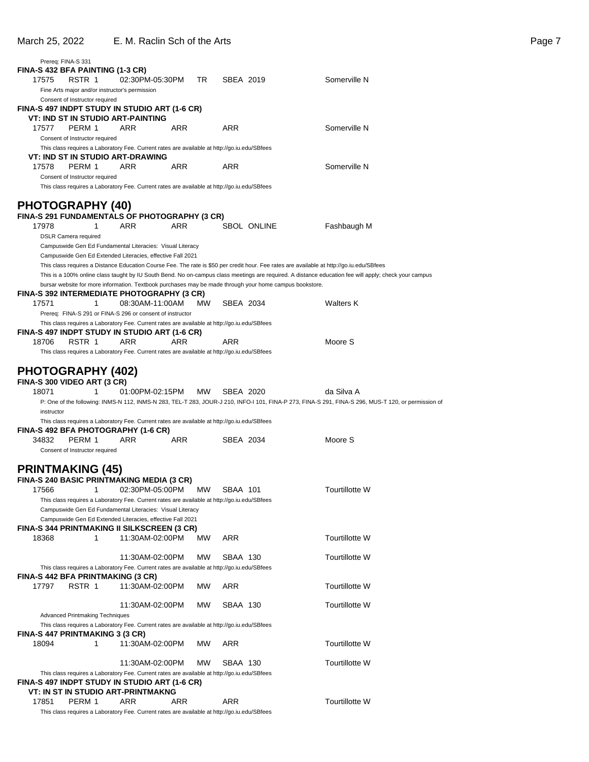Prereq: FINA-S 331

**FINA-S 432 BFA PAINTING (1-3 CR)**

17575 RSTR 1 02:30PM-05:30PM TR SBEA 2019 Somerville N

Fine Arts major and/or instructor's permission

Consent of Instructor required

**FINA-S 497 INDPT STUDY IN STUDIO ART (1-6 CR)**

**VT: IND ST IN STUDIO ART-PAINTING**

17577 PERM 1 ARR ARR ARR Somerville N

Consent of Instructor required

This class requires a Laboratory Fee. Current rates are available at http://go.iu.edu/SBfees

**VT: IND ST IN STUDIO ART-DRAWING**

17578 PERM 1 ARR ARR ARR Somerville N

Consent of Instructor required

This class requires a Laboratory Fee. Current rates are available at http://go.iu.edu/SBfees

## PHOTOGRAPHY (40)

**FINA-S 291 FUNDAMENTALS OF PHOTOGRAPHY (3 CR)**

17978 1 ARR ARR SBOL ONLINE Fashbaugh M

DSLR Camera required

Campuswide Gen Ed Fundamental Literacies: Visual Literacy

Campuswide Gen Ed Extended Literacies, effective Fall 2021

This class requires a Distance Education Course Fee. The rate is $50 per credit hour. Fee rates are available at http://go.iu.edu/SBfees

This is a 100% online class taught by IU South Bend. No on-campus class meetings are required. A distance education fee will apply; check your campus bursar website for more information. Textbook purchases may be made through your home campus bookstore.

**FINA-S 392 INTERMEDIATE PHOTOGRAPHY (3 CR)**

17571 1 08:30AM-11:00AM MW SBEA 2034 Walters K

Prereq: FINA-S 291 or FINA-S 296 or consent of instructor

This class requires a Laboratory Fee. Current rates are available at http://go.iu.edu/SBfees

**FINA-S 497 INDPT STUDY IN STUDIO ART (1-6 CR)**

18706 RSTR 1 ARR ARR ARR Moore S

This class requires a Laboratory Fee. Current rates are available at http://go.iu.edu/SBfees

## PHOTOGRAPHY (402)

**FINA-S 300 VIDEO ART (3 CR)**

18071 1 01:00PM-02:15PM MW SBEA 2020 da Silva A

P: One of the following: INMS-N 112, INMS-N 283, TEL-T 283, JOUR-J 210, INFO-I 101, FINA-P 273, FINA-S 291, FINA-S 296, MUS-T 120, or permission of instructor

This class requires a Laboratory Fee. Current rates are available at http://go.iu.edu/SBfees

**FINA-S 492 BFA PHOTOGRAPHY (1-6 CR)**

34832 PERM 1 ARR ARR SBEA 2034 Moore S

Consent of Instructor required

## PRINTMAKING (45)

**FINA-S 240 BASIC PRINTMAKING MEDIA (3 CR)**

17566 1 02:30PM-05:00PM MW SBAA 101 Tourtillotte W

This class requires a Laboratory Fee. Current rates are available at http://go.iu.edu/SBfees

Campuswide Gen Ed Fundamental Literacies: Visual Literacy

Campuswide Gen Ed Extended Literacies, effective Fall 2021

**FINA-S 344 PRINTMAKING II SILKSCREEN (3 CR)**

18368 1 11:30AM-02:00PM MW ARR Tourtillotte W

11:30AM-02:00PM MW SBAA 130 Tourtillotte W

This class requires a Laboratory Fee. Current rates are available at http://go.iu.edu/SBfees

**FINA-S 442 BFA PRINTMAKING (3 CR)**

17797 RSTR 1 11:30AM-02:00PM MW ARR Tourtillotte W

11:30AM-02:00PM MW SBAA 130 Tourtillotte W

Advanced Printmaking Techniques

This class requires a Laboratory Fee. Current rates are available at http://go.iu.edu/SBfees

**FINA-S 447 PRINTMAKING 3 (3 CR)**

18094 1 11:30AM-02:00PM MW ARR Tourtillotte W

11:30AM-02:00PM MW SBAA 130 Tourtillotte W

This class requires a Laboratory Fee. Current rates are available at http://go.iu.edu/SBfees

**FINA-S 497 INDPT STUDY IN STUDIO ART (1-6 CR)**

**VT: IN ST IN STUDIO ART-PRINTMAKNG**

17851 PERM 1 ARR ARR ARR Tourtillotte W

This class requires a Laboratory Fee. Current rates are available at http://go.iu.edu/SBfees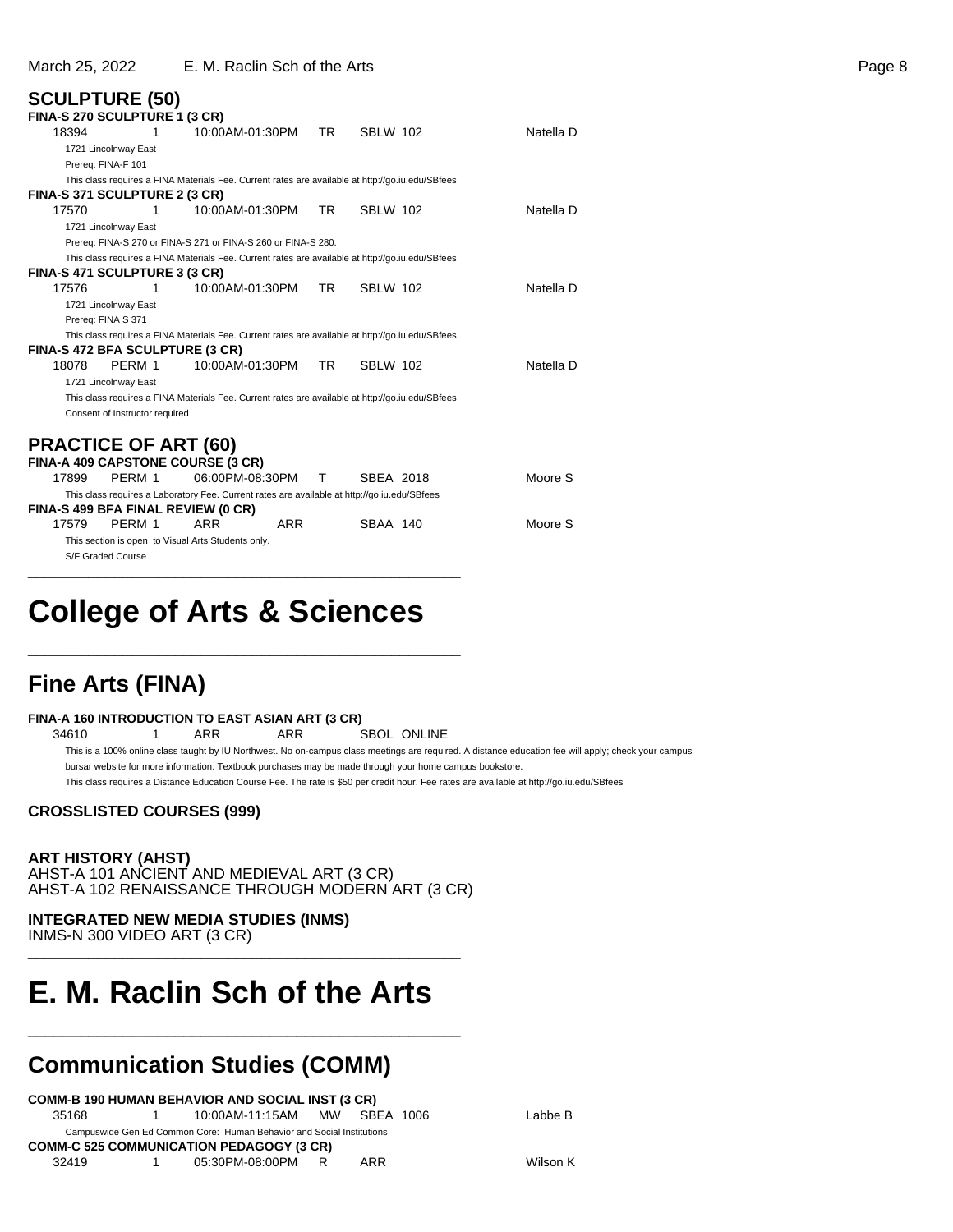## SCULPTURE (50)

**FINA-S 270 SCULPTURE 1 (3 CR)**

| | | | | | |
|---|---|---|---|---|---|
| 18394 | 1 | 10:00AM-01:30PM | TR | SBLW 102 | Natella D |

1721 Lincolnway East
Prereq: FINA-F 101
This class requires a FINA Materials Fee. Current rates are available at http://go.iu.edu/SBfees

**FINA-S 371 SCULPTURE 2 (3 CR)**

| | | | | | |
|---|---|---|---|---|---|
| 17570 | 1 | 10:00AM-01:30PM | TR | SBLW 102 | Natella D |

1721 Lincolnway East
Prereq: FINA-S 270 or FINA-S 271 or FINA-S 260 or FINA-S 280.
This class requires a FINA Materials Fee. Current rates are available at http://go.iu.edu/SBfees

**FINA-S 471 SCULPTURE 3 (3 CR)**

| | | | | | |
|---|---|---|---|---|---|
| 17576 | 1 | 10:00AM-01:30PM | TR | SBLW 102 | Natella D |

1721 Lincolnway East
Prereq: FINA S 371
This class requires a FINA Materials Fee. Current rates are available at http://go.iu.edu/SBfees

**FINA-S 472 BFA SCULPTURE (3 CR)**

| | | | | | |
|---|---|---|---|---|---|
| 18078 | PERM 1 | 10:00AM-01:30PM | TR | SBLW 102 | Natella D |

1721 Lincolnway East
This class requires a FINA Materials Fee. Current rates are available at http://go.iu.edu/SBfees
Consent of Instructor required

## PRACTICE OF ART (60)

**FINA-A 409 CAPSTONE COURSE (3 CR)**

| | | | | | |
|---|---|---|---|---|---|
| 17899 | PERM 1 | 06:00PM-08:30PM | T | SBEA 2018 | Moore S |

This class requires a Laboratory Fee. Current rates are available at http://go.iu.edu/SBfees

**FINA-S 499 BFA FINAL REVIEW (0 CR)**

| | | | | | |
|---|---|---|---|---|---|
| 17579 | PERM 1 | ARR | ARR | SBAA 140 | Moore S |

This section is open to Visual Arts Students only.
S/F Graded Course

# College of Arts & Sciences

## Fine Arts (FINA)

**FINA-A 160 INTRODUCTION TO EAST ASIAN ART (3 CR)**

| | | | | | |
|---|---|---|---|---|---|
| 34610 | 1 | ARR | ARR | SBOL ONLINE | |

This is a 100% online class taught by IU Northwest. No on-campus class meetings are required. A distance education fee will apply; check your campus bursar website for more information. Textbook purchases may be made through your home campus bookstore.
This class requires a Distance Education Course Fee. The rate is $50 per credit hour. Fee rates are available at http://go.iu.edu/SBfees

### CROSSLISTED COURSES (999)

**ART HISTORY (AHST)**
AHST-A 101 ANCIENT AND MEDIEVAL ART (3 CR)
AHST-A 102 RENAISSANCE THROUGH MODERN ART (3 CR)

**INTEGRATED NEW MEDIA STUDIES (INMS)**
INMS-N 300 VIDEO ART (3 CR)

# E. M. Raclin Sch of the Arts

## Communication Studies (COMM)

**COMM-B 190 HUMAN BEHAVIOR AND SOCIAL INST (3 CR)**

| | | | | | |
|---|---|---|---|---|---|
| 35168 | 1 | 10:00AM-11:15AM | MW | SBEA 1006 | Labbe B |

Campuswide Gen Ed Common Core: Human Behavior and Social Institutions

**COMM-C 525 COMMUNICATION PEDAGOGY (3 CR)**

| | | | | | |
|---|---|---|---|---|---|
| 32419 | 1 | 05:30PM-08:00PM | R | ARR | Wilson K |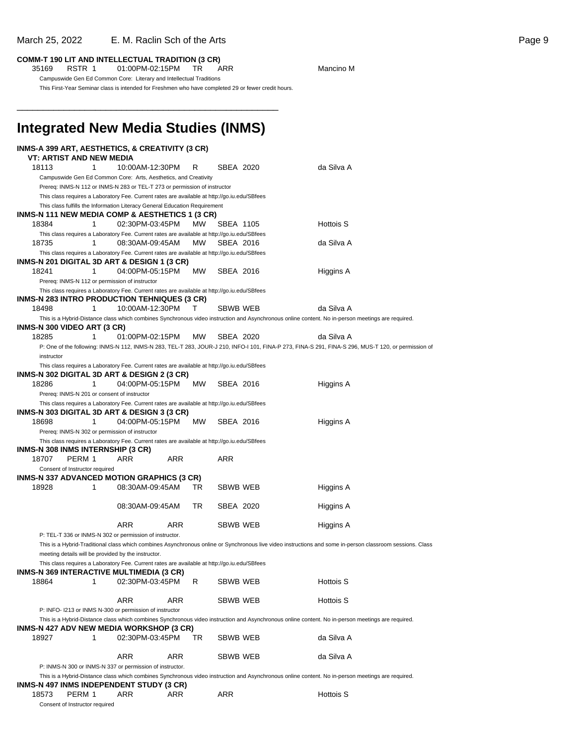**COMM-T 190 LIT AND INTELLECTUAL TRADITION (3 CR)**

35169 RSTR 1 01:00PM-02:15PM TR ARR Mancino M

Campuswide Gen Ed Common Core: Literary and Intellectual Traditions

This First-Year Seminar class is intended for Freshmen who have completed 29 or fewer credit hours.

---

# Integrated New Media Studies (INMS)

**INMS-A 399 ART, AESTHETICS, & CREATIVITY (3 CR)**
**VT: ARTIST AND NEW MEDIA**

18113 1 10:00AM-12:30PM R SBEA 2020 da Silva A

Campuswide Gen Ed Common Core: Arts, Aesthetics, and Creativity

Prereq: INMS-N 112 or INMS-N 283 or TEL-T 273 or permission of instructor

This class requires a Laboratory Fee. Current rates are available at http://go.iu.edu/SBfees

This class fulfills the Information Literacy General Education Requirement

**INMS-N 111 NEW MEDIA COMP & AESTHETICS 1 (3 CR)**

18384 1 02:30PM-03:45PM MW SBEA 1105 Hottois S

This class requires a Laboratory Fee. Current rates are available at http://go.iu.edu/SBfees

18735 1 08:30AM-09:45AM MW SBEA 2016 da Silva A

This class requires a Laboratory Fee. Current rates are available at http://go.iu.edu/SBfees

**INMS-N 201 DIGITAL 3D ART & DESIGN 1 (3 CR)**

18241 1 04:00PM-05:15PM MW SBEA 2016 Higgins A

Prereq: INMS-N 112 or permission of instructor

This class requires a Laboratory Fee. Current rates are available at http://go.iu.edu/SBfees

**INMS-N 283 INTRO PRODUCTION TEHNIQUES (3 CR)**

18498 1 10:00AM-12:30PM T SBWB WEB da Silva A

This is a Hybrid-Distance class which combines Synchronous video instruction and Asynchronous online content. No in-person meetings are required.

**INMS-N 300 VIDEO ART (3 CR)**

18285 1 01:00PM-02:15PM MW SBEA 2020 da Silva A

P: One of the following: INMS-N 112, INMS-N 283, TEL-T 283, JOUR-J 210, INFO-I 101, FINA-P 273, FINA-S 291, FINA-S 296, MUS-T 120, or permission of instructor

This class requires a Laboratory Fee. Current rates are available at http://go.iu.edu/SBfees

**INMS-N 302 DIGITAL 3D ART & DESIGN 2 (3 CR)**

18286 1 04:00PM-05:15PM MW SBEA 2016 Higgins A

Prereq: INMS-N 201 or consent of instructor

This class requires a Laboratory Fee. Current rates are available at http://go.iu.edu/SBfees

**INMS-N 303 DIGITAL 3D ART & DESIGN 3 (3 CR)**

18698 1 04:00PM-05:15PM MW SBEA 2016 Higgins A

Prereq: INMS-N 302 or permission of instructor

This class requires a Laboratory Fee. Current rates are available at http://go.iu.edu/SBfees

**INMS-N 308 INMS INTERNSHIP (3 CR)**

18707 PERM 1 ARR ARR ARR

Consent of Instructor required

**INMS-N 337 ADVANCED MOTION GRAPHICS (3 CR)**

18928 1 08:30AM-09:45AM TR SBWB WEB Higgins A

08:30AM-09:45AM TR SBEA 2020 Higgins A

ARR ARR SBWB WEB Higgins A

P: TEL-T 336 or INMS-N 302 or permission of instructor.

This is a Hybrid-Traditional class which combines Asynchronous online or Synchronous live video instructions and some in-person classroom sessions. Class meeting details will be provided by the instructor.

This class requires a Laboratory Fee. Current rates are available at http://go.iu.edu/SBfees

**INMS-N 369 INTERACTIVE MULTIMEDIA (3 CR)**

18864 1 02:30PM-03:45PM R SBWB WEB Hottois S

ARR ARR SBWB WEB Hottois S

P: INFO- I213 or INMS N-300 or permission of instructor

This is a Hybrid-Distance class which combines Synchronous video instruction and Asynchronous online content. No in-person meetings are required.

**INMS-N 427 ADV NEW MEDIA WORKSHOP (3 CR)**

18927 1 02:30PM-03:45PM TR SBWB WEB da Silva A

ARR ARR SBWB WEB da Silva A

P: INMS-N 300 or INMS-N 337 or permission of instructor.

This is a Hybrid-Distance class which combines Synchronous video instruction and Asynchronous online content. No in-person meetings are required.

**INMS-N 497 INMS INDEPENDENT STUDY (3 CR)**

18573 PERM 1 ARR ARR ARR Hottois S

Consent of Instructor required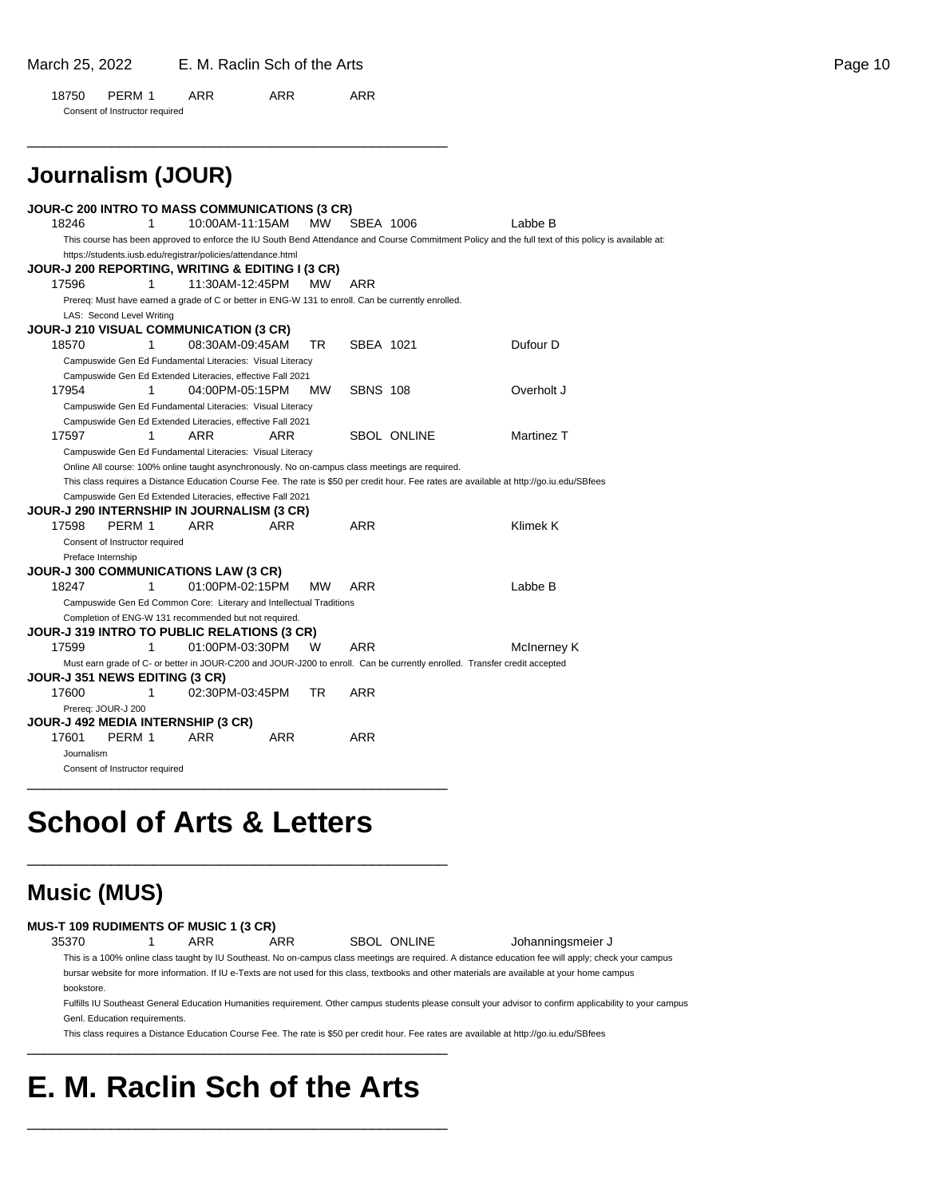18750 PERM 1 ARR ARR ARR

Consent of Instructor required

---

## Journalism (JOUR)

**JOUR-C 200 INTRO TO MASS COMMUNICATIONS (3 CR)**

18246 1 10:00AM-11:15AM MW SBEA 1006 Labbe B

This course has been approved to enforce the IU South Bend Attendance and Course Commitment Policy and the full text of this policy is available at: https://students.iusb.edu/registrar/policies/attendance.html

**JOUR-J 200 REPORTING, WRITING & EDITING I (3 CR)**

17596 1 11:30AM-12:45PM MW ARR

Prereq: Must have earned a grade of C or better in ENG-W 131 to enroll. Can be currently enrolled.

LAS: Second Level Writing

**JOUR-J 210 VISUAL COMMUNICATION (3 CR)**

18570 1 08:30AM-09:45AM TR SBEA 1021 Dufour D

Campuswide Gen Ed Fundamental Literacies: Visual Literacy

Campuswide Gen Ed Extended Literacies, effective Fall 2021

17954 1 04:00PM-05:15PM MW SBNS 108 Overholt J

Campuswide Gen Ed Fundamental Literacies: Visual Literacy

Campuswide Gen Ed Extended Literacies, effective Fall 2021

17597 1 ARR ARR SBOL ONLINE Martinez T

Campuswide Gen Ed Fundamental Literacies: Visual Literacy

Online All course: 100% online taught asynchronously. No on-campus class meetings are required.

This class requires a Distance Education Course Fee. The rate is $50 per credit hour. Fee rates are available at http://go.iu.edu/SBfees

Campuswide Gen Ed Extended Literacies, effective Fall 2021

**JOUR-J 290 INTERNSHIP IN JOURNALISM (3 CR)**

17598 PERM 1 ARR ARR ARR Klimek K

Consent of Instructor required

Preface Internship

**JOUR-J 300 COMMUNICATIONS LAW (3 CR)**

18247 1 01:00PM-02:15PM MW ARR Labbe B

Campuswide Gen Ed Common Core: Literary and Intellectual Traditions

Completion of ENG-W 131 recommended but not required.

**JOUR-J 319 INTRO TO PUBLIC RELATIONS (3 CR)**

17599 1 01:00PM-03:30PM W ARR McInerney K

Must earn grade of C- or better in JOUR-C200 and JOUR-J200 to enroll. Can be currently enrolled. Transfer credit accepted

**JOUR-J 351 NEWS EDITING (3 CR)**

17600 1 02:30PM-03:45PM TR ARR

Prereq: JOUR-J 200

**JOUR-J 492 MEDIA INTERNSHIP (3 CR)**

17601 PERM 1 ARR ARR ARR

Journalism

Consent of Instructor required

---

# School of Arts & Letters

---

## Music (MUS)

**MUS-T 109 RUDIMENTS OF MUSIC 1 (3 CR)**

35370 1 ARR ARR SBOL ONLINE Johanningsmeier J

This is a 100% online class taught by IU Southeast. No on-campus class meetings are required. A distance education fee will apply; check your campus bursar website for more information. If IU e-Texts are not used for this class, textbooks and other materials are available at your home campus bookstore.

Fulfills IU Southeast General Education Humanities requirement. Other campus students please consult your advisor to confirm applicability to your campus Genl. Education requirements.

This class requires a Distance Education Course Fee. The rate is $50 per credit hour. Fee rates are available at http://go.iu.edu/SBfees

---

# E. M. Raclin Sch of the Arts

---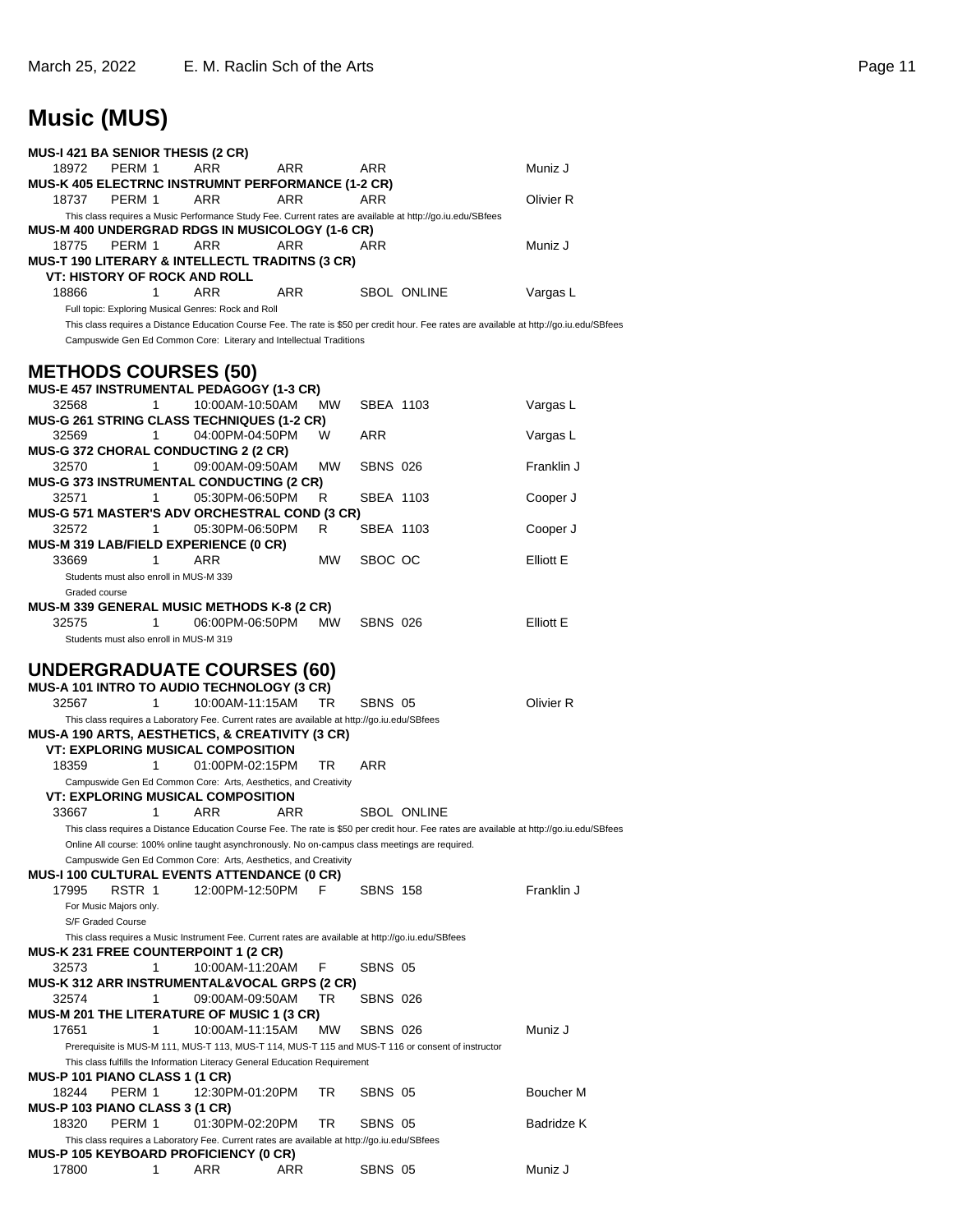# Music (MUS)

**MUS-I 421 BA SENIOR THESIS (2 CR)**

| 18972 | PERM 1 | ARR | ARR | ARR | | Muniz J |
|---|---|---|---|---|---|---|

**MUS-K 405 ELECTRNC INSTRUMNT PERFORMANCE (1-2 CR)**

| 18737 | PERM 1 | ARR | ARR | ARR | | Olivier R |
|---|---|---|---|---|---|---|

This class requires a Music Performance Study Fee. Current rates are available at http://go.iu.edu/SBfees

**MUS-M 400 UNDERGRAD RDGS IN MUSICOLOGY (1-6 CR)**

| 18775 | PERM 1 | ARR | ARR | ARR | | Muniz J |
|---|---|---|---|---|---|---|

**MUS-T 190 LITERARY & INTELLECTL TRADITNS (3 CR)**

**VT: HISTORY OF ROCK AND ROLL**

| 18866 | 1 | ARR | ARR | SBOL | ONLINE | Vargas L |
|---|---|---|---|---|---|---|

Full topic: Exploring Musical Genres: Rock and Roll

This class requires a Distance Education Course Fee. The rate is $50 per credit hour. Fee rates are available at http://go.iu.edu/SBfees

Campuswide Gen Ed Common Core: Literary and Intellectual Traditions

## METHODS COURSES (50)

**MUS-E 457 INSTRUMENTAL PEDAGOGY (1-3 CR)**

| 32568 | 1 | 10:00AM-10:50AM | MW | SBEA 1103 | Vargas L |
|---|---|---|---|---|---|

**MUS-G 261 STRING CLASS TECHNIQUES (1-2 CR)**

| 32569 | 1 | 04:00PM-04:50PM | W | ARR | Vargas L |
|---|---|---|---|---|---|

**MUS-G 372 CHORAL CONDUCTING 2 (2 CR)**

| 32570 | 1 | 09:00AM-09:50AM | MW | SBNS 026 | Franklin J |
|---|---|---|---|---|---|

**MUS-G 373 INSTRUMENTAL CONDUCTING (2 CR)**

| 32571 | 1 | 05:30PM-06:50PM | R | SBEA 1103 | Cooper J |
|---|---|---|---|---|---|

**MUS-G 571 MASTER'S ADV ORCHESTRAL COND (3 CR)**

| 32572 | 1 | 05:30PM-06:50PM | R | SBEA 1103 | Cooper J |
|---|---|---|---|---|---|

**MUS-M 319 LAB/FIELD EXPERIENCE (0 CR)**

| 33669 | 1 | ARR | MW | SBOC OC | Elliott E |
|---|---|---|---|---|---|

Students must also enroll in MUS-M 339

Graded course

**MUS-M 339 GENERAL MUSIC METHODS K-8 (2 CR)**

| 32575 | 1 | 06:00PM-06:50PM | MW | SBNS 026 | Elliott E |
|---|---|---|---|---|---|

Students must also enroll in MUS-M 319

## UNDERGRADUATE COURSES (60)

**MUS-A 101 INTRO TO AUDIO TECHNOLOGY (3 CR)**

| 32567 | 1 | 10:00AM-11:15AM | TR | SBNS 05 | Olivier R |
|---|---|---|---|---|---|

This class requires a Laboratory Fee. Current rates are available at http://go.iu.edu/SBfees

**MUS-A 190 ARTS, AESTHETICS, & CREATIVITY (3 CR)**

**VT: EXPLORING MUSICAL COMPOSITION**

| 18359 | 1 | 01:00PM-02:15PM | TR | ARR | |
|---|---|---|---|---|---|

Campuswide Gen Ed Common Core: Arts, Aesthetics, and Creativity

**VT: EXPLORING MUSICAL COMPOSITION**

| 33667 | 1 | ARR | ARR | SBOL ONLINE | |
|---|---|---|---|---|---|

This class requires a Distance Education Course Fee. The rate is $50 per credit hour. Fee rates are available at http://go.iu.edu/SBfees

Online All course: 100% online taught asynchronously. No on-campus class meetings are required.

Campuswide Gen Ed Common Core: Arts, Aesthetics, and Creativity

**MUS-I 100 CULTURAL EVENTS ATTENDANCE (0 CR)**

| 17995 | RSTR 1 | 12:00PM-12:50PM | F | SBNS 158 | Franklin J |
|---|---|---|---|---|---|

For Music Majors only.

S/F Graded Course

This class requires a Music Instrument Fee. Current rates are available at http://go.iu.edu/SBfees

**MUS-K 231 FREE COUNTERPOINT 1 (2 CR)**

| 32573 | 1 | 10:00AM-11:20AM | F | SBNS 05 | |
|---|---|---|---|---|---|

**MUS-K 312 ARR INSTRUMENTAL&VOCAL GRPS (2 CR)**

| 32574 | 1 | 09:00AM-09:50AM | TR | SBNS 026 | |
|---|---|---|---|---|---|

**MUS-M 201 THE LITERATURE OF MUSIC 1 (3 CR)**

| 17651 | 1 | 10:00AM-11:15AM | MW | SBNS 026 | Muniz J |
|---|---|---|---|---|---|

Prerequisite is MUS-M 111, MUS-T 113, MUS-T 114, MUS-T 115 and MUS-T 116 or consent of instructor

This class fulfills the Information Literacy General Education Requirement

**MUS-P 101 PIANO CLASS 1 (1 CR)**

| 18244 | PERM 1 | 12:30PM-01:20PM | TR | SBNS 05 | Boucher M |
|---|---|---|---|---|---|

**MUS-P 103 PIANO CLASS 3 (1 CR)**

| 18320 | PERM 1 | 01:30PM-02:20PM | TR | SBNS 05 | Badridze K |
|---|---|---|---|---|---|

This class requires a Laboratory Fee. Current rates are available at http://go.iu.edu/SBfees

**MUS-P 105 KEYBOARD PROFICIENCY (0 CR)**

| 17800 | 1 | ARR | ARR | SBNS 05 | Muniz J |
|---|---|---|---|---|---|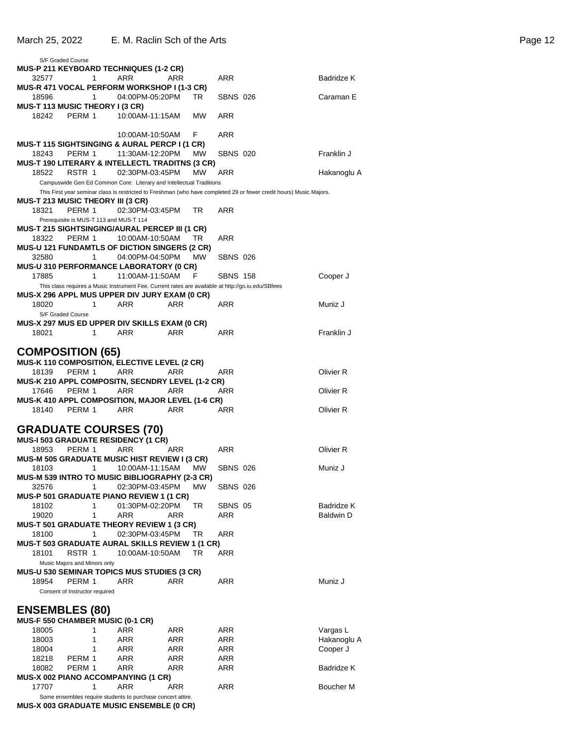S/F Graded Course

**MUS-P 211 KEYBOARD TECHNIQUES (1-2 CR)**

| 32577 | 1 | ARR | ARR | ARR | Badridze K |
|---|---|---|---|---|---|

**MUS-R 471 VOCAL PERFORM WORKSHOP I (1-3 CR)**

| 18596 | 1 | 04:00PM-05:20PM | TR | SBNS 026 | Caraman E |
|---|---|---|---|---|---|

**MUS-T 113 MUSIC THEORY I (3 CR)**

| 18242 | PERM 1 | 10:00AM-11:15AM | MW | ARR | |
|---|---|---|---|---|---|
| | | 10:00AM-10:50AM | F | ARR | |

**MUS-T 115 SIGHTSINGING & AURAL PERCP I (1 CR)**

| 18243 | PERM 1 | 11:30AM-12:20PM | MW | SBNS 020 | Franklin J |
|---|---|---|---|---|---|

**MUS-T 190 LITERARY & INTELLECTL TRADITNS (3 CR)**

| 18522 | RSTR 1 | 02:30PM-03:45PM | MW | ARR | Hakanoglu A |
|---|---|---|---|---|---|

Campuswide Gen Ed Common Core: Literary and Intellectual Traditions

This First year seminar class is restricted to Freshman (who have completed 29 or fewer credit hours) Music Majors.

**MUS-T 213 MUSIC THEORY III (3 CR)**

| 18321 | PERM 1 | 02:30PM-03:45PM | TR | ARR | |
|---|---|---|---|---|---|

Prerequisite is MUS-T 113 and MUS-T 114

**MUS-T 215 SIGHTSINGING/AURAL PERCEP III (1 CR)**

| 18322 | PERM 1 | 10:00AM-10:50AM | TR | ARR | |
|---|---|---|---|---|---|

**MUS-U 121 FUNDAMTLS OF DICTION SINGERS (2 CR)**

| 32580 | 1 | 04:00PM-04:50PM | MW | SBNS 026 | |
|---|---|---|---|---|---|

**MUS-U 310 PERFORMANCE LABORATORY (0 CR)**

| 17885 | 1 | 11:00AM-11:50AM | F | SBNS 158 | Cooper J |
|---|---|---|---|---|---|

This class requires a Music Instrument Fee. Current rates are available at http://go.iu.edu/SBfees

**MUS-X 296 APPL MUS UPPER DIV JURY EXAM (0 CR)**

| 18020 | 1 | ARR | ARR | ARR | Muniz J |
|---|---|---|---|---|---|

S/F Graded Course

**MUS-X 297 MUS ED UPPER DIV SKILLS EXAM (0 CR)**

| 18021 | 1 | ARR | ARR | ARR | Franklin J |
|---|---|---|---|---|---|

## COMPOSITION (65)

**MUS-K 110 COMPOSITION, ELECTIVE LEVEL (2 CR)**

| 18139 | PERM 1 | ARR | ARR | ARR | Olivier R |
|---|---|---|---|---|---|

**MUS-K 210 APPL COMPOSITN, SECNDRY LEVEL (1-2 CR)**

| 17646 | PERM 1 | ARR | ARR | ARR | Olivier R |
|---|---|---|---|---|---|

**MUS-K 410 APPL COMPOSITION, MAJOR LEVEL (1-6 CR)**

| 18140 | PERM 1 | ARR | ARR | ARR | Olivier R |
|---|---|---|---|---|---|

## GRADUATE COURSES (70)

**MUS-I 503 GRADUATE RESIDENCY (1 CR)**

| 18953 | PERM 1 | ARR | ARR | ARR | Olivier R |
|---|---|---|---|---|---|

**MUS-M 505 GRADUATE MUSIC HIST REVIEW I (3 CR)**

| 18103 | 1 | 10:00AM-11:15AM | MW | SBNS 026 | Muniz J |
|---|---|---|---|---|---|

**MUS-M 539 INTRO TO MUSIC BIBLIOGRAPHY (2-3 CR)**

| 32576 | 1 | 02:30PM-03:45PM | MW | SBNS 026 | |
|---|---|---|---|---|---|

**MUS-P 501 GRADUATE PIANO REVIEW 1 (1 CR)**

| 18102 | 1 | 01:30PM-02:20PM | TR | SBNS 05 | Badridze K |
|---|---|---|---|---|---|
| 19020 | 1 | ARR | ARR | ARR | Baldwin D |

**MUS-T 501 GRADUATE THEORY REVIEW 1 (3 CR)**

| 18100 | 1 | 02:30PM-03:45PM | TR | ARR | |
|---|---|---|---|---|---|

**MUS-T 503 GRADUATE AURAL SKILLS REVIEW 1 (1 CR)**

| 18101 | RSTR 1 | 10:00AM-10:50AM | TR | ARR | |
|---|---|---|---|---|---|

Music Majors and Minors only

**MUS-U 530 SEMINAR TOPICS MUS STUDIES (3 CR)**

| 18954 | PERM 1 | ARR | ARR | ARR | Muniz J |
|---|---|---|---|---|---|

Consent of Instructor required

## ENSEMBLES (80)

**MUS-F 550 CHAMBER MUSIC (0-1 CR)**

| 18005 | 1 | ARR | ARR | ARR | Vargas L |
|---|---|---|---|---|---|
| 18003 | 1 | ARR | ARR | ARR | Hakanoglu A |
| 18004 | 1 | ARR | ARR | ARR | Cooper J |
| 18218 | PERM 1 | ARR | ARR | ARR | |
| 18082 | PERM 1 | ARR | ARR | ARR | Badridze K |

**MUS-X 002 PIANO ACCOMPANYING (1 CR)**

| 17707 | 1 | ARR | ARR | ARR | Boucher M |
|---|---|---|---|---|---|

Some ensembles require students to purchase concert attire.

**MUS-X 003 GRADUATE MUSIC ENSEMBLE (0 CR)**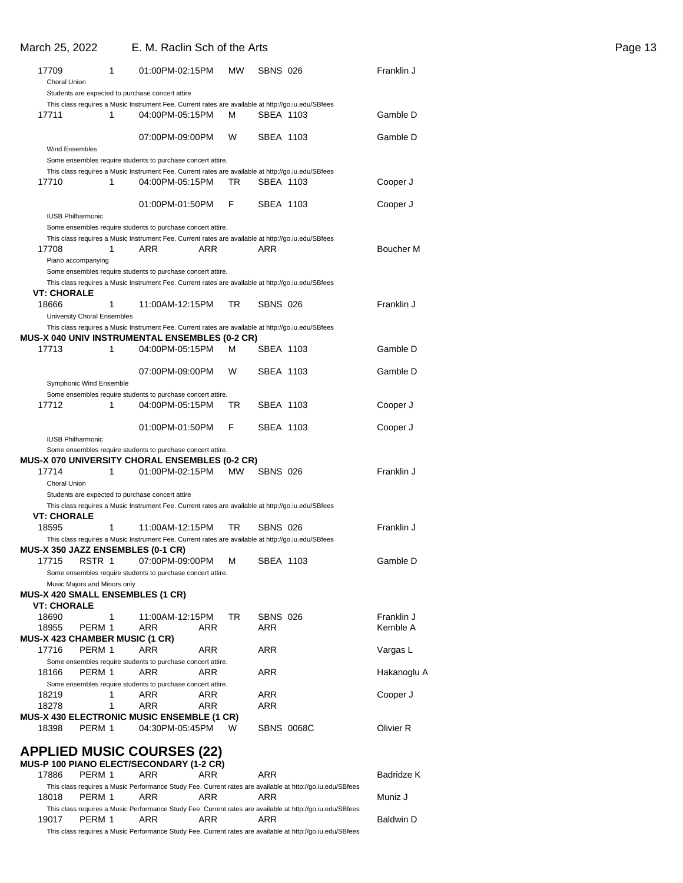17709 | 1 | 01:00PM-02:15PM | MW | SBNS 026 | Franklin J

Choral Union

Students are expected to purchase concert attire

This class requires a Music Instrument Fee. Current rates are available at http://go.iu.edu/SBfees

17711 | 1 | 04:00PM-05:15PM | M | SBEA 1103 | Gamble D

07:00PM-09:00PM | W | SBEA 1103 | Gamble D

Wind Ensembles

Some ensembles require students to purchase concert attire.

This class requires a Music Instrument Fee. Current rates are available at http://go.iu.edu/SBfees

17710 | 1 | 04:00PM-05:15PM | TR | SBEA 1103 | Cooper J

01:00PM-01:50PM | F | SBEA 1103 | Cooper J

IUSB Philharmonic

Some ensembles require students to purchase concert attire.

This class requires a Music Instrument Fee. Current rates are available at http://go.iu.edu/SBfees

17708 | 1 | ARR | ARR | ARR | Boucher M

Piano accompanying

Some ensembles require students to purchase concert attire.

This class requires a Music Instrument Fee. Current rates are available at http://go.iu.edu/SBfees

**VT: CHORALE**

18666 | 1 | 11:00AM-12:15PM | TR | SBNS 026 | Franklin J

University Choral Ensembles

This class requires a Music Instrument Fee. Current rates are available at http://go.iu.edu/SBfees

**MUS-X 040 UNIV INSTRUMENTAL ENSEMBLES (0-2 CR)**

17713 | 1 | 04:00PM-05:15PM | M | SBEA 1103 | Gamble D

07:00PM-09:00PM | W | SBEA 1103 | Gamble D

Symphonic Wind Ensemble

Some ensembles require students to purchase concert attire.

17712 | 1 | 04:00PM-05:15PM | TR | SBEA 1103 | Cooper J

01:00PM-01:50PM | F | SBEA 1103 | Cooper J

IUSB Philharmonic

Some ensembles require students to purchase concert attire.

**MUS-X 070 UNIVERSITY CHORAL ENSEMBLES (0-2 CR)**

17714 | 1 | 01:00PM-02:15PM | MW | SBNS 026 | Franklin J

Choral Union

Students are expected to purchase concert attire

This class requires a Music Instrument Fee. Current rates are available at http://go.iu.edu/SBfees

**VT: CHORALE**

18595 | 1 | 11:00AM-12:15PM | TR | SBNS 026 | Franklin J

This class requires a Music Instrument Fee. Current rates are available at http://go.iu.edu/SBfees

**MUS-X 350 JAZZ ENSEMBLES (0-1 CR)**

17715 | RSTR 1 | 07:00PM-09:00PM | M | SBEA 1103 | Gamble D

Some ensembles require students to purchase concert attire.

Music Majors and Minors only

**MUS-X 420 SMALL ENSEMBLES (1 CR)**

**VT: CHORALE**

18690 | 1 | 11:00AM-12:15PM | TR | SBNS 026 | Franklin J

18955 | PERM 1 | ARR | ARR | ARR | Kemble A

**MUS-X 423 CHAMBER MUSIC (1 CR)**

17716 | PERM 1 | ARR | ARR | ARR | Vargas L

Some ensembles require students to purchase concert attire.

18166 | PERM 1 | ARR | ARR | ARR | Hakanoglu A

Some ensembles require students to purchase concert attire.

18219 | 1 | ARR | ARR | ARR | Cooper J

18278 | 1 | ARR | ARR | ARR

**MUS-X 430 ELECTRONIC MUSIC ENSEMBLE (1 CR)**

18398 | PERM 1 | 04:30PM-05:45PM | W | SBNS 0068C | Olivier R

# APPLIED MUSIC COURSES (22)

**MUS-P 100 PIANO ELECT/SECONDARY (1-2 CR)**

17886 | PERM 1 | ARR | ARR | ARR | Badridze K

This class requires a Music Performance Study Fee. Current rates are available at http://go.iu.edu/SBfees

18018 | PERM 1 | ARR | ARR | ARR | Muniz J

This class requires a Music Performance Study Fee. Current rates are available at http://go.iu.edu/SBfees

19017 | PERM 1 | ARR | ARR | ARR | Baldwin D

This class requires a Music Performance Study Fee. Current rates are available at http://go.iu.edu/SBfees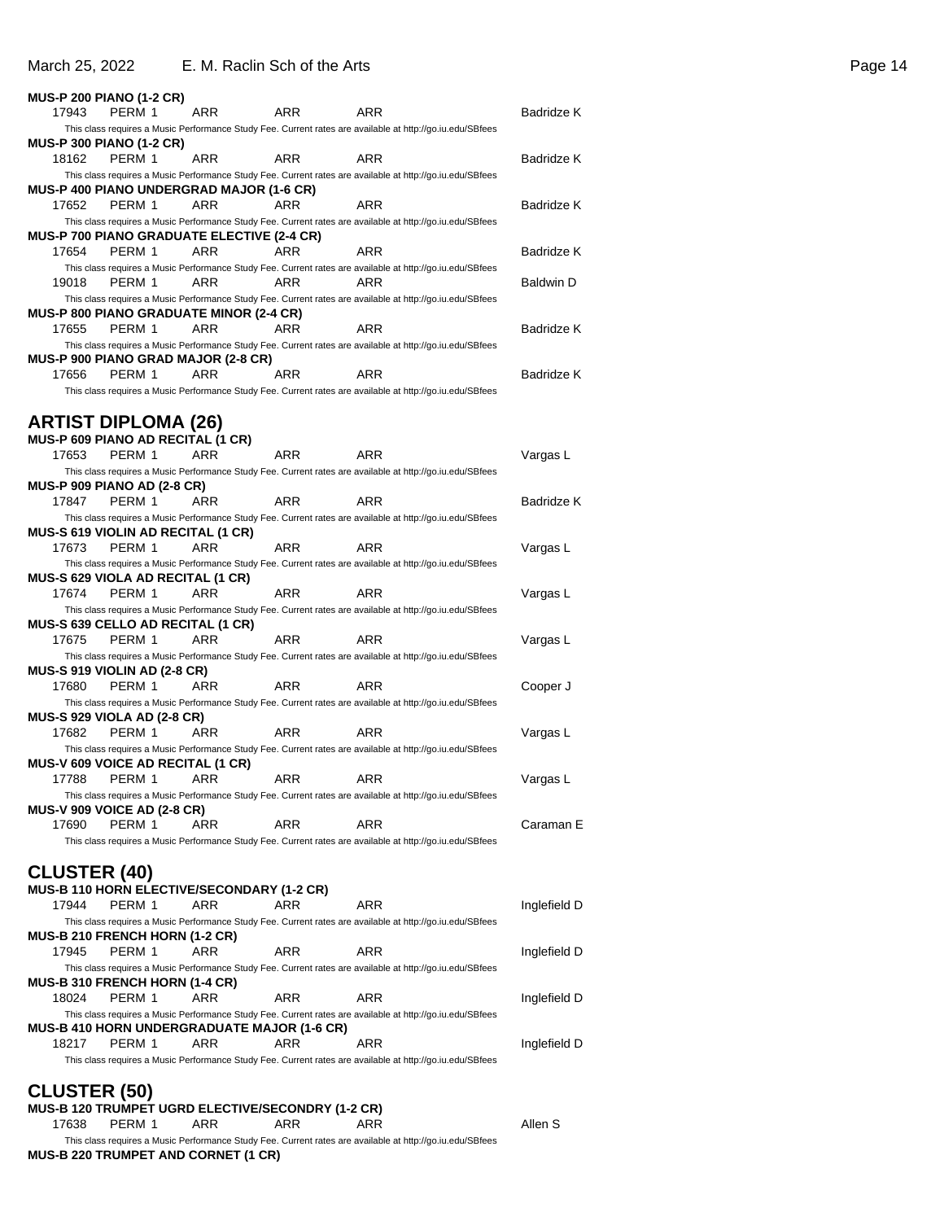**MUS-P 200 PIANO (1-2 CR)**

| | | | | | |
|---|---|---|---|---|---|
| 17943 | PERM 1 | ARR | ARR | ARR | Badridze K |

This class requires a Music Performance Study Fee. Current rates are available at http://go.iu.edu/SBfees

**MUS-P 300 PIANO (1-2 CR)**

| | | | | | |
|---|---|---|---|---|---|
| 18162 | PERM 1 | ARR | ARR | ARR | Badridze K |

This class requires a Music Performance Study Fee. Current rates are available at http://go.iu.edu/SBfees

**MUS-P 400 PIANO UNDERGRAD MAJOR (1-6 CR)**

| | | | | | |
|---|---|---|---|---|---|
| 17652 | PERM 1 | ARR | ARR | ARR | Badridze K |

This class requires a Music Performance Study Fee. Current rates are available at http://go.iu.edu/SBfees

**MUS-P 700 PIANO GRADUATE ELECTIVE (2-4 CR)**

| | | | | | |
|---|---|---|---|---|---|
| 17654 | PERM 1 | ARR | ARR | ARR | Badridze K |

This class requires a Music Performance Study Fee. Current rates are available at http://go.iu.edu/SBfees

| | | | | | |
|---|---|---|---|---|---|
| 19018 | PERM 1 | ARR | ARR | ARR | Baldwin D |

This class requires a Music Performance Study Fee. Current rates are available at http://go.iu.edu/SBfees

**MUS-P 800 PIANO GRADUATE MINOR (2-4 CR)**

| | | | | | |
|---|---|---|---|---|---|
| 17655 | PERM 1 | ARR | ARR | ARR | Badridze K |

This class requires a Music Performance Study Fee. Current rates are available at http://go.iu.edu/SBfees

**MUS-P 900 PIANO GRAD MAJOR (2-8 CR)**

| | | | | | |
|---|---|---|---|---|---|
| 17656 | PERM 1 | ARR | ARR | ARR | Badridze K |

This class requires a Music Performance Study Fee. Current rates are available at http://go.iu.edu/SBfees

## ARTIST DIPLOMA (26)

**MUS-P 609 PIANO AD RECITAL (1 CR)**

| | | | | | |
|---|---|---|---|---|---|
| 17653 | PERM 1 | ARR | ARR | ARR | Vargas L |

This class requires a Music Performance Study Fee. Current rates are available at http://go.iu.edu/SBfees

**MUS-P 909 PIANO AD (2-8 CR)**

| | | | | | |
|---|---|---|---|---|---|
| 17847 | PERM 1 | ARR | ARR | ARR | Badridze K |

This class requires a Music Performance Study Fee. Current rates are available at http://go.iu.edu/SBfees

**MUS-S 619 VIOLIN AD RECITAL (1 CR)**

| | | | | | |
|---|---|---|---|---|---|
| 17673 | PERM 1 | ARR | ARR | ARR | Vargas L |

This class requires a Music Performance Study Fee. Current rates are available at http://go.iu.edu/SBfees

**MUS-S 629 VIOLA AD RECITAL (1 CR)**

| | | | | | |
|---|---|---|---|---|---|
| 17674 | PERM 1 | ARR | ARR | ARR | Vargas L |

This class requires a Music Performance Study Fee. Current rates are available at http://go.iu.edu/SBfees

**MUS-S 639 CELLO AD RECITAL (1 CR)**

| | | | | | |
|---|---|---|---|---|---|
| 17675 | PERM 1 | ARR | ARR | ARR | Vargas L |

This class requires a Music Performance Study Fee. Current rates are available at http://go.iu.edu/SBfees

**MUS-S 919 VIOLIN AD (2-8 CR)**

| | | | | | |
|---|---|---|---|---|---|
| 17680 | PERM 1 | ARR | ARR | ARR | Cooper J |

This class requires a Music Performance Study Fee. Current rates are available at http://go.iu.edu/SBfees

**MUS-S 929 VIOLA AD (2-8 CR)**

| | | | | | |
|---|---|---|---|---|---|
| 17682 | PERM 1 | ARR | ARR | ARR | Vargas L |

This class requires a Music Performance Study Fee. Current rates are available at http://go.iu.edu/SBfees

**MUS-V 609 VOICE AD RECITAL (1 CR)**

| | | | | | |
|---|---|---|---|---|---|
| 17788 | PERM 1 | ARR | ARR | ARR | Vargas L |

This class requires a Music Performance Study Fee. Current rates are available at http://go.iu.edu/SBfees

**MUS-V 909 VOICE AD (2-8 CR)**

| | | | | | |
|---|---|---|---|---|---|
| 17690 | PERM 1 | ARR | ARR | ARR | Caraman E |

This class requires a Music Performance Study Fee. Current rates are available at http://go.iu.edu/SBfees

## CLUSTER (40)

**MUS-B 110 HORN ELECTIVE/SECONDARY (1-2 CR)**

| | | | | | |
|---|---|---|---|---|---|
| 17944 | PERM 1 | ARR | ARR | ARR | Inglefield D |

This class requires a Music Performance Study Fee. Current rates are available at http://go.iu.edu/SBfees

**MUS-B 210 FRENCH HORN (1-2 CR)**

| | | | | | |
|---|---|---|---|---|---|
| 17945 | PERM 1 | ARR | ARR | ARR | Inglefield D |

This class requires a Music Performance Study Fee. Current rates are available at http://go.iu.edu/SBfees

**MUS-B 310 FRENCH HORN (1-4 CR)**

| | | | | | |
|---|---|---|---|---|---|
| 18024 | PERM 1 | ARR | ARR | ARR | Inglefield D |

This class requires a Music Performance Study Fee. Current rates are available at http://go.iu.edu/SBfees

**MUS-B 410 HORN UNDERGRADUATE MAJOR (1-6 CR)**

| | | | | | |
|---|---|---|---|---|---|
| 18217 | PERM 1 | ARR | ARR | ARR | Inglefield D |

This class requires a Music Performance Study Fee. Current rates are available at http://go.iu.edu/SBfees

## CLUSTER (50)

**MUS-B 120 TRUMPET UGRD ELECTIVE/SECONDRY (1-2 CR)**

| | | | | | |
|---|---|---|---|---|---|
| 17638 | PERM 1 | ARR | ARR | ARR | Allen S |

This class requires a Music Performance Study Fee. Current rates are available at http://go.iu.edu/SBfees

**MUS-B 220 TRUMPET AND CORNET (1 CR)**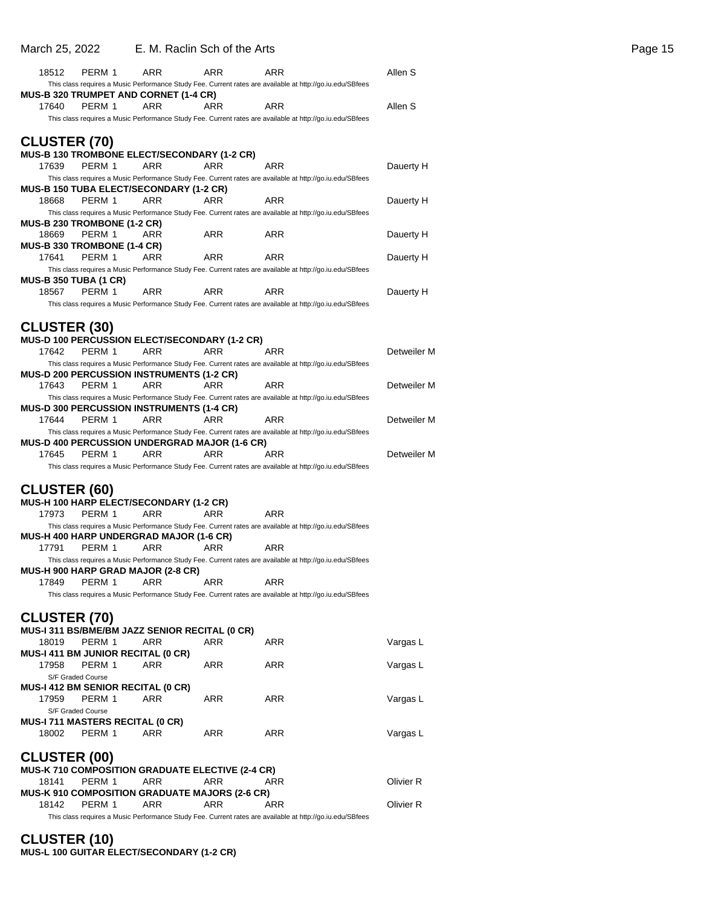| | | | | | |
|---|---|---|---|---|---|
| 18512 | PERM 1 | ARR | ARR | ARR | Allen S |

This class requires a Music Performance Study Fee. Current rates are available at http://go.iu.edu/SBfees

**MUS-B 320 TRUMPET AND CORNET (1-4 CR)**

| | | | | | |
|---|---|---|---|---|---|
| 17640 | PERM 1 | ARR | ARR | ARR | Allen S |

This class requires a Music Performance Study Fee. Current rates are available at http://go.iu.edu/SBfees

## CLUSTER (70)

**MUS-B 130 TROMBONE ELECT/SECONDARY (1-2 CR)**

| | | | | | |
|---|---|---|---|---|---|
| 17639 | PERM 1 | ARR | ARR | ARR | Dauerty H |

This class requires a Music Performance Study Fee. Current rates are available at http://go.iu.edu/SBfees

**MUS-B 150 TUBA ELECT/SECONDARY (1-2 CR)**

| | | | | | |
|---|---|---|---|---|---|
| 18668 | PERM 1 | ARR | ARR | ARR | Dauerty H |

This class requires a Music Performance Study Fee. Current rates are available at http://go.iu.edu/SBfees

**MUS-B 230 TROMBONE (1-2 CR)**

| | | | | | |
|---|---|---|---|---|---|
| 18669 | PERM 1 | ARR | ARR | ARR | Dauerty H |

**MUS-B 330 TROMBONE (1-4 CR)**

| | | | | | |
|---|---|---|---|---|---|
| 17641 | PERM 1 | ARR | ARR | ARR | Dauerty H |

This class requires a Music Performance Study Fee. Current rates are available at http://go.iu.edu/SBfees

**MUS-B 350 TUBA (1 CR)**

| | | | | | |
|---|---|---|---|---|---|
| 18567 | PERM 1 | ARR | ARR | ARR | Dauerty H |

This class requires a Music Performance Study Fee. Current rates are available at http://go.iu.edu/SBfees

## CLUSTER (30)

**MUS-D 100 PERCUSSION ELECT/SECONDARY (1-2 CR)**

| | | | | | |
|---|---|---|---|---|---|
| 17642 | PERM 1 | ARR | ARR | ARR | Detweiler M |

This class requires a Music Performance Study Fee. Current rates are available at http://go.iu.edu/SBfees

**MUS-D 200 PERCUSSION INSTRUMENTS (1-2 CR)**

| | | | | | |
|---|---|---|---|---|---|
| 17643 | PERM 1 | ARR | ARR | ARR | Detweiler M |

This class requires a Music Performance Study Fee. Current rates are available at http://go.iu.edu/SBfees

**MUS-D 300 PERCUSSION INSTRUMENTS (1-4 CR)**

| | | | | | |
|---|---|---|---|---|---|
| 17644 | PERM 1 | ARR | ARR | ARR | Detweiler M |

This class requires a Music Performance Study Fee. Current rates are available at http://go.iu.edu/SBfees

**MUS-D 400 PERCUSSION UNDERGRAD MAJOR (1-6 CR)**

| | | | | | |
|---|---|---|---|---|---|
| 17645 | PERM 1 | ARR | ARR | ARR | Detweiler M |

This class requires a Music Performance Study Fee. Current rates are available at http://go.iu.edu/SBfees

## CLUSTER (60)

**MUS-H 100 HARP ELECT/SECONDARY (1-2 CR)**

| | | | | |
|---|---|---|---|---|
| 17973 | PERM 1 | ARR | ARR | ARR |

This class requires a Music Performance Study Fee. Current rates are available at http://go.iu.edu/SBfees

**MUS-H 400 HARP UNDERGRAD MAJOR (1-6 CR)**

| | | | | |
|---|---|---|---|---|
| 17791 | PERM 1 | ARR | ARR | ARR |

This class requires a Music Performance Study Fee. Current rates are available at http://go.iu.edu/SBfees

**MUS-H 900 HARP GRAD MAJOR (2-8 CR)**

| | | | | |
|---|---|---|---|---|
| 17849 | PERM 1 | ARR | ARR | ARR |

This class requires a Music Performance Study Fee. Current rates are available at http://go.iu.edu/SBfees

## CLUSTER (70)

**MUS-I 311 BS/BME/BM JAZZ SENIOR RECITAL (0 CR)**

| | | | | | |
|---|---|---|---|---|---|
| 18019 | PERM 1 | ARR | ARR | ARR | Vargas L |

**MUS-I 411 BM JUNIOR RECITAL (0 CR)**

| | | | | | |
|---|---|---|---|---|---|
| 17958 | PERM 1 | ARR | ARR | ARR | Vargas L |

S/F Graded Course

**MUS-I 412 BM SENIOR RECITAL (0 CR)**

| | | | | | |
|---|---|---|---|---|---|
| 17959 | PERM 1 | ARR | ARR | ARR | Vargas L |

S/F Graded Course

**MUS-I 711 MASTERS RECITAL (0 CR)**

| | | | | | |
|---|---|---|---|---|---|
| 18002 | PERM 1 | ARR | ARR | ARR | Vargas L |

## CLUSTER (00)

**MUS-K 710 COMPOSITION GRADUATE ELECTIVE (2-4 CR)**

| | | | | | |
|---|---|---|---|---|---|
| 18141 | PERM 1 | ARR | ARR | ARR | Olivier R |

**MUS-K 910 COMPOSITION GRADUATE MAJORS (2-6 CR)**

| | | | | | |
|---|---|---|---|---|---|
| 18142 | PERM 1 | ARR | ARR | ARR | Olivier R |

This class requires a Music Performance Study Fee. Current rates are available at http://go.iu.edu/SBfees

## CLUSTER (10)

**MUS-L 100 GUITAR ELECT/SECONDARY (1-2 CR)**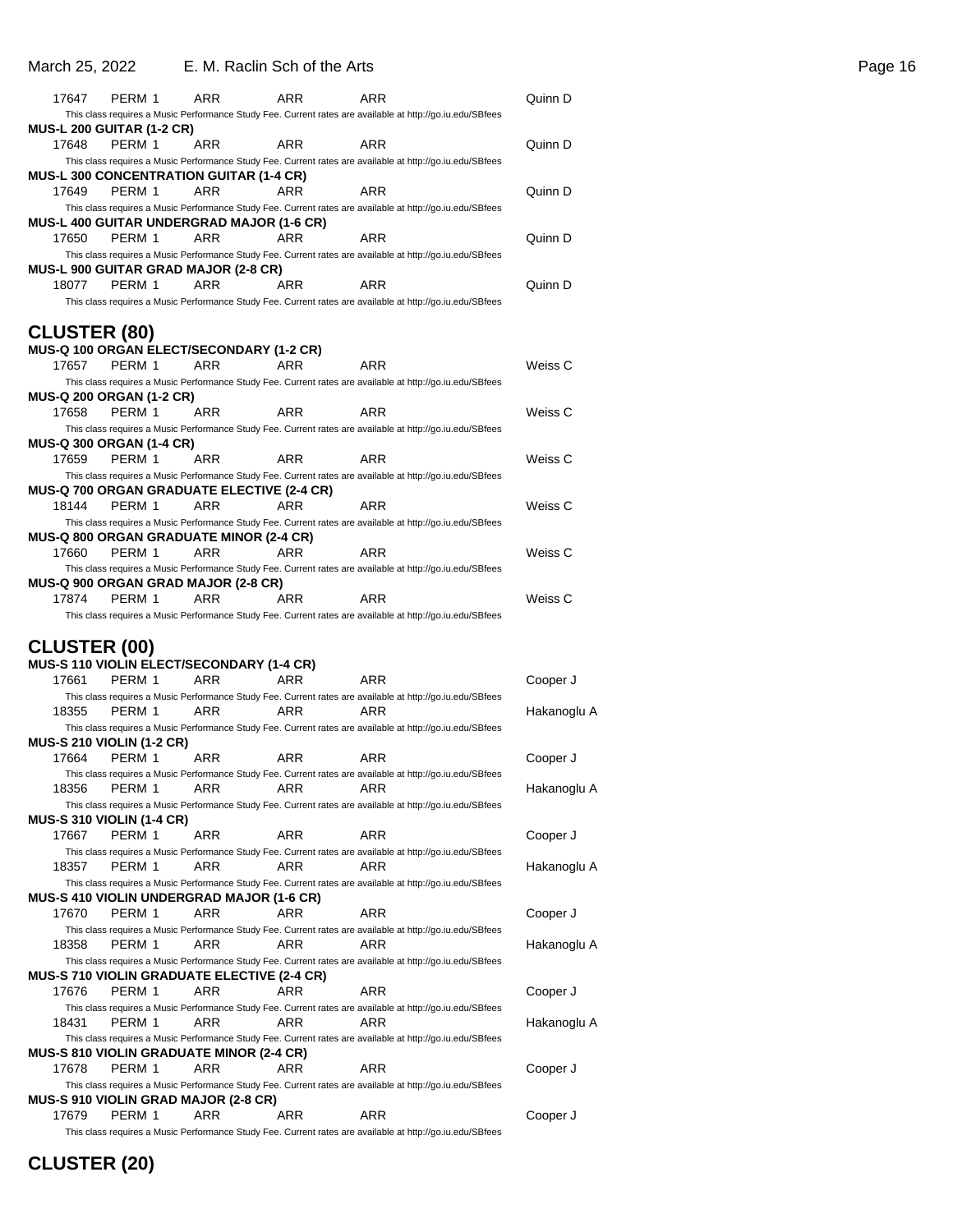| | | | | | |
|---|---|---|---|---|---|
| 17647 | PERM 1 | ARR | ARR | ARR | Quinn D |

This class requires a Music Performance Study Fee. Current rates are available at http://go.iu.edu/SBfees

**MUS-L 200 GUITAR (1-2 CR)**

| | | | | | |
|---|---|---|---|---|---|
| 17648 | PERM 1 | ARR | ARR | ARR | Quinn D |

This class requires a Music Performance Study Fee. Current rates are available at http://go.iu.edu/SBfees

**MUS-L 300 CONCENTRATION GUITAR (1-4 CR)**

| | | | | | |
|---|---|---|---|---|---|
| 17649 | PERM 1 | ARR | ARR | ARR | Quinn D |

This class requires a Music Performance Study Fee. Current rates are available at http://go.iu.edu/SBfees

**MUS-L 400 GUITAR UNDERGRAD MAJOR (1-6 CR)**

| | | | | | |
|---|---|---|---|---|---|
| 17650 | PERM 1 | ARR | ARR | ARR | Quinn D |

This class requires a Music Performance Study Fee. Current rates are available at http://go.iu.edu/SBfees

**MUS-L 900 GUITAR GRAD MAJOR (2-8 CR)**

| | | | | | |
|---|---|---|---|---|---|
| 18077 | PERM 1 | ARR | ARR | ARR | Quinn D |

This class requires a Music Performance Study Fee. Current rates are available at http://go.iu.edu/SBfees

## CLUSTER (80)

**MUS-Q 100 ORGAN ELECT/SECONDARY (1-2 CR)**

| | | | | | |
|---|---|---|---|---|---|
| 17657 | PERM 1 | ARR | ARR | ARR | Weiss C |

This class requires a Music Performance Study Fee. Current rates are available at http://go.iu.edu/SBfees

**MUS-Q 200 ORGAN (1-2 CR)**

| | | | | | |
|---|---|---|---|---|---|
| 17658 | PERM 1 | ARR | ARR | ARR | Weiss C |

This class requires a Music Performance Study Fee. Current rates are available at http://go.iu.edu/SBfees

**MUS-Q 300 ORGAN (1-4 CR)**

| | | | | | |
|---|---|---|---|---|---|
| 17659 | PERM 1 | ARR | ARR | ARR | Weiss C |

This class requires a Music Performance Study Fee. Current rates are available at http://go.iu.edu/SBfees

**MUS-Q 700 ORGAN GRADUATE ELECTIVE (2-4 CR)**

| | | | | | |
|---|---|---|---|---|---|
| 18144 | PERM 1 | ARR | ARR | ARR | Weiss C |

This class requires a Music Performance Study Fee. Current rates are available at http://go.iu.edu/SBfees

**MUS-Q 800 ORGAN GRADUATE MINOR (2-4 CR)**

| | | | | | |
|---|---|---|---|---|---|
| 17660 | PERM 1 | ARR | ARR | ARR | Weiss C |

This class requires a Music Performance Study Fee. Current rates are available at http://go.iu.edu/SBfees

**MUS-Q 900 ORGAN GRAD MAJOR (2-8 CR)**

| | | | | | |
|---|---|---|---|---|---|
| 17874 | PERM 1 | ARR | ARR | ARR | Weiss C |

This class requires a Music Performance Study Fee. Current rates are available at http://go.iu.edu/SBfees

## CLUSTER (00)

**MUS-S 110 VIOLIN ELECT/SECONDARY (1-4 CR)**

| | | | | | |
|---|---|---|---|---|---|
| 17661 | PERM 1 | ARR | ARR | ARR | Cooper J |

This class requires a Music Performance Study Fee. Current rates are available at http://go.iu.edu/SBfees

| | | | | | |
|---|---|---|---|---|---|
| 18355 | PERM 1 | ARR | ARR | ARR | Hakanoglu A |

This class requires a Music Performance Study Fee. Current rates are available at http://go.iu.edu/SBfees

**MUS-S 210 VIOLIN (1-2 CR)**

| | | | | | |
|---|---|---|---|---|---|
| 17664 | PERM 1 | ARR | ARR | ARR | Cooper J |

This class requires a Music Performance Study Fee. Current rates are available at http://go.iu.edu/SBfees

| | | | | | |
|---|---|---|---|---|---|
| 18356 | PERM 1 | ARR | ARR | ARR | Hakanoglu A |

This class requires a Music Performance Study Fee. Current rates are available at http://go.iu.edu/SBfees

**MUS-S 310 VIOLIN (1-4 CR)**

| | | | | | |
|---|---|---|---|---|---|
| 17667 | PERM 1 | ARR | ARR | ARR | Cooper J |

This class requires a Music Performance Study Fee. Current rates are available at http://go.iu.edu/SBfees

| | | | | | |
|---|---|---|---|---|---|
| 18357 | PERM 1 | ARR | ARR | ARR | Hakanoglu A |

This class requires a Music Performance Study Fee. Current rates are available at http://go.iu.edu/SBfees

**MUS-S 410 VIOLIN UNDERGRAD MAJOR (1-6 CR)**

| | | | | | |
|---|---|---|---|---|---|
| 17670 | PERM 1 | ARR | ARR | ARR | Cooper J |

This class requires a Music Performance Study Fee. Current rates are available at http://go.iu.edu/SBfees

| | | | | | |
|---|---|---|---|---|---|
| 18358 | PERM 1 | ARR | ARR | ARR | Hakanoglu A |

This class requires a Music Performance Study Fee. Current rates are available at http://go.iu.edu/SBfees

**MUS-S 710 VIOLIN GRADUATE ELECTIVE (2-4 CR)**

| | | | | | |
|---|---|---|---|---|---|
| 17676 | PERM 1 | ARR | ARR | ARR | Cooper J |

This class requires a Music Performance Study Fee. Current rates are available at http://go.iu.edu/SBfees

| | | | | | |
|---|---|---|---|---|---|
| 18431 | PERM 1 | ARR | ARR | ARR | Hakanoglu A |

This class requires a Music Performance Study Fee. Current rates are available at http://go.iu.edu/SBfees

**MUS-S 810 VIOLIN GRADUATE MINOR (2-4 CR)**

| | | | | | |
|---|---|---|---|---|---|
| 17678 | PERM 1 | ARR | ARR | ARR | Cooper J |

This class requires a Music Performance Study Fee. Current rates are available at http://go.iu.edu/SBfees

**MUS-S 910 VIOLIN GRAD MAJOR (2-8 CR)**

| | | | | | |
|---|---|---|---|---|---|
| 17679 | PERM 1 | ARR | ARR | ARR | Cooper J |

This class requires a Music Performance Study Fee. Current rates are available at http://go.iu.edu/SBfees

## CLUSTER (20)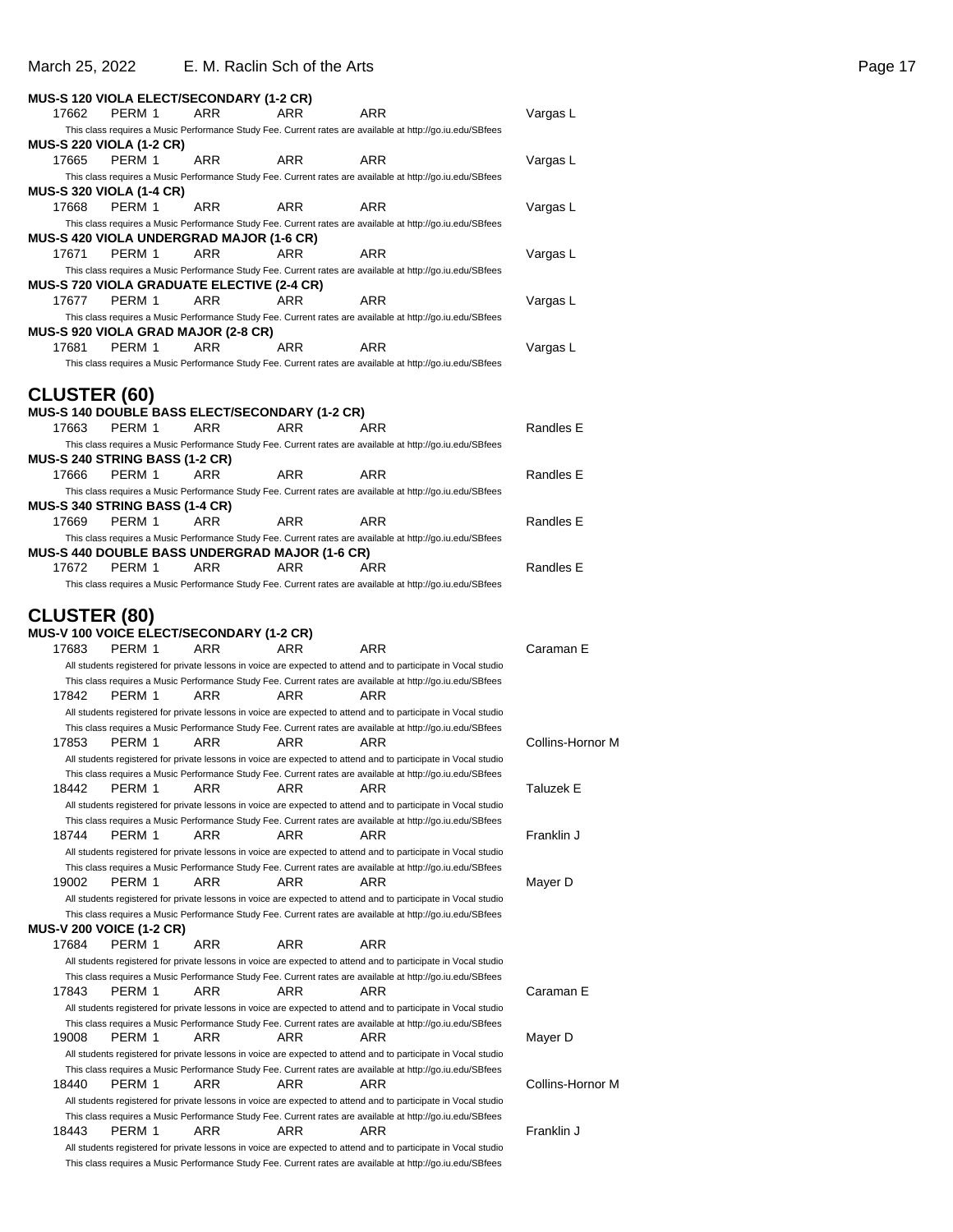**MUS-S 120 VIOLA ELECT/SECONDARY (1-2 CR)**

| | | | | | |
|---|---|---|---|---|---|
| 17662 | PERM 1 | ARR | ARR | ARR | Vargas L |

This class requires a Music Performance Study Fee. Current rates are available at http://go.iu.edu/SBfees

**MUS-S 220 VIOLA (1-2 CR)**

| | | | | | |
|---|---|---|---|---|---|
| 17665 | PERM 1 | ARR | ARR | ARR | Vargas L |

This class requires a Music Performance Study Fee. Current rates are available at http://go.iu.edu/SBfees

**MUS-S 320 VIOLA (1-4 CR)**

| | | | | | |
|---|---|---|---|---|---|
| 17668 | PERM 1 | ARR | ARR | ARR | Vargas L |

This class requires a Music Performance Study Fee. Current rates are available at http://go.iu.edu/SBfees

**MUS-S 420 VIOLA UNDERGRAD MAJOR (1-6 CR)**

| | | | | | |
|---|---|---|---|---|---|
| 17671 | PERM 1 | ARR | ARR | ARR | Vargas L |

This class requires a Music Performance Study Fee. Current rates are available at http://go.iu.edu/SBfees

**MUS-S 720 VIOLA GRADUATE ELECTIVE (2-4 CR)**

| | | | | | |
|---|---|---|---|---|---|
| 17677 | PERM 1 | ARR | ARR | ARR | Vargas L |

This class requires a Music Performance Study Fee. Current rates are available at http://go.iu.edu/SBfees

**MUS-S 920 VIOLA GRAD MAJOR (2-8 CR)**

| | | | | | |
|---|---|---|---|---|---|
| 17681 | PERM 1 | ARR | ARR | ARR | Vargas L |

This class requires a Music Performance Study Fee. Current rates are available at http://go.iu.edu/SBfees

## CLUSTER (60)

**MUS-S 140 DOUBLE BASS ELECT/SECONDARY (1-2 CR)**

| | | | | | |
|---|---|---|---|---|---|
| 17663 | PERM 1 | ARR | ARR | ARR | Randles E |

This class requires a Music Performance Study Fee. Current rates are available at http://go.iu.edu/SBfees

**MUS-S 240 STRING BASS (1-2 CR)**

| | | | | | |
|---|---|---|---|---|---|
| 17666 | PERM 1 | ARR | ARR | ARR | Randles E |

This class requires a Music Performance Study Fee. Current rates are available at http://go.iu.edu/SBfees

**MUS-S 340 STRING BASS (1-4 CR)**

| | | | | | |
|---|---|---|---|---|---|
| 17669 | PERM 1 | ARR | ARR | ARR | Randles E |

This class requires a Music Performance Study Fee. Current rates are available at http://go.iu.edu/SBfees

**MUS-S 440 DOUBLE BASS UNDERGRAD MAJOR (1-6 CR)**

| | | | | | |
|---|---|---|---|---|---|
| 17672 | PERM 1 | ARR | ARR | ARR | Randles E |

This class requires a Music Performance Study Fee. Current rates are available at http://go.iu.edu/SBfees

## CLUSTER (80)

**MUS-V 100 VOICE ELECT/SECONDARY (1-2 CR)**

| | | | | | |
|---|---|---|---|---|---|
| 17683 | PERM 1 | ARR | ARR | ARR | Caraman E |

All students registered for private lessons in voice are expected to attend and to participate in Vocal studio
This class requires a Music Performance Study Fee. Current rates are available at http://go.iu.edu/SBfees

| | | | | | |
|---|---|---|---|---|---|
| 17842 | PERM 1 | ARR | ARR | ARR | |

All students registered for private lessons in voice are expected to attend and to participate in Vocal studio
This class requires a Music Performance Study Fee. Current rates are available at http://go.iu.edu/SBfees

| | | | | | |
|---|---|---|---|---|---|
| 17853 | PERM 1 | ARR | ARR | ARR | Collins-Hornor M |

All students registered for private lessons in voice are expected to attend and to participate in Vocal studio
This class requires a Music Performance Study Fee. Current rates are available at http://go.iu.edu/SBfees

| | | | | | |
|---|---|---|---|---|---|
| 18442 | PERM 1 | ARR | ARR | ARR | Taluzek E |

All students registered for private lessons in voice are expected to attend and to participate in Vocal studio
This class requires a Music Performance Study Fee. Current rates are available at http://go.iu.edu/SBfees

| | | | | | |
|---|---|---|---|---|---|
| 18744 | PERM 1 | ARR | ARR | ARR | Franklin J |

All students registered for private lessons in voice are expected to attend and to participate in Vocal studio
This class requires a Music Performance Study Fee. Current rates are available at http://go.iu.edu/SBfees

| | | | | | |
|---|---|---|---|---|---|
| 19002 | PERM 1 | ARR | ARR | ARR | Mayer D |

All students registered for private lessons in voice are expected to attend and to participate in Vocal studio
This class requires a Music Performance Study Fee. Current rates are available at http://go.iu.edu/SBfees

**MUS-V 200 VOICE (1-2 CR)**

| | | | | | |
|---|---|---|---|---|---|
| 17684 | PERM 1 | ARR | ARR | ARR | |

All students registered for private lessons in voice are expected to attend and to participate in Vocal studio
This class requires a Music Performance Study Fee. Current rates are available at http://go.iu.edu/SBfees

| | | | | | |
|---|---|---|---|---|---|
| 17843 | PERM 1 | ARR | ARR | ARR | Caraman E |

All students registered for private lessons in voice are expected to attend and to participate in Vocal studio
This class requires a Music Performance Study Fee. Current rates are available at http://go.iu.edu/SBfees

| | | | | | |
|---|---|---|---|---|---|
| 19008 | PERM 1 | ARR | ARR | ARR | Mayer D |

All students registered for private lessons in voice are expected to attend and to participate in Vocal studio
This class requires a Music Performance Study Fee. Current rates are available at http://go.iu.edu/SBfees

| | | | | | |
|---|---|---|---|---|---|
| 18440 | PERM 1 | ARR | ARR | ARR | Collins-Hornor M |

All students registered for private lessons in voice are expected to attend and to participate in Vocal studio
This class requires a Music Performance Study Fee. Current rates are available at http://go.iu.edu/SBfees

| | | | | | |
|---|---|---|---|---|---|
| 18443 | PERM 1 | ARR | ARR | ARR | Franklin J |

All students registered for private lessons in voice are expected to attend and to participate in Vocal studio
This class requires a Music Performance Study Fee. Current rates are available at http://go.iu.edu/SBfees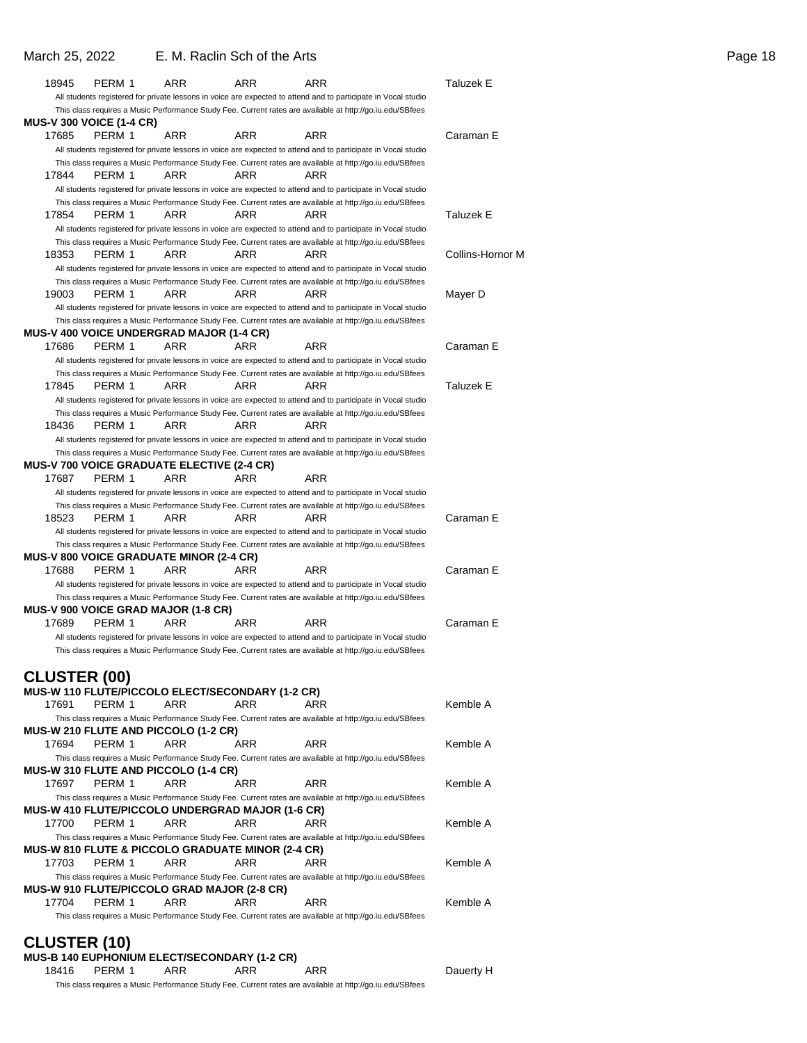| | | | | | |
|---|---|---|---|---|---|
| 18945 | PERM 1 | ARR | ARR | ARR | Taluzek E |

All students registered for private lessons in voice are expected to attend and to participate in Vocal studio
This class requires a Music Performance Study Fee. Current rates are available at http://go.iu.edu/SBfees

**MUS-V 300 VOICE (1-4 CR)**

| | | | | | |
|---|---|---|---|---|---|
| 17685 | PERM 1 | ARR | ARR | ARR | Caraman E |

All students registered for private lessons in voice are expected to attend and to participate in Vocal studio
This class requires a Music Performance Study Fee. Current rates are available at http://go.iu.edu/SBfees

| | | | | | |
|---|---|---|---|---|---|
| 17844 | PERM 1 | ARR | ARR | ARR | |

All students registered for private lessons in voice are expected to attend and to participate in Vocal studio
This class requires a Music Performance Study Fee. Current rates are available at http://go.iu.edu/SBfees

| | | | | | |
|---|---|---|---|---|---|
| 17854 | PERM 1 | ARR | ARR | ARR | Taluzek E |

All students registered for private lessons in voice are expected to attend and to participate in Vocal studio
This class requires a Music Performance Study Fee. Current rates are available at http://go.iu.edu/SBfees

| | | | | | |
|---|---|---|---|---|---|
| 18353 | PERM 1 | ARR | ARR | ARR | Collins-Hornor M |

All students registered for private lessons in voice are expected to attend and to participate in Vocal studio
This class requires a Music Performance Study Fee. Current rates are available at http://go.iu.edu/SBfees

| | | | | | |
|---|---|---|---|---|---|
| 19003 | PERM 1 | ARR | ARR | ARR | Mayer D |

All students registered for private lessons in voice are expected to attend and to participate in Vocal studio
This class requires a Music Performance Study Fee. Current rates are available at http://go.iu.edu/SBfees

**MUS-V 400 VOICE UNDERGRAD MAJOR (1-4 CR)**

| | | | | | |
|---|---|---|---|---|---|
| 17686 | PERM 1 | ARR | ARR | ARR | Caraman E |

All students registered for private lessons in voice are expected to attend and to participate in Vocal studio
This class requires a Music Performance Study Fee. Current rates are available at http://go.iu.edu/SBfees

| | | | | | |
|---|---|---|---|---|---|
| 17845 | PERM 1 | ARR | ARR | ARR | Taluzek E |

All students registered for private lessons in voice are expected to attend and to participate in Vocal studio
This class requires a Music Performance Study Fee. Current rates are available at http://go.iu.edu/SBfees

| | | | | | |
|---|---|---|---|---|---|
| 18436 | PERM 1 | ARR | ARR | ARR | |

All students registered for private lessons in voice are expected to attend and to participate in Vocal studio
This class requires a Music Performance Study Fee. Current rates are available at http://go.iu.edu/SBfees

**MUS-V 700 VOICE GRADUATE ELECTIVE (2-4 CR)**

| | | | | | |
|---|---|---|---|---|---|
| 17687 | PERM 1 | ARR | ARR | ARR | |

All students registered for private lessons in voice are expected to attend and to participate in Vocal studio
This class requires a Music Performance Study Fee. Current rates are available at http://go.iu.edu/SBfees

| | | | | | |
|---|---|---|---|---|---|
| 18523 | PERM 1 | ARR | ARR | ARR | Caraman E |

All students registered for private lessons in voice are expected to attend and to participate in Vocal studio
This class requires a Music Performance Study Fee. Current rates are available at http://go.iu.edu/SBfees

**MUS-V 800 VOICE GRADUATE MINOR (2-4 CR)**

| | | | | | |
|---|---|---|---|---|---|
| 17688 | PERM 1 | ARR | ARR | ARR | Caraman E |

All students registered for private lessons in voice are expected to attend and to participate in Vocal studio
This class requires a Music Performance Study Fee. Current rates are available at http://go.iu.edu/SBfees

**MUS-V 900 VOICE GRAD MAJOR (1-8 CR)**

| | | | | | |
|---|---|---|---|---|---|
| 17689 | PERM 1 | ARR | ARR | ARR | Caraman E |

All students registered for private lessons in voice are expected to attend and to participate in Vocal studio
This class requires a Music Performance Study Fee. Current rates are available at http://go.iu.edu/SBfees

## CLUSTER (00)

**MUS-W 110 FLUTE/PICCOLO ELECT/SECONDARY (1-2 CR)**

| | | | | | |
|---|---|---|---|---|---|
| 17691 | PERM 1 | ARR | ARR | ARR | Kemble A |

This class requires a Music Performance Study Fee. Current rates are available at http://go.iu.edu/SBfees

**MUS-W 210 FLUTE AND PICCOLO (1-2 CR)**

| | | | | | |
|---|---|---|---|---|---|
| 17694 | PERM 1 | ARR | ARR | ARR | Kemble A |

This class requires a Music Performance Study Fee. Current rates are available at http://go.iu.edu/SBfees

**MUS-W 310 FLUTE AND PICCOLO (1-4 CR)**

| | | | | | |
|---|---|---|---|---|---|
| 17697 | PERM 1 | ARR | ARR | ARR | Kemble A |

This class requires a Music Performance Study Fee. Current rates are available at http://go.iu.edu/SBfees

**MUS-W 410 FLUTE/PICCOLO UNDERGRAD MAJOR (1-6 CR)**

| | | | | | |
|---|---|---|---|---|---|
| 17700 | PERM 1 | ARR | ARR | ARR | Kemble A |

This class requires a Music Performance Study Fee. Current rates are available at http://go.iu.edu/SBfees

**MUS-W 810 FLUTE & PICCOLO GRADUATE MINOR (2-4 CR)**

| | | | | | |
|---|---|---|---|---|---|
| 17703 | PERM 1 | ARR | ARR | ARR | Kemble A |

This class requires a Music Performance Study Fee. Current rates are available at http://go.iu.edu/SBfees

**MUS-W 910 FLUTE/PICCOLO GRAD MAJOR (2-8 CR)**

| | | | | | |
|---|---|---|---|---|---|
| 17704 | PERM 1 | ARR | ARR | ARR | Kemble A |

This class requires a Music Performance Study Fee. Current rates are available at http://go.iu.edu/SBfees

## CLUSTER (10)

**MUS-B 140 EUPHONIUM ELECT/SECONDARY (1-2 CR)**

| | | | | | |
|---|---|---|---|---|---|
| 18416 | PERM 1 | ARR | ARR | ARR | Dauerty H |

This class requires a Music Performance Study Fee. Current rates are available at http://go.iu.edu/SBfees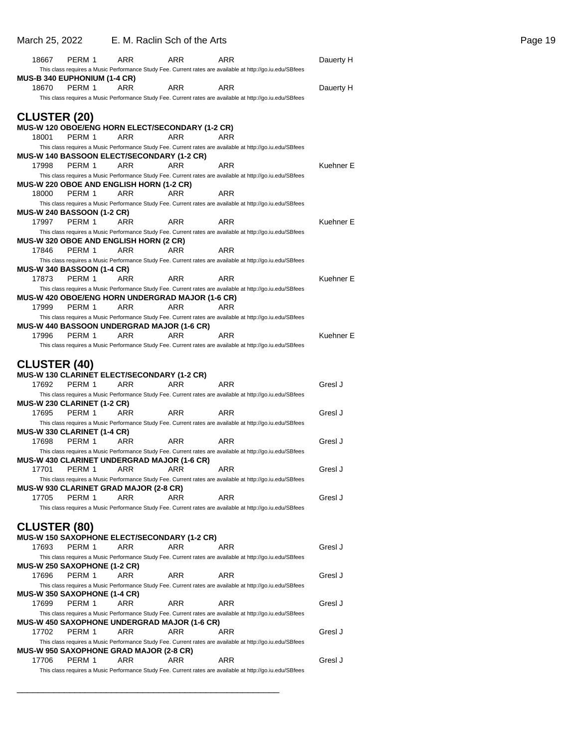18667 PERM 1 ARR ARR ARR Dauerty H

This class requires a Music Performance Study Fee. Current rates are available at http://go.iu.edu/SBfees

**MUS-B 340 EUPHONIUM (1-4 CR)**

18670 PERM 1 ARR ARR ARR Dauerty H

This class requires a Music Performance Study Fee. Current rates are available at http://go.iu.edu/SBfees

## CLUSTER (20)

**MUS-W 120 OBOE/ENG HORN ELECT/SECONDARY (1-2 CR)**

18001 PERM 1 ARR ARR ARR

This class requires a Music Performance Study Fee. Current rates are available at http://go.iu.edu/SBfees

**MUS-W 140 BASSOON ELECT/SECONDARY (1-2 CR)**

17998 PERM 1 ARR ARR ARR Kuehner E

This class requires a Music Performance Study Fee. Current rates are available at http://go.iu.edu/SBfees

**MUS-W 220 OBOE AND ENGLISH HORN (1-2 CR)**

18000 PERM 1 ARR ARR ARR

This class requires a Music Performance Study Fee. Current rates are available at http://go.iu.edu/SBfees

**MUS-W 240 BASSOON (1-2 CR)**

17997 PERM 1 ARR ARR ARR Kuehner E

This class requires a Music Performance Study Fee. Current rates are available at http://go.iu.edu/SBfees

**MUS-W 320 OBOE AND ENGLISH HORN (2 CR)**

17846 PERM 1 ARR ARR ARR

This class requires a Music Performance Study Fee. Current rates are available at http://go.iu.edu/SBfees

**MUS-W 340 BASSOON (1-4 CR)**

17873 PERM 1 ARR ARR ARR Kuehner E

This class requires a Music Performance Study Fee. Current rates are available at http://go.iu.edu/SBfees

**MUS-W 420 OBOE/ENG HORN UNDERGRAD MAJOR (1-6 CR)**

17999 PERM 1 ARR ARR ARR

This class requires a Music Performance Study Fee. Current rates are available at http://go.iu.edu/SBfees

**MUS-W 440 BASSOON UNDERGRAD MAJOR (1-6 CR)**

17996 PERM 1 ARR ARR ARR Kuehner E

This class requires a Music Performance Study Fee. Current rates are available at http://go.iu.edu/SBfees

## CLUSTER (40)

**MUS-W 130 CLARINET ELECT/SECONDARY (1-2 CR)**

17692 PERM 1 ARR ARR ARR Gresl J

This class requires a Music Performance Study Fee. Current rates are available at http://go.iu.edu/SBfees

**MUS-W 230 CLARINET (1-2 CR)**

17695 PERM 1 ARR ARR ARR Gresl J

This class requires a Music Performance Study Fee. Current rates are available at http://go.iu.edu/SBfees

**MUS-W 330 CLARINET (1-4 CR)**

17698 PERM 1 ARR ARR ARR Gresl J

This class requires a Music Performance Study Fee. Current rates are available at http://go.iu.edu/SBfees

**MUS-W 430 CLARINET UNDERGRAD MAJOR (1-6 CR)**

17701 PERM 1 ARR ARR ARR Gresl J

This class requires a Music Performance Study Fee. Current rates are available at http://go.iu.edu/SBfees

**MUS-W 930 CLARINET GRAD MAJOR (2-8 CR)**

17705 PERM 1 ARR ARR ARR Gresl J

This class requires a Music Performance Study Fee. Current rates are available at http://go.iu.edu/SBfees

## CLUSTER (80)

**MUS-W 150 SAXOPHONE ELECT/SECONDARY (1-2 CR)**

17693 PERM 1 ARR ARR ARR Gresl J

This class requires a Music Performance Study Fee. Current rates are available at http://go.iu.edu/SBfees

**MUS-W 250 SAXOPHONE (1-2 CR)**

17696 PERM 1 ARR ARR ARR Gresl J

This class requires a Music Performance Study Fee. Current rates are available at http://go.iu.edu/SBfees

**MUS-W 350 SAXOPHONE (1-4 CR)**

17699 PERM 1 ARR ARR ARR Gresl J

This class requires a Music Performance Study Fee. Current rates are available at http://go.iu.edu/SBfees

**MUS-W 450 SAXOPHONE UNDERGRAD MAJOR (1-6 CR)**

17702 PERM 1 ARR ARR ARR Gresl J

This class requires a Music Performance Study Fee. Current rates are available at http://go.iu.edu/SBfees

**MUS-W 950 SAXOPHONE GRAD MAJOR (2-8 CR)**

17706 PERM 1 ARR ARR ARR Gresl J

This class requires a Music Performance Study Fee. Current rates are available at http://go.iu.edu/SBfees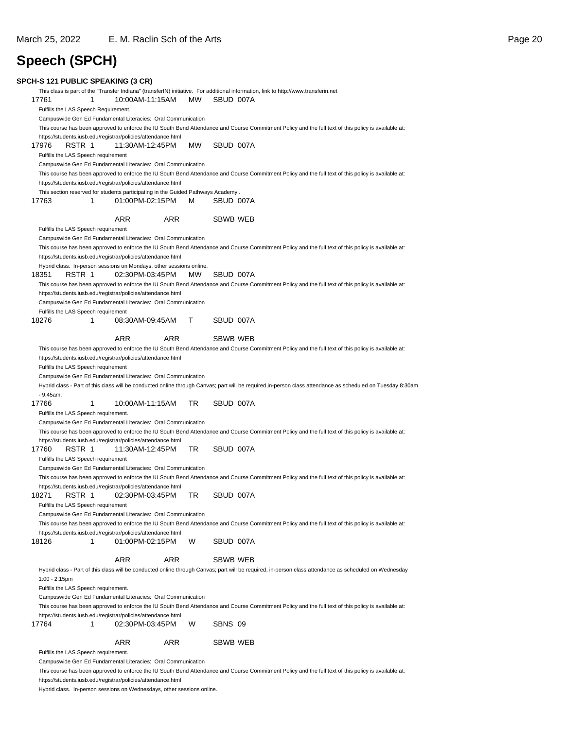# Speech (SPCH)

**SPCH-S 121 PUBLIC SPEAKING (3 CR)**

This class is part of the "Transfer Indiana" (transferIN) initiative. For additional information, link to http://www.transferin.net

17761 1 10:00AM-11:15AM MW SBUD 007A

Fulfills the LAS Speech Requirement.
Campuswide Gen Ed Fundamental Literacies: Oral Communication
This course has been approved to enforce the IU South Bend Attendance and Course Commitment Policy and the full text of this policy is available at: https://students.iusb.edu/registrar/policies/attendance.html

17976 RSTR 1 11:30AM-12:45PM MW SBUD 007A

Fulfills the LAS Speech requirement
Campuswide Gen Ed Fundamental Literacies: Oral Communication
This course has been approved to enforce the IU South Bend Attendance and Course Commitment Policy and the full text of this policy is available at: https://students.iusb.edu/registrar/policies/attendance.html
This section reserved for students participating in the Guided Pathways Academy..

17763 1 01:00PM-02:15PM M SBUD 007A
ARR ARR SBWB WEB

Fulfills the LAS Speech requirement
Campuswide Gen Ed Fundamental Literacies: Oral Communication
This course has been approved to enforce the IU South Bend Attendance and Course Commitment Policy and the full text of this policy is available at: https://students.iusb.edu/registrar/policies/attendance.html
Hybrid class. In-person sessions on Mondays, other sessions online.

18351 RSTR 1 02:30PM-03:45PM MW SBUD 007A

This course has been approved to enforce the IU South Bend Attendance and Course Commitment Policy and the full text of this policy is available at: https://students.iusb.edu/registrar/policies/attendance.html
Campuswide Gen Ed Fundamental Literacies: Oral Communication
Fulfills the LAS Speech requirement

18276 1 08:30AM-09:45AM T SBUD 007A
ARR ARR SBWB WEB

This course has been approved to enforce the IU South Bend Attendance and Course Commitment Policy and the full text of this policy is available at: https://students.iusb.edu/registrar/policies/attendance.html
Fulfills the LAS Speech requirement
Campuswide Gen Ed Fundamental Literacies: Oral Communication
Hybrid class - Part of this class will be conducted online through Canvas; part will be required,in-person class attendance as scheduled on Tuesday 8:30am - 9:45am.

17766 1 10:00AM-11:15AM TR SBUD 007A

Fulfills the LAS Speech requirement.
Campuswide Gen Ed Fundamental Literacies: Oral Communication
This course has been approved to enforce the IU South Bend Attendance and Course Commitment Policy and the full text of this policy is available at: https://students.iusb.edu/registrar/policies/attendance.html

17760 RSTR 1 11:30AM-12:45PM TR SBUD 007A

Fulfills the LAS Speech requirement
Campuswide Gen Ed Fundamental Literacies: Oral Communication
This course has been approved to enforce the IU South Bend Attendance and Course Commitment Policy and the full text of this policy is available at: https://students.iusb.edu/registrar/policies/attendance.html

18271 RSTR 1 02:30PM-03:45PM TR SBUD 007A

Fulfills the LAS Speech requirement
Campuswide Gen Ed Fundamental Literacies: Oral Communication
This course has been approved to enforce the IU South Bend Attendance and Course Commitment Policy and the full text of this policy is available at: https://students.iusb.edu/registrar/policies/attendance.html

18126 1 01:00PM-02:15PM W SBUD 007A
ARR ARR SBWB WEB

Hybrid class - Part of this class will be conducted online through Canvas; part will be required, in-person class attendance as scheduled on Wednesday 1:00 - 2:15pm
Fulfills the LAS Speech requirement.
Campuswide Gen Ed Fundamental Literacies: Oral Communication
This course has been approved to enforce the IU South Bend Attendance and Course Commitment Policy and the full text of this policy is available at: https://students.iusb.edu/registrar/policies/attendance.html

17764 1 02:30PM-03:45PM W SBNS 09
ARR ARR SBWB WEB

Fulfills the LAS Speech requirement.
Campuswide Gen Ed Fundamental Literacies: Oral Communication
This course has been approved to enforce the IU South Bend Attendance and Course Commitment Policy and the full text of this policy is available at: https://students.iusb.edu/registrar/policies/attendance.html
Hybrid class. In-person sessions on Wednesdays, other sessions online.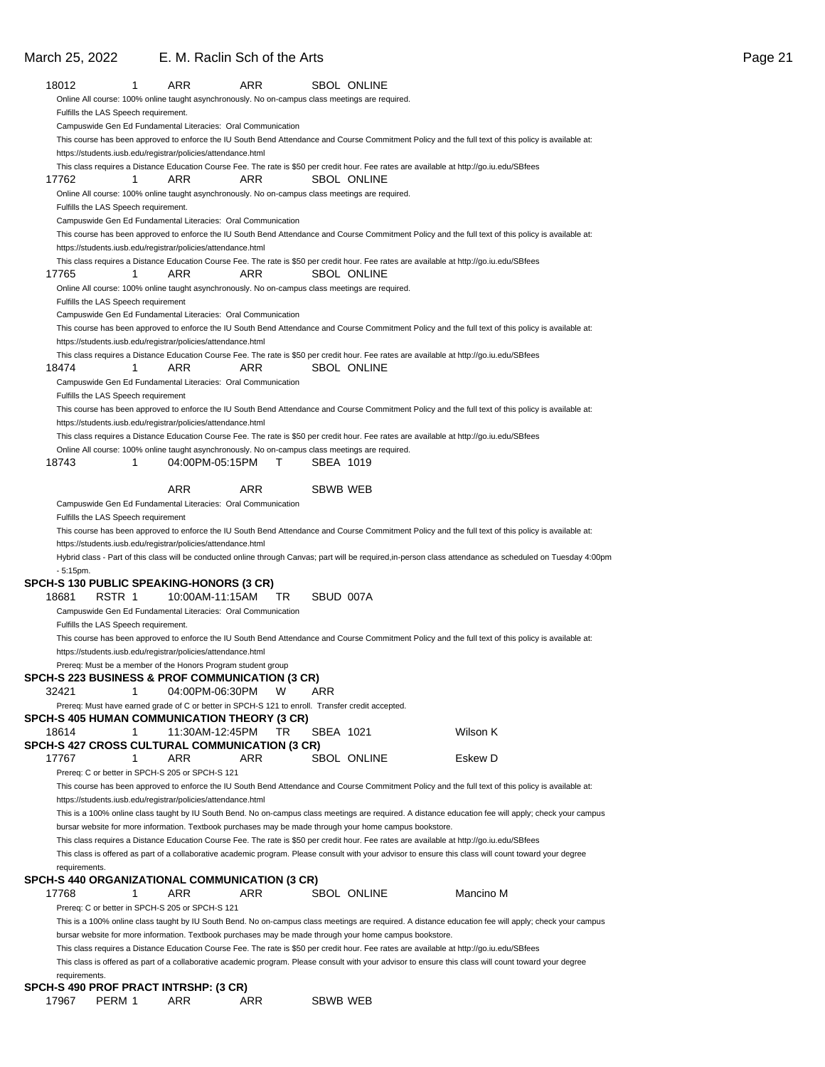18012 1 ARR ARR SBOL ONLINE

Online All course: 100% online taught asynchronously. No on-campus class meetings are required.
Fulfills the LAS Speech requirement.
Campuswide Gen Ed Fundamental Literacies: Oral Communication
This course has been approved to enforce the IU South Bend Attendance and Course Commitment Policy and the full text of this policy is available at:
https://students.iusb.edu/registrar/policies/attendance.html
This class requires a Distance Education Course Fee. The rate is $50 per credit hour. Fee rates are available at http://go.iu.edu/SBfees

17762 1 ARR ARR SBOL ONLINE

Online All course: 100% online taught asynchronously. No on-campus class meetings are required.
Fulfills the LAS Speech requirement.
Campuswide Gen Ed Fundamental Literacies: Oral Communication
This course has been approved to enforce the IU South Bend Attendance and Course Commitment Policy and the full text of this policy is available at:
https://students.iusb.edu/registrar/policies/attendance.html
This class requires a Distance Education Course Fee. The rate is $50 per credit hour. Fee rates are available at http://go.iu.edu/SBfees

17765 1 ARR ARR SBOL ONLINE

Online All course: 100% online taught asynchronously. No on-campus class meetings are required.
Fulfills the LAS Speech requirement
Campuswide Gen Ed Fundamental Literacies: Oral Communication
This course has been approved to enforce the IU South Bend Attendance and Course Commitment Policy and the full text of this policy is available at:
https://students.iusb.edu/registrar/policies/attendance.html
This class requires a Distance Education Course Fee. The rate is $50 per credit hour. Fee rates are available at http://go.iu.edu/SBfees

18474 1 ARR ARR SBOL ONLINE

Campuswide Gen Ed Fundamental Literacies: Oral Communication
Fulfills the LAS Speech requirement
This course has been approved to enforce the IU South Bend Attendance and Course Commitment Policy and the full text of this policy is available at:
https://students.iusb.edu/registrar/policies/attendance.html
This class requires a Distance Education Course Fee. The rate is $50 per credit hour. Fee rates are available at http://go.iu.edu/SBfees
Online All course: 100% online taught asynchronously. No on-campus class meetings are required.

18743 1 04:00PM-05:15PM T SBEA 1019

ARR ARR SBWB WEB

Campuswide Gen Ed Fundamental Literacies: Oral Communication
Fulfills the LAS Speech requirement
This course has been approved to enforce the IU South Bend Attendance and Course Commitment Policy and the full text of this policy is available at:
https://students.iusb.edu/registrar/policies/attendance.html
Hybrid class - Part of this class will be conducted online through Canvas; part will be required,in-person class attendance as scheduled on Tuesday 4:00pm - 5:15pm.

**SPCH-S 130 PUBLIC SPEAKING-HONORS (3 CR)**

18681 RSTR 1 10:00AM-11:15AM TR SBUD 007A

Campuswide Gen Ed Fundamental Literacies: Oral Communication
Fulfills the LAS Speech requirement.
This course has been approved to enforce the IU South Bend Attendance and Course Commitment Policy and the full text of this policy is available at:
https://students.iusb.edu/registrar/policies/attendance.html
Prereq: Must be a member of the Honors Program student group

**SPCH-S 223 BUSINESS & PROF COMMUNICATION (3 CR)**

32421 1 04:00PM-06:30PM W ARR

Prereq: Must have earned grade of C or better in SPCH-S 121 to enroll. Transfer credit accepted.

**SPCH-S 405 HUMAN COMMUNICATION THEORY (3 CR)**

18614 1 11:30AM-12:45PM TR SBEA 1021 Wilson K

**SPCH-S 427 CROSS CULTURAL COMMUNICATION (3 CR)**

17767 1 ARR ARR SBOL ONLINE Eskew D

Prereq: C or better in SPCH-S 205 or SPCH-S 121
This course has been approved to enforce the IU South Bend Attendance and Course Commitment Policy and the full text of this policy is available at:
https://students.iusb.edu/registrar/policies/attendance.html
This is a 100% online class taught by IU South Bend. No on-campus class meetings are required. A distance education fee will apply; check your campus bursar website for more information. Textbook purchases may be made through your home campus bookstore.
This class requires a Distance Education Course Fee. The rate is $50 per credit hour. Fee rates are available at http://go.iu.edu/SBfees
This class is offered as part of a collaborative academic program. Please consult with your advisor to ensure this class will count toward your degree requirements.

**SPCH-S 440 ORGANIZATIONAL COMMUNICATION (3 CR)**

17768 1 ARR ARR SBOL ONLINE Mancino M

Prereq: C or better in SPCH-S 205 or SPCH-S 121
This is a 100% online class taught by IU South Bend. No on-campus class meetings are required. A distance education fee will apply; check your campus bursar website for more information. Textbook purchases may be made through your home campus bookstore.
This class requires a Distance Education Course Fee. The rate is $50 per credit hour. Fee rates are available at http://go.iu.edu/SBfees
This class is offered as part of a collaborative academic program. Please consult with your advisor to ensure this class will count toward your degree requirements.

**SPCH-S 490 PROF PRACT INTRSHP: (3 CR)**

17967 PERM 1 ARR ARR SBWB WEB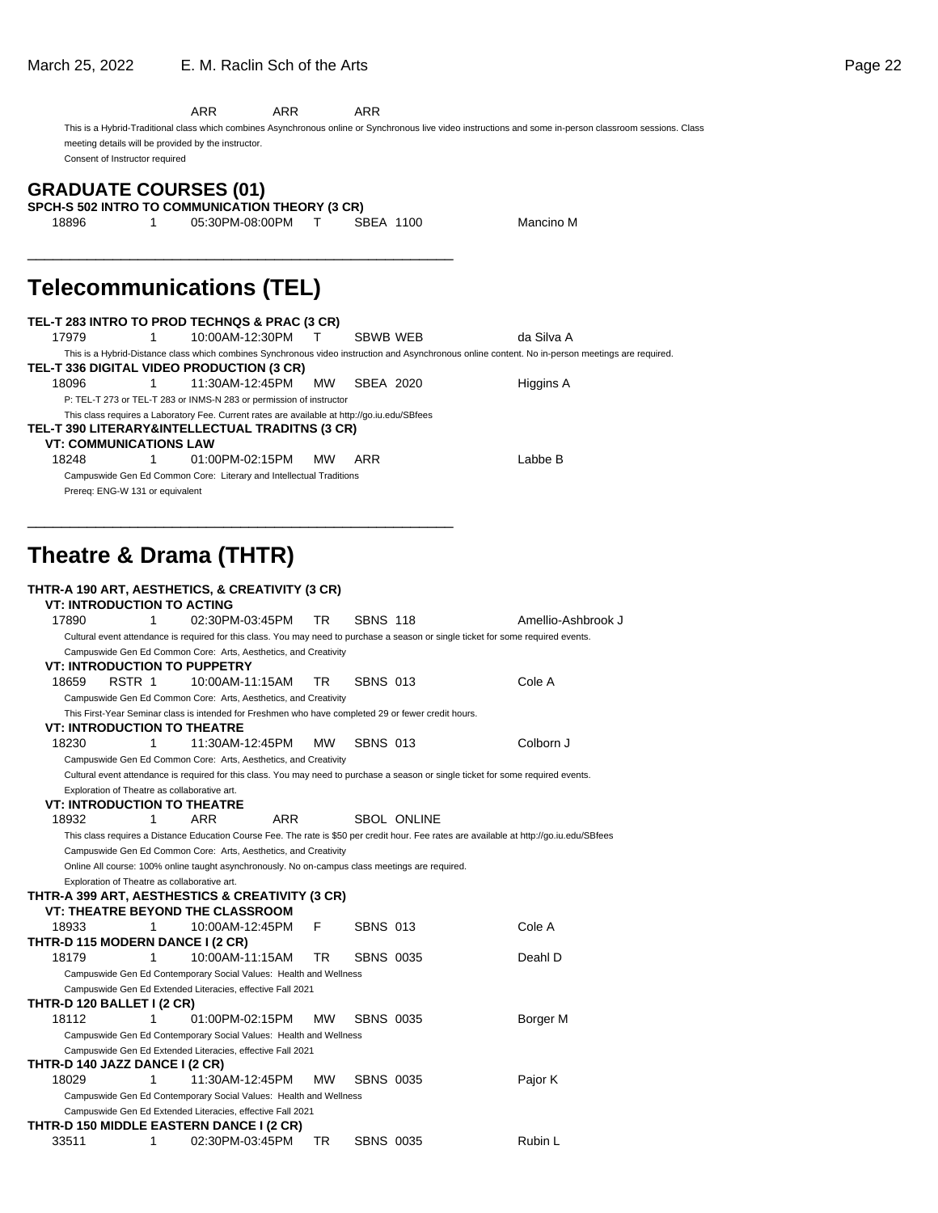ARR ARR ARR

This is a Hybrid-Traditional class which combines Asynchronous online or Synchronous live video instructions and some in-person classroom sessions. Class meeting details will be provided by the instructor.

Consent of Instructor required

## GRADUATE COURSES (01)

**SPCH-S 502 INTRO TO COMMUNICATION THEORY (3 CR)**

18896 1 05:30PM-08:00PM T SBEA 1100 Mancino M

---

# Telecommunications (TEL)

**TEL-T 283 INTRO TO PROD TECHNQS & PRAC (3 CR)**

17979 1 10:00AM-12:30PM T SBWB WEB da Silva A

This is a Hybrid-Distance class which combines Synchronous video instruction and Asynchronous online content. No in-person meetings are required.

**TEL-T 336 DIGITAL VIDEO PRODUCTION (3 CR)**

18096 1 11:30AM-12:45PM MW SBEA 2020 Higgins A

P: TEL-T 273 or TEL-T 283 or INMS-N 283 or permission of instructor

This class requires a Laboratory Fee. Current rates are available at http://go.iu.edu/SBfees

**TEL-T 390 LITERARY&INTELLECTUAL TRADITNS (3 CR)**

**VT: COMMUNICATIONS LAW**

18248 1 01:00PM-02:15PM MW ARR Labbe B

Campuswide Gen Ed Common Core: Literary and Intellectual Traditions

Prereq: ENG-W 131 or equivalent

---

# Theatre & Drama (THTR)

**THTR-A 190 ART, AESTHETICS, & CREATIVITY (3 CR)**

**VT: INTRODUCTION TO ACTING**

17890 1 02:30PM-03:45PM TR SBNS 118 Amellio-Ashbrook J

Cultural event attendance is required for this class. You may need to purchase a season or single ticket for some required events.

Campuswide Gen Ed Common Core: Arts, Aesthetics, and Creativity

**VT: INTRODUCTION TO PUPPETRY**

18659 RSTR 1 10:00AM-11:15AM TR SBNS 013 Cole A

Campuswide Gen Ed Common Core: Arts, Aesthetics, and Creativity

This First-Year Seminar class is intended for Freshmen who have completed 29 or fewer credit hours.

**VT: INTRODUCTION TO THEATRE**

18230 1 11:30AM-12:45PM MW SBNS 013 Colborn J

Campuswide Gen Ed Common Core: Arts, Aesthetics, and Creativity

Cultural event attendance is required for this class. You may need to purchase a season or single ticket for some required events.

Exploration of Theatre as collaborative art.

**VT: INTRODUCTION TO THEATRE**

18932 1 ARR ARR SBOL ONLINE

This class requires a Distance Education Course Fee. The rate is $50 per credit hour. Fee rates are available at http://go.iu.edu/SBfees

Campuswide Gen Ed Common Core: Arts, Aesthetics, and Creativity

Online All course: 100% online taught asynchronously. No on-campus class meetings are required.

Exploration of Theatre as collaborative art.

**THTR-A 399 ART, AESTHESTICS & CREATIVITY (3 CR)**

**VT: THEATRE BEYOND THE CLASSROOM**

18933 1 10:00AM-12:45PM F SBNS 013 Cole A

**THTR-D 115 MODERN DANCE I (2 CR)**

18179 1 10:00AM-11:15AM TR SBNS 0035 Deahl D

Campuswide Gen Ed Contemporary Social Values: Health and Wellness

Campuswide Gen Ed Extended Literacies, effective Fall 2021

**THTR-D 120 BALLET I (2 CR)**

18112 1 01:00PM-02:15PM MW SBNS 0035 Borger M

Campuswide Gen Ed Contemporary Social Values: Health and Wellness

Campuswide Gen Ed Extended Literacies, effective Fall 2021

**THTR-D 140 JAZZ DANCE I (2 CR)**

18029 1 11:30AM-12:45PM MW SBNS 0035 Pajor K

Campuswide Gen Ed Contemporary Social Values: Health and Wellness

Campuswide Gen Ed Extended Literacies, effective Fall 2021

**THTR-D 150 MIDDLE EASTERN DANCE I (2 CR)**

33511 1 02:30PM-03:45PM TR SBNS 0035 Rubin L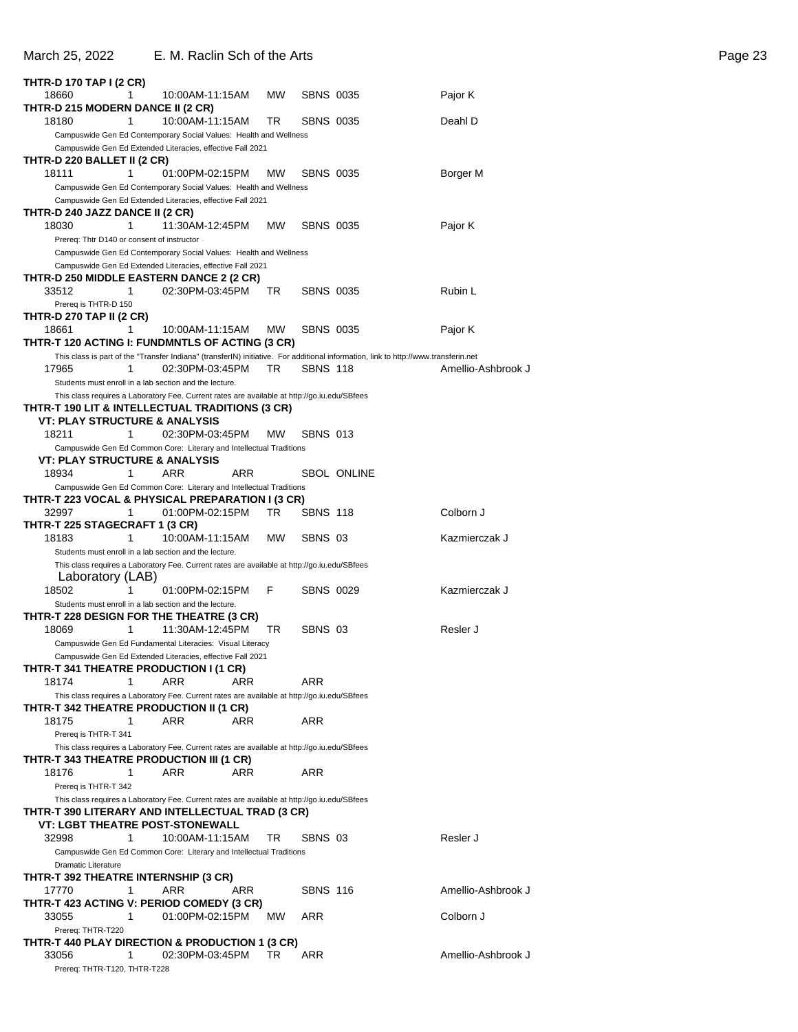**THTR-D 170 TAP I (2 CR)**

18660 1 10:00AM-11:15AM MW SBNS 0035 Pajor K

**THTR-D 215 MODERN DANCE II (2 CR)**

18180 1 10:00AM-11:15AM TR SBNS 0035 Deahl D

Campuswide Gen Ed Contemporary Social Values: Health and Wellness

Campuswide Gen Ed Extended Literacies, effective Fall 2021

**THTR-D 220 BALLET II (2 CR)**

18111 1 01:00PM-02:15PM MW SBNS 0035 Borger M

Campuswide Gen Ed Contemporary Social Values: Health and Wellness

Campuswide Gen Ed Extended Literacies, effective Fall 2021

**THTR-D 240 JAZZ DANCE II (2 CR)**

18030 1 11:30AM-12:45PM MW SBNS 0035 Pajor K

Prereq: Thtr D140 or consent of instructor

Campuswide Gen Ed Contemporary Social Values: Health and Wellness

Campuswide Gen Ed Extended Literacies, effective Fall 2021

**THTR-D 250 MIDDLE EASTERN DANCE 2 (2 CR)**

33512 1 02:30PM-03:45PM TR SBNS 0035 Rubin L

Prereq is THTR-D 150

**THTR-D 270 TAP II (2 CR)**

18661 1 10:00AM-11:15AM MW SBNS 0035 Pajor K

**THTR-T 120 ACTING I: FUNDMNTLS OF ACTING (3 CR)**

This class is part of the "Transfer Indiana" (transferIN) initiative. For additional information, link to http://www.transferin.net

17965 1 02:30PM-03:45PM TR SBNS 118 Amellio-Ashbrook J

Students must enroll in a lab section and the lecture.

This class requires a Laboratory Fee. Current rates are available at http://go.iu.edu/SBfees

**THTR-T 190 LIT & INTELLECTUAL TRADITIONS (3 CR)**

**VT: PLAY STRUCTURE & ANALYSIS**

18211 1 02:30PM-03:45PM MW SBNS 013

Campuswide Gen Ed Common Core: Literary and Intellectual Traditions

**VT: PLAY STRUCTURE & ANALYSIS**

18934 1 ARR ARR SBOL ONLINE

Campuswide Gen Ed Common Core: Literary and Intellectual Traditions

**THTR-T 223 VOCAL & PHYSICAL PREPARATION I (3 CR)**

32997 1 01:00PM-02:15PM TR SBNS 118 Colborn J

**THTR-T 225 STAGECRAFT 1 (3 CR)**

18183 1 10:00AM-11:15AM MW SBNS 03 Kazmierczak J

Students must enroll in a lab section and the lecture.

This class requires a Laboratory Fee. Current rates are available at http://go.iu.edu/SBfees

Laboratory (LAB)

18502 1 01:00PM-02:15PM F SBNS 0029 Kazmierczak J

Students must enroll in a lab section and the lecture.

**THTR-T 228 DESIGN FOR THE THEATRE (3 CR)**

18069 1 11:30AM-12:45PM TR SBNS 03 Resler J

Campuswide Gen Ed Fundamental Literacies: Visual Literacy

Campuswide Gen Ed Extended Literacies, effective Fall 2021

**THTR-T 341 THEATRE PRODUCTION I (1 CR)**

18174 1 ARR ARR ARR

This class requires a Laboratory Fee. Current rates are available at http://go.iu.edu/SBfees

**THTR-T 342 THEATRE PRODUCTION II (1 CR)**

18175 1 ARR ARR ARR

Prereq is THTR-T 341

This class requires a Laboratory Fee. Current rates are available at http://go.iu.edu/SBfees

**THTR-T 343 THEATRE PRODUCTION III (1 CR)**

18176 1 ARR ARR ARR

Prereq is THTR-T 342

This class requires a Laboratory Fee. Current rates are available at http://go.iu.edu/SBfees

**THTR-T 390 LITERARY AND INTELLECTUAL TRAD (3 CR)**

**VT: LGBT THEATRE POST-STONEWALL**

32998 1 10:00AM-11:15AM TR SBNS 03 Resler J

Campuswide Gen Ed Common Core: Literary and Intellectual Traditions

Dramatic Literature

**THTR-T 392 THEATRE INTERNSHIP (3 CR)**

17770 1 ARR ARR SBNS 116 Amellio-Ashbrook J

**THTR-T 423 ACTING V: PERIOD COMEDY (3 CR)**

33055 1 01:00PM-02:15PM MW ARR Colborn J

Prereq: THTR-T220

**THTR-T 440 PLAY DIRECTION & PRODUCTION 1 (3 CR)**

33056 1 02:30PM-03:45PM TR ARR Amellio-Ashbrook J

Prereq: THTR-T120, THTR-T228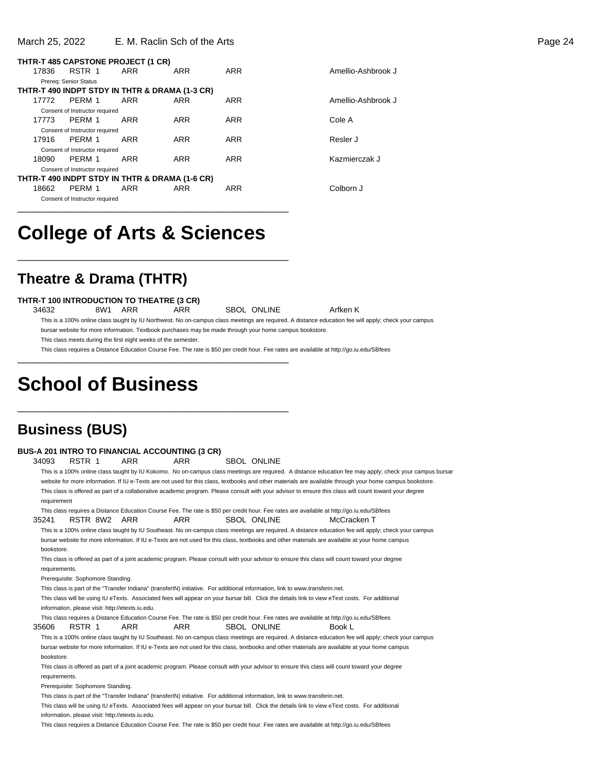**THTR-T 485 CAPSTONE PROJECT (1 CR)**

| | | | | | | |
|---|---|---|---|---|---|---|
| 17836 | RSTR 1 | ARR | ARR | ARR | | Amellio-Ashbrook J |

Prereq: Senior Status

**THTR-T 490 INDPT STDY IN THTR & DRAMA (1-3 CR)**

| | | | | | | |
|---|---|---|---|---|---|---|
| 17772 | PERM 1 | ARR | ARR | ARR | | Amellio-Ashbrook J |

Consent of Instructor required

| | | | | | | |
|---|---|---|---|---|---|---|
| 17773 | PERM 1 | ARR | ARR | ARR | | Cole A |

Consent of Instructor required

| | | | | | | |
|---|---|---|---|---|---|---|
| 17916 | PERM 1 | ARR | ARR | ARR | | Resler J |

Consent of Instructor required

| | | | | | | |
|---|---|---|---|---|---|---|
| 18090 | PERM 1 | ARR | ARR | ARR | | Kazmierczak J |

Consent of Instructor required

**THTR-T 490 INDPT STDY IN THTR & DRAMA (1-6 CR)**

| | | | | | | |
|---|---|---|---|---|---|---|
| 18662 | PERM 1 | ARR | ARR | ARR | | Colborn J |

Consent of Instructor required

# College of Arts & Sciences

## Theatre & Drama (THTR)

**THTR-T 100 INTRODUCTION TO THEATRE (3 CR)**

| | | | | | | |
|---|---|---|---|---|---|---|
| 34632 | 8W1 | ARR | ARR | SBOL | ONLINE | Arfken K |

This is a 100% online class taught by IU Northwest. No on-campus class meetings are required. A distance education fee will apply; check your campus bursar website for more information. Textbook purchases may be made through your home campus bookstore.

This class meets during the first eight weeks of the semester.

This class requires a Distance Education Course Fee. The rate is $50 per credit hour. Fee rates are available at http://go.iu.edu/SBfees

# School of Business

## Business (BUS)

**BUS-A 201 INTRO TO FINANCIAL ACCOUNTING (3 CR)**

| | | | | | | |
|---|---|---|---|---|---|---|
| 34093 | RSTR 1 | ARR | ARR | SBOL | ONLINE | |

This is a 100% online class taught by IU Kokomo. No on-campus class meetings are required. A distance education fee may apply; check your campus bursar website for more information. If IU e-Texts are not used for this class, textbooks and other materials are available through your home campus bookstore.

This class is offered as part of a collaborative academic program. Please consult with your advisor to ensure this class will count toward your degree requirement

This class requires a Distance Education Course Fee. The rate is $50 per credit hour. Fee rates are available at http://go.iu.edu/SBfees

| | | | | | | |
|---|---|---|---|---|---|---|
| 35241 | RSTR 8W2 | ARR | ARR | SBOL | ONLINE | McCracken T |

This is a 100% online class taught by IU Southeast. No on-campus class meetings are required. A distance education fee will apply; check your campus bursar website for more information. If IU e-Texts are not used for this class, textbooks and other materials are available at your home campus bookstore.

This class is offered as part of a joint academic program. Please consult with your advisor to ensure this class will count toward your degree requirements.

Prerequisite: Sophomore Standing.

This class is part of the "Transfer Indiana" (transferIN) initiative. For additional information, link to www.transferin.net.

This class will be using IU eTexts. Associated fees will appear on your bursar bill. Click the details link to view eText costs. For additional information, please visit: http://etexts.iu.edu.

This class requires a Distance Education Course Fee. The rate is $50 per credit hour. Fee rates are available at http://go.iu.edu/SBfees

| | | | | | | |
|---|---|---|---|---|---|---|
| 35606 | RSTR 1 | ARR | ARR | SBOL | ONLINE | Book L |

This is a 100% online class taught by IU Southeast. No on-campus class meetings are required. A distance education fee will apply; check your campus bursar website for more information. If IU e-Texts are not used for this class, textbooks and other materials are available at your home campus bookstore.

This class is offered as part of a joint academic program. Please consult with your advisor to ensure this class will count toward your degree requirements.

Prerequisite: Sophomore Standing.

This class is part of the "Transfer Indiana" (transferIN) initiative. For additional information, link to www.transferin.net.

This class will be using IU eTexts. Associated fees will appear on your bursar bill. Click the details link to view eText costs. For additional information, please visit: http://etexts.iu.edu.

This class requires a Distance Education Course Fee. The rate is $50 per credit hour. Fee rates are available at http://go.iu.edu/SBfees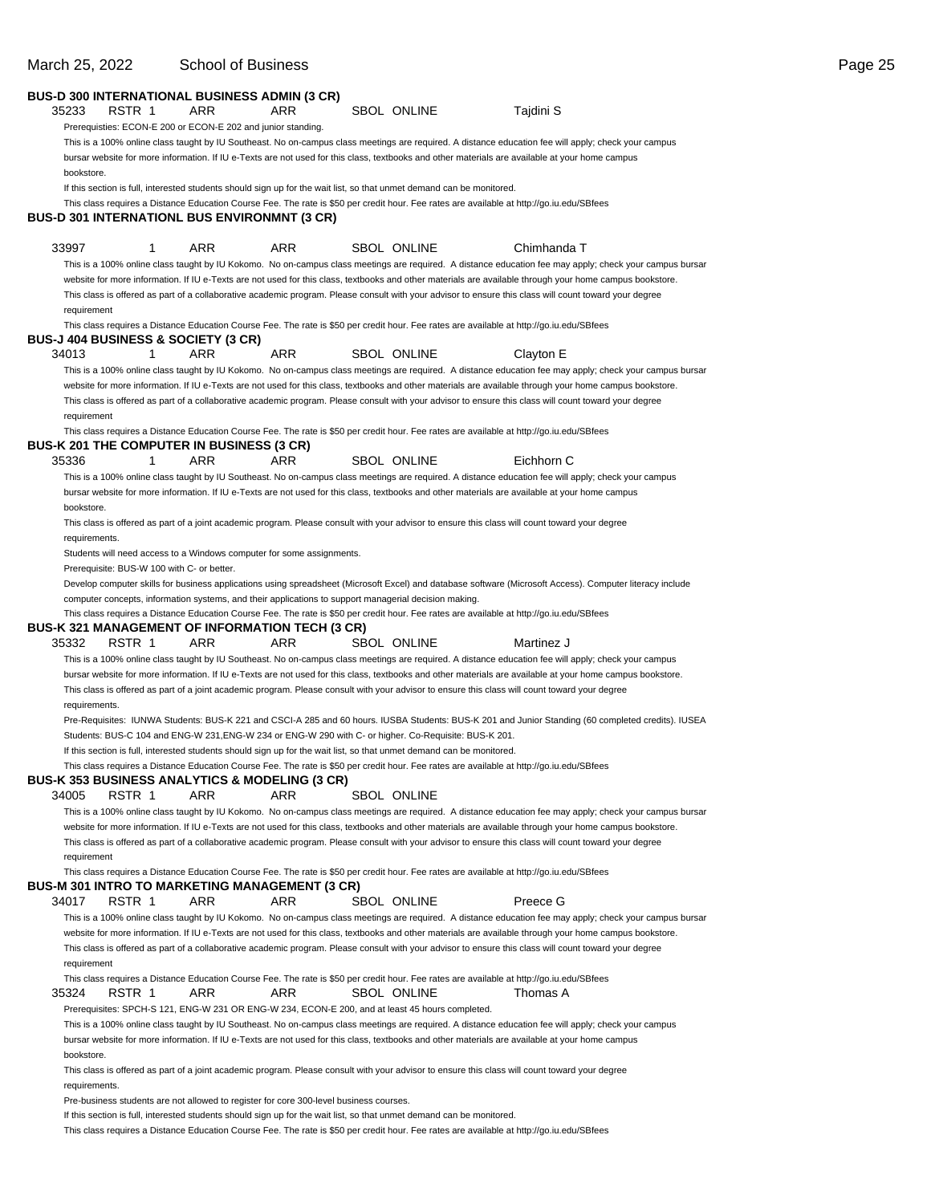### BUS-D 300 INTERNATIONAL BUSINESS ADMIN (3 CR)

35233 RSTR 1 ARR ARR SBOL ONLINE Tajdini S

Prerequisties: ECON-E 200 or ECON-E 202 and junior standing.

This is a 100% online class taught by IU Southeast. No on-campus class meetings are required. A distance education fee will apply; check your campus bursar website for more information. If IU e-Texts are not used for this class, textbooks and other materials are available at your home campus bookstore.

If this section is full, interested students should sign up for the wait list, so that unmet demand can be monitored.

This class requires a Distance Education Course Fee. The rate is $50 per credit hour. Fee rates are available at http://go.iu.edu/SBfees

### BUS-D 301 INTERNATIONL BUS ENVIRONMNT (3 CR)

33997 1 ARR ARR SBOL ONLINE Chimhanda T

This is a 100% online class taught by IU Kokomo. No on-campus class meetings are required. A distance education fee may apply; check your campus bursar website for more information. If IU e-Texts are not used for this class, textbooks and other materials are available through your home campus bookstore.

This class is offered as part of a collaborative academic program. Please consult with your advisor to ensure this class will count toward your degree requirement

This class requires a Distance Education Course Fee. The rate is $50 per credit hour. Fee rates are available at http://go.iu.edu/SBfees

### BUS-J 404 BUSINESS & SOCIETY (3 CR)

34013 1 ARR ARR SBOL ONLINE Clayton E

This is a 100% online class taught by IU Kokomo. No on-campus class meetings are required. A distance education fee may apply; check your campus bursar website for more information. If IU e-Texts are not used for this class, textbooks and other materials are available through your home campus bookstore.

This class is offered as part of a collaborative academic program. Please consult with your advisor to ensure this class will count toward your degree requirement

This class requires a Distance Education Course Fee. The rate is $50 per credit hour. Fee rates are available at http://go.iu.edu/SBfees

### BUS-K 201 THE COMPUTER IN BUSINESS (3 CR)

35336 1 ARR ARR SBOL ONLINE Eichhorn C

This is a 100% online class taught by IU Southeast. No on-campus class meetings are required. A distance education fee will apply; check your campus bursar website for more information. If IU e-Texts are not used for this class, textbooks and other materials are available at your home campus bookstore.

This class is offered as part of a joint academic program. Please consult with your advisor to ensure this class will count toward your degree requirements.

Students will need access to a Windows computer for some assignments.

Prerequisite: BUS-W 100 with C- or better.

Develop computer skills for business applications using spreadsheet (Microsoft Excel) and database software (Microsoft Access). Computer literacy include computer concepts, information systems, and their applications to support managerial decision making.

This class requires a Distance Education Course Fee. The rate is $50 per credit hour. Fee rates are available at http://go.iu.edu/SBfees

### BUS-K 321 MANAGEMENT OF INFORMATION TECH (3 CR)

35332 RSTR 1 ARR ARR SBOL ONLINE Martinez J

This is a 100% online class taught by IU Southeast. No on-campus class meetings are required. A distance education fee will apply; check your campus bursar website for more information. If IU e-Texts are not used for this class, textbooks and other materials are available at your home campus bookstore.

This class is offered as part of a joint academic program. Please consult with your advisor to ensure this class will count toward your degree requirements.

Pre-Requisites: IUNWA Students: BUS-K 221 and CSCI-A 285 and 60 hours. IUSBA Students: BUS-K 201 and Junior Standing (60 completed credits). IUSEA Students: BUS-C 104 and ENG-W 231,ENG-W 234 or ENG-W 290 with C- or higher. Co-Requisite: BUS-K 201.

If this section is full, interested students should sign up for the wait list, so that unmet demand can be monitored.

This class requires a Distance Education Course Fee. The rate is $50 per credit hour. Fee rates are available at http://go.iu.edu/SBfees

### BUS-K 353 BUSINESS ANALYTICS & MODELING (3 CR)

34005 RSTR 1 ARR ARR SBOL ONLINE

This is a 100% online class taught by IU Kokomo. No on-campus class meetings are required. A distance education fee may apply; check your campus bursar website for more information. If IU e-Texts are not used for this class, textbooks and other materials are available through your home campus bookstore.

This class is offered as part of a collaborative academic program. Please consult with your advisor to ensure this class will count toward your degree requirement

This class requires a Distance Education Course Fee. The rate is $50 per credit hour. Fee rates are available at http://go.iu.edu/SBfees

### BUS-M 301 INTRO TO MARKETING MANAGEMENT (3 CR)

34017 RSTR 1 ARR ARR SBOL ONLINE Preece G

This is a 100% online class taught by IU Kokomo. No on-campus class meetings are required. A distance education fee may apply; check your campus bursar website for more information. If IU e-Texts are not used for this class, textbooks and other materials are available through your home campus bookstore.

This class is offered as part of a collaborative academic program. Please consult with your advisor to ensure this class will count toward your degree requirement

This class requires a Distance Education Course Fee. The rate is $50 per credit hour. Fee rates are available at http://go.iu.edu/SBfees

35324 RSTR 1 ARR ARR SBOL ONLINE Thomas A

Prerequisites: SPCH-S 121, ENG-W 231 OR ENG-W 234, ECON-E 200, and at least 45 hours completed.

This is a 100% online class taught by IU Southeast. No on-campus class meetings are required. A distance education fee will apply; check your campus bursar website for more information. If IU e-Texts are not used for this class, textbooks and other materials are available at your home campus bookstore.

This class is offered as part of a joint academic program. Please consult with your advisor to ensure this class will count toward your degree requirements.

Pre-business students are not allowed to register for core 300-level business courses.

If this section is full, interested students should sign up for the wait list, so that unmet demand can be monitored.

This class requires a Distance Education Course Fee. The rate is $50 per credit hour. Fee rates are available at http://go.iu.edu/SBfees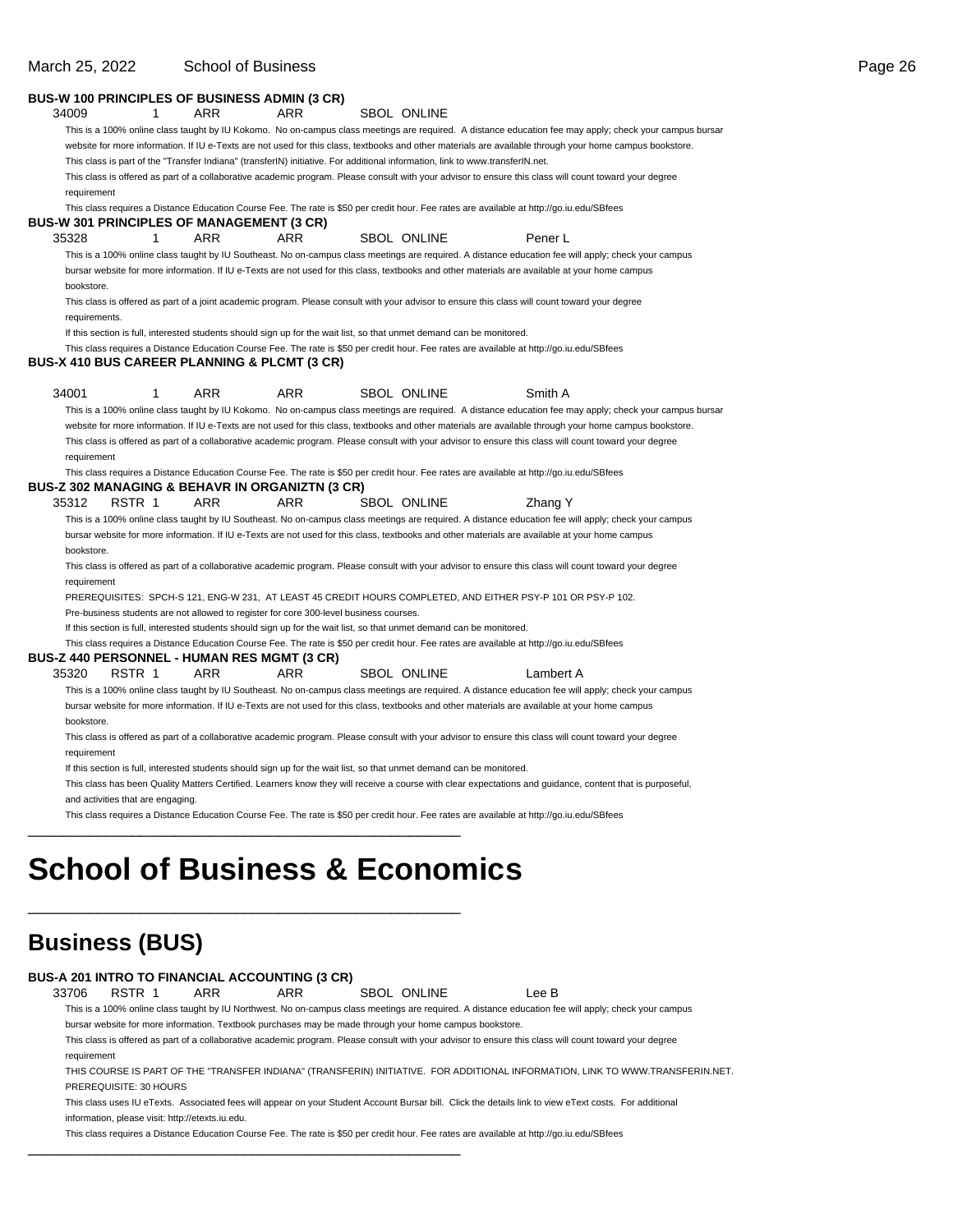**BUS-W 100 PRINCIPLES OF BUSINESS ADMIN (3 CR)**

34009    1    ARR    ARR    SBOL  ONLINE

This is a 100% online class taught by IU Kokomo. No on-campus class meetings are required. A distance education fee may apply; check your campus bursar website for more information. If IU e-Texts are not used for this class, textbooks and other materials are available through your home campus bookstore.

This class is part of the "Transfer Indiana" (transferIN) initiative. For additional information, link to www.transferIN.net.

This class is offered as part of a collaborative academic program. Please consult with your advisor to ensure this class will count toward your degree requirement

This class requires a Distance Education Course Fee. The rate is $50 per credit hour. Fee rates are available at http://go.iu.edu/SBfees

**BUS-W 301 PRINCIPLES OF MANAGEMENT (3 CR)**

35328    1    ARR    ARR    SBOL  ONLINE    Pener L

This is a 100% online class taught by IU Southeast. No on-campus class meetings are required. A distance education fee will apply; check your campus bursar website for more information. If IU e-Texts are not used for this class, textbooks and other materials are available at your home campus bookstore.

This class is offered as part of a joint academic program. Please consult with your advisor to ensure this class will count toward your degree requirements.

If this section is full, interested students should sign up for the wait list, so that unmet demand can be monitored.

This class requires a Distance Education Course Fee. The rate is $50 per credit hour. Fee rates are available at http://go.iu.edu/SBfees

**BUS-X 410 BUS CAREER PLANNING & PLCMT (3 CR)**

34001    1    ARR    ARR    SBOL  ONLINE    Smith A

This is a 100% online class taught by IU Kokomo. No on-campus class meetings are required. A distance education fee may apply; check your campus bursar website for more information. If IU e-Texts are not used for this class, textbooks and other materials are available through your home campus bookstore.

This class is offered as part of a collaborative academic program. Please consult with your advisor to ensure this class will count toward your degree requirement

This class requires a Distance Education Course Fee. The rate is $50 per credit hour. Fee rates are available at http://go.iu.edu/SBfees

**BUS-Z 302 MANAGING & BEHAVR IN ORGANIZTN (3 CR)**

35312    RSTR 1    ARR    ARR    SBOL  ONLINE    Zhang Y

This is a 100% online class taught by IU Southeast. No on-campus class meetings are required. A distance education fee will apply; check your campus bursar website for more information. If IU e-Texts are not used for this class, textbooks and other materials are available at your home campus bookstore.

This class is offered as part of a collaborative academic program. Please consult with your advisor to ensure this class will count toward your degree requirement

PREREQUISITES: SPCH-S 121, ENG-W 231, AT LEAST 45 CREDIT HOURS COMPLETED, AND EITHER PSY-P 101 OR PSY-P 102.

Pre-business students are not allowed to register for core 300-level business courses.

If this section is full, interested students should sign up for the wait list, so that unmet demand can be monitored.

This class requires a Distance Education Course Fee. The rate is $50 per credit hour. Fee rates are available at http://go.iu.edu/SBfees

**BUS-Z 440 PERSONNEL - HUMAN RES MGMT (3 CR)**

35320    RSTR 1    ARR    ARR    SBOL  ONLINE    Lambert A

This is a 100% online class taught by IU Southeast. No on-campus class meetings are required. A distance education fee will apply; check your campus bursar website for more information. If IU e-Texts are not used for this class, textbooks and other materials are available at your home campus bookstore.

This class is offered as part of a collaborative academic program. Please consult with your advisor to ensure this class will count toward your degree requirement

If this section is full, interested students should sign up for the wait list, so that unmet demand can be monitored.

This class has been Quality Matters Certified. Learners know they will receive a course with clear expectations and guidance, content that is purposeful, and activities that are engaging.

This class requires a Distance Education Course Fee. The rate is $50 per credit hour. Fee rates are available at http://go.iu.edu/SBfees

# School of Business & Economics

## Business (BUS)

**BUS-A 201 INTRO TO FINANCIAL ACCOUNTING (3 CR)**

33706    RSTR 1    ARR    ARR    SBOL  ONLINE    Lee B

This is a 100% online class taught by IU Northwest. No on-campus class meetings are required. A distance education fee will apply; check your campus bursar website for more information. Textbook purchases may be made through your home campus bookstore.

This class is offered as part of a collaborative academic program. Please consult with your advisor to ensure this class will count toward your degree requirement

THIS COURSE IS PART OF THE "TRANSFER INDIANA" (TRANSFERIN) INITIATIVE. FOR ADDITIONAL INFORMATION, LINK TO WWW.TRANSFERIN.NET.

PREREQUISITE: 30 HOURS

This class uses IU eTexts. Associated fees will appear on your Student Account Bursar bill. Click the details link to view eText costs. For additional information, please visit: http://etexts.iu.edu.

This class requires a Distance Education Course Fee. The rate is $50 per credit hour. Fee rates are available at http://go.iu.edu/SBfees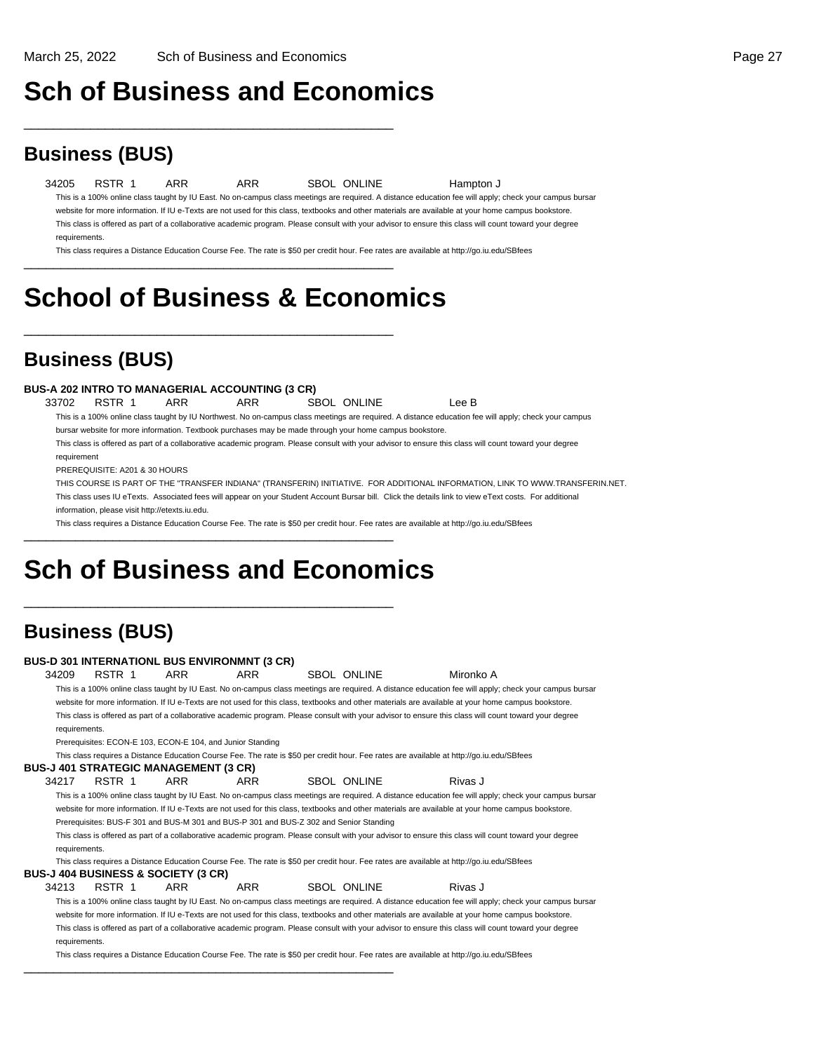# Sch of Business and Economics

---

## Business (BUS)

34205 RSTR 1 ARR ARR SBOL ONLINE Hampton J

This is a 100% online class taught by IU East. No on-campus class meetings are required. A distance education fee will apply; check your campus bursar website for more information. If IU e-Texts are not used for this class, textbooks and other materials are available at your home campus bookstore.

This class is offered as part of a collaborative academic program. Please consult with your advisor to ensure this class will count toward your degree requirements.

This class requires a Distance Education Course Fee. The rate is $50 per credit hour. Fee rates are available at http://go.iu.edu/SBfees

---

# School of Business & Economics

---

## Business (BUS)

**BUS-A 202 INTRO TO MANAGERIAL ACCOUNTING (3 CR)**

33702 RSTR 1 ARR ARR SBOL ONLINE Lee B

This is a 100% online class taught by IU Northwest. No on-campus class meetings are required. A distance education fee will apply; check your campus bursar website for more information. Textbook purchases may be made through your home campus bookstore.

This class is offered as part of a collaborative academic program. Please consult with your advisor to ensure this class will count toward your degree requirement

PREREQUISITE: A201 & 30 HOURS

THIS COURSE IS PART OF THE "TRANSFER INDIANA" (TRANSFERIN) INITIATIVE. FOR ADDITIONAL INFORMATION, LINK TO WWW.TRANSFERIN.NET.

This class uses IU eTexts. Associated fees will appear on your Student Account Bursar bill. Click the details link to view eText costs. For additional information, please visit http://etexts.iu.edu.

This class requires a Distance Education Course Fee. The rate is $50 per credit hour. Fee rates are available at http://go.iu.edu/SBfees

---

# Sch of Business and Economics

---

## Business (BUS)

**BUS-D 301 INTERNATIONL BUS ENVIRONMNT (3 CR)**

34209 RSTR 1 ARR ARR SBOL ONLINE Mironko A

This is a 100% online class taught by IU East. No on-campus class meetings are required. A distance education fee will apply; check your campus bursar website for more information. If IU e-Texts are not used for this class, textbooks and other materials are available at your home campus bookstore.

This class is offered as part of a collaborative academic program. Please consult with your advisor to ensure this class will count toward your degree requirements.

Prerequisites: ECON-E 103, ECON-E 104, and Junior Standing

This class requires a Distance Education Course Fee. The rate is $50 per credit hour. Fee rates are available at http://go.iu.edu/SBfees

**BUS-J 401 STRATEGIC MANAGEMENT (3 CR)**

34217 RSTR 1 ARR ARR SBOL ONLINE Rivas J

This is a 100% online class taught by IU East. No on-campus class meetings are required. A distance education fee will apply; check your campus bursar website for more information. If IU e-Texts are not used for this class, textbooks and other materials are available at your home campus bookstore.

Prerequisites: BUS-F 301 and BUS-M 301 and BUS-P 301 and BUS-Z 302 and Senior Standing

This class is offered as part of a collaborative academic program. Please consult with your advisor to ensure this class will count toward your degree requirements.

This class requires a Distance Education Course Fee. The rate is $50 per credit hour. Fee rates are available at http://go.iu.edu/SBfees

**BUS-J 404 BUSINESS & SOCIETY (3 CR)**

34213 RSTR 1 ARR ARR SBOL ONLINE Rivas J

This is a 100% online class taught by IU East. No on-campus class meetings are required. A distance education fee will apply; check your campus bursar website for more information. If IU e-Texts are not used for this class, textbooks and other materials are available at your home campus bookstore.

This class is offered as part of a collaborative academic program. Please consult with your advisor to ensure this class will count toward your degree requirements.

This class requires a Distance Education Course Fee. The rate is $50 per credit hour. Fee rates are available at http://go.iu.edu/SBfees

---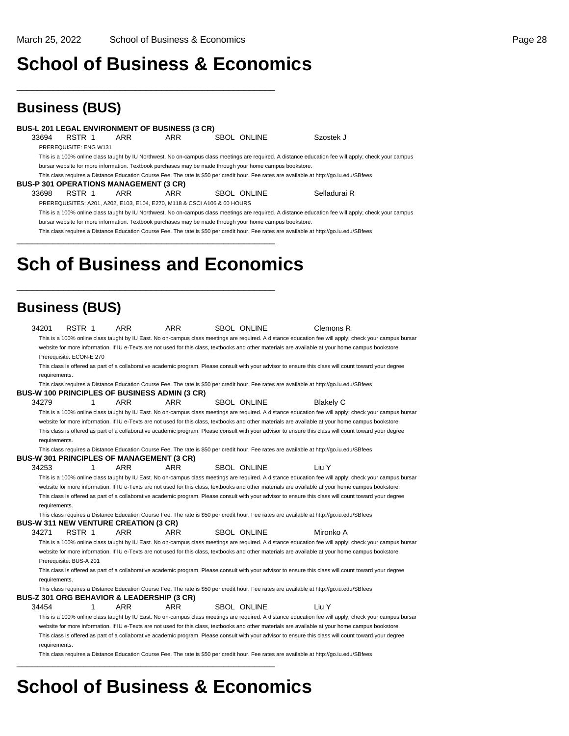# School of Business & Economics

## Business (BUS)

**BUS-L 201 LEGAL ENVIRONMENT OF BUSINESS (3 CR)**

33694 RSTR 1 ARR ARR SBOL ONLINE Szostek J

PREREQUISITE: ENG W131

This is a 100% online class taught by IU Northwest. No on-campus class meetings are required. A distance education fee will apply; check your campus bursar website for more information. Textbook purchases may be made through your home campus bookstore.

This class requires a Distance Education Course Fee. The rate is $50 per credit hour. Fee rates are available at http://go.iu.edu/SBfees

**BUS-P 301 OPERATIONS MANAGEMENT (3 CR)**

33698 RSTR 1 ARR ARR SBOL ONLINE Selladurai R

PREREQUISITES: A201, A202, E103, E104, E270, M118 & CSCI A106 & 60 HOURS

This is a 100% online class taught by IU Northwest. No on-campus class meetings are required. A distance education fee will apply; check your campus bursar website for more information. Textbook purchases may be made through your home campus bookstore.

This class requires a Distance Education Course Fee. The rate is $50 per credit hour. Fee rates are available at http://go.iu.edu/SBfees

# Sch of Business and Economics

## Business (BUS)

34201 RSTR 1 ARR ARR SBOL ONLINE Clemons R

This is a 100% online class taught by IU East. No on-campus class meetings are required. A distance education fee will apply; check your campus bursar website for more information. If IU e-Texts are not used for this class, textbooks and other materials are available at your home campus bookstore.

Prerequisite: ECON-E 270

This class is offered as part of a collaborative academic program. Please consult with your advisor to ensure this class will count toward your degree requirements.

This class requires a Distance Education Course Fee. The rate is $50 per credit hour. Fee rates are available at http://go.iu.edu/SBfees

**BUS-W 100 PRINCIPLES OF BUSINESS ADMIN (3 CR)**

34279 1 ARR ARR SBOL ONLINE Blakely C

This is a 100% online class taught by IU East. No on-campus class meetings are required. A distance education fee will apply; check your campus bursar website for more information. If IU e-Texts are not used for this class, textbooks and other materials are available at your home campus bookstore.

This class is offered as part of a collaborative academic program. Please consult with your advisor to ensure this class will count toward your degree requirements.

This class requires a Distance Education Course Fee. The rate is $50 per credit hour. Fee rates are available at http://go.iu.edu/SBfees

**BUS-W 301 PRINCIPLES OF MANAGEMENT (3 CR)**

34253 1 ARR ARR SBOL ONLINE Liu Y

This is a 100% online class taught by IU East. No on-campus class meetings are required. A distance education fee will apply; check your campus bursar website for more information. If IU e-Texts are not used for this class, textbooks and other materials are available at your home campus bookstore.

This class is offered as part of a collaborative academic program. Please consult with your advisor to ensure this class will count toward your degree requirements.

This class requires a Distance Education Course Fee. The rate is $50 per credit hour. Fee rates are available at http://go.iu.edu/SBfees

**BUS-W 311 NEW VENTURE CREATION (3 CR)**

34271 RSTR 1 ARR ARR SBOL ONLINE Mironko A

This is a 100% online class taught by IU East. No on-campus class meetings are required. A distance education fee will apply; check your campus bursar website for more information. If IU e-Texts are not used for this class, textbooks and other materials are available at your home campus bookstore.

Prerequisite: BUS-A 201

This class is offered as part of a collaborative academic program. Please consult with your advisor to ensure this class will count toward your degree requirements.

This class requires a Distance Education Course Fee. The rate is $50 per credit hour. Fee rates are available at http://go.iu.edu/SBfees

**BUS-Z 301 ORG BEHAVIOR & LEADERSHIP (3 CR)**

34454 1 ARR ARR SBOL ONLINE Liu Y

This is a 100% online class taught by IU East. No on-campus class meetings are required. A distance education fee will apply; check your campus bursar website for more information. If IU e-Texts are not used for this class, textbooks and other materials are available at your home campus bookstore.

This class is offered as part of a collaborative academic program. Please consult with your advisor to ensure this class will count toward your degree requirements.

This class requires a Distance Education Course Fee. The rate is $50 per credit hour. Fee rates are available at http://go.iu.edu/SBfees

# School of Business & Economics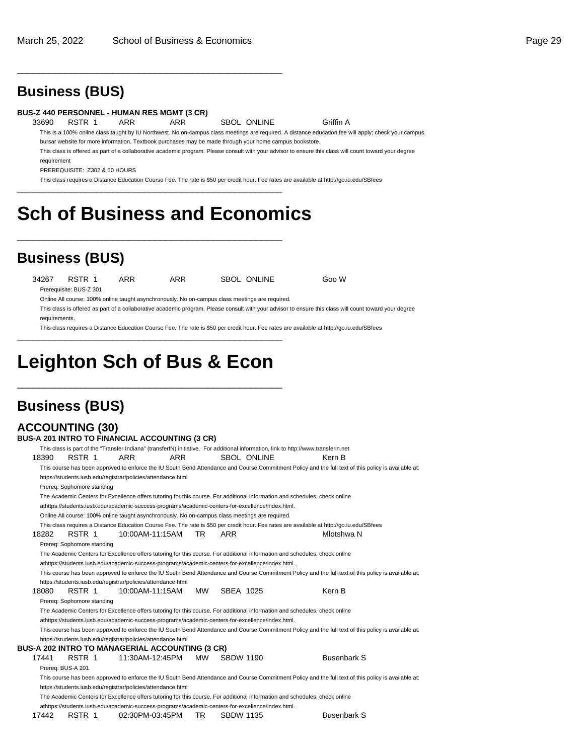## Business (BUS)

**BUS-Z 440 PERSONNEL - HUMAN RES MGMT (3 CR)**

33690 RSTR 1 ARR ARR SBOL ONLINE Griffin A

This is a 100% online class taught by IU Northwest. No on-campus class meetings are required. A distance education fee will apply; check your campus bursar website for more information. Textbook purchases may be made through your home campus bookstore.

This class is offered as part of a collaborative academic program. Please consult with your advisor to ensure this class will count toward your degree requirement

PREREQUISITE: Z302 & 60 HOURS

This class requires a Distance Education Course Fee. The rate is $50 per credit hour. Fee rates are available at http://go.iu.edu/SBfees

# Sch of Business and Economics

## Business (BUS)

34267 RSTR 1 ARR ARR SBOL ONLINE Goo W

Prerequisite: BUS-Z 301

Online All course: 100% online taught asynchronously. No on-campus class meetings are required.

This class is offered as part of a collaborative academic program. Please consult with your advisor to ensure this class will count toward your degree requirements.

This class requires a Distance Education Course Fee. The rate is $50 per credit hour. Fee rates are available at http://go.iu.edu/SBfees

# Leighton Sch of Bus & Econ

## Business (BUS)

### ACCOUNTING (30)

**BUS-A 201 INTRO TO FINANCIAL ACCOUNTING (3 CR)**

This class is part of the "Transfer Indiana" (transferIN) initiative. For additional information, link to http://www.transferin.net

18390 RSTR 1 ARR ARR SBOL ONLINE Kern B

This course has been approved to enforce the IU South Bend Attendance and Course Commitment Policy and the full text of this policy is available at: https://students.iusb.edu/registrar/policies/attendance.html

Prereq: Sophomore standing

The Academic Centers for Excellence offers tutoring for this course. For additional information and schedules, check online athttps://students.iusb.edu/academic-success-programs/academic-centers-for-excellence/index.html.

Online All course: 100% online taught asynchronously. No on-campus class meetings are required.

This class requires a Distance Education Course Fee. The rate is $50 per credit hour. Fee rates are available at http://go.iu.edu/SBfees

18282 RSTR 1 10:00AM-11:15AM TR ARR Mlotshwa N

Prereq: Sophomore standing

The Academic Centers for Excellence offers tutoring for this course. For additional information and schedules, check online athttps://students.iusb.edu/academic-success-programs/academic-centers-for-excellence/index.html.

This course has been approved to enforce the IU South Bend Attendance and Course Commitment Policy and the full text of this policy is available at: https://students.iusb.edu/registrar/policies/attendance.html

18080 RSTR 1 10:00AM-11:15AM MW SBEA 1025 Kern B

Prereq: Sophomore standing

The Academic Centers for Excellence offers tutoring for this course. For additional information and schedules, check online athttps://students.iusb.edu/academic-success-programs/academic-centers-for-excellence/index.html.

This course has been approved to enforce the IU South Bend Attendance and Course Commitment Policy and the full text of this policy is available at: https://students.iusb.edu/registrar/policies/attendance.html

**BUS-A 202 INTRO TO MANAGERIAL ACCOUNTING (3 CR)**

17441 RSTR 1 11:30AM-12:45PM MW SBDW 1190 Busenbark S

Prereq: BUS-A 201

This course has been approved to enforce the IU South Bend Attendance and Course Commitment Policy and the full text of this policy is available at: https://students.iusb.edu/registrar/policies/attendance.html

The Academic Centers for Excellence offers tutoring for this course. For additional information and schedules, check online athttps://students.iusb.edu/academic-success-programs/academic-centers-for-excellence/index.html.

17442 RSTR 1 02:30PM-03:45PM TR SBDW 1135 Busenbark S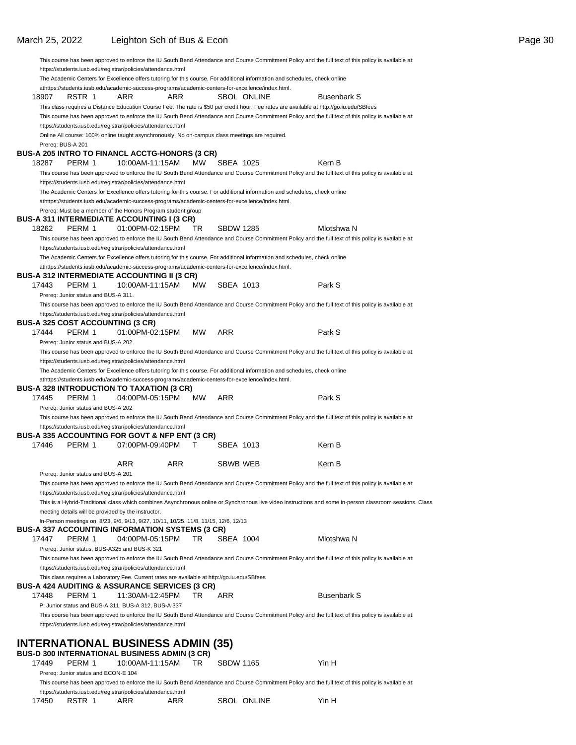This course has been approved to enforce the IU South Bend Attendance and Course Commitment Policy and the full text of this policy is available at: https://students.iusb.edu/registrar/policies/attendance.html

The Academic Centers for Excellence offers tutoring for this course. For additional information and schedules, check online athttps://students.iusb.edu/academic-success-programs/academic-centers-for-excellence/index.html.

| 18907 | RSTR 1 | ARR | ARR | SBOL ONLINE | Busenbark S |
|---|---|---|---|---|---|

This class requires a Distance Education Course Fee. The rate is $50 per credit hour. Fee rates are available at http://go.iu.edu/SBfees

This course has been approved to enforce the IU South Bend Attendance and Course Commitment Policy and the full text of this policy is available at: https://students.iusb.edu/registrar/policies/attendance.html

Online All course: 100% online taught asynchronously. No on-campus class meetings are required.

Prereq: BUS-A 201

**BUS-A 205 INTRO TO FINANCL ACCTG-HONORS (3 CR)**

| 18287 | PERM 1 | 10:00AM-11:15AM | MW | SBEA 1025 | Kern B |
|---|---|---|---|---|---|

This course has been approved to enforce the IU South Bend Attendance and Course Commitment Policy and the full text of this policy is available at: https://students.iusb.edu/registrar/policies/attendance.html

The Academic Centers for Excellence offers tutoring for this course. For additional information and schedules, check online athttps://students.iusb.edu/academic-success-programs/academic-centers-for-excellence/index.html.

Prereq: Must be a member of the Honors Program student group

**BUS-A 311 INTERMEDIATE ACCOUNTING I (3 CR)**

| 18262 | PERM 1 | 01:00PM-02:15PM | TR | SBDW 1285 | Mlotshwa N |
|---|---|---|---|---|---|

This course has been approved to enforce the IU South Bend Attendance and Course Commitment Policy and the full text of this policy is available at: https://students.iusb.edu/registrar/policies/attendance.html

The Academic Centers for Excellence offers tutoring for this course. For additional information and schedules, check online athttps://students.iusb.edu/academic-success-programs/academic-centers-for-excellence/index.html.

**BUS-A 312 INTERMEDIATE ACCOUNTING II (3 CR)**

| 17443 | PERM 1 | 10:00AM-11:15AM | MW | SBEA 1013 | Park S |
|---|---|---|---|---|---|

Prereq: Junior status and BUS-A 311.

This course has been approved to enforce the IU South Bend Attendance and Course Commitment Policy and the full text of this policy is available at: https://students.iusb.edu/registrar/policies/attendance.html

**BUS-A 325 COST ACCOUNTING (3 CR)**

| 17444 | PERM 1 | 01:00PM-02:15PM | MW | ARR | Park S |
|---|---|---|---|---|---|

Prereq: Junior status and BUS-A 202

This course has been approved to enforce the IU South Bend Attendance and Course Commitment Policy and the full text of this policy is available at: https://students.iusb.edu/registrar/policies/attendance.html

The Academic Centers for Excellence offers tutoring for this course. For additional information and schedules, check online athttps://students.iusb.edu/academic-success-programs/academic-centers-for-excellence/index.html.

**BUS-A 328 INTRODUCTION TO TAXATION (3 CR)**

| 17445 | PERM 1 | 04:00PM-05:15PM | MW | ARR | Park S |
|---|---|---|---|---|---|

Prereq: Junior status and BUS-A 202

This course has been approved to enforce the IU South Bend Attendance and Course Commitment Policy and the full text of this policy is available at: https://students.iusb.edu/registrar/policies/attendance.html

**BUS-A 335 ACCOUNTING FOR GOVT & NFP ENT (3 CR)**

| 17446 | PERM 1 | 07:00PM-09:40PM | T | SBEA 1013 | Kern B |
|---|---|---|---|---|---|
| | | ARR | ARR | SBWB WEB | Kern B |

Prereq: Junior status and BUS-A 201

This course has been approved to enforce the IU South Bend Attendance and Course Commitment Policy and the full text of this policy is available at: https://students.iusb.edu/registrar/policies/attendance.html

This is a Hybrid-Traditional class which combines Asynchronous online or Synchronous live video instructions and some in-person classroom sessions. Class meeting details will be provided by the instructor.

In-Person meetings on 8/23, 9/6, 9/13, 9/27, 10/11, 10/25, 11/8, 11/15, 12/6, 12/13

**BUS-A 337 ACCOUNTING INFORMATION SYSTEMS (3 CR)**

| 17447 | PERM 1 | 04:00PM-05:15PM | TR | SBEA 1004 | Mlotshwa N |
|---|---|---|---|---|---|

Prereq: Junior status, BUS-A325 and BUS-K 321

This course has been approved to enforce the IU South Bend Attendance and Course Commitment Policy and the full text of this policy is available at: https://students.iusb.edu/registrar/policies/attendance.html

This class requires a Laboratory Fee. Current rates are available at http://go.iu.edu/SBfees

**BUS-A 424 AUDITING & ASSURANCE SERVICES (3 CR)**

| 17448 | PERM 1 | 11:30AM-12:45PM | TR | ARR | Busenbark S |
|---|---|---|---|---|---|

P: Junior status and BUS-A 311, BUS-A 312, BUS-A 337

This course has been approved to enforce the IU South Bend Attendance and Course Commitment Policy and the full text of this policy is available at: https://students.iusb.edu/registrar/policies/attendance.html

# INTERNATIONAL BUSINESS ADMIN (35)

**BUS-D 300 INTERNATIONAL BUSINESS ADMIN (3 CR)**

| 17449 | PERM 1 | 10:00AM-11:15AM | TR | SBDW 1165 | Yin H |
|---|---|---|---|---|---|

Prereq: Junior status and ECON-E 104

This course has been approved to enforce the IU South Bend Attendance and Course Commitment Policy and the full text of this policy is available at: https://students.iusb.edu/registrar/policies/attendance.html

| 17450 | RSTR 1 | ARR | ARR | SBOL ONLINE | Yin H |
|---|---|---|---|---|---|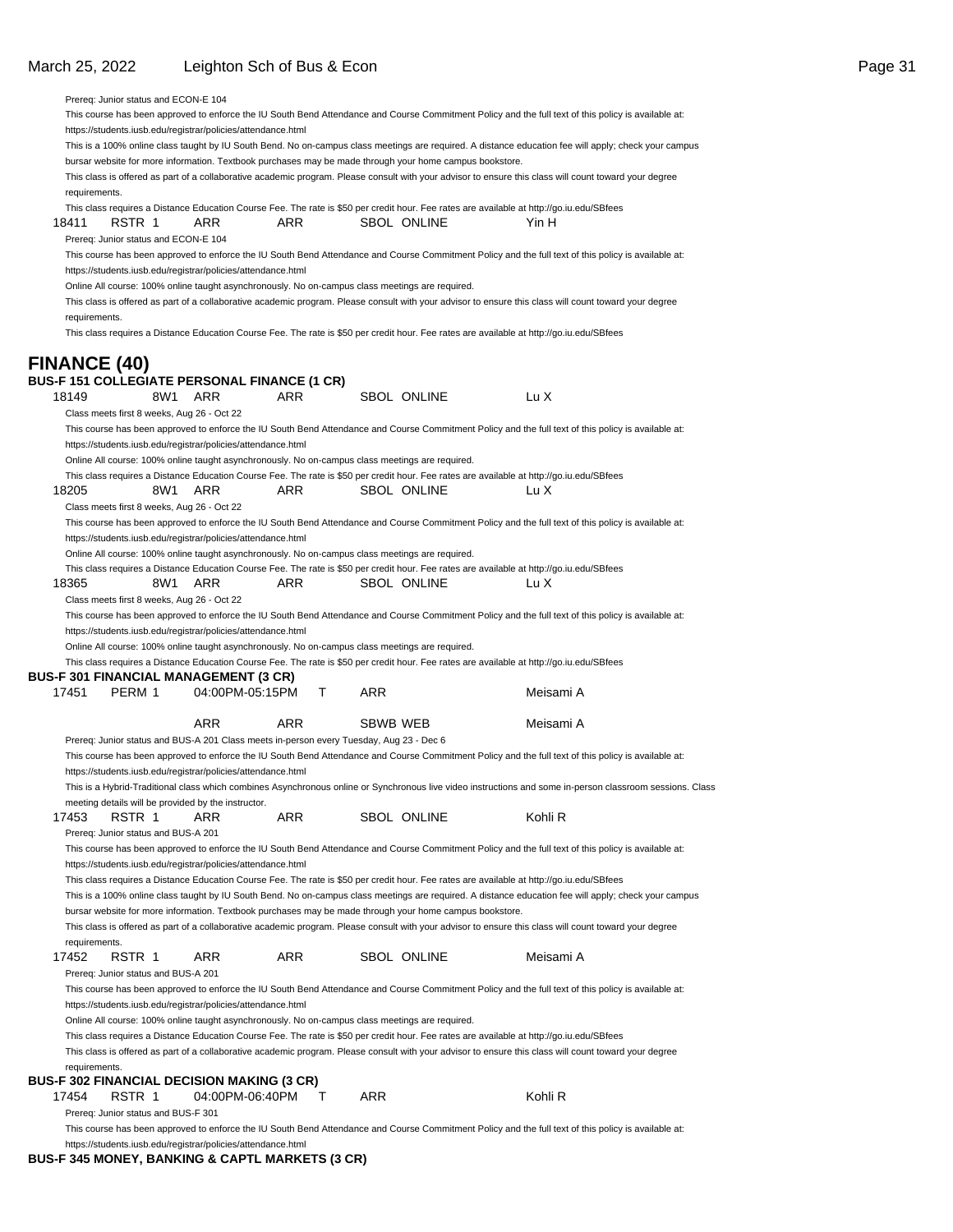Prereq: Junior status and ECON-E 104

This course has been approved to enforce the IU South Bend Attendance and Course Commitment Policy and the full text of this policy is available at: https://students.iusb.edu/registrar/policies/attendance.html

This is a 100% online class taught by IU South Bend. No on-campus class meetings are required. A distance education fee will apply; check your campus bursar website for more information. Textbook purchases may be made through your home campus bookstore.

This class is offered as part of a collaborative academic program. Please consult with your advisor to ensure this class will count toward your degree requirements.

This class requires a Distance Education Course Fee. The rate is $50 per credit hour. Fee rates are available at http://go.iu.edu/SBfees

18411 RSTR 1 ARR ARR SBOL ONLINE Yin H

Prereq: Junior status and ECON-E 104

This course has been approved to enforce the IU South Bend Attendance and Course Commitment Policy and the full text of this policy is available at: https://students.iusb.edu/registrar/policies/attendance.html

Online All course: 100% online taught asynchronously. No on-campus class meetings are required.

This class is offered as part of a collaborative academic program. Please consult with your advisor to ensure this class will count toward your degree requirements.

This class requires a Distance Education Course Fee. The rate is $50 per credit hour. Fee rates are available at http://go.iu.edu/SBfees

# FINANCE (40)

### BUS-F 151 COLLEGIATE PERSONAL FINANCE (1 CR)

18149 8W1 ARR ARR SBOL ONLINE Lu X

Class meets first 8 weeks, Aug 26 - Oct 22

This course has been approved to enforce the IU South Bend Attendance and Course Commitment Policy and the full text of this policy is available at: https://students.iusb.edu/registrar/policies/attendance.html

Online All course: 100% online taught asynchronously. No on-campus class meetings are required.

This class requires a Distance Education Course Fee. The rate is $50 per credit hour. Fee rates are available at http://go.iu.edu/SBfees

18205 8W1 ARR ARR SBOL ONLINE Lu X

Class meets first 8 weeks, Aug 26 - Oct 22

This course has been approved to enforce the IU South Bend Attendance and Course Commitment Policy and the full text of this policy is available at: https://students.iusb.edu/registrar/policies/attendance.html

Online All course: 100% online taught asynchronously. No on-campus class meetings are required.

This class requires a Distance Education Course Fee. The rate is $50 per credit hour. Fee rates are available at http://go.iu.edu/SBfees

18365 8W1 ARR ARR SBOL ONLINE Lu X

Class meets first 8 weeks, Aug 26 - Oct 22

This course has been approved to enforce the IU South Bend Attendance and Course Commitment Policy and the full text of this policy is available at: https://students.iusb.edu/registrar/policies/attendance.html

Online All course: 100% online taught asynchronously. No on-campus class meetings are required.

This class requires a Distance Education Course Fee. The rate is $50 per credit hour. Fee rates are available at http://go.iu.edu/SBfees

### BUS-F 301 FINANCIAL MANAGEMENT (3 CR)

17451 PERM 1 04:00PM-05:15PM T ARR Meisami A

ARR ARR SBWB WEB Meisami A

Prereq: Junior status and BUS-A 201 Class meets in-person every Tuesday, Aug 23 - Dec 6

This course has been approved to enforce the IU South Bend Attendance and Course Commitment Policy and the full text of this policy is available at: https://students.iusb.edu/registrar/policies/attendance.html

This is a Hybrid-Traditional class which combines Asynchronous online or Synchronous live video instructions and some in-person classroom sessions. Class meeting details will be provided by the instructor.

17453 RSTR 1 ARR ARR SBOL ONLINE Kohli R

Prereq: Junior status and BUS-A 201

This course has been approved to enforce the IU South Bend Attendance and Course Commitment Policy and the full text of this policy is available at: https://students.iusb.edu/registrar/policies/attendance.html

This class requires a Distance Education Course Fee. The rate is $50 per credit hour. Fee rates are available at http://go.iu.edu/SBfees

This is a 100% online class taught by IU South Bend. No on-campus class meetings are required. A distance education fee will apply; check your campus bursar website for more information. Textbook purchases may be made through your home campus bookstore.

This class is offered as part of a collaborative academic program. Please consult with your advisor to ensure this class will count toward your degree requirements.

17452 RSTR 1 ARR ARR SBOL ONLINE Meisami A

Prereq: Junior status and BUS-A 201

This course has been approved to enforce the IU South Bend Attendance and Course Commitment Policy and the full text of this policy is available at: https://students.iusb.edu/registrar/policies/attendance.html

Online All course: 100% online taught asynchronously. No on-campus class meetings are required.

This class requires a Distance Education Course Fee. The rate is $50 per credit hour. Fee rates are available at http://go.iu.edu/SBfees

This class is offered as part of a collaborative academic program. Please consult with your advisor to ensure this class will count toward your degree requirements.

### BUS-F 302 FINANCIAL DECISION MAKING (3 CR)

17454 RSTR 1 04:00PM-06:40PM T ARR Kohli R

Prereq: Junior status and BUS-F 301

This course has been approved to enforce the IU South Bend Attendance and Course Commitment Policy and the full text of this policy is available at: https://students.iusb.edu/registrar/policies/attendance.html

### BUS-F 345 MONEY, BANKING & CAPTL MARKETS (3 CR)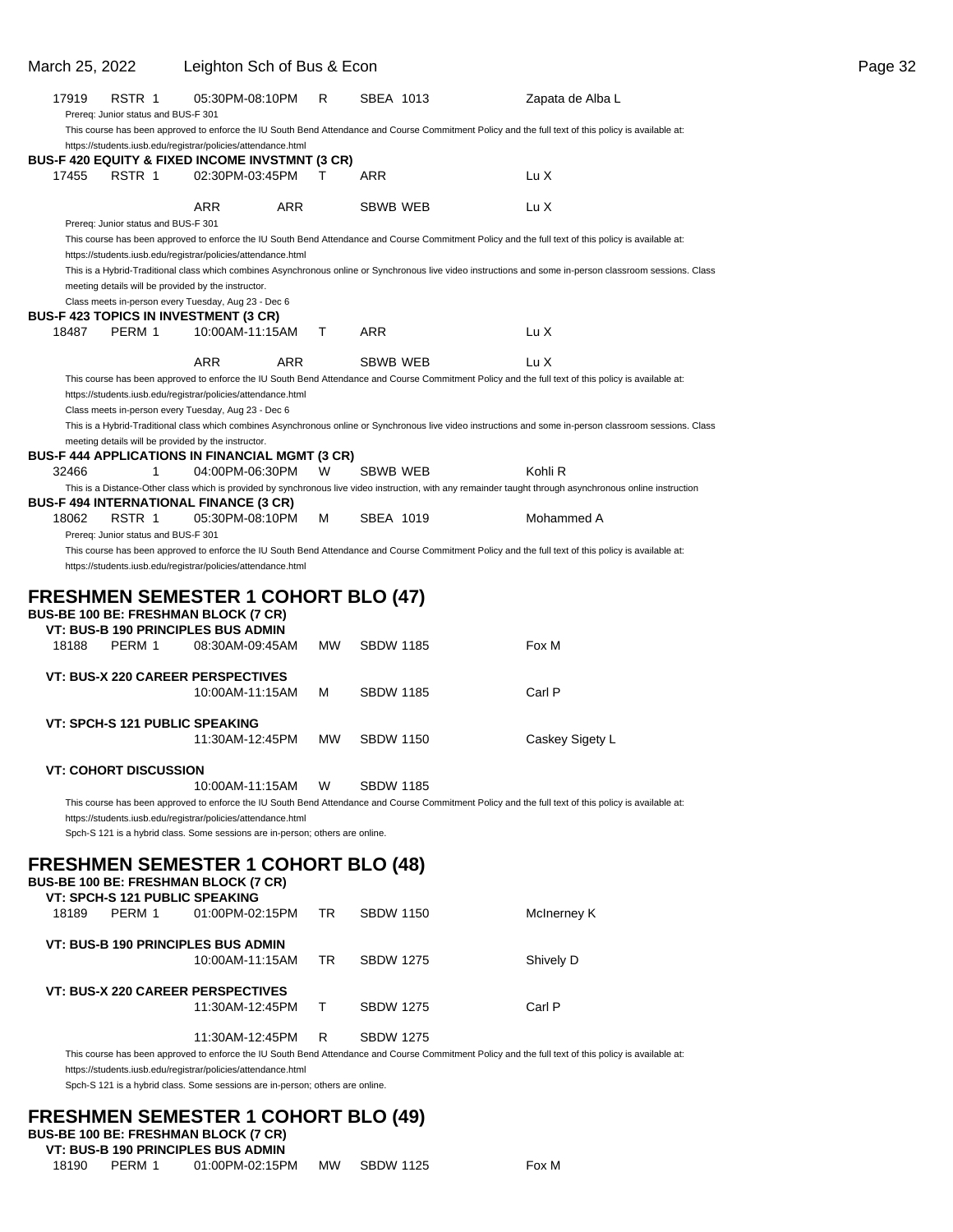| | | | | | |
|---|---|---|---|---|---|
| 17919 | RSTR 1 | 05:30PM-08:10PM | R | SBEA 1013 | Zapata de Alba L |

Prereq: Junior status and BUS-F 301

This course has been approved to enforce the IU South Bend Attendance and Course Commitment Policy and the full text of this policy is available at: https://students.iusb.edu/registrar/policies/attendance.html

**BUS-F 420 EQUITY & FIXED INCOME INVSTMNT (3 CR)**

| | | | | | |
|---|---|---|---|---|---|
| 17455 | RSTR 1 | 02:30PM-03:45PM | T | ARR | Lu X |
| | | ARR | ARR | SBWB WEB | Lu X |

Prereq: Junior status and BUS-F 301

This course has been approved to enforce the IU South Bend Attendance and Course Commitment Policy and the full text of this policy is available at: https://students.iusb.edu/registrar/policies/attendance.html

This is a Hybrid-Traditional class which combines Asynchronous online or Synchronous live video instructions and some in-person classroom sessions. Class meeting details will be provided by the instructor.

Class meets in-person every Tuesday, Aug 23 - Dec 6

**BUS-F 423 TOPICS IN INVESTMENT (3 CR)**

| | | | | | |
|---|---|---|---|---|---|
| 18487 | PERM 1 | 10:00AM-11:15AM | T | ARR | Lu X |
| | | ARR | ARR | SBWB WEB | Lu X |

This course has been approved to enforce the IU South Bend Attendance and Course Commitment Policy and the full text of this policy is available at: https://students.iusb.edu/registrar/policies/attendance.html

Class meets in-person every Tuesday, Aug 23 - Dec 6

This is a Hybrid-Traditional class which combines Asynchronous online or Synchronous live video instructions and some in-person classroom sessions. Class meeting details will be provided by the instructor.

**BUS-F 444 APPLICATIONS IN FINANCIAL MGMT (3 CR)**

| | | | | | |
|---|---|---|---|---|---|
| 32466 | 1 | 04:00PM-06:30PM | W | SBWB WEB | Kohli R |

This is a Distance-Other class which is provided by synchronous live video instruction, with any remainder taught through asynchronous online instruction

**BUS-F 494 INTERNATIONAL FINANCE (3 CR)**

| | | | | | |
|---|---|---|---|---|---|
| 18062 | RSTR 1 | 05:30PM-08:10PM | M | SBEA 1019 | Mohammed A |

Prereq: Junior status and BUS-F 301

This course has been approved to enforce the IU South Bend Attendance and Course Commitment Policy and the full text of this policy is available at: https://students.iusb.edu/registrar/policies/attendance.html

# FRESHMEN SEMESTER 1 COHORT BLO (47)

**BUS-BE 100 BE: FRESHMAN BLOCK (7 CR)**

| | | | | | |
|---|---|---|---|---|---|
| **VT: BUS-B 190 PRINCIPLES BUS ADMIN** | | | | | |
| 18188 | PERM 1 | 08:30AM-09:45AM | MW | SBDW 1185 | Fox M |
| **VT: BUS-X 220 CAREER PERSPECTIVES** | | | | | |
| | | 10:00AM-11:15AM | M | SBDW 1185 | Carl P |
| **VT: SPCH-S 121 PUBLIC SPEAKING** | | | | | |
| | | 11:30AM-12:45PM | MW | SBDW 1150 | Caskey Sigety L |
| **VT: COHORT DISCUSSION** | | | | | |
| | | 10:00AM-11:15AM | W | SBDW 1185 | |

This course has been approved to enforce the IU South Bend Attendance and Course Commitment Policy and the full text of this policy is available at: https://students.iusb.edu/registrar/policies/attendance.html

Spch-S 121 is a hybrid class. Some sessions are in-person; others are online.

# FRESHMEN SEMESTER 1 COHORT BLO (48)

**BUS-BE 100 BE: FRESHMAN BLOCK (7 CR)**

| | | | | | |
|---|---|---|---|---|---|
| **VT: SPCH-S 121 PUBLIC SPEAKING** | | | | | |
| 18189 | PERM 1 | 01:00PM-02:15PM | TR | SBDW 1150 | McInerney K |
| **VT: BUS-B 190 PRINCIPLES BUS ADMIN** | | | | | |
| | | 10:00AM-11:15AM | TR | SBDW 1275 | Shively D |
| **VT: BUS-X 220 CAREER PERSPECTIVES** | | | | | |
| | | 11:30AM-12:45PM | T | SBDW 1275 | Carl P |
| | | 11:30AM-12:45PM | R | SBDW 1275 | |

This course has been approved to enforce the IU South Bend Attendance and Course Commitment Policy and the full text of this policy is available at: https://students.iusb.edu/registrar/policies/attendance.html

Spch-S 121 is a hybrid class. Some sessions are in-person; others are online.

# FRESHMEN SEMESTER 1 COHORT BLO (49)

**BUS-BE 100 BE: FRESHMAN BLOCK (7 CR)**

| | | | | | |
|---|---|---|---|---|---|
| **VT: BUS-B 190 PRINCIPLES BUS ADMIN** | | | | | |
| 18190 | PERM 1 | 01:00PM-02:15PM | MW | SBDW 1125 | Fox M |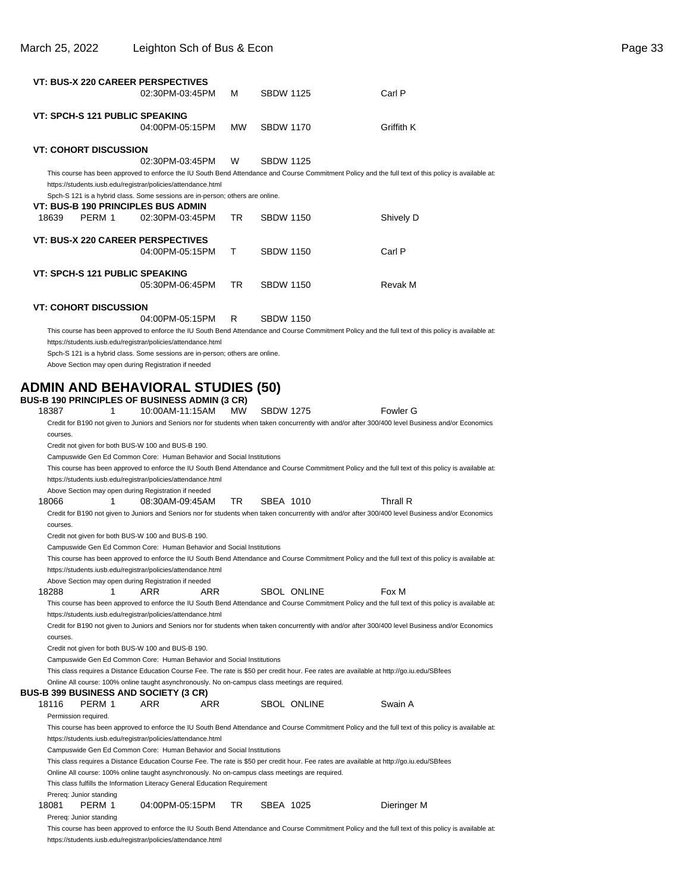**VT: BUS-X 220 CAREER PERSPECTIVES**

| | | | | | |
|---|---|---|---|---|---|
| | | 02:30PM-03:45PM | M | SBDW 1125 | Carl P |

**VT: SPCH-S 121 PUBLIC SPEAKING**

| | | | | | |
|---|---|---|---|---|---|
| | | 04:00PM-05:15PM | MW | SBDW 1170 | Griffith K |

**VT: COHORT DISCUSSION**

| | | | | | |
|---|---|---|---|---|---|
| | | 02:30PM-03:45PM | W | SBDW 1125 | |

This course has been approved to enforce the IU South Bend Attendance and Course Commitment Policy and the full text of this policy is available at: https://students.iusb.edu/registrar/policies/attendance.html

Spch-S 121 is a hybrid class. Some sessions are in-person; others are online.

**VT: BUS-B 190 PRINCIPLES BUS ADMIN**

| | | | | | |
|---|---|---|---|---|---|
| 18639 | PERM 1 | 02:30PM-03:45PM | TR | SBDW 1150 | Shively D |

**VT: BUS-X 220 CAREER PERSPECTIVES**

| | | | | | |
|---|---|---|---|---|---|
| | | 04:00PM-05:15PM | T | SBDW 1150 | Carl P |

**VT: SPCH-S 121 PUBLIC SPEAKING**

| | | | | | |
|---|---|---|---|---|---|
| | | 05:30PM-06:45PM | TR | SBDW 1150 | Revak M |

**VT: COHORT DISCUSSION**

| | | | | | |
|---|---|---|---|---|---|
| | | 04:00PM-05:15PM | R | SBDW 1150 | |

This course has been approved to enforce the IU South Bend Attendance and Course Commitment Policy and the full text of this policy is available at: https://students.iusb.edu/registrar/policies/attendance.html

Spch-S 121 is a hybrid class. Some sessions are in-person; others are online.

Above Section may open during Registration if needed

# ADMIN AND BEHAVIORAL STUDIES (50)

## BUS-B 190 PRINCIPLES OF BUSINESS ADMIN (3 CR)

| | | | | | |
|---|---|---|---|---|---|
| 18387 | 1 | 10:00AM-11:15AM | MW | SBDW 1275 | Fowler G |

Credit for B190 not given to Juniors and Seniors nor for students when taken concurrently with and/or after 300/400 level Business and/or Economics courses.

Credit not given for both BUS-W 100 and BUS-B 190.

Campuswide Gen Ed Common Core: Human Behavior and Social Institutions

This course has been approved to enforce the IU South Bend Attendance and Course Commitment Policy and the full text of this policy is available at: https://students.iusb.edu/registrar/policies/attendance.html

Above Section may open during Registration if needed

| | | | | | |
|---|---|---|---|---|---|
| 18066 | 1 | 08:30AM-09:45AM | TR | SBEA 1010 | Thrall R |

Credit for B190 not given to Juniors and Seniors nor for students when taken concurrently with and/or after 300/400 level Business and/or Economics courses.

Credit not given for both BUS-W 100 and BUS-B 190.

Campuswide Gen Ed Common Core: Human Behavior and Social Institutions

This course has been approved to enforce the IU South Bend Attendance and Course Commitment Policy and the full text of this policy is available at: https://students.iusb.edu/registrar/policies/attendance.html

Above Section may open during Registration if needed

| | | | | | |
|---|---|---|---|---|---|
| 18288 | 1 | ARR | ARR | SBOL ONLINE | Fox M |

This course has been approved to enforce the IU South Bend Attendance and Course Commitment Policy and the full text of this policy is available at: https://students.iusb.edu/registrar/policies/attendance.html

Credit for B190 not given to Juniors and Seniors nor for students when taken concurrently with and/or after 300/400 level Business and/or Economics courses.

Credit not given for both BUS-W 100 and BUS-B 190.

Campuswide Gen Ed Common Core: Human Behavior and Social Institutions

This class requires a Distance Education Course Fee. The rate is $50 per credit hour. Fee rates are available at http://go.iu.edu/SBfees

Online All course: 100% online taught asynchronously. No on-campus class meetings are required.

## BUS-B 399 BUSINESS AND SOCIETY (3 CR)

| | | | | | |
|---|---|---|---|---|---|
| 18116 | PERM 1 | ARR | ARR | SBOL ONLINE | Swain A |

Permission required.

This course has been approved to enforce the IU South Bend Attendance and Course Commitment Policy and the full text of this policy is available at: https://students.iusb.edu/registrar/policies/attendance.html

Campuswide Gen Ed Common Core: Human Behavior and Social Institutions

This class requires a Distance Education Course Fee. The rate is $50 per credit hour. Fee rates are available at http://go.iu.edu/SBfees

Online All course: 100% online taught asynchronously. No on-campus class meetings are required.

This class fulfills the Information Literacy General Education Requirement

Prereq: Junior standing

| | | | | | |
|---|---|---|---|---|---|
| 18081 | PERM 1 | 04:00PM-05:15PM | TR | SBEA 1025 | Dieringer M |

Prereq: Junior standing

This course has been approved to enforce the IU South Bend Attendance and Course Commitment Policy and the full text of this policy is available at: https://students.iusb.edu/registrar/policies/attendance.html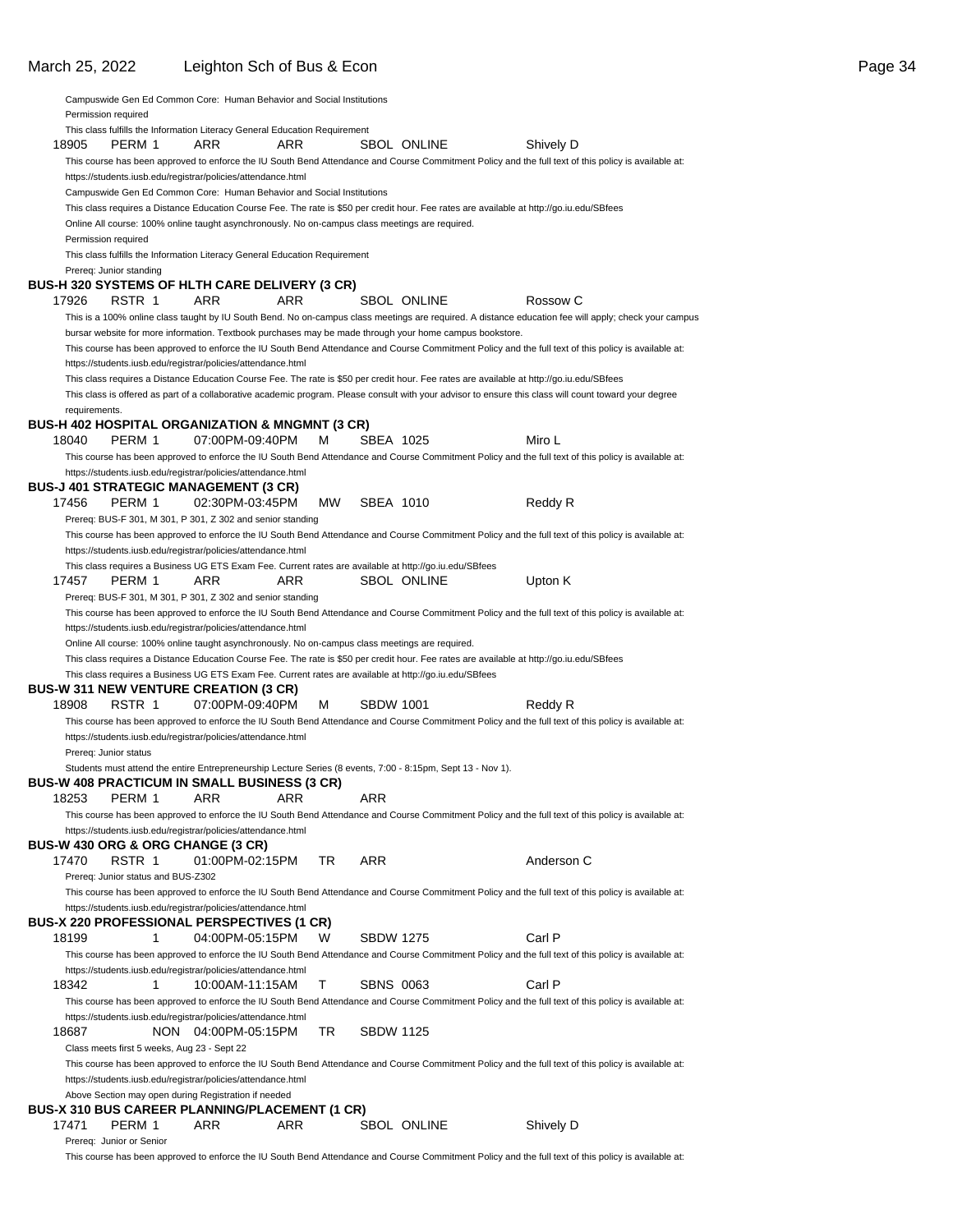Campuswide Gen Ed Common Core: Human Behavior and Social Institutions
Permission required
This class fulfills the Information Literacy General Education Requirement

18905 PERM 1 ARR ARR SBOL ONLINE Shively D
This course has been approved to enforce the IU South Bend Attendance and Course Commitment Policy and the full text of this policy is available at: https://students.iusb.edu/registrar/policies/attendance.html
Campuswide Gen Ed Common Core: Human Behavior and Social Institutions
This class requires a Distance Education Course Fee. The rate is $50 per credit hour. Fee rates are available at http://go.iu.edu/SBfees
Online All course: 100% online taught asynchronously. No on-campus class meetings are required.
Permission required
This class fulfills the Information Literacy General Education Requirement
Prereq: Junior standing

**BUS-H 320 SYSTEMS OF HLTH CARE DELIVERY (3 CR)**

17926 RSTR 1 ARR ARR SBOL ONLINE Rossow C
This is a 100% online class taught by IU South Bend. No on-campus class meetings are required. A distance education fee will apply; check your campus bursar website for more information. Textbook purchases may be made through your home campus bookstore.
This course has been approved to enforce the IU South Bend Attendance and Course Commitment Policy and the full text of this policy is available at: https://students.iusb.edu/registrar/policies/attendance.html
This class requires a Distance Education Course Fee. The rate is $50 per credit hour. Fee rates are available at http://go.iu.edu/SBfees
This class is offered as part of a collaborative academic program. Please consult with your advisor to ensure this class will count toward your degree requirements.

**BUS-H 402 HOSPITAL ORGANIZATION & MNGMNT (3 CR)**

18040 PERM 1 07:00PM-09:40PM M SBEA 1025 Miro L
This course has been approved to enforce the IU South Bend Attendance and Course Commitment Policy and the full text of this policy is available at: https://students.iusb.edu/registrar/policies/attendance.html

**BUS-J 401 STRATEGIC MANAGEMENT (3 CR)**

17456 PERM 1 02:30PM-03:45PM MW SBEA 1010 Reddy R
Prereq: BUS-F 301, M 301, P 301, Z 302 and senior standing
This course has been approved to enforce the IU South Bend Attendance and Course Commitment Policy and the full text of this policy is available at: https://students.iusb.edu/registrar/policies/attendance.html
This class requires a Business UG ETS Exam Fee. Current rates are available at http://go.iu.edu/SBfees

17457 PERM 1 ARR ARR SBOL ONLINE Upton K
Prereq: BUS-F 301, M 301, P 301, Z 302 and senior standing
This course has been approved to enforce the IU South Bend Attendance and Course Commitment Policy and the full text of this policy is available at: https://students.iusb.edu/registrar/policies/attendance.html
Online All course: 100% online taught asynchronously. No on-campus class meetings are required.
This class requires a Distance Education Course Fee. The rate is $50 per credit hour. Fee rates are available at http://go.iu.edu/SBfees
This class requires a Business UG ETS Exam Fee. Current rates are available at http://go.iu.edu/SBfees

**BUS-W 311 NEW VENTURE CREATION (3 CR)**

18908 RSTR 1 07:00PM-09:40PM M SBDW 1001 Reddy R
This course has been approved to enforce the IU South Bend Attendance and Course Commitment Policy and the full text of this policy is available at: https://students.iusb.edu/registrar/policies/attendance.html
Prereq: Junior status
Students must attend the entire Entrepreneurship Lecture Series (8 events, 7:00 - 8:15pm, Sept 13 - Nov 1).

**BUS-W 408 PRACTICUM IN SMALL BUSINESS (3 CR)**

18253 PERM 1 ARR ARR ARR
This course has been approved to enforce the IU South Bend Attendance and Course Commitment Policy and the full text of this policy is available at: https://students.iusb.edu/registrar/policies/attendance.html

**BUS-W 430 ORG & ORG CHANGE (3 CR)**

17470 RSTR 1 01:00PM-02:15PM TR ARR Anderson C
Prereq: Junior status and BUS-Z302
This course has been approved to enforce the IU South Bend Attendance and Course Commitment Policy and the full text of this policy is available at: https://students.iusb.edu/registrar/policies/attendance.html

**BUS-X 220 PROFESSIONAL PERSPECTIVES (1 CR)**

18199 1 04:00PM-05:15PM W SBDW 1275 Carl P
This course has been approved to enforce the IU South Bend Attendance and Course Commitment Policy and the full text of this policy is available at: https://students.iusb.edu/registrar/policies/attendance.html

18342 1 10:00AM-11:15AM T SBNS 0063 Carl P
This course has been approved to enforce the IU South Bend Attendance and Course Commitment Policy and the full text of this policy is available at: https://students.iusb.edu/registrar/policies/attendance.html

18687 NON 04:00PM-05:15PM TR SBDW 1125
Class meets first 5 weeks, Aug 23 - Sept 22
This course has been approved to enforce the IU South Bend Attendance and Course Commitment Policy and the full text of this policy is available at: https://students.iusb.edu/registrar/policies/attendance.html
Above Section may open during Registration if needed

**BUS-X 310 BUS CAREER PLANNING/PLACEMENT (1 CR)**

17471 PERM 1 ARR ARR SBOL ONLINE Shively D
Prereq: Junior or Senior
This course has been approved to enforce the IU South Bend Attendance and Course Commitment Policy and the full text of this policy is available at: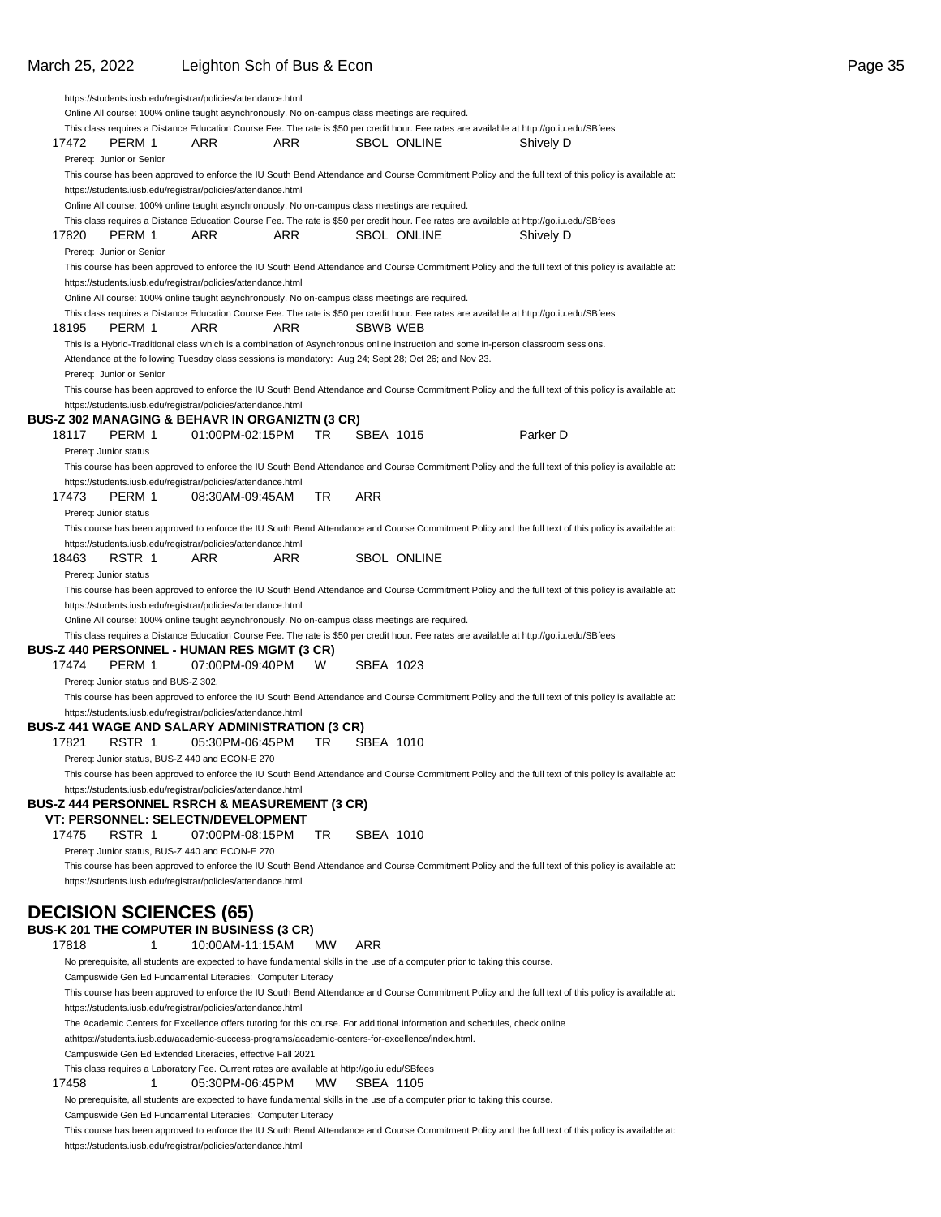https://students.iusb.edu/registrar/policies/attendance.html
Online All course: 100% online taught asynchronously. No on-campus class meetings are required.
This class requires a Distance Education Course Fee. The rate is $50 per credit hour. Fee rates are available at http://go.iu.edu/SBfees

17472 PERM 1 ARR ARR SBOL ONLINE Shively D
Prereq: Junior or Senior
This course has been approved to enforce the IU South Bend Attendance and Course Commitment Policy and the full text of this policy is available at:
https://students.iusb.edu/registrar/policies/attendance.html
Online All course: 100% online taught asynchronously. No on-campus class meetings are required.
This class requires a Distance Education Course Fee. The rate is $50 per credit hour. Fee rates are available at http://go.iu.edu/SBfees

17820 PERM 1 ARR ARR SBOL ONLINE Shively D
Prereq: Junior or Senior
This course has been approved to enforce the IU South Bend Attendance and Course Commitment Policy and the full text of this policy is available at:
https://students.iusb.edu/registrar/policies/attendance.html
Online All course: 100% online taught asynchronously. No on-campus class meetings are required.
This class requires a Distance Education Course Fee. The rate is $50 per credit hour. Fee rates are available at http://go.iu.edu/SBfees

18195 PERM 1 ARR ARR SBWB WEB
This is a Hybrid-Traditional class which is a combination of Asynchronous online instruction and some in-person classroom sessions.
Attendance at the following Tuesday class sessions is mandatory: Aug 24; Sept 28; Oct 26; and Nov 23.
Prereq: Junior or Senior
This course has been approved to enforce the IU South Bend Attendance and Course Commitment Policy and the full text of this policy is available at:
https://students.iusb.edu/registrar/policies/attendance.html

**BUS-Z 302 MANAGING & BEHAVR IN ORGANIZTN (3 CR)**

18117 PERM 1 01:00PM-02:15PM TR SBEA 1015 Parker D
Prereq: Junior status
This course has been approved to enforce the IU South Bend Attendance and Course Commitment Policy and the full text of this policy is available at:
https://students.iusb.edu/registrar/policies/attendance.html

17473 PERM 1 08:30AM-09:45AM TR ARR
Prereq: Junior status
This course has been approved to enforce the IU South Bend Attendance and Course Commitment Policy and the full text of this policy is available at:
https://students.iusb.edu/registrar/policies/attendance.html

18463 RSTR 1 ARR ARR SBOL ONLINE
Prereq: Junior status
This course has been approved to enforce the IU South Bend Attendance and Course Commitment Policy and the full text of this policy is available at:
https://students.iusb.edu/registrar/policies/attendance.html
Online All course: 100% online taught asynchronously. No on-campus class meetings are required.
This class requires a Distance Education Course Fee. The rate is $50 per credit hour. Fee rates are available at http://go.iu.edu/SBfees

**BUS-Z 440 PERSONNEL - HUMAN RES MGMT (3 CR)**

17474 PERM 1 07:00PM-09:40PM W SBEA 1023
Prereq: Junior status and BUS-Z 302.
This course has been approved to enforce the IU South Bend Attendance and Course Commitment Policy and the full text of this policy is available at:
https://students.iusb.edu/registrar/policies/attendance.html

**BUS-Z 441 WAGE AND SALARY ADMINISTRATION (3 CR)**

17821 RSTR 1 05:30PM-06:45PM TR SBEA 1010
Prereq: Junior status, BUS-Z 440 and ECON-E 270
This course has been approved to enforce the IU South Bend Attendance and Course Commitment Policy and the full text of this policy is available at:
https://students.iusb.edu/registrar/policies/attendance.html

**BUS-Z 444 PERSONNEL RSRCH & MEASUREMENT (3 CR)**
**VT: PERSONNEL: SELECTN/DEVELOPMENT**

17475 RSTR 1 07:00PM-08:15PM TR SBEA 1010
Prereq: Junior status, BUS-Z 440 and ECON-E 270
This course has been approved to enforce the IU South Bend Attendance and Course Commitment Policy and the full text of this policy is available at:
https://students.iusb.edu/registrar/policies/attendance.html

# DECISION SCIENCES (65)

**BUS-K 201 THE COMPUTER IN BUSINESS (3 CR)**

17818 1 10:00AM-11:15AM MW ARR
No prerequisite, all students are expected to have fundamental skills in the use of a computer prior to taking this course.
Campuswide Gen Ed Fundamental Literacies: Computer Literacy
This course has been approved to enforce the IU South Bend Attendance and Course Commitment Policy and the full text of this policy is available at:
https://students.iusb.edu/registrar/policies/attendance.html
The Academic Centers for Excellence offers tutoring for this course. For additional information and schedules, check online
athttps://students.iusb.edu/academic-success-programs/academic-centers-for-excellence/index.html.
Campuswide Gen Ed Extended Literacies, effective Fall 2021
This class requires a Laboratory Fee. Current rates are available at http://go.iu.edu/SBfees

17458 1 05:30PM-06:45PM MW SBEA 1105
No prerequisite, all students are expected to have fundamental skills in the use of a computer prior to taking this course.
Campuswide Gen Ed Fundamental Literacies: Computer Literacy
This course has been approved to enforce the IU South Bend Attendance and Course Commitment Policy and the full text of this policy is available at:
https://students.iusb.edu/registrar/policies/attendance.html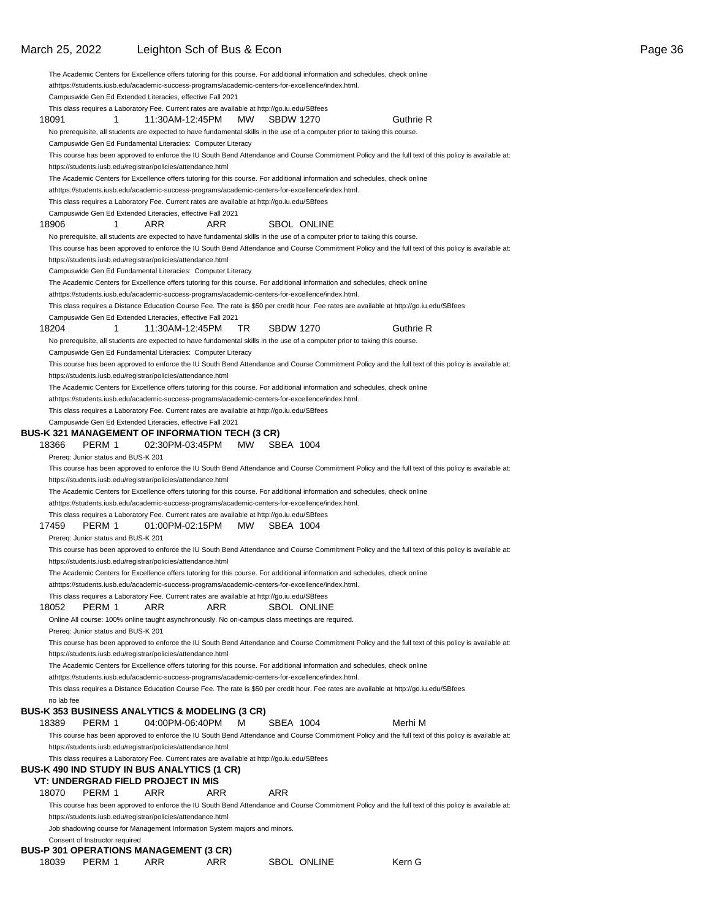The Academic Centers for Excellence offers tutoring for this course. For additional information and schedules, check online athttps://students.iusb.edu/academic-success-programs/academic-centers-for-excellence/index.html.

Campuswide Gen Ed Extended Literacies, effective Fall 2021

This class requires a Laboratory Fee. Current rates are available at http://go.iu.edu/SBfees

18091 1 11:30AM-12:45PM MW SBDW 1270 Guthrie R

No prerequisite, all students are expected to have fundamental skills in the use of a computer prior to taking this course.

Campuswide Gen Ed Fundamental Literacies: Computer Literacy

This course has been approved to enforce the IU South Bend Attendance and Course Commitment Policy and the full text of this policy is available at: https://students.iusb.edu/registrar/policies/attendance.html

The Academic Centers for Excellence offers tutoring for this course. For additional information and schedules, check online athttps://students.iusb.edu/academic-success-programs/academic-centers-for-excellence/index.html.

This class requires a Laboratory Fee. Current rates are available at http://go.iu.edu/SBfees

Campuswide Gen Ed Extended Literacies, effective Fall 2021

18906 1 ARR ARR SBOL ONLINE

No prerequisite, all students are expected to have fundamental skills in the use of a computer prior to taking this course.

This course has been approved to enforce the IU South Bend Attendance and Course Commitment Policy and the full text of this policy is available at: https://students.iusb.edu/registrar/policies/attendance.html

Campuswide Gen Ed Fundamental Literacies: Computer Literacy

The Academic Centers for Excellence offers tutoring for this course. For additional information and schedules, check online athttps://students.iusb.edu/academic-success-programs/academic-centers-for-excellence/index.html.

This class requires a Distance Education Course Fee. The rate is $50 per credit hour. Fee rates are available at http://go.iu.edu/SBfees

Campuswide Gen Ed Extended Literacies, effective Fall 2021

18204 1 11:30AM-12:45PM TR SBDW 1270 Guthrie R

No prerequisite, all students are expected to have fundamental skills in the use of a computer prior to taking this course.

Campuswide Gen Ed Fundamental Literacies: Computer Literacy

This course has been approved to enforce the IU South Bend Attendance and Course Commitment Policy and the full text of this policy is available at: https://students.iusb.edu/registrar/policies/attendance.html

The Academic Centers for Excellence offers tutoring for this course. For additional information and schedules, check online athttps://students.iusb.edu/academic-success-programs/academic-centers-for-excellence/index.html.

This class requires a Laboratory Fee. Current rates are available at http://go.iu.edu/SBfees

Campuswide Gen Ed Extended Literacies, effective Fall 2021

**BUS-K 321 MANAGEMENT OF INFORMATION TECH (3 CR)**

18366 PERM 1 02:30PM-03:45PM MW SBEA 1004

Prereq: Junior status and BUS-K 201

This course has been approved to enforce the IU South Bend Attendance and Course Commitment Policy and the full text of this policy is available at: https://students.iusb.edu/registrar/policies/attendance.html

The Academic Centers for Excellence offers tutoring for this course. For additional information and schedules, check online athttps://students.iusb.edu/academic-success-programs/academic-centers-for-excellence/index.html.

This class requires a Laboratory Fee. Current rates are available at http://go.iu.edu/SBfees

17459 PERM 1 01:00PM-02:15PM MW SBEA 1004

Prereq: Junior status and BUS-K 201

This course has been approved to enforce the IU South Bend Attendance and Course Commitment Policy and the full text of this policy is available at: https://students.iusb.edu/registrar/policies/attendance.html

The Academic Centers for Excellence offers tutoring for this course. For additional information and schedules, check online athttps://students.iusb.edu/academic-success-programs/academic-centers-for-excellence/index.html.

This class requires a Laboratory Fee. Current rates are available at http://go.iu.edu/SBfees

18052 PERM 1 ARR ARR SBOL ONLINE

Online All course: 100% online taught asynchronously. No on-campus class meetings are required.

Prereq: Junior status and BUS-K 201

This course has been approved to enforce the IU South Bend Attendance and Course Commitment Policy and the full text of this policy is available at: https://students.iusb.edu/registrar/policies/attendance.html

The Academic Centers for Excellence offers tutoring for this course. For additional information and schedules, check online athttps://students.iusb.edu/academic-success-programs/academic-centers-for-excellence/index.html.

This class requires a Distance Education Course Fee. The rate is $50 per credit hour. Fee rates are available at http://go.iu.edu/SBfees

no lab fee

**BUS-K 353 BUSINESS ANALYTICS & MODELING (3 CR)**

18389 PERM 1 04:00PM-06:40PM M SBEA 1004 Merhi M

This course has been approved to enforce the IU South Bend Attendance and Course Commitment Policy and the full text of this policy is available at: https://students.iusb.edu/registrar/policies/attendance.html

This class requires a Laboratory Fee. Current rates are available at http://go.iu.edu/SBfees

**BUS-K 490 IND STUDY IN BUS ANALYTICS (1 CR)**

**VT: UNDERGRAD FIELD PROJECT IN MIS**

18070 PERM 1 ARR ARR ARR

This course has been approved to enforce the IU South Bend Attendance and Course Commitment Policy and the full text of this policy is available at: https://students.iusb.edu/registrar/policies/attendance.html

Job shadowing course for Management Information System majors and minors.

Consent of Instructor required

**BUS-P 301 OPERATIONS MANAGEMENT (3 CR)**

18039 PERM 1 ARR ARR SBOL ONLINE Kern G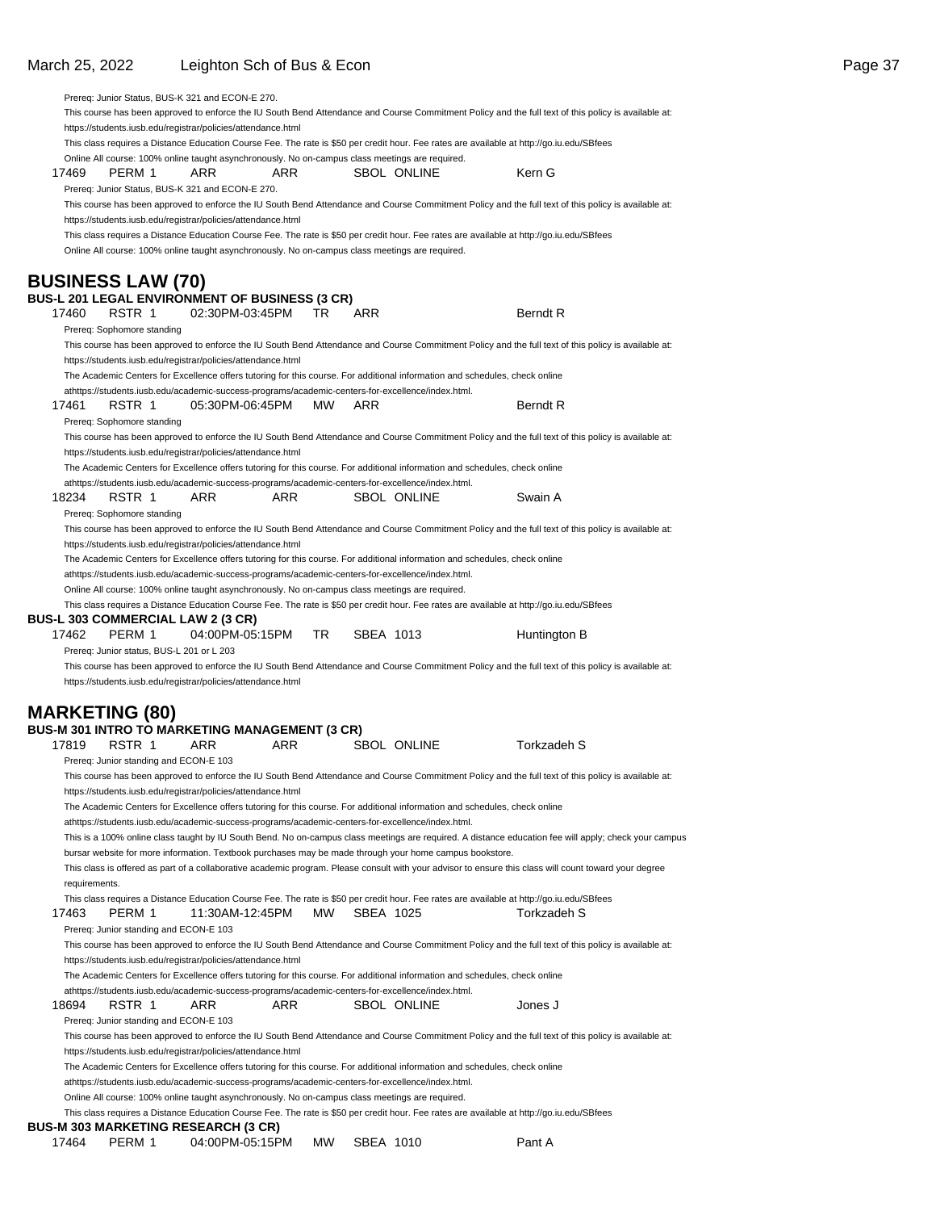Prereq: Junior Status, BUS-K 321 and ECON-E 270.

This course has been approved to enforce the IU South Bend Attendance and Course Commitment Policy and the full text of this policy is available at: https://students.iusb.edu/registrar/policies/attendance.html

This class requires a Distance Education Course Fee. The rate is $50 per credit hour. Fee rates are available at http://go.iu.edu/SBfees

Online All course: 100% online taught asynchronously. No on-campus class meetings are required.

17469 PERM 1 ARR ARR SBOL ONLINE Kern G

Prereq: Junior Status, BUS-K 321 and ECON-E 270.

This course has been approved to enforce the IU South Bend Attendance and Course Commitment Policy and the full text of this policy is available at: https://students.iusb.edu/registrar/policies/attendance.html

This class requires a Distance Education Course Fee. The rate is $50 per credit hour. Fee rates are available at http://go.iu.edu/SBfees

Online All course: 100% online taught asynchronously. No on-campus class meetings are required.

# BUSINESS LAW (70)

### BUS-L 201 LEGAL ENVIRONMENT OF BUSINESS (3 CR)

17460 RSTR 1 02:30PM-03:45PM TR ARR Berndt R

Prereq: Sophomore standing

This course has been approved to enforce the IU South Bend Attendance and Course Commitment Policy and the full text of this policy is available at: https://students.iusb.edu/registrar/policies/attendance.html

The Academic Centers for Excellence offers tutoring for this course. For additional information and schedules, check online athttps://students.iusb.edu/academic-success-programs/academic-centers-for-excellence/index.html.

17461 RSTR 1 05:30PM-06:45PM MW ARR Berndt R

Prereq: Sophomore standing

This course has been approved to enforce the IU South Bend Attendance and Course Commitment Policy and the full text of this policy is available at: https://students.iusb.edu/registrar/policies/attendance.html

The Academic Centers for Excellence offers tutoring for this course. For additional information and schedules, check online athttps://students.iusb.edu/academic-success-programs/academic-centers-for-excellence/index.html.

18234 RSTR 1 ARR ARR SBOL ONLINE Swain A

Prereq: Sophomore standing

This course has been approved to enforce the IU South Bend Attendance and Course Commitment Policy and the full text of this policy is available at: https://students.iusb.edu/registrar/policies/attendance.html

The Academic Centers for Excellence offers tutoring for this course. For additional information and schedules, check online athttps://students.iusb.edu/academic-success-programs/academic-centers-for-excellence/index.html.

Online All course: 100% online taught asynchronously. No on-campus class meetings are required.

This class requires a Distance Education Course Fee. The rate is $50 per credit hour. Fee rates are available at http://go.iu.edu/SBfees

### BUS-L 303 COMMERCIAL LAW 2 (3 CR)

17462 PERM 1 04:00PM-05:15PM TR SBEA 1013 Huntington B

Prereq: Junior status, BUS-L 201 or L 203

This course has been approved to enforce the IU South Bend Attendance and Course Commitment Policy and the full text of this policy is available at: https://students.iusb.edu/registrar/policies/attendance.html

# MARKETING (80)

### BUS-M 301 INTRO TO MARKETING MANAGEMENT (3 CR)

17819 RSTR 1 ARR ARR SBOL ONLINE Torkzadeh S

Prereq: Junior standing and ECON-E 103

This course has been approved to enforce the IU South Bend Attendance and Course Commitment Policy and the full text of this policy is available at: https://students.iusb.edu/registrar/policies/attendance.html

The Academic Centers for Excellence offers tutoring for this course. For additional information and schedules, check online athttps://students.iusb.edu/academic-success-programs/academic-centers-for-excellence/index.html.

This is a 100% online class taught by IU South Bend. No on-campus class meetings are required. A distance education fee will apply; check your campus bursar website for more information. Textbook purchases may be made through your home campus bookstore.

This class is offered as part of a collaborative academic program. Please consult with your advisor to ensure this class will count toward your degree requirements.

This class requires a Distance Education Course Fee. The rate is $50 per credit hour. Fee rates are available at http://go.iu.edu/SBfees

17463 PERM 1 11:30AM-12:45PM MW SBEA 1025 Torkzadeh S

Prereq: Junior standing and ECON-E 103

This course has been approved to enforce the IU South Bend Attendance and Course Commitment Policy and the full text of this policy is available at: https://students.iusb.edu/registrar/policies/attendance.html

The Academic Centers for Excellence offers tutoring for this course. For additional information and schedules, check online athttps://students.iusb.edu/academic-success-programs/academic-centers-for-excellence/index.html.

18694 RSTR 1 ARR ARR SBOL ONLINE Jones J

Prereq: Junior standing and ECON-E 103

This course has been approved to enforce the IU South Bend Attendance and Course Commitment Policy and the full text of this policy is available at: https://students.iusb.edu/registrar/policies/attendance.html

The Academic Centers for Excellence offers tutoring for this course. For additional information and schedules, check online athttps://students.iusb.edu/academic-success-programs/academic-centers-for-excellence/index.html.

Online All course: 100% online taught asynchronously. No on-campus class meetings are required.

This class requires a Distance Education Course Fee. The rate is $50 per credit hour. Fee rates are available at http://go.iu.edu/SBfees

### BUS-M 303 MARKETING RESEARCH (3 CR)

17464 PERM 1 04:00PM-05:15PM MW SBEA 1010 Pant A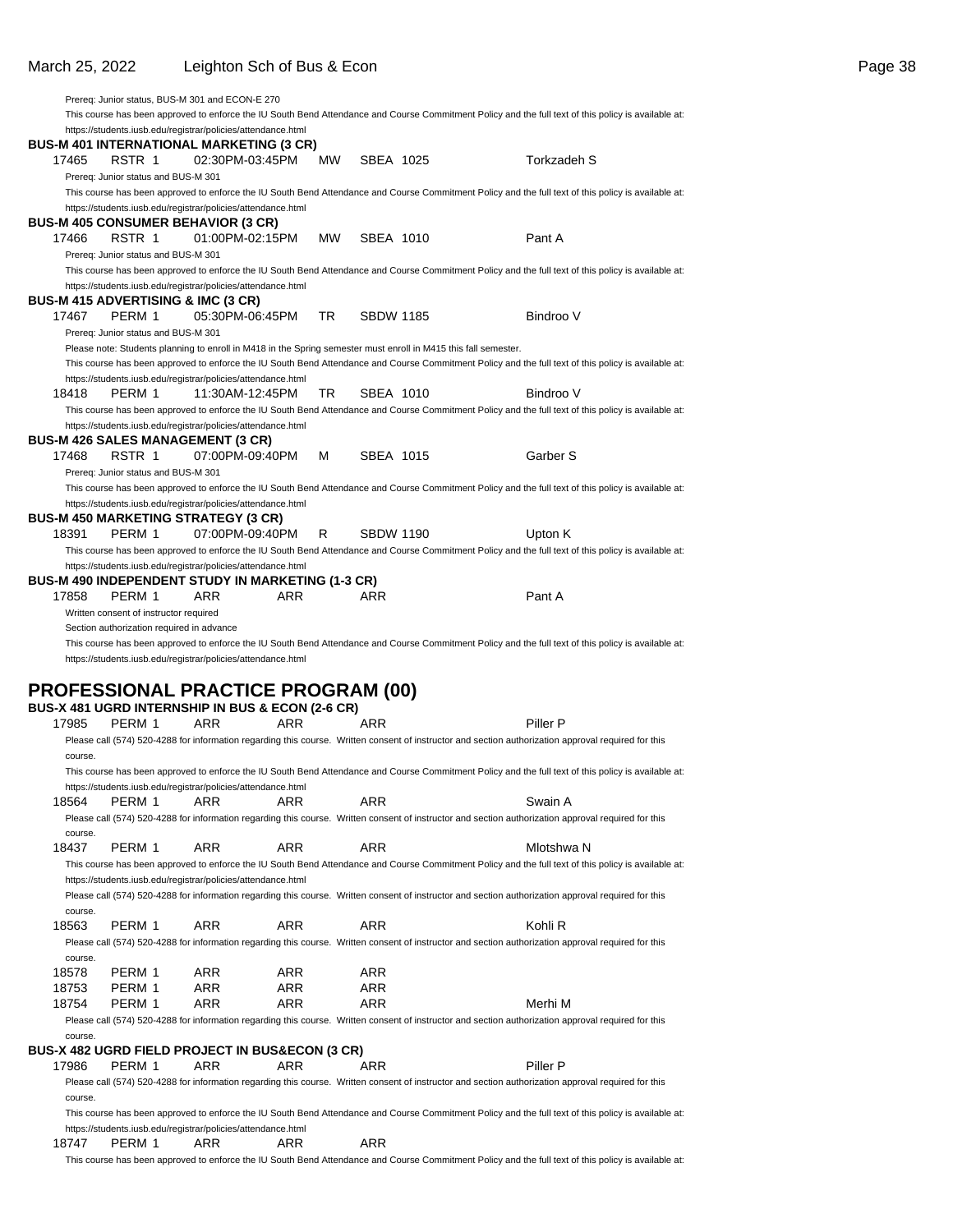Prereq: Junior status, BUS-M 301 and ECON-E 270

This course has been approved to enforce the IU South Bend Attendance and Course Commitment Policy and the full text of this policy is available at: https://students.iusb.edu/registrar/policies/attendance.html

**BUS-M 401 INTERNATIONAL MARKETING (3 CR)**

17465 RSTR 1 02:30PM-03:45PM MW SBEA 1025 Torkzadeh S

Prereq: Junior status and BUS-M 301

This course has been approved to enforce the IU South Bend Attendance and Course Commitment Policy and the full text of this policy is available at: https://students.iusb.edu/registrar/policies/attendance.html

**BUS-M 405 CONSUMER BEHAVIOR (3 CR)**

17466 RSTR 1 01:00PM-02:15PM MW SBEA 1010 Pant A

Prereq: Junior status and BUS-M 301

This course has been approved to enforce the IU South Bend Attendance and Course Commitment Policy and the full text of this policy is available at: https://students.iusb.edu/registrar/policies/attendance.html

**BUS-M 415 ADVERTISING & IMC (3 CR)**

17467 PERM 1 05:30PM-06:45PM TR SBDW 1185 Bindroo V

Prereq: Junior status and BUS-M 301

Please note: Students planning to enroll in M418 in the Spring semester must enroll in M415 this fall semester.

This course has been approved to enforce the IU South Bend Attendance and Course Commitment Policy and the full text of this policy is available at: https://students.iusb.edu/registrar/policies/attendance.html

18418 PERM 1 11:30AM-12:45PM TR SBEA 1010 Bindroo V

This course has been approved to enforce the IU South Bend Attendance and Course Commitment Policy and the full text of this policy is available at: https://students.iusb.edu/registrar/policies/attendance.html

**BUS-M 426 SALES MANAGEMENT (3 CR)**

17468 RSTR 1 07:00PM-09:40PM M SBEA 1015 Garber S

Prereq: Junior status and BUS-M 301

This course has been approved to enforce the IU South Bend Attendance and Course Commitment Policy and the full text of this policy is available at: https://students.iusb.edu/registrar/policies/attendance.html

**BUS-M 450 MARKETING STRATEGY (3 CR)**

18391 PERM 1 07:00PM-09:40PM R SBDW 1190 Upton K

This course has been approved to enforce the IU South Bend Attendance and Course Commitment Policy and the full text of this policy is available at: https://students.iusb.edu/registrar/policies/attendance.html

**BUS-M 490 INDEPENDENT STUDY IN MARKETING (1-3 CR)**

17858 PERM 1 ARR ARR ARR Pant A

Written consent of instructor required

Section authorization required in advance

This course has been approved to enforce the IU South Bend Attendance and Course Commitment Policy and the full text of this policy is available at: https://students.iusb.edu/registrar/policies/attendance.html

## PROFESSIONAL PRACTICE PROGRAM (00)

**BUS-X 481 UGRD INTERNSHIP IN BUS & ECON (2-6 CR)**

17985 PERM 1 ARR ARR ARR Piller P

Please call (574) 520-4288 for information regarding this course. Written consent of instructor and section authorization approval required for this course.

This course has been approved to enforce the IU South Bend Attendance and Course Commitment Policy and the full text of this policy is available at: https://students.iusb.edu/registrar/policies/attendance.html

18564 PERM 1 ARR ARR ARR Swain A

Please call (574) 520-4288 for information regarding this course. Written consent of instructor and section authorization approval required for this course.

18437 PERM 1 ARR ARR ARR Mlotshwa N

This course has been approved to enforce the IU South Bend Attendance and Course Commitment Policy and the full text of this policy is available at: https://students.iusb.edu/registrar/policies/attendance.html

Please call (574) 520-4288 for information regarding this course. Written consent of instructor and section authorization approval required for this course.

18563 PERM 1 ARR ARR ARR Kohli R

Please call (574) 520-4288 for information regarding this course. Written consent of instructor and section authorization approval required for this course.

18578 PERM 1 ARR ARR ARR

18753 PERM 1 ARR ARR ARR

18754 PERM 1 ARR ARR ARR Merhi M

Please call (574) 520-4288 for information regarding this course. Written consent of instructor and section authorization approval required for this course.

**BUS-X 482 UGRD FIELD PROJECT IN BUS&ECON (3 CR)**

17986 PERM 1 ARR ARR ARR Piller P

Please call (574) 520-4288 for information regarding this course. Written consent of instructor and section authorization approval required for this course.

This course has been approved to enforce the IU South Bend Attendance and Course Commitment Policy and the full text of this policy is available at: https://students.iusb.edu/registrar/policies/attendance.html

18747 PERM 1 ARR ARR ARR

This course has been approved to enforce the IU South Bend Attendance and Course Commitment Policy and the full text of this policy is available at: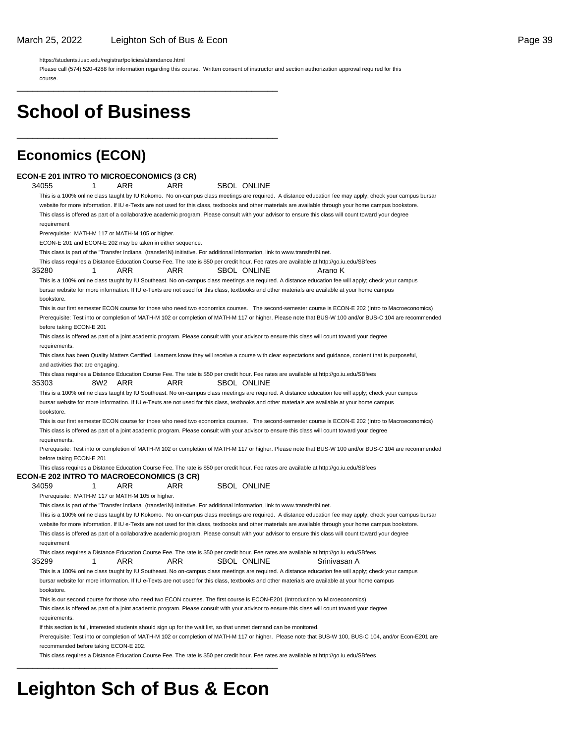https://students.iusb.edu/registrar/policies/attendance.html

Please call (574) 520-4288 for information regarding this course. Written consent of instructor and section authorization approval required for this course.

---

# School of Business

---

## Economics (ECON)

**ECON-E 201 INTRO TO MICROECONOMICS (3 CR)**

34055 1 ARR ARR SBOL ONLINE

This is a 100% online class taught by IU Kokomo. No on-campus class meetings are required. A distance education fee may apply; check your campus bursar website for more information. If IU e-Texts are not used for this class, textbooks and other materials are available through your home campus bookstore.

This class is offered as part of a collaborative academic program. Please consult with your advisor to ensure this class will count toward your degree requirement

Prerequisite: MATH-M 117 or MATH-M 105 or higher.

ECON-E 201 and ECON-E 202 may be taken in either sequence.

This class is part of the "Transfer Indiana" (transferIN) initiative. For additional information, link to www.transferIN.net.

This class requires a Distance Education Course Fee. The rate is $50 per credit hour. Fee rates are available at http://go.iu.edu/SBfees

35280 1 ARR ARR SBOL ONLINE Arano K

This is a 100% online class taught by IU Southeast. No on-campus class meetings are required. A distance education fee will apply; check your campus bursar website for more information. If IU e-Texts are not used for this class, textbooks and other materials are available at your home campus bookstore.

This is our first semester ECON course for those who need two economics courses. The second-semester course is ECON-E 202 (Intro to Macroeconomics)

Prerequisite: Test into or completion of MATH-M 102 or completion of MATH-M 117 or higher. Please note that BUS-W 100 and/or BUS-C 104 are recommended before taking ECON-E 201

This class is offered as part of a joint academic program. Please consult with your advisor to ensure this class will count toward your degree requirements.

This class has been Quality Matters Certified. Learners know they will receive a course with clear expectations and guidance, content that is purposeful, and activities that are engaging.

This class requires a Distance Education Course Fee. The rate is $50 per credit hour. Fee rates are available at http://go.iu.edu/SBfees

35303 8W2 ARR ARR SBOL ONLINE

This is a 100% online class taught by IU Southeast. No on-campus class meetings are required. A distance education fee will apply; check your campus bursar website for more information. If IU e-Texts are not used for this class, textbooks and other materials are available at your home campus bookstore.

This is our first semester ECON course for those who need two economics courses. The second-semester course is ECON-E 202 (Intro to Macroeconomics)

This class is offered as part of a joint academic program. Please consult with your advisor to ensure this class will count toward your degree requirements.

Prerequisite: Test into or completion of MATH-M 102 or completion of MATH-M 117 or higher. Please note that BUS-W 100 and/or BUS-C 104 are recommended before taking ECON-E 201

This class requires a Distance Education Course Fee. The rate is $50 per credit hour. Fee rates are available at http://go.iu.edu/SBfees

**ECON-E 202 INTRO TO MACROECONOMICS (3 CR)**

34059 1 ARR ARR SBOL ONLINE

Prerequisite: MATH-M 117 or MATH-M 105 or higher.

This class is part of the "Transfer Indiana" (transferIN) initiative. For additional information, link to www.transferIN.net.

This is a 100% online class taught by IU Kokomo. No on-campus class meetings are required. A distance education fee may apply; check your campus bursar website for more information. If IU e-Texts are not used for this class, textbooks and other materials are available through your home campus bookstore.

This class is offered as part of a collaborative academic program. Please consult with your advisor to ensure this class will count toward your degree requirement

This class requires a Distance Education Course Fee. The rate is $50 per credit hour. Fee rates are available at http://go.iu.edu/SBfees

35299 1 ARR ARR SBOL ONLINE Srinivasan A

This is a 100% online class taught by IU Southeast. No on-campus class meetings are required. A distance education fee will apply; check your campus bursar website for more information. If IU e-Texts are not used for this class, textbooks and other materials are available at your home campus bookstore.

This is our second course for those who need two ECON courses. The first course is ECON-E201 (Introduction to Microeconomics)

This class is offered as part of a joint academic program. Please consult with your advisor to ensure this class will count toward your degree requirements.

If this section is full, interested students should sign up for the wait list, so that unmet demand can be monitored.

Prerequisite: Test into or completion of MATH-M 102 or completion of MATH-M 117 or higher. Please note that BUS-W 100, BUS-C 104, and/or Econ-E201 are recommended before taking ECON-E 202.

This class requires a Distance Education Course Fee. The rate is $50 per credit hour. Fee rates are available at http://go.iu.edu/SBfees

---

# Leighton Sch of Bus & Econ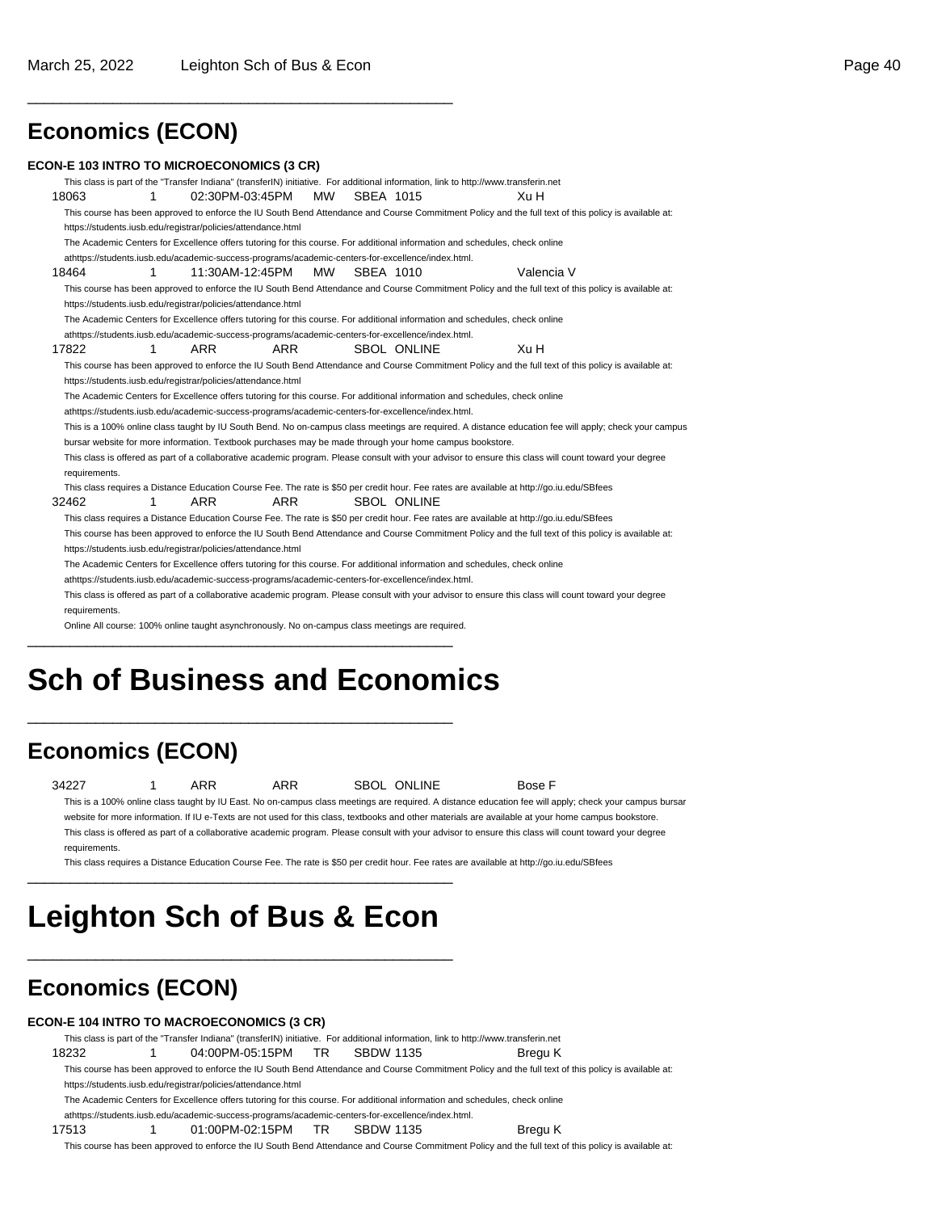## Economics (ECON)

**ECON-E 103 INTRO TO MICROECONOMICS (3 CR)**

This class is part of the "Transfer Indiana" (transferIN) initiative. For additional information, link to http://www.transferin.net

18063 1 02:30PM-03:45PM MW SBEA 1015 Xu H

This course has been approved to enforce the IU South Bend Attendance and Course Commitment Policy and the full text of this policy is available at: https://students.iusb.edu/registrar/policies/attendance.html

The Academic Centers for Excellence offers tutoring for this course. For additional information and schedules, check online athttps://students.iusb.edu/academic-success-programs/academic-centers-for-excellence/index.html.

18464 1 11:30AM-12:45PM MW SBEA 1010 Valencia V

This course has been approved to enforce the IU South Bend Attendance and Course Commitment Policy and the full text of this policy is available at: https://students.iusb.edu/registrar/policies/attendance.html

The Academic Centers for Excellence offers tutoring for this course. For additional information and schedules, check online athttps://students.iusb.edu/academic-success-programs/academic-centers-for-excellence/index.html.

17822 1 ARR ARR SBOL ONLINE Xu H

This course has been approved to enforce the IU South Bend Attendance and Course Commitment Policy and the full text of this policy is available at: https://students.iusb.edu/registrar/policies/attendance.html

The Academic Centers for Excellence offers tutoring for this course. For additional information and schedules, check online athttps://students.iusb.edu/academic-success-programs/academic-centers-for-excellence/index.html.

This is a 100% online class taught by IU South Bend. No on-campus class meetings are required. A distance education fee will apply; check your campus bursar website for more information. Textbook purchases may be made through your home campus bookstore.

This class is offered as part of a collaborative academic program. Please consult with your advisor to ensure this class will count toward your degree requirements.

This class requires a Distance Education Course Fee. The rate is $50 per credit hour. Fee rates are available at http://go.iu.edu/SBfees

32462 1 ARR ARR SBOL ONLINE

This class requires a Distance Education Course Fee. The rate is $50 per credit hour. Fee rates are available at http://go.iu.edu/SBfees

This course has been approved to enforce the IU South Bend Attendance and Course Commitment Policy and the full text of this policy is available at: https://students.iusb.edu/registrar/policies/attendance.html

The Academic Centers for Excellence offers tutoring for this course. For additional information and schedules, check online athttps://students.iusb.edu/academic-success-programs/academic-centers-for-excellence/index.html.

This class is offered as part of a collaborative academic program. Please consult with your advisor to ensure this class will count toward your degree requirements.

Online All course: 100% online taught asynchronously. No on-campus class meetings are required.

# Sch of Business and Economics

## Economics (ECON)

34227 1 ARR ARR SBOL ONLINE Bose F

This is a 100% online class taught by IU East. No on-campus class meetings are required. A distance education fee will apply; check your campus bursar website for more information. If IU e-Texts are not used for this class, textbooks and other materials are available at your home campus bookstore.

This class is offered as part of a collaborative academic program. Please consult with your advisor to ensure this class will count toward your degree requirements.

This class requires a Distance Education Course Fee. The rate is $50 per credit hour. Fee rates are available at http://go.iu.edu/SBfees

# Leighton Sch of Bus & Econ

## Economics (ECON)

**ECON-E 104 INTRO TO MACROECONOMICS (3 CR)**

This class is part of the "Transfer Indiana" (transferIN) initiative. For additional information, link to http://www.transferin.net

18232 1 04:00PM-05:15PM TR SBDW 1135 Bregu K

This course has been approved to enforce the IU South Bend Attendance and Course Commitment Policy and the full text of this policy is available at: https://students.iusb.edu/registrar/policies/attendance.html

The Academic Centers for Excellence offers tutoring for this course. For additional information and schedules, check online athttps://students.iusb.edu/academic-success-programs/academic-centers-for-excellence/index.html.

17513 1 01:00PM-02:15PM TR SBDW 1135 Bregu K

This course has been approved to enforce the IU South Bend Attendance and Course Commitment Policy and the full text of this policy is available at: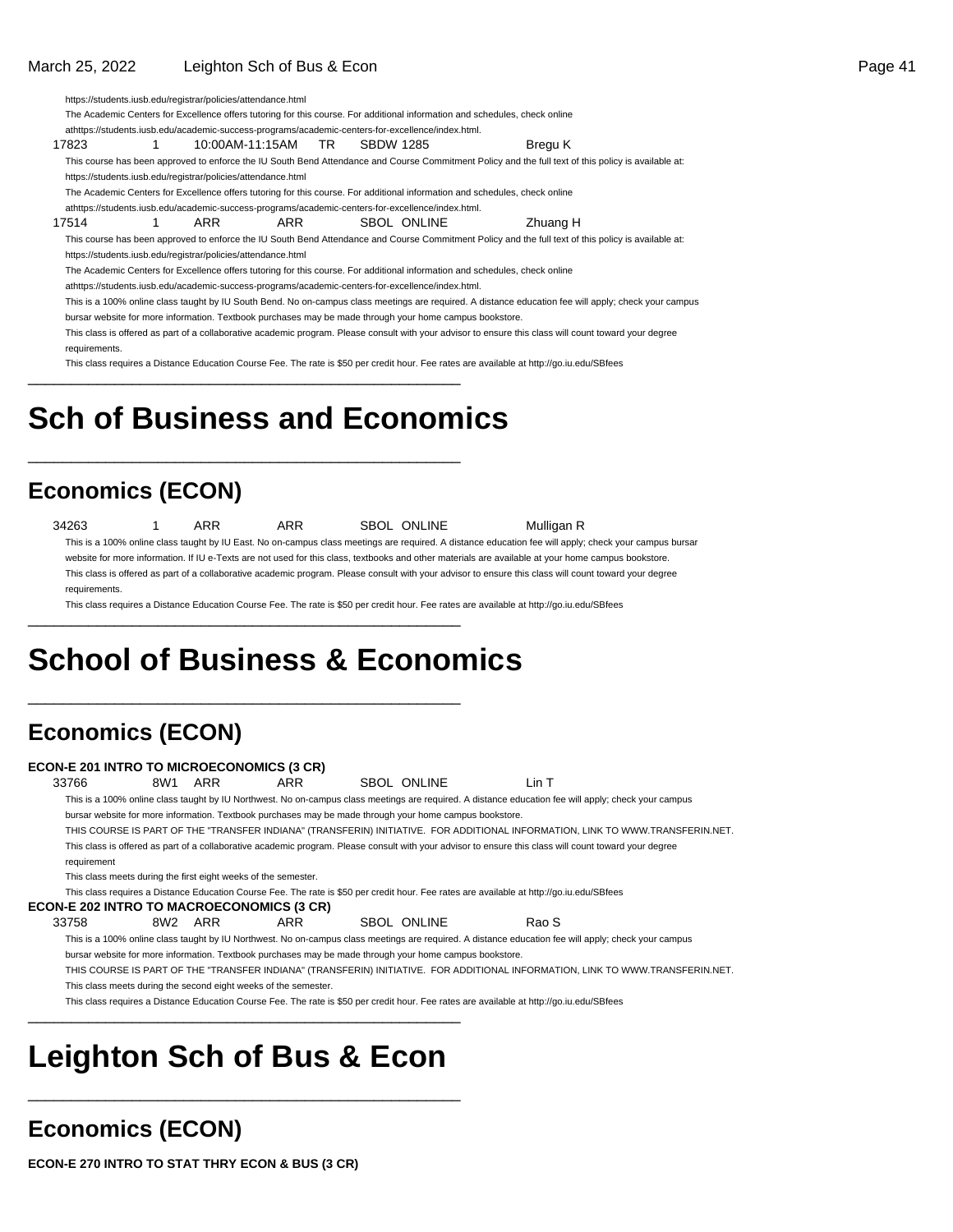https://students.iusb.edu/registrar/policies/attendance.html
The Academic Centers for Excellence offers tutoring for this course. For additional information and schedules, check online athttps://students.iusb.edu/academic-success-programs/academic-centers-for-excellence/index.html.

17823 1 10:00AM-11:15AM TR SBDW 1285 Bregu K

This course has been approved to enforce the IU South Bend Attendance and Course Commitment Policy and the full text of this policy is available at: https://students.iusb.edu/registrar/policies/attendance.html
The Academic Centers for Excellence offers tutoring for this course. For additional information and schedules, check online athttps://students.iusb.edu/academic-success-programs/academic-centers-for-excellence/index.html.

17514 1 ARR ARR SBOL ONLINE Zhuang H

This course has been approved to enforce the IU South Bend Attendance and Course Commitment Policy and the full text of this policy is available at: https://students.iusb.edu/registrar/policies/attendance.html
The Academic Centers for Excellence offers tutoring for this course. For additional information and schedules, check online athttps://students.iusb.edu/academic-success-programs/academic-centers-for-excellence/index.html.
This is a 100% online class taught by IU South Bend. No on-campus class meetings are required. A distance education fee will apply; check your campus bursar website for more information. Textbook purchases may be made through your home campus bookstore.
This class is offered as part of a collaborative academic program. Please consult with your advisor to ensure this class will count toward your degree requirements.
This class requires a Distance Education Course Fee. The rate is $50 per credit hour. Fee rates are available at http://go.iu.edu/SBfees

# Sch of Business and Economics

## Economics (ECON)

34263 1 ARR ARR SBOL ONLINE Mulligan R

This is a 100% online class taught by IU East. No on-campus class meetings are required. A distance education fee will apply; check your campus bursar website for more information. If IU e-Texts are not used for this class, textbooks and other materials are available at your home campus bookstore.
This class is offered as part of a collaborative academic program. Please consult with your advisor to ensure this class will count toward your degree requirements.
This class requires a Distance Education Course Fee. The rate is $50 per credit hour. Fee rates are available at http://go.iu.edu/SBfees

# School of Business & Economics

## Economics (ECON)

**ECON-E 201 INTRO TO MICROECONOMICS (3 CR)**

33766 8W1 ARR ARR SBOL ONLINE Lin T

This is a 100% online class taught by IU Northwest. No on-campus class meetings are required. A distance education fee will apply; check your campus bursar website for more information. Textbook purchases may be made through your home campus bookstore.
THIS COURSE IS PART OF THE "TRANSFER INDIANA" (TRANSFERIN) INITIATIVE. FOR ADDITIONAL INFORMATION, LINK TO WWW.TRANSFERIN.NET.
This class is offered as part of a collaborative academic program. Please consult with your advisor to ensure this class will count toward your degree requirement
This class meets during the first eight weeks of the semester.
This class requires a Distance Education Course Fee. The rate is $50 per credit hour. Fee rates are available at http://go.iu.edu/SBfees

**ECON-E 202 INTRO TO MACROECONOMICS (3 CR)**

33758 8W2 ARR ARR SBOL ONLINE Rao S

This is a 100% online class taught by IU Northwest. No on-campus class meetings are required. A distance education fee will apply; check your campus bursar website for more information. Textbook purchases may be made through your home campus bookstore.
THIS COURSE IS PART OF THE "TRANSFER INDIANA" (TRANSFERIN) INITIATIVE. FOR ADDITIONAL INFORMATION, LINK TO WWW.TRANSFERIN.NET.
This class meets during the second eight weeks of the semester.
This class requires a Distance Education Course Fee. The rate is $50 per credit hour. Fee rates are available at http://go.iu.edu/SBfees

# Leighton Sch of Bus & Econ

## Economics (ECON)

**ECON-E 270 INTRO TO STAT THRY ECON & BUS (3 CR)**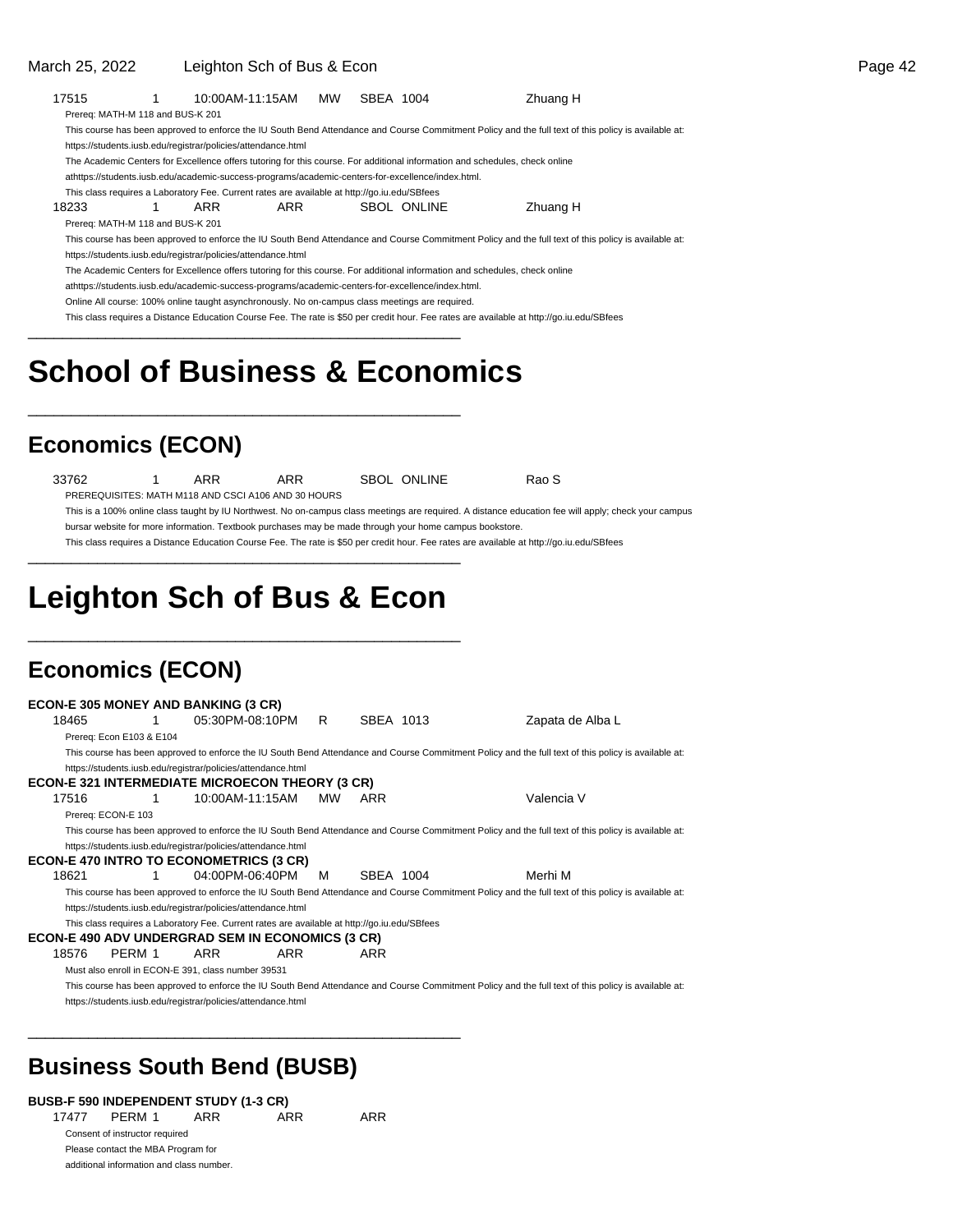17515 1 10:00AM-11:15AM MW SBEA 1004 Zhuang H

Prereq: MATH-M 118 and BUS-K 201

This course has been approved to enforce the IU South Bend Attendance and Course Commitment Policy and the full text of this policy is available at: https://students.iusb.edu/registrar/policies/attendance.html

The Academic Centers for Excellence offers tutoring for this course. For additional information and schedules, check online athttps://students.iusb.edu/academic-success-programs/academic-centers-for-excellence/index.html.

This class requires a Laboratory Fee. Current rates are available at http://go.iu.edu/SBfees

18233 1 ARR ARR SBOL ONLINE Zhuang H

Prereq: MATH-M 118 and BUS-K 201

This course has been approved to enforce the IU South Bend Attendance and Course Commitment Policy and the full text of this policy is available at: https://students.iusb.edu/registrar/policies/attendance.html

The Academic Centers for Excellence offers tutoring for this course. For additional information and schedules, check online athttps://students.iusb.edu/academic-success-programs/academic-centers-for-excellence/index.html.

Online All course: 100% online taught asynchronously. No on-campus class meetings are required.

This class requires a Distance Education Course Fee. The rate is $50 per credit hour. Fee rates are available at http://go.iu.edu/SBfees

# School of Business & Economics

## Economics (ECON)

33762 1 ARR ARR SBOL ONLINE Rao S

PREREQUISITES: MATH M118 AND CSCI A106 AND 30 HOURS

This is a 100% online class taught by IU Northwest. No on-campus class meetings are required. A distance education fee will apply; check your campus bursar website for more information. Textbook purchases may be made through your home campus bookstore.

This class requires a Distance Education Course Fee. The rate is $50 per credit hour. Fee rates are available at http://go.iu.edu/SBfees

# Leighton Sch of Bus & Econ

## Economics (ECON)

**ECON-E 305 MONEY AND BANKING (3 CR)**

18465 1 05:30PM-08:10PM R SBEA 1013 Zapata de Alba L

Prereq: Econ E103 & E104

This course has been approved to enforce the IU South Bend Attendance and Course Commitment Policy and the full text of this policy is available at: https://students.iusb.edu/registrar/policies/attendance.html

**ECON-E 321 INTERMEDIATE MICROECON THEORY (3 CR)**

17516 1 10:00AM-11:15AM MW ARR Valencia V

Prereq: ECON-E 103

This course has been approved to enforce the IU South Bend Attendance and Course Commitment Policy and the full text of this policy is available at: https://students.iusb.edu/registrar/policies/attendance.html

**ECON-E 470 INTRO TO ECONOMETRICS (3 CR)**

18621 1 04:00PM-06:40PM M SBEA 1004 Merhi M

This course has been approved to enforce the IU South Bend Attendance and Course Commitment Policy and the full text of this policy is available at: https://students.iusb.edu/registrar/policies/attendance.html

This class requires a Laboratory Fee. Current rates are available at http://go.iu.edu/SBfees

**ECON-E 490 ADV UNDERGRAD SEM IN ECONOMICS (3 CR)**

18576 PERM 1 ARR ARR ARR

Must also enroll in ECON-E 391, class number 39531

This course has been approved to enforce the IU South Bend Attendance and Course Commitment Policy and the full text of this policy is available at: https://students.iusb.edu/registrar/policies/attendance.html

## Business South Bend (BUSB)

**BUSB-F 590 INDEPENDENT STUDY (1-3 CR)**

17477 PERM 1 ARR ARR ARR

Consent of instructor required

Please contact the MBA Program for additional information and class number.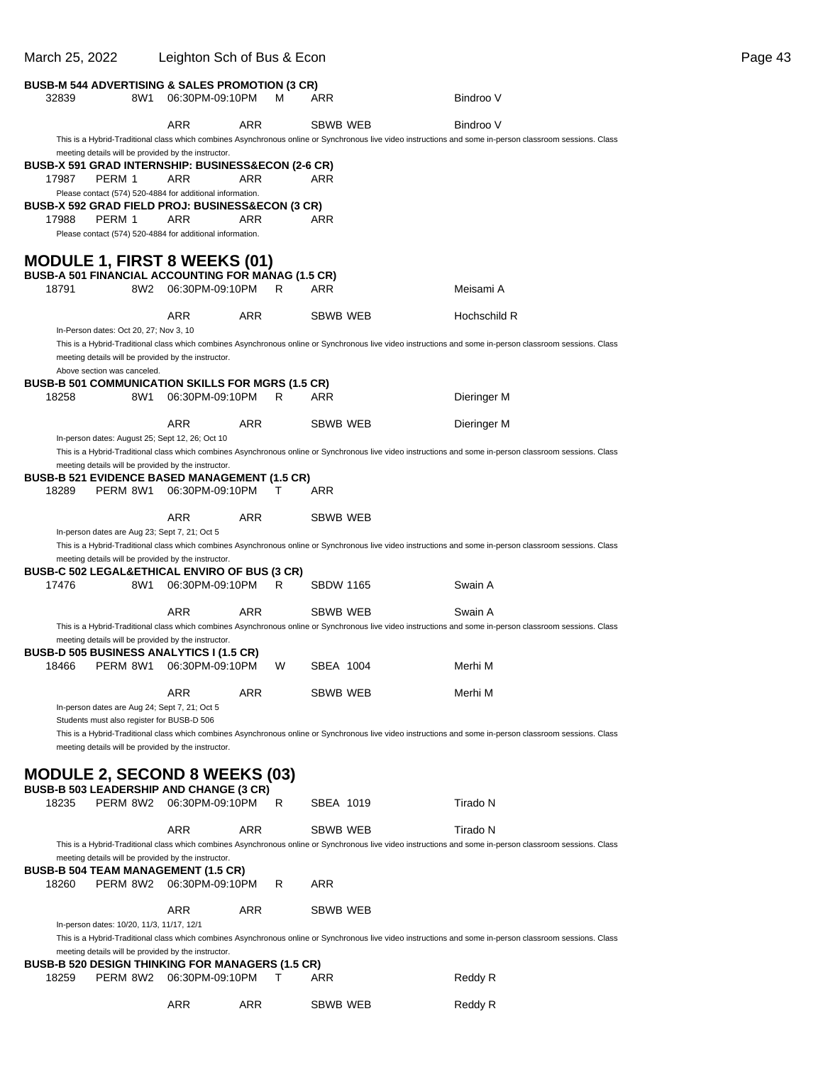**BUSB-M 544 ADVERTISING & SALES PROMOTION (3 CR)**

| | | | | | | |
|---|---|---|---|---|---|---|
| 32839 | 8W1 | 06:30PM-09:10PM | M | ARR | | Bindroo V |
| | | ARR | ARR | SBWB WEB | | Bindroo V |

This is a Hybrid-Traditional class which combines Asynchronous online or Synchronous live video instructions and some in-person classroom sessions. Class meeting details will be provided by the instructor.

**BUSB-X 591 GRAD INTERNSHIP: BUSINESS&ECON (2-6 CR)**

| | | | | |
|---|---|---|---|---|
| 17987 | PERM 1 | ARR | ARR | ARR |

Please contact (574) 520-4884 for additional information.

**BUSB-X 592 GRAD FIELD PROJ: BUSINESS&ECON (3 CR)**

| | | | | |
|---|---|---|---|---|
| 17988 | PERM 1 | ARR | ARR | ARR |

Please contact (574) 520-4884 for additional information.

## MODULE 1, FIRST 8 WEEKS (01)

**BUSB-A 501 FINANCIAL ACCOUNTING FOR MANAG (1.5 CR)**

| | | | | | |
|---|---|---|---|---|---|
| 18791 | 8W2 | 06:30PM-09:10PM | R | ARR | Meisami A |
| | | ARR | ARR | SBWB WEB | Hochschild R |

In-Person dates: Oct 20, 27; Nov 3, 10

This is a Hybrid-Traditional class which combines Asynchronous online or Synchronous live video instructions and some in-person classroom sessions. Class meeting details will be provided by the instructor.

Above section was canceled.

**BUSB-B 501 COMMUNICATION SKILLS FOR MGRS (1.5 CR)**

| | | | | | |
|---|---|---|---|---|---|
| 18258 | 8W1 | 06:30PM-09:10PM | R | ARR | Dieringer M |
| | | ARR | ARR | SBWB WEB | Dieringer M |

In-person dates: August 25; Sept 12, 26; Oct 10

This is a Hybrid-Traditional class which combines Asynchronous online or Synchronous live video instructions and some in-person classroom sessions. Class meeting details will be provided by the instructor.

**BUSB-B 521 EVIDENCE BASED MANAGEMENT (1.5 CR)**

| | | | | |
|---|---|---|---|---|
| 18289 | PERM 8W1 | 06:30PM-09:10PM | T | ARR |
| | | ARR | ARR | SBWB WEB |

In-person dates are Aug 23; Sept 7, 21; Oct 5

This is a Hybrid-Traditional class which combines Asynchronous online or Synchronous live video instructions and some in-person classroom sessions. Class meeting details will be provided by the instructor.

**BUSB-C 502 LEGAL&ETHICAL ENVIRO OF BUS (3 CR)**

| | | | | | |
|---|---|---|---|---|---|
| 17476 | 8W1 | 06:30PM-09:10PM | R | SBDW 1165 | Swain A |
| | | ARR | ARR | SBWB WEB | Swain A |

This is a Hybrid-Traditional class which combines Asynchronous online or Synchronous live video instructions and some in-person classroom sessions. Class meeting details will be provided by the instructor.

**BUSB-D 505 BUSINESS ANALYTICS I (1.5 CR)**

| | | | | | |
|---|---|---|---|---|---|
| 18466 | PERM 8W1 | 06:30PM-09:10PM | W | SBEA 1004 | Merhi M |
| | | ARR | ARR | SBWB WEB | Merhi M |

In-person dates are Aug 24; Sept 7, 21; Oct 5

Students must also register for BUSB-D 506

This is a Hybrid-Traditional class which combines Asynchronous online or Synchronous live video instructions and some in-person classroom sessions. Class meeting details will be provided by the instructor.

## MODULE 2, SECOND 8 WEEKS (03)

**BUSB-B 503 LEADERSHIP AND CHANGE (3 CR)**

| | | | | | |
|---|---|---|---|---|---|
| 18235 | PERM 8W2 | 06:30PM-09:10PM | R | SBEA 1019 | Tirado N |
| | | ARR | ARR | SBWB WEB | Tirado N |

This is a Hybrid-Traditional class which combines Asynchronous online or Synchronous live video instructions and some in-person classroom sessions. Class meeting details will be provided by the instructor.

**BUSB-B 504 TEAM MANAGEMENT (1.5 CR)**

| | | | | |
|---|---|---|---|---|
| 18260 | PERM 8W2 | 06:30PM-09:10PM | R | ARR |
| | | ARR | ARR | SBWB WEB |

In-person dates: 10/20, 11/3, 11/17, 12/1

This is a Hybrid-Traditional class which combines Asynchronous online or Synchronous live video instructions and some in-person classroom sessions. Class meeting details will be provided by the instructor.

**BUSB-B 520 DESIGN THINKING FOR MANAGERS (1.5 CR)**

| | | | | | |
|---|---|---|---|---|---|
| 18259 | PERM 8W2 | 06:30PM-09:10PM | T | ARR | Reddy R |
| | | ARR | ARR | SBWB WEB | Reddy R |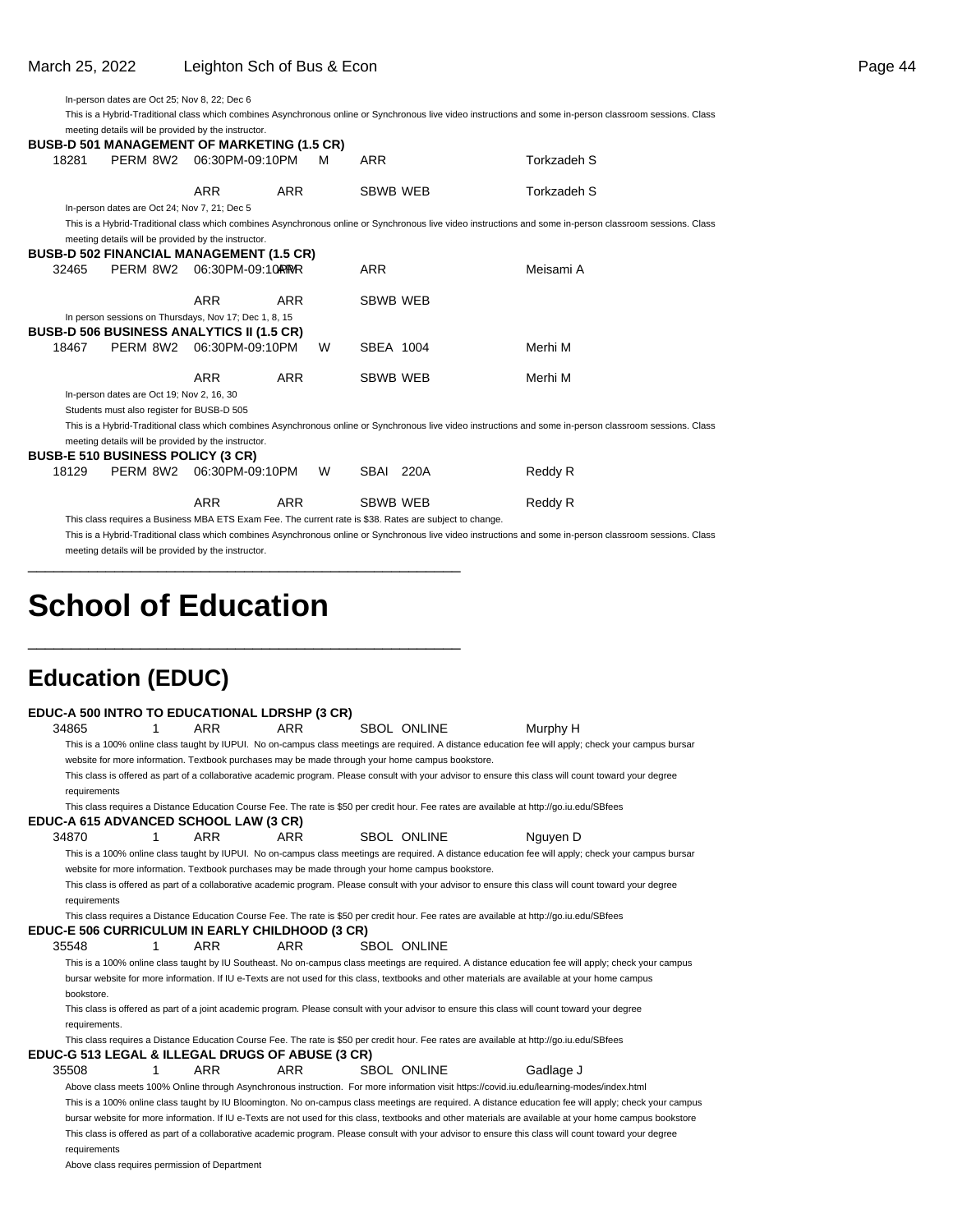In-person dates are Oct 25; Nov 8, 22; Dec 6

This is a Hybrid-Traditional class which combines Asynchronous online or Synchronous live video instructions and some in-person classroom sessions. Class meeting details will be provided by the instructor.

**BUSB-D 501 MANAGEMENT OF MARKETING (1.5 CR)**

| | | | | | | |
|---|---|---|---|---|---|---|
| 18281 | PERM 8W2 | 06:30PM-09:10PM | M | ARR | | Torkzadeh S |
| | | ARR | ARR | SBWB | WEB | Torkzadeh S |

In-person dates are Oct 24; Nov 7, 21; Dec 5

This is a Hybrid-Traditional class which combines Asynchronous online or Synchronous live video instructions and some in-person classroom sessions. Class meeting details will be provided by the instructor.

**BUSB-D 502 FINANCIAL MANAGEMENT (1.5 CR)**

| | | | | | | |
|---|---|---|---|---|---|---|
| 32465 | PERM 8W2 | 06:30PM-09:10PM | ARR | ARR | | Meisami A |
| | | ARR | ARR | SBWB | WEB | |

In person sessions on Thursdays, Nov 17; Dec 1, 8, 15

**BUSB-D 506 BUSINESS ANALYTICS II (1.5 CR)**

| | | | | | | |
|---|---|---|---|---|---|---|
| 18467 | PERM 8W2 | 06:30PM-09:10PM | W | SBEA | 1004 | Merhi M |
| | | ARR | ARR | SBWB | WEB | Merhi M |

In-person dates are Oct 19; Nov 2, 16, 30

Students must also register for BUSB-D 505

This is a Hybrid-Traditional class which combines Asynchronous online or Synchronous live video instructions and some in-person classroom sessions. Class meeting details will be provided by the instructor.

**BUSB-E 510 BUSINESS POLICY (3 CR)**

| | | | | | | |
|---|---|---|---|---|---|---|
| 18129 | PERM 8W2 | 06:30PM-09:10PM | W | SBAI | 220A | Reddy R |
| | | ARR | ARR | SBWB | WEB | Reddy R |

This class requires a Business MBA ETS Exam Fee. The current rate is $38. Rates are subject to change.

This is a Hybrid-Traditional class which combines Asynchronous online or Synchronous live video instructions and some in-person classroom sessions. Class meeting details will be provided by the instructor.

# School of Education

## Education (EDUC)

**EDUC-A 500 INTRO TO EDUCATIONAL LDRSHP (3 CR)**

| | | | | | | |
|---|---|---|---|---|---|---|
| 34865 | 1 | ARR | ARR | SBOL | ONLINE | Murphy H |

This is a 100% online class taught by IUPUI. No on-campus class meetings are required. A distance education fee will apply; check your campus bursar website for more information. Textbook purchases may be made through your home campus bookstore.

This class is offered as part of a collaborative academic program. Please consult with your advisor to ensure this class will count toward your degree requirements

This class requires a Distance Education Course Fee. The rate is $50 per credit hour. Fee rates are available at http://go.iu.edu/SBfees

**EDUC-A 615 ADVANCED SCHOOL LAW (3 CR)**

| | | | | | | |
|---|---|---|---|---|---|---|
| 34870 | 1 | ARR | ARR | SBOL | ONLINE | Nguyen D |

This is a 100% online class taught by IUPUI. No on-campus class meetings are required. A distance education fee will apply; check your campus bursar website for more information. Textbook purchases may be made through your home campus bookstore.

This class is offered as part of a collaborative academic program. Please consult with your advisor to ensure this class will count toward your degree requirements

This class requires a Distance Education Course Fee. The rate is $50 per credit hour. Fee rates are available at http://go.iu.edu/SBfees

**EDUC-E 506 CURRICULUM IN EARLY CHILDHOOD (3 CR)**

| | | | | | | |
|---|---|---|---|---|---|---|
| 35548 | 1 | ARR | ARR | SBOL | ONLINE | |

This is a 100% online class taught by IU Southeast. No on-campus class meetings are required. A distance education fee will apply; check your campus bursar website for more information. If IU e-Texts are not used for this class, textbooks and other materials are available at your home campus bookstore.

This class is offered as part of a joint academic program. Please consult with your advisor to ensure this class will count toward your degree requirements.

This class requires a Distance Education Course Fee. The rate is $50 per credit hour. Fee rates are available at http://go.iu.edu/SBfees

**EDUC-G 513 LEGAL & ILLEGAL DRUGS OF ABUSE (3 CR)**

| | | | | | | |
|---|---|---|---|---|---|---|
| 35508 | 1 | ARR | ARR | SBOL | ONLINE | Gadlage J |

Above class meets 100% Online through Asynchronous instruction. For more information visit https://covid.iu.edu/learning-modes/index.html

This is a 100% online class taught by IU Bloomington. No on-campus class meetings are required. A distance education fee will apply; check your campus bursar website for more information. If IU e-Texts are not used for this class, textbooks and other materials are available at your home campus bookstore

This class is offered as part of a collaborative academic program. Please consult with your advisor to ensure this class will count toward your degree requirements

Above class requires permission of Department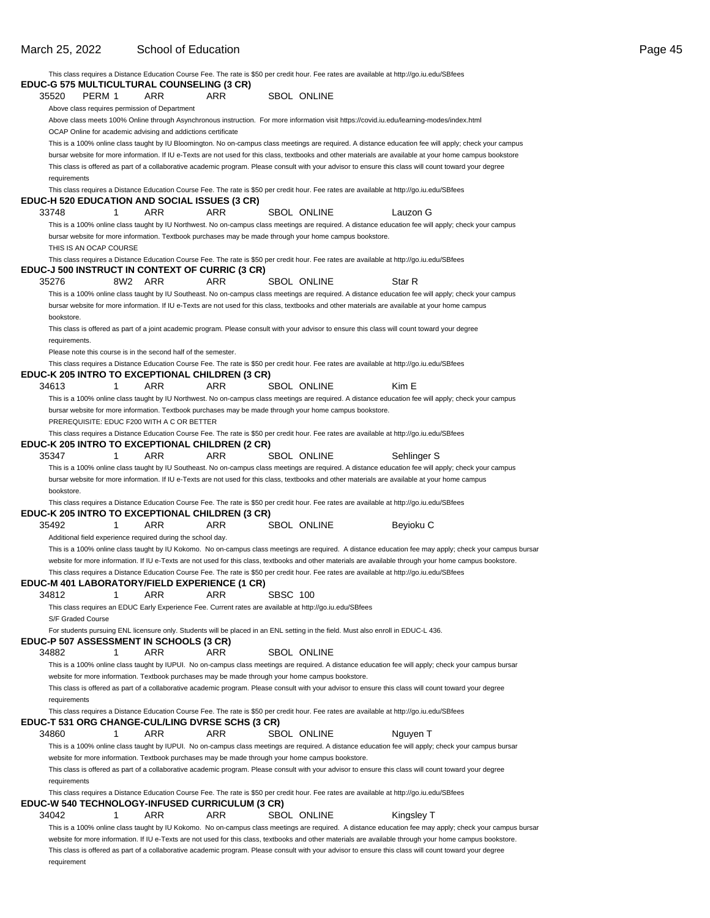This class requires a Distance Education Course Fee. The rate is $50 per credit hour. Fee rates are available at http://go.iu.edu/SBfees

**EDUC-G 575 MULTICULTURAL COUNSELING (3 CR)**

35520 PERM 1 ARR ARR SBOL ONLINE

Above class requires permission of Department

Above class meets 100% Online through Asynchronous instruction. For more information visit https://covid.iu.edu/learning-modes/index.html

OCAP Online for academic advising and addictions certificate

This is a 100% online class taught by IU Bloomington. No on-campus class meetings are required. A distance education fee will apply; check your campus bursar website for more information. If IU e-Texts are not used for this class, textbooks and other materials are available at your home campus bookstore

This class is offered as part of a collaborative academic program. Please consult with your advisor to ensure this class will count toward your degree requirements

This class requires a Distance Education Course Fee. The rate is $50 per credit hour. Fee rates are available at http://go.iu.edu/SBfees

**EDUC-H 520 EDUCATION AND SOCIAL ISSUES (3 CR)**

33748 1 ARR ARR SBOL ONLINE Lauzon G

This is a 100% online class taught by IU Northwest. No on-campus class meetings are required. A distance education fee will apply; check your campus bursar website for more information. Textbook purchases may be made through your home campus bookstore.

THIS IS AN OCAP COURSE

This class requires a Distance Education Course Fee. The rate is $50 per credit hour. Fee rates are available at http://go.iu.edu/SBfees

**EDUC-J 500 INSTRUCT IN CONTEXT OF CURRIC (3 CR)**

35276 8W2 ARR ARR SBOL ONLINE Star R

This is a 100% online class taught by IU Southeast. No on-campus class meetings are required. A distance education fee will apply; check your campus bursar website for more information. If IU e-Texts are not used for this class, textbooks and other materials are available at your home campus bookstore.

This class is offered as part of a joint academic program. Please consult with your advisor to ensure this class will count toward your degree requirements.

Please note this course is in the second half of the semester.

This class requires a Distance Education Course Fee. The rate is $50 per credit hour. Fee rates are available at http://go.iu.edu/SBfees

**EDUC-K 205 INTRO TO EXCEPTIONAL CHILDREN (3 CR)**

34613 1 ARR ARR SBOL ONLINE Kim E

This is a 100% online class taught by IU Northwest. No on-campus class meetings are required. A distance education fee will apply; check your campus bursar website for more information. Textbook purchases may be made through your home campus bookstore.

PREREQUISITE: EDUC F200 WITH A C OR BETTER

This class requires a Distance Education Course Fee. The rate is $50 per credit hour. Fee rates are available at http://go.iu.edu/SBfees

**EDUC-K 205 INTRO TO EXCEPTIONAL CHILDREN (2 CR)**

35347 1 ARR ARR SBOL ONLINE Sehlinger S

This is a 100% online class taught by IU Southeast. No on-campus class meetings are required. A distance education fee will apply; check your campus bursar website for more information. If IU e-Texts are not used for this class, textbooks and other materials are available at your home campus bookstore.

This class requires a Distance Education Course Fee. The rate is $50 per credit hour. Fee rates are available at http://go.iu.edu/SBfees

**EDUC-K 205 INTRO TO EXCEPTIONAL CHILDREN (3 CR)**

35492 1 ARR ARR SBOL ONLINE Beyioku C

Additional field experience required during the school day.

This is a 100% online class taught by IU Kokomo. No on-campus class meetings are required. A distance education fee may apply; check your campus bursar website for more information. If IU e-Texts are not used for this class, textbooks and other materials are available through your home campus bookstore.

This class requires a Distance Education Course Fee. The rate is $50 per credit hour. Fee rates are available at http://go.iu.edu/SBfees

**EDUC-M 401 LABORATORY/FIELD EXPERIENCE (1 CR)**

34812 1 ARR ARR SBSC 100

This class requires an EDUC Early Experience Fee. Current rates are available at http://go.iu.edu/SBfees

S/F Graded Course

For students pursuing ENL licensure only. Students will be placed in an ENL setting in the field. Must also enroll in EDUC-L 436.

**EDUC-P 507 ASSESSMENT IN SCHOOLS (3 CR)**

34882 1 ARR ARR SBOL ONLINE

This is a 100% online class taught by IUPUI. No on-campus class meetings are required. A distance education fee will apply; check your campus bursar website for more information. Textbook purchases may be made through your home campus bookstore.

This class is offered as part of a collaborative academic program. Please consult with your advisor to ensure this class will count toward your degree requirements

This class requires a Distance Education Course Fee. The rate is $50 per credit hour. Fee rates are available at http://go.iu.edu/SBfees

**EDUC-T 531 ORG CHANGE-CUL/LING DVRSE SCHS (3 CR)**

34860 1 ARR ARR SBOL ONLINE Nguyen T

This is a 100% online class taught by IUPUI. No on-campus class meetings are required. A distance education fee will apply; check your campus bursar website for more information. Textbook purchases may be made through your home campus bookstore.

This class is offered as part of a collaborative academic program. Please consult with your advisor to ensure this class will count toward your degree requirements

This class requires a Distance Education Course Fee. The rate is $50 per credit hour. Fee rates are available at http://go.iu.edu/SBfees

**EDUC-W 540 TECHNOLOGY-INFUSED CURRICULUM (3 CR)**

34042 1 ARR ARR SBOL ONLINE Kingsley T

This is a 100% online class taught by IU Kokomo. No on-campus class meetings are required. A distance education fee may apply; check your campus bursar website for more information. If IU e-Texts are not used for this class, textbooks and other materials are available through your home campus bookstore.

This class is offered as part of a collaborative academic program. Please consult with your advisor to ensure this class will count toward your degree requirement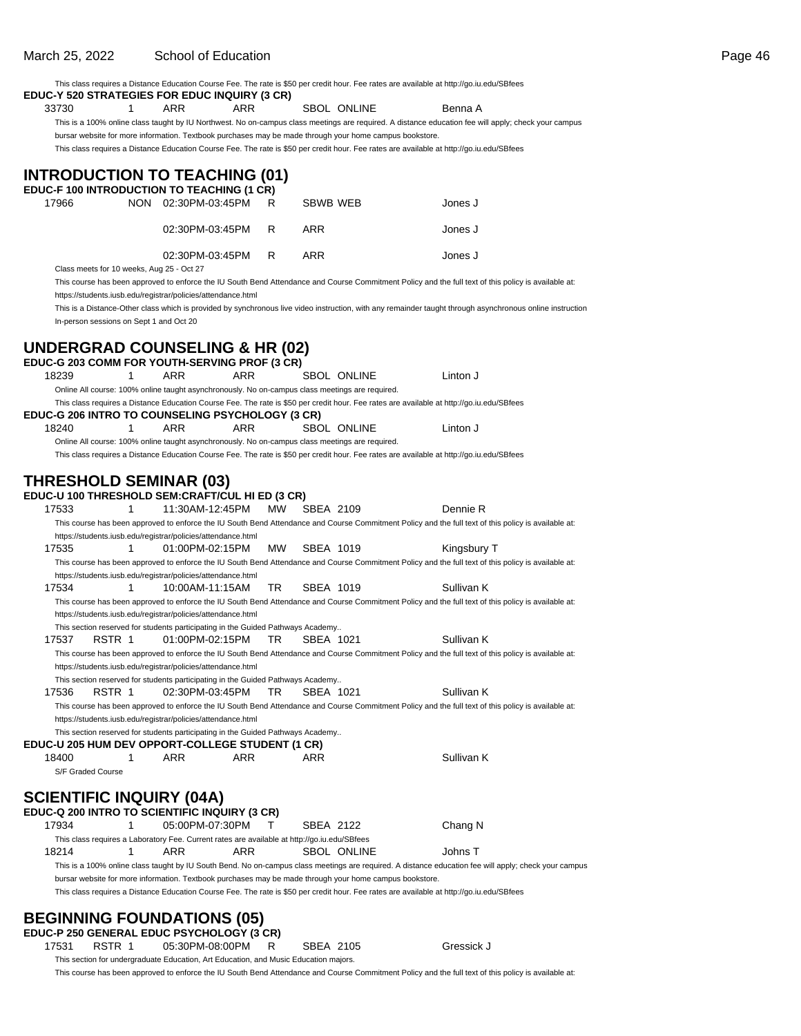This class requires a Distance Education Course Fee. The rate is $50 per credit hour. Fee rates are available at http://go.iu.edu/SBfees

**EDUC-Y 520 STRATEGIES FOR EDUC INQUIRY (3 CR)**

| | | | | | | |
|---|---|---|---|---|---|---|
| 33730 | 1 | ARR | ARR | SBOL | ONLINE | Benna A |

This is a 100% online class taught by IU Northwest. No on-campus class meetings are required. A distance education fee will apply; check your campus bursar website for more information. Textbook purchases may be made through your home campus bookstore.

This class requires a Distance Education Course Fee. The rate is $50 per credit hour. Fee rates are available at http://go.iu.edu/SBfees

## INTRODUCTION TO TEACHING (01)

**EDUC-F 100 INTRODUCTION TO TEACHING (1 CR)**

| | | | | | | |
|---|---|---|---|---|---|---|
| 17966 | NON | 02:30PM-03:45PM | R | SBWB | WEB | Jones J |
| | | 02:30PM-03:45PM | R | ARR | | Jones J |
| | | 02:30PM-03:45PM | R | ARR | | Jones J |

Class meets for 10 weeks, Aug 25 - Oct 27

This course has been approved to enforce the IU South Bend Attendance and Course Commitment Policy and the full text of this policy is available at: https://students.iusb.edu/registrar/policies/attendance.html

This is a Distance-Other class which is provided by synchronous live video instruction, with any remainder taught through asynchronous online instruction

In-person sessions on Sept 1 and Oct 20

## UNDERGRAD COUNSELING & HR (02)

**EDUC-G 203 COMM FOR YOUTH-SERVING PROF (3 CR)**

| | | | | | | |
|---|---|---|---|---|---|---|
| 18239 | 1 | ARR | ARR | SBOL | ONLINE | Linton J |

Online All course: 100% online taught asynchronously. No on-campus class meetings are required.

This class requires a Distance Education Course Fee. The rate is $50 per credit hour. Fee rates are available at http://go.iu.edu/SBfees

**EDUC-G 206 INTRO TO COUNSELING PSYCHOLOGY (3 CR)**

| | | | | | | |
|---|---|---|---|---|---|---|
| 18240 | 1 | ARR | ARR | SBOL | ONLINE | Linton J |

Online All course: 100% online taught asynchronously. No on-campus class meetings are required.

This class requires a Distance Education Course Fee. The rate is $50 per credit hour. Fee rates are available at http://go.iu.edu/SBfees

## THRESHOLD SEMINAR (03)

**EDUC-U 100 THRESHOLD SEM:CRAFT/CUL HI ED (3 CR)**

| | | | | | | |
|---|---|---|---|---|---|---|
| 17533 | 1 | 11:30AM-12:45PM | MW | SBEA | 2109 | Dennie R |

This course has been approved to enforce the IU South Bend Attendance and Course Commitment Policy and the full text of this policy is available at: https://students.iusb.edu/registrar/policies/attendance.html

| | | | | | | |
|---|---|---|---|---|---|---|
| 17535 | 1 | 01:00PM-02:15PM | MW | SBEA | 1019 | Kingsbury T |

This course has been approved to enforce the IU South Bend Attendance and Course Commitment Policy and the full text of this policy is available at: https://students.iusb.edu/registrar/policies/attendance.html

| | | | | | | |
|---|---|---|---|---|---|---|
| 17534 | 1 | 10:00AM-11:15AM | TR | SBEA | 1019 | Sullivan K |

This course has been approved to enforce the IU South Bend Attendance and Course Commitment Policy and the full text of this policy is available at: https://students.iusb.edu/registrar/policies/attendance.html

This section reserved for students participating in the Guided Pathways Academy..

| | | | | | | |
|---|---|---|---|---|---|---|
| 17537 | RSTR 1 | 01:00PM-02:15PM | TR | SBEA | 1021 | Sullivan K |

This course has been approved to enforce the IU South Bend Attendance and Course Commitment Policy and the full text of this policy is available at: https://students.iusb.edu/registrar/policies/attendance.html

This section reserved for students participating in the Guided Pathways Academy..

| | | | | | | |
|---|---|---|---|---|---|---|
| 17536 | RSTR 1 | 02:30PM-03:45PM | TR | SBEA | 1021 | Sullivan K |

This course has been approved to enforce the IU South Bend Attendance and Course Commitment Policy and the full text of this policy is available at: https://students.iusb.edu/registrar/policies/attendance.html

This section reserved for students participating in the Guided Pathways Academy..

**EDUC-U 205 HUM DEV OPPORT-COLLEGE STUDENT (1 CR)**

| | | | | | | |
|---|---|---|---|---|---|---|
| 18400 | 1 | ARR | ARR | ARR | | Sullivan K |

S/F Graded Course

## SCIENTIFIC INQUIRY (04A)

**EDUC-Q 200 INTRO TO SCIENTIFIC INQUIRY (3 CR)**

| | | | | | | |
|---|---|---|---|---|---|---|
| 17934 | 1 | 05:00PM-07:30PM | T | SBEA | 2122 | Chang N |

This class requires a Laboratory Fee. Current rates are available at http://go.iu.edu/SBfees

| | | | | | | |
|---|---|---|---|---|---|---|
| 18214 | 1 | ARR | ARR | SBOL | ONLINE | Johns T |

This is a 100% online class taught by IU South Bend. No on-campus class meetings are required. A distance education fee will apply; check your campus bursar website for more information. Textbook purchases may be made through your home campus bookstore.

This class requires a Distance Education Course Fee. The rate is $50 per credit hour. Fee rates are available at http://go.iu.edu/SBfees

## BEGINNING FOUNDATIONS (05)

**EDUC-P 250 GENERAL EDUC PSYCHOLOGY (3 CR)**

| | | | | | | |
|---|---|---|---|---|---|---|
| 17531 | RSTR 1 | 05:30PM-08:00PM | R | SBEA | 2105 | Gressick J |

This section for undergraduate Education, Art Education, and Music Education majors.

This course has been approved to enforce the IU South Bend Attendance and Course Commitment Policy and the full text of this policy is available at: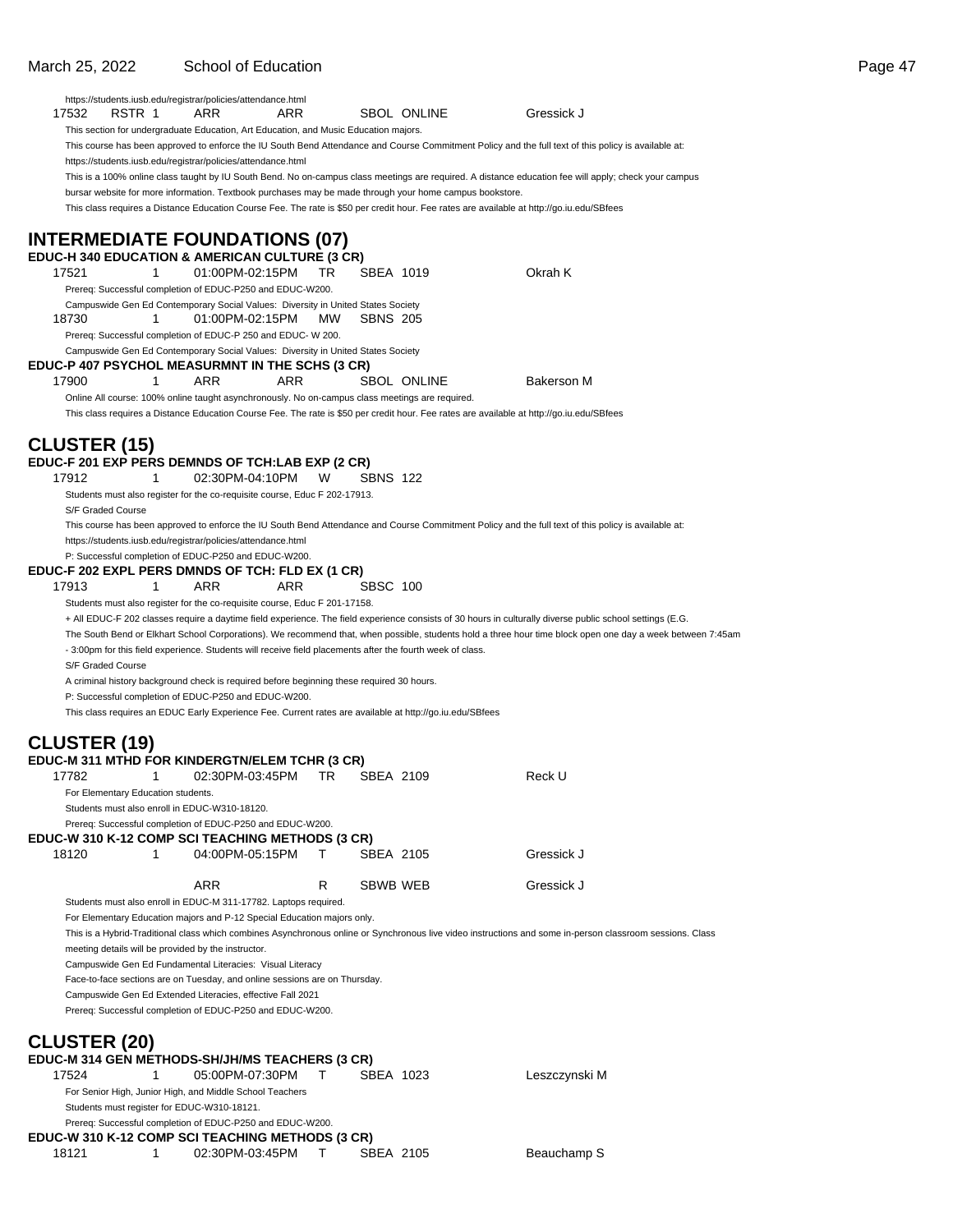https://students.iusb.edu/registrar/policies/attendance.html

17532 RSTR 1 ARR ARR SBOL ONLINE Gressick J

This section for undergraduate Education, Art Education, and Music Education majors.

This course has been approved to enforce the IU South Bend Attendance and Course Commitment Policy and the full text of this policy is available at:

https://students.iusb.edu/registrar/policies/attendance.html

This is a 100% online class taught by IU South Bend. No on-campus class meetings are required. A distance education fee will apply; check your campus bursar website for more information. Textbook purchases may be made through your home campus bookstore.

This class requires a Distance Education Course Fee. The rate is $50 per credit hour. Fee rates are available at http://go.iu.edu/SBfees

# INTERMEDIATE FOUNDATIONS (07)

### EDUC-H 340 EDUCATION & AMERICAN CULTURE (3 CR)

17521 1 01:00PM-02:15PM TR SBEA 1019 Okrah K

Prereq: Successful completion of EDUC-P250 and EDUC-W200.

Campuswide Gen Ed Contemporary Social Values: Diversity in United States Society

18730 1 01:00PM-02:15PM MW SBNS 205

Prereq: Successful completion of EDUC-P 250 and EDUC- W 200.

Campuswide Gen Ed Contemporary Social Values: Diversity in United States Society

### EDUC-P 407 PSYCHOL MEASURMNT IN THE SCHS (3 CR)

17900 1 ARR ARR SBOL ONLINE Bakerson M

Online All course: 100% online taught asynchronously. No on-campus class meetings are required.

This class requires a Distance Education Course Fee. The rate is $50 per credit hour. Fee rates are available at http://go.iu.edu/SBfees

# CLUSTER (15)

### EDUC-F 201 EXP PERS DEMNDS OF TCH:LAB EXP (2 CR)

17912 1 02:30PM-04:10PM W SBNS 122

Students must also register for the co-requisite course, Educ F 202-17913.

S/F Graded Course

This course has been approved to enforce the IU South Bend Attendance and Course Commitment Policy and the full text of this policy is available at:

https://students.iusb.edu/registrar/policies/attendance.html

P: Successful completion of EDUC-P250 and EDUC-W200.

### EDUC-F 202 EXPL PERS DMNDS OF TCH: FLD EX (1 CR)

17913 1 ARR ARR SBSC 100

Students must also register for the co-requisite course, Educ F 201-17158.

+ All EDUC-F 202 classes require a daytime field experience. The field experience consists of 30 hours in culturally diverse public school settings (E.G. The South Bend or Elkhart School Corporations). We recommend that, when possible, students hold a three hour time block open one day a week between 7:45am - 3:00pm for this field experience. Students will receive field placements after the fourth week of class.

S/F Graded Course

A criminal history background check is required before beginning these required 30 hours.

P: Successful completion of EDUC-P250 and EDUC-W200.

This class requires an EDUC Early Experience Fee. Current rates are available at http://go.iu.edu/SBfees

# CLUSTER (19)

### EDUC-M 311 MTHD FOR KINDERGTN/ELEM TCHR (3 CR)

17782 1 02:30PM-03:45PM TR SBEA 2109 Reck U

For Elementary Education students.

Students must also enroll in EDUC-W310-18120.

Prereq: Successful completion of EDUC-P250 and EDUC-W200.

### EDUC-W 310 K-12 COMP SCI TEACHING METHODS (3 CR)

18120 1 04:00PM-05:15PM T SBEA 2105 Gressick J

ARR R SBWB WEB Gressick J

Students must also enroll in EDUC-M 311-17782. Laptops required.

For Elementary Education majors and P-12 Special Education majors only.

This is a Hybrid-Traditional class which combines Asynchronous online or Synchronous live video instructions and some in-person classroom sessions. Class meeting details will be provided by the instructor.

Campuswide Gen Ed Fundamental Literacies: Visual Literacy

Face-to-face sections are on Tuesday, and online sessions are on Thursday.

Campuswide Gen Ed Extended Literacies, effective Fall 2021

Prereq: Successful completion of EDUC-P250 and EDUC-W200.

# CLUSTER (20)

### EDUC-M 314 GEN METHODS-SH/JH/MS TEACHERS (3 CR)

17524 1 05:00PM-07:30PM T SBEA 1023 Leszczynski M

For Senior High, Junior High, and Middle School Teachers

Students must register for EDUC-W310-18121.

Prereq: Successful completion of EDUC-P250 and EDUC-W200.

### EDUC-W 310 K-12 COMP SCI TEACHING METHODS (3 CR)

18121 1 02:30PM-03:45PM T SBEA 2105 Beauchamp S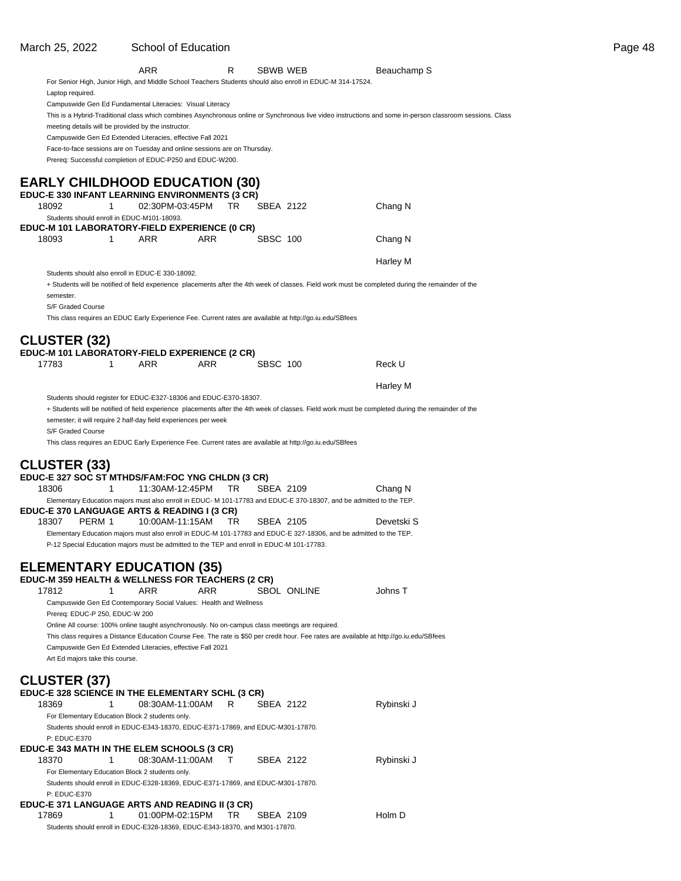ARR R SBWB WEB Beauchamp S

For Senior High, Junior High, and Middle School Teachers Students should also enroll in EDUC-M 314-17524.

Laptop required.

Campuswide Gen Ed Fundamental Literacies: Visual Literacy

This is a Hybrid-Traditional class which combines Asynchronous online or Synchronous live video instructions and some in-person classroom sessions. Class meeting details will be provided by the instructor.

Campuswide Gen Ed Extended Literacies, effective Fall 2021

Face-to-face sessions are on Tuesday and online sessions are on Thursday.

Prereq: Successful completion of EDUC-P250 and EDUC-W200.

# EARLY CHILDHOOD EDUCATION (30)

### EDUC-E 330 INFANT LEARNING ENVIRONMENTS (3 CR)

18092 1 02:30PM-03:45PM TR SBEA 2122 Chang N

Students should enroll in EDUC-M101-18093.

### EDUC-M 101 LABORATORY-FIELD EXPERIENCE (0 CR)

18093 1 ARR ARR SBSC 100 Chang N

Harley M

Students should also enroll in EDUC-E 330-18092.

+ Students will be notified of field experience placements after the 4th week of classes. Field work must be completed during the remainder of the semester.

S/F Graded Course

This class requires an EDUC Early Experience Fee. Current rates are available at http://go.iu.edu/SBfees

# CLUSTER (32)

### EDUC-M 101 LABORATORY-FIELD EXPERIENCE (2 CR)

17783 1 ARR ARR SBSC 100 Reck U

Harley M

Students should register for EDUC-E327-18306 and EDUC-E370-18307.

+ Students will be notified of field experience placements after the 4th week of classes. Field work must be completed during the remainder of the semester; it will require 2 half-day field experiences per week

S/F Graded Course

This class requires an EDUC Early Experience Fee. Current rates are available at http://go.iu.edu/SBfees

# CLUSTER (33)

### EDUC-E 327 SOC ST MTHDS/FAM:FOC YNG CHLDN (3 CR)

18306 1 11:30AM-12:45PM TR SBEA 2109 Chang N

Elementary Education majors must also enroll in EDUC- M 101-17783 and EDUC-E 370-18307, and be admitted to the TEP.

### EDUC-E 370 LANGUAGE ARTS & READING I (3 CR)

18307 PERM 1 10:00AM-11:15AM TR SBEA 2105 Devetski S

Elementary Education majors must also enroll in EDUC-M 101-17783 and EDUC-E 327-18306, and be admitted to the TEP.

P-12 Special Education majors must be admitted to the TEP and enroll in EDUC-M 101-17783.

# ELEMENTARY EDUCATION (35)

### EDUC-M 359 HEALTH & WELLNESS FOR TEACHERS (2 CR)

17812 1 ARR ARR SBOL ONLINE Johns T

Campuswide Gen Ed Contemporary Social Values: Health and Wellness

Prereq: EDUC-P 250, EDUC-W 200

Online All course: 100% online taught asynchronously. No on-campus class meetings are required.

This class requires a Distance Education Course Fee. The rate is $50 per credit hour. Fee rates are available at http://go.iu.edu/SBfees

Campuswide Gen Ed Extended Literacies, effective Fall 2021

Art Ed majors take this course.

# CLUSTER (37)

### EDUC-E 328 SCIENCE IN THE ELEMENTARY SCHL (3 CR)

18369 1 08:30AM-11:00AM R SBEA 2122 Rybinski J

For Elementary Education Block 2 students only.

Students should enroll in EDUC-E343-18370, EDUC-E371-17869, and EDUC-M301-17870.

P: EDUC-E370

### EDUC-E 343 MATH IN THE ELEM SCHOOLS (3 CR)

18370 1 08:30AM-11:00AM T SBEA 2122 Rybinski J

For Elementary Education Block 2 students only.

Students should enroll in EDUC-E328-18369, EDUC-E371-17869, and EDUC-M301-17870.

P: EDUC-E370

### EDUC-E 371 LANGUAGE ARTS AND READING II (3 CR)

17869 1 01:00PM-02:15PM TR SBEA 2109 Holm D

Students should enroll in EDUC-E328-18369, EDUC-E343-18370, and M301-17870.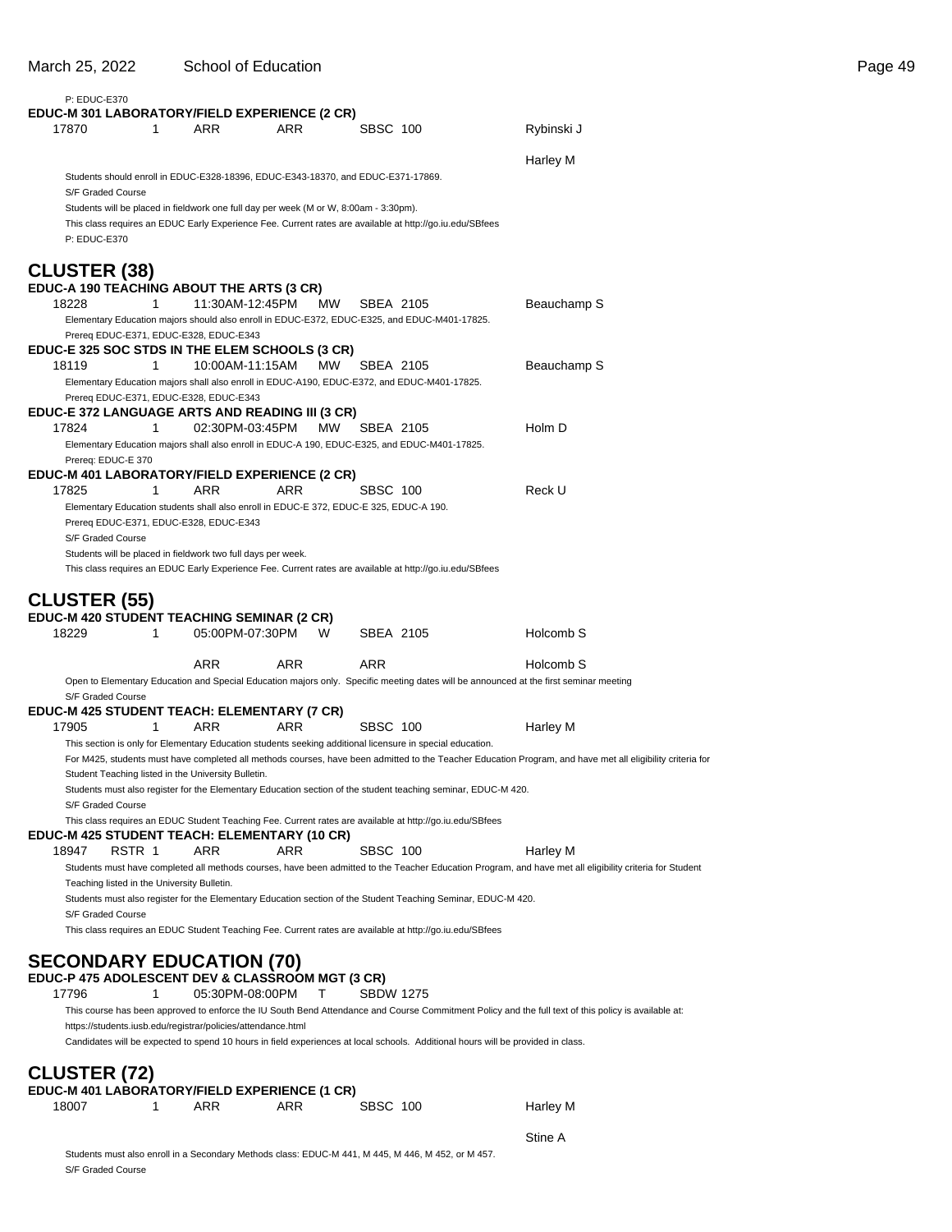P: EDUC-E370

**EDUC-M 301 LABORATORY/FIELD EXPERIENCE (2 CR)**

| | | | | | |
|---|---|---|---|---|---|
| 17870 | 1 | ARR | ARR | SBSC 100 | Rybinski J |
| | | | | | Harley M |

Students should enroll in EDUC-E328-18396, EDUC-E343-18370, and EDUC-E371-17869.
S/F Graded Course
Students will be placed in fieldwork one full day per week (M or W, 8:00am - 3:30pm).
This class requires an EDUC Early Experience Fee. Current rates are available at http://go.iu.edu/SBfees
P: EDUC-E370

## CLUSTER (38)

**EDUC-A 190 TEACHING ABOUT THE ARTS (3 CR)**

| | | | | | |
|---|---|---|---|---|---|
| 18228 | 1 | 11:30AM-12:45PM | MW | SBEA 2105 | Beauchamp S |

Elementary Education majors should also enroll in EDUC-E372, EDUC-E325, and EDUC-M401-17825.
Prereq EDUC-E371, EDUC-E328, EDUC-E343

**EDUC-E 325 SOC STDS IN THE ELEM SCHOOLS (3 CR)**

| | | | | | |
|---|---|---|---|---|---|
| 18119 | 1 | 10:00AM-11:15AM | MW | SBEA 2105 | Beauchamp S |

Elementary Education majors shall also enroll in EDUC-A190, EDUC-E372, and EDUC-M401-17825.
Prereq EDUC-E371, EDUC-E328, EDUC-E343

**EDUC-E 372 LANGUAGE ARTS AND READING III (3 CR)**

| | | | | | |
|---|---|---|---|---|---|
| 17824 | 1 | 02:30PM-03:45PM | MW | SBEA 2105 | Holm D |

Elementary Education majors shall also enroll in EDUC-A 190, EDUC-E325, and EDUC-M401-17825.
Prereq: EDUC-E 370

**EDUC-M 401 LABORATORY/FIELD EXPERIENCE (2 CR)**

| | | | | | |
|---|---|---|---|---|---|
| 17825 | 1 | ARR | ARR | SBSC 100 | Reck U |

Elementary Education students shall also enroll in EDUC-E 372, EDUC-E 325, EDUC-A 190.
Prereq EDUC-E371, EDUC-E328, EDUC-E343
S/F Graded Course
Students will be placed in fieldwork two full days per week.
This class requires an EDUC Early Experience Fee. Current rates are available at http://go.iu.edu/SBfees

## CLUSTER (55)

**EDUC-M 420 STUDENT TEACHING SEMINAR (2 CR)**

| | | | | | |
|---|---|---|---|---|---|
| 18229 | 1 | 05:00PM-07:30PM | W | SBEA 2105 | Holcomb S |
| | | ARR | ARR | ARR | Holcomb S |

Open to Elementary Education and Special Education majors only. Specific meeting dates will be announced at the first seminar meeting
S/F Graded Course

**EDUC-M 425 STUDENT TEACH: ELEMENTARY (7 CR)**

| | | | | | |
|---|---|---|---|---|---|
| 17905 | 1 | ARR | ARR | SBSC 100 | Harley M |

This section is only for Elementary Education students seeking additional licensure in special education.
For M425, students must have completed all methods courses, have been admitted to the Teacher Education Program, and have met all eligibility criteria for Student Teaching listed in the University Bulletin.
Students must also register for the Elementary Education section of the student teaching seminar, EDUC-M 420.
S/F Graded Course
This class requires an EDUC Student Teaching Fee. Current rates are available at http://go.iu.edu/SBfees

**EDUC-M 425 STUDENT TEACH: ELEMENTARY (10 CR)**

| | | | | | |
|---|---|---|---|---|---|
| 18947 | RSTR 1 | ARR | ARR | SBSC 100 | Harley M |

Students must have completed all methods courses, have been admitted to the Teacher Education Program, and have met all eligibility criteria for Student Teaching listed in the University Bulletin.
Students must also register for the Elementary Education section of the Student Teaching Seminar, EDUC-M 420.
S/F Graded Course
This class requires an EDUC Student Teaching Fee. Current rates are available at http://go.iu.edu/SBfees

## SECONDARY EDUCATION (70)

**EDUC-P 475 ADOLESCENT DEV & CLASSROOM MGT (3 CR)**

| | | | | | |
|---|---|---|---|---|---|
| 17796 | 1 | 05:30PM-08:00PM | T | SBDW 1275 | |

This course has been approved to enforce the IU South Bend Attendance and Course Commitment Policy and the full text of this policy is available at: https://students.iusb.edu/registrar/policies/attendance.html
Candidates will be expected to spend 10 hours in field experiences at local schools. Additional hours will be provided in class.

## CLUSTER (72)

**EDUC-M 401 LABORATORY/FIELD EXPERIENCE (1 CR)**

| | | | | | |
|---|---|---|---|---|---|
| 18007 | 1 | ARR | ARR | SBSC 100 | Harley M |
| | | | | | Stine A |

Students must also enroll in a Secondary Methods class: EDUC-M 441, M 445, M 446, M 452, or M 457.
S/F Graded Course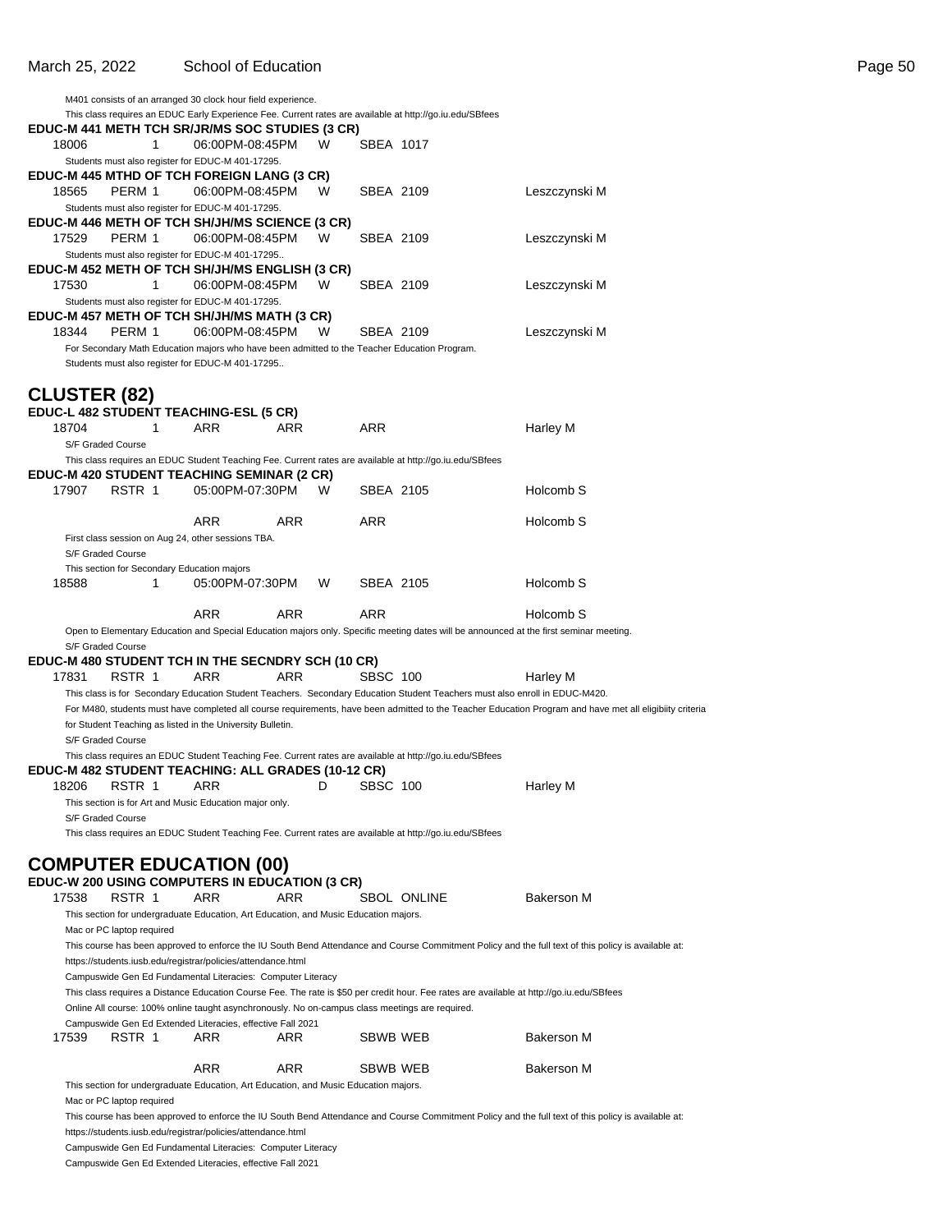M401 consists of an arranged 30 clock hour field experience.

This class requires an EDUC Early Experience Fee. Current rates are available at http://go.iu.edu/SBfees

**EDUC-M 441 METH TCH SR/JR/MS SOC STUDIES (3 CR)**

| 18006 | 1 | 06:00PM-08:45PM | W | SBEA 1017 | |
|---|---|---|---|---|---|

Students must also register for EDUC-M 401-17295.

**EDUC-M 445 MTHD OF TCH FOREIGN LANG (3 CR)**

| 18565 | PERM 1 | 06:00PM-08:45PM | W | SBEA 2109 | Leszczynski M |
|---|---|---|---|---|---|

Students must also register for EDUC-M 401-17295.

**EDUC-M 446 METH OF TCH SH/JH/MS SCIENCE (3 CR)**

| 17529 | PERM 1 | 06:00PM-08:45PM | W | SBEA 2109 | Leszczynski M |
|---|---|---|---|---|---|

Students must also register for EDUC-M 401-17295..

**EDUC-M 452 METH OF TCH SH/JH/MS ENGLISH (3 CR)**

| 17530 | 1 | 06:00PM-08:45PM | W | SBEA 2109 | Leszczynski M |
|---|---|---|---|---|---|

Students must also register for EDUC-M 401-17295.

**EDUC-M 457 METH OF TCH SH/JH/MS MATH (3 CR)**

| 18344 | PERM 1 | 06:00PM-08:45PM | W | SBEA 2109 | Leszczynski M |
|---|---|---|---|---|---|

For Secondary Math Education majors who have been admitted to the Teacher Education Program.

Students must also register for EDUC-M 401-17295..

## CLUSTER (82)

**EDUC-L 482 STUDENT TEACHING-ESL (5 CR)**

| 18704 | 1 | ARR | ARR | ARR | Harley M |
|---|---|---|---|---|---|

S/F Graded Course

This class requires an EDUC Student Teaching Fee. Current rates are available at http://go.iu.edu/SBfees

**EDUC-M 420 STUDENT TEACHING SEMINAR (2 CR)**

| 17907 | RSTR 1 | 05:00PM-07:30PM | W | SBEA 2105 | Holcomb S |
|---|---|---|---|---|---|
| | | ARR | ARR | ARR | Holcomb S |

First class session on Aug 24, other sessions TBA.

S/F Graded Course

This section for Secondary Education majors

| 18588 | 1 | 05:00PM-07:30PM | W | SBEA 2105 | Holcomb S |
|---|---|---|---|---|---|
| | | ARR | ARR | ARR | Holcomb S |

Open to Elementary Education and Special Education majors only. Specific meeting dates will be announced at the first seminar meeting.

S/F Graded Course

**EDUC-M 480 STUDENT TCH IN THE SECNDRY SCH (10 CR)**

| 17831 | RSTR 1 | ARR | ARR | SBSC 100 | Harley M |
|---|---|---|---|---|---|

This class is for Secondary Education Student Teachers. Secondary Education Student Teachers must also enroll in EDUC-M420.

For M480, students must have completed all course requirements, have been admitted to the Teacher Education Program and have met all eligibiity criteria for Student Teaching as listed in the University Bulletin.

S/F Graded Course

This class requires an EDUC Student Teaching Fee. Current rates are available at http://go.iu.edu/SBfees

**EDUC-M 482 STUDENT TEACHING: ALL GRADES (10-12 CR)**

| 18206 | RSTR 1 | ARR | D | SBSC 100 | Harley M |
|---|---|---|---|---|---|

This section is for Art and Music Education major only.

S/F Graded Course

This class requires an EDUC Student Teaching Fee. Current rates are available at http://go.iu.edu/SBfees

## COMPUTER EDUCATION (00)

**EDUC-W 200 USING COMPUTERS IN EDUCATION (3 CR)**

| 17538 | RSTR 1 | ARR | ARR | SBOL ONLINE | Bakerson M |
|---|---|---|---|---|---|

This section for undergraduate Education, Art Education, and Music Education majors.

Mac or PC laptop required

This course has been approved to enforce the IU South Bend Attendance and Course Commitment Policy and the full text of this policy is available at: https://students.iusb.edu/registrar/policies/attendance.html

Campuswide Gen Ed Fundamental Literacies: Computer Literacy

This class requires a Distance Education Course Fee. The rate is $50 per credit hour. Fee rates are available at http://go.iu.edu/SBfees

Online All course: 100% online taught asynchronously. No on-campus class meetings are required.

Campuswide Gen Ed Extended Literacies, effective Fall 2021

| 17539 | RSTR 1 | ARR | ARR | SBWB WEB | Bakerson M |
|---|---|---|---|---|---|
| | | ARR | ARR | SBWB WEB | Bakerson M |

This section for undergraduate Education, Art Education, and Music Education majors.

Mac or PC laptop required

This course has been approved to enforce the IU South Bend Attendance and Course Commitment Policy and the full text of this policy is available at: https://students.iusb.edu/registrar/policies/attendance.html

Campuswide Gen Ed Fundamental Literacies: Computer Literacy

Campuswide Gen Ed Extended Literacies, effective Fall 2021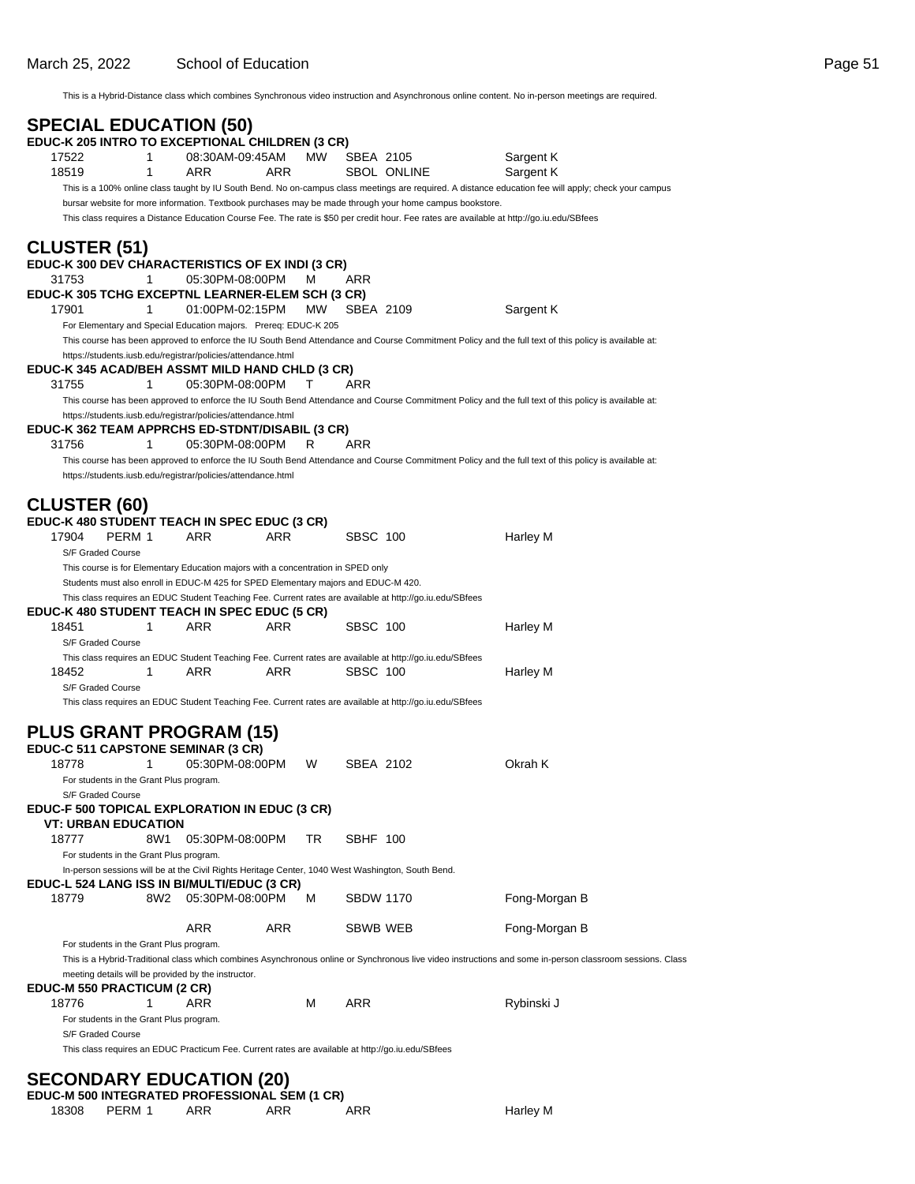This is a Hybrid-Distance class which combines Synchronous video instruction and Asynchronous online content. No in-person meetings are required.

## SPECIAL EDUCATION (50)

**EDUC-K 205 INTRO TO EXCEPTIONAL CHILDREN (3 CR)**

| | | | | | | |
|---|---|---|---|---|---|---|
| 17522 | 1 | 08:30AM-09:45AM | MW | SBEA 2105 | | Sargent K |
| 18519 | 1 | ARR | ARR | SBOL ONLINE | | Sargent K |

This is a 100% online class taught by IU South Bend. No on-campus class meetings are required. A distance education fee will apply; check your campus bursar website for more information. Textbook purchases may be made through your home campus bookstore.

This class requires a Distance Education Course Fee. The rate is $50 per credit hour. Fee rates are available at http://go.iu.edu/SBfees

## CLUSTER (51)

**EDUC-K 300 DEV CHARACTERISTICS OF EX INDI (3 CR)**

| | | | | |
|---|---|---|---|---|
| 31753 | 1 | 05:30PM-08:00PM | M | ARR |

**EDUC-K 305 TCHG EXCEPTNL LEARNER-ELEM SCH (3 CR)**

| | | | | | |
|---|---|---|---|---|---|
| 17901 | 1 | 01:00PM-02:15PM | MW | SBEA 2109 | Sargent K |

For Elementary and Special Education majors. Prereq: EDUC-K 205

This course has been approved to enforce the IU South Bend Attendance and Course Commitment Policy and the full text of this policy is available at: https://students.iusb.edu/registrar/policies/attendance.html

**EDUC-K 345 ACAD/BEH ASSMT MILD HAND CHLD (3 CR)**

| | | | | |
|---|---|---|---|---|
| 31755 | 1 | 05:30PM-08:00PM | T | ARR |

This course has been approved to enforce the IU South Bend Attendance and Course Commitment Policy and the full text of this policy is available at: https://students.iusb.edu/registrar/policies/attendance.html

**EDUC-K 362 TEAM APPRCHS ED-STDNT/DISABIL (3 CR)**

| | | | | |
|---|---|---|---|---|
| 31756 | 1 | 05:30PM-08:00PM | R | ARR |

This course has been approved to enforce the IU South Bend Attendance and Course Commitment Policy and the full text of this policy is available at: https://students.iusb.edu/registrar/policies/attendance.html

## CLUSTER (60)

**EDUC-K 480 STUDENT TEACH IN SPEC EDUC (3 CR)**

| | | | | | | |
|---|---|---|---|---|---|---|
| 17904 | PERM 1 | ARR | ARR | SBSC 100 | | Harley M |

S/F Graded Course

This course is for Elementary Education majors with a concentration in SPED only

Students must also enroll in EDUC-M 425 for SPED Elementary majors and EDUC-M 420.

This class requires an EDUC Student Teaching Fee. Current rates are available at http://go.iu.edu/SBfees

**EDUC-K 480 STUDENT TEACH IN SPEC EDUC (5 CR)**

| | | | | | | |
|---|---|---|---|---|---|---|
| 18451 | 1 | ARR | ARR | SBSC 100 | | Harley M |

S/F Graded Course

This class requires an EDUC Student Teaching Fee. Current rates are available at http://go.iu.edu/SBfees

| | | | | | | |
|---|---|---|---|---|---|---|
| 18452 | 1 | ARR | ARR | SBSC 100 | | Harley M |

S/F Graded Course

This class requires an EDUC Student Teaching Fee. Current rates are available at http://go.iu.edu/SBfees

## PLUS GRANT PROGRAM (15)

**EDUC-C 511 CAPSTONE SEMINAR (3 CR)**

| | | | | | |
|---|---|---|---|---|---|
| 18778 | 1 | 05:30PM-08:00PM | W | SBEA 2102 | Okrah K |

For students in the Grant Plus program.

S/F Graded Course

**EDUC-F 500 TOPICAL EXPLORATION IN EDUC (3 CR)**

**VT: URBAN EDUCATION**

| | | | | |
|---|---|---|---|---|
| 18777 | 8W1 | 05:30PM-08:00PM | TR | SBHF 100 |

For students in the Grant Plus program.

In-person sessions will be at the Civil Rights Heritage Center, 1040 West Washington, South Bend.

**EDUC-L 524 LANG ISS IN BI/MULTI/EDUC (3 CR)**

| | | | | | |
|---|---|---|---|---|---|
| 18779 | 8W2 | 05:30PM-08:00PM | M | SBDW 1170 | Fong-Morgan B |
| | | ARR | ARR | SBWB WEB | Fong-Morgan B |

For students in the Grant Plus program.

This is a Hybrid-Traditional class which combines Asynchronous online or Synchronous live video instructions and some in-person classroom sessions. Class meeting details will be provided by the instructor.

**EDUC-M 550 PRACTICUM (2 CR)**

| | | | | | |
|---|---|---|---|---|---|
| 18776 | 1 | ARR | M | ARR | Rybinski J |

For students in the Grant Plus program.

S/F Graded Course

This class requires an EDUC Practicum Fee. Current rates are available at http://go.iu.edu/SBfees

## SECONDARY EDUCATION (20)

**EDUC-M 500 INTEGRATED PROFESSIONAL SEM (1 CR)**

| | | | | | |
|---|---|---|---|---|---|
| 18308 | PERM 1 | ARR | ARR | ARR | Harley M |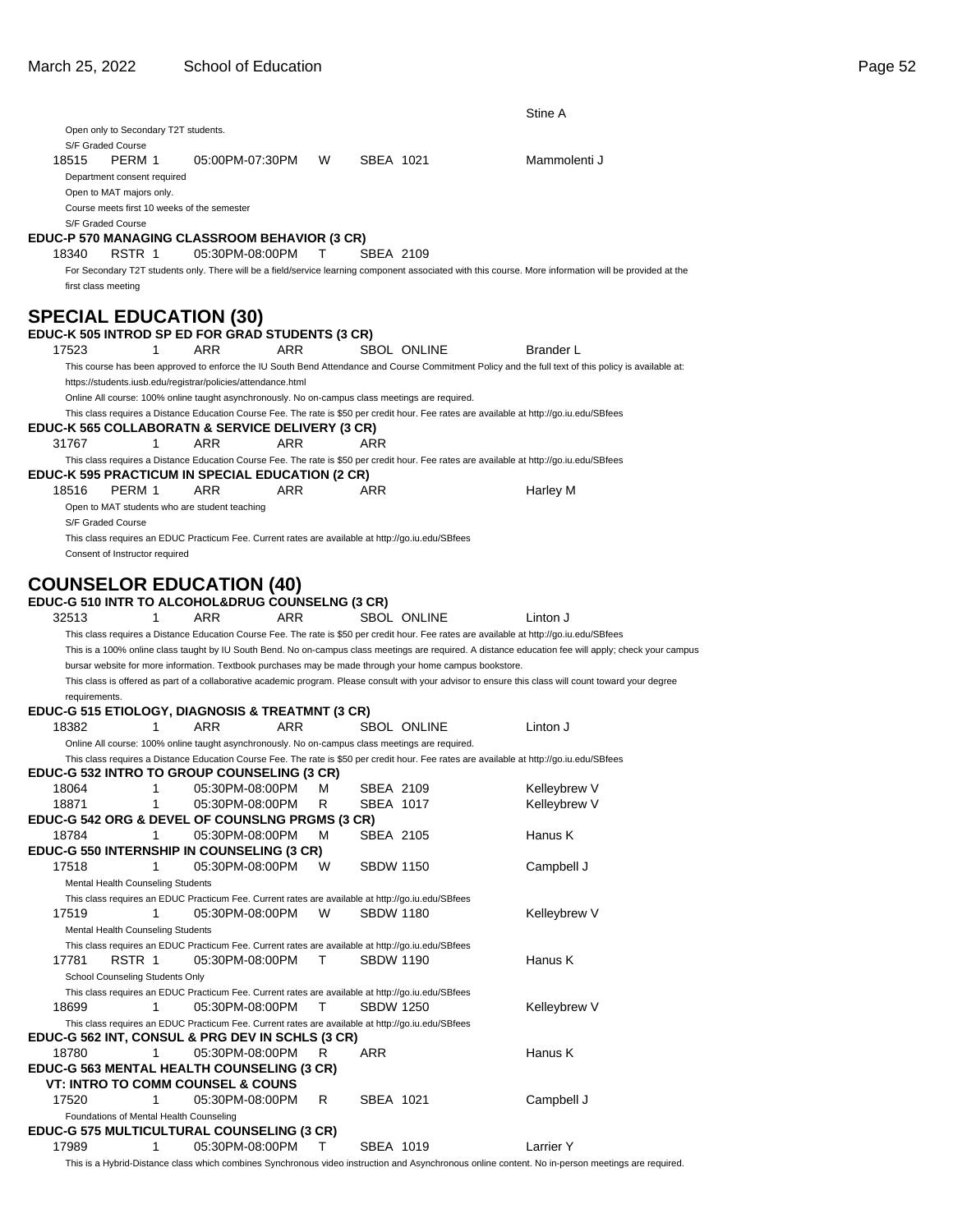Stine A

Open only to Secondary T2T students.
S/F Graded Course

18515 PERM 1 05:00PM-07:30PM W SBEA 1021 Mammolenti J

Department consent required
Open to MAT majors only.
Course meets first 10 weeks of the semester
S/F Graded Course

**EDUC-P 570 MANAGING CLASSROOM BEHAVIOR (3 CR)**

18340 RSTR 1 05:30PM-08:00PM T SBEA 2109

For Secondary T2T students only. There will be a field/service learning component associated with this course. More information will be provided at the first class meeting

## SPECIAL EDUCATION (30)

**EDUC-K 505 INTROD SP ED FOR GRAD STUDENTS (3 CR)**

17523 1 ARR ARR SBOL ONLINE Brander L

This course has been approved to enforce the IU South Bend Attendance and Course Commitment Policy and the full text of this policy is available at: https://students.iusb.edu/registrar/policies/attendance.html
Online All course: 100% online taught asynchronously. No on-campus class meetings are required.
This class requires a Distance Education Course Fee. The rate is $50 per credit hour. Fee rates are available at http://go.iu.edu/SBfees

**EDUC-K 565 COLLABORATN & SERVICE DELIVERY (3 CR)**

31767 1 ARR ARR ARR

This class requires a Distance Education Course Fee. The rate is $50 per credit hour. Fee rates are available at http://go.iu.edu/SBfees

**EDUC-K 595 PRACTICUM IN SPECIAL EDUCATION (2 CR)**

18516 PERM 1 ARR ARR ARR Harley M

Open to MAT students who are student teaching
S/F Graded Course
This class requires an EDUC Practicum Fee. Current rates are available at http://go.iu.edu/SBfees
Consent of Instructor required

## COUNSELOR EDUCATION (40)

**EDUC-G 510 INTR TO ALCOHOL&DRUG COUNSELNG (3 CR)**

32513 1 ARR ARR SBOL ONLINE Linton J

This class requires a Distance Education Course Fee. The rate is $50 per credit hour. Fee rates are available at http://go.iu.edu/SBfees
This is a 100% online class taught by IU South Bend. No on-campus class meetings are required. A distance education fee will apply; check your campus bursar website for more information. Textbook purchases may be made through your home campus bookstore.
This class is offered as part of a collaborative academic program. Please consult with your advisor to ensure this class will count toward your degree requirements.

**EDUC-G 515 ETIOLOGY, DIAGNOSIS & TREATMNT (3 CR)**

18382 1 ARR ARR SBOL ONLINE Linton J

Online All course: 100% online taught asynchronously. No on-campus class meetings are required.
This class requires a Distance Education Course Fee. The rate is $50 per credit hour. Fee rates are available at http://go.iu.edu/SBfees

**EDUC-G 532 INTRO TO GROUP COUNSELING (3 CR)**

18064 1 05:30PM-08:00PM M SBEA 2109 Kelleybrew V
18871 1 05:30PM-08:00PM R SBEA 1017 Kelleybrew V

**EDUC-G 542 ORG & DEVEL OF COUNSLNG PRGMS (3 CR)**

18784 1 05:30PM-08:00PM M SBEA 2105 Hanus K

**EDUC-G 550 INTERNSHIP IN COUNSELING (3 CR)**

17518 1 05:30PM-08:00PM W SBDW 1150 Campbell J

Mental Health Counseling Students
This class requires an EDUC Practicum Fee. Current rates are available at http://go.iu.edu/SBfees

17519 1 05:30PM-08:00PM W SBDW 1180 Kelleybrew V

Mental Health Counseling Students
This class requires an EDUC Practicum Fee. Current rates are available at http://go.iu.edu/SBfees

17781 RSTR 1 05:30PM-08:00PM T SBDW 1190 Hanus K

School Counseling Students Only
This class requires an EDUC Practicum Fee. Current rates are available at http://go.iu.edu/SBfees

18699 1 05:30PM-08:00PM T SBDW 1250 Kelleybrew V

This class requires an EDUC Practicum Fee. Current rates are available at http://go.iu.edu/SBfees

**EDUC-G 562 INT, CONSUL & PRG DEV IN SCHLS (3 CR)**

18780 1 05:30PM-08:00PM R ARR Hanus K

**EDUC-G 563 MENTAL HEALTH COUNSELING (3 CR)**
**VT: INTRO TO COMM COUNSEL & COUNS**

17520 1 05:30PM-08:00PM R SBEA 1021 Campbell J

Foundations of Mental Health Counseling

**EDUC-G 575 MULTICULTURAL COUNSELING (3 CR)**

17989 1 05:30PM-08:00PM T SBEA 1019 Larrier Y

This is a Hybrid-Distance class which combines Synchronous video instruction and Asynchronous online content. No in-person meetings are required.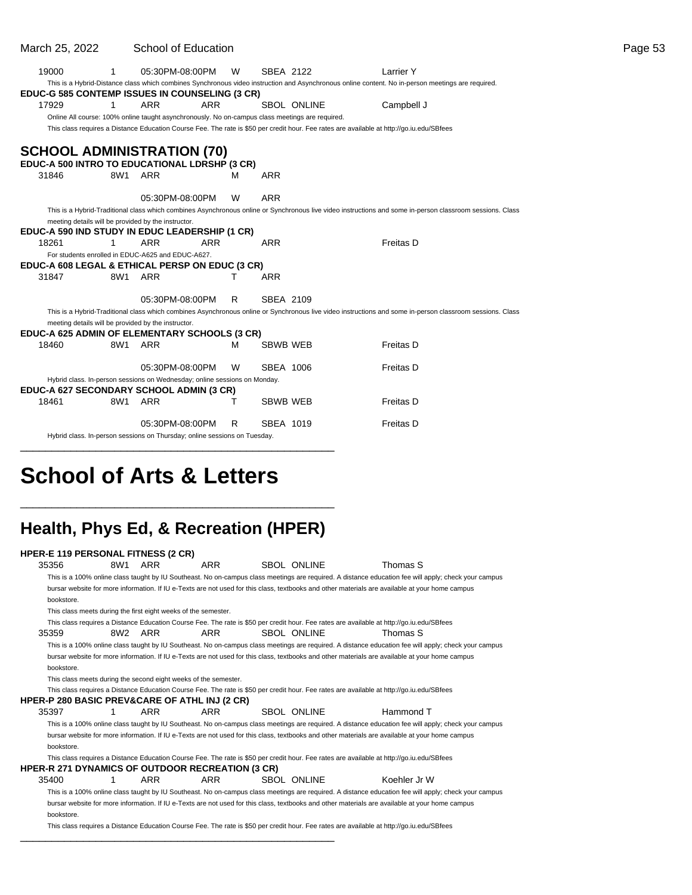| | | | | | |
|---|---|---|---|---|---|
| 19000 | 1 | 05:30PM-08:00PM | W | SBEA 2122 | Larrier Y |

This is a Hybrid-Distance class which combines Synchronous video instruction and Asynchronous online content. No in-person meetings are required.

**EDUC-G 585 CONTEMP ISSUES IN COUNSELING (3 CR)**

| | | | | | |
|---|---|---|---|---|---|
| 17929 | 1 | ARR | ARR | SBOL ONLINE | Campbell J |

Online All course: 100% online taught asynchronously. No on-campus class meetings are required.

This class requires a Distance Education Course Fee. The rate is $50 per credit hour. Fee rates are available at http://go.iu.edu/SBfees

## SCHOOL ADMINISTRATION (70)

**EDUC-A 500 INTRO TO EDUCATIONAL LDRSHP (3 CR)**

| | | | | | |
|---|---|---|---|---|---|
| 31846 | 8W1 | ARR | M | ARR | |
| | | 05:30PM-08:00PM | W | ARR | |

This is a Hybrid-Traditional class which combines Asynchronous online or Synchronous live video instructions and some in-person classroom sessions. Class meeting details will be provided by the instructor.

**EDUC-A 590 IND STUDY IN EDUC LEADERSHIP (1 CR)**

| | | | | | |
|---|---|---|---|---|---|
| 18261 | 1 | ARR | ARR | ARR | Freitas D |

For students enrolled in EDUC-A625 and EDUC-A627.

**EDUC-A 608 LEGAL & ETHICAL PERSP ON EDUC (3 CR)**

| | | | | | |
|---|---|---|---|---|---|
| 31847 | 8W1 | ARR | T | ARR | |
| | | 05:30PM-08:00PM | R | SBEA 2109 | |

This is a Hybrid-Traditional class which combines Asynchronous online or Synchronous live video instructions and some in-person classroom sessions. Class meeting details will be provided by the instructor.

**EDUC-A 625 ADMIN OF ELEMENTARY SCHOOLS (3 CR)**

| | | | | | |
|---|---|---|---|---|---|
| 18460 | 8W1 | ARR | M | SBWB WEB | Freitas D |
| | | 05:30PM-08:00PM | W | SBEA 1006 | Freitas D |

Hybrid class. In-person sessions on Wednesday; online sessions on Monday.

**EDUC-A 627 SECONDARY SCHOOL ADMIN (3 CR)**

| | | | | | |
|---|---|---|---|---|---|
| 18461 | 8W1 | ARR | T | SBWB WEB | Freitas D |
| | | 05:30PM-08:00PM | R | SBEA 1019 | Freitas D |

Hybrid class. In-person sessions on Thursday; online sessions on Tuesday.

# School of Arts & Letters

## Health, Phys Ed, & Recreation (HPER)

**HPER-E 119 PERSONAL FITNESS (2 CR)**

| | | | | | |
|---|---|---|---|---|---|
| 35356 | 8W1 | ARR | ARR | SBOL ONLINE | Thomas S |

This is a 100% online class taught by IU Southeast. No on-campus class meetings are required. A distance education fee will apply; check your campus bursar website for more information. If IU e-Texts are not used for this class, textbooks and other materials are available at your home campus bookstore.

This class meets during the first eight weeks of the semester.

This class requires a Distance Education Course Fee. The rate is $50 per credit hour. Fee rates are available at http://go.iu.edu/SBfees

| | | | | | |
|---|---|---|---|---|---|
| 35359 | 8W2 | ARR | ARR | SBOL ONLINE | Thomas S |

This is a 100% online class taught by IU Southeast. No on-campus class meetings are required. A distance education fee will apply; check your campus bursar website for more information. If IU e-Texts are not used for this class, textbooks and other materials are available at your home campus bookstore.

This class meets during the second eight weeks of the semester.

This class requires a Distance Education Course Fee. The rate is $50 per credit hour. Fee rates are available at http://go.iu.edu/SBfees

**HPER-P 280 BASIC PREV&CARE OF ATHL INJ (2 CR)**

| | | | | | |
|---|---|---|---|---|---|
| 35397 | 1 | ARR | ARR | SBOL ONLINE | Hammond T |

This is a 100% online class taught by IU Southeast. No on-campus class meetings are required. A distance education fee will apply; check your campus bursar website for more information. If IU e-Texts are not used for this class, textbooks and other materials are available at your home campus bookstore.

This class requires a Distance Education Course Fee. The rate is $50 per credit hour. Fee rates are available at http://go.iu.edu/SBfees

**HPER-R 271 DYNAMICS OF OUTDOOR RECREATION (3 CR)**

| | | | | | |
|---|---|---|---|---|---|
| 35400 | 1 | ARR | ARR | SBOL ONLINE | Koehler Jr W |

This is a 100% online class taught by IU Southeast. No on-campus class meetings are required. A distance education fee will apply; check your campus bursar website for more information. If IU e-Texts are not used for this class, textbooks and other materials are available at your home campus bookstore.

This class requires a Distance Education Course Fee. The rate is $50 per credit hour. Fee rates are available at http://go.iu.edu/SBfees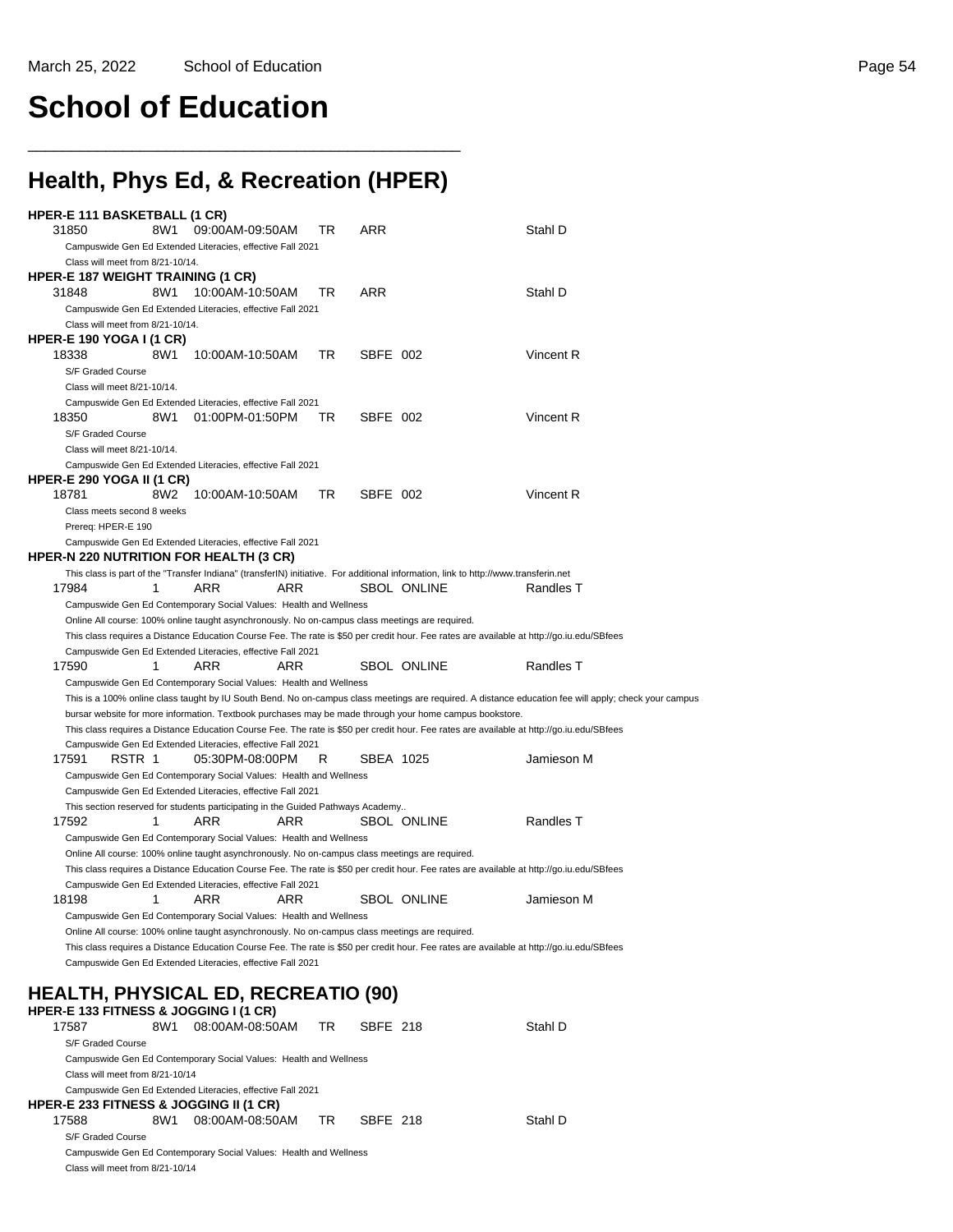# School of Education

## Health, Phys Ed, & Recreation (HPER)

**HPER-E 111 BASKETBALL (1 CR)**

| 31850 | 8W1 | 09:00AM-09:50AM | TR | ARR | | Stahl D |
|---|---|---|---|---|---|---|

Campuswide Gen Ed Extended Literacies, effective Fall 2021
Class will meet from 8/21-10/14.

**HPER-E 187 WEIGHT TRAINING (1 CR)**

| 31848 | 8W1 | 10:00AM-10:50AM | TR | ARR | | Stahl D |
|---|---|---|---|---|---|---|

Campuswide Gen Ed Extended Literacies, effective Fall 2021
Class will meet from 8/21-10/14.

**HPER-E 190 YOGA I (1 CR)**

| 18338 | 8W1 | 10:00AM-10:50AM | TR | SBFE | 002 | Vincent R |
|---|---|---|---|---|---|---|

S/F Graded Course
Class will meet 8/21-10/14.
Campuswide Gen Ed Extended Literacies, effective Fall 2021

| 18350 | 8W1 | 01:00PM-01:50PM | TR | SBFE | 002 | Vincent R |
|---|---|---|---|---|---|---|

S/F Graded Course
Class will meet 8/21-10/14.
Campuswide Gen Ed Extended Literacies, effective Fall 2021

**HPER-E 290 YOGA II (1 CR)**

| 18781 | 8W2 | 10:00AM-10:50AM | TR | SBFE | 002 | Vincent R |
|---|---|---|---|---|---|---|

Class meets second 8 weeks
Prereq: HPER-E 190
Campuswide Gen Ed Extended Literacies, effective Fall 2021

**HPER-N 220 NUTRITION FOR HEALTH (3 CR)**

This class is part of the "Transfer Indiana" (transferIN) initiative. For additional information, link to http://www.transferin.net

| 17984 | 1 | ARR | ARR | SBOL | ONLINE | Randles T |
|---|---|---|---|---|---|---|

Campuswide Gen Ed Contemporary Social Values: Health and Wellness
Online All course: 100% online taught asynchronously. No on-campus class meetings are required.
This class requires a Distance Education Course Fee. The rate is $50 per credit hour. Fee rates are available at http://go.iu.edu/SBfees
Campuswide Gen Ed Extended Literacies, effective Fall 2021

| 17590 | 1 | ARR | ARR | SBOL | ONLINE | Randles T |
|---|---|---|---|---|---|---|

Campuswide Gen Ed Contemporary Social Values: Health and Wellness
This is a 100% online class taught by IU South Bend. No on-campus class meetings are required. A distance education fee will apply; check your campus bursar website for more information. Textbook purchases may be made through your home campus bookstore.
This class requires a Distance Education Course Fee. The rate is $50 per credit hour. Fee rates are available at http://go.iu.edu/SBfees
Campuswide Gen Ed Extended Literacies, effective Fall 2021

| 17591 | RSTR 1 | 05:30PM-08:00PM | R | SBEA | 1025 | Jamieson M |
|---|---|---|---|---|---|---|

Campuswide Gen Ed Contemporary Social Values: Health and Wellness
Campuswide Gen Ed Extended Literacies, effective Fall 2021
This section reserved for students participating in the Guided Pathways Academy..

| 17592 | 1 | ARR | ARR | SBOL | ONLINE | Randles T |
|---|---|---|---|---|---|---|

Campuswide Gen Ed Contemporary Social Values: Health and Wellness
Online All course: 100% online taught asynchronously. No on-campus class meetings are required.
This class requires a Distance Education Course Fee. The rate is $50 per credit hour. Fee rates are available at http://go.iu.edu/SBfees
Campuswide Gen Ed Extended Literacies, effective Fall 2021

| 18198 | 1 | ARR | ARR | SBOL | ONLINE | Jamieson M |
|---|---|---|---|---|---|---|

Campuswide Gen Ed Contemporary Social Values: Health and Wellness
Online All course: 100% online taught asynchronously. No on-campus class meetings are required.
This class requires a Distance Education Course Fee. The rate is $50 per credit hour. Fee rates are available at http://go.iu.edu/SBfees
Campuswide Gen Ed Extended Literacies, effective Fall 2021

## HEALTH, PHYSICAL ED, RECREATIO (90)

**HPER-E 133 FITNESS & JOGGING I (1 CR)**

| 17587 | 8W1 | 08:00AM-08:50AM | TR | SBFE | 218 | Stahl D |
|---|---|---|---|---|---|---|

S/F Graded Course
Campuswide Gen Ed Contemporary Social Values: Health and Wellness
Class will meet from 8/21-10/14
Campuswide Gen Ed Extended Literacies, effective Fall 2021

**HPER-E 233 FITNESS & JOGGING II (1 CR)**

| 17588 | 8W1 | 08:00AM-08:50AM | TR | SBFE | 218 | Stahl D |
|---|---|---|---|---|---|---|

S/F Graded Course
Campuswide Gen Ed Contemporary Social Values: Health and Wellness
Class will meet from 8/21-10/14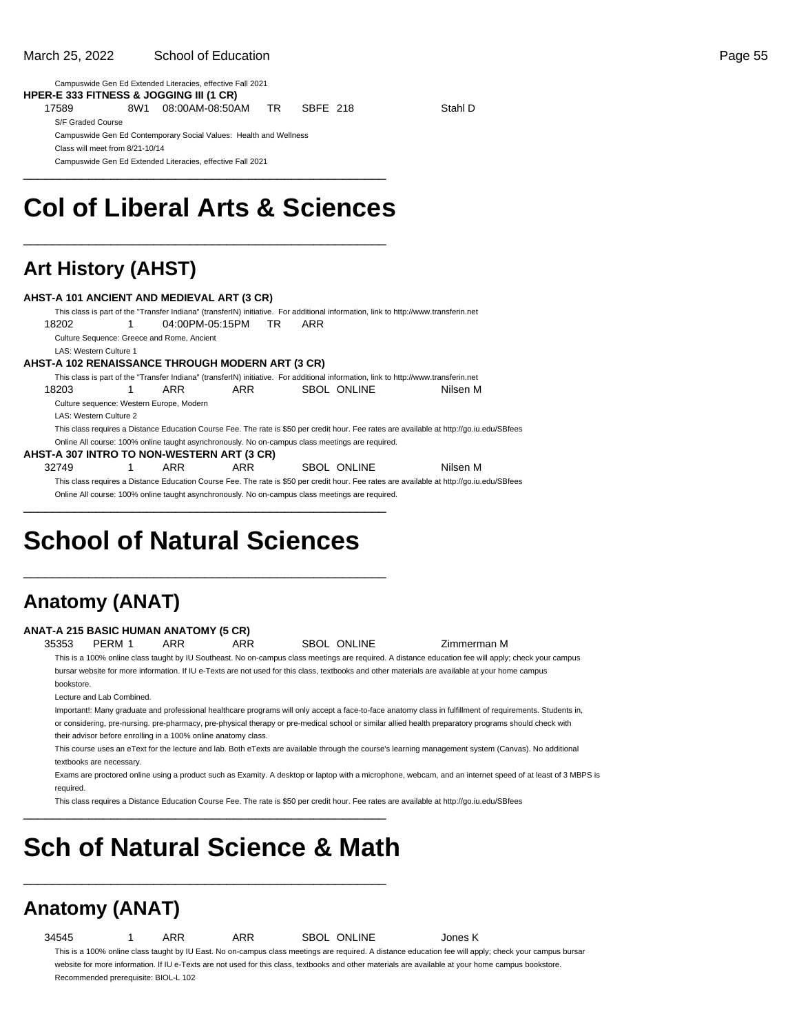Campuswide Gen Ed Extended Literacies, effective Fall 2021

**HPER-E 333 FITNESS & JOGGING III (1 CR)**

17589 8W1 08:00AM-08:50AM TR SBFE 218 Stahl D

S/F Graded Course

Campuswide Gen Ed Contemporary Social Values: Health and Wellness

Class will meet from 8/21-10/14

Campuswide Gen Ed Extended Literacies, effective Fall 2021

# Col of Liberal Arts & Sciences

## Art History (AHST)

**AHST-A 101 ANCIENT AND MEDIEVAL ART (3 CR)**

This class is part of the "Transfer Indiana" (transferIN) initiative. For additional information, link to http://www.transferin.net

18202 1 04:00PM-05:15PM TR ARR

Culture Sequence: Greece and Rome, Ancient

LAS: Western Culture 1

**AHST-A 102 RENAISSANCE THROUGH MODERN ART (3 CR)**

This class is part of the "Transfer Indiana" (transferIN) initiative. For additional information, link to http://www.transferin.net

18203 1 ARR ARR SBOL ONLINE Nilsen M

Culture sequence: Western Europe, Modern

LAS: Western Culture 2

This class requires a Distance Education Course Fee. The rate is $50 per credit hour. Fee rates are available at http://go.iu.edu/SBfees

Online All course: 100% online taught asynchronously. No on-campus class meetings are required.

**AHST-A 307 INTRO TO NON-WESTERN ART (3 CR)**

32749 1 ARR ARR SBOL ONLINE Nilsen M

This class requires a Distance Education Course Fee. The rate is $50 per credit hour. Fee rates are available at http://go.iu.edu/SBfees

Online All course: 100% online taught asynchronously. No on-campus class meetings are required.

# School of Natural Sciences

## Anatomy (ANAT)

**ANAT-A 215 BASIC HUMAN ANATOMY (5 CR)**

35353 PERM 1 ARR ARR SBOL ONLINE Zimmerman M

This is a 100% online class taught by IU Southeast. No on-campus class meetings are required. A distance education fee will apply; check your campus bursar website for more information. If IU e-Texts are not used for this class, textbooks and other materials are available at your home campus bookstore.

Lecture and Lab Combined.

Important!: Many graduate and professional healthcare programs will only accept a face-to-face anatomy class in fulfillment of requirements. Students in, or considering, pre-nursing. pre-pharmacy, pre-physical therapy or pre-medical school or similar allied health preparatory programs should check with their advisor before enrolling in a 100% online anatomy class.

This course uses an eText for the lecture and lab. Both eTexts are available through the course's learning management system (Canvas). No additional textbooks are necessary.

Exams are proctored online using a product such as Examity. A desktop or laptop with a microphone, webcam, and an internet speed of at least of 3 MBPS is required.

This class requires a Distance Education Course Fee. The rate is $50 per credit hour. Fee rates are available at http://go.iu.edu/SBfees

# Sch of Natural Science & Math

## Anatomy (ANAT)

34545 1 ARR ARR SBOL ONLINE Jones K

This is a 100% online class taught by IU East. No on-campus class meetings are required. A distance education fee will apply; check your campus bursar website for more information. If IU e-Texts are not used for this class, textbooks and other materials are available at your home campus bookstore.

Recommended prerequisite: BIOL-L 102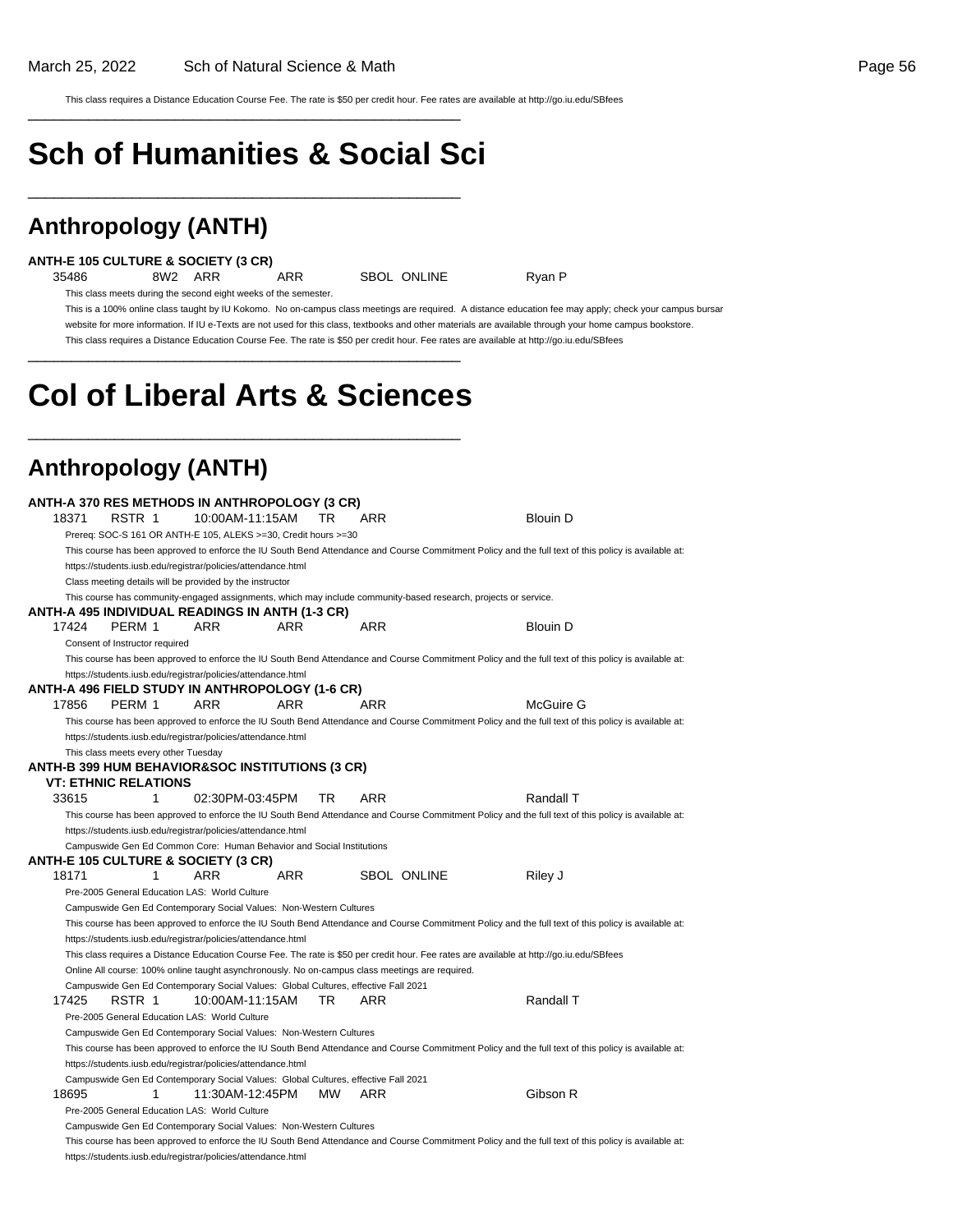This class requires a Distance Education Course Fee. The rate is $50 per credit hour. Fee rates are available at http://go.iu.edu/SBfees

# Sch of Humanities & Social Sci

## Anthropology (ANTH)

**ANTH-E 105 CULTURE & SOCIETY (3 CR)**

35486 8W2 ARR ARR SBOL ONLINE Ryan P

This class meets during the second eight weeks of the semester.

This is a 100% online class taught by IU Kokomo. No on-campus class meetings are required. A distance education fee may apply; check your campus bursar website for more information. If IU e-Texts are not used for this class, textbooks and other materials are available through your home campus bookstore.

This class requires a Distance Education Course Fee. The rate is $50 per credit hour. Fee rates are available at http://go.iu.edu/SBfees

# Col of Liberal Arts & Sciences

## Anthropology (ANTH)

**ANTH-A 370 RES METHODS IN ANTHROPOLOGY (3 CR)**

18371 RSTR 1 10:00AM-11:15AM TR ARR Blouin D

Prereq: SOC-S 161 OR ANTH-E 105, ALEKS >=30, Credit hours >=30

This course has been approved to enforce the IU South Bend Attendance and Course Commitment Policy and the full text of this policy is available at: https://students.iusb.edu/registrar/policies/attendance.html

Class meeting details will be provided by the instructor

This course has community-engaged assignments, which may include community-based research, projects or service.

**ANTH-A 495 INDIVIDUAL READINGS IN ANTH (1-3 CR)**

17424 PERM 1 ARR ARR ARR Blouin D

Consent of Instructor required

This course has been approved to enforce the IU South Bend Attendance and Course Commitment Policy and the full text of this policy is available at: https://students.iusb.edu/registrar/policies/attendance.html

**ANTH-A 496 FIELD STUDY IN ANTHROPOLOGY (1-6 CR)**

17856 PERM 1 ARR ARR ARR McGuire G

This course has been approved to enforce the IU South Bend Attendance and Course Commitment Policy and the full text of this policy is available at: https://students.iusb.edu/registrar/policies/attendance.html

This class meets every other Tuesday

**ANTH-B 399 HUM BEHAVIOR&SOC INSTITUTIONS (3 CR)**

**VT: ETHNIC RELATIONS**

33615 1 02:30PM-03:45PM TR ARR Randall T

This course has been approved to enforce the IU South Bend Attendance and Course Commitment Policy and the full text of this policy is available at: https://students.iusb.edu/registrar/policies/attendance.html

Campuswide Gen Ed Common Core: Human Behavior and Social Institutions

**ANTH-E 105 CULTURE & SOCIETY (3 CR)**

18171 1 ARR ARR SBOL ONLINE Riley J

Pre-2005 General Education LAS: World Culture

Campuswide Gen Ed Contemporary Social Values: Non-Western Cultures

This course has been approved to enforce the IU South Bend Attendance and Course Commitment Policy and the full text of this policy is available at: https://students.iusb.edu/registrar/policies/attendance.html

This class requires a Distance Education Course Fee. The rate is $50 per credit hour. Fee rates are available at http://go.iu.edu/SBfees

Online All course: 100% online taught asynchronously. No on-campus class meetings are required.

Campuswide Gen Ed Contemporary Social Values: Global Cultures, effective Fall 2021

17425 RSTR 1 10:00AM-11:15AM TR ARR Randall T

Pre-2005 General Education LAS: World Culture

Campuswide Gen Ed Contemporary Social Values: Non-Western Cultures

This course has been approved to enforce the IU South Bend Attendance and Course Commitment Policy and the full text of this policy is available at: https://students.iusb.edu/registrar/policies/attendance.html

Campuswide Gen Ed Contemporary Social Values: Global Cultures, effective Fall 2021

18695 1 11:30AM-12:45PM MW ARR Gibson R

Pre-2005 General Education LAS: World Culture

Campuswide Gen Ed Contemporary Social Values: Non-Western Cultures

This course has been approved to enforce the IU South Bend Attendance and Course Commitment Policy and the full text of this policy is available at: https://students.iusb.edu/registrar/policies/attendance.html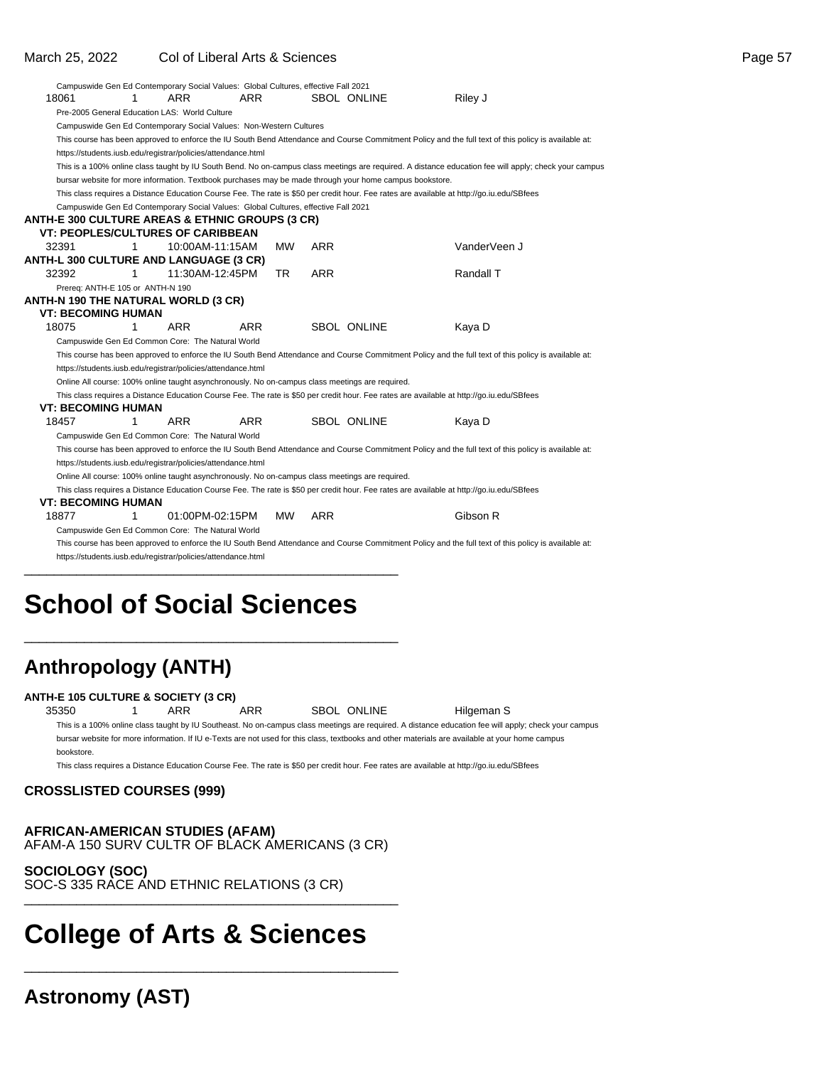Campuswide Gen Ed Contemporary Social Values: Global Cultures, effective Fall 2021

| | | | | | | |
|---|---|---|---|---|---|---|
| 18061 | 1 | ARR | ARR | SBOL | ONLINE | Riley J |

Pre-2005 General Education LAS: World Culture

Campuswide Gen Ed Contemporary Social Values: Non-Western Cultures

This course has been approved to enforce the IU South Bend Attendance and Course Commitment Policy and the full text of this policy is available at: https://students.iusb.edu/registrar/policies/attendance.html

This is a 100% online class taught by IU South Bend. No on-campus class meetings are required. A distance education fee will apply; check your campus bursar website for more information. Textbook purchases may be made through your home campus bookstore.

This class requires a Distance Education Course Fee. The rate is $50 per credit hour. Fee rates are available at http://go.iu.edu/SBfees

Campuswide Gen Ed Contemporary Social Values: Global Cultures, effective Fall 2021

**ANTH-E 300 CULTURE AREAS & ETHNIC GROUPS (3 CR)**

**VT: PEOPLES/CULTURES OF CARIBBEAN**

| | | | | | | |
|---|---|---|---|---|---|---|
| 32391 | 1 | 10:00AM-11:15AM | MW | ARR | | VanderVeen J |

**ANTH-L 300 CULTURE AND LANGUAGE (3 CR)**

| | | | | | | |
|---|---|---|---|---|---|---|
| 32392 | 1 | 11:30AM-12:45PM | TR | ARR | | Randall T |

Prereq: ANTH-E 105 or ANTH-N 190

**ANTH-N 190 THE NATURAL WORLD (3 CR)**

**VT: BECOMING HUMAN**

| | | | | | | |
|---|---|---|---|---|---|---|
| 18075 | 1 | ARR | ARR | SBOL | ONLINE | Kaya D |

Campuswide Gen Ed Common Core: The Natural World

This course has been approved to enforce the IU South Bend Attendance and Course Commitment Policy and the full text of this policy is available at: https://students.iusb.edu/registrar/policies/attendance.html

Online All course: 100% online taught asynchronously. No on-campus class meetings are required.

This class requires a Distance Education Course Fee. The rate is $50 per credit hour. Fee rates are available at http://go.iu.edu/SBfees

**VT: BECOMING HUMAN**

| | | | | | | |
|---|---|---|---|---|---|---|
| 18457 | 1 | ARR | ARR | SBOL | ONLINE | Kaya D |

Campuswide Gen Ed Common Core: The Natural World

This course has been approved to enforce the IU South Bend Attendance and Course Commitment Policy and the full text of this policy is available at: https://students.iusb.edu/registrar/policies/attendance.html

Online All course: 100% online taught asynchronously. No on-campus class meetings are required.

This class requires a Distance Education Course Fee. The rate is $50 per credit hour. Fee rates are available at http://go.iu.edu/SBfees

**VT: BECOMING HUMAN**

| | | | | | | |
|---|---|---|---|---|---|---|
| 18877 | 1 | 01:00PM-02:15PM | MW | ARR | | Gibson R |

Campuswide Gen Ed Common Core: The Natural World

This course has been approved to enforce the IU South Bend Attendance and Course Commitment Policy and the full text of this policy is available at: https://students.iusb.edu/registrar/policies/attendance.html

# School of Social Sciences

## Anthropology (ANTH)

**ANTH-E 105 CULTURE & SOCIETY (3 CR)**

| | | | | | | |
|---|---|---|---|---|---|---|
| 35350 | 1 | ARR | ARR | SBOL | ONLINE | Hilgeman S |

This is a 100% online class taught by IU Southeast. No on-campus class meetings are required. A distance education fee will apply; check your campus bursar website for more information. If IU e-Texts are not used for this class, textbooks and other materials are available at your home campus bookstore.

This class requires a Distance Education Course Fee. The rate is $50 per credit hour. Fee rates are available at http://go.iu.edu/SBfees

**CROSSLISTED COURSES (999)**

**AFRICAN-AMERICAN STUDIES (AFAM)**

AFAM-A 150 SURV CULTR OF BLACK AMERICANS (3 CR)

**SOCIOLOGY (SOC)**

SOC-S 335 RACE AND ETHNIC RELATIONS (3 CR)

# College of Arts & Sciences

## Astronomy (AST)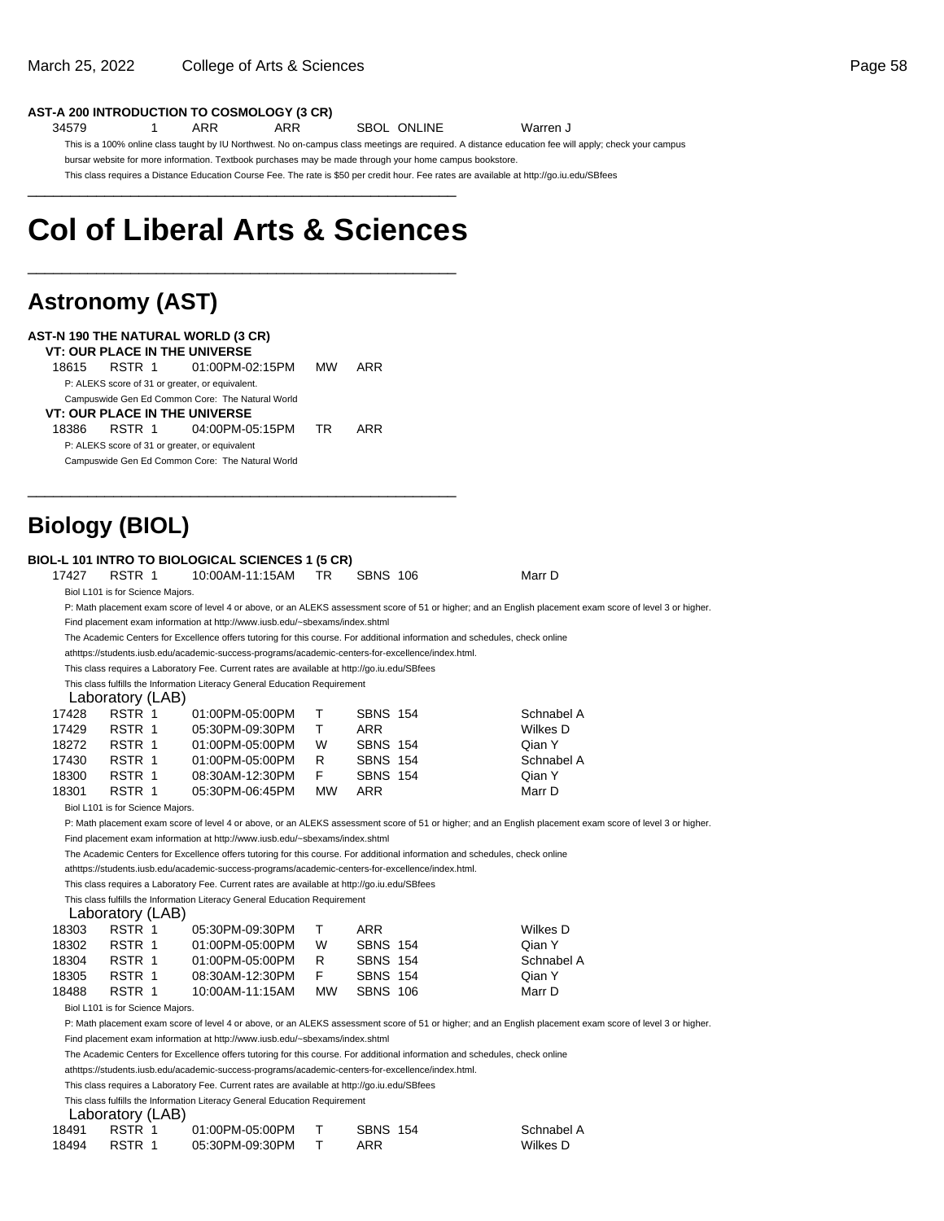**AST-A 200 INTRODUCTION TO COSMOLOGY (3 CR)**

| | | | | | | |
|---|---|---|---|---|---|---|
| 34579 | 1 | ARR | ARR | SBOL | ONLINE | Warren J |

This is a 100% online class taught by IU Northwest. No on-campus class meetings are required. A distance education fee will apply; check your campus bursar website for more information. Textbook purchases may be made through your home campus bookstore.

This class requires a Distance Education Course Fee. The rate is $50 per credit hour. Fee rates are available at http://go.iu.edu/SBfees

# Col of Liberal Arts & Sciences

## Astronomy (AST)

**AST-N 190 THE NATURAL WORLD (3 CR)**

**VT: OUR PLACE IN THE UNIVERSE**

| | | | | |
|---|---|---|---|---|
| 18615 | RSTR 1 | 01:00PM-02:15PM | MW | ARR |

P: ALEKS score of 31 or greater, or equivalent.

Campuswide Gen Ed Common Core: The Natural World

**VT: OUR PLACE IN THE UNIVERSE**

| | | | | |
|---|---|---|---|---|
| 18386 | RSTR 1 | 04:00PM-05:15PM | TR | ARR |

P: ALEKS score of 31 or greater, or equivalent

Campuswide Gen Ed Common Core: The Natural World

## Biology (BIOL)

**BIOL-L 101 INTRO TO BIOLOGICAL SCIENCES 1 (5 CR)**

| | | | | | |
|---|---|---|---|---|---|
| 17427 | RSTR 1 | 10:00AM-11:15AM | TR | SBNS 106 | Marr D |

Biol L101 is for Science Majors.

P: Math placement exam score of level 4 or above, or an ALEKS assessment score of 51 or higher; and an English placement exam score of level 3 or higher.

Find placement exam information at http://www.iusb.edu/~sbexams/index.shtml

The Academic Centers for Excellence offers tutoring for this course. For additional information and schedules, check online athttps://students.iusb.edu/academic-success-programs/academic-centers-for-excellence/index.html.

This class requires a Laboratory Fee. Current rates are available at http://go.iu.edu/SBfees

This class fulfills the Information Literacy General Education Requirement

Laboratory (LAB)

| | | | | | |
|---|---|---|---|---|---|
| 17428 | RSTR 1 | 01:00PM-05:00PM | T | SBNS 154 | Schnabel A |
| 17429 | RSTR 1 | 05:30PM-09:30PM | T | ARR | Wilkes D |
| 18272 | RSTR 1 | 01:00PM-05:00PM | W | SBNS 154 | Qian Y |
| 17430 | RSTR 1 | 01:00PM-05:00PM | R | SBNS 154 | Schnabel A |
| 18300 | RSTR 1 | 08:30AM-12:30PM | F | SBNS 154 | Qian Y |
| 18301 | RSTR 1 | 05:30PM-06:45PM | MW | ARR | Marr D |

Biol L101 is for Science Majors.

P: Math placement exam score of level 4 or above, or an ALEKS assessment score of 51 or higher; and an English placement exam score of level 3 or higher.

Find placement exam information at http://www.iusb.edu/~sbexams/index.shtml

The Academic Centers for Excellence offers tutoring for this course. For additional information and schedules, check online athttps://students.iusb.edu/academic-success-programs/academic-centers-for-excellence/index.html.

This class requires a Laboratory Fee. Current rates are available at http://go.iu.edu/SBfees

This class fulfills the Information Literacy General Education Requirement

Laboratory (LAB)

| | | | | | |
|---|---|---|---|---|---|
| 18303 | RSTR 1 | 05:30PM-09:30PM | T | ARR | Wilkes D |
| 18302 | RSTR 1 | 01:00PM-05:00PM | W | SBNS 154 | Qian Y |
| 18304 | RSTR 1 | 01:00PM-05:00PM | R | SBNS 154 | Schnabel A |
| 18305 | RSTR 1 | 08:30AM-12:30PM | F | SBNS 154 | Qian Y |
| 18488 | RSTR 1 | 10:00AM-11:15AM | MW | SBNS 106 | Marr D |

Biol L101 is for Science Majors.

P: Math placement exam score of level 4 or above, or an ALEKS assessment score of 51 or higher; and an English placement exam score of level 3 or higher.

Find placement exam information at http://www.iusb.edu/~sbexams/index.shtml

The Academic Centers for Excellence offers tutoring for this course. For additional information and schedules, check online athttps://students.iusb.edu/academic-success-programs/academic-centers-for-excellence/index.html.

This class requires a Laboratory Fee. Current rates are available at http://go.iu.edu/SBfees

This class fulfills the Information Literacy General Education Requirement

Laboratory (LAB)

| | | | | | |
|---|---|---|---|---|---|
| 18491 | RSTR 1 | 01:00PM-05:00PM | T | SBNS 154 | Schnabel A |
| 18494 | RSTR 1 | 05:30PM-09:30PM | T | ARR | Wilkes D |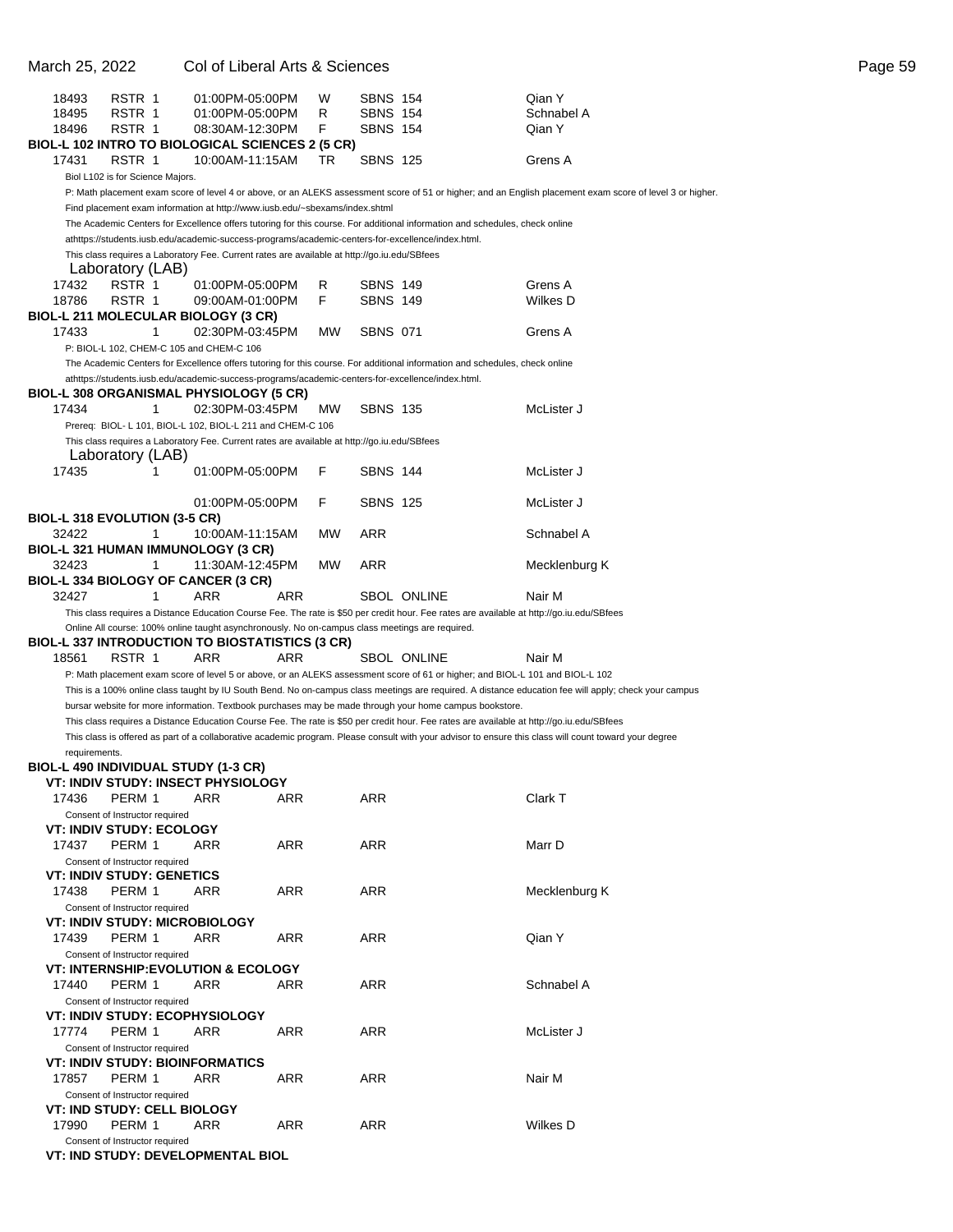| | | | | | | |
|---|---|---|---|---|---|---|
| 18493 | RSTR 1 | 01:00PM-05:00PM | W | SBNS 154 | | Qian Y |
| 18495 | RSTR 1 | 01:00PM-05:00PM | R | SBNS 154 | | Schnabel A |
| 18496 | RSTR 1 | 08:30AM-12:30PM | F | SBNS 154 | | Qian Y |

**BIOL-L 102 INTRO TO BIOLOGICAL SCIENCES 2 (5 CR)**

| | | | | | | |
|---|---|---|---|---|---|---|
| 17431 | RSTR 1 | 10:00AM-11:15AM | TR | SBNS 125 | | Grens A |

Biol L102 is for Science Majors.

P: Math placement exam score of level 4 or above, or an ALEKS assessment score of 51 or higher; and an English placement exam score of level 3 or higher.

Find placement exam information at http://www.iusb.edu/~sbexams/index.shtml

The Academic Centers for Excellence offers tutoring for this course. For additional information and schedules, check online athttps://students.iusb.edu/academic-success-programs/academic-centers-for-excellence/index.html.

This class requires a Laboratory Fee. Current rates are available at http://go.iu.edu/SBfees

Laboratory (LAB)

| | | | | | | |
|---|---|---|---|---|---|---|
| 17432 | RSTR 1 | 01:00PM-05:00PM | R | SBNS 149 | | Grens A |
| 18786 | RSTR 1 | 09:00AM-01:00PM | F | SBNS 149 | | Wilkes D |

**BIOL-L 211 MOLECULAR BIOLOGY (3 CR)**

| | | | | | | |
|---|---|---|---|---|---|---|
| 17433 | 1 | 02:30PM-03:45PM | MW | SBNS 071 | | Grens A |

P: BIOL-L 102, CHEM-C 105 and CHEM-C 106

The Academic Centers for Excellence offers tutoring for this course. For additional information and schedules, check online athttps://students.iusb.edu/academic-success-programs/academic-centers-for-excellence/index.html.

**BIOL-L 308 ORGANISMAL PHYSIOLOGY (5 CR)**

| | | | | | | |
|---|---|---|---|---|---|---|
| 17434 | 1 | 02:30PM-03:45PM | MW | SBNS 135 | | McLister J |

Prereq: BIOL- L 101, BIOL-L 102, BIOL-L 211 and CHEM-C 106

This class requires a Laboratory Fee. Current rates are available at http://go.iu.edu/SBfees

Laboratory (LAB)

| | | | | | | |
|---|---|---|---|---|---|---|
| 17435 | 1 | 01:00PM-05:00PM | F | SBNS 144 | | McLister J |
| | | 01:00PM-05:00PM | F | SBNS 125 | | McLister J |

**BIOL-L 318 EVOLUTION (3-5 CR)**

| | | | | | | |
|---|---|---|---|---|---|---|
| 32422 | 1 | 10:00AM-11:15AM | MW | ARR | | Schnabel A |

**BIOL-L 321 HUMAN IMMUNOLOGY (3 CR)**

| | | | | | | |
|---|---|---|---|---|---|---|
| 32423 | 1 | 11:30AM-12:45PM | MW | ARR | | Mecklenburg K |

**BIOL-L 334 BIOLOGY OF CANCER (3 CR)**

| | | | | | | |
|---|---|---|---|---|---|---|
| 32427 | 1 | ARR | ARR | SBOL | ONLINE | Nair M |

This class requires a Distance Education Course Fee. The rate is $50 per credit hour. Fee rates are available at http://go.iu.edu/SBfees

Online All course: 100% online taught asynchronously. No on-campus class meetings are required.

**BIOL-L 337 INTRODUCTION TO BIOSTATISTICS (3 CR)**

| | | | | | | |
|---|---|---|---|---|---|---|
| 18561 | RSTR 1 | ARR | ARR | SBOL | ONLINE | Nair M |

P: Math placement exam score of level 5 or above, or an ALEKS assessment score of 61 or higher; and BIOL-L 101 and BIOL-L 102

This is a 100% online class taught by IU South Bend. No on-campus class meetings are required. A distance education fee will apply; check your campus bursar website for more information. Textbook purchases may be made through your home campus bookstore.

This class requires a Distance Education Course Fee. The rate is $50 per credit hour. Fee rates are available at http://go.iu.edu/SBfees

This class is offered as part of a collaborative academic program. Please consult with your advisor to ensure this class will count toward your degree requirements.

**BIOL-L 490 INDIVIDUAL STUDY (1-3 CR)**

**VT: INDIV STUDY: INSECT PHYSIOLOGY**

| | | | | | | |
|---|---|---|---|---|---|---|
| 17436 | PERM 1 | ARR | ARR | ARR | | Clark T |

Consent of Instructor required

**VT: INDIV STUDY: ECOLOGY**

| | | | | | | |
|---|---|---|---|---|---|---|
| 17437 | PERM 1 | ARR | ARR | ARR | | Marr D |

Consent of Instructor required

**VT: INDIV STUDY: GENETICS**

| | | | | | | |
|---|---|---|---|---|---|---|
| 17438 | PERM 1 | ARR | ARR | ARR | | Mecklenburg K |

Consent of Instructor required

**VT: INDIV STUDY: MICROBIOLOGY**

| | | | | | | |
|---|---|---|---|---|---|---|
| 17439 | PERM 1 | ARR | ARR | ARR | | Qian Y |

Consent of Instructor required

**VT: INTERNSHIP:EVOLUTION & ECOLOGY**

| | | | | | | |
|---|---|---|---|---|---|---|
| 17440 | PERM 1 | ARR | ARR | ARR | | Schnabel A |

Consent of Instructor required

**VT: INDIV STUDY: ECOPHYSIOLOGY**

| | | | | | | |
|---|---|---|---|---|---|---|
| 17774 | PERM 1 | ARR | ARR | ARR | | McLister J |

Consent of Instructor required

**VT: INDIV STUDY: BIOINFORMATICS**

| | | | | | | |
|---|---|---|---|---|---|---|
| 17857 | PERM 1 | ARR | ARR | ARR | | Nair M |

Consent of Instructor required

**VT: IND STUDY: CELL BIOLOGY**

| | | | | | | |
|---|---|---|---|---|---|---|
| 17990 | PERM 1 | ARR | ARR | ARR | | Wilkes D |

Consent of Instructor required

**VT: IND STUDY: DEVELOPMENTAL BIOL**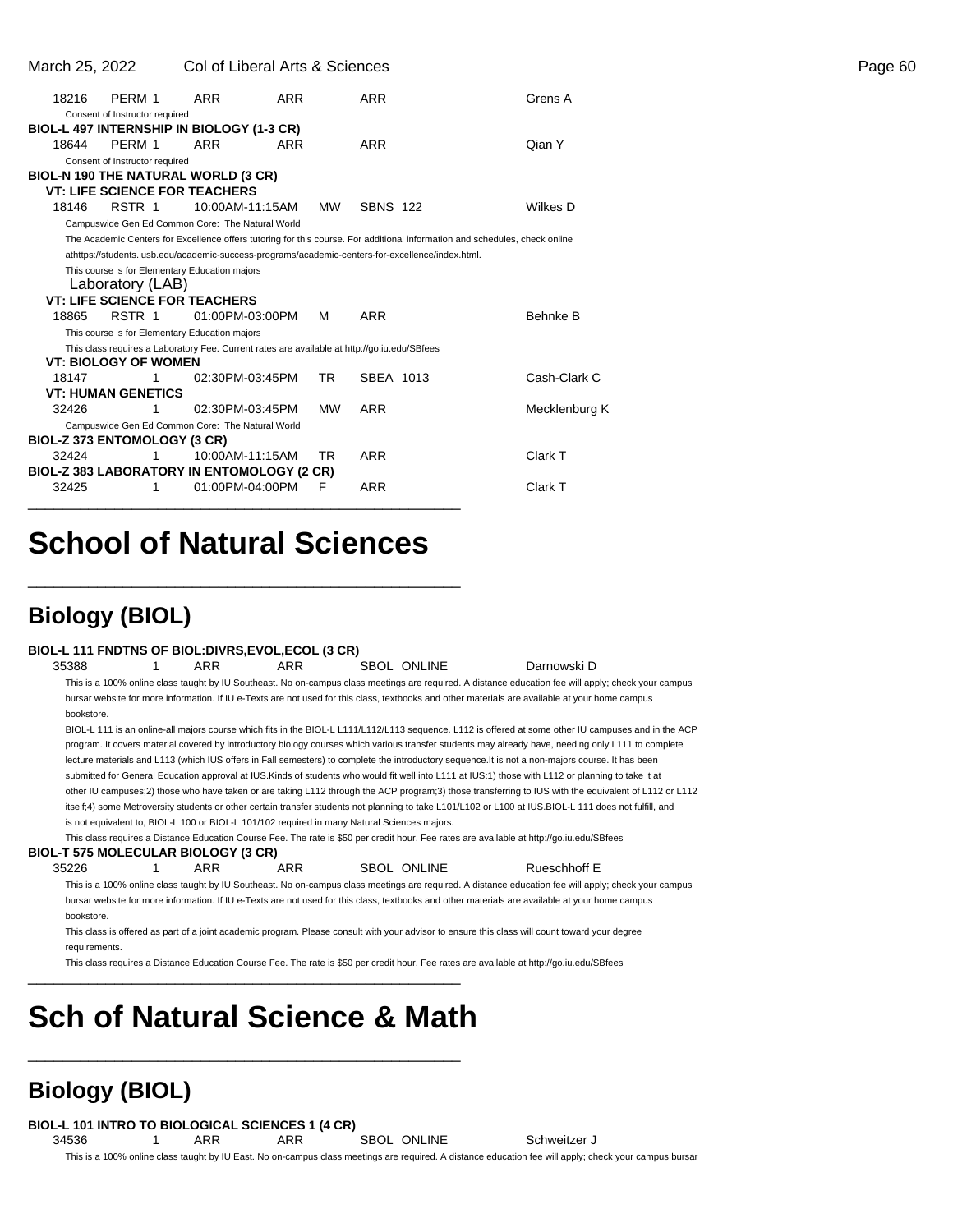| | | | | | | |
|---|---|---|---|---|---|---|
| 18216 | PERM 1 | ARR | ARR | | ARR | Grens A |

Consent of Instructor required

**BIOL-L 497 INTERNSHIP IN BIOLOGY (1-3 CR)**

| | | | | | | |
|---|---|---|---|---|---|---|
| 18644 | PERM 1 | ARR | ARR | | ARR | Qian Y |

Consent of Instructor required

**BIOL-N 190 THE NATURAL WORLD (3 CR)**

**VT: LIFE SCIENCE FOR TEACHERS**

| | | | | | | |
|---|---|---|---|---|---|---|
| 18146 | RSTR 1 | 10:00AM-11:15AM | MW | SBNS 122 | | Wilkes D |

Campuswide Gen Ed Common Core: The Natural World

The Academic Centers for Excellence offers tutoring for this course. For additional information and schedules, check online athttps://students.iusb.edu/academic-success-programs/academic-centers-for-excellence/index.html.

This course is for Elementary Education majors

Laboratory (LAB)

**VT: LIFE SCIENCE FOR TEACHERS**

| | | | | | | |
|---|---|---|---|---|---|---|
| 18865 | RSTR 1 | 01:00PM-03:00PM | M | ARR | | Behnke B |

This course is for Elementary Education majors

This class requires a Laboratory Fee. Current rates are available at http://go.iu.edu/SBfees

**VT: BIOLOGY OF WOMEN**

| | | | | | | |
|---|---|---|---|---|---|---|
| 18147 | 1 | 02:30PM-03:45PM | TR | SBEA 1013 | | Cash-Clark C |

**VT: HUMAN GENETICS**

| | | | | | | |
|---|---|---|---|---|---|---|
| 32426 | 1 | 02:30PM-03:45PM | MW | ARR | | Mecklenburg K |

Campuswide Gen Ed Common Core: The Natural World

**BIOL-Z 373 ENTOMOLOGY (3 CR)**

| | | | | | | |
|---|---|---|---|---|---|---|
| 32424 | 1 | 10:00AM-11:15AM | TR | ARR | | Clark T |

**BIOL-Z 383 LABORATORY IN ENTOMOLOGY (2 CR)**

| | | | | | | |
|---|---|---|---|---|---|---|
| 32425 | 1 | 01:00PM-04:00PM | F | ARR | | Clark T |

# School of Natural Sciences

## Biology (BIOL)

**BIOL-L 111 FNDTNS OF BIOL:DIVRS,EVOL,ECOL (3 CR)**

| | | | | | | |
|---|---|---|---|---|---|---|
| 35388 | 1 | ARR | ARR | SBOL | ONLINE | Darnowski D |

This is a 100% online class taught by IU Southeast. No on-campus class meetings are required. A distance education fee will apply; check your campus bursar website for more information. If IU e-Texts are not used for this class, textbooks and other materials are available at your home campus bookstore.

BIOL-L 111 is an online-all majors course which fits in the BIOL-L L111/L112/L113 sequence. L112 is offered at some other IU campuses and in the ACP program. It covers material covered by introductory biology courses which various transfer students may already have, needing only L111 to complete lecture materials and L113 (which IUS offers in Fall semesters) to complete the introductory sequence.It is not a non-majors course. It has been submitted for General Education approval at IUS.Kinds of students who would fit well into L111 at IUS:1) those with L112 or planning to take it at other IU campuses;2) those who have taken or are taking L112 through the ACP program;3) those transferring to IUS with the equivalent of L112 or L112 itself;4) some Metroversity students or other certain transfer students not planning to take L101/L102 or L100 at IUS.BIOL-L 111 does not fulfill, and is not equivalent to, BIOL-L 100 or BIOL-L 101/102 required in many Natural Sciences majors.

This class requires a Distance Education Course Fee. The rate is $50 per credit hour. Fee rates are available at http://go.iu.edu/SBfees

**BIOL-T 575 MOLECULAR BIOLOGY (3 CR)**

| | | | | | | |
|---|---|---|---|---|---|---|
| 35226 | 1 | ARR | ARR | SBOL | ONLINE | Rueschhoff E |

This is a 100% online class taught by IU Southeast. No on-campus class meetings are required. A distance education fee will apply; check your campus bursar website for more information. If IU e-Texts are not used for this class, textbooks and other materials are available at your home campus bookstore.

This class is offered as part of a joint academic program. Please consult with your advisor to ensure this class will count toward your degree requirements.

This class requires a Distance Education Course Fee. The rate is $50 per credit hour. Fee rates are available at http://go.iu.edu/SBfees

# Sch of Natural Science & Math

## Biology (BIOL)

**BIOL-L 101 INTRO TO BIOLOGICAL SCIENCES 1 (4 CR)**

| | | | | | | |
|---|---|---|---|---|---|---|
| 34536 | 1 | ARR | ARR | SBOL | ONLINE | Schweitzer J |

This is a 100% online class taught by IU East. No on-campus class meetings are required. A distance education fee will apply; check your campus bursar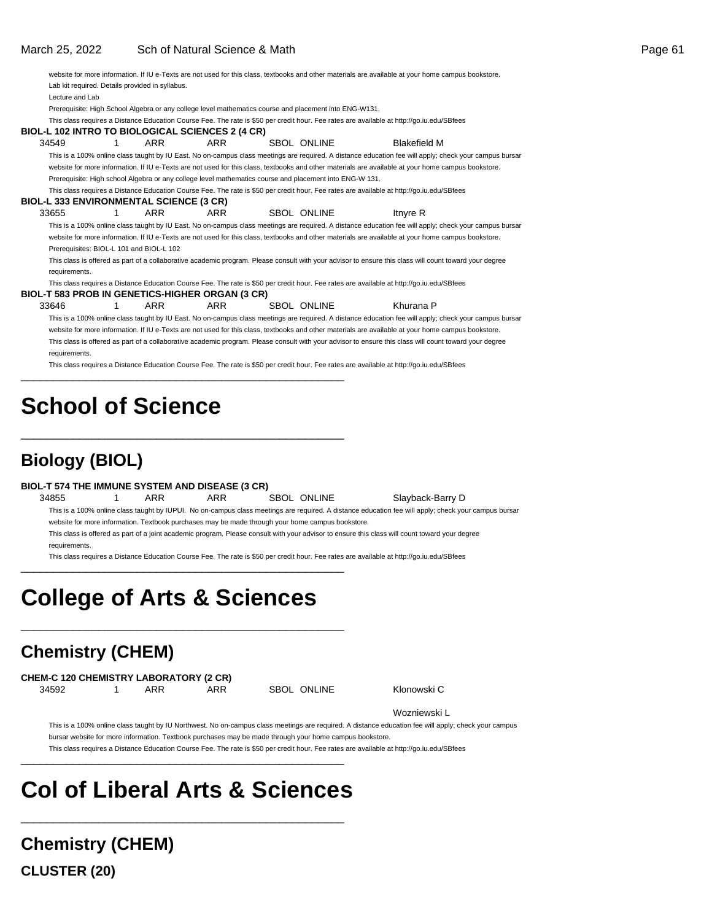website for more information. If IU e-Texts are not used for this class, textbooks and other materials are available at your home campus bookstore.
Lab kit required. Details provided in syllabus.
Lecture and Lab
Prerequisite: High School Algebra or any college level mathematics course and placement into ENG-W131.
This class requires a Distance Education Course Fee. The rate is $50 per credit hour. Fee rates are available at http://go.iu.edu/SBfees

**BIOL-L 102 INTRO TO BIOLOGICAL SCIENCES 2 (4 CR)**

34549 1 ARR ARR SBOL ONLINE Blakefield M

This is a 100% online class taught by IU East. No on-campus class meetings are required. A distance education fee will apply; check your campus bursar website for more information. If IU e-Texts are not used for this class, textbooks and other materials are available at your home campus bookstore.
Prerequisite: High school Algebra or any college level mathematics course and placement into ENG-W 131.
This class requires a Distance Education Course Fee. The rate is $50 per credit hour. Fee rates are available at http://go.iu.edu/SBfees

**BIOL-L 333 ENVIRONMENTAL SCIENCE (3 CR)**

33655 1 ARR ARR SBOL ONLINE Itnyre R

This is a 100% online class taught by IU East. No on-campus class meetings are required. A distance education fee will apply; check your campus bursar website for more information. If IU e-Texts are not used for this class, textbooks and other materials are available at your home campus bookstore.
Prerequisites: BIOL-L 101 and BIOL-L 102
This class is offered as part of a collaborative academic program. Please consult with your advisor to ensure this class will count toward your degree requirements.
This class requires a Distance Education Course Fee. The rate is $50 per credit hour. Fee rates are available at http://go.iu.edu/SBfees

**BIOL-T 583 PROB IN GENETICS-HIGHER ORGAN (3 CR)**

33646 1 ARR ARR SBOL ONLINE Khurana P

This is a 100% online class taught by IU East. No on-campus class meetings are required. A distance education fee will apply; check your campus bursar website for more information. If IU e-Texts are not used for this class, textbooks and other materials are available at your home campus bookstore.
This class is offered as part of a collaborative academic program. Please consult with your advisor to ensure this class will count toward your degree requirements.
This class requires a Distance Education Course Fee. The rate is $50 per credit hour. Fee rates are available at http://go.iu.edu/SBfees

# School of Science

## Biology (BIOL)

**BIOL-T 574 THE IMMUNE SYSTEM AND DISEASE (3 CR)**

34855 1 ARR ARR SBOL ONLINE Slayback-Barry D

This is a 100% online class taught by IUPUI. No on-campus class meetings are required. A distance education fee will apply; check your campus bursar website for more information. Textbook purchases may be made through your home campus bookstore.
This class is offered as part of a joint academic program. Please consult with your advisor to ensure this class will count toward your degree requirements.
This class requires a Distance Education Course Fee. The rate is $50 per credit hour. Fee rates are available at http://go.iu.edu/SBfees

# College of Arts & Sciences

## Chemistry (CHEM)

**CHEM-C 120 CHEMISTRY LABORATORY (2 CR)**

34592 1 ARR ARR SBOL ONLINE Klonowski C

Wozniewski L

This is a 100% online class taught by IU Northwest. No on-campus class meetings are required. A distance education fee will apply; check your campus bursar website for more information. Textbook purchases may be made through your home campus bookstore.
This class requires a Distance Education Course Fee. The rate is $50 per credit hour. Fee rates are available at http://go.iu.edu/SBfees

# Col of Liberal Arts & Sciences

## Chemistry (CHEM)

**CLUSTER (20)**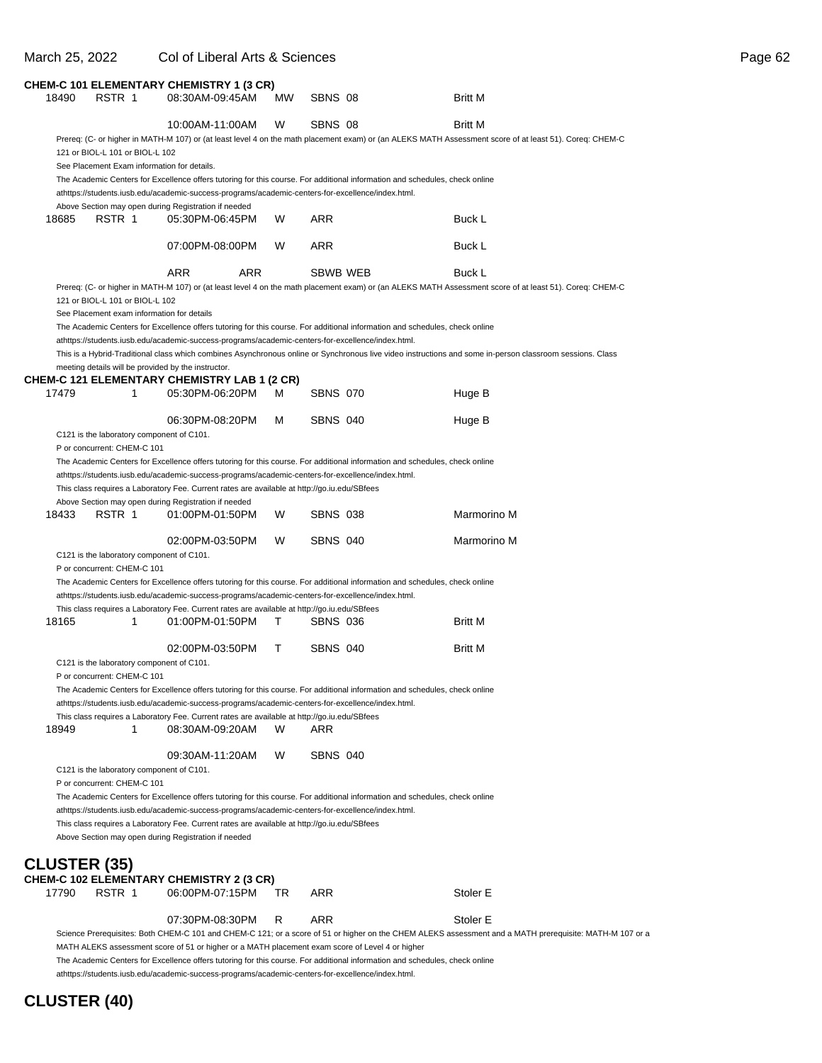**CHEM-C 101 ELEMENTARY CHEMISTRY 1 (3 CR)**

| | | | | | |
|---|---|---|---|---|---|
| 18490 | RSTR 1 | 08:30AM-09:45AM | MW | SBNS 08 | Britt M |
| | | 10:00AM-11:00AM | W | SBNS 08 | Britt M |

Prereq: (C- or higher in MATH-M 107) or (at least level 4 on the math placement exam) or (an ALEKS MATH Assessment score of at least 51). Coreq: CHEM-C 121 or BIOL-L 101 or BIOL-L 102
See Placement Exam information for details.
The Academic Centers for Excellence offers tutoring for this course. For additional information and schedules, check online athttps://students.iusb.edu/academic-success-programs/academic-centers-for-excellence/index.html.
Above Section may open during Registration if needed

| | | | | | |
|---|---|---|---|---|---|
| 18685 | RSTR 1 | 05:30PM-06:45PM | W | ARR | Buck L |
| | | 07:00PM-08:00PM | W | ARR | Buck L |
| | | ARR ARR | | SBWB WEB | Buck L |

Prereq: (C- or higher in MATH-M 107) or (at least level 4 on the math placement exam) or (an ALEKS MATH Assessment score of at least 51). Coreq: CHEM-C 121 or BIOL-L 101 or BIOL-L 102
See Placement exam information for details
The Academic Centers for Excellence offers tutoring for this course. For additional information and schedules, check online athttps://students.iusb.edu/academic-success-programs/academic-centers-for-excellence/index.html.
This is a Hybrid-Traditional class which combines Asynchronous online or Synchronous live video instructions and some in-person classroom sessions. Class meeting details will be provided by the instructor.

**CHEM-C 121 ELEMENTARY CHEMISTRY LAB 1 (2 CR)**

| | | | | | |
|---|---|---|---|---|---|
| 17479 | 1 | 05:30PM-06:20PM | M | SBNS 070 | Huge B |
| | | 06:30PM-08:20PM | M | SBNS 040 | Huge B |

C121 is the laboratory component of C101.
P or concurrent: CHEM-C 101
The Academic Centers for Excellence offers tutoring for this course. For additional information and schedules, check online athttps://students.iusb.edu/academic-success-programs/academic-centers-for-excellence/index.html.
This class requires a Laboratory Fee. Current rates are available at http://go.iu.edu/SBfees
Above Section may open during Registration if needed

| | | | | | |
|---|---|---|---|---|---|
| 18433 | RSTR 1 | 01:00PM-01:50PM | W | SBNS 038 | Marmorino M |
| | | 02:00PM-03:50PM | W | SBNS 040 | Marmorino M |

C121 is the laboratory component of C101.
P or concurrent: CHEM-C 101
The Academic Centers for Excellence offers tutoring for this course. For additional information and schedules, check online athttps://students.iusb.edu/academic-success-programs/academic-centers-for-excellence/index.html.
This class requires a Laboratory Fee. Current rates are available at http://go.iu.edu/SBfees

| | | | | | |
|---|---|---|---|---|---|
| 18165 | 1 | 01:00PM-01:50PM | T | SBNS 036 | Britt M |
| | | 02:00PM-03:50PM | T | SBNS 040 | Britt M |

C121 is the laboratory component of C101.
P or concurrent: CHEM-C 101
The Academic Centers for Excellence offers tutoring for this course. For additional information and schedules, check online athttps://students.iusb.edu/academic-success-programs/academic-centers-for-excellence/index.html.
This class requires a Laboratory Fee. Current rates are available at http://go.iu.edu/SBfees

| | | | | | |
|---|---|---|---|---|---|
| 18949 | 1 | 08:30AM-09:20AM | W | ARR | |
| | | 09:30AM-11:20AM | W | SBNS 040 | |

C121 is the laboratory component of C101.
P or concurrent: CHEM-C 101
The Academic Centers for Excellence offers tutoring for this course. For additional information and schedules, check online athttps://students.iusb.edu/academic-success-programs/academic-centers-for-excellence/index.html.
This class requires a Laboratory Fee. Current rates are available at http://go.iu.edu/SBfees
Above Section may open during Registration if needed

## CLUSTER (35)

**CHEM-C 102 ELEMENTARY CHEMISTRY 2 (3 CR)**

| | | | | | |
|---|---|---|---|---|---|
| 17790 | RSTR 1 | 06:00PM-07:15PM | TR | ARR | Stoler E |
| | | 07:30PM-08:30PM | R | ARR | Stoler E |

Science Prerequisites: Both CHEM-C 101 and CHEM-C 121; or a score of 51 or higher on the CHEM ALEKS assessment and a MATH prerequisite: MATH-M 107 or a MATH ALEKS assessment score of 51 or higher or a MATH placement exam score of Level 4 or higher
The Academic Centers for Excellence offers tutoring for this course. For additional information and schedules, check online athttps://students.iusb.edu/academic-success-programs/academic-centers-for-excellence/index.html.

## CLUSTER (40)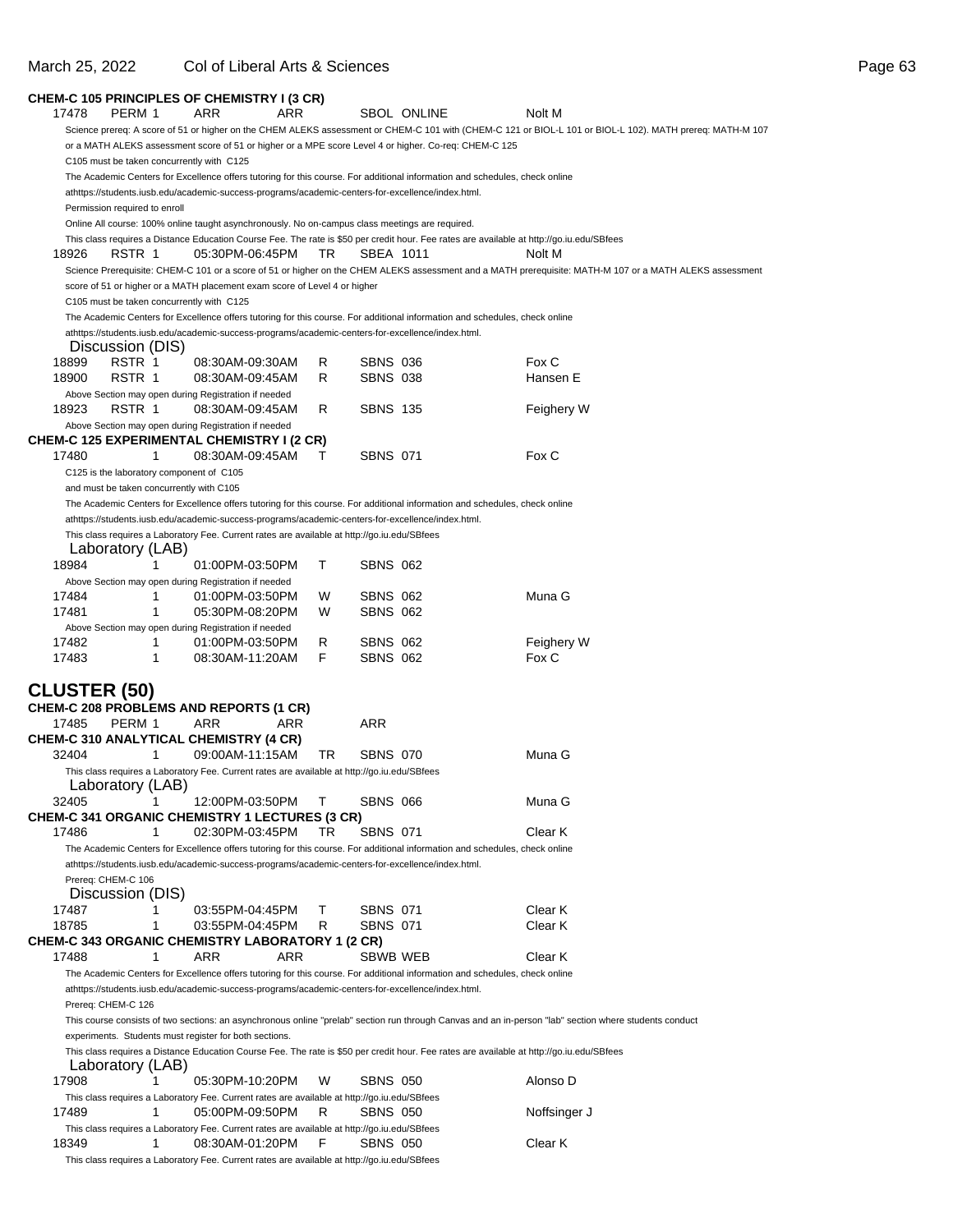### CHEM-C 105 PRINCIPLES OF CHEMISTRY I (3 CR)

| | | | | | | |
|---|---|---|---|---|---|---|
| 17478 | PERM 1 | ARR | ARR | SBOL ONLINE | | Nolt M |

Science prereq: A score of 51 or higher on the CHEM ALEKS assessment or CHEM-C 101 with (CHEM-C 121 or BIOL-L 101 or BIOL-L 102). MATH prereq: MATH-M 107 or a MATH ALEKS assessment score of 51 or higher or a MPE score Level 4 or higher. Co-req: CHEM-C 125

C105 must be taken concurrently with C125

The Academic Centers for Excellence offers tutoring for this course. For additional information and schedules, check online athttps://students.iusb.edu/academic-success-programs/academic-centers-for-excellence/index.html.

Permission required to enroll

Online All course: 100% online taught asynchronously. No on-campus class meetings are required.

This class requires a Distance Education Course Fee. The rate is $50 per credit hour. Fee rates are available at http://go.iu.edu/SBfees

| | | | | | |
|---|---|---|---|---|---|
| 18926 | RSTR 1 | 05:30PM-06:45PM | TR | SBEA 1011 | Nolt M |

Science Prerequisite: CHEM-C 101 or a score of 51 or higher on the CHEM ALEKS assessment and a MATH prerequisite: MATH-M 107 or a MATH ALEKS assessment score of 51 or higher or a MATH placement exam score of Level 4 or higher

C105 must be taken concurrently with C125

The Academic Centers for Excellence offers tutoring for this course. For additional information and schedules, check online athttps://students.iusb.edu/academic-success-programs/academic-centers-for-excellence/index.html.

Discussion (DIS)

| | | | | | |
|---|---|---|---|---|---|
| 18899 | RSTR 1 | 08:30AM-09:30AM | R | SBNS 036 | Fox C |
| 18900 | RSTR 1 | 08:30AM-09:45AM | R | SBNS 038 | Hansen E |

Above Section may open during Registration if needed

| | | | | | |
|---|---|---|---|---|---|
| 18923 | RSTR 1 | 08:30AM-09:45AM | R | SBNS 135 | Feighery W |

Above Section may open during Registration if needed

### CHEM-C 125 EXPERIMENTAL CHEMISTRY I (2 CR)

| | | | | | |
|---|---|---|---|---|---|
| 17480 | 1 | 08:30AM-09:45AM | T | SBNS 071 | Fox C |

C125 is the laboratory component of C105 and must be taken concurrently with C105

The Academic Centers for Excellence offers tutoring for this course. For additional information and schedules, check online athttps://students.iusb.edu/academic-success-programs/academic-centers-for-excellence/index.html.

This class requires a Laboratory Fee. Current rates are available at http://go.iu.edu/SBfees

Laboratory (LAB)

| | | | | | |
|---|---|---|---|---|---|
| 18984 | 1 | 01:00PM-03:50PM | T | SBNS 062 | |

Above Section may open during Registration if needed

| | | | | | |
|---|---|---|---|---|---|
| 17484 | 1 | 01:00PM-03:50PM | W | SBNS 062 | Muna G |
| 17481 | 1 | 05:30PM-08:20PM | W | SBNS 062 | |

Above Section may open during Registration if needed

| | | | | | |
|---|---|---|---|---|---|
| 17482 | 1 | 01:00PM-03:50PM | R | SBNS 062 | Feighery W |
| 17483 | 1 | 08:30AM-11:20AM | F | SBNS 062 | Fox C |

## CLUSTER (50)

### CHEM-C 208 PROBLEMS AND REPORTS (1 CR)

| | | | | |
|---|---|---|---|---|
| 17485 | PERM 1 | ARR | ARR | ARR |

### CHEM-C 310 ANALYTICAL CHEMISTRY (4 CR)

| | | | | | |
|---|---|---|---|---|---|
| 32404 | 1 | 09:00AM-11:15AM | TR | SBNS 070 | Muna G |

This class requires a Laboratory Fee. Current rates are available at http://go.iu.edu/SBfees

Laboratory (LAB)

| | | | | | |
|---|---|---|---|---|---|
| 32405 | 1 | 12:00PM-03:50PM | T | SBNS 066 | Muna G |

### CHEM-C 341 ORGANIC CHEMISTRY 1 LECTURES (3 CR)

| | | | | | |
|---|---|---|---|---|---|
| 17486 | 1 | 02:30PM-03:45PM | TR | SBNS 071 | Clear K |

The Academic Centers for Excellence offers tutoring for this course. For additional information and schedules, check online athttps://students.iusb.edu/academic-success-programs/academic-centers-for-excellence/index.html.

Prereq: CHEM-C 106

Discussion (DIS)

| | | | | | |
|---|---|---|---|---|---|
| 17487 | 1 | 03:55PM-04:45PM | T | SBNS 071 | Clear K |
| 18785 | 1 | 03:55PM-04:45PM | R | SBNS 071 | Clear K |

### CHEM-C 343 ORGANIC CHEMISTRY LABORATORY 1 (2 CR)

| | | | | | |
|---|---|---|---|---|---|
| 17488 | 1 | ARR | ARR | SBWB WEB | Clear K |

The Academic Centers for Excellence offers tutoring for this course. For additional information and schedules, check online athttps://students.iusb.edu/academic-success-programs/academic-centers-for-excellence/index.html.

Prereq: CHEM-C 126

This course consists of two sections: an asynchronous online "prelab" section run through Canvas and an in-person "lab" section where students conduct experiments. Students must register for both sections.

This class requires a Distance Education Course Fee. The rate is $50 per credit hour. Fee rates are available at http://go.iu.edu/SBfees

Laboratory (LAB)

| | | | | | |
|---|---|---|---|---|---|
| 17908 | 1 | 05:30PM-10:20PM | W | SBNS 050 | Alonso D |

This class requires a Laboratory Fee. Current rates are available at http://go.iu.edu/SBfees

| | | | | | |
|---|---|---|---|---|---|
| 17489 | 1 | 05:00PM-09:50PM | R | SBNS 050 | Noffsinger J |

This class requires a Laboratory Fee. Current rates are available at http://go.iu.edu/SBfees

| | | | | | |
|---|---|---|---|---|---|
| 18349 | 1 | 08:30AM-01:20PM | F | SBNS 050 | Clear K |

This class requires a Laboratory Fee. Current rates are available at http://go.iu.edu/SBfees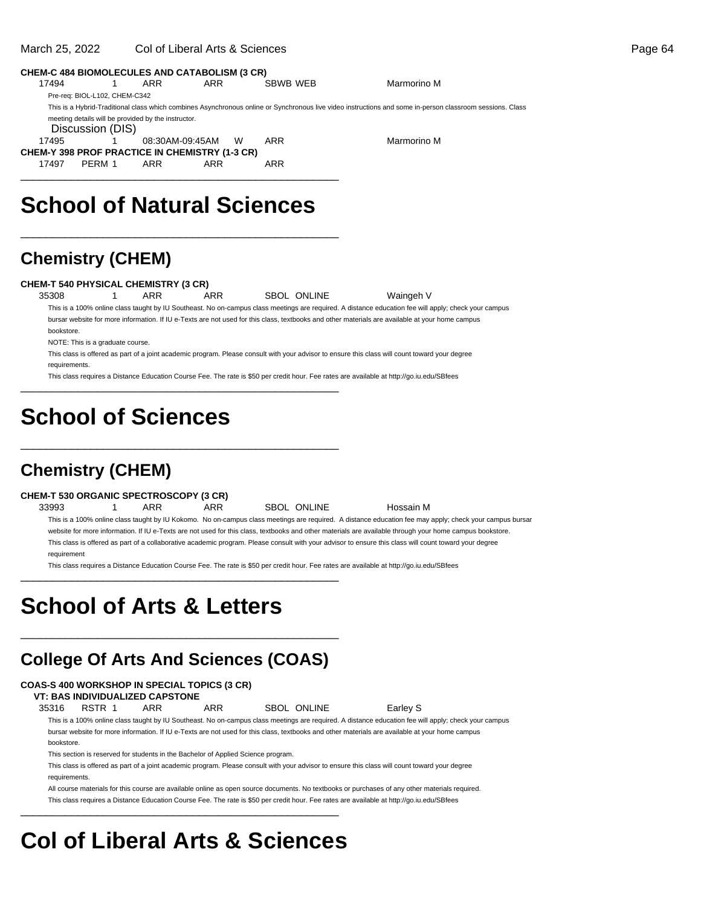**CHEM-C 484 BIOMOLECULES AND CATABOLISM (3 CR)**

17494    1    ARR    ARR    SBWB WEB    Marmorino M

Pre-req: BIOL-L102, CHEM-C342

This is a Hybrid-Traditional class which combines Asynchronous online or Synchronous live video instructions and some in-person classroom sessions. Class meeting details will be provided by the instructor.

Discussion (DIS)

17495    1    08:30AM-09:45AM    W    ARR    Marmorino M

**CHEM-Y 398 PROF PRACTICE IN CHEMISTRY (1-3 CR)**

17497    PERM 1    ARR    ARR    ARR

# School of Natural Sciences

## Chemistry (CHEM)

**CHEM-T 540 PHYSICAL CHEMISTRY (3 CR)**

35308    1    ARR    ARR    SBOL ONLINE    Waingeh V

This is a 100% online class taught by IU Southeast. No on-campus class meetings are required. A distance education fee will apply; check your campus bursar website for more information. If IU e-Texts are not used for this class, textbooks and other materials are available at your home campus bookstore.

NOTE: This is a graduate course.

This class is offered as part of a joint academic program. Please consult with your advisor to ensure this class will count toward your degree requirements.

This class requires a Distance Education Course Fee. The rate is $50 per credit hour. Fee rates are available at http://go.iu.edu/SBfees

# School of Sciences

## Chemistry (CHEM)

**CHEM-T 530 ORGANIC SPECTROSCOPY (3 CR)**

33993    1    ARR    ARR    SBOL ONLINE    Hossain M

This is a 100% online class taught by IU Kokomo. No on-campus class meetings are required. A distance education fee may apply; check your campus bursar website for more information. If IU e-Texts are not used for this class, textbooks and other materials are available through your home campus bookstore.

This class is offered as part of a collaborative academic program. Please consult with your advisor to ensure this class will count toward your degree requirement

This class requires a Distance Education Course Fee. The rate is $50 per credit hour. Fee rates are available at http://go.iu.edu/SBfees

# School of Arts & Letters

## College Of Arts And Sciences (COAS)

**COAS-S 400 WORKSHOP IN SPECIAL TOPICS (3 CR)**

**VT: BAS INDIVIDUALIZED CAPSTONE**

35316    RSTR 1    ARR    ARR    SBOL ONLINE    Earley S

This is a 100% online class taught by IU Southeast. No on-campus class meetings are required. A distance education fee will apply; check your campus bursar website for more information. If IU e-Texts are not used for this class, textbooks and other materials are available at your home campus bookstore.

This section is reserved for students in the Bachelor of Applied Science program.

This class is offered as part of a joint academic program. Please consult with your advisor to ensure this class will count toward your degree requirements.

All course materials for this course are available online as open source documents. No textbooks or purchases of any other materials required.

This class requires a Distance Education Course Fee. The rate is $50 per credit hour. Fee rates are available at http://go.iu.edu/SBfees

# Col of Liberal Arts & Sciences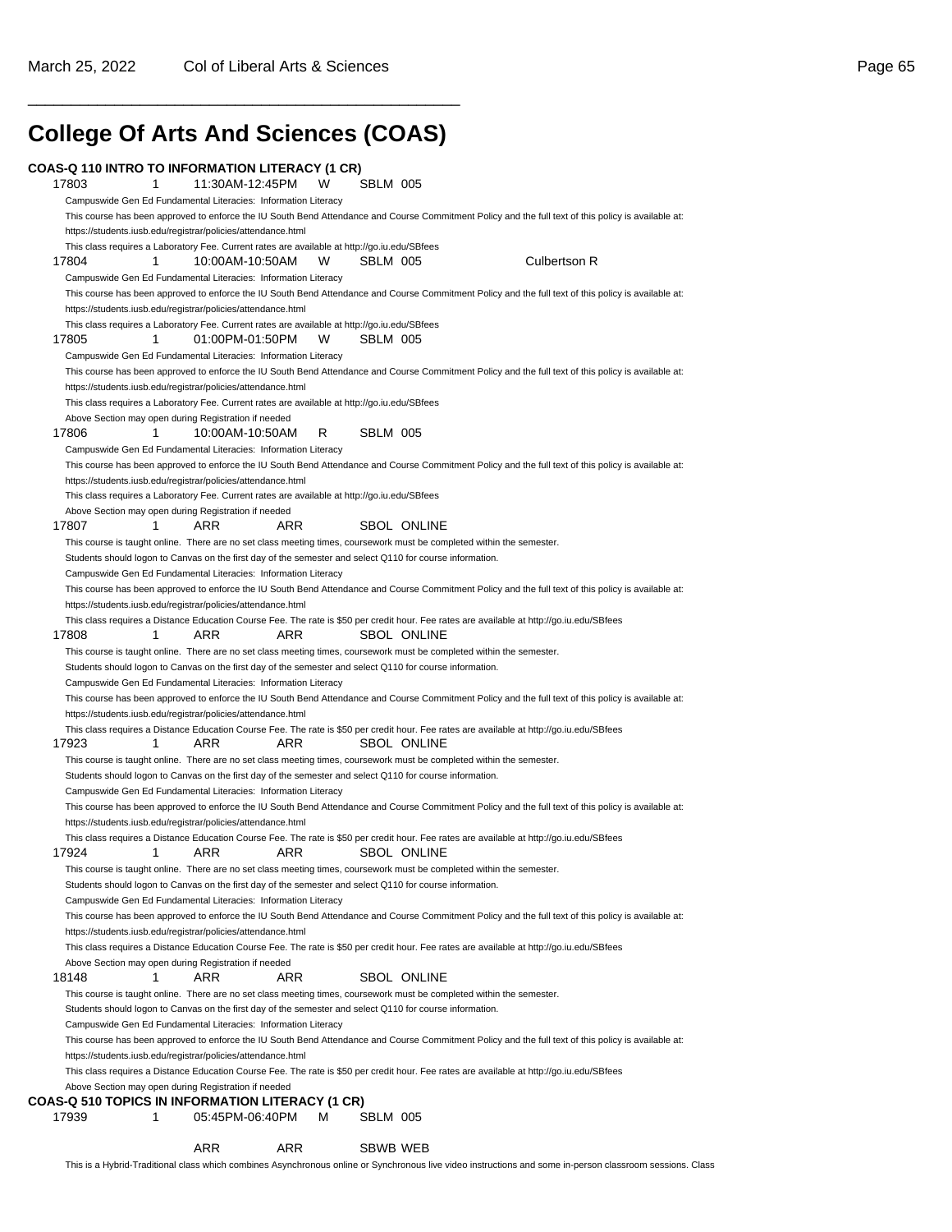# College Of Arts And Sciences (COAS)

**COAS-Q 110 INTRO TO INFORMATION LITERACY (1 CR)**

17803 1 11:30AM-12:45PM W SBLM 005

Campuswide Gen Ed Fundamental Literacies: Information Literacy

This course has been approved to enforce the IU South Bend Attendance and Course Commitment Policy and the full text of this policy is available at: https://students.iusb.edu/registrar/policies/attendance.html

This class requires a Laboratory Fee. Current rates are available at http://go.iu.edu/SBfees

17804 1 10:00AM-10:50AM W SBLM 005 Culbertson R

Campuswide Gen Ed Fundamental Literacies: Information Literacy

This course has been approved to enforce the IU South Bend Attendance and Course Commitment Policy and the full text of this policy is available at: https://students.iusb.edu/registrar/policies/attendance.html

This class requires a Laboratory Fee. Current rates are available at http://go.iu.edu/SBfees

17805 1 01:00PM-01:50PM W SBLM 005

Campuswide Gen Ed Fundamental Literacies: Information Literacy

This course has been approved to enforce the IU South Bend Attendance and Course Commitment Policy and the full text of this policy is available at: https://students.iusb.edu/registrar/policies/attendance.html

This class requires a Laboratory Fee. Current rates are available at http://go.iu.edu/SBfees

Above Section may open during Registration if needed

17806 1 10:00AM-10:50AM R SBLM 005

Campuswide Gen Ed Fundamental Literacies: Information Literacy

This course has been approved to enforce the IU South Bend Attendance and Course Commitment Policy and the full text of this policy is available at: https://students.iusb.edu/registrar/policies/attendance.html

This class requires a Laboratory Fee. Current rates are available at http://go.iu.edu/SBfees

Above Section may open during Registration if needed

17807 1 ARR ARR SBOL ONLINE

This course is taught online. There are no set class meeting times, coursework must be completed within the semester.

Students should logon to Canvas on the first day of the semester and select Q110 for course information.

Campuswide Gen Ed Fundamental Literacies: Information Literacy

This course has been approved to enforce the IU South Bend Attendance and Course Commitment Policy and the full text of this policy is available at: https://students.iusb.edu/registrar/policies/attendance.html

This class requires a Distance Education Course Fee. The rate is $50 per credit hour. Fee rates are available at http://go.iu.edu/SBfees

17808 1 ARR ARR SBOL ONLINE

This course is taught online. There are no set class meeting times, coursework must be completed within the semester.

Students should logon to Canvas on the first day of the semester and select Q110 for course information.

Campuswide Gen Ed Fundamental Literacies: Information Literacy

This course has been approved to enforce the IU South Bend Attendance and Course Commitment Policy and the full text of this policy is available at: https://students.iusb.edu/registrar/policies/attendance.html

This class requires a Distance Education Course Fee. The rate is $50 per credit hour. Fee rates are available at http://go.iu.edu/SBfees

17923 1 ARR ARR SBOL ONLINE

This course is taught online. There are no set class meeting times, coursework must be completed within the semester.

Students should logon to Canvas on the first day of the semester and select Q110 for course information.

Campuswide Gen Ed Fundamental Literacies: Information Literacy

This course has been approved to enforce the IU South Bend Attendance and Course Commitment Policy and the full text of this policy is available at: https://students.iusb.edu/registrar/policies/attendance.html

This class requires a Distance Education Course Fee. The rate is $50 per credit hour. Fee rates are available at http://go.iu.edu/SBfees

17924 1 ARR ARR SBOL ONLINE

This course is taught online. There are no set class meeting times, coursework must be completed within the semester.

Students should logon to Canvas on the first day of the semester and select Q110 for course information.

Campuswide Gen Ed Fundamental Literacies: Information Literacy

This course has been approved to enforce the IU South Bend Attendance and Course Commitment Policy and the full text of this policy is available at: https://students.iusb.edu/registrar/policies/attendance.html

This class requires a Distance Education Course Fee. The rate is $50 per credit hour. Fee rates are available at http://go.iu.edu/SBfees

Above Section may open during Registration if needed

18148 1 ARR ARR SBOL ONLINE

This course is taught online. There are no set class meeting times, coursework must be completed within the semester.

Students should logon to Canvas on the first day of the semester and select Q110 for course information.

Campuswide Gen Ed Fundamental Literacies: Information Literacy

This course has been approved to enforce the IU South Bend Attendance and Course Commitment Policy and the full text of this policy is available at: https://students.iusb.edu/registrar/policies/attendance.html

This class requires a Distance Education Course Fee. The rate is $50 per credit hour. Fee rates are available at http://go.iu.edu/SBfees

Above Section may open during Registration if needed

**COAS-Q 510 TOPICS IN INFORMATION LITERACY (1 CR)**

17939 1 05:45PM-06:40PM M SBLM 005

ARR ARR SBWB WEB

This is a Hybrid-Traditional class which combines Asynchronous online or Synchronous live video instructions and some in-person classroom sessions. Class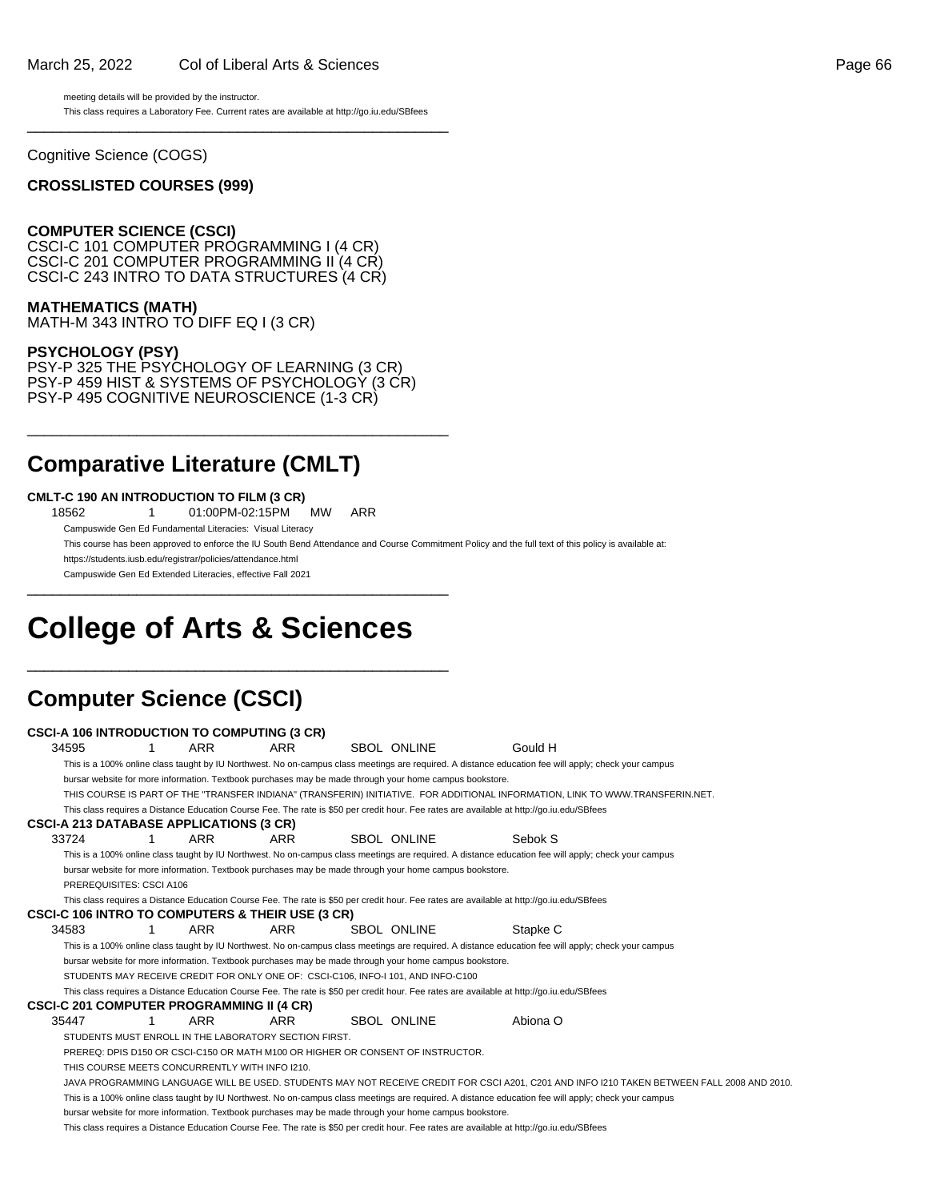meeting details will be provided by the instructor.

This class requires a Laboratory Fee. Current rates are available at http://go.iu.edu/SBfees

---

Cognitive Science (COGS)

**CROSSLISTED COURSES (999)**

**COMPUTER SCIENCE (CSCI)**
CSCI-C 101 COMPUTER PROGRAMMING I (4 CR)
CSCI-C 201 COMPUTER PROGRAMMING II (4 CR)
CSCI-C 243 INTRO TO DATA STRUCTURES (4 CR)

**MATHEMATICS (MATH)**
MATH-M 343 INTRO TO DIFF EQ I (3 CR)

**PSYCHOLOGY (PSY)**
PSY-P 325 THE PSYCHOLOGY OF LEARNING (3 CR)
PSY-P 459 HIST & SYSTEMS OF PSYCHOLOGY (3 CR)
PSY-P 495 COGNITIVE NEUROSCIENCE (1-3 CR)

---

## Comparative Literature (CMLT)

**CMLT-C 190 AN INTRODUCTION TO FILM (3 CR)**

18562 1 01:00PM-02:15PM MW ARR

Campuswide Gen Ed Fundamental Literacies: Visual Literacy

This course has been approved to enforce the IU South Bend Attendance and Course Commitment Policy and the full text of this policy is available at: https://students.iusb.edu/registrar/policies/attendance.html

Campuswide Gen Ed Extended Literacies, effective Fall 2021

---

# College of Arts & Sciences

---

## Computer Science (CSCI)

**CSCI-A 106 INTRODUCTION TO COMPUTING (3 CR)**

34595 1 ARR ARR SBOL ONLINE Gould H

This is a 100% online class taught by IU Northwest. No on-campus class meetings are required. A distance education fee will apply; check your campus bursar website for more information. Textbook purchases may be made through your home campus bookstore.

THIS COURSE IS PART OF THE "TRANSFER INDIANA" (TRANSFERIN) INITIATIVE. FOR ADDITIONAL INFORMATION, LINK TO WWW.TRANSFERIN.NET.

This class requires a Distance Education Course Fee. The rate is $50 per credit hour. Fee rates are available at http://go.iu.edu/SBfees

**CSCI-A 213 DATABASE APPLICATIONS (3 CR)**

33724 1 ARR ARR SBOL ONLINE Sebok S

This is a 100% online class taught by IU Northwest. No on-campus class meetings are required. A distance education fee will apply; check your campus bursar website for more information. Textbook purchases may be made through your home campus bookstore.

PREREQUISITES: CSCI A106

This class requires a Distance Education Course Fee. The rate is $50 per credit hour. Fee rates are available at http://go.iu.edu/SBfees

**CSCI-C 106 INTRO TO COMPUTERS & THEIR USE (3 CR)**

34583 1 ARR ARR SBOL ONLINE Stapke C

This is a 100% online class taught by IU Northwest. No on-campus class meetings are required. A distance education fee will apply; check your campus bursar website for more information. Textbook purchases may be made through your home campus bookstore.

STUDENTS MAY RECEIVE CREDIT FOR ONLY ONE OF: CSCI-C106, INFO-I 101, AND INFO-C100

This class requires a Distance Education Course Fee. The rate is $50 per credit hour. Fee rates are available at http://go.iu.edu/SBfees

**CSCI-C 201 COMPUTER PROGRAMMING II (4 CR)**

35447 1 ARR ARR SBOL ONLINE Abiona O

STUDENTS MUST ENROLL IN THE LABORATORY SECTION FIRST.

PREREQ: DPIS D150 OR CSCI-C150 OR MATH M100 OR HIGHER OR CONSENT OF INSTRUCTOR.

THIS COURSE MEETS CONCURRENTLY WITH INFO I210.

JAVA PROGRAMMING LANGUAGE WILL BE USED. STUDENTS MAY NOT RECEIVE CREDIT FOR CSCI A201, C201 AND INFO I210 TAKEN BETWEEN FALL 2008 AND 2010.

This is a 100% online class taught by IU Northwest. No on-campus class meetings are required. A distance education fee will apply; check your campus bursar website for more information. Textbook purchases may be made through your home campus bookstore.

This class requires a Distance Education Course Fee. The rate is $50 per credit hour. Fee rates are available at http://go.iu.edu/SBfees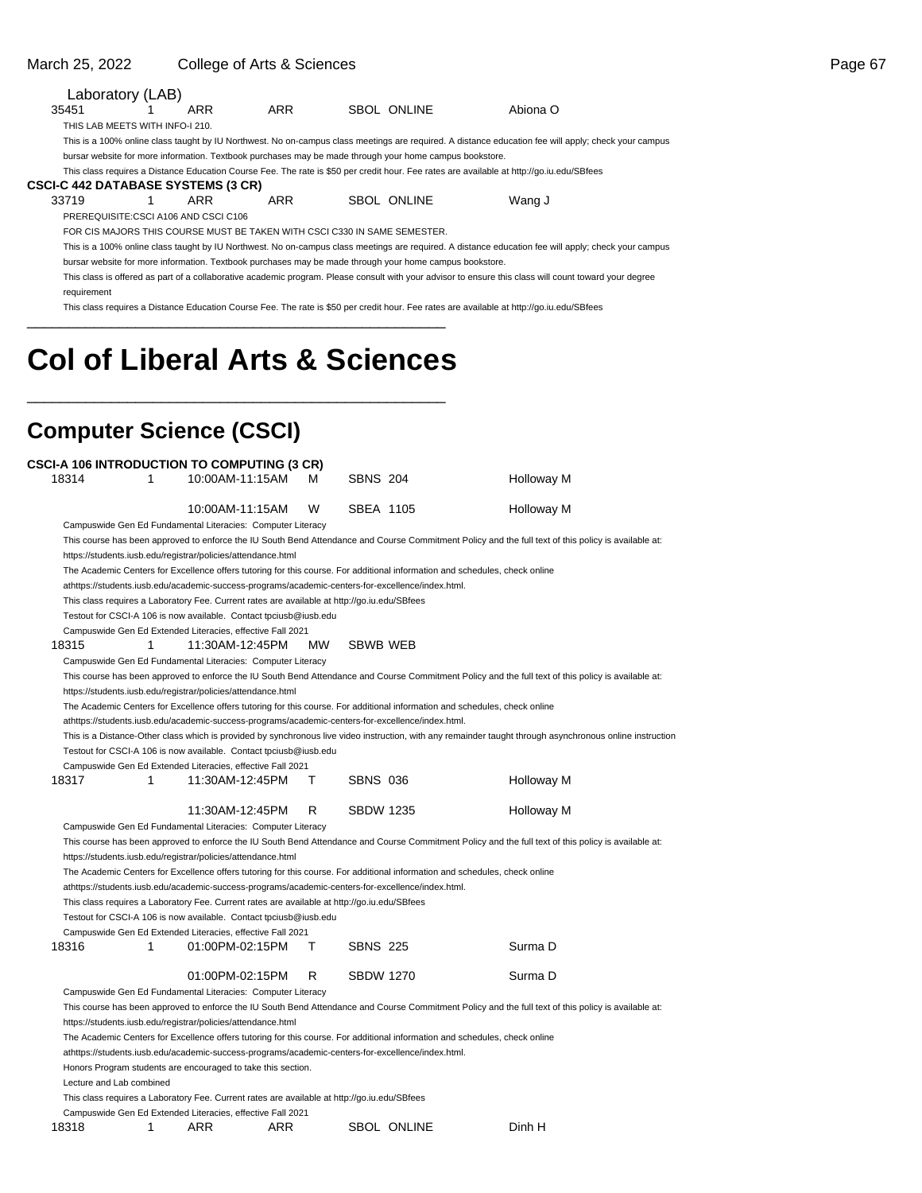Laboratory (LAB)

| | | | | | | |
|---|---|---|---|---|---|---|
| 35451 | 1 | ARR | ARR | | SBOL ONLINE | Abiona O |

THIS LAB MEETS WITH INFO-I 210.

This is a 100% online class taught by IU Northwest. No on-campus class meetings are required. A distance education fee will apply; check your campus bursar website for more information. Textbook purchases may be made through your home campus bookstore.

This class requires a Distance Education Course Fee. The rate is $50 per credit hour. Fee rates are available at http://go.iu.edu/SBfees

**CSCI-C 442 DATABASE SYSTEMS (3 CR)**

| | | | | | | |
|---|---|---|---|---|---|---|
| 33719 | 1 | ARR | ARR | | SBOL ONLINE | Wang J |

PREREQUISITE:CSCI A106 AND CSCI C106

FOR CIS MAJORS THIS COURSE MUST BE TAKEN WITH CSCI C330 IN SAME SEMESTER.

This is a 100% online class taught by IU Northwest. No on-campus class meetings are required. A distance education fee will apply; check your campus bursar website for more information. Textbook purchases may be made through your home campus bookstore.

This class is offered as part of a collaborative academic program. Please consult with your advisor to ensure this class will count toward your degree requirement

This class requires a Distance Education Course Fee. The rate is $50 per credit hour. Fee rates are available at http://go.iu.edu/SBfees

# Col of Liberal Arts & Sciences

## Computer Science (CSCI)

**CSCI-A 106 INTRODUCTION TO COMPUTING (3 CR)**

| | | | | | | |
|---|---|---|---|---|---|---|
| 18314 | 1 | 10:00AM-11:15AM | M | SBNS 204 | | Holloway M |
| | | 10:00AM-11:15AM | W | SBEA 1105 | | Holloway M |

Campuswide Gen Ed Fundamental Literacies: Computer Literacy

This course has been approved to enforce the IU South Bend Attendance and Course Commitment Policy and the full text of this policy is available at: https://students.iusb.edu/registrar/policies/attendance.html

The Academic Centers for Excellence offers tutoring for this course. For additional information and schedules, check online athttps://students.iusb.edu/academic-success-programs/academic-centers-for-excellence/index.html.

This class requires a Laboratory Fee. Current rates are available at http://go.iu.edu/SBfees

Testout for CSCI-A 106 is now available. Contact tpciusb@iusb.edu

Campuswide Gen Ed Extended Literacies, effective Fall 2021

| | | | | | | |
|---|---|---|---|---|---|---|
| 18315 | 1 | 11:30AM-12:45PM | MW | SBWB WEB | | |

Campuswide Gen Ed Fundamental Literacies: Computer Literacy

This course has been approved to enforce the IU South Bend Attendance and Course Commitment Policy and the full text of this policy is available at: https://students.iusb.edu/registrar/policies/attendance.html

The Academic Centers for Excellence offers tutoring for this course. For additional information and schedules, check online athttps://students.iusb.edu/academic-success-programs/academic-centers-for-excellence/index.html.

This is a Distance-Other class which is provided by synchronous live video instruction, with any remainder taught through asynchronous online instruction

Testout for CSCI-A 106 is now available. Contact tpciusb@iusb.edu

Campuswide Gen Ed Extended Literacies, effective Fall 2021

| | | | | | | |
|---|---|---|---|---|---|---|
| 18317 | 1 | 11:30AM-12:45PM | T | SBNS 036 | | Holloway M |
| | | 11:30AM-12:45PM | R | SBDW 1235 | | Holloway M |

Campuswide Gen Ed Fundamental Literacies: Computer Literacy

This course has been approved to enforce the IU South Bend Attendance and Course Commitment Policy and the full text of this policy is available at: https://students.iusb.edu/registrar/policies/attendance.html

The Academic Centers for Excellence offers tutoring for this course. For additional information and schedules, check online athttps://students.iusb.edu/academic-success-programs/academic-centers-for-excellence/index.html.

This class requires a Laboratory Fee. Current rates are available at http://go.iu.edu/SBfees

Testout for CSCI-A 106 is now available. Contact tpciusb@iusb.edu

Campuswide Gen Ed Extended Literacies, effective Fall 2021

| | | | | | | |
|---|---|---|---|---|---|---|
| 18316 | 1 | 01:00PM-02:15PM | T | SBNS 225 | | Surma D |
| | | 01:00PM-02:15PM | R | SBDW 1270 | | Surma D |

Campuswide Gen Ed Fundamental Literacies: Computer Literacy

This course has been approved to enforce the IU South Bend Attendance and Course Commitment Policy and the full text of this policy is available at: https://students.iusb.edu/registrar/policies/attendance.html

The Academic Centers for Excellence offers tutoring for this course. For additional information and schedules, check online athttps://students.iusb.edu/academic-success-programs/academic-centers-for-excellence/index.html.

Honors Program students are encouraged to take this section.

Lecture and Lab combined

This class requires a Laboratory Fee. Current rates are available at http://go.iu.edu/SBfees

Campuswide Gen Ed Extended Literacies, effective Fall 2021

| | | | | | | |
|---|---|---|---|---|---|---|
| 18318 | 1 | ARR | ARR | | SBOL ONLINE | Dinh H |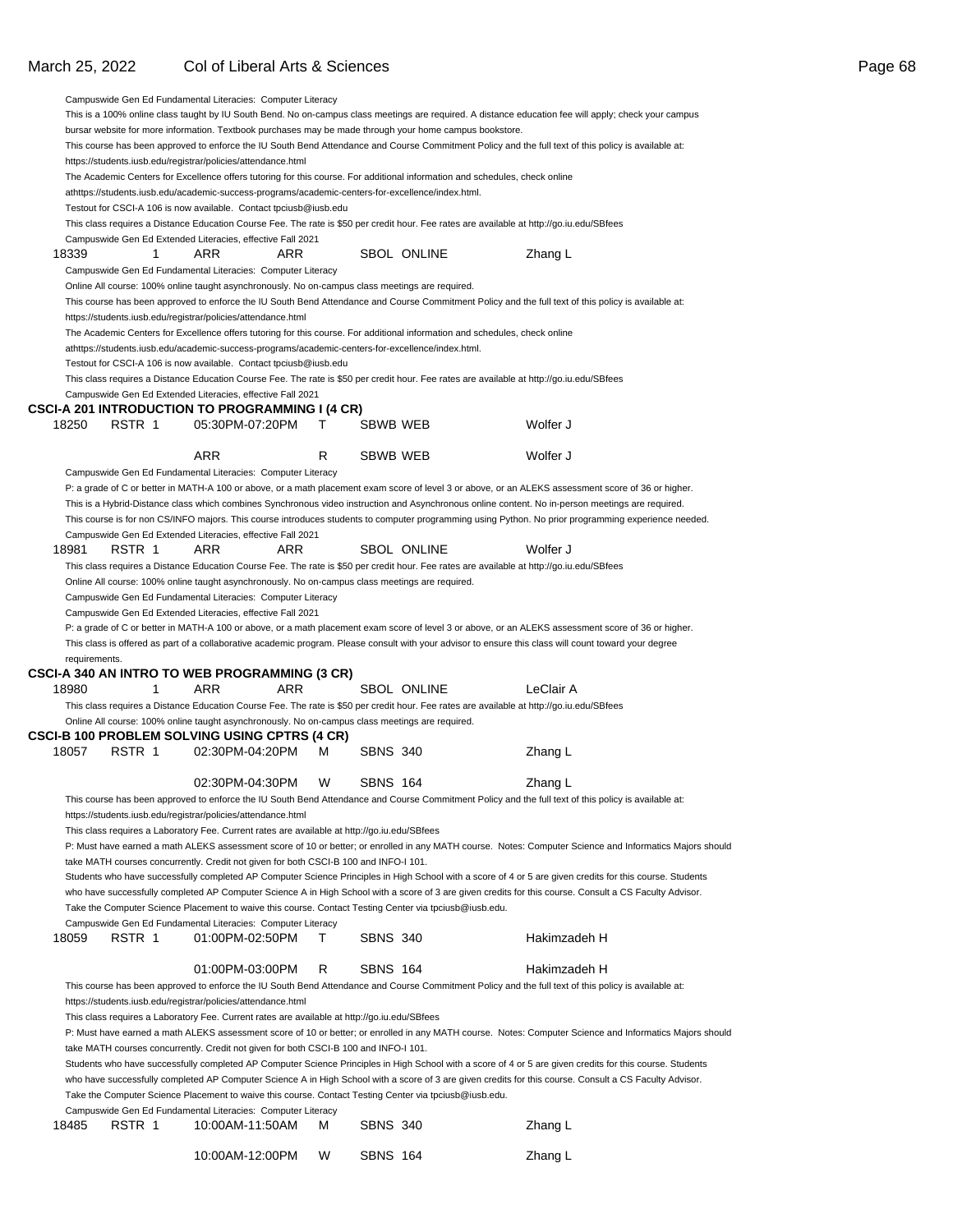Campuswide Gen Ed Fundamental Literacies: Computer Literacy
This is a 100% online class taught by IU South Bend. No on-campus class meetings are required. A distance education fee will apply; check your campus bursar website for more information. Textbook purchases may be made through your home campus bookstore.
This course has been approved to enforce the IU South Bend Attendance and Course Commitment Policy and the full text of this policy is available at: https://students.iusb.edu/registrar/policies/attendance.html
The Academic Centers for Excellence offers tutoring for this course. For additional information and schedules, check online athttps://students.iusb.edu/academic-success-programs/academic-centers-for-excellence/index.html.
Testout for CSCI-A 106 is now available. Contact tpciusb@iusb.edu
This class requires a Distance Education Course Fee. The rate is $50 per credit hour. Fee rates are available at http://go.iu.edu/SBfees
Campuswide Gen Ed Extended Literacies, effective Fall 2021

| 18339 | 1 | ARR | ARR | | SBOL ONLINE | Zhang L |
|---|---|---|---|---|---|---|

Campuswide Gen Ed Fundamental Literacies: Computer Literacy
Online All course: 100% online taught asynchronously. No on-campus class meetings are required.
This course has been approved to enforce the IU South Bend Attendance and Course Commitment Policy and the full text of this policy is available at: https://students.iusb.edu/registrar/policies/attendance.html
The Academic Centers for Excellence offers tutoring for this course. For additional information and schedules, check online athttps://students.iusb.edu/academic-success-programs/academic-centers-for-excellence/index.html.
Testout for CSCI-A 106 is now available. Contact tpciusb@iusb.edu
This class requires a Distance Education Course Fee. The rate is $50 per credit hour. Fee rates are available at http://go.iu.edu/SBfees
Campuswide Gen Ed Extended Literacies, effective Fall 2021

**CSCI-A 201 INTRODUCTION TO PROGRAMMING I (4 CR)**

| 18250 | RSTR 1 | 05:30PM-07:20PM | T | SBWB WEB | Wolfer J |
|---|---|---|---|---|---|
| | | ARR | R | SBWB WEB | Wolfer J |

Campuswide Gen Ed Fundamental Literacies: Computer Literacy
P: a grade of C or better in MATH-A 100 or above, or a math placement exam score of level 3 or above, or an ALEKS assessment score of 36 or higher.
This is a Hybrid-Distance class which combines Synchronous video instruction and Asynchronous online content. No in-person meetings are required.
This course is for non CS/INFO majors. This course introduces students to computer programming using Python. No prior programming experience needed.
Campuswide Gen Ed Extended Literacies, effective Fall 2021

| 18981 | RSTR 1 | ARR | ARR | SBOL ONLINE | Wolfer J |
|---|---|---|---|---|---|

This class requires a Distance Education Course Fee. The rate is $50 per credit hour. Fee rates are available at http://go.iu.edu/SBfees
Online All course: 100% online taught asynchronously. No on-campus class meetings are required.
Campuswide Gen Ed Fundamental Literacies: Computer Literacy
Campuswide Gen Ed Extended Literacies, effective Fall 2021
P: a grade of C or better in MATH-A 100 or above, or a math placement exam score of level 3 or above, or an ALEKS assessment score of 36 or higher.
This class is offered as part of a collaborative academic program. Please consult with your advisor to ensure this class will count toward your degree requirements.

**CSCI-A 340 AN INTRO TO WEB PROGRAMMING (3 CR)**

| 18980 | 1 | ARR | ARR | SBOL ONLINE | LeClair A |
|---|---|---|---|---|---|

This class requires a Distance Education Course Fee. The rate is $50 per credit hour. Fee rates are available at http://go.iu.edu/SBfees
Online All course: 100% online taught asynchronously. No on-campus class meetings are required.

**CSCI-B 100 PROBLEM SOLVING USING CPTRS (4 CR)**

| 18057 | RSTR 1 | 02:30PM-04:20PM | M | SBNS 340 | Zhang L |
|---|---|---|---|---|---|
| | | 02:30PM-04:30PM | W | SBNS 164 | Zhang L |

This course has been approved to enforce the IU South Bend Attendance and Course Commitment Policy and the full text of this policy is available at: https://students.iusb.edu/registrar/policies/attendance.html
This class requires a Laboratory Fee. Current rates are available at http://go.iu.edu/SBfees
P: Must have earned a math ALEKS assessment score of 10 or better; or enrolled in any MATH course. Notes: Computer Science and Informatics Majors should take MATH courses concurrently. Credit not given for both CSCI-B 100 and INFO-I 101.
Students who have successfully completed AP Computer Science Principles in High School with a score of 4 or 5 are given credits for this course. Students who have successfully completed AP Computer Science A in High School with a score of 3 are given credits for this course. Consult a CS Faculty Advisor.
Take the Computer Science Placement to waive this course. Contact Testing Center via tpciusb@iusb.edu.
Campuswide Gen Ed Fundamental Literacies: Computer Literacy

| 18059 | RSTR 1 | 01:00PM-02:50PM | T | SBNS 340 | Hakimzadeh H |
|---|---|---|---|---|---|
| | | 01:00PM-03:00PM | R | SBNS 164 | Hakimzadeh H |

This course has been approved to enforce the IU South Bend Attendance and Course Commitment Policy and the full text of this policy is available at: https://students.iusb.edu/registrar/policies/attendance.html
This class requires a Laboratory Fee. Current rates are available at http://go.iu.edu/SBfees
P: Must have earned a math ALEKS assessment score of 10 or better; or enrolled in any MATH course. Notes: Computer Science and Informatics Majors should take MATH courses concurrently. Credit not given for both CSCI-B 100 and INFO-I 101.
Students who have successfully completed AP Computer Science Principles in High School with a score of 4 or 5 are given credits for this course. Students who have successfully completed AP Computer Science A in High School with a score of 3 are given credits for this course. Consult a CS Faculty Advisor.
Take the Computer Science Placement to waive this course. Contact Testing Center via tpciusb@iusb.edu.
Campuswide Gen Ed Fundamental Literacies: Computer Literacy

| 18485 | RSTR 1 | 10:00AM-11:50AM | M | SBNS 340 | Zhang L |
|---|---|---|---|---|---|
| | | 10:00AM-12:00PM | W | SBNS 164 | Zhang L |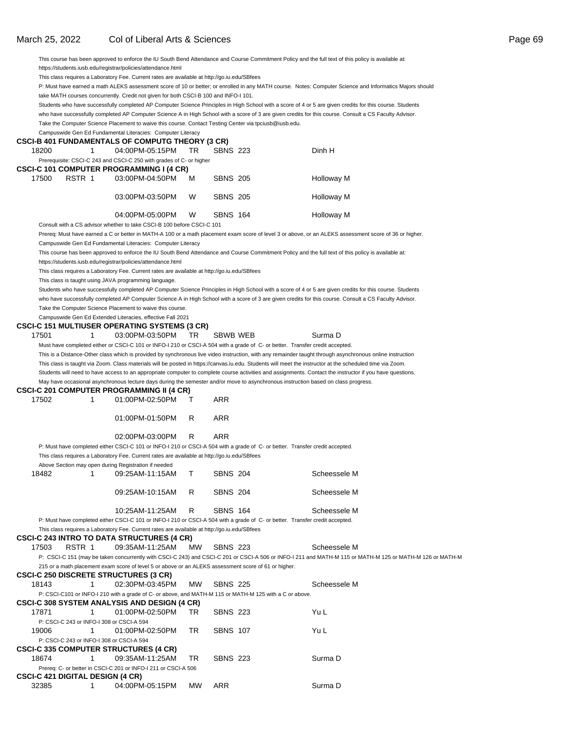This course has been approved to enforce the IU South Bend Attendance and Course Commitment Policy and the full text of this policy is available at: https://students.iusb.edu/registrar/policies/attendance.html

This class requires a Laboratory Fee. Current rates are available at http://go.iu.edu/SBfees

P: Must have earned a math ALEKS assessment score of 10 or better; or enrolled in any MATH course. Notes: Computer Science and Informatics Majors should take MATH courses concurrently. Credit not given for both CSCI-B 100 and INFO-I 101.

Students who have successfully completed AP Computer Science Principles in High School with a score of 4 or 5 are given credits for this course. Students who have successfully completed AP Computer Science A in High School with a score of 3 are given credits for this course. Consult a CS Faculty Advisor.

Take the Computer Science Placement to waive this course. Contact Testing Center via tpciusb@iusb.edu.

Campuswide Gen Ed Fundamental Literacies: Computer Literacy

**CSCI-B 401 FUNDAMENTALS OF COMPUTG THEORY (3 CR)**

| 18200 | 1 | 04:00PM-05:15PM | TR | SBNS 223 | Dinh H |
|---|---|---|---|---|---|

Prerequisite: CSCI-C 243 and CSCI-C 250 with grades of C- or higher

**CSCI-C 101 COMPUTER PROGRAMMING I (4 CR)**

| 17500 | RSTR 1 | 03:00PM-04:50PM | M | SBNS 205 | Holloway M |
|---|---|---|---|---|---|
| | | 03:00PM-03:50PM | W | SBNS 205 | Holloway M |
| | | 04:00PM-05:00PM | W | SBNS 164 | Holloway M |

Consult with a CS advisor whether to take CSCI-B 100 before CSCI-C 101

Prereq: Must have earned a C or better in MATH-A 100 or a math placement exam score of level 3 or above, or an ALEKS assessment score of 36 or higher.

Campuswide Gen Ed Fundamental Literacies: Computer Literacy

This course has been approved to enforce the IU South Bend Attendance and Course Commitment Policy and the full text of this policy is available at: https://students.iusb.edu/registrar/policies/attendance.html

This class requires a Laboratory Fee. Current rates are available at http://go.iu.edu/SBfees

This class is taught using JAVA programming language.

Students who have successfully completed AP Computer Science Principles in High School with a score of 4 or 5 are given credits for this course. Students who have successfully completed AP Computer Science A in High School with a score of 3 are given credits for this course. Consult a CS Faculty Advisor.

Take the Computer Science Placement to waive this course.

Campuswide Gen Ed Extended Literacies, effective Fall 2021

**CSCI-C 151 MULTIUSER OPERATING SYSTEMS (3 CR)**

| 17501 | 1 | 03:00PM-03:50PM | TR | SBWB WEB | Surma D |
|---|---|---|---|---|---|

Must have completed either or CSCI-C 101 or INFO-I 210 or CSCI-A 504 with a grade of C- or better. Transfer credit accepted.

This is a Distance-Other class which is provided by synchronous live video instruction, with any remainder taught through asynchronous online instruction

This class is taught via Zoom. Class materials will be posted in https://canvas.iu.edu. Students will meet the instructor at the scheduled time via Zoom.

Students will need to have access to an appropriate computer to complete course activities and assignments. Contact the instructor if you have questions.

May have occasional asynchronous lecture days during the semester and/or move to asynchronous instruction based on class progress.

**CSCI-C 201 COMPUTER PROGRAMMING II (4 CR)**

| 17502 | 1 | 01:00PM-02:50PM | T | ARR | |
|---|---|---|---|---|---|
| | | 01:00PM-01:50PM | R | ARR | |
| | | 02:00PM-03:00PM | R | ARR | |

P: Must have completed either CSCI-C 101 or INFO-I 210 or CSCI-A 504 with a grade of C- or better. Transfer credit accepted.

This class requires a Laboratory Fee. Current rates are available at http://go.iu.edu/SBfees

Above Section may open during Registration if needed

| 18482 | 1 | 09:25AM-11:15AM | T | SBNS 204 | Scheessele M |
|---|---|---|---|---|---|
| | | 09:25AM-10:15AM | R | SBNS 204 | Scheessele M |
| | | 10:25AM-11:25AM | R | SBNS 164 | Scheessele M |

P: Must have completed either CSCI-C 101 or INFO-I 210 or CSCI-A 504 with a grade of C- or better. Transfer credit accepted.

This class requires a Laboratory Fee. Current rates are available at http://go.iu.edu/SBfees

**CSCI-C 243 INTRO TO DATA STRUCTURES (4 CR)**

| 17503 | RSTR 1 | 09:35AM-11:25AM | MW | SBNS 223 | Scheessele M |
|---|---|---|---|---|---|

P: CSCI-C 151 (may be taken concurrently with CSCI-C 243) and CSCI-C 201 or CSCI-A 506 or INFO-I 211 and MATH-M 115 or MATH-M 125 or MATH-M 126 or MATH-M 215 or a math placement exam score of level 5 or above or an ALEKS assessment score of 61 or higher.

**CSCI-C 250 DISCRETE STRUCTURES (3 CR)**

| 18143 | 1 | 02:30PM-03:45PM | MW | SBNS 225 | Scheessele M |
|---|---|---|---|---|---|

P: CSCI-C101 or INFO-I 210 with a grade of C- or above, and MATH-M 115 or MATH-M 125 with a C or above.

**CSCI-C 308 SYSTEM ANALYSIS AND DESIGN (4 CR)**

| 17871 | 1 | 01:00PM-02:50PM | TR | SBNS 223 | Yu L |
|---|---|---|---|---|---|

P: CSCI-C 243 or INFO-I 308 or CSCI-A 594

| 19006 | 1 | 01:00PM-02:50PM | TR | SBNS 107 | Yu L |
|---|---|---|---|---|---|

P: CSCI-C 243 or INFO-I 308 or CSCI-A 594

**CSCI-C 335 COMPUTER STRUCTURES (4 CR)**

| 18674 | 1 | 09:35AM-11:25AM | TR | SBNS 223 | Surma D |
|---|---|---|---|---|---|

Prereq: C- or better in CSCI-C 201 or INFO-I 211 or CSCI-A 506

**CSCI-C 421 DIGITAL DESIGN (4 CR)**

| 32385 | 1 | 04:00PM-05:15PM | MW | ARR | Surma D |
|---|---|---|---|---|---|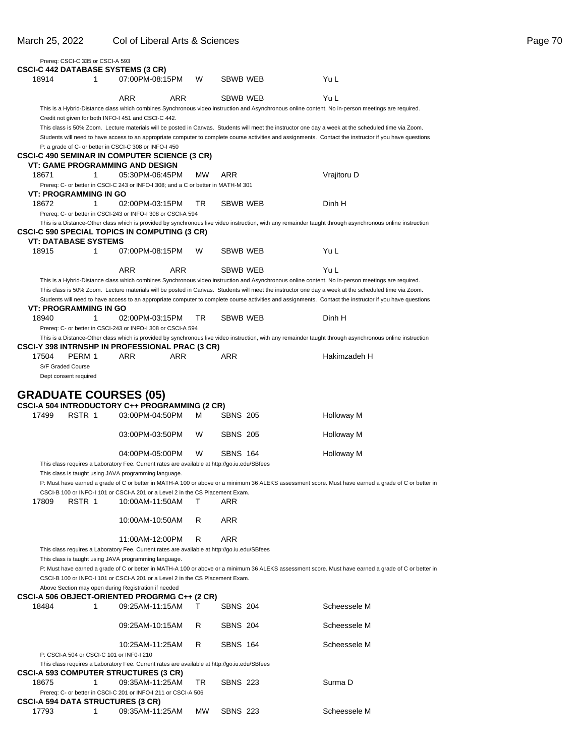Prereq: CSCI-C 335 or CSCI-A 593

**CSCI-C 442 DATABASE SYSTEMS (3 CR)**

| | | | | | |
|---|---|---|---|---|---|
| 18914 | 1 | 07:00PM-08:15PM | W | SBWB WEB | Yu L |
| | | ARR | ARR | SBWB WEB | Yu L |

This is a Hybrid-Distance class which combines Synchronous video instruction and Asynchronous online content. No in-person meetings are required.
Credit not given for both INFO-I 451 and CSCI-C 442.
This class is 50% Zoom. Lecture materials will be posted in Canvas. Students will meet the instructor one day a week at the scheduled time via Zoom.
Students will need to have access to an appropriate computer to complete course activities and assignments. Contact the instructor if you have questions
P: a grade of C- or better in CSCI-C 308 or INFO-I 450

**CSCI-C 490 SEMINAR IN COMPUTER SCIENCE (3 CR)**

**VT: GAME PROGRAMMING AND DESIGN**

| | | | | | |
|---|---|---|---|---|---|
| 18671 | 1 | 05:30PM-06:45PM | MW | ARR | Vrajitoru D |

Prereq: C- or better in CSCI-C 243 or INFO-I 308; and a C or better in MATH-M 301

**VT: PROGRAMMING IN GO**

| | | | | | |
|---|---|---|---|---|---|
| 18672 | 1 | 02:00PM-03:15PM | TR | SBWB WEB | Dinh H |

Prereq: C- or better in CSCI-243 or INFO-I 308 or CSCI-A 594
This is a Distance-Other class which is provided by synchronous live video instruction, with any remainder taught through asynchronous online instruction

**CSCI-C 590 SPECIAL TOPICS IN COMPUTING (3 CR)**

**VT: DATABASE SYSTEMS**

| | | | | | |
|---|---|---|---|---|---|
| 18915 | 1 | 07:00PM-08:15PM | W | SBWB WEB | Yu L |
| | | ARR | ARR | SBWB WEB | Yu L |

This is a Hybrid-Distance class which combines Synchronous video instruction and Asynchronous online content. No in-person meetings are required.
This class is 50% Zoom. Lecture materials will be posted in Canvas. Students will meet the instructor one day a week at the scheduled time via Zoom.
Students will need to have access to an appropriate computer to complete course activities and assignments. Contact the instructor if you have questions

**VT: PROGRAMMING IN GO**

| | | | | | |
|---|---|---|---|---|---|
| 18940 | 1 | 02:00PM-03:15PM | TR | SBWB WEB | Dinh H |

Prereq: C- or better in CSCI-243 or INFO-I 308 or CSCI-A 594
This is a Distance-Other class which is provided by synchronous live video instruction, with any remainder taught through asynchronous online instruction

**CSCI-Y 398 INTRNSHP IN PROFESSIONAL PRAC (3 CR)**

| | | | | | |
|---|---|---|---|---|---|
| 17504 | PERM 1 | ARR | ARR | ARR | Hakimzadeh H |

S/F Graded Course
Dept consent required

# GRADUATE COURSES (05)

**CSCI-A 504 INTRODUCTORY C++ PROGRAMMING (2 CR)**

| | | | | | |
|---|---|---|---|---|---|
| 17499 | RSTR 1 | 03:00PM-04:50PM | M | SBNS 205 | Holloway M |
| | | 03:00PM-03:50PM | W | SBNS 205 | Holloway M |
| | | 04:00PM-05:00PM | W | SBNS 164 | Holloway M |

This class requires a Laboratory Fee. Current rates are available at http://go.iu.edu/SBfees
This class is taught using JAVA programming language.
P: Must have earned a grade of C or better in MATH-A 100 or above or a minimum 36 ALEKS assessment score. Must have earned a grade of C or better in CSCI-B 100 or INFO-I 101 or CSCI-A 201 or a Level 2 in the CS Placement Exam.

| | | | | | |
|---|---|---|---|---|---|
| 17809 | RSTR 1 | 10:00AM-11:50AM | T | ARR | |
| | | 10:00AM-10:50AM | R | ARR | |
| | | 11:00AM-12:00PM | R | ARR | |

This class requires a Laboratory Fee. Current rates are available at http://go.iu.edu/SBfees
This class is taught using JAVA programming language.
P: Must have earned a grade of C or better in MATH-A 100 or above or a minimum 36 ALEKS assessment score. Must have earned a grade of C or better in CSCI-B 100 or INFO-I 101 or CSCI-A 201 or a Level 2 in the CS Placement Exam.
Above Section may open during Registration if needed

**CSCI-A 506 OBJECT-ORIENTED PROGRMG C++ (2 CR)**

| | | | | | |
|---|---|---|---|---|---|
| 18484 | 1 | 09:25AM-11:15AM | T | SBNS 204 | Scheessele M |
| | | 09:25AM-10:15AM | R | SBNS 204 | Scheessele M |
| | | 10:25AM-11:25AM | R | SBNS 164 | Scheessele M |

P: CSCI-A 504 or CSCI-C 101 or INF0-I 210
This class requires a Laboratory Fee. Current rates are available at http://go.iu.edu/SBfees

**CSCI-A 593 COMPUTER STRUCTURES (3 CR)**

| | | | | | |
|---|---|---|---|---|---|
| 18675 | 1 | 09:35AM-11:25AM | TR | SBNS 223 | Surma D |

Prereq: C- or better in CSCI-C 201 or INFO-I 211 or CSCI-A 506

**CSCI-A 594 DATA STRUCTURES (3 CR)**

| | | | | | |
|---|---|---|---|---|---|
| 17793 | 1 | 09:35AM-11:25AM | MW | SBNS 223 | Scheessele M |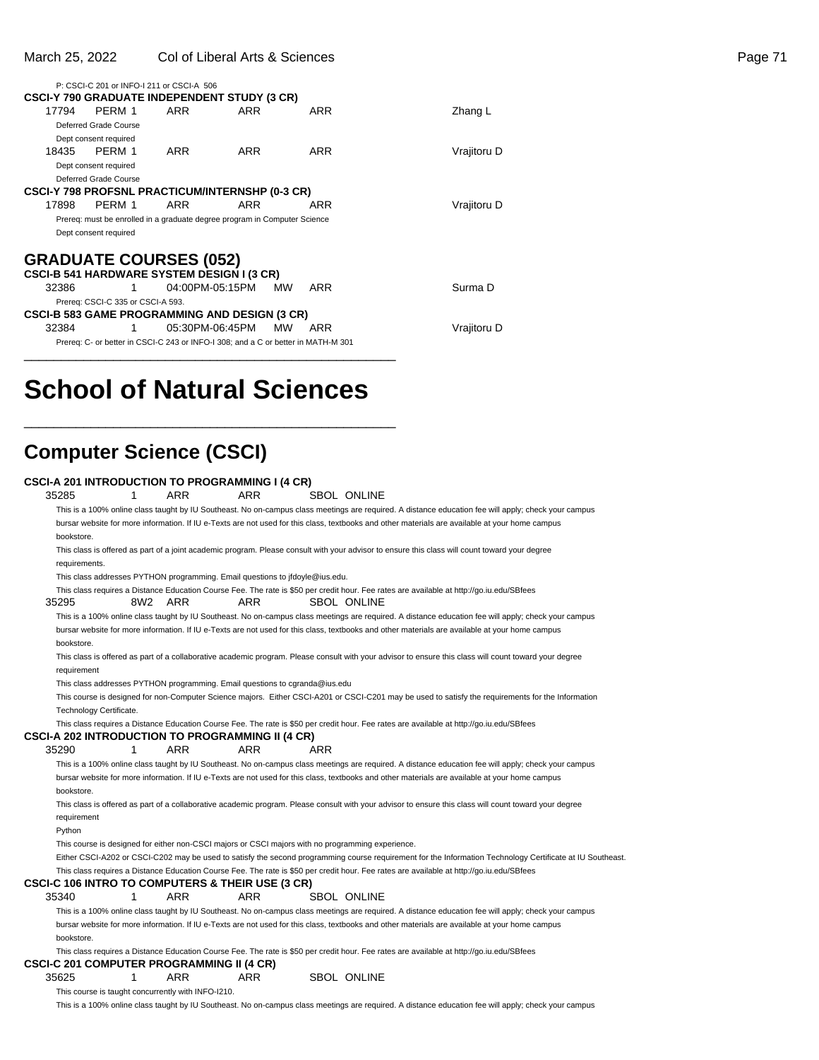P: CSCI-C 201 or INFO-I 211 or CSCI-A 506

**CSCI-Y 790 GRADUATE INDEPENDENT STUDY (3 CR)**

| | | | | | |
|---|---|---|---|---|---|
| 17794 | PERM 1 | ARR | ARR | ARR | Zhang L |

Deferred Grade Course
Dept consent required

| | | | | | |
|---|---|---|---|---|---|
| 18435 | PERM 1 | ARR | ARR | ARR | Vrajitoru D |

Dept consent required
Deferred Grade Course

**CSCI-Y 798 PROFSNL PRACTICUM/INTERNSHP (0-3 CR)**

| | | | | | |
|---|---|---|---|---|---|
| 17898 | PERM 1 | ARR | ARR | ARR | Vrajitoru D |

Prereq: must be enrolled in a graduate degree program in Computer Science
Dept consent required

## GRADUATE COURSES (052)

**CSCI-B 541 HARDWARE SYSTEM DESIGN I (3 CR)**

| | | | | | |
|---|---|---|---|---|---|
| 32386 | 1 | 04:00PM-05:15PM | MW | ARR | Surma D |

Prereq: CSCI-C 335 or CSCI-A 593.

**CSCI-B 583 GAME PROGRAMMING AND DESIGN (3 CR)**

| | | | | | |
|---|---|---|---|---|---|
| 32384 | 1 | 05:30PM-06:45PM | MW | ARR | Vrajitoru D |

Prereq: C- or better in CSCI-C 243 or INFO-I 308; and a C or better in MATH-M 301

---

# School of Natural Sciences

---

## Computer Science (CSCI)

**CSCI-A 201 INTRODUCTION TO PROGRAMMING I (4 CR)**

| | | | | |
|---|---|---|---|---|
| 35285 | 1 | ARR | ARR | SBOL ONLINE |

This is a 100% online class taught by IU Southeast. No on-campus class meetings are required. A distance education fee will apply; check your campus bursar website for more information. If IU e-Texts are not used for this class, textbooks and other materials are available at your home campus bookstore.

This class is offered as part of a joint academic program. Please consult with your advisor to ensure this class will count toward your degree requirements.

This class addresses PYTHON programming. Email questions to jfdoyle@ius.edu.

This class requires a Distance Education Course Fee. The rate is $50 per credit hour. Fee rates are available at http://go.iu.edu/SBfees

| | | | | |
|---|---|---|---|---|
| 35295 | 8W2 | ARR | ARR | SBOL ONLINE |

This is a 100% online class taught by IU Southeast. No on-campus class meetings are required. A distance education fee will apply; check your campus bursar website for more information. If IU e-Texts are not used for this class, textbooks and other materials are available at your home campus bookstore.

This class is offered as part of a collaborative academic program. Please consult with your advisor to ensure this class will count toward your degree requirement

This class addresses PYTHON programming. Email questions to cgranda@ius.edu

This course is designed for non-Computer Science majors. Either CSCI-A201 or CSCI-C201 may be used to satisfy the requirements for the Information Technology Certificate.

This class requires a Distance Education Course Fee. The rate is $50 per credit hour. Fee rates are available at http://go.iu.edu/SBfees

**CSCI-A 202 INTRODUCTION TO PROGRAMMING II (4 CR)**

| | | | | |
|---|---|---|---|---|
| 35290 | 1 | ARR | ARR | ARR |

This is a 100% online class taught by IU Southeast. No on-campus class meetings are required. A distance education fee will apply; check your campus bursar website for more information. If IU e-Texts are not used for this class, textbooks and other materials are available at your home campus bookstore.

This class is offered as part of a collaborative academic program. Please consult with your advisor to ensure this class will count toward your degree requirement

Python

This course is designed for either non-CSCI majors or CSCI majors with no programming experience.

Either CSCI-A202 or CSCI-C202 may be used to satisfy the second programming course requirement for the Information Technology Certificate at IU Southeast.

This class requires a Distance Education Course Fee. The rate is $50 per credit hour. Fee rates are available at http://go.iu.edu/SBfees

**CSCI-C 106 INTRO TO COMPUTERS & THEIR USE (3 CR)**

| | | | | |
|---|---|---|---|---|
| 35340 | 1 | ARR | ARR | SBOL ONLINE |

This is a 100% online class taught by IU Southeast. No on-campus class meetings are required. A distance education fee will apply; check your campus bursar website for more information. If IU e-Texts are not used for this class, textbooks and other materials are available at your home campus bookstore.

This class requires a Distance Education Course Fee. The rate is $50 per credit hour. Fee rates are available at http://go.iu.edu/SBfees

**CSCI-C 201 COMPUTER PROGRAMMING II (4 CR)**

| | | | | |
|---|---|---|---|---|
| 35625 | 1 | ARR | ARR | SBOL ONLINE |

This course is taught concurrently with INFO-I210.

This is a 100% online class taught by IU Southeast. No on-campus class meetings are required. A distance education fee will apply; check your campus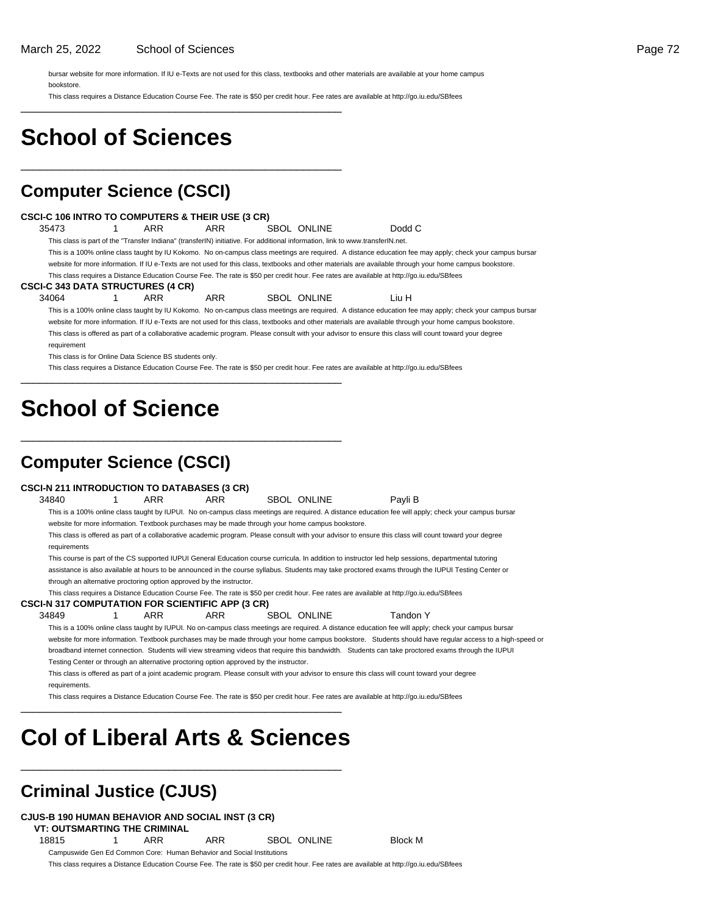bursar website for more information. If IU e-Texts are not used for this class, textbooks and other materials are available at your home campus bookstore.

This class requires a Distance Education Course Fee. The rate is $50 per credit hour. Fee rates are available at http://go.iu.edu/SBfees

# School of Sciences

## Computer Science (CSCI)

**CSCI-C 106 INTRO TO COMPUTERS & THEIR USE (3 CR)**

35473 1 ARR ARR SBOL ONLINE Dodd C

This class is part of the "Transfer Indiana" (transferIN) initiative. For additional information, link to www.transferIN.net.

This is a 100% online class taught by IU Kokomo. No on-campus class meetings are required. A distance education fee may apply; check your campus bursar website for more information. If IU e-Texts are not used for this class, textbooks and other materials are available through your home campus bookstore.

This class requires a Distance Education Course Fee. The rate is $50 per credit hour. Fee rates are available at http://go.iu.edu/SBfees

**CSCI-C 343 DATA STRUCTURES (4 CR)**

34064 1 ARR ARR SBOL ONLINE Liu H

This is a 100% online class taught by IU Kokomo. No on-campus class meetings are required. A distance education fee may apply; check your campus bursar website for more information. If IU e-Texts are not used for this class, textbooks and other materials are available through your home campus bookstore.

This class is offered as part of a collaborative academic program. Please consult with your advisor to ensure this class will count toward your degree requirement

This class is for Online Data Science BS students only.

This class requires a Distance Education Course Fee. The rate is $50 per credit hour. Fee rates are available at http://go.iu.edu/SBfees

# School of Science

## Computer Science (CSCI)

**CSCI-N 211 INTRODUCTION TO DATABASES (3 CR)**

34840 1 ARR ARR SBOL ONLINE Payli B

This is a 100% online class taught by IUPUI. No on-campus class meetings are required. A distance education fee will apply; check your campus bursar website for more information. Textbook purchases may be made through your home campus bookstore.

This class is offered as part of a collaborative academic program. Please consult with your advisor to ensure this class will count toward your degree requirements

This course is part of the CS supported IUPUI General Education course curricula. In addition to instructor led help sessions, departmental tutoring assistance is also available at hours to be announced in the course syllabus. Students may take proctored exams through the IUPUI Testing Center or through an alternative proctoring option approved by the instructor.

This class requires a Distance Education Course Fee. The rate is $50 per credit hour. Fee rates are available at http://go.iu.edu/SBfees

**CSCI-N 317 COMPUTATION FOR SCIENTIFIC APP (3 CR)**

34849 1 ARR ARR SBOL ONLINE Tandon Y

This is a 100% online class taught by IUPUI. No on-campus class meetings are required. A distance education fee will apply; check your campus bursar website for more information. Textbook purchases may be made through your home campus bookstore. Students should have regular access to a high-speed or broadband internet connection. Students will view streaming videos that require this bandwidth. Students can take proctored exams through the IUPUI Testing Center or through an alternative proctoring option approved by the instructor.

This class is offered as part of a joint academic program. Please consult with your advisor to ensure this class will count toward your degree requirements.

This class requires a Distance Education Course Fee. The rate is $50 per credit hour. Fee rates are available at http://go.iu.edu/SBfees

# Col of Liberal Arts & Sciences

## Criminal Justice (CJUS)

**CJUS-B 190 HUMAN BEHAVIOR AND SOCIAL INST (3 CR)**

**VT: OUTSMARTING THE CRIMINAL**

18815 1 ARR ARR SBOL ONLINE Block M

Campuswide Gen Ed Common Core: Human Behavior and Social Institutions

This class requires a Distance Education Course Fee. The rate is $50 per credit hour. Fee rates are available at http://go.iu.edu/SBfees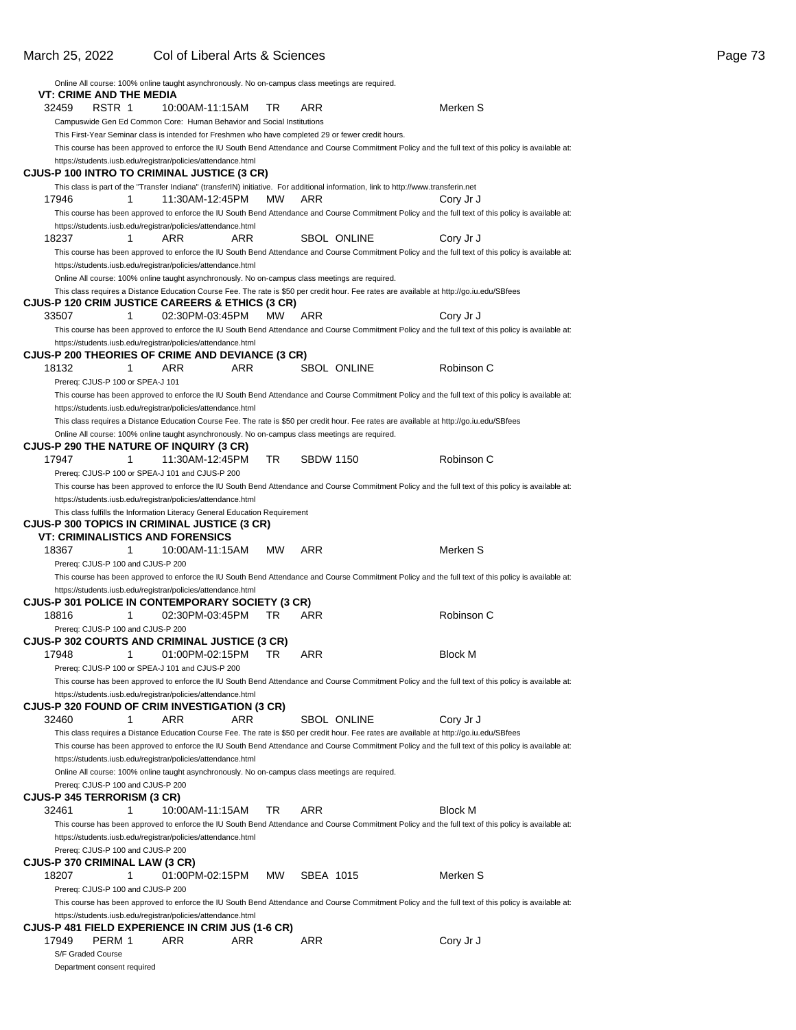Online All course: 100% online taught asynchronously. No on-campus class meetings are required.

**VT: CRIME AND THE MEDIA**

32459 RSTR 1 10:00AM-11:15AM TR ARR Merken S

Campuswide Gen Ed Common Core: Human Behavior and Social Institutions

This First-Year Seminar class is intended for Freshmen who have completed 29 or fewer credit hours.

This course has been approved to enforce the IU South Bend Attendance and Course Commitment Policy and the full text of this policy is available at: https://students.iusb.edu/registrar/policies/attendance.html

**CJUS-P 100 INTRO TO CRIMINAL JUSTICE (3 CR)**

This class is part of the "Transfer Indiana" (transferIN) initiative. For additional information, link to http://www.transferin.net

17946 1 11:30AM-12:45PM MW ARR Cory Jr J

This course has been approved to enforce the IU South Bend Attendance and Course Commitment Policy and the full text of this policy is available at: https://students.iusb.edu/registrar/policies/attendance.html

18237 1 ARR ARR SBOL ONLINE Cory Jr J

This course has been approved to enforce the IU South Bend Attendance and Course Commitment Policy and the full text of this policy is available at: https://students.iusb.edu/registrar/policies/attendance.html

Online All course: 100% online taught asynchronously. No on-campus class meetings are required.

This class requires a Distance Education Course Fee. The rate is $50 per credit hour. Fee rates are available at http://go.iu.edu/SBfees

**CJUS-P 120 CRIM JUSTICE CAREERS & ETHICS (3 CR)**

33507 1 02:30PM-03:45PM MW ARR Cory Jr J

This course has been approved to enforce the IU South Bend Attendance and Course Commitment Policy and the full text of this policy is available at: https://students.iusb.edu/registrar/policies/attendance.html

**CJUS-P 200 THEORIES OF CRIME AND DEVIANCE (3 CR)**

18132 1 ARR ARR SBOL ONLINE Robinson C

Prereq: CJUS-P 100 or SPEA-J 101

This course has been approved to enforce the IU South Bend Attendance and Course Commitment Policy and the full text of this policy is available at: https://students.iusb.edu/registrar/policies/attendance.html

This class requires a Distance Education Course Fee. The rate is $50 per credit hour. Fee rates are available at http://go.iu.edu/SBfees

Online All course: 100% online taught asynchronously. No on-campus class meetings are required.

**CJUS-P 290 THE NATURE OF INQUIRY (3 CR)**

17947 1 11:30AM-12:45PM TR SBDW 1150 Robinson C

Prereq: CJUS-P 100 or SPEA-J 101 and CJUS-P 200

This course has been approved to enforce the IU South Bend Attendance and Course Commitment Policy and the full text of this policy is available at: https://students.iusb.edu/registrar/policies/attendance.html

This class fulfills the Information Literacy General Education Requirement

**CJUS-P 300 TOPICS IN CRIMINAL JUSTICE (3 CR)**

**VT: CRIMINALISTICS AND FORENSICS**

18367 1 10:00AM-11:15AM MW ARR Merken S

Prereq: CJUS-P 100 and CJUS-P 200

This course has been approved to enforce the IU South Bend Attendance and Course Commitment Policy and the full text of this policy is available at: https://students.iusb.edu/registrar/policies/attendance.html

**CJUS-P 301 POLICE IN CONTEMPORARY SOCIETY (3 CR)**

18816 1 02:30PM-03:45PM TR ARR Robinson C

Prereq: CJUS-P 100 and CJUS-P 200

**CJUS-P 302 COURTS AND CRIMINAL JUSTICE (3 CR)**

17948 1 01:00PM-02:15PM TR ARR Block M

Prereq: CJUS-P 100 or SPEA-J 101 and CJUS-P 200

This course has been approved to enforce the IU South Bend Attendance and Course Commitment Policy and the full text of this policy is available at: https://students.iusb.edu/registrar/policies/attendance.html

**CJUS-P 320 FOUND OF CRIM INVESTIGATION (3 CR)**

32460 1 ARR ARR SBOL ONLINE Cory Jr J

This class requires a Distance Education Course Fee. The rate is $50 per credit hour. Fee rates are available at http://go.iu.edu/SBfees

This course has been approved to enforce the IU South Bend Attendance and Course Commitment Policy and the full text of this policy is available at: https://students.iusb.edu/registrar/policies/attendance.html

Online All course: 100% online taught asynchronously. No on-campus class meetings are required.

Prereq: CJUS-P 100 and CJUS-P 200

**CJUS-P 345 TERRORISM (3 CR)**

32461 1 10:00AM-11:15AM TR ARR Block M

This course has been approved to enforce the IU South Bend Attendance and Course Commitment Policy and the full text of this policy is available at: https://students.iusb.edu/registrar/policies/attendance.html

Prereq: CJUS-P 100 and CJUS-P 200

**CJUS-P 370 CRIMINAL LAW (3 CR)**

18207 1 01:00PM-02:15PM MW SBEA 1015 Merken S

Prereq: CJUS-P 100 and CJUS-P 200

This course has been approved to enforce the IU South Bend Attendance and Course Commitment Policy and the full text of this policy is available at: https://students.iusb.edu/registrar/policies/attendance.html

**CJUS-P 481 FIELD EXPERIENCE IN CRIM JUS (1-6 CR)**

17949 PERM 1 ARR ARR ARR Cory Jr J

S/F Graded Course

Department consent required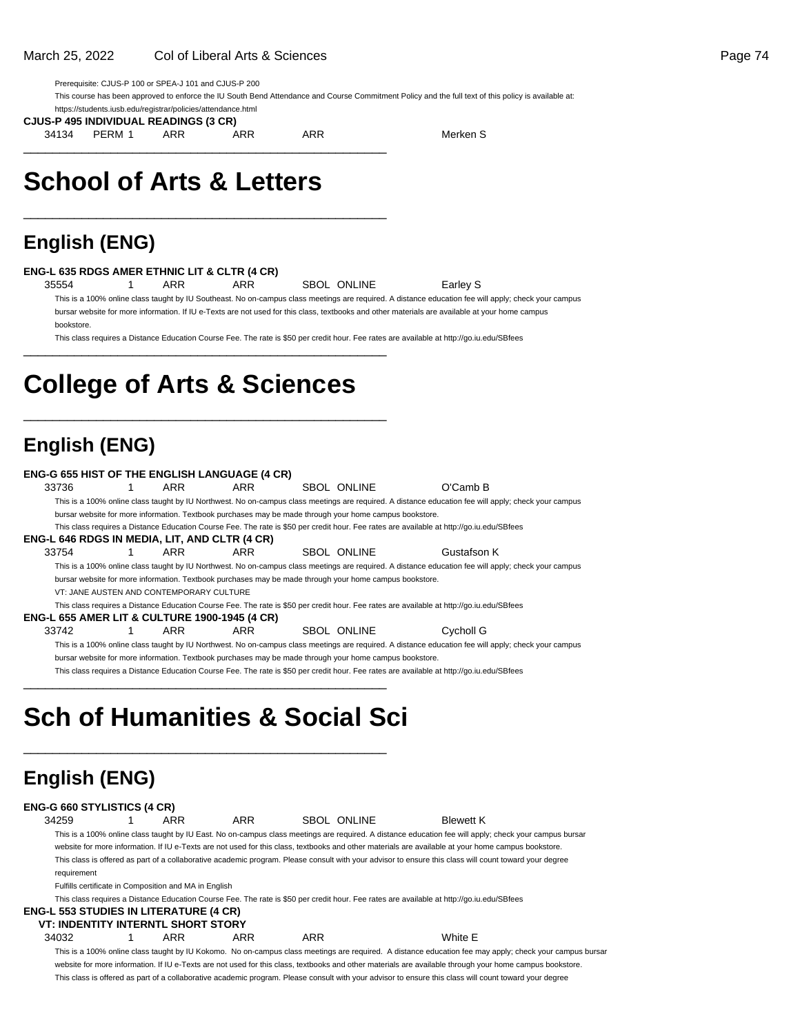Prerequisite: CJUS-P 100 or SPEA-J 101 and CJUS-P 200

This course has been approved to enforce the IU South Bend Attendance and Course Commitment Policy and the full text of this policy is available at: https://students.iusb.edu/registrar/policies/attendance.html

**CJUS-P 495 INDIVIDUAL READINGS (3 CR)**

34134 PERM 1 ARR ARR ARR Merken S

# School of Arts & Letters

## English (ENG)

**ENG-L 635 RDGS AMER ETHNIC LIT & CLTR (4 CR)**

35554 1 ARR ARR SBOL ONLINE Earley S

This is a 100% online class taught by IU Southeast. No on-campus class meetings are required. A distance education fee will apply; check your campus bursar website for more information. If IU e-Texts are not used for this class, textbooks and other materials are available at your home campus bookstore.

This class requires a Distance Education Course Fee. The rate is $50 per credit hour. Fee rates are available at http://go.iu.edu/SBfees

# College of Arts & Sciences

## English (ENG)

**ENG-G 655 HIST OF THE ENGLISH LANGUAGE (4 CR)**

33736 1 ARR ARR SBOL ONLINE O'Camb B

This is a 100% online class taught by IU Northwest. No on-campus class meetings are required. A distance education fee will apply; check your campus bursar website for more information. Textbook purchases may be made through your home campus bookstore.

This class requires a Distance Education Course Fee. The rate is $50 per credit hour. Fee rates are available at http://go.iu.edu/SBfees

**ENG-L 646 RDGS IN MEDIA, LIT, AND CLTR (4 CR)**

33754 1 ARR ARR SBOL ONLINE Gustafson K

This is a 100% online class taught by IU Northwest. No on-campus class meetings are required. A distance education fee will apply; check your campus bursar website for more information. Textbook purchases may be made through your home campus bookstore.

VT: JANE AUSTEN AND CONTEMPORARY CULTURE

This class requires a Distance Education Course Fee. The rate is $50 per credit hour. Fee rates are available at http://go.iu.edu/SBfees

**ENG-L 655 AMER LIT & CULTURE 1900-1945 (4 CR)**

33742 1 ARR ARR SBOL ONLINE Cycholl G

This is a 100% online class taught by IU Northwest. No on-campus class meetings are required. A distance education fee will apply; check your campus bursar website for more information. Textbook purchases may be made through your home campus bookstore.

This class requires a Distance Education Course Fee. The rate is $50 per credit hour. Fee rates are available at http://go.iu.edu/SBfees

# Sch of Humanities & Social Sci

## English (ENG)

**ENG-G 660 STYLISTICS (4 CR)**

34259 1 ARR ARR SBOL ONLINE Blewett K

This is a 100% online class taught by IU East. No on-campus class meetings are required. A distance education fee will apply; check your campus bursar website for more information. If IU e-Texts are not used for this class, textbooks and other materials are available at your home campus bookstore.

This class is offered as part of a collaborative academic program. Please consult with your advisor to ensure this class will count toward your degree requirement

Fulfills certificate in Composition and MA in English

This class requires a Distance Education Course Fee. The rate is $50 per credit hour. Fee rates are available at http://go.iu.edu/SBfees

**ENG-L 553 STUDIES IN LITERATURE (4 CR)**

**VT: INDENTITY INTERNTL SHORT STORY**

34032 1 ARR ARR ARR White E

This is a 100% online class taught by IU Kokomo. No on-campus class meetings are required. A distance education fee may apply; check your campus bursar website for more information. If IU e-Texts are not used for this class, textbooks and other materials are available through your home campus bookstore.

This class is offered as part of a collaborative academic program. Please consult with your advisor to ensure this class will count toward your degree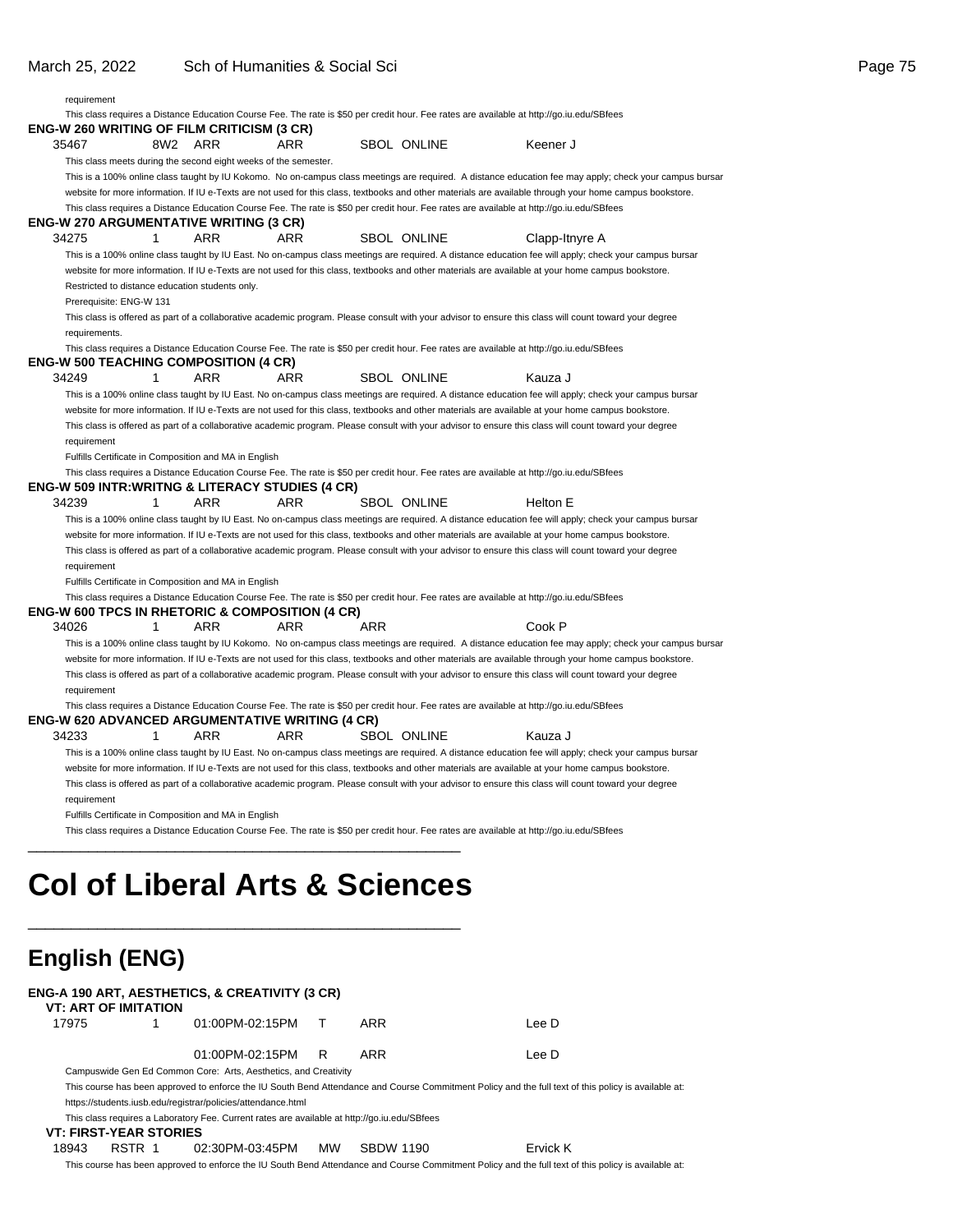requirement

This class requires a Distance Education Course Fee. The rate is $50 per credit hour. Fee rates are available at http://go.iu.edu/SBfees

**ENG-W 260 WRITING OF FILM CRITICISM (3 CR)**

| 35467 | 8W2 | ARR | ARR | SBOL ONLINE | Keener J |
|---|---|---|---|---|---|

This class meets during the second eight weeks of the semester.

This is a 100% online class taught by IU Kokomo. No on-campus class meetings are required. A distance education fee may apply; check your campus bursar website for more information. If IU e-Texts are not used for this class, textbooks and other materials are available through your home campus bookstore.

This class requires a Distance Education Course Fee. The rate is $50 per credit hour. Fee rates are available at http://go.iu.edu/SBfees

**ENG-W 270 ARGUMENTATIVE WRITING (3 CR)**

| 34275 | 1 | ARR | ARR | SBOL ONLINE | Clapp-Itnyre A |
|---|---|---|---|---|---|

This is a 100% online class taught by IU East. No on-campus class meetings are required. A distance education fee will apply; check your campus bursar website for more information. If IU e-Texts are not used for this class, textbooks and other materials are available at your home campus bookstore.

Restricted to distance education students only.

Prerequisite: ENG-W 131

This class is offered as part of a collaborative academic program. Please consult with your advisor to ensure this class will count toward your degree requirements.

This class requires a Distance Education Course Fee. The rate is $50 per credit hour. Fee rates are available at http://go.iu.edu/SBfees

**ENG-W 500 TEACHING COMPOSITION (4 CR)**

| 34249 | 1 | ARR | ARR | SBOL ONLINE | Kauza J |
|---|---|---|---|---|---|

This is a 100% online class taught by IU East. No on-campus class meetings are required. A distance education fee will apply; check your campus bursar website for more information. If IU e-Texts are not used for this class, textbooks and other materials are available at your home campus bookstore.

This class is offered as part of a collaborative academic program. Please consult with your advisor to ensure this class will count toward your degree requirement

Fulfills Certificate in Composition and MA in English

This class requires a Distance Education Course Fee. The rate is $50 per credit hour. Fee rates are available at http://go.iu.edu/SBfees

**ENG-W 509 INTR:WRITNG & LITERACY STUDIES (4 CR)**

| 34239 | 1 | ARR | ARR | SBOL ONLINE | Helton E |
|---|---|---|---|---|---|

This is a 100% online class taught by IU East. No on-campus class meetings are required. A distance education fee will apply; check your campus bursar website for more information. If IU e-Texts are not used for this class, textbooks and other materials are available at your home campus bookstore.

This class is offered as part of a collaborative academic program. Please consult with your advisor to ensure this class will count toward your degree requirement

Fulfills Certificate in Composition and MA in English

This class requires a Distance Education Course Fee. The rate is $50 per credit hour. Fee rates are available at http://go.iu.edu/SBfees

**ENG-W 600 TPCS IN RHETORIC & COMPOSITION (4 CR)**

| 34026 | 1 | ARR | ARR | ARR | Cook P |
|---|---|---|---|---|---|

This is a 100% online class taught by IU Kokomo. No on-campus class meetings are required. A distance education fee may apply; check your campus bursar website for more information. If IU e-Texts are not used for this class, textbooks and other materials are available through your home campus bookstore.

This class is offered as part of a collaborative academic program. Please consult with your advisor to ensure this class will count toward your degree requirement

This class requires a Distance Education Course Fee. The rate is $50 per credit hour. Fee rates are available at http://go.iu.edu/SBfees

**ENG-W 620 ADVANCED ARGUMENTATIVE WRITING (4 CR)**

| 34233 | 1 | ARR | ARR | SBOL ONLINE | Kauza J |
|---|---|---|---|---|---|

This is a 100% online class taught by IU East. No on-campus class meetings are required. A distance education fee will apply; check your campus bursar website for more information. If IU e-Texts are not used for this class, textbooks and other materials are available at your home campus bookstore.

This class is offered as part of a collaborative academic program. Please consult with your advisor to ensure this class will count toward your degree requirement

Fulfills Certificate in Composition and MA in English

This class requires a Distance Education Course Fee. The rate is $50 per credit hour. Fee rates are available at http://go.iu.edu/SBfees

# Col of Liberal Arts & Sciences

## English (ENG)

**ENG-A 190 ART, AESTHETICS, & CREATIVITY (3 CR)**

**VT: ART OF IMITATION**

| 17975 | 1 | 01:00PM-02:15PM | T | ARR | Lee D |
|---|---|---|---|---|---|
| | | 01:00PM-02:15PM | R | ARR | Lee D |

Campuswide Gen Ed Common Core: Arts, Aesthetics, and Creativity

This course has been approved to enforce the IU South Bend Attendance and Course Commitment Policy and the full text of this policy is available at: https://students.iusb.edu/registrar/policies/attendance.html

This class requires a Laboratory Fee. Current rates are available at http://go.iu.edu/SBfees

**VT: FIRST-YEAR STORIES**

| 18943 | RSTR 1 | 02:30PM-03:45PM | MW | SBDW 1190 | Ervick K |
|---|---|---|---|---|---|

This course has been approved to enforce the IU South Bend Attendance and Course Commitment Policy and the full text of this policy is available at: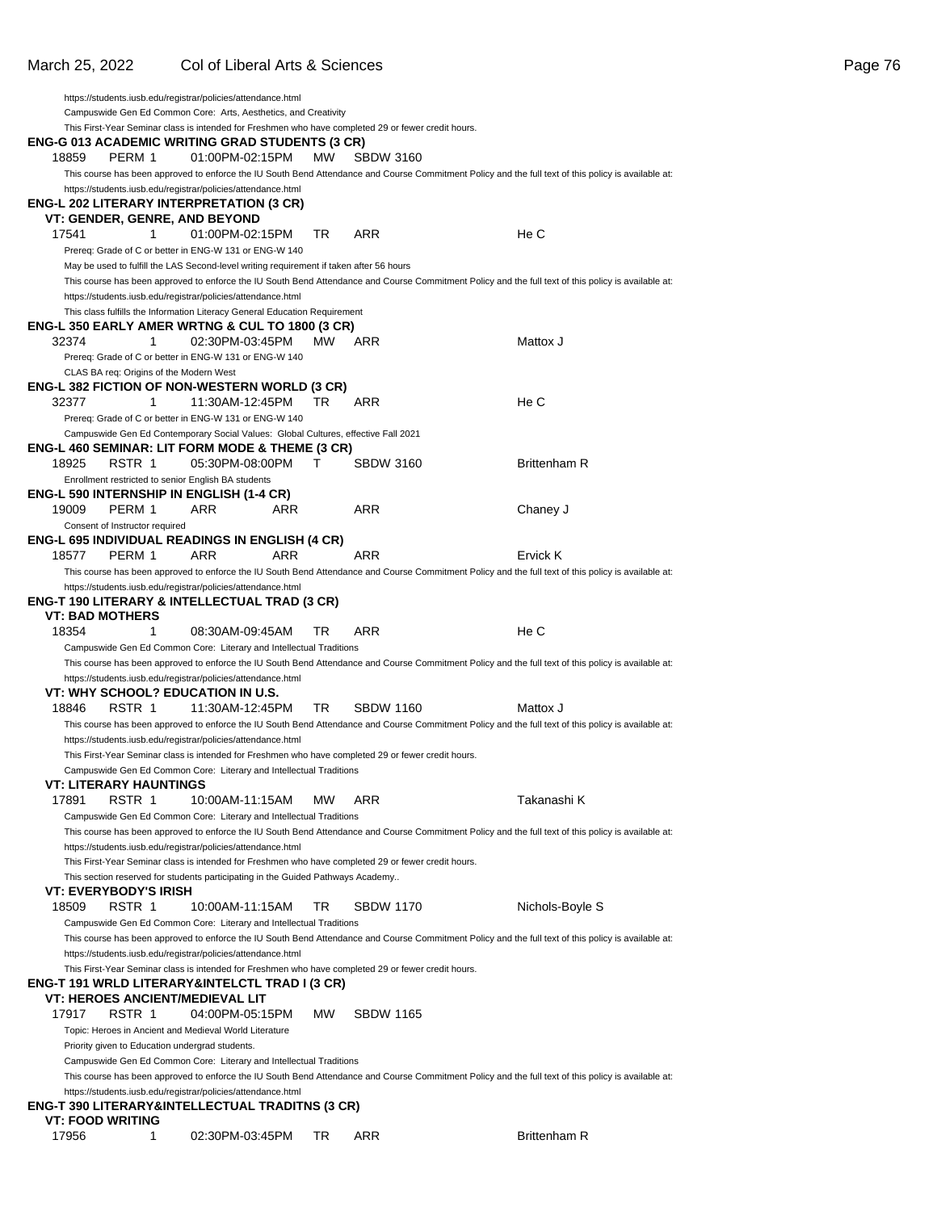https://students.iusb.edu/registrar/policies/attendance.html

Campuswide Gen Ed Common Core: Arts, Aesthetics, and Creativity

This First-Year Seminar class is intended for Freshmen who have completed 29 or fewer credit hours.

**ENG-G 013 ACADEMIC WRITING GRAD STUDENTS (3 CR)**

| 18859 | PERM 1 | 01:00PM-02:15PM | MW | SBDW 3160 | |
|---|---|---|---|---|---|

This course has been approved to enforce the IU South Bend Attendance and Course Commitment Policy and the full text of this policy is available at:
https://students.iusb.edu/registrar/policies/attendance.html

**ENG-L 202 LITERARY INTERPRETATION (3 CR)**

**VT: GENDER, GENRE, AND BEYOND**

| 17541 | 1 | 01:00PM-02:15PM | TR | ARR | He C |
|---|---|---|---|---|---|

Prereq: Grade of C or better in ENG-W 131 or ENG-W 140

May be used to fulfill the LAS Second-level writing requirement if taken after 56 hours

This course has been approved to enforce the IU South Bend Attendance and Course Commitment Policy and the full text of this policy is available at:
https://students.iusb.edu/registrar/policies/attendance.html

This class fulfills the Information Literacy General Education Requirement

**ENG-L 350 EARLY AMER WRTNG & CUL TO 1800 (3 CR)**

| 32374 | 1 | 02:30PM-03:45PM | MW | ARR | Mattox J |
|---|---|---|---|---|---|

Prereq: Grade of C or better in ENG-W 131 or ENG-W 140

CLAS BA req: Origins of the Modern West

**ENG-L 382 FICTION OF NON-WESTERN WORLD (3 CR)**

| 32377 | 1 | 11:30AM-12:45PM | TR | ARR | He C |
|---|---|---|---|---|---|

Prereq: Grade of C or better in ENG-W 131 or ENG-W 140

Campuswide Gen Ed Contemporary Social Values: Global Cultures, effective Fall 2021

**ENG-L 460 SEMINAR: LIT FORM MODE & THEME (3 CR)**

| 18925 | RSTR 1 | 05:30PM-08:00PM | T | SBDW 3160 | Brittenham R |
|---|---|---|---|---|---|

Enrollment restricted to senior English BA students

**ENG-L 590 INTERNSHIP IN ENGLISH (1-4 CR)**

| 19009 | PERM 1 | ARR | ARR | ARR | Chaney J |
|---|---|---|---|---|---|

Consent of Instructor required

**ENG-L 695 INDIVIDUAL READINGS IN ENGLISH (4 CR)**

| 18577 | PERM 1 | ARR | ARR | ARR | Ervick K |
|---|---|---|---|---|---|

This course has been approved to enforce the IU South Bend Attendance and Course Commitment Policy and the full text of this policy is available at:
https://students.iusb.edu/registrar/policies/attendance.html

**ENG-T 190 LITERARY & INTELLECTUAL TRAD (3 CR)**

**VT: BAD MOTHERS**

| 18354 | 1 | 08:30AM-09:45AM | TR | ARR | He C |
|---|---|---|---|---|---|

Campuswide Gen Ed Common Core: Literary and Intellectual Traditions

This course has been approved to enforce the IU South Bend Attendance and Course Commitment Policy and the full text of this policy is available at:
https://students.iusb.edu/registrar/policies/attendance.html

**VT: WHY SCHOOL? EDUCATION IN U.S.**

| 18846 | RSTR 1 | 11:30AM-12:45PM | TR | SBDW 1160 | Mattox J |
|---|---|---|---|---|---|

This course has been approved to enforce the IU South Bend Attendance and Course Commitment Policy and the full text of this policy is available at:
https://students.iusb.edu/registrar/policies/attendance.html

This First-Year Seminar class is intended for Freshmen who have completed 29 or fewer credit hours.

Campuswide Gen Ed Common Core: Literary and Intellectual Traditions

**VT: LITERARY HAUNTINGS**

| 17891 | RSTR 1 | 10:00AM-11:15AM | MW | ARR | Takanashi K |
|---|---|---|---|---|---|

Campuswide Gen Ed Common Core: Literary and Intellectual Traditions

This course has been approved to enforce the IU South Bend Attendance and Course Commitment Policy and the full text of this policy is available at:
https://students.iusb.edu/registrar/policies/attendance.html

This First-Year Seminar class is intended for Freshmen who have completed 29 or fewer credit hours.

This section reserved for students participating in the Guided Pathways Academy..

**VT: EVERYBODY'S IRISH**

| 18509 | RSTR 1 | 10:00AM-11:15AM | TR | SBDW 1170 | Nichols-Boyle S |
|---|---|---|---|---|---|

Campuswide Gen Ed Common Core: Literary and Intellectual Traditions

This course has been approved to enforce the IU South Bend Attendance and Course Commitment Policy and the full text of this policy is available at:
https://students.iusb.edu/registrar/policies/attendance.html

This First-Year Seminar class is intended for Freshmen who have completed 29 or fewer credit hours.

**ENG-T 191 WRLD LITERARY&INTELCTL TRAD I (3 CR)**

**VT: HEROES ANCIENT/MEDIEVAL LIT**

| 17917 | RSTR 1 | 04:00PM-05:15PM | MW | SBDW 1165 | |
|---|---|---|---|---|---|

Topic: Heroes in Ancient and Medieval World Literature

Priority given to Education undergrad students.

Campuswide Gen Ed Common Core: Literary and Intellectual Traditions

This course has been approved to enforce the IU South Bend Attendance and Course Commitment Policy and the full text of this policy is available at:
https://students.iusb.edu/registrar/policies/attendance.html

**ENG-T 390 LITERARY&INTELLECTUAL TRADITNS (3 CR)**

**VT: FOOD WRITING**

| 17956 | 1 | 02:30PM-03:45PM | TR | ARR | Brittenham R |
|---|---|---|---|---|---|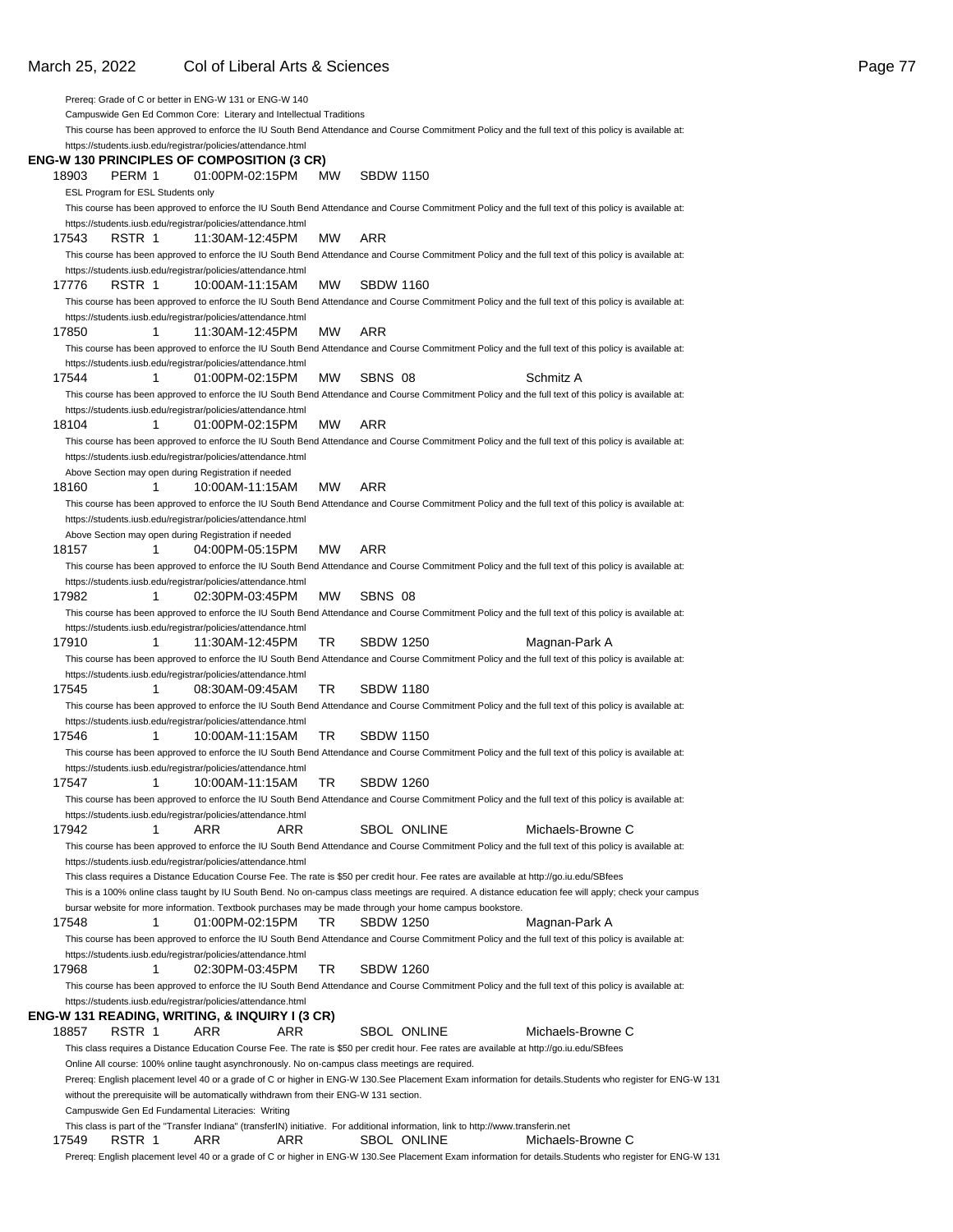Prereq: Grade of C or better in ENG-W 131 or ENG-W 140

Campuswide Gen Ed Common Core: Literary and Intellectual Traditions

This course has been approved to enforce the IU South Bend Attendance and Course Commitment Policy and the full text of this policy is available at: https://students.iusb.edu/registrar/policies/attendance.html

**ENG-W 130 PRINCIPLES OF COMPOSITION (3 CR)**

18903 PERM 1 01:00PM-02:15PM MW SBDW 1150

ESL Program for ESL Students only

This course has been approved to enforce the IU South Bend Attendance and Course Commitment Policy and the full text of this policy is available at: https://students.iusb.edu/registrar/policies/attendance.html

17543 RSTR 1 11:30AM-12:45PM MW ARR

This course has been approved to enforce the IU South Bend Attendance and Course Commitment Policy and the full text of this policy is available at: https://students.iusb.edu/registrar/policies/attendance.html

17776 RSTR 1 10:00AM-11:15AM MW SBDW 1160

This course has been approved to enforce the IU South Bend Attendance and Course Commitment Policy and the full text of this policy is available at: https://students.iusb.edu/registrar/policies/attendance.html

17850 1 11:30AM-12:45PM MW ARR

This course has been approved to enforce the IU South Bend Attendance and Course Commitment Policy and the full text of this policy is available at: https://students.iusb.edu/registrar/policies/attendance.html

17544 1 01:00PM-02:15PM MW SBNS 08 Schmitz A

This course has been approved to enforce the IU South Bend Attendance and Course Commitment Policy and the full text of this policy is available at: https://students.iusb.edu/registrar/policies/attendance.html

18104 1 01:00PM-02:15PM MW ARR

This course has been approved to enforce the IU South Bend Attendance and Course Commitment Policy and the full text of this policy is available at: https://students.iusb.edu/registrar/policies/attendance.html

Above Section may open during Registration if needed

18160 1 10:00AM-11:15AM MW ARR

This course has been approved to enforce the IU South Bend Attendance and Course Commitment Policy and the full text of this policy is available at: https://students.iusb.edu/registrar/policies/attendance.html

Above Section may open during Registration if needed

18157 1 04:00PM-05:15PM MW ARR

This course has been approved to enforce the IU South Bend Attendance and Course Commitment Policy and the full text of this policy is available at: https://students.iusb.edu/registrar/policies/attendance.html

17982 1 02:30PM-03:45PM MW SBNS 08

This course has been approved to enforce the IU South Bend Attendance and Course Commitment Policy and the full text of this policy is available at: https://students.iusb.edu/registrar/policies/attendance.html

17910 1 11:30AM-12:45PM TR SBDW 1250 Magnan-Park A

This course has been approved to enforce the IU South Bend Attendance and Course Commitment Policy and the full text of this policy is available at: https://students.iusb.edu/registrar/policies/attendance.html

17545 1 08:30AM-09:45AM TR SBDW 1180

This course has been approved to enforce the IU South Bend Attendance and Course Commitment Policy and the full text of this policy is available at: https://students.iusb.edu/registrar/policies/attendance.html

17546 1 10:00AM-11:15AM TR SBDW 1150

This course has been approved to enforce the IU South Bend Attendance and Course Commitment Policy and the full text of this policy is available at: https://students.iusb.edu/registrar/policies/attendance.html

17547 1 10:00AM-11:15AM TR SBDW 1260

This course has been approved to enforce the IU South Bend Attendance and Course Commitment Policy and the full text of this policy is available at: https://students.iusb.edu/registrar/policies/attendance.html

17942 1 ARR ARR SBOL ONLINE Michaels-Browne C

This course has been approved to enforce the IU South Bend Attendance and Course Commitment Policy and the full text of this policy is available at: https://students.iusb.edu/registrar/policies/attendance.html

This class requires a Distance Education Course Fee. The rate is $50 per credit hour. Fee rates are available at http://go.iu.edu/SBfees

This is a 100% online class taught by IU South Bend. No on-campus class meetings are required. A distance education fee will apply; check your campus bursar website for more information. Textbook purchases may be made through your home campus bookstore.

17548 1 01:00PM-02:15PM TR SBDW 1250 Magnan-Park A

This course has been approved to enforce the IU South Bend Attendance and Course Commitment Policy and the full text of this policy is available at: https://students.iusb.edu/registrar/policies/attendance.html

17968 1 02:30PM-03:45PM TR SBDW 1260

This course has been approved to enforce the IU South Bend Attendance and Course Commitment Policy and the full text of this policy is available at: https://students.iusb.edu/registrar/policies/attendance.html

**ENG-W 131 READING, WRITING, & INQUIRY I (3 CR)**

18857 RSTR 1 ARR ARR SBOL ONLINE Michaels-Browne C

This class requires a Distance Education Course Fee. The rate is $50 per credit hour. Fee rates are available at http://go.iu.edu/SBfees

Online All course: 100% online taught asynchronously. No on-campus class meetings are required.

Prereq: English placement level 40 or a grade of C or higher in ENG-W 130.See Placement Exam information for details.Students who register for ENG-W 131 without the prerequisite will be automatically withdrawn from their ENG-W 131 section.

Campuswide Gen Ed Fundamental Literacies: Writing

This class is part of the "Transfer Indiana" (transferIN) initiative. For additional information, link to http://www.transferin.net

17549 RSTR 1 ARR ARR SBOL ONLINE Michaels-Browne C

Prereq: English placement level 40 or a grade of C or higher in ENG-W 130.See Placement Exam information for details.Students who register for ENG-W 131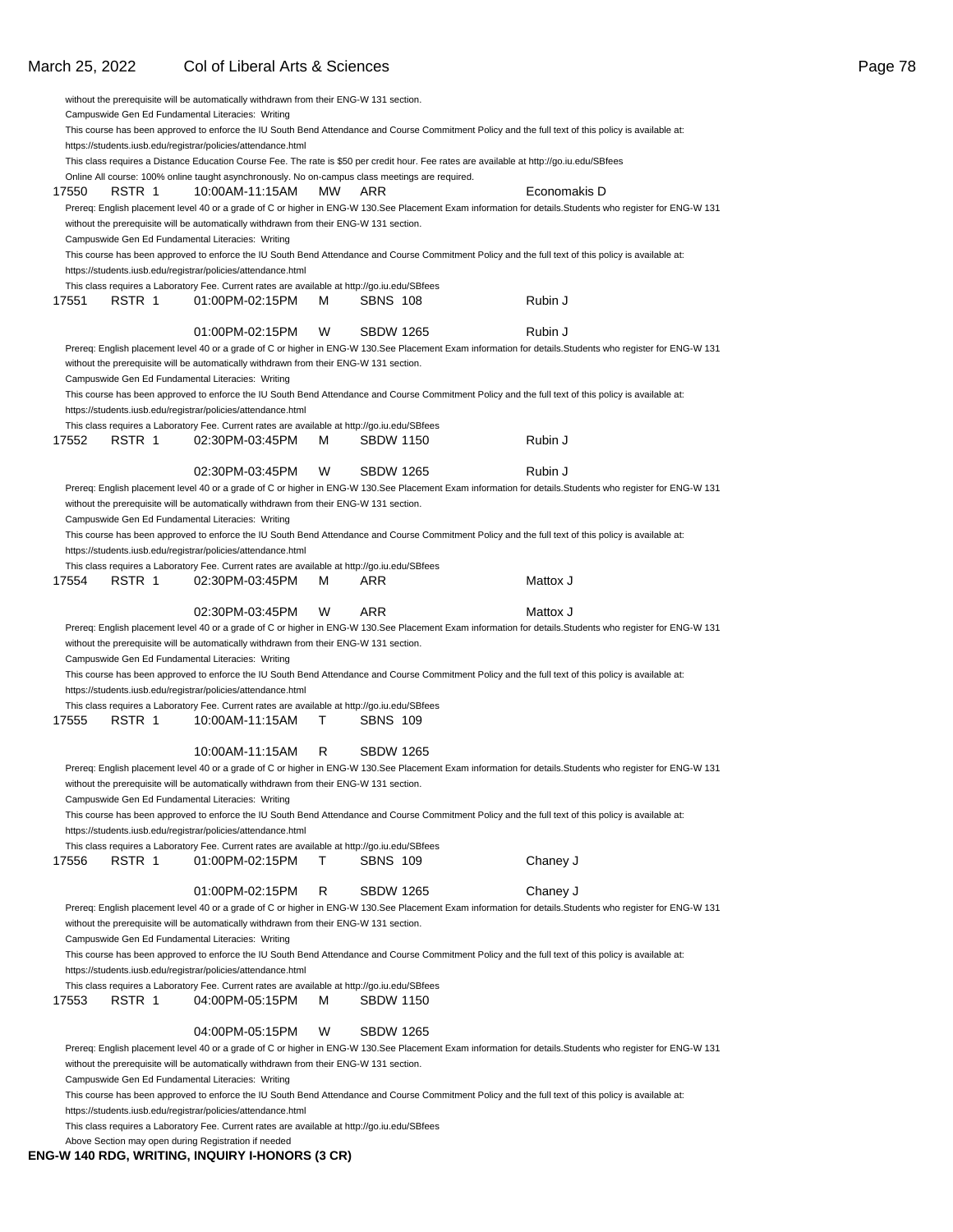without the prerequisite will be automatically withdrawn from their ENG-W 131 section.
Campuswide Gen Ed Fundamental Literacies: Writing
This course has been approved to enforce the IU South Bend Attendance and Course Commitment Policy and the full text of this policy is available at:
https://students.iusb.edu/registrar/policies/attendance.html
This class requires a Distance Education Course Fee. The rate is $50 per credit hour. Fee rates are available at http://go.iu.edu/SBfees
Online All course: 100% online taught asynchronously. No on-campus class meetings are required.

| | | | | | |
|---|---|---|---|---|---|
| 17550 | RSTR 1 | 10:00AM-11:15AM | MW | ARR | Economakis D |

Prereq: English placement level 40 or a grade of C or higher in ENG-W 130.See Placement Exam information for details.Students who register for ENG-W 131 without the prerequisite will be automatically withdrawn from their ENG-W 131 section.
Campuswide Gen Ed Fundamental Literacies: Writing
This course has been approved to enforce the IU South Bend Attendance and Course Commitment Policy and the full text of this policy is available at:
https://students.iusb.edu/registrar/policies/attendance.html
This class requires a Laboratory Fee. Current rates are available at http://go.iu.edu/SBfees

| | | | | | |
|---|---|---|---|---|---|
| 17551 | RSTR 1 | 01:00PM-02:15PM | M | SBNS 108 | Rubin J |
| | | 01:00PM-02:15PM | W | SBDW 1265 | Rubin J |

Prereq: English placement level 40 or a grade of C or higher in ENG-W 130.See Placement Exam information for details.Students who register for ENG-W 131 without the prerequisite will be automatically withdrawn from their ENG-W 131 section.
Campuswide Gen Ed Fundamental Literacies: Writing
This course has been approved to enforce the IU South Bend Attendance and Course Commitment Policy and the full text of this policy is available at:
https://students.iusb.edu/registrar/policies/attendance.html
This class requires a Laboratory Fee. Current rates are available at http://go.iu.edu/SBfees

| | | | | | |
|---|---|---|---|---|---|
| 17552 | RSTR 1 | 02:30PM-03:45PM | M | SBDW 1150 | Rubin J |
| | | 02:30PM-03:45PM | W | SBDW 1265 | Rubin J |

Prereq: English placement level 40 or a grade of C or higher in ENG-W 130.See Placement Exam information for details.Students who register for ENG-W 131 without the prerequisite will be automatically withdrawn from their ENG-W 131 section.
Campuswide Gen Ed Fundamental Literacies: Writing
This course has been approved to enforce the IU South Bend Attendance and Course Commitment Policy and the full text of this policy is available at:
https://students.iusb.edu/registrar/policies/attendance.html
This class requires a Laboratory Fee. Current rates are available at http://go.iu.edu/SBfees

| | | | | | |
|---|---|---|---|---|---|
| 17554 | RSTR 1 | 02:30PM-03:45PM | M | ARR | Mattox J |
| | | 02:30PM-03:45PM | W | ARR | Mattox J |

Prereq: English placement level 40 or a grade of C or higher in ENG-W 130.See Placement Exam information for details.Students who register for ENG-W 131 without the prerequisite will be automatically withdrawn from their ENG-W 131 section.
Campuswide Gen Ed Fundamental Literacies: Writing
This course has been approved to enforce the IU South Bend Attendance and Course Commitment Policy and the full text of this policy is available at:
https://students.iusb.edu/registrar/policies/attendance.html
This class requires a Laboratory Fee. Current rates are available at http://go.iu.edu/SBfees

| | | | | | |
|---|---|---|---|---|---|
| 17555 | RSTR 1 | 10:00AM-11:15AM | T | SBNS 109 | |
| | | 10:00AM-11:15AM | R | SBDW 1265 | |

Prereq: English placement level 40 or a grade of C or higher in ENG-W 130.See Placement Exam information for details.Students who register for ENG-W 131 without the prerequisite will be automatically withdrawn from their ENG-W 131 section.
Campuswide Gen Ed Fundamental Literacies: Writing
This course has been approved to enforce the IU South Bend Attendance and Course Commitment Policy and the full text of this policy is available at:
https://students.iusb.edu/registrar/policies/attendance.html
This class requires a Laboratory Fee. Current rates are available at http://go.iu.edu/SBfees

| | | | | | |
|---|---|---|---|---|---|
| 17556 | RSTR 1 | 01:00PM-02:15PM | T | SBNS 109 | Chaney J |
| | | 01:00PM-02:15PM | R | SBDW 1265 | Chaney J |

Prereq: English placement level 40 or a grade of C or higher in ENG-W 130.See Placement Exam information for details.Students who register for ENG-W 131 without the prerequisite will be automatically withdrawn from their ENG-W 131 section.
Campuswide Gen Ed Fundamental Literacies: Writing
This course has been approved to enforce the IU South Bend Attendance and Course Commitment Policy and the full text of this policy is available at:
https://students.iusb.edu/registrar/policies/attendance.html
This class requires a Laboratory Fee. Current rates are available at http://go.iu.edu/SBfees

| | | | | | |
|---|---|---|---|---|---|
| 17553 | RSTR 1 | 04:00PM-05:15PM | M | SBDW 1150 | |
| | | 04:00PM-05:15PM | W | SBDW 1265 | |

Prereq: English placement level 40 or a grade of C or higher in ENG-W 130.See Placement Exam information for details.Students who register for ENG-W 131 without the prerequisite will be automatically withdrawn from their ENG-W 131 section.
Campuswide Gen Ed Fundamental Literacies: Writing
This course has been approved to enforce the IU South Bend Attendance and Course Commitment Policy and the full text of this policy is available at:
https://students.iusb.edu/registrar/policies/attendance.html
This class requires a Laboratory Fee. Current rates are available at http://go.iu.edu/SBfees
Above Section may open during Registration if needed

**ENG-W 140 RDG, WRITING, INQUIRY I-HONORS (3 CR)**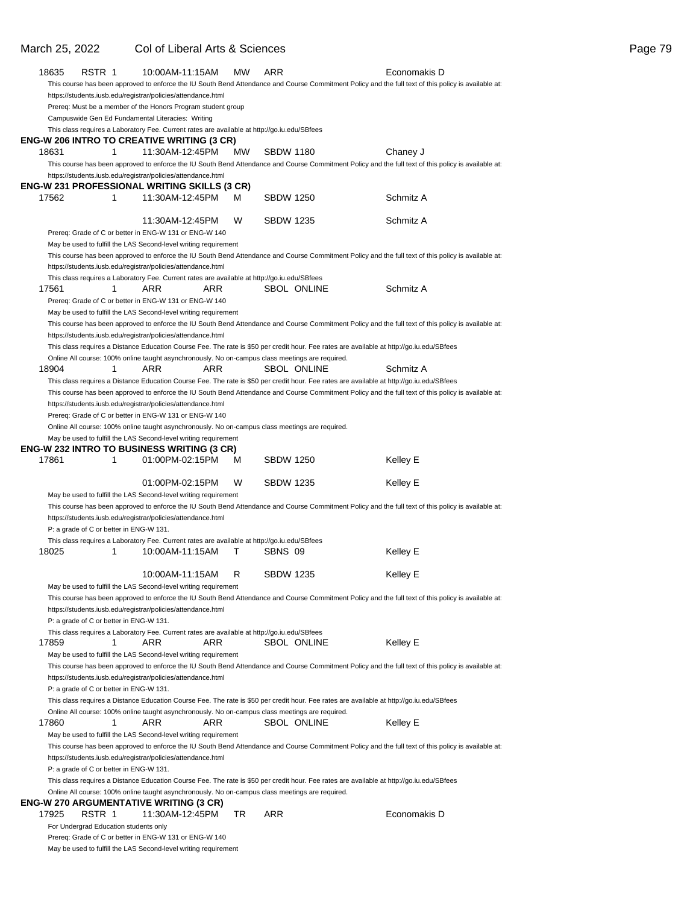| 18635 | RSTR 1 | 10:00AM-11:15AM | MW | ARR | Economakis D |
|---|---|---|---|---|---|

This course has been approved to enforce the IU South Bend Attendance and Course Commitment Policy and the full text of this policy is available at: https://students.iusb.edu/registrar/policies/attendance.html
Prereq: Must be a member of the Honors Program student group
Campuswide Gen Ed Fundamental Literacies: Writing
This class requires a Laboratory Fee. Current rates are available at http://go.iu.edu/SBfees

**ENG-W 206 INTRO TO CREATIVE WRITING (3 CR)**

| 18631 | 1 | 11:30AM-12:45PM | MW | SBDW 1180 | Chaney J |
|---|---|---|---|---|---|

This course has been approved to enforce the IU South Bend Attendance and Course Commitment Policy and the full text of this policy is available at: https://students.iusb.edu/registrar/policies/attendance.html

**ENG-W 231 PROFESSIONAL WRITING SKILLS (3 CR)**

| 17562 | 1 | 11:30AM-12:45PM | M | SBDW 1250 | Schmitz A |
|---|---|---|---|---|---|
| | | 11:30AM-12:45PM | W | SBDW 1235 | Schmitz A |

Prereq: Grade of C or better in ENG-W 131 or ENG-W 140
May be used to fulfill the LAS Second-level writing requirement
This course has been approved to enforce the IU South Bend Attendance and Course Commitment Policy and the full text of this policy is available at: https://students.iusb.edu/registrar/policies/attendance.html
This class requires a Laboratory Fee. Current rates are available at http://go.iu.edu/SBfees

| 17561 | 1 | ARR | ARR | SBOL ONLINE | Schmitz A |
|---|---|---|---|---|---|

Prereq: Grade of C or better in ENG-W 131 or ENG-W 140
May be used to fulfill the LAS Second-level writing requirement
This course has been approved to enforce the IU South Bend Attendance and Course Commitment Policy and the full text of this policy is available at: https://students.iusb.edu/registrar/policies/attendance.html
This class requires a Distance Education Course Fee. The rate is $50 per credit hour. Fee rates are available at http://go.iu.edu/SBfees
Online All course: 100% online taught asynchronously. No on-campus class meetings are required.

| 18904 | 1 | ARR | ARR | SBOL ONLINE | Schmitz A |
|---|---|---|---|---|---|

This class requires a Distance Education Course Fee. The rate is $50 per credit hour. Fee rates are available at http://go.iu.edu/SBfees
This course has been approved to enforce the IU South Bend Attendance and Course Commitment Policy and the full text of this policy is available at: https://students.iusb.edu/registrar/policies/attendance.html
Prereq: Grade of C or better in ENG-W 131 or ENG-W 140
Online All course: 100% online taught asynchronously. No on-campus class meetings are required.
May be used to fulfill the LAS Second-level writing requirement

**ENG-W 232 INTRO TO BUSINESS WRITING (3 CR)**

| 17861 | 1 | 01:00PM-02:15PM | M | SBDW 1250 | Kelley E |
|---|---|---|---|---|---|
| | | 01:00PM-02:15PM | W | SBDW 1235 | Kelley E |

May be used to fulfill the LAS Second-level writing requirement
This course has been approved to enforce the IU South Bend Attendance and Course Commitment Policy and the full text of this policy is available at: https://students.iusb.edu/registrar/policies/attendance.html
P: a grade of C or better in ENG-W 131.
This class requires a Laboratory Fee. Current rates are available at http://go.iu.edu/SBfees

| 18025 | 1 | 10:00AM-11:15AM | T | SBNS 09 | Kelley E |
|---|---|---|---|---|---|
| | | 10:00AM-11:15AM | R | SBDW 1235 | Kelley E |

May be used to fulfill the LAS Second-level writing requirement
This course has been approved to enforce the IU South Bend Attendance and Course Commitment Policy and the full text of this policy is available at: https://students.iusb.edu/registrar/policies/attendance.html
P: a grade of C or better in ENG-W 131.
This class requires a Laboratory Fee. Current rates are available at http://go.iu.edu/SBfees

| 17859 | 1 | ARR | ARR | SBOL ONLINE | Kelley E |
|---|---|---|---|---|---|

May be used to fulfill the LAS Second-level writing requirement
This course has been approved to enforce the IU South Bend Attendance and Course Commitment Policy and the full text of this policy is available at: https://students.iusb.edu/registrar/policies/attendance.html
P: a grade of C or better in ENG-W 131.
This class requires a Distance Education Course Fee. The rate is $50 per credit hour. Fee rates are available at http://go.iu.edu/SBfees
Online All course: 100% online taught asynchronously. No on-campus class meetings are required.

| 17860 | 1 | ARR | ARR | SBOL ONLINE | Kelley E |
|---|---|---|---|---|---|

May be used to fulfill the LAS Second-level writing requirement
This course has been approved to enforce the IU South Bend Attendance and Course Commitment Policy and the full text of this policy is available at: https://students.iusb.edu/registrar/policies/attendance.html
P: a grade of C or better in ENG-W 131.
This class requires a Distance Education Course Fee. The rate is $50 per credit hour. Fee rates are available at http://go.iu.edu/SBfees
Online All course: 100% online taught asynchronously. No on-campus class meetings are required.

**ENG-W 270 ARGUMENTATIVE WRITING (3 CR)**

| 17925 | RSTR 1 | 11:30AM-12:45PM | TR | ARR | Economakis D |
|---|---|---|---|---|---|

For Undergrad Education students only
Prereq: Grade of C or better in ENG-W 131 or ENG-W 140
May be used to fulfill the LAS Second-level writing requirement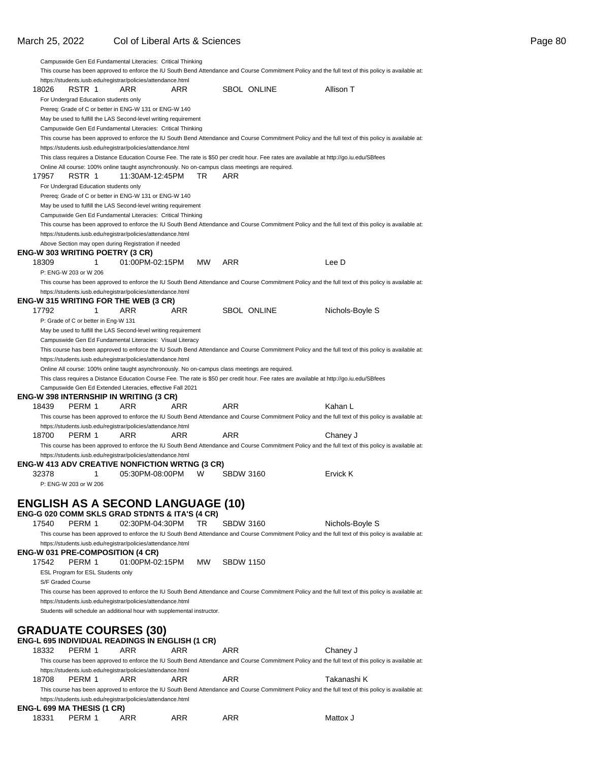Campuswide Gen Ed Fundamental Literacies: Critical Thinking

This course has been approved to enforce the IU South Bend Attendance and Course Commitment Policy and the full text of this policy is available at: https://students.iusb.edu/registrar/policies/attendance.html

18026 RSTR 1 ARR ARR SBOL ONLINE Allison T

For Undergrad Education students only

Prereq: Grade of C or better in ENG-W 131 or ENG-W 140

May be used to fulfill the LAS Second-level writing requirement

Campuswide Gen Ed Fundamental Literacies: Critical Thinking

This course has been approved to enforce the IU South Bend Attendance and Course Commitment Policy and the full text of this policy is available at: https://students.iusb.edu/registrar/policies/attendance.html

This class requires a Distance Education Course Fee. The rate is $50 per credit hour. Fee rates are available at http://go.iu.edu/SBfees

Online All course: 100% online taught asynchronously. No on-campus class meetings are required.

17957 RSTR 1 11:30AM-12:45PM TR ARR

For Undergrad Education students only

Prereq: Grade of C or better in ENG-W 131 or ENG-W 140

May be used to fulfill the LAS Second-level writing requirement

Campuswide Gen Ed Fundamental Literacies: Critical Thinking

This course has been approved to enforce the IU South Bend Attendance and Course Commitment Policy and the full text of this policy is available at: https://students.iusb.edu/registrar/policies/attendance.html

Above Section may open during Registration if needed

**ENG-W 303 WRITING POETRY (3 CR)**

18309 1 01:00PM-02:15PM MW ARR Lee D

P: ENG-W 203 or W 206

This course has been approved to enforce the IU South Bend Attendance and Course Commitment Policy and the full text of this policy is available at: https://students.iusb.edu/registrar/policies/attendance.html

**ENG-W 315 WRITING FOR THE WEB (3 CR)**

17792 1 ARR ARR SBOL ONLINE Nichols-Boyle S

P: Grade of C or better in Eng-W 131

May be used to fulfill the LAS Second-level writing requirement

Campuswide Gen Ed Fundamental Literacies: Visual Literacy

This course has been approved to enforce the IU South Bend Attendance and Course Commitment Policy and the full text of this policy is available at: https://students.iusb.edu/registrar/policies/attendance.html

Online All course: 100% online taught asynchronously. No on-campus class meetings are required.

This class requires a Distance Education Course Fee. The rate is $50 per credit hour. Fee rates are available at http://go.iu.edu/SBfees

Campuswide Gen Ed Extended Literacies, effective Fall 2021

**ENG-W 398 INTERNSHIP IN WRITING (3 CR)**

18439 PERM 1 ARR ARR ARR Kahan L

This course has been approved to enforce the IU South Bend Attendance and Course Commitment Policy and the full text of this policy is available at: https://students.iusb.edu/registrar/policies/attendance.html

18700 PERM 1 ARR ARR ARR Chaney J

This course has been approved to enforce the IU South Bend Attendance and Course Commitment Policy and the full text of this policy is available at: https://students.iusb.edu/registrar/policies/attendance.html

**ENG-W 413 ADV CREATIVE NONFICTION WRTNG (3 CR)**

32378 1 05:30PM-08:00PM W SBDW 3160 Ervick K

P: ENG-W 203 or W 206

# ENGLISH AS A SECOND LANGUAGE (10)

**ENG-G 020 COMM SKLS GRAD STDNTS & ITA'S (4 CR)**

17540 PERM 1 02:30PM-04:30PM TR SBDW 3160 Nichols-Boyle S

This course has been approved to enforce the IU South Bend Attendance and Course Commitment Policy and the full text of this policy is available at: https://students.iusb.edu/registrar/policies/attendance.html

**ENG-W 031 PRE-COMPOSITION (4 CR)**

17542 PERM 1 01:00PM-02:15PM MW SBDW 1150

ESL Program for ESL Students only

S/F Graded Course

This course has been approved to enforce the IU South Bend Attendance and Course Commitment Policy and the full text of this policy is available at: https://students.iusb.edu/registrar/policies/attendance.html

Students will schedule an additional hour with supplemental instructor.

# GRADUATE COURSES (30)

**ENG-L 695 INDIVIDUAL READINGS IN ENGLISH (1 CR)**

18332 PERM 1 ARR ARR ARR Chaney J

This course has been approved to enforce the IU South Bend Attendance and Course Commitment Policy and the full text of this policy is available at: https://students.iusb.edu/registrar/policies/attendance.html

18708 PERM 1 ARR ARR ARR Takanashi K

This course has been approved to enforce the IU South Bend Attendance and Course Commitment Policy and the full text of this policy is available at: https://students.iusb.edu/registrar/policies/attendance.html

**ENG-L 699 MA THESIS (1 CR)**

18331 PERM 1 ARR ARR ARR Mattox J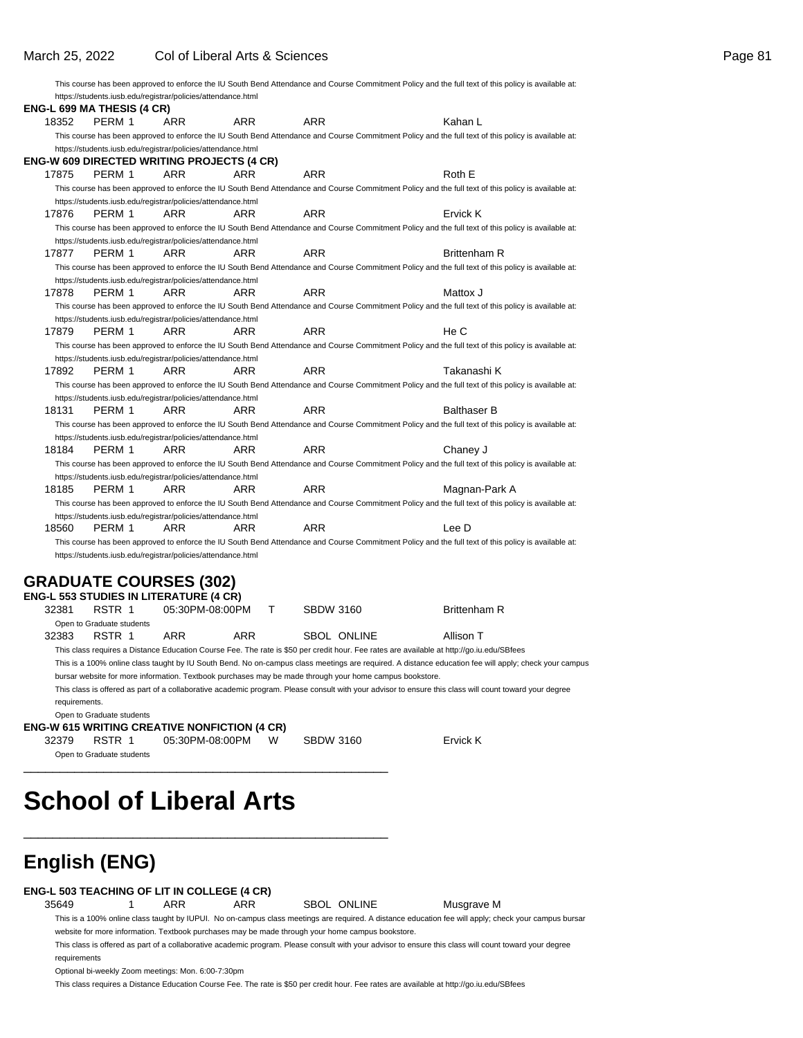This course has been approved to enforce the IU South Bend Attendance and Course Commitment Policy and the full text of this policy is available at: https://students.iusb.edu/registrar/policies/attendance.html

**ENG-L 699 MA THESIS (4 CR)**

18352 PERM 1 ARR ARR ARR Kahan L

This course has been approved to enforce the IU South Bend Attendance and Course Commitment Policy and the full text of this policy is available at: https://students.iusb.edu/registrar/policies/attendance.html

**ENG-W 609 DIRECTED WRITING PROJECTS (4 CR)**

17875 PERM 1 ARR ARR ARR Roth E

This course has been approved to enforce the IU South Bend Attendance and Course Commitment Policy and the full text of this policy is available at: https://students.iusb.edu/registrar/policies/attendance.html

17876 PERM 1 ARR ARR ARR Ervick K

This course has been approved to enforce the IU South Bend Attendance and Course Commitment Policy and the full text of this policy is available at: https://students.iusb.edu/registrar/policies/attendance.html

17877 PERM 1 ARR ARR ARR Brittenham R

This course has been approved to enforce the IU South Bend Attendance and Course Commitment Policy and the full text of this policy is available at: https://students.iusb.edu/registrar/policies/attendance.html

17878 PERM 1 ARR ARR ARR Mattox J

This course has been approved to enforce the IU South Bend Attendance and Course Commitment Policy and the full text of this policy is available at: https://students.iusb.edu/registrar/policies/attendance.html

17879 PERM 1 ARR ARR ARR He C

This course has been approved to enforce the IU South Bend Attendance and Course Commitment Policy and the full text of this policy is available at: https://students.iusb.edu/registrar/policies/attendance.html

17892 PERM 1 ARR ARR ARR Takanashi K

This course has been approved to enforce the IU South Bend Attendance and Course Commitment Policy and the full text of this policy is available at: https://students.iusb.edu/registrar/policies/attendance.html

18131 PERM 1 ARR ARR ARR Balthaser B

This course has been approved to enforce the IU South Bend Attendance and Course Commitment Policy and the full text of this policy is available at: https://students.iusb.edu/registrar/policies/attendance.html

18184 PERM 1 ARR ARR ARR Chaney J

This course has been approved to enforce the IU South Bend Attendance and Course Commitment Policy and the full text of this policy is available at: https://students.iusb.edu/registrar/policies/attendance.html

18185 PERM 1 ARR ARR ARR Magnan-Park A

This course has been approved to enforce the IU South Bend Attendance and Course Commitment Policy and the full text of this policy is available at: https://students.iusb.edu/registrar/policies/attendance.html

18560 PERM 1 ARR ARR ARR Lee D

This course has been approved to enforce the IU South Bend Attendance and Course Commitment Policy and the full text of this policy is available at: https://students.iusb.edu/registrar/policies/attendance.html

## GRADUATE COURSES (302)

**ENG-L 553 STUDIES IN LITERATURE (4 CR)**

32381 RSTR 1 05:30PM-08:00PM T SBDW 3160 Brittenham R

Open to Graduate students

32383 RSTR 1 ARR ARR SBOL ONLINE Allison T

This class requires a Distance Education Course Fee. The rate is $50 per credit hour. Fee rates are available at http://go.iu.edu/SBfees

This is a 100% online class taught by IU South Bend. No on-campus class meetings are required. A distance education fee will apply; check your campus bursar website for more information. Textbook purchases may be made through your home campus bookstore.

This class is offered as part of a collaborative academic program. Please consult with your advisor to ensure this class will count toward your degree requirements.

Open to Graduate students

**ENG-W 615 WRITING CREATIVE NONFICTION (4 CR)**

32379 RSTR 1 05:30PM-08:00PM W SBDW 3160 Ervick K

Open to Graduate students

---

# School of Liberal Arts

---

## English (ENG)

**ENG-L 503 TEACHING OF LIT IN COLLEGE (4 CR)**

35649 1 ARR ARR SBOL ONLINE Musgrave M

This is a 100% online class taught by IUPUI. No on-campus class meetings are required. A distance education fee will apply; check your campus bursar website for more information. Textbook purchases may be made through your home campus bookstore.

This class is offered as part of a collaborative academic program. Please consult with your advisor to ensure this class will count toward your degree requirements

Optional bi-weekly Zoom meetings: Mon. 6:00-7:30pm

This class requires a Distance Education Course Fee. The rate is $50 per credit hour. Fee rates are available at http://go.iu.edu/SBfees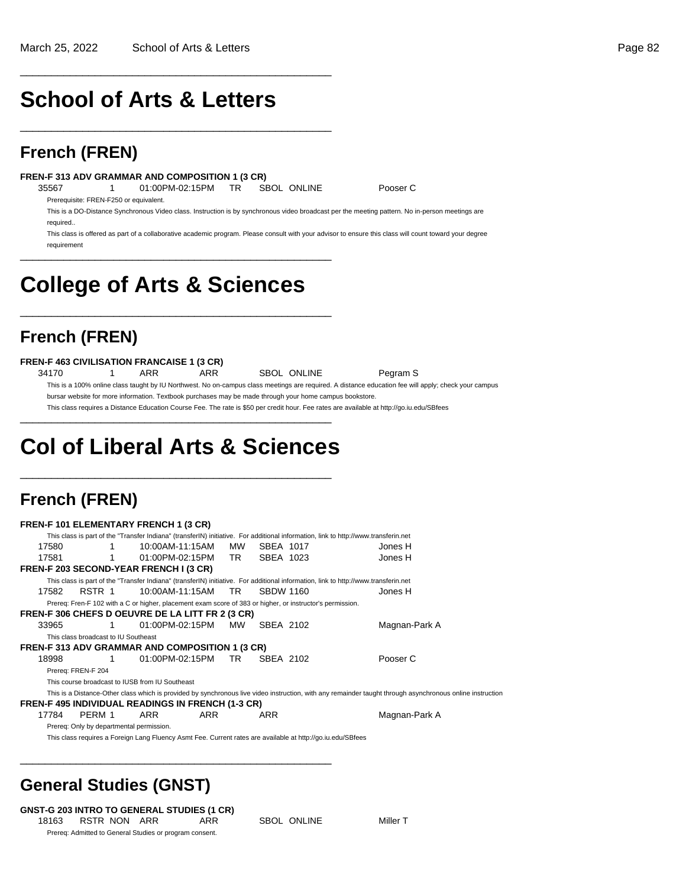# School of Arts & Letters

## French (FREN)

**FREN-F 313 ADV GRAMMAR AND COMPOSITION 1 (3 CR)**

35567 1 01:00PM-02:15PM TR SBOL ONLINE Pooser C

Prerequisite: FREN-F250 or equivalent.

This is a DO-Distance Synchronous Video class. Instruction is by synchronous video broadcast per the meeting pattern. No in-person meetings are required..

This class is offered as part of a collaborative academic program. Please consult with your advisor to ensure this class will count toward your degree requirement

# College of Arts & Sciences

## French (FREN)

**FREN-F 463 CIVILISATION FRANCAISE 1 (3 CR)**

34170 1 ARR ARR SBOL ONLINE Pegram S

This is a 100% online class taught by IU Northwest. No on-campus class meetings are required. A distance education fee will apply; check your campus bursar website for more information. Textbook purchases may be made through your home campus bookstore.

This class requires a Distance Education Course Fee. The rate is $50 per credit hour. Fee rates are available at http://go.iu.edu/SBfees

# Col of Liberal Arts & Sciences

## French (FREN)

**FREN-F 101 ELEMENTARY FRENCH 1 (3 CR)**

This class is part of the "Transfer Indiana" (transferIN) initiative. For additional information, link to http://www.transferin.net

17580 1 10:00AM-11:15AM MW SBEA 1017 Jones H

17581 1 01:00PM-02:15PM TR SBEA 1023 Jones H

**FREN-F 203 SECOND-YEAR FRENCH I (3 CR)**

This class is part of the "Transfer Indiana" (transferIN) initiative. For additional information, link to http://www.transferin.net

17582 RSTR 1 10:00AM-11:15AM TR SBDW 1160 Jones H

Prereq: Fren-F 102 with a C or higher, placement exam score of 383 or higher, or instructor's permission.

**FREN-F 306 CHEFS D OEUVRE DE LA LITT FR 2 (3 CR)**

33965 1 01:00PM-02:15PM MW SBEA 2102 Magnan-Park A

This class broadcast to IU Southeast

**FREN-F 313 ADV GRAMMAR AND COMPOSITION 1 (3 CR)**

18998 1 01:00PM-02:15PM TR SBEA 2102 Pooser C

Prereq: FREN-F 204

This course broadcast to IUSB from IU Southeast

This is a Distance-Other class which is provided by synchronous live video instruction, with any remainder taught through asynchronous online instruction

**FREN-F 495 INDIVIDUAL READINGS IN FRENCH (1-3 CR)**

17784 PERM 1 ARR ARR ARR Magnan-Park A

Prereq: Only by departmental permission.

This class requires a Foreign Lang Fluency Asmt Fee. Current rates are available at http://go.iu.edu/SBfees

## General Studies (GNST)

**GNST-G 203 INTRO TO GENERAL STUDIES (1 CR)**

18163 RSTR NON ARR ARR SBOL ONLINE Miller T

Prereq: Admitted to General Studies or program consent.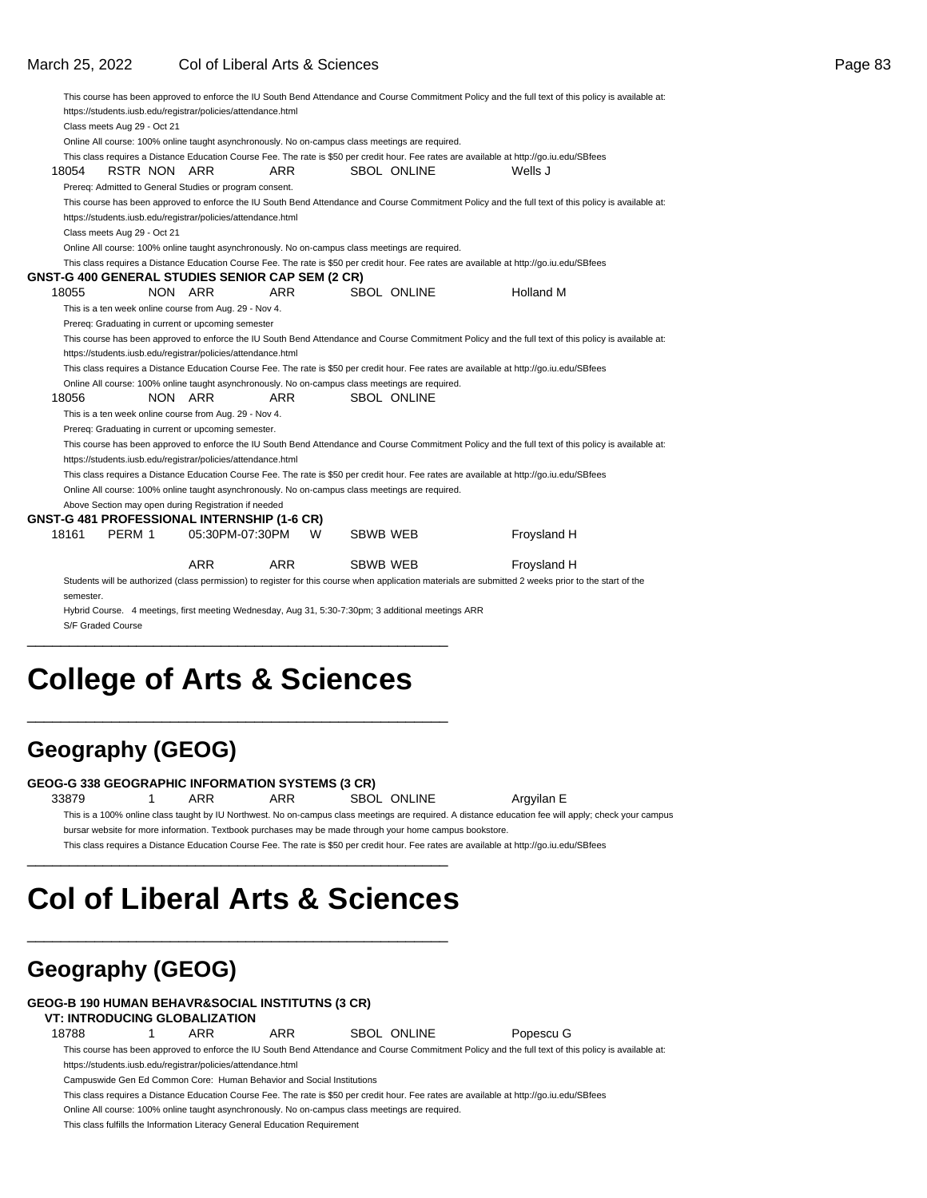This course has been approved to enforce the IU South Bend Attendance and Course Commitment Policy and the full text of this policy is available at: https://students.iusb.edu/registrar/policies/attendance.html

Class meets Aug 29 - Oct 21

Online All course: 100% online taught asynchronously. No on-campus class meetings are required.

This class requires a Distance Education Course Fee. The rate is $50 per credit hour. Fee rates are available at http://go.iu.edu/SBfees

18054 RSTR NON ARR ARR SBOL ONLINE Wells J

Prereq: Admitted to General Studies or program consent.

This course has been approved to enforce the IU South Bend Attendance and Course Commitment Policy and the full text of this policy is available at: https://students.iusb.edu/registrar/policies/attendance.html

Class meets Aug 29 - Oct 21

Online All course: 100% online taught asynchronously. No on-campus class meetings are required.

This class requires a Distance Education Course Fee. The rate is $50 per credit hour. Fee rates are available at http://go.iu.edu/SBfees

**GNST-G 400 GENERAL STUDIES SENIOR CAP SEM (2 CR)**

18055 NON ARR ARR SBOL ONLINE Holland M

This is a ten week online course from Aug. 29 - Nov 4.

Prereq: Graduating in current or upcoming semester

This course has been approved to enforce the IU South Bend Attendance and Course Commitment Policy and the full text of this policy is available at: https://students.iusb.edu/registrar/policies/attendance.html

This class requires a Distance Education Course Fee. The rate is $50 per credit hour. Fee rates are available at http://go.iu.edu/SBfees

Online All course: 100% online taught asynchronously. No on-campus class meetings are required.

18056 NON ARR ARR SBOL ONLINE

This is a ten week online course from Aug. 29 - Nov 4.

Prereq: Graduating in current or upcoming semester.

This course has been approved to enforce the IU South Bend Attendance and Course Commitment Policy and the full text of this policy is available at: https://students.iusb.edu/registrar/policies/attendance.html

This class requires a Distance Education Course Fee. The rate is $50 per credit hour. Fee rates are available at http://go.iu.edu/SBfees

Online All course: 100% online taught asynchronously. No on-campus class meetings are required.

Above Section may open during Registration if needed

**GNST-G 481 PROFESSIONAL INTERNSHIP (1-6 CR)**

18161 PERM 1 05:30PM-07:30PM W SBWB WEB Froysland H

ARR ARR SBWB WEB Froysland H

Students will be authorized (class permission) to register for this course when application materials are submitted 2 weeks prior to the start of the semester.

Hybrid Course. 4 meetings, first meeting Wednesday, Aug 31, 5:30-7:30pm; 3 additional meetings ARR

S/F Graded Course

---

# College of Arts & Sciences

---

## Geography (GEOG)

**GEOG-G 338 GEOGRAPHIC INFORMATION SYSTEMS (3 CR)**

33879 1 ARR ARR SBOL ONLINE Argyilan E

This is a 100% online class taught by IU Northwest. No on-campus class meetings are required. A distance education fee will apply; check your campus bursar website for more information. Textbook purchases may be made through your home campus bookstore.

This class requires a Distance Education Course Fee. The rate is $50 per credit hour. Fee rates are available at http://go.iu.edu/SBfees

---

# Col of Liberal Arts & Sciences

---

## Geography (GEOG)

**GEOG-B 190 HUMAN BEHAVR&SOCIAL INSTITUTNS (3 CR)**

**VT: INTRODUCING GLOBALIZATION**

18788 1 ARR ARR SBOL ONLINE Popescu G

This course has been approved to enforce the IU South Bend Attendance and Course Commitment Policy and the full text of this policy is available at: https://students.iusb.edu/registrar/policies/attendance.html

Campuswide Gen Ed Common Core: Human Behavior and Social Institutions

This class requires a Distance Education Course Fee. The rate is $50 per credit hour. Fee rates are available at http://go.iu.edu/SBfees

Online All course: 100% online taught asynchronously. No on-campus class meetings are required.

This class fulfills the Information Literacy General Education Requirement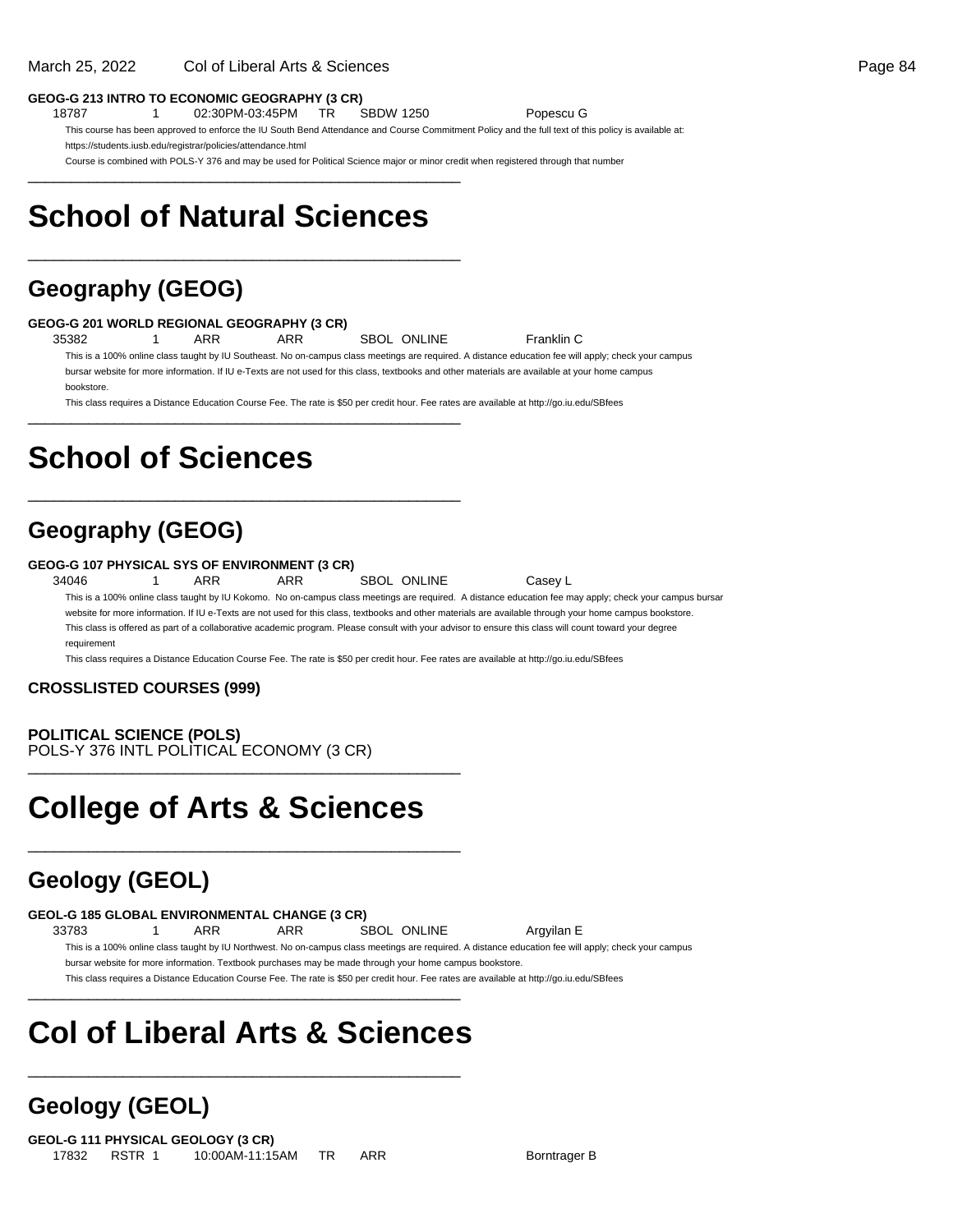**GEOG-G 213 INTRO TO ECONOMIC GEOGRAPHY (3 CR)**

18787 1 02:30PM-03:45PM TR SBDW 1250 Popescu G

This course has been approved to enforce the IU South Bend Attendance and Course Commitment Policy and the full text of this policy is available at: https://students.iusb.edu/registrar/policies/attendance.html

Course is combined with POLS-Y 376 and may be used for Political Science major or minor credit when registered through that number

# School of Natural Sciences

## Geography (GEOG)

**GEOG-G 201 WORLD REGIONAL GEOGRAPHY (3 CR)**

35382 1 ARR ARR SBOL ONLINE Franklin C

This is a 100% online class taught by IU Southeast. No on-campus class meetings are required. A distance education fee will apply; check your campus bursar website for more information. If IU e-Texts are not used for this class, textbooks and other materials are available at your home campus bookstore.

This class requires a Distance Education Course Fee. The rate is $50 per credit hour. Fee rates are available at http://go.iu.edu/SBfees

# School of Sciences

## Geography (GEOG)

**GEOG-G 107 PHYSICAL SYS OF ENVIRONMENT (3 CR)**

34046 1 ARR ARR SBOL ONLINE Casey L

This is a 100% online class taught by IU Kokomo. No on-campus class meetings are required. A distance education fee may apply; check your campus bursar website for more information. If IU e-Texts are not used for this class, textbooks and other materials are available through your home campus bookstore.

This class is offered as part of a collaborative academic program. Please consult with your advisor to ensure this class will count toward your degree requirement

This class requires a Distance Education Course Fee. The rate is $50 per credit hour. Fee rates are available at http://go.iu.edu/SBfees

**CROSSLISTED COURSES (999)**

**POLITICAL SCIENCE (POLS)**
POLS-Y 376 INTL POLITICAL ECONOMY (3 CR)

# College of Arts & Sciences

## Geology (GEOL)

**GEOL-G 185 GLOBAL ENVIRONMENTAL CHANGE (3 CR)**

33783 1 ARR ARR SBOL ONLINE Argyilan E

This is a 100% online class taught by IU Northwest. No on-campus class meetings are required. A distance education fee will apply; check your campus bursar website for more information. Textbook purchases may be made through your home campus bookstore.

This class requires a Distance Education Course Fee. The rate is $50 per credit hour. Fee rates are available at http://go.iu.edu/SBfees

# Col of Liberal Arts & Sciences

## Geology (GEOL)

**GEOL-G 111 PHYSICAL GEOLOGY (3 CR)**

17832 RSTR 1 10:00AM-11:15AM TR ARR Borntrager B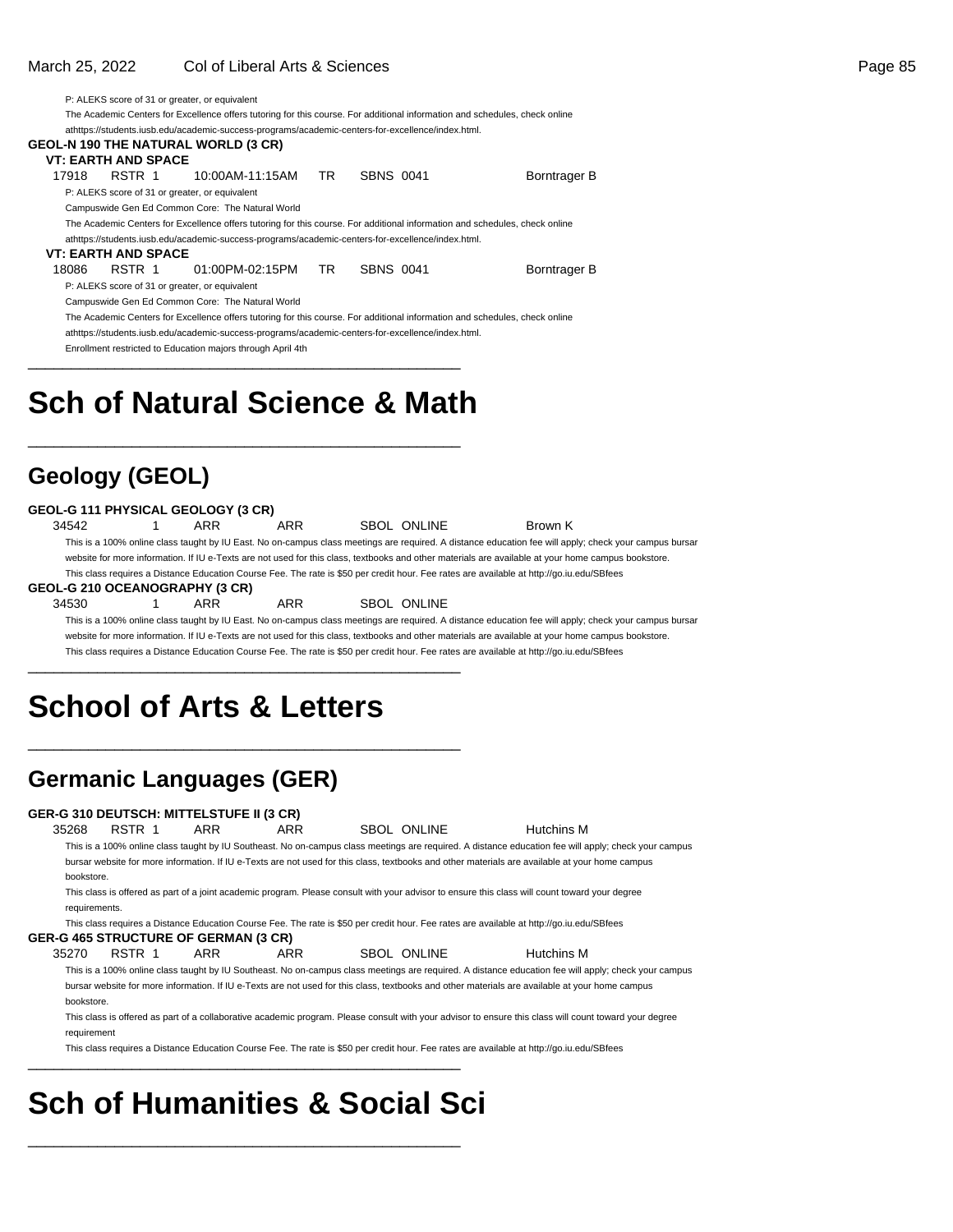P: ALEKS score of 31 or greater, or equivalent

The Academic Centers for Excellence offers tutoring for this course. For additional information and schedules, check online athttps://students.iusb.edu/academic-success-programs/academic-centers-for-excellence/index.html.

**GEOL-N 190 THE NATURAL WORLD (3 CR)**

**VT: EARTH AND SPACE**

| 17918 | RSTR 1 | 10:00AM-11:15AM | TR | SBNS 0041 | Borntrager B |
|---|---|---|---|---|---|

P: ALEKS score of 31 or greater, or equivalent

Campuswide Gen Ed Common Core: The Natural World

The Academic Centers for Excellence offers tutoring for this course. For additional information and schedules, check online athttps://students.iusb.edu/academic-success-programs/academic-centers-for-excellence/index.html.

**VT: EARTH AND SPACE**

| 18086 | RSTR 1 | 01:00PM-02:15PM | TR | SBNS 0041 | Borntrager B |
|---|---|---|---|---|---|

P: ALEKS score of 31 or greater, or equivalent

Campuswide Gen Ed Common Core: The Natural World

The Academic Centers for Excellence offers tutoring for this course. For additional information and schedules, check online athttps://students.iusb.edu/academic-success-programs/academic-centers-for-excellence/index.html.

Enrollment restricted to Education majors through April 4th

# Sch of Natural Science & Math

## Geology (GEOL)

**GEOL-G 111 PHYSICAL GEOLOGY (3 CR)**

| 34542 | 1 | ARR | ARR | SBOL ONLINE | Brown K |
|---|---|---|---|---|---|

This is a 100% online class taught by IU East. No on-campus class meetings are required. A distance education fee will apply; check your campus bursar website for more information. If IU e-Texts are not used for this class, textbooks and other materials are available at your home campus bookstore.

This class requires a Distance Education Course Fee. The rate is $50 per credit hour. Fee rates are available at http://go.iu.edu/SBfees

**GEOL-G 210 OCEANOGRAPHY (3 CR)**

| 34530 | 1 | ARR | ARR | SBOL ONLINE |
|---|---|---|---|---|

This is a 100% online class taught by IU East. No on-campus class meetings are required. A distance education fee will apply; check your campus bursar website for more information. If IU e-Texts are not used for this class, textbooks and other materials are available at your home campus bookstore.

This class requires a Distance Education Course Fee. The rate is $50 per credit hour. Fee rates are available at http://go.iu.edu/SBfees

# School of Arts & Letters

## Germanic Languages (GER)

**GER-G 310 DEUTSCH: MITTELSTUFE II (3 CR)**

| 35268 | RSTR 1 | ARR | ARR | SBOL ONLINE | Hutchins M |
|---|---|---|---|---|---|

This is a 100% online class taught by IU Southeast. No on-campus class meetings are required. A distance education fee will apply; check your campus bursar website for more information. If IU e-Texts are not used for this class, textbooks and other materials are available at your home campus bookstore.

This class is offered as part of a joint academic program. Please consult with your advisor to ensure this class will count toward your degree requirements.

This class requires a Distance Education Course Fee. The rate is $50 per credit hour. Fee rates are available at http://go.iu.edu/SBfees

**GER-G 465 STRUCTURE OF GERMAN (3 CR)**

| 35270 | RSTR 1 | ARR | ARR | SBOL ONLINE | Hutchins M |
|---|---|---|---|---|---|

This is a 100% online class taught by IU Southeast. No on-campus class meetings are required. A distance education fee will apply; check your campus bursar website for more information. If IU e-Texts are not used for this class, textbooks and other materials are available at your home campus bookstore.

This class is offered as part of a collaborative academic program. Please consult with your advisor to ensure this class will count toward your degree requirement

This class requires a Distance Education Course Fee. The rate is $50 per credit hour. Fee rates are available at http://go.iu.edu/SBfees

# Sch of Humanities & Social Sci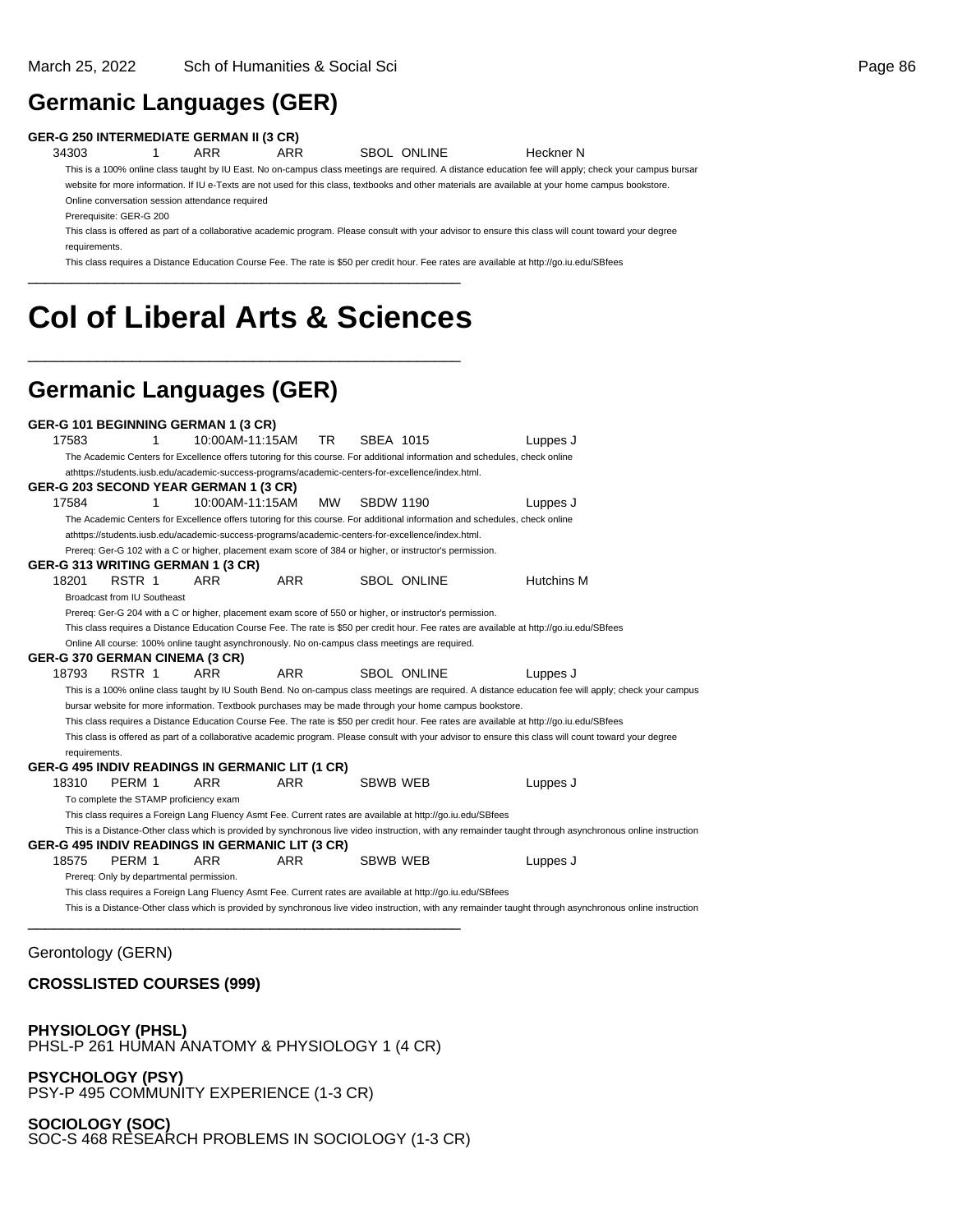## Germanic Languages (GER)

**GER-G 250 INTERMEDIATE GERMAN II (3 CR)**

34303 1 ARR ARR SBOL ONLINE Heckner N

This is a 100% online class taught by IU East. No on-campus class meetings are required. A distance education fee will apply; check your campus bursar website for more information. If IU e-Texts are not used for this class, textbooks and other materials are available at your home campus bookstore.

Online conversation session attendance required

Prerequisite: GER-G 200

This class is offered as part of a collaborative academic program. Please consult with your advisor to ensure this class will count toward your degree requirements.

This class requires a Distance Education Course Fee. The rate is $50 per credit hour. Fee rates are available at http://go.iu.edu/SBfees

---

# Col of Liberal Arts & Sciences

---

## Germanic Languages (GER)

**GER-G 101 BEGINNING GERMAN 1 (3 CR)**

17583 1 10:00AM-11:15AM TR SBEA 1015 Luppes J

The Academic Centers for Excellence offers tutoring for this course. For additional information and schedules, check online athttps://students.iusb.edu/academic-success-programs/academic-centers-for-excellence/index.html.

**GER-G 203 SECOND YEAR GERMAN 1 (3 CR)**

17584 1 10:00AM-11:15AM MW SBDW 1190 Luppes J

The Academic Centers for Excellence offers tutoring for this course. For additional information and schedules, check online athttps://students.iusb.edu/academic-success-programs/academic-centers-for-excellence/index.html.

Prereq: Ger-G 102 with a C or higher, placement exam score of 384 or higher, or instructor's permission.

**GER-G 313 WRITING GERMAN 1 (3 CR)**

18201 RSTR 1 ARR ARR SBOL ONLINE Hutchins M

Broadcast from IU Southeast

Prereq: Ger-G 204 with a C or higher, placement exam score of 550 or higher, or instructor's permission.

This class requires a Distance Education Course Fee. The rate is $50 per credit hour. Fee rates are available at http://go.iu.edu/SBfees

Online All course: 100% online taught asynchronously. No on-campus class meetings are required.

**GER-G 370 GERMAN CINEMA (3 CR)**

18793 RSTR 1 ARR ARR SBOL ONLINE Luppes J

This is a 100% online class taught by IU South Bend. No on-campus class meetings are required. A distance education fee will apply; check your campus bursar website for more information. Textbook purchases may be made through your home campus bookstore.

This class requires a Distance Education Course Fee. The rate is $50 per credit hour. Fee rates are available at http://go.iu.edu/SBfees

This class is offered as part of a collaborative academic program. Please consult with your advisor to ensure this class will count toward your degree requirements.

**GER-G 495 INDIV READINGS IN GERMANIC LIT (1 CR)**

18310 PERM 1 ARR ARR SBWB WEB Luppes J

To complete the STAMP proficiency exam

This class requires a Foreign Lang Fluency Asmt Fee. Current rates are available at http://go.iu.edu/SBfees

This is a Distance-Other class which is provided by synchronous live video instruction, with any remainder taught through asynchronous online instruction

**GER-G 495 INDIV READINGS IN GERMANIC LIT (3 CR)**

18575 PERM 1 ARR ARR SBWB WEB Luppes J

Prereq: Only by departmental permission.

This class requires a Foreign Lang Fluency Asmt Fee. Current rates are available at http://go.iu.edu/SBfees

This is a Distance-Other class which is provided by synchronous live video instruction, with any remainder taught through asynchronous online instruction

---

Gerontology (GERN)

**CROSSLISTED COURSES (999)**

**PHYSIOLOGY (PHSL)**
PHSL-P 261 HUMAN ANATOMY & PHYSIOLOGY 1 (4 CR)

**PSYCHOLOGY (PSY)**
PSY-P 495 COMMUNITY EXPERIENCE (1-3 CR)

**SOCIOLOGY (SOC)**
SOC-S 468 RESEARCH PROBLEMS IN SOCIOLOGY (1-3 CR)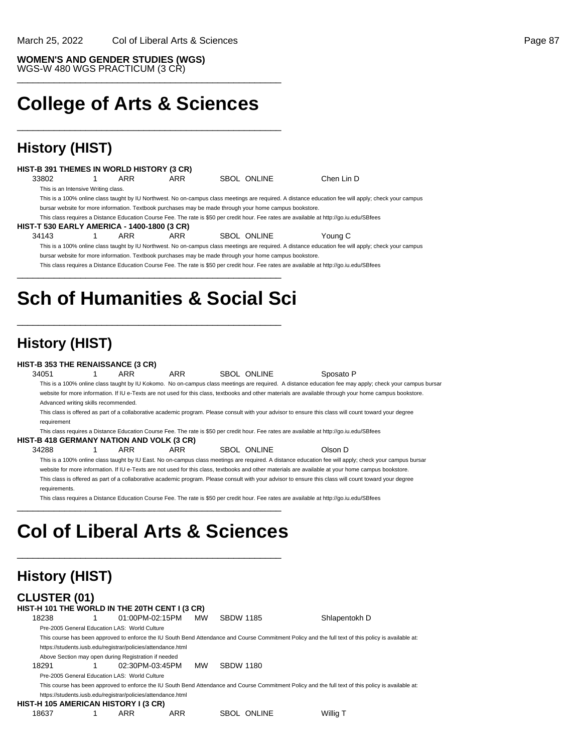**WOMEN'S AND GENDER STUDIES (WGS)**
WGS-W 480 WGS PRACTICUM (3 CR)

---

# College of Arts & Sciences

---

## History (HIST)

**HIST-B 391 THEMES IN WORLD HISTORY (3 CR)**

| | | | | | |
|---|---|---|---|---|---|
| 33802 | 1 | ARR | ARR | SBOL ONLINE | Chen Lin D |

This is an Intensive Writing class.
This is a 100% online class taught by IU Northwest. No on-campus class meetings are required. A distance education fee will apply; check your campus bursar website for more information. Textbook purchases may be made through your home campus bookstore.
This class requires a Distance Education Course Fee. The rate is $50 per credit hour. Fee rates are available at http://go.iu.edu/SBfees

**HIST-T 530 EARLY AMERICA - 1400-1800 (3 CR)**

| | | | | | |
|---|---|---|---|---|---|
| 34143 | 1 | ARR | ARR | SBOL ONLINE | Young C |

This is a 100% online class taught by IU Northwest. No on-campus class meetings are required. A distance education fee will apply; check your campus bursar website for more information. Textbook purchases may be made through your home campus bookstore.
This class requires a Distance Education Course Fee. The rate is $50 per credit hour. Fee rates are available at http://go.iu.edu/SBfees

---

# Sch of Humanities & Social Sci

---

## History (HIST)

**HIST-B 353 THE RENAISSANCE (3 CR)**

| | | | | | |
|---|---|---|---|---|---|
| 34051 | 1 | ARR | ARR | SBOL ONLINE | Sposato P |

This is a 100% online class taught by IU Kokomo. No on-campus class meetings are required. A distance education fee may apply; check your campus bursar website for more information. If IU e-Texts are not used for this class, textbooks and other materials are available through your home campus bookstore.
Advanced writing skills recommended.
This class is offered as part of a collaborative academic program. Please consult with your advisor to ensure this class will count toward your degree requirement
This class requires a Distance Education Course Fee. The rate is $50 per credit hour. Fee rates are available at http://go.iu.edu/SBfees

**HIST-B 418 GERMANY NATION AND VOLK (3 CR)**

| | | | | | |
|---|---|---|---|---|---|
| 34288 | 1 | ARR | ARR | SBOL ONLINE | Olson D |

This is a 100% online class taught by IU East. No on-campus class meetings are required. A distance education fee will apply; check your campus bursar website for more information. If IU e-Texts are not used for this class, textbooks and other materials are available at your home campus bookstore.
This class is offered as part of a collaborative academic program. Please consult with your advisor to ensure this class will count toward your degree requirements.
This class requires a Distance Education Course Fee. The rate is $50 per credit hour. Fee rates are available at http://go.iu.edu/SBfees

---

# Col of Liberal Arts & Sciences

---

## History (HIST)

### CLUSTER (01)

**HIST-H 101 THE WORLD IN THE 20TH CENT I (3 CR)**

| | | | | | |
|---|---|---|---|---|---|
| 18238 | 1 | 01:00PM-02:15PM | MW | SBDW 1185 | Shlapentokh D |

Pre-2005 General Education LAS: World Culture
This course has been approved to enforce the IU South Bend Attendance and Course Commitment Policy and the full text of this policy is available at: https://students.iusb.edu/registrar/policies/attendance.html
Above Section may open during Registration if needed

| | | | | | |
|---|---|---|---|---|---|
| 18291 | 1 | 02:30PM-03:45PM | MW | SBDW 1180 | |

Pre-2005 General Education LAS: World Culture
This course has been approved to enforce the IU South Bend Attendance and Course Commitment Policy and the full text of this policy is available at: https://students.iusb.edu/registrar/policies/attendance.html

**HIST-H 105 AMERICAN HISTORY I (3 CR)**

| | | | | | |
|---|---|---|---|---|---|
| 18637 | 1 | ARR | ARR | SBOL ONLINE | Willig T |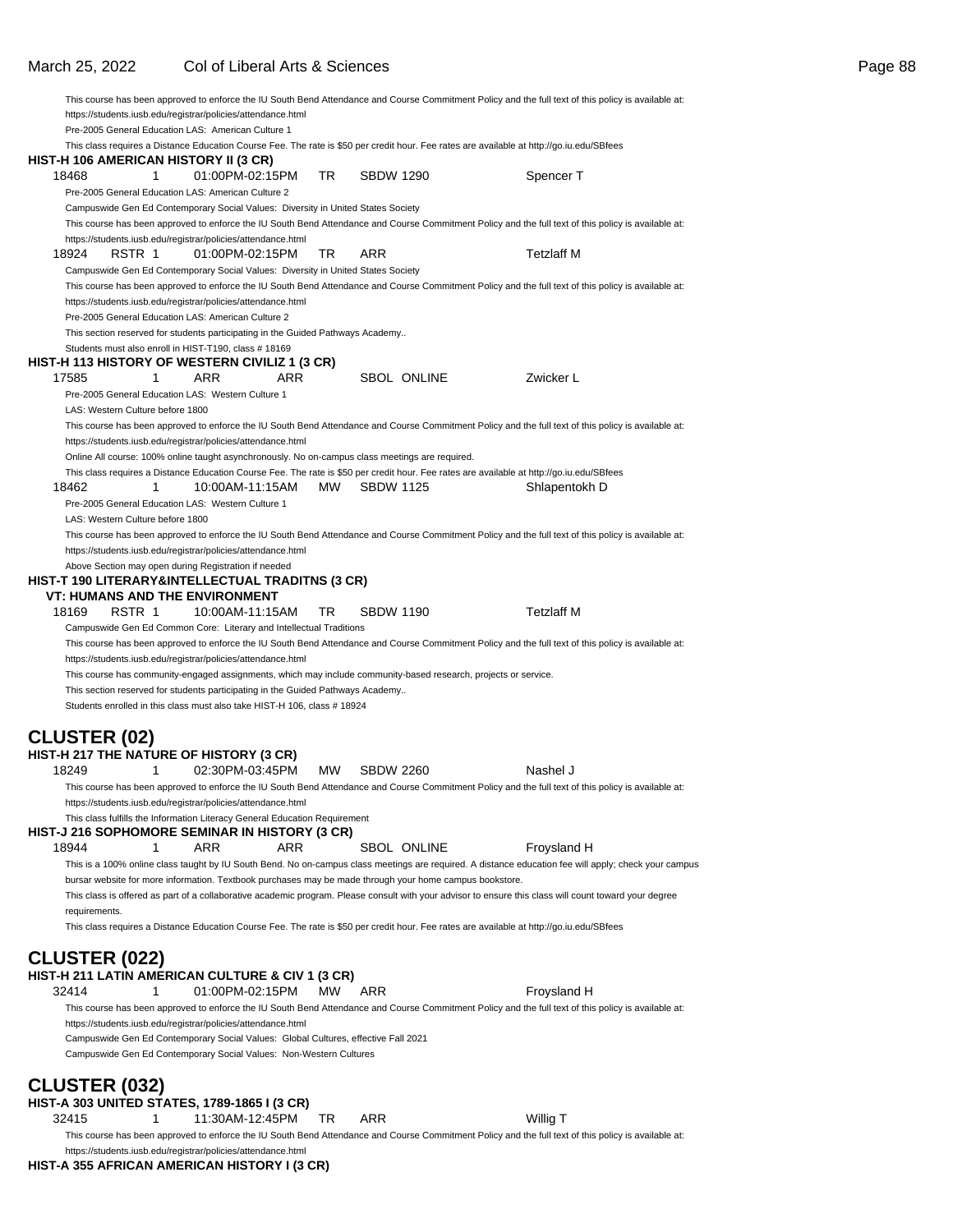This course has been approved to enforce the IU South Bend Attendance and Course Commitment Policy and the full text of this policy is available at: https://students.iusb.edu/registrar/policies/attendance.html

Pre-2005 General Education LAS: American Culture 1

This class requires a Distance Education Course Fee. The rate is $50 per credit hour. Fee rates are available at http://go.iu.edu/SBfees

**HIST-H 106 AMERICAN HISTORY II (3 CR)**

18468 1 01:00PM-02:15PM TR SBDW 1290 Spencer T

Pre-2005 General Education LAS: American Culture 2

Campuswide Gen Ed Contemporary Social Values: Diversity in United States Society

This course has been approved to enforce the IU South Bend Attendance and Course Commitment Policy and the full text of this policy is available at: https://students.iusb.edu/registrar/policies/attendance.html

18924 RSTR 1 01:00PM-02:15PM TR ARR Tetzlaff M

Campuswide Gen Ed Contemporary Social Values: Diversity in United States Society

This course has been approved to enforce the IU South Bend Attendance and Course Commitment Policy and the full text of this policy is available at: https://students.iusb.edu/registrar/policies/attendance.html

Pre-2005 General Education LAS: American Culture 2

This section reserved for students participating in the Guided Pathways Academy..

Students must also enroll in HIST-T190, class # 18169

**HIST-H 113 HISTORY OF WESTERN CIVILIZ 1 (3 CR)**

17585 1 ARR ARR SBOL ONLINE Zwicker L

Pre-2005 General Education LAS: Western Culture 1

LAS: Western Culture before 1800

This course has been approved to enforce the IU South Bend Attendance and Course Commitment Policy and the full text of this policy is available at: https://students.iusb.edu/registrar/policies/attendance.html

Online All course: 100% online taught asynchronously. No on-campus class meetings are required.

This class requires a Distance Education Course Fee. The rate is $50 per credit hour. Fee rates are available at http://go.iu.edu/SBfees

18462 1 10:00AM-11:15AM MW SBDW 1125 Shlapentokh D

Pre-2005 General Education LAS: Western Culture 1

LAS: Western Culture before 1800

This course has been approved to enforce the IU South Bend Attendance and Course Commitment Policy and the full text of this policy is available at: https://students.iusb.edu/registrar/policies/attendance.html

Above Section may open during Registration if needed

**HIST-T 190 LITERARY&INTELLECTUAL TRADITNS (3 CR)**
**VT: HUMANS AND THE ENVIRONMENT**

18169 RSTR 1 10:00AM-11:15AM TR SBDW 1190 Tetzlaff M

Campuswide Gen Ed Common Core: Literary and Intellectual Traditions

This course has been approved to enforce the IU South Bend Attendance and Course Commitment Policy and the full text of this policy is available at: https://students.iusb.edu/registrar/policies/attendance.html

This course has community-engaged assignments, which may include community-based research, projects or service.

This section reserved for students participating in the Guided Pathways Academy..

Students enrolled in this class must also take HIST-H 106, class # 18924

## CLUSTER (02)

**HIST-H 217 THE NATURE OF HISTORY (3 CR)**

18249 1 02:30PM-03:45PM MW SBDW 2260 Nashel J

This course has been approved to enforce the IU South Bend Attendance and Course Commitment Policy and the full text of this policy is available at: https://students.iusb.edu/registrar/policies/attendance.html

This class fulfills the Information Literacy General Education Requirement

**HIST-J 216 SOPHOMORE SEMINAR IN HISTORY (3 CR)**

18944 1 ARR ARR SBOL ONLINE Froysland H

This is a 100% online class taught by IU South Bend. No on-campus class meetings are required. A distance education fee will apply; check your campus bursar website for more information. Textbook purchases may be made through your home campus bookstore.

This class is offered as part of a collaborative academic program. Please consult with your advisor to ensure this class will count toward your degree requirements.

This class requires a Distance Education Course Fee. The rate is $50 per credit hour. Fee rates are available at http://go.iu.edu/SBfees

## CLUSTER (022)

**HIST-H 211 LATIN AMERICAN CULTURE & CIV 1 (3 CR)**

32414 1 01:00PM-02:15PM MW ARR Froysland H

This course has been approved to enforce the IU South Bend Attendance and Course Commitment Policy and the full text of this policy is available at: https://students.iusb.edu/registrar/policies/attendance.html

Campuswide Gen Ed Contemporary Social Values: Global Cultures, effective Fall 2021

Campuswide Gen Ed Contemporary Social Values: Non-Western Cultures

## CLUSTER (032)

**HIST-A 303 UNITED STATES, 1789-1865 I (3 CR)**

32415 1 11:30AM-12:45PM TR ARR Willig T

This course has been approved to enforce the IU South Bend Attendance and Course Commitment Policy and the full text of this policy is available at: https://students.iusb.edu/registrar/policies/attendance.html

**HIST-A 355 AFRICAN AMERICAN HISTORY I (3 CR)**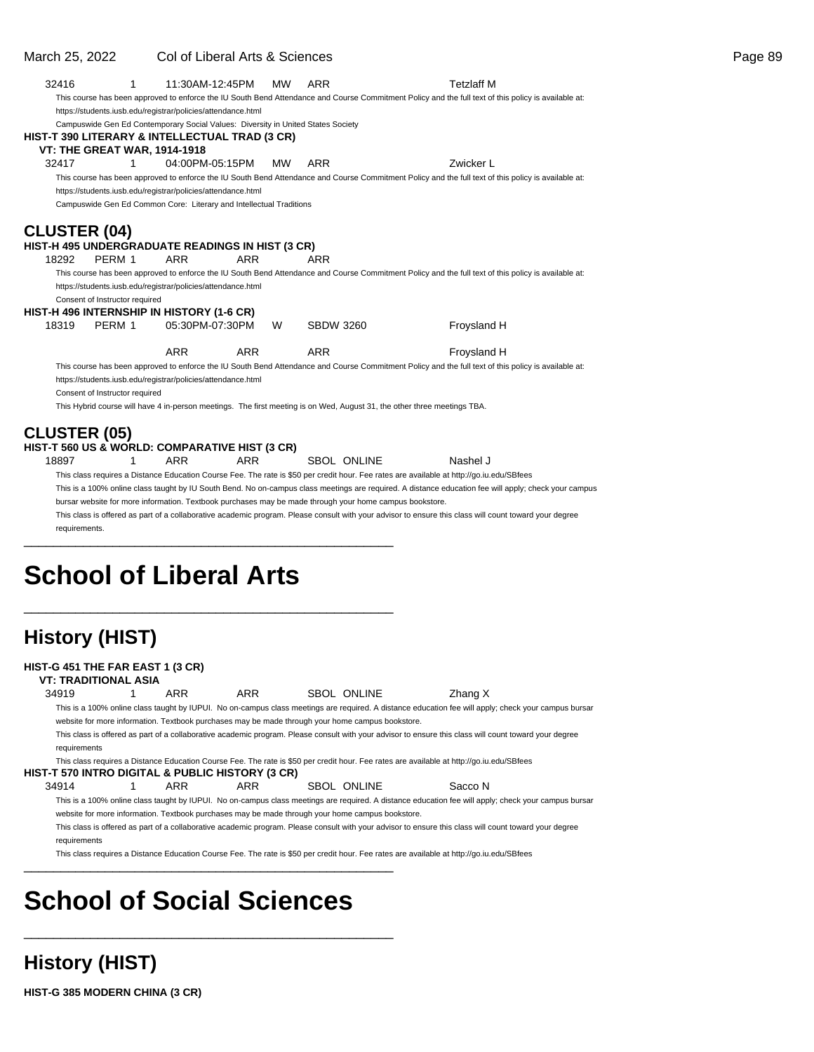32416 1 11:30AM-12:45PM MW ARR Tetzlaff M

This course has been approved to enforce the IU South Bend Attendance and Course Commitment Policy and the full text of this policy is available at: https://students.iusb.edu/registrar/policies/attendance.html

Campuswide Gen Ed Contemporary Social Values: Diversity in United States Society

**HIST-T 390 LITERARY & INTELLECTUAL TRAD (3 CR)**
**VT: THE GREAT WAR, 1914-1918**

32417 1 04:00PM-05:15PM MW ARR Zwicker L

This course has been approved to enforce the IU South Bend Attendance and Course Commitment Policy and the full text of this policy is available at: https://students.iusb.edu/registrar/policies/attendance.html

Campuswide Gen Ed Common Core: Literary and Intellectual Traditions

### CLUSTER (04)

**HIST-H 495 UNDERGRADUATE READINGS IN HIST (3 CR)**

18292 PERM 1 ARR ARR ARR

This course has been approved to enforce the IU South Bend Attendance and Course Commitment Policy and the full text of this policy is available at: https://students.iusb.edu/registrar/policies/attendance.html

Consent of Instructor required

**HIST-H 496 INTERNSHIP IN HISTORY (1-6 CR)**

18319 PERM 1 05:30PM-07:30PM W SBDW 3260 Froysland H

ARR ARR ARR Froysland H

This course has been approved to enforce the IU South Bend Attendance and Course Commitment Policy and the full text of this policy is available at: https://students.iusb.edu/registrar/policies/attendance.html

Consent of Instructor required

This Hybrid course will have 4 in-person meetings. The first meeting is on Wed, August 31, the other three meetings TBA.

### CLUSTER (05)

**HIST-T 560 US & WORLD: COMPARATIVE HIST (3 CR)**

18897 1 ARR ARR SBOL ONLINE Nashel J

This class requires a Distance Education Course Fee. The rate is $50 per credit hour. Fee rates are available at http://go.iu.edu/SBfees

This is a 100% online class taught by IU South Bend. No on-campus class meetings are required. A distance education fee will apply; check your campus bursar website for more information. Textbook purchases may be made through your home campus bookstore.

This class is offered as part of a collaborative academic program. Please consult with your advisor to ensure this class will count toward your degree requirements.

# School of Liberal Arts

## History (HIST)

**HIST-G 451 THE FAR EAST 1 (3 CR)**
**VT: TRADITIONAL ASIA**

34919 1 ARR ARR SBOL ONLINE Zhang X

This is a 100% online class taught by IUPUI. No on-campus class meetings are required. A distance education fee will apply; check your campus bursar website for more information. Textbook purchases may be made through your home campus bookstore.

This class is offered as part of a collaborative academic program. Please consult with your advisor to ensure this class will count toward your degree requirements

This class requires a Distance Education Course Fee. The rate is $50 per credit hour. Fee rates are available at http://go.iu.edu/SBfees

**HIST-T 570 INTRO DIGITAL & PUBLIC HISTORY (3 CR)**

34914 1 ARR ARR SBOL ONLINE Sacco N

This is a 100% online class taught by IUPUI. No on-campus class meetings are required. A distance education fee will apply; check your campus bursar website for more information. Textbook purchases may be made through your home campus bookstore.

This class is offered as part of a collaborative academic program. Please consult with your advisor to ensure this class will count toward your degree requirements

This class requires a Distance Education Course Fee. The rate is $50 per credit hour. Fee rates are available at http://go.iu.edu/SBfees

# School of Social Sciences

## History (HIST)

**HIST-G 385 MODERN CHINA (3 CR)**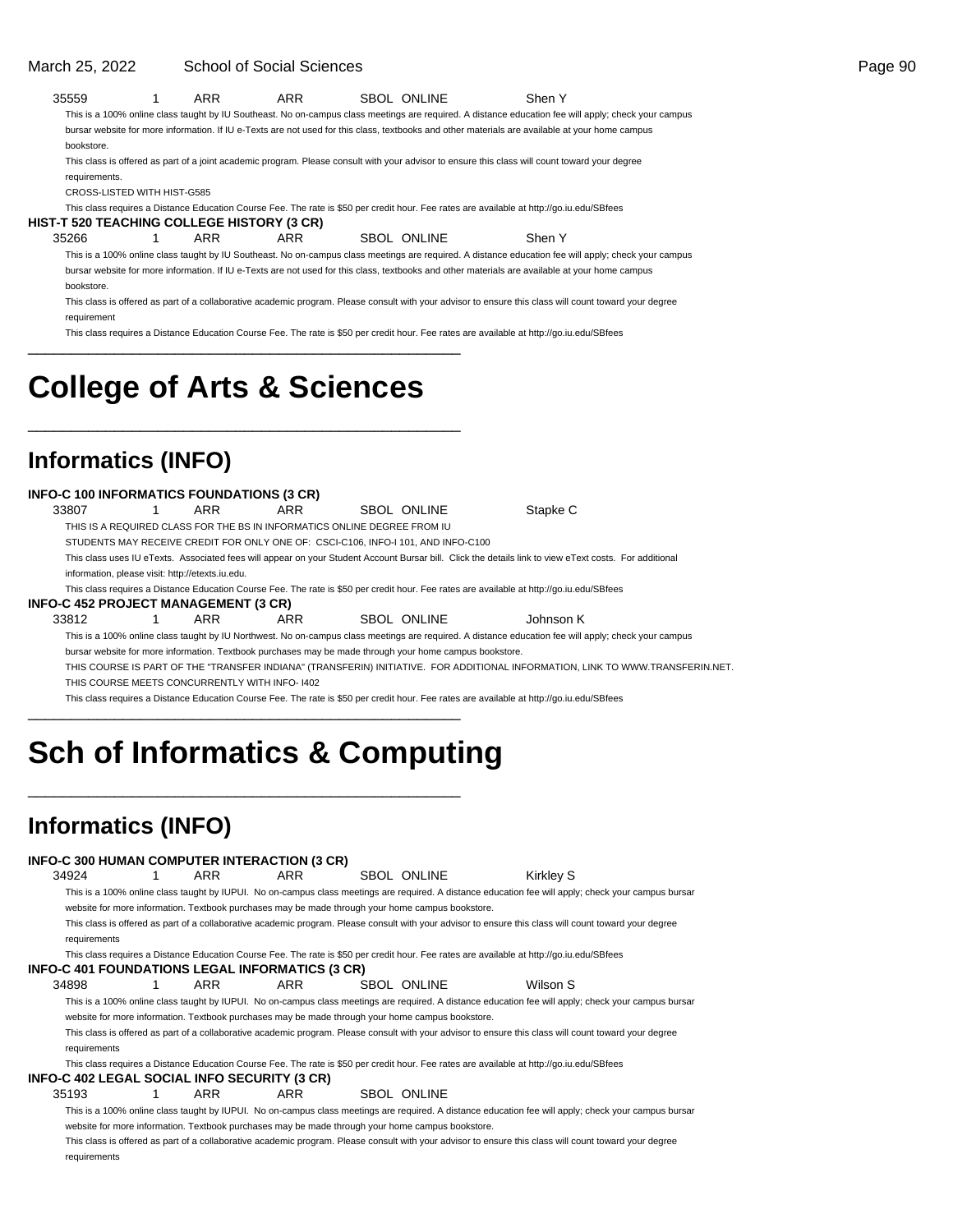35559 1 ARR ARR SBOL ONLINE Shen Y

This is a 100% online class taught by IU Southeast. No on-campus class meetings are required. A distance education fee will apply; check your campus bursar website for more information. If IU e-Texts are not used for this class, textbooks and other materials are available at your home campus bookstore.

This class is offered as part of a joint academic program. Please consult with your advisor to ensure this class will count toward your degree requirements.

CROSS-LISTED WITH HIST-G585

This class requires a Distance Education Course Fee. The rate is $50 per credit hour. Fee rates are available at http://go.iu.edu/SBfees

**HIST-T 520 TEACHING COLLEGE HISTORY (3 CR)**

35266 1 ARR ARR SBOL ONLINE Shen Y

This is a 100% online class taught by IU Southeast. No on-campus class meetings are required. A distance education fee will apply; check your campus bursar website for more information. If IU e-Texts are not used for this class, textbooks and other materials are available at your home campus bookstore.

This class is offered as part of a collaborative academic program. Please consult with your advisor to ensure this class will count toward your degree requirement

This class requires a Distance Education Course Fee. The rate is $50 per credit hour. Fee rates are available at http://go.iu.edu/SBfees

# College of Arts & Sciences

## Informatics (INFO)

**INFO-C 100 INFORMATICS FOUNDATIONS (3 CR)**

33807 1 ARR ARR SBOL ONLINE Stapke C

THIS IS A REQUIRED CLASS FOR THE BS IN INFORMATICS ONLINE DEGREE FROM IU

STUDENTS MAY RECEIVE CREDIT FOR ONLY ONE OF: CSCI-C106, INFO-I 101, AND INFO-C100

This class uses IU eTexts. Associated fees will appear on your Student Account Bursar bill. Click the details link to view eText costs. For additional information, please visit: http://etexts.iu.edu.

This class requires a Distance Education Course Fee. The rate is $50 per credit hour. Fee rates are available at http://go.iu.edu/SBfees

**INFO-C 452 PROJECT MANAGEMENT (3 CR)**

33812 1 ARR ARR SBOL ONLINE Johnson K

This is a 100% online class taught by IU Northwest. No on-campus class meetings are required. A distance education fee will apply; check your campus bursar website for more information. Textbook purchases may be made through your home campus bookstore.

THIS COURSE IS PART OF THE "TRANSFER INDIANA" (TRANSFERIN) INITIATIVE. FOR ADDITIONAL INFORMATION, LINK TO WWW.TRANSFERIN.NET.

THIS COURSE MEETS CONCURRENTLY WITH INFO- I402

This class requires a Distance Education Course Fee. The rate is $50 per credit hour. Fee rates are available at http://go.iu.edu/SBfees

# Sch of Informatics & Computing

## Informatics (INFO)

**INFO-C 300 HUMAN COMPUTER INTERACTION (3 CR)**

34924 1 ARR ARR SBOL ONLINE Kirkley S

This is a 100% online class taught by IUPUI. No on-campus class meetings are required. A distance education fee will apply; check your campus bursar website for more information. Textbook purchases may be made through your home campus bookstore.

This class is offered as part of a collaborative academic program. Please consult with your advisor to ensure this class will count toward your degree requirements

This class requires a Distance Education Course Fee. The rate is $50 per credit hour. Fee rates are available at http://go.iu.edu/SBfees

**INFO-C 401 FOUNDATIONS LEGAL INFORMATICS (3 CR)**

34898 1 ARR ARR SBOL ONLINE Wilson S

This is a 100% online class taught by IUPUI. No on-campus class meetings are required. A distance education fee will apply; check your campus bursar website for more information. Textbook purchases may be made through your home campus bookstore.

This class is offered as part of a collaborative academic program. Please consult with your advisor to ensure this class will count toward your degree requirements

This class requires a Distance Education Course Fee. The rate is $50 per credit hour. Fee rates are available at http://go.iu.edu/SBfees

**INFO-C 402 LEGAL SOCIAL INFO SECURITY (3 CR)**

35193 1 ARR ARR SBOL ONLINE

This is a 100% online class taught by IUPUI. No on-campus class meetings are required. A distance education fee will apply; check your campus bursar website for more information. Textbook purchases may be made through your home campus bookstore.

This class is offered as part of a collaborative academic program. Please consult with your advisor to ensure this class will count toward your degree requirements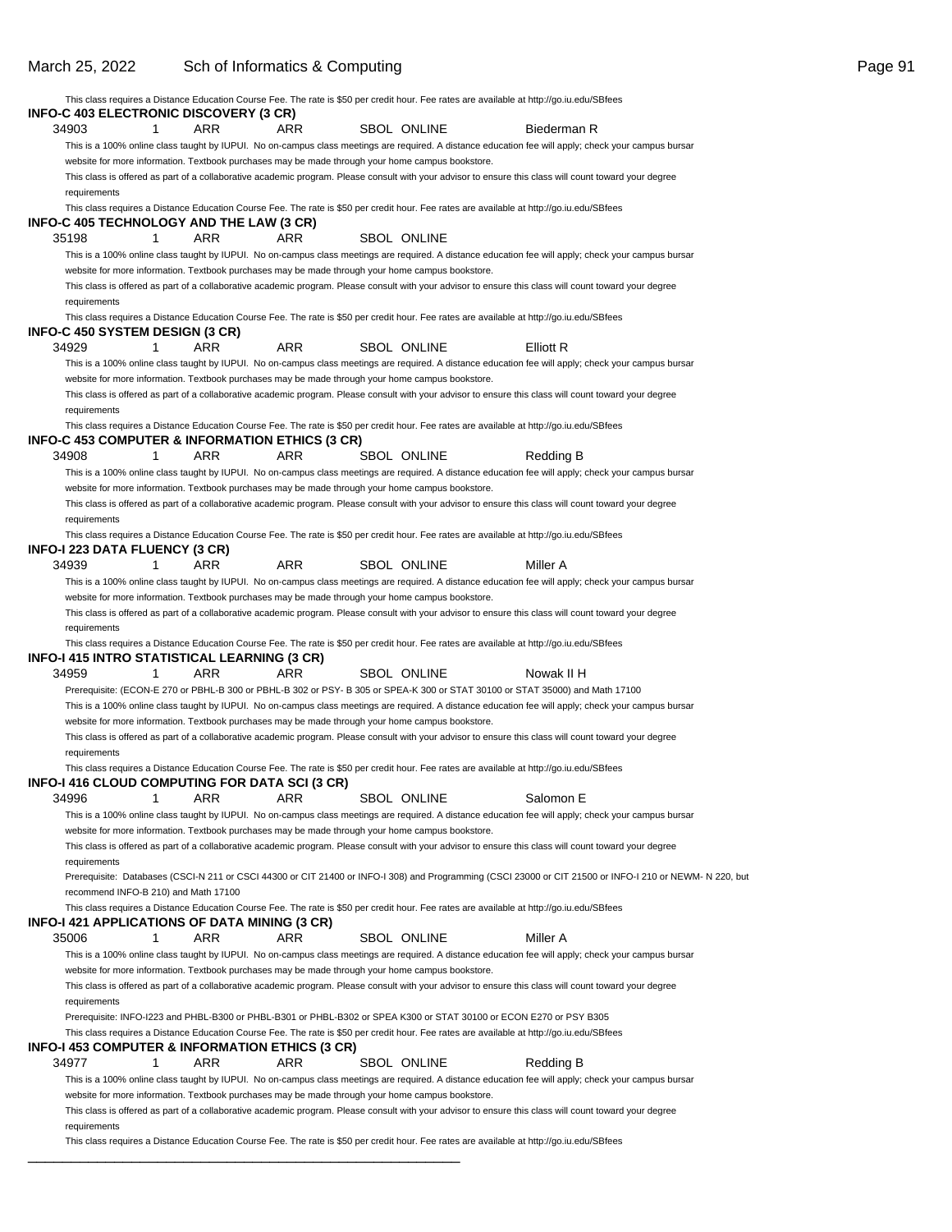This class requires a Distance Education Course Fee. The rate is $50 per credit hour. Fee rates are available at http://go.iu.edu/SBfees

**INFO-C 403 ELECTRONIC DISCOVERY (3 CR)**

34903 1 ARR ARR SBOL ONLINE Biederman R

This is a 100% online class taught by IUPUI. No on-campus class meetings are required. A distance education fee will apply; check your campus bursar website for more information. Textbook purchases may be made through your home campus bookstore.

This class is offered as part of a collaborative academic program. Please consult with your advisor to ensure this class will count toward your degree requirements

This class requires a Distance Education Course Fee. The rate is $50 per credit hour. Fee rates are available at http://go.iu.edu/SBfees

**INFO-C 405 TECHNOLOGY AND THE LAW (3 CR)**

35198 1 ARR ARR SBOL ONLINE

This is a 100% online class taught by IUPUI. No on-campus class meetings are required. A distance education fee will apply; check your campus bursar website for more information. Textbook purchases may be made through your home campus bookstore.

This class is offered as part of a collaborative academic program. Please consult with your advisor to ensure this class will count toward your degree requirements

This class requires a Distance Education Course Fee. The rate is $50 per credit hour. Fee rates are available at http://go.iu.edu/SBfees

**INFO-C 450 SYSTEM DESIGN (3 CR)**

34929 1 ARR ARR SBOL ONLINE Elliott R

This is a 100% online class taught by IUPUI. No on-campus class meetings are required. A distance education fee will apply; check your campus bursar website for more information. Textbook purchases may be made through your home campus bookstore.

This class is offered as part of a collaborative academic program. Please consult with your advisor to ensure this class will count toward your degree requirements

This class requires a Distance Education Course Fee. The rate is $50 per credit hour. Fee rates are available at http://go.iu.edu/SBfees

**INFO-C 453 COMPUTER & INFORMATION ETHICS (3 CR)**

34908 1 ARR ARR SBOL ONLINE Redding B

This is a 100% online class taught by IUPUI. No on-campus class meetings are required. A distance education fee will apply; check your campus bursar website for more information. Textbook purchases may be made through your home campus bookstore.

This class is offered as part of a collaborative academic program. Please consult with your advisor to ensure this class will count toward your degree requirements

This class requires a Distance Education Course Fee. The rate is $50 per credit hour. Fee rates are available at http://go.iu.edu/SBfees

**INFO-I 223 DATA FLUENCY (3 CR)**

34939 1 ARR ARR SBOL ONLINE Miller A

This is a 100% online class taught by IUPUI. No on-campus class meetings are required. A distance education fee will apply; check your campus bursar website for more information. Textbook purchases may be made through your home campus bookstore.

This class is offered as part of a collaborative academic program. Please consult with your advisor to ensure this class will count toward your degree requirements

This class requires a Distance Education Course Fee. The rate is $50 per credit hour. Fee rates are available at http://go.iu.edu/SBfees

**INFO-I 415 INTRO STATISTICAL LEARNING (3 CR)**

34959 1 ARR ARR SBOL ONLINE Nowak II H

Prerequisite: (ECON-E 270 or PBHL-B 300 or PBHL-B 302 or PSY- B 305 or SPEA-K 300 or STAT 30100 or STAT 35000) and Math 17100

This is a 100% online class taught by IUPUI. No on-campus class meetings are required. A distance education fee will apply; check your campus bursar website for more information. Textbook purchases may be made through your home campus bookstore.

This class is offered as part of a collaborative academic program. Please consult with your advisor to ensure this class will count toward your degree requirements

This class requires a Distance Education Course Fee. The rate is $50 per credit hour. Fee rates are available at http://go.iu.edu/SBfees

**INFO-I 416 CLOUD COMPUTING FOR DATA SCI (3 CR)**

34996 1 ARR ARR SBOL ONLINE Salomon E

This is a 100% online class taught by IUPUI. No on-campus class meetings are required. A distance education fee will apply; check your campus bursar website for more information. Textbook purchases may be made through your home campus bookstore.

This class is offered as part of a collaborative academic program. Please consult with your advisor to ensure this class will count toward your degree requirements

Prerequisite: Databases (CSCI-N 211 or CSCI 44300 or CIT 21400 or INFO-I 308) and Programming (CSCI 23000 or CIT 21500 or INFO-I 210 or NEWM- N 220, but recommend INFO-B 210) and Math 17100

This class requires a Distance Education Course Fee. The rate is $50 per credit hour. Fee rates are available at http://go.iu.edu/SBfees

**INFO-I 421 APPLICATIONS OF DATA MINING (3 CR)**

35006 1 ARR ARR SBOL ONLINE Miller A

This is a 100% online class taught by IUPUI. No on-campus class meetings are required. A distance education fee will apply; check your campus bursar website for more information. Textbook purchases may be made through your home campus bookstore.

This class is offered as part of a collaborative academic program. Please consult with your advisor to ensure this class will count toward your degree requirements

Prerequisite: INFO-I223 and PHBL-B300 or PHBL-B301 or PHBL-B302 or SPEA K300 or STAT 30100 or ECON E270 or PSY B305

This class requires a Distance Education Course Fee. The rate is $50 per credit hour. Fee rates are available at http://go.iu.edu/SBfees

**INFO-I 453 COMPUTER & INFORMATION ETHICS (3 CR)**

34977 1 ARR ARR SBOL ONLINE Redding B

This is a 100% online class taught by IUPUI. No on-campus class meetings are required. A distance education fee will apply; check your campus bursar website for more information. Textbook purchases may be made through your home campus bookstore.

This class is offered as part of a collaborative academic program. Please consult with your advisor to ensure this class will count toward your degree requirements

This class requires a Distance Education Course Fee. The rate is $50 per credit hour. Fee rates are available at http://go.iu.edu/SBfees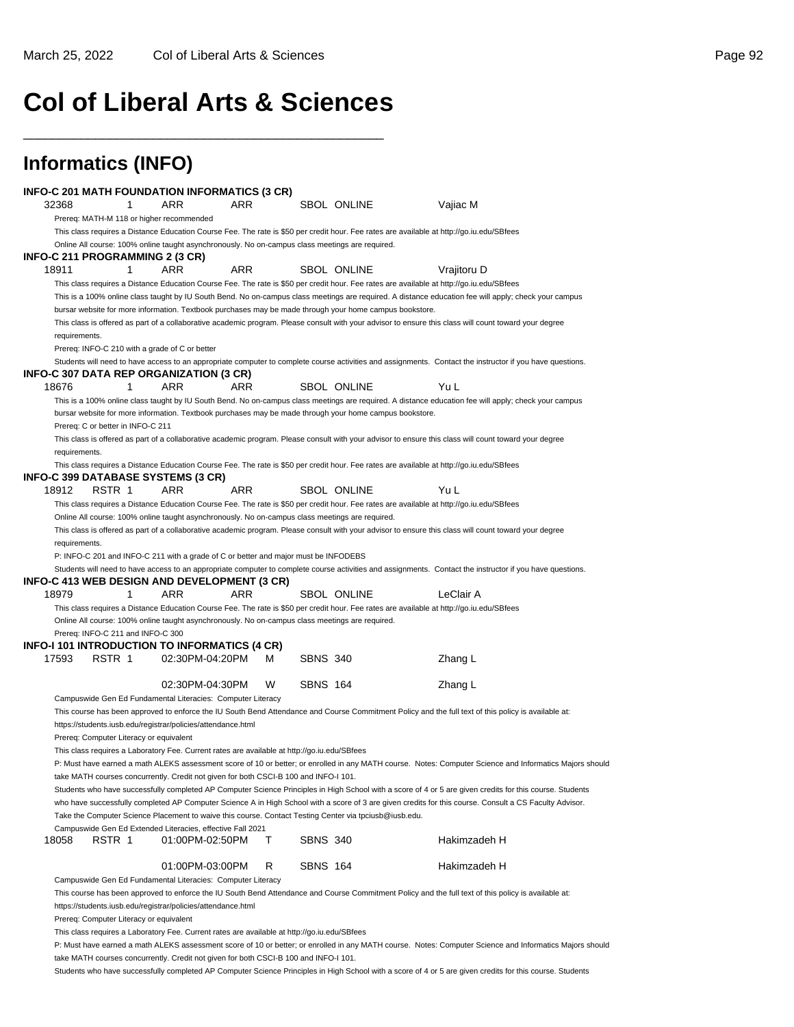# Col of Liberal Arts & Sciences

## Informatics (INFO)

**INFO-C 201 MATH FOUNDATION INFORMATICS (3 CR)**

| 32368 | | 1 | ARR | ARR | SBOL | ONLINE | Vajiac M |
|---|---|---|---|---|---|---|---|

Prereq: MATH-M 118 or higher recommended
This class requires a Distance Education Course Fee. The rate is $50 per credit hour. Fee rates are available at http://go.iu.edu/SBfees
Online All course: 100% online taught asynchronously. No on-campus class meetings are required.

**INFO-C 211 PROGRAMMING 2 (3 CR)**

| 18911 | | 1 | ARR | ARR | SBOL | ONLINE | Vrajitoru D |
|---|---|---|---|---|---|---|---|

This class requires a Distance Education Course Fee. The rate is $50 per credit hour. Fee rates are available at http://go.iu.edu/SBfees
This is a 100% online class taught by IU South Bend. No on-campus class meetings are required. A distance education fee will apply; check your campus bursar website for more information. Textbook purchases may be made through your home campus bookstore.
This class is offered as part of a collaborative academic program. Please consult with your advisor to ensure this class will count toward your degree requirements.
Prereq: INFO-C 210 with a grade of C or better
Students will need to have access to an appropriate computer to complete course activities and assignments. Contact the instructor if you have questions.

**INFO-C 307 DATA REP ORGANIZATION (3 CR)**

| 18676 | | 1 | ARR | ARR | SBOL | ONLINE | Yu L |
|---|---|---|---|---|---|---|---|

This is a 100% online class taught by IU South Bend. No on-campus class meetings are required. A distance education fee will apply; check your campus bursar website for more information. Textbook purchases may be made through your home campus bookstore.
Prereq: C or better in INFO-C 211
This class is offered as part of a collaborative academic program. Please consult with your advisor to ensure this class will count toward your degree requirements.
This class requires a Distance Education Course Fee. The rate is $50 per credit hour. Fee rates are available at http://go.iu.edu/SBfees

**INFO-C 399 DATABASE SYSTEMS (3 CR)**

| 18912 | RSTR | 1 | ARR | ARR | SBOL | ONLINE | Yu L |
|---|---|---|---|---|---|---|---|

This class requires a Distance Education Course Fee. The rate is $50 per credit hour. Fee rates are available at http://go.iu.edu/SBfees
Online All course: 100% online taught asynchronously. No on-campus class meetings are required.
This class is offered as part of a collaborative academic program. Please consult with your advisor to ensure this class will count toward your degree requirements.
P: INFO-C 201 and INFO-C 211 with a grade of C or better and major must be INFODEBS
Students will need to have access to an appropriate computer to complete course activities and assignments. Contact the instructor if you have questions.

**INFO-C 413 WEB DESIGN AND DEVELOPMENT (3 CR)**

| 18979 | | 1 | ARR | ARR | SBOL | ONLINE | LeClair A |
|---|---|---|---|---|---|---|---|

This class requires a Distance Education Course Fee. The rate is $50 per credit hour. Fee rates are available at http://go.iu.edu/SBfees
Online All course: 100% online taught asynchronously. No on-campus class meetings are required.
Prereq: INFO-C 211 and INFO-C 300

**INFO-I 101 INTRODUCTION TO INFORMATICS (4 CR)**

| 17593 | RSTR | 1 | 02:30PM-04:20PM | M | SBNS | 340 | Zhang L |
|---|---|---|---|---|---|---|---|
| | | | 02:30PM-04:30PM | W | SBNS | 164 | Zhang L |

Campuswide Gen Ed Fundamental Literacies: Computer Literacy
This course has been approved to enforce the IU South Bend Attendance and Course Commitment Policy and the full text of this policy is available at: https://students.iusb.edu/registrar/policies/attendance.html
Prereq: Computer Literacy or equivalent
This class requires a Laboratory Fee. Current rates are available at http://go.iu.edu/SBfees
P: Must have earned a math ALEKS assessment score of 10 or better; or enrolled in any MATH course. Notes: Computer Science and Informatics Majors should take MATH courses concurrently. Credit not given for both CSCI-B 100 and INFO-I 101.
Students who have successfully completed AP Computer Science Principles in High School with a score of 4 or 5 are given credits for this course. Students who have successfully completed AP Computer Science A in High School with a score of 3 are given credits for this course. Consult a CS Faculty Advisor.
Take the Computer Science Placement to waive this course. Contact Testing Center via tpciusb@iusb.edu.
Campuswide Gen Ed Extended Literacies, effective Fall 2021

| 18058 | RSTR | 1 | 01:00PM-02:50PM | T | SBNS | 340 | Hakimzadeh H |
|---|---|---|---|---|---|---|---|
| | | | 01:00PM-03:00PM | R | SBNS | 164 | Hakimzadeh H |

Campuswide Gen Ed Fundamental Literacies: Computer Literacy
This course has been approved to enforce the IU South Bend Attendance and Course Commitment Policy and the full text of this policy is available at: https://students.iusb.edu/registrar/policies/attendance.html
Prereq: Computer Literacy or equivalent
This class requires a Laboratory Fee. Current rates are available at http://go.iu.edu/SBfees
P: Must have earned a math ALEKS assessment score of 10 or better; or enrolled in any MATH course. Notes: Computer Science and Informatics Majors should take MATH courses concurrently. Credit not given for both CSCI-B 100 and INFO-I 101.
Students who have successfully completed AP Computer Science Principles in High School with a score of 4 or 5 are given credits for this course. Students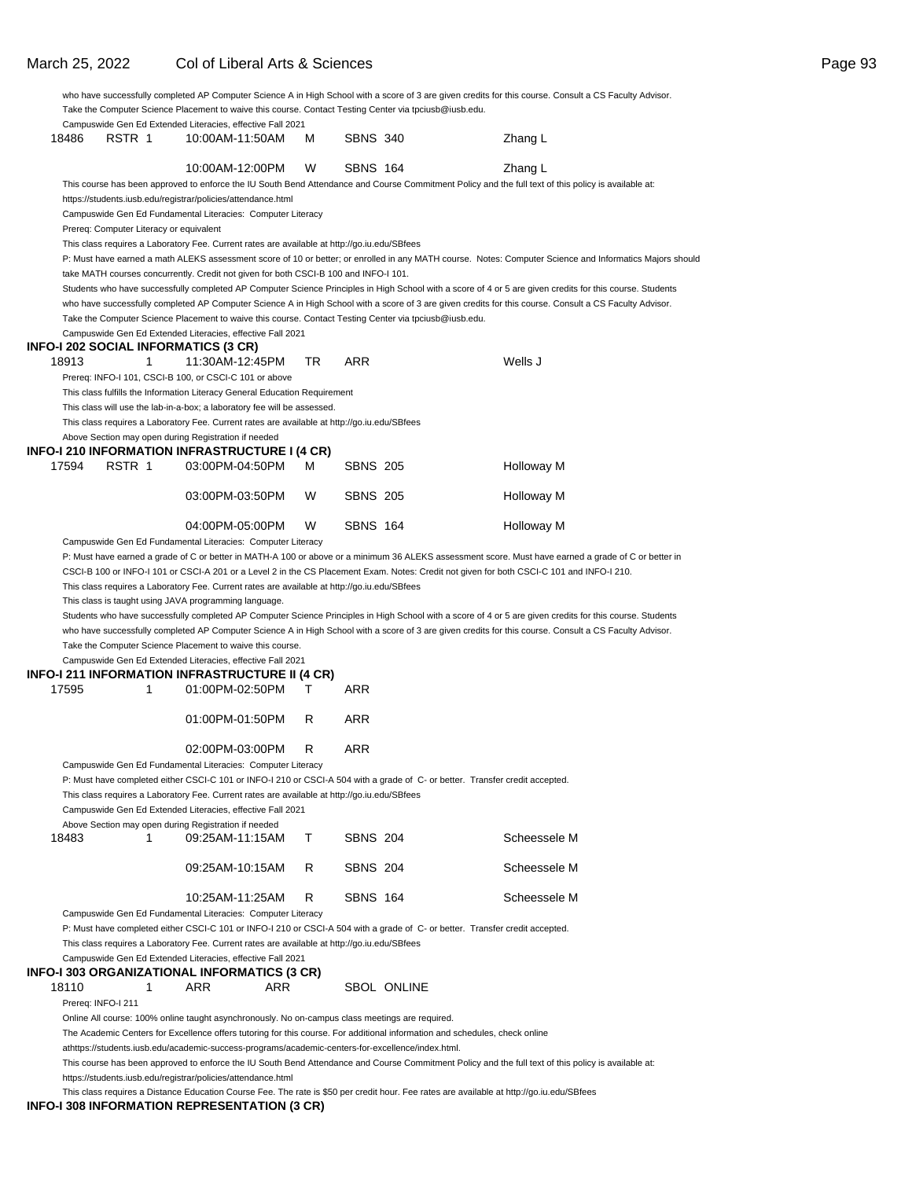who have successfully completed AP Computer Science A in High School with a score of 3 are given credits for this course. Consult a CS Faculty Advisor.
Take the Computer Science Placement to waive this course. Contact Testing Center via tpciusb@iusb.edu.
Campuswide Gen Ed Extended Literacies, effective Fall 2021

| 18486 | RSTR 1 | 10:00AM-11:50AM | M | SBNS 340 | Zhang L |
|---|---|---|---|---|---|
| | | 10:00AM-12:00PM | W | SBNS 164 | Zhang L |

This course has been approved to enforce the IU South Bend Attendance and Course Commitment Policy and the full text of this policy is available at:
https://students.iusb.edu/registrar/policies/attendance.html
Campuswide Gen Ed Fundamental Literacies: Computer Literacy
Prereq: Computer Literacy or equivalent
This class requires a Laboratory Fee. Current rates are available at http://go.iu.edu/SBfees
P: Must have earned a math ALEKS assessment score of 10 or better; or enrolled in any MATH course. Notes: Computer Science and Informatics Majors should take MATH courses concurrently. Credit not given for both CSCI-B 100 and INFO-I 101.
Students who have successfully completed AP Computer Science Principles in High School with a score of 4 or 5 are given credits for this course. Students who have successfully completed AP Computer Science A in High School with a score of 3 are given credits for this course. Consult a CS Faculty Advisor.
Take the Computer Science Placement to waive this course. Contact Testing Center via tpciusb@iusb.edu.
Campuswide Gen Ed Extended Literacies, effective Fall 2021

## INFO-I 202 SOCIAL INFORMATICS (3 CR)

| 18913 | 1 | 11:30AM-12:45PM | TR | ARR | Wells J |
|---|---|---|---|---|---|

Prereq: INFO-I 101, CSCI-B 100, or CSCI-C 101 or above
This class fulfills the Information Literacy General Education Requirement
This class will use the lab-in-a-box; a laboratory fee will be assessed.
This class requires a Laboratory Fee. Current rates are available at http://go.iu.edu/SBfees
Above Section may open during Registration if needed

## INFO-I 210 INFORMATION INFRASTRUCTURE I (4 CR)

| 17594 | RSTR 1 | 03:00PM-04:50PM | M | SBNS 205 | Holloway M |
|---|---|---|---|---|---|
| | | 03:00PM-03:50PM | W | SBNS 205 | Holloway M |
| | | 04:00PM-05:00PM | W | SBNS 164 | Holloway M |

Campuswide Gen Ed Fundamental Literacies: Computer Literacy
P: Must have earned a grade of C or better in MATH-A 100 or above or a minimum 36 ALEKS assessment score. Must have earned a grade of C or better in CSCI-B 100 or INFO-I 101 or CSCI-A 201 or a Level 2 in the CS Placement Exam. Notes: Credit not given for both CSCI-C 101 and INFO-I 210.
This class requires a Laboratory Fee. Current rates are available at http://go.iu.edu/SBfees
This class is taught using JAVA programming language.
Students who have successfully completed AP Computer Science Principles in High School with a score of 4 or 5 are given credits for this course. Students who have successfully completed AP Computer Science A in High School with a score of 3 are given credits for this course. Consult a CS Faculty Advisor.
Take the Computer Science Placement to waive this course.
Campuswide Gen Ed Extended Literacies, effective Fall 2021

## INFO-I 211 INFORMATION INFRASTRUCTURE II (4 CR)

| 17595 | 1 | 01:00PM-02:50PM | T | ARR | |
|---|---|---|---|---|---|
| | | 01:00PM-01:50PM | R | ARR | |
| | | 02:00PM-03:00PM | R | ARR | |

Campuswide Gen Ed Fundamental Literacies: Computer Literacy
P: Must have completed either CSCI-C 101 or INFO-I 210 or CSCI-A 504 with a grade of C- or better. Transfer credit accepted.
This class requires a Laboratory Fee. Current rates are available at http://go.iu.edu/SBfees
Campuswide Gen Ed Extended Literacies, effective Fall 2021
Above Section may open during Registration if needed

| 18483 | 1 | 09:25AM-11:15AM | T | SBNS 204 | Scheessele M |
|---|---|---|---|---|---|
| | | 09:25AM-10:15AM | R | SBNS 204 | Scheessele M |
| | | 10:25AM-11:25AM | R | SBNS 164 | Scheessele M |

Campuswide Gen Ed Fundamental Literacies: Computer Literacy
P: Must have completed either CSCI-C 101 or INFO-I 210 or CSCI-A 504 with a grade of C- or better. Transfer credit accepted.
This class requires a Laboratory Fee. Current rates are available at http://go.iu.edu/SBfees
Campuswide Gen Ed Extended Literacies, effective Fall 2021

## INFO-I 303 ORGANIZATIONAL INFORMATICS (3 CR)

| 18110 | 1 | ARR | ARR | SBOL ONLINE | |
|---|---|---|---|---|---|

Prereq: INFO-I 211
Online All course: 100% online taught asynchronously. No on-campus class meetings are required.
The Academic Centers for Excellence offers tutoring for this course. For additional information and schedules, check online athttps://students.iusb.edu/academic-success-programs/academic-centers-for-excellence/index.html.
This course has been approved to enforce the IU South Bend Attendance and Course Commitment Policy and the full text of this policy is available at:
https://students.iusb.edu/registrar/policies/attendance.html
This class requires a Distance Education Course Fee. The rate is $50 per credit hour. Fee rates are available at http://go.iu.edu/SBfees

## INFO-I 308 INFORMATION REPRESENTATION (3 CR)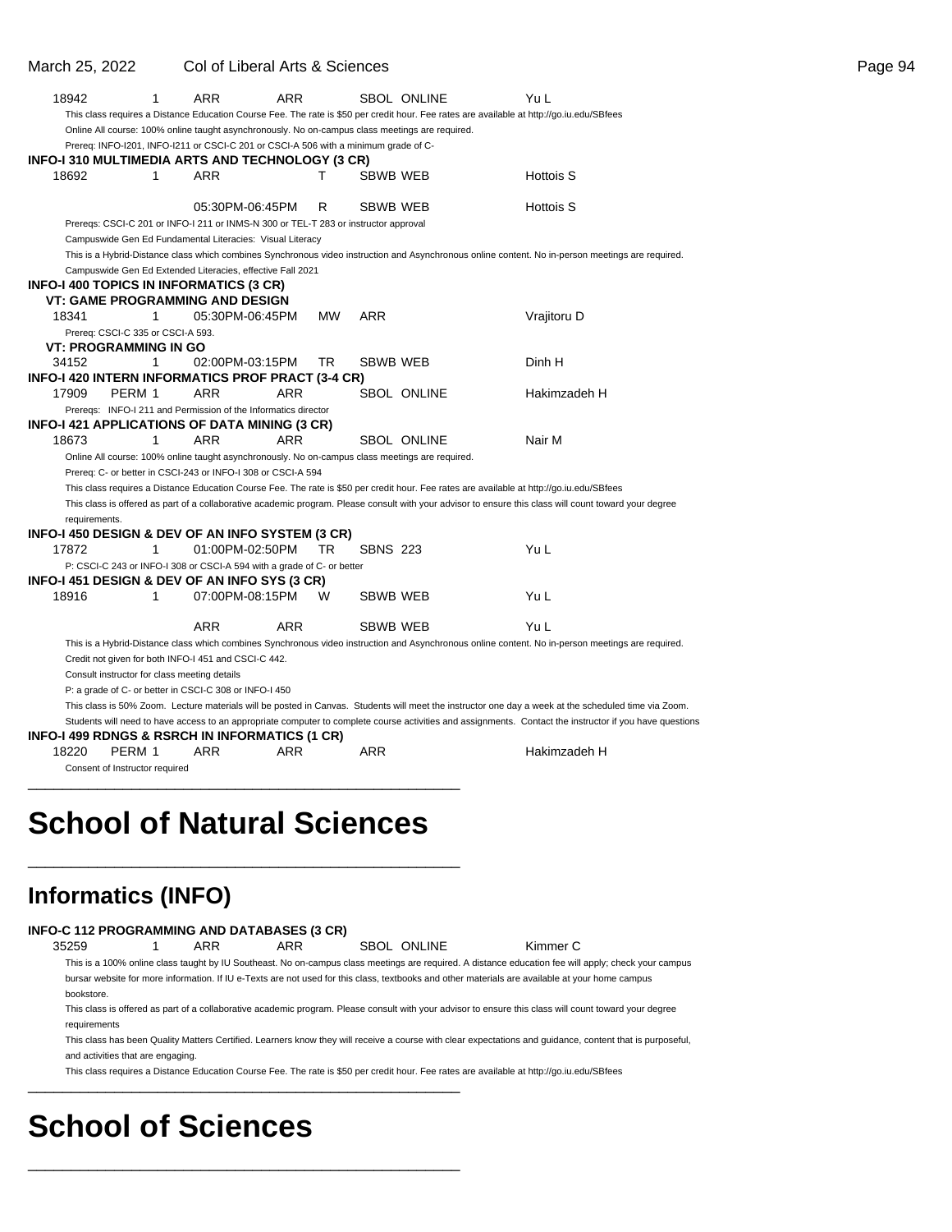18942 1 ARR ARR SBOL ONLINE Yu L

This class requires a Distance Education Course Fee. The rate is $50 per credit hour. Fee rates are available at http://go.iu.edu/SBfees

Online All course: 100% online taught asynchronously. No on-campus class meetings are required.

Prereq: INFO-I201, INFO-I211 or CSCI-C 201 or CSCI-A 506 with a minimum grade of C-

**INFO-I 310 MULTIMEDIA ARTS AND TECHNOLOGY (3 CR)**

18692 1 ARR T SBWB WEB Hottois S

05:30PM-06:45PM R SBWB WEB Hottois S

Prereqs: CSCI-C 201 or INFO-I 211 or INMS-N 300 or TEL-T 283 or instructor approval

Campuswide Gen Ed Fundamental Literacies: Visual Literacy

This is a Hybrid-Distance class which combines Synchronous video instruction and Asynchronous online content. No in-person meetings are required.

Campuswide Gen Ed Extended Literacies, effective Fall 2021

**INFO-I 400 TOPICS IN INFORMATICS (3 CR)**

**VT: GAME PROGRAMMING AND DESIGN**

18341 1 05:30PM-06:45PM MW ARR Vrajitoru D

Prereq: CSCI-C 335 or CSCI-A 593.

**VT: PROGRAMMING IN GO**

34152 1 02:00PM-03:15PM TR SBWB WEB Dinh H

**INFO-I 420 INTERN INFORMATICS PROF PRACT (3-4 CR)**

17909 PERM 1 ARR ARR SBOL ONLINE Hakimzadeh H

Prereqs: INFO-I 211 and Permission of the Informatics director

**INFO-I 421 APPLICATIONS OF DATA MINING (3 CR)**

18673 1 ARR ARR SBOL ONLINE Nair M

Online All course: 100% online taught asynchronously. No on-campus class meetings are required.

Prereq: C- or better in CSCI-243 or INFO-I 308 or CSCI-A 594

This class requires a Distance Education Course Fee. The rate is $50 per credit hour. Fee rates are available at http://go.iu.edu/SBfees

This class is offered as part of a collaborative academic program. Please consult with your advisor to ensure this class will count toward your degree requirements.

**INFO-I 450 DESIGN & DEV OF AN INFO SYSTEM (3 CR)**

17872 1 01:00PM-02:50PM TR SBNS 223 Yu L

P: CSCI-C 243 or INFO-I 308 or CSCI-A 594 with a grade of C- or better

**INFO-I 451 DESIGN & DEV OF AN INFO SYS (3 CR)**

18916 1 07:00PM-08:15PM W SBWB WEB Yu L

ARR ARR SBWB WEB Yu L

This is a Hybrid-Distance class which combines Synchronous video instruction and Asynchronous online content. No in-person meetings are required.

Credit not given for both INFO-I 451 and CSCI-C 442.

Consult instructor for class meeting details

P: a grade of C- or better in CSCI-C 308 or INFO-I 450

This class is 50% Zoom. Lecture materials will be posted in Canvas. Students will meet the instructor one day a week at the scheduled time via Zoom.

Students will need to have access to an appropriate computer to complete course activities and assignments. Contact the instructor if you have questions

**INFO-I 499 RDNGS & RSRCH IN INFORMATICS (1 CR)**

18220 PERM 1 ARR ARR ARR Hakimzadeh H

Consent of Instructor required

---

# School of Natural Sciences

---

## Informatics (INFO)

**INFO-C 112 PROGRAMMING AND DATABASES (3 CR)**

35259 1 ARR ARR SBOL ONLINE Kimmer C

This is a 100% online class taught by IU Southeast. No on-campus class meetings are required. A distance education fee will apply; check your campus bursar website for more information. If IU e-Texts are not used for this class, textbooks and other materials are available at your home campus bookstore.

This class is offered as part of a collaborative academic program. Please consult with your advisor to ensure this class will count toward your degree requirements

This class has been Quality Matters Certified. Learners know they will receive a course with clear expectations and guidance, content that is purposeful, and activities that are engaging.

This class requires a Distance Education Course Fee. The rate is $50 per credit hour. Fee rates are available at http://go.iu.edu/SBfees

---

# School of Sciences

---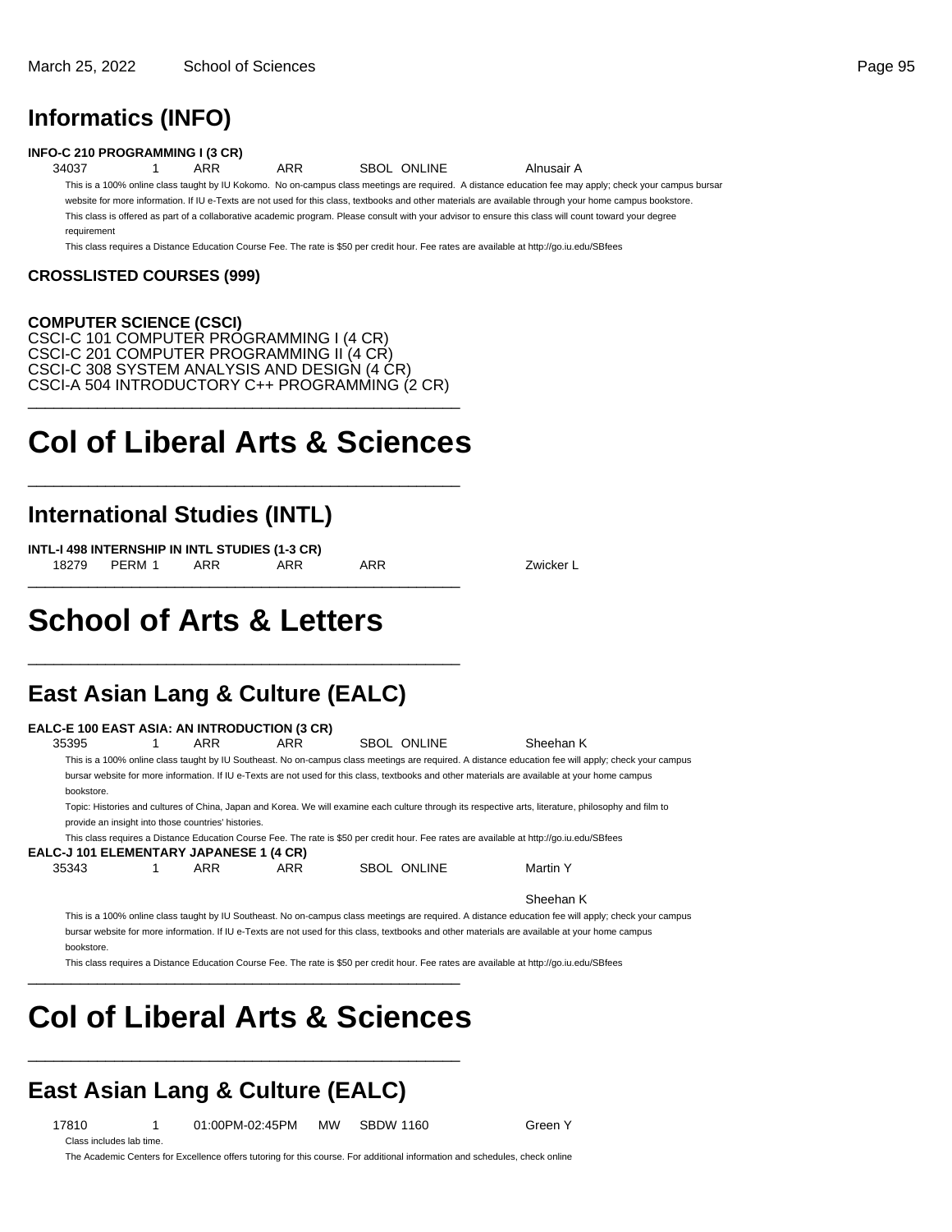## Informatics (INFO)

**INFO-C 210 PROGRAMMING I (3 CR)**

34037 1 ARR ARR SBOL ONLINE Alnusair A

This is a 100% online class taught by IU Kokomo. No on-campus class meetings are required. A distance education fee may apply; check your campus bursar website for more information. If IU e-Texts are not used for this class, textbooks and other materials are available through your home campus bookstore.

This class is offered as part of a collaborative academic program. Please consult with your advisor to ensure this class will count toward your degree requirement

This class requires a Distance Education Course Fee. The rate is $50 per credit hour. Fee rates are available at http://go.iu.edu/SBfees

**CROSSLISTED COURSES (999)**

**COMPUTER SCIENCE (CSCI)**

CSCI-C 101 COMPUTER PROGRAMMING I (4 CR)
CSCI-C 201 COMPUTER PROGRAMMING II (4 CR)
CSCI-C 308 SYSTEM ANALYSIS AND DESIGN (4 CR)
CSCI-A 504 INTRODUCTORY C++ PROGRAMMING (2 CR)

---

# Col of Liberal Arts & Sciences

---

## International Studies (INTL)

**INTL-I 498 INTERNSHIP IN INTL STUDIES (1-3 CR)**

18279 PERM 1 ARR ARR ARR Zwicker L

---

# School of Arts & Letters

---

## East Asian Lang & Culture (EALC)

**EALC-E 100 EAST ASIA: AN INTRODUCTION (3 CR)**

35395 1 ARR ARR SBOL ONLINE Sheehan K

This is a 100% online class taught by IU Southeast. No on-campus class meetings are required. A distance education fee will apply; check your campus bursar website for more information. If IU e-Texts are not used for this class, textbooks and other materials are available at your home campus bookstore.

Topic: Histories and cultures of China, Japan and Korea. We will examine each culture through its respective arts, literature, philosophy and film to provide an insight into those countries' histories.

This class requires a Distance Education Course Fee. The rate is $50 per credit hour. Fee rates are available at http://go.iu.edu/SBfees

**EALC-J 101 ELEMENTARY JAPANESE 1 (4 CR)**

35343 1 ARR ARR SBOL ONLINE Martin Y

Sheehan K

This is a 100% online class taught by IU Southeast. No on-campus class meetings are required. A distance education fee will apply; check your campus bursar website for more information. If IU e-Texts are not used for this class, textbooks and other materials are available at your home campus bookstore.

This class requires a Distance Education Course Fee. The rate is $50 per credit hour. Fee rates are available at http://go.iu.edu/SBfees

---

# Col of Liberal Arts & Sciences

---

## East Asian Lang & Culture (EALC)

17810 1 01:00PM-02:45PM MW SBDW 1160 Green Y

Class includes lab time.

The Academic Centers for Excellence offers tutoring for this course. For additional information and schedules, check online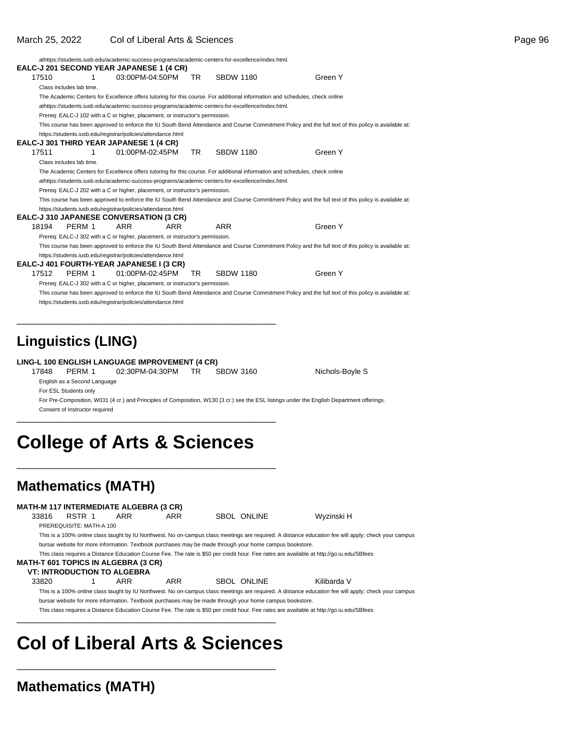athttps://students.iusb.edu/academic-success-programs/academic-centers-for-excellence/index.html.

**EALC-J 201 SECOND YEAR JAPANESE 1 (4 CR)**

17510 1 03:00PM-04:50PM TR SBDW 1180 Green Y

Class includes lab time.

The Academic Centers for Excellence offers tutoring for this course. For additional information and schedules, check online athttps://students.iusb.edu/academic-success-programs/academic-centers-for-excellence/index.html.

Prereq: EALC-J 102 with a C or higher, placement, or instructor's permission.

This course has been approved to enforce the IU South Bend Attendance and Course Commitment Policy and the full text of this policy is available at: https://students.iusb.edu/registrar/policies/attendance.html

**EALC-J 301 THIRD YEAR JAPANESE 1 (4 CR)**

17511 1 01:00PM-02:45PM TR SBDW 1180 Green Y

Class includes lab time.

The Academic Centers for Excellence offers tutoring for this course. For additional information and schedules, check online athttps://students.iusb.edu/academic-success-programs/academic-centers-for-excellence/index.html.

Prereq: EALC-J 202 with a C or higher, placement, or instructor's permission.

This course has been approved to enforce the IU South Bend Attendance and Course Commitment Policy and the full text of this policy is available at: https://students.iusb.edu/registrar/policies/attendance.html

**EALC-J 310 JAPANESE CONVERSATION (3 CR)**

18194 PERM 1 ARR ARR ARR Green Y

Prereq: EALC-J 302 with a C or higher, placement, or instructor's permission.

This course has been approved to enforce the IU South Bend Attendance and Course Commitment Policy and the full text of this policy is available at: https://students.iusb.edu/registrar/policies/attendance.html

**EALC-J 401 FOURTH-YEAR JAPANESE I (3 CR)**

17512 PERM 1 01:00PM-02:45PM TR SBDW 1180 Green Y

Prereq: EALC-J 302 with a C or higher, placement, or instructor's permission.

This course has been approved to enforce the IU South Bend Attendance and Course Commitment Policy and the full text of this policy is available at: https://students.iusb.edu/registrar/policies/attendance.html

---

## Linguistics (LING)

**LING-L 100 ENGLISH LANGUAGE IMPROVEMENT (4 CR)**

17848 PERM 1 02:30PM-04:30PM TR SBDW 3160 Nichols-Boyle S

English as a Second Language

For ESL Students only

For Pre-Composition, W031 (4 cr.) and Principles of Composition, W130 (3 cr.) see the ESL listings under the English Department offerings.

Consent of Instructor required

---

# College of Arts & Sciences

---

## Mathematics (MATH)

**MATH-M 117 INTERMEDIATE ALGEBRA (3 CR)**

33816 RSTR 1 ARR ARR SBOL ONLINE Wyzinski H

PREREQUISITE: MATH-A 100

This is a 100% online class taught by IU Northwest. No on-campus class meetings are required. A distance education fee will apply; check your campus bursar website for more information. Textbook purchases may be made through your home campus bookstore.

This class requires a Distance Education Course Fee. The rate is $50 per credit hour. Fee rates are available at http://go.iu.edu/SBfees

**MATH-T 601 TOPICS IN ALGEBRA (3 CR)**

**VT: INTRODUCTION TO ALGEBRA**

33820 1 ARR ARR SBOL ONLINE Kilibarda V

This is a 100% online class taught by IU Northwest. No on-campus class meetings are required. A distance education fee will apply; check your campus bursar website for more information. Textbook purchases may be made through your home campus bookstore.

This class requires a Distance Education Course Fee. The rate is $50 per credit hour. Fee rates are available at http://go.iu.edu/SBfees

---

# Col of Liberal Arts & Sciences

---

## Mathematics (MATH)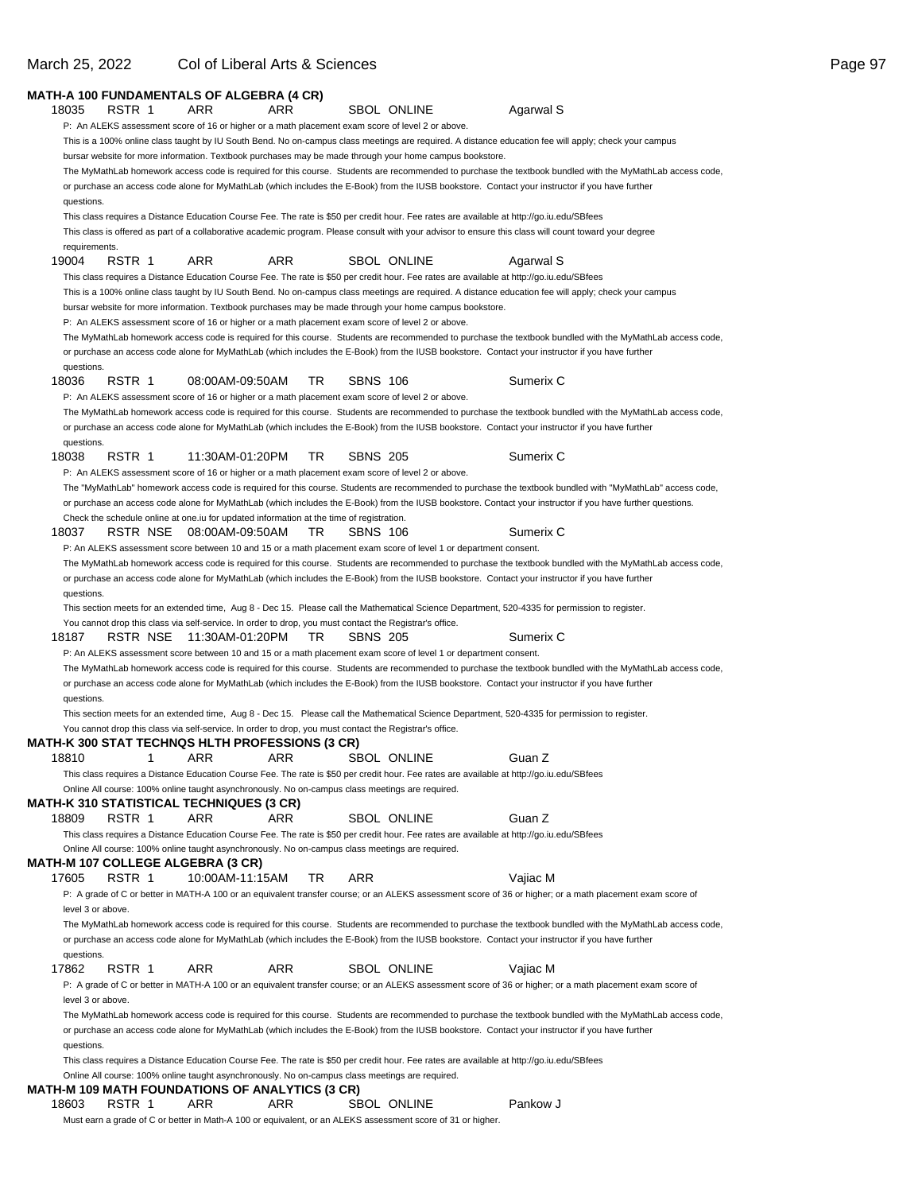**MATH-A 100 FUNDAMENTALS OF ALGEBRA (4 CR)**

18035 RSTR 1 ARR ARR SBOL ONLINE Agarwal S

P: An ALEKS assessment score of 16 or higher or a math placement exam score of level 2 or above.

This is a 100% online class taught by IU South Bend. No on-campus class meetings are required. A distance education fee will apply; check your campus bursar website for more information. Textbook purchases may be made through your home campus bookstore.

The MyMathLab homework access code is required for this course. Students are recommended to purchase the textbook bundled with the MyMathLab access code, or purchase an access code alone for MyMathLab (which includes the E-Book) from the IUSB bookstore. Contact your instructor if you have further questions.

This class requires a Distance Education Course Fee. The rate is $50 per credit hour. Fee rates are available at http://go.iu.edu/SBfees

This class is offered as part of a collaborative academic program. Please consult with your advisor to ensure this class will count toward your degree requirements.

19004 RSTR 1 ARR ARR SBOL ONLINE Agarwal S

This class requires a Distance Education Course Fee. The rate is $50 per credit hour. Fee rates are available at http://go.iu.edu/SBfees

This is a 100% online class taught by IU South Bend. No on-campus class meetings are required. A distance education fee will apply; check your campus bursar website for more information. Textbook purchases may be made through your home campus bookstore.

P: An ALEKS assessment score of 16 or higher or a math placement exam score of level 2 or above.

The MyMathLab homework access code is required for this course. Students are recommended to purchase the textbook bundled with the MyMathLab access code, or purchase an access code alone for MyMathLab (which includes the E-Book) from the IUSB bookstore. Contact your instructor if you have further questions.

18036 RSTR 1 08:00AM-09:50AM TR SBNS 106 Sumerix C

P: An ALEKS assessment score of 16 or higher or a math placement exam score of level 2 or above.

The MyMathLab homework access code is required for this course. Students are recommended to purchase the textbook bundled with the MyMathLab access code, or purchase an access code alone for MyMathLab (which includes the E-Book) from the IUSB bookstore. Contact your instructor if you have further questions.

18038 RSTR 1 11:30AM-01:20PM TR SBNS 205 Sumerix C

P: An ALEKS assessment score of 16 or higher or a math placement exam score of level 2 or above.

The "MyMathLab" homework access code is required for this course. Students are recommended to purchase the textbook bundled with "MyMathLab" access code, or purchase an access code alone for MyMathLab (which includes the E-Book) from the IUSB bookstore. Contact your instructor if you have further questions.

Check the schedule online at one.iu for updated information at the time of registration.

18037 RSTR NSE 08:00AM-09:50AM TR SBNS 106 Sumerix C

P: An ALEKS assessment score between 10 and 15 or a math placement exam score of level 1 or department consent.

The MyMathLab homework access code is required for this course. Students are recommended to purchase the textbook bundled with the MyMathLab access code, or purchase an access code alone for MyMathLab (which includes the E-Book) from the IUSB bookstore. Contact your instructor if you have further questions.

This section meets for an extended time, Aug 8 - Dec 15. Please call the Mathematical Science Department, 520-4335 for permission to register.

You cannot drop this class via self-service. In order to drop, you must contact the Registrar's office.

18187 RSTR NSE 11:30AM-01:20PM TR SBNS 205 Sumerix C

P: An ALEKS assessment score between 10 and 15 or a math placement exam score of level 1 or department consent.

The MyMathLab homework access code is required for this course. Students are recommended to purchase the textbook bundled with the MyMathLab access code, or purchase an access code alone for MyMathLab (which includes the E-Book) from the IUSB bookstore. Contact your instructor if you have further questions.

This section meets for an extended time, Aug 8 - Dec 15. Please call the Mathematical Science Department, 520-4335 for permission to register.

You cannot drop this class via self-service. In order to drop, you must contact the Registrar's office.

**MATH-K 300 STAT TECHNQS HLTH PROFESSIONS (3 CR)**

18810 1 ARR ARR SBOL ONLINE Guan Z

This class requires a Distance Education Course Fee. The rate is $50 per credit hour. Fee rates are available at http://go.iu.edu/SBfees

Online All course: 100% online taught asynchronously. No on-campus class meetings are required.

**MATH-K 310 STATISTICAL TECHNIQUES (3 CR)**

18809 RSTR 1 ARR ARR SBOL ONLINE Guan Z

This class requires a Distance Education Course Fee. The rate is $50 per credit hour. Fee rates are available at http://go.iu.edu/SBfees

Online All course: 100% online taught asynchronously. No on-campus class meetings are required.

**MATH-M 107 COLLEGE ALGEBRA (3 CR)**

17605 RSTR 1 10:00AM-11:15AM TR ARR Vajiac M

P: A grade of C or better in MATH-A 100 or an equivalent transfer course; or an ALEKS assessment score of 36 or higher; or a math placement exam score of level 3 or above.

The MyMathLab homework access code is required for this course. Students are recommended to purchase the textbook bundled with the MyMathLab access code, or purchase an access code alone for MyMathLab (which includes the E-Book) from the IUSB bookstore. Contact your instructor if you have further questions.

17862 RSTR 1 ARR ARR SBOL ONLINE Vajiac M

P: A grade of C or better in MATH-A 100 or an equivalent transfer course; or an ALEKS assessment score of 36 or higher; or a math placement exam score of level 3 or above.

The MyMathLab homework access code is required for this course. Students are recommended to purchase the textbook bundled with the MyMathLab access code, or purchase an access code alone for MyMathLab (which includes the E-Book) from the IUSB bookstore. Contact your instructor if you have further questions.

This class requires a Distance Education Course Fee. The rate is $50 per credit hour. Fee rates are available at http://go.iu.edu/SBfees

Online All course: 100% online taught asynchronously. No on-campus class meetings are required.

**MATH-M 109 MATH FOUNDATIONS OF ANALYTICS (3 CR)**

18603 RSTR 1 ARR ARR SBOL ONLINE Pankow J

Must earn a grade of C or better in Math-A 100 or equivalent, or an ALEKS assessment score of 31 or higher.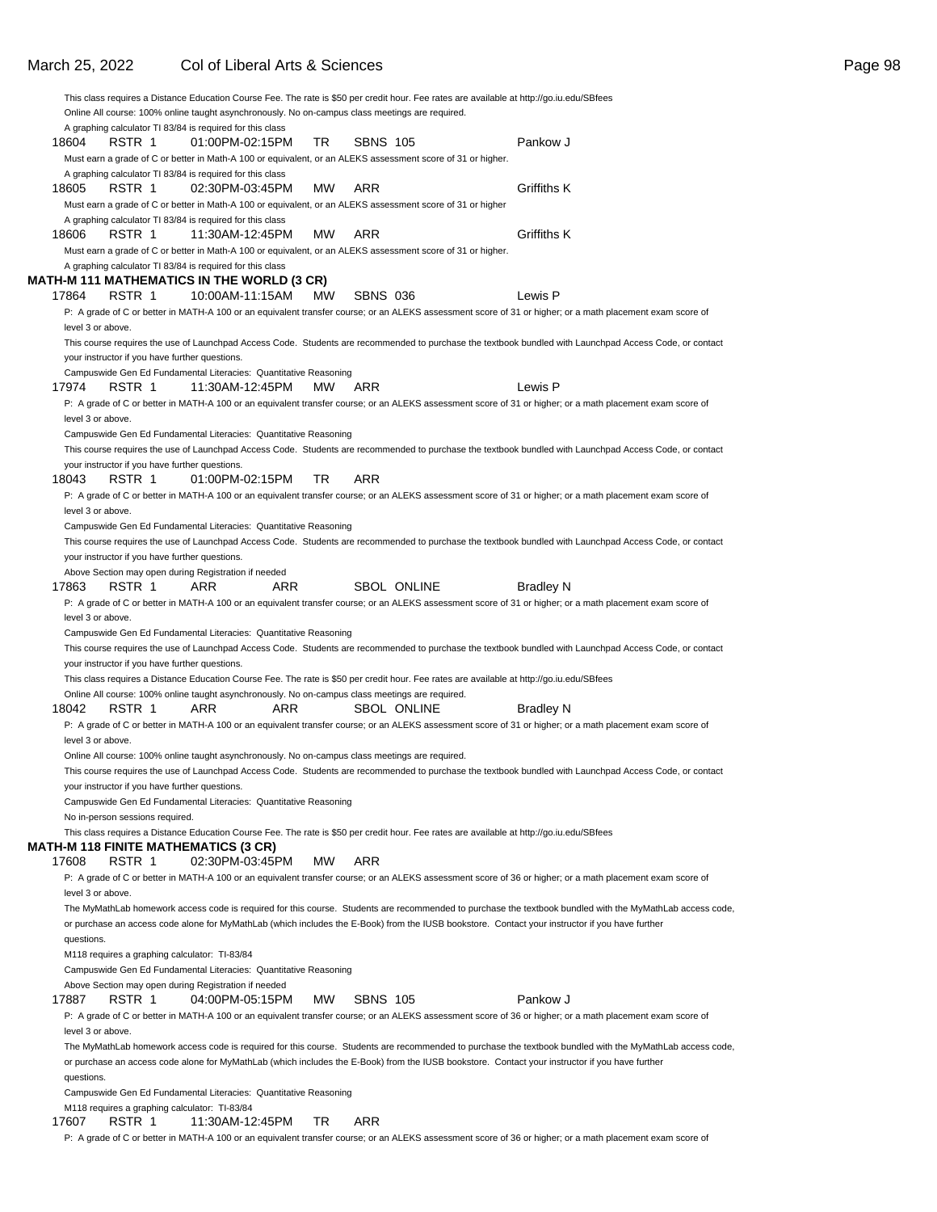This class requires a Distance Education Course Fee. The rate is $50 per credit hour. Fee rates are available at http://go.iu.edu/SBfees

Online All course: 100% online taught asynchronously. No on-campus class meetings are required.

A graphing calculator TI 83/84 is required for this class

18604 RSTR 1 01:00PM-02:15PM TR SBNS 105 Pankow J

Must earn a grade of C or better in Math-A 100 or equivalent, or an ALEKS assessment score of 31 or higher.

A graphing calculator TI 83/84 is required for this class

18605 RSTR 1 02:30PM-03:45PM MW ARR Griffiths K

Must earn a grade of C or better in Math-A 100 or equivalent, or an ALEKS assessment score of 31 or higher

A graphing calculator TI 83/84 is required for this class

18606 RSTR 1 11:30AM-12:45PM MW ARR Griffiths K

Must earn a grade of C or better in Math-A 100 or equivalent, or an ALEKS assessment score of 31 or higher.

A graphing calculator TI 83/84 is required for this class

**MATH-M 111 MATHEMATICS IN THE WORLD (3 CR)**

17864 RSTR 1 10:00AM-11:15AM MW SBNS 036 Lewis P

P: A grade of C or better in MATH-A 100 or an equivalent transfer course; or an ALEKS assessment score of 31 or higher; or a math placement exam score of level 3 or above.

This course requires the use of Launchpad Access Code. Students are recommended to purchase the textbook bundled with Launchpad Access Code, or contact your instructor if you have further questions.

Campuswide Gen Ed Fundamental Literacies: Quantitative Reasoning

17974 RSTR 1 11:30AM-12:45PM MW ARR Lewis P

P: A grade of C or better in MATH-A 100 or an equivalent transfer course; or an ALEKS assessment score of 31 or higher; or a math placement exam score of level 3 or above.

Campuswide Gen Ed Fundamental Literacies: Quantitative Reasoning

This course requires the use of Launchpad Access Code. Students are recommended to purchase the textbook bundled with Launchpad Access Code, or contact your instructor if you have further questions.

18043 RSTR 1 01:00PM-02:15PM TR ARR

P: A grade of C or better in MATH-A 100 or an equivalent transfer course; or an ALEKS assessment score of 31 or higher; or a math placement exam score of level 3 or above.

Campuswide Gen Ed Fundamental Literacies: Quantitative Reasoning

This course requires the use of Launchpad Access Code. Students are recommended to purchase the textbook bundled with Launchpad Access Code, or contact your instructor if you have further questions.

Above Section may open during Registration if needed

17863 RSTR 1 ARR ARR SBOL ONLINE Bradley N

P: A grade of C or better in MATH-A 100 or an equivalent transfer course; or an ALEKS assessment score of 31 or higher; or a math placement exam score of level 3 or above.

Campuswide Gen Ed Fundamental Literacies: Quantitative Reasoning

This course requires the use of Launchpad Access Code. Students are recommended to purchase the textbook bundled with Launchpad Access Code, or contact your instructor if you have further questions.

This class requires a Distance Education Course Fee. The rate is $50 per credit hour. Fee rates are available at http://go.iu.edu/SBfees

Online All course: 100% online taught asynchronously. No on-campus class meetings are required.

18042 RSTR 1 ARR ARR SBOL ONLINE Bradley N

P: A grade of C or better in MATH-A 100 or an equivalent transfer course; or an ALEKS assessment score of 31 or higher; or a math placement exam score of level 3 or above.

Online All course: 100% online taught asynchronously. No on-campus class meetings are required.

This course requires the use of Launchpad Access Code. Students are recommended to purchase the textbook bundled with Launchpad Access Code, or contact your instructor if you have further questions.

Campuswide Gen Ed Fundamental Literacies: Quantitative Reasoning

No in-person sessions required.

This class requires a Distance Education Course Fee. The rate is $50 per credit hour. Fee rates are available at http://go.iu.edu/SBfees

**MATH-M 118 FINITE MATHEMATICS (3 CR)**

17608 RSTR 1 02:30PM-03:45PM MW ARR

P: A grade of C or better in MATH-A 100 or an equivalent transfer course; or an ALEKS assessment score of 36 or higher; or a math placement exam score of level 3 or above.

The MyMathLab homework access code is required for this course. Students are recommended to purchase the textbook bundled with the MyMathLab access code, or purchase an access code alone for MyMathLab (which includes the E-Book) from the IUSB bookstore. Contact your instructor if you have further questions.

M118 requires a graphing calculator: TI-83/84

Campuswide Gen Ed Fundamental Literacies: Quantitative Reasoning

Above Section may open during Registration if needed

17887 RSTR 1 04:00PM-05:15PM MW SBNS 105 Pankow J

P: A grade of C or better in MATH-A 100 or an equivalent transfer course; or an ALEKS assessment score of 36 or higher; or a math placement exam score of level 3 or above.

The MyMathLab homework access code is required for this course. Students are recommended to purchase the textbook bundled with the MyMathLab access code, or purchase an access code alone for MyMathLab (which includes the E-Book) from the IUSB bookstore. Contact your instructor if you have further questions.

Campuswide Gen Ed Fundamental Literacies: Quantitative Reasoning

M118 requires a graphing calculator: TI-83/84

17607 RSTR 1 11:30AM-12:45PM TR ARR

P: A grade of C or better in MATH-A 100 or an equivalent transfer course; or an ALEKS assessment score of 36 or higher; or a math placement exam score of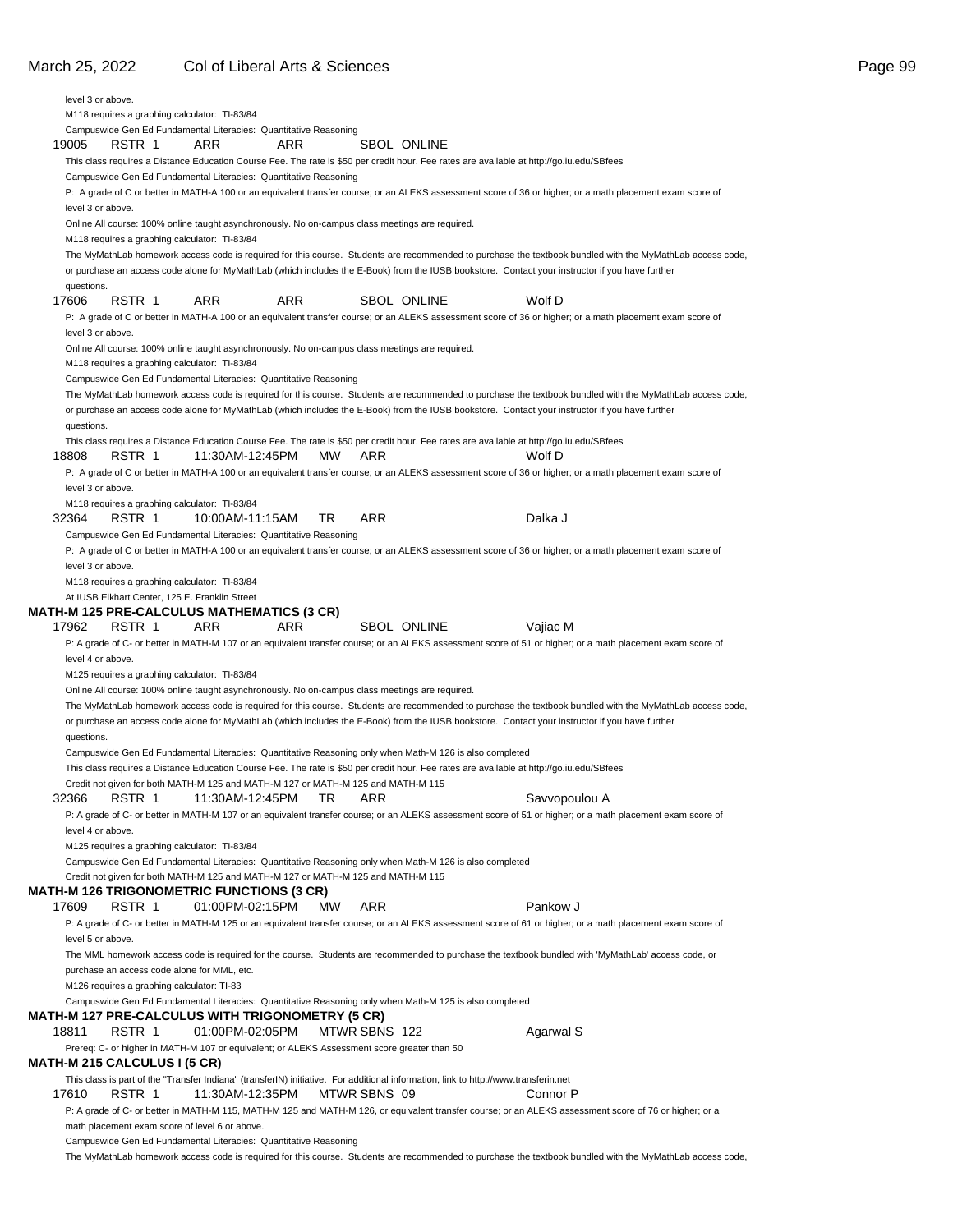level 3 or above.

M118 requires a graphing calculator: TI-83/84

Campuswide Gen Ed Fundamental Literacies: Quantitative Reasoning

19005 RSTR 1 ARR ARR SBOL ONLINE

This class requires a Distance Education Course Fee. The rate is $50 per credit hour. Fee rates are available at http://go.iu.edu/SBfees

Campuswide Gen Ed Fundamental Literacies: Quantitative Reasoning

P: A grade of C or better in MATH-A 100 or an equivalent transfer course; or an ALEKS assessment score of 36 or higher; or a math placement exam score of level 3 or above.

Online All course: 100% online taught asynchronously. No on-campus class meetings are required.

M118 requires a graphing calculator: TI-83/84

The MyMathLab homework access code is required for this course. Students are recommended to purchase the textbook bundled with the MyMathLab access code, or purchase an access code alone for MyMathLab (which includes the E-Book) from the IUSB bookstore. Contact your instructor if you have further questions.

17606 RSTR 1 ARR ARR SBOL ONLINE Wolf D

P: A grade of C or better in MATH-A 100 or an equivalent transfer course; or an ALEKS assessment score of 36 or higher; or a math placement exam score of level 3 or above.

Online All course: 100% online taught asynchronously. No on-campus class meetings are required.

M118 requires a graphing calculator: TI-83/84

Campuswide Gen Ed Fundamental Literacies: Quantitative Reasoning

The MyMathLab homework access code is required for this course. Students are recommended to purchase the textbook bundled with the MyMathLab access code, or purchase an access code alone for MyMathLab (which includes the E-Book) from the IUSB bookstore. Contact your instructor if you have further questions.

This class requires a Distance Education Course Fee. The rate is $50 per credit hour. Fee rates are available at http://go.iu.edu/SBfees

18808 RSTR 1 11:30AM-12:45PM MW ARR Wolf D

P: A grade of C or better in MATH-A 100 or an equivalent transfer course; or an ALEKS assessment score of 36 or higher; or a math placement exam score of level 3 or above.

M118 requires a graphing calculator: TI-83/84

32364 RSTR 1 10:00AM-11:15AM TR ARR Dalka J

Campuswide Gen Ed Fundamental Literacies: Quantitative Reasoning

P: A grade of C or better in MATH-A 100 or an equivalent transfer course; or an ALEKS assessment score of 36 or higher; or a math placement exam score of level 3 or above.

M118 requires a graphing calculator: TI-83/84

At IUSB Elkhart Center, 125 E. Franklin Street

**MATH-M 125 PRE-CALCULUS MATHEMATICS (3 CR)**

17962 RSTR 1 ARR ARR SBOL ONLINE Vajiac M

P: A grade of C- or better in MATH-M 107 or an equivalent transfer course; or an ALEKS assessment score of 51 or higher; or a math placement exam score of level 4 or above.

M125 requires a graphing calculator: TI-83/84

Online All course: 100% online taught asynchronously. No on-campus class meetings are required.

The MyMathLab homework access code is required for this course. Students are recommended to purchase the textbook bundled with the MyMathLab access code, or purchase an access code alone for MyMathLab (which includes the E-Book) from the IUSB bookstore. Contact your instructor if you have further questions.

Campuswide Gen Ed Fundamental Literacies: Quantitative Reasoning only when Math-M 126 is also completed

This class requires a Distance Education Course Fee. The rate is $50 per credit hour. Fee rates are available at http://go.iu.edu/SBfees

Credit not given for both MATH-M 125 and MATH-M 127 or MATH-M 125 and MATH-M 115

32366 RSTR 1 11:30AM-12:45PM TR ARR Savvopoulou A

P: A grade of C- or better in MATH-M 107 or an equivalent transfer course; or an ALEKS assessment score of 51 or higher; or a math placement exam score of level 4 or above.

M125 requires a graphing calculator: TI-83/84

Campuswide Gen Ed Fundamental Literacies: Quantitative Reasoning only when Math-M 126 is also completed

Credit not given for both MATH-M 125 and MATH-M 127 or MATH-M 125 and MATH-M 115

**MATH-M 126 TRIGONOMETRIC FUNCTIONS (3 CR)**

17609 RSTR 1 01:00PM-02:15PM MW ARR Pankow J

P: A grade of C- or better in MATH-M 125 or an equivalent transfer course; or an ALEKS assessment score of 61 or higher; or a math placement exam score of level 5 or above.

The MML homework access code is required for the course. Students are recommended to purchase the textbook bundled with 'MyMathLab' access code, or purchase an access code alone for MML, etc.

M126 requires a graphing calculator: TI-83

Campuswide Gen Ed Fundamental Literacies: Quantitative Reasoning only when Math-M 125 is also completed

**MATH-M 127 PRE-CALCULUS WITH TRIGONOMETRY (5 CR)**

18811 RSTR 1 01:00PM-02:05PM MTWR SBNS 122 Agarwal S

Prereq: C- or higher in MATH-M 107 or equivalent; or ALEKS Assessment score greater than 50

**MATH-M 215 CALCULUS I (5 CR)**

This class is part of the "Transfer Indiana" (transferIN) initiative. For additional information, link to http://www.transferin.net

17610 RSTR 1 11:30AM-12:35PM MTWR SBNS 09 Connor P

P: A grade of C- or better in MATH-M 115, MATH-M 125 and MATH-M 126, or equivalent transfer course; or an ALEKS assessment score of 76 or higher; or a math placement exam score of level 6 or above.

Campuswide Gen Ed Fundamental Literacies: Quantitative Reasoning

The MyMathLab homework access code is required for this course. Students are recommended to purchase the textbook bundled with the MyMathLab access code,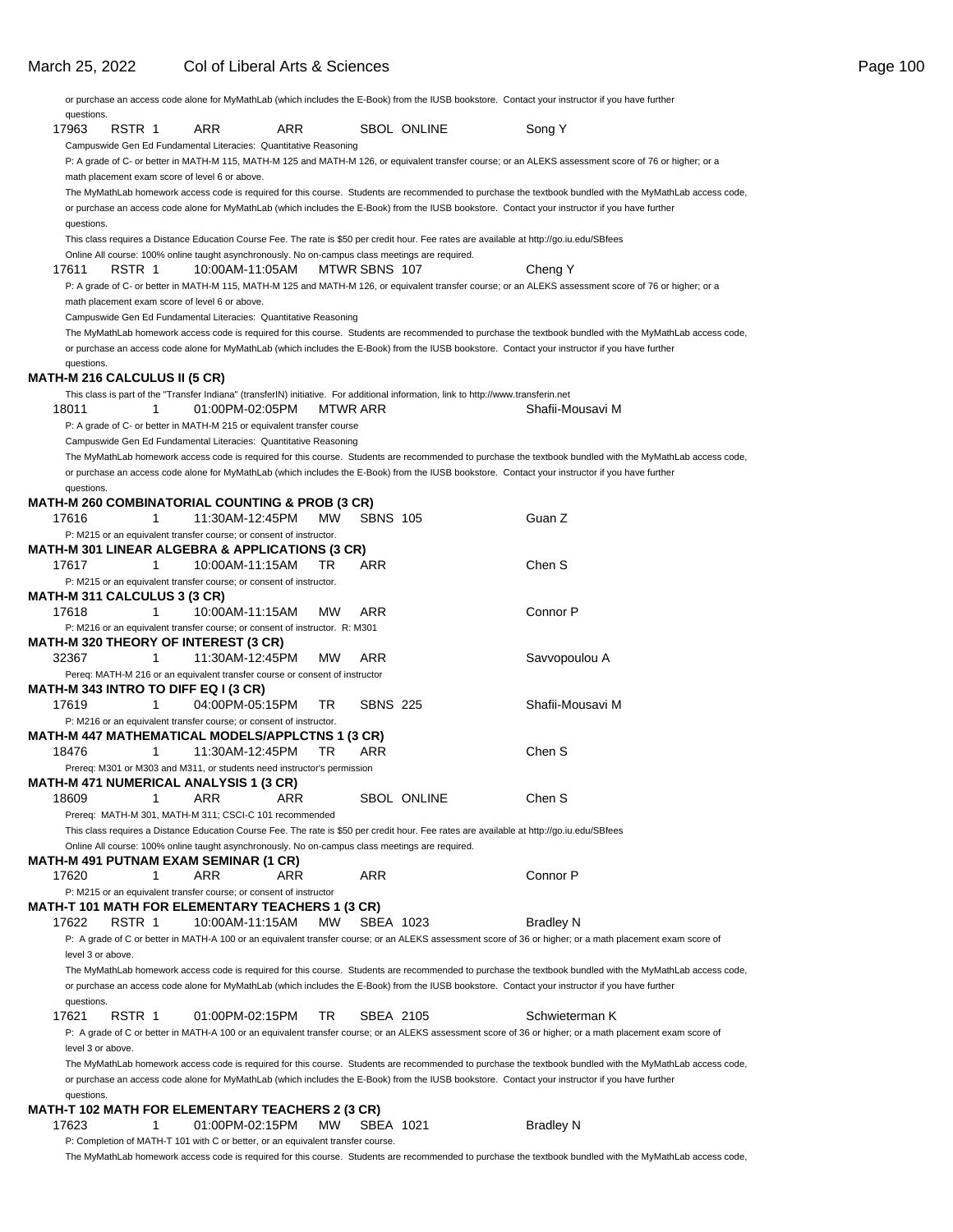or purchase an access code alone for MyMathLab (which includes the E-Book) from the IUSB bookstore. Contact your instructor if you have further questions.

17963 RSTR 1 ARR ARR SBOL ONLINE Song Y

Campuswide Gen Ed Fundamental Literacies: Quantitative Reasoning

P: A grade of C- or better in MATH-M 115, MATH-M 125 and MATH-M 126, or equivalent transfer course; or an ALEKS assessment score of 76 or higher; or a math placement exam score of level 6 or above.

The MyMathLab homework access code is required for this course. Students are recommended to purchase the textbook bundled with the MyMathLab access code, or purchase an access code alone for MyMathLab (which includes the E-Book) from the IUSB bookstore. Contact your instructor if you have further questions.

This class requires a Distance Education Course Fee. The rate is $50 per credit hour. Fee rates are available at http://go.iu.edu/SBfees

Online All course: 100% online taught asynchronously. No on-campus class meetings are required.

17611 RSTR 1 10:00AM-11:05AM MTWR SBNS 107 Cheng Y

P: A grade of C- or better in MATH-M 115, MATH-M 125 and MATH-M 126, or equivalent transfer course; or an ALEKS assessment score of 76 or higher; or a math placement exam score of level 6 or above.

Campuswide Gen Ed Fundamental Literacies: Quantitative Reasoning

The MyMathLab homework access code is required for this course. Students are recommended to purchase the textbook bundled with the MyMathLab access code, or purchase an access code alone for MyMathLab (which includes the E-Book) from the IUSB bookstore. Contact your instructor if you have further questions.

**MATH-M 216 CALCULUS II (5 CR)**

This class is part of the "Transfer Indiana" (transferIN) initiative. For additional information, link to http://www.transferin.net

18011 1 01:00PM-02:05PM MTWR ARR Shafii-Mousavi M

P: A grade of C- or better in MATH-M 215 or equivalent transfer course

Campuswide Gen Ed Fundamental Literacies: Quantitative Reasoning

The MyMathLab homework access code is required for this course. Students are recommended to purchase the textbook bundled with the MyMathLab access code, or purchase an access code alone for MyMathLab (which includes the E-Book) from the IUSB bookstore. Contact your instructor if you have further questions.

**MATH-M 260 COMBINATORIAL COUNTING & PROB (3 CR)**

17616 1 11:30AM-12:45PM MW SBNS 105 Guan Z

P: M215 or an equivalent transfer course; or consent of instructor.

**MATH-M 301 LINEAR ALGEBRA & APPLICATIONS (3 CR)**

17617 1 10:00AM-11:15AM TR ARR Chen S

P: M215 or an equivalent transfer course; or consent of instructor.

**MATH-M 311 CALCULUS 3 (3 CR)**

17618 1 10:00AM-11:15AM MW ARR Connor P

P: M216 or an equivalent transfer course; or consent of instructor. R: M301

**MATH-M 320 THEORY OF INTEREST (3 CR)**

32367 1 11:30AM-12:45PM MW ARR Savvopoulou A

Pereq: MATH-M 216 or an equivalent transfer course or consent of instructor

**MATH-M 343 INTRO TO DIFF EQ I (3 CR)**

17619 1 04:00PM-05:15PM TR SBNS 225 Shafii-Mousavi M

P: M216 or an equivalent transfer course; or consent of instructor.

**MATH-M 447 MATHEMATICAL MODELS/APPLCTNS 1 (3 CR)**

18476 1 11:30AM-12:45PM TR ARR Chen S

Prereq: M301 or M303 and M311, or students need instructor's permission

**MATH-M 471 NUMERICAL ANALYSIS 1 (3 CR)**

18609 1 ARR ARR SBOL ONLINE Chen S

Prereq: MATH-M 301, MATH-M 311; CSCI-C 101 recommended

This class requires a Distance Education Course Fee. The rate is $50 per credit hour. Fee rates are available at http://go.iu.edu/SBfees

Online All course: 100% online taught asynchronously. No on-campus class meetings are required.

**MATH-M 491 PUTNAM EXAM SEMINAR (1 CR)**

17620 1 ARR ARR ARR Connor P

P: M215 or an equivalent transfer course; or consent of instructor

**MATH-T 101 MATH FOR ELEMENTARY TEACHERS 1 (3 CR)**

17622 RSTR 1 10:00AM-11:15AM MW SBEA 1023 Bradley N

P: A grade of C or better in MATH-A 100 or an equivalent transfer course; or an ALEKS assessment score of 36 or higher; or a math placement exam score of level 3 or above.

The MyMathLab homework access code is required for this course. Students are recommended to purchase the textbook bundled with the MyMathLab access code, or purchase an access code alone for MyMathLab (which includes the E-Book) from the IUSB bookstore. Contact your instructor if you have further questions.

17621 RSTR 1 01:00PM-02:15PM TR SBEA 2105 Schwieterman K

P: A grade of C or better in MATH-A 100 or an equivalent transfer course; or an ALEKS assessment score of 36 or higher; or a math placement exam score of level 3 or above.

The MyMathLab homework access code is required for this course. Students are recommended to purchase the textbook bundled with the MyMathLab access code, or purchase an access code alone for MyMathLab (which includes the E-Book) from the IUSB bookstore. Contact your instructor if you have further questions.

**MATH-T 102 MATH FOR ELEMENTARY TEACHERS 2 (3 CR)**

17623 1 01:00PM-02:15PM MW SBEA 1021 Bradley N

P: Completion of MATH-T 101 with C or better, or an equivalent transfer course.

The MyMathLab homework access code is required for this course. Students are recommended to purchase the textbook bundled with the MyMathLab access code,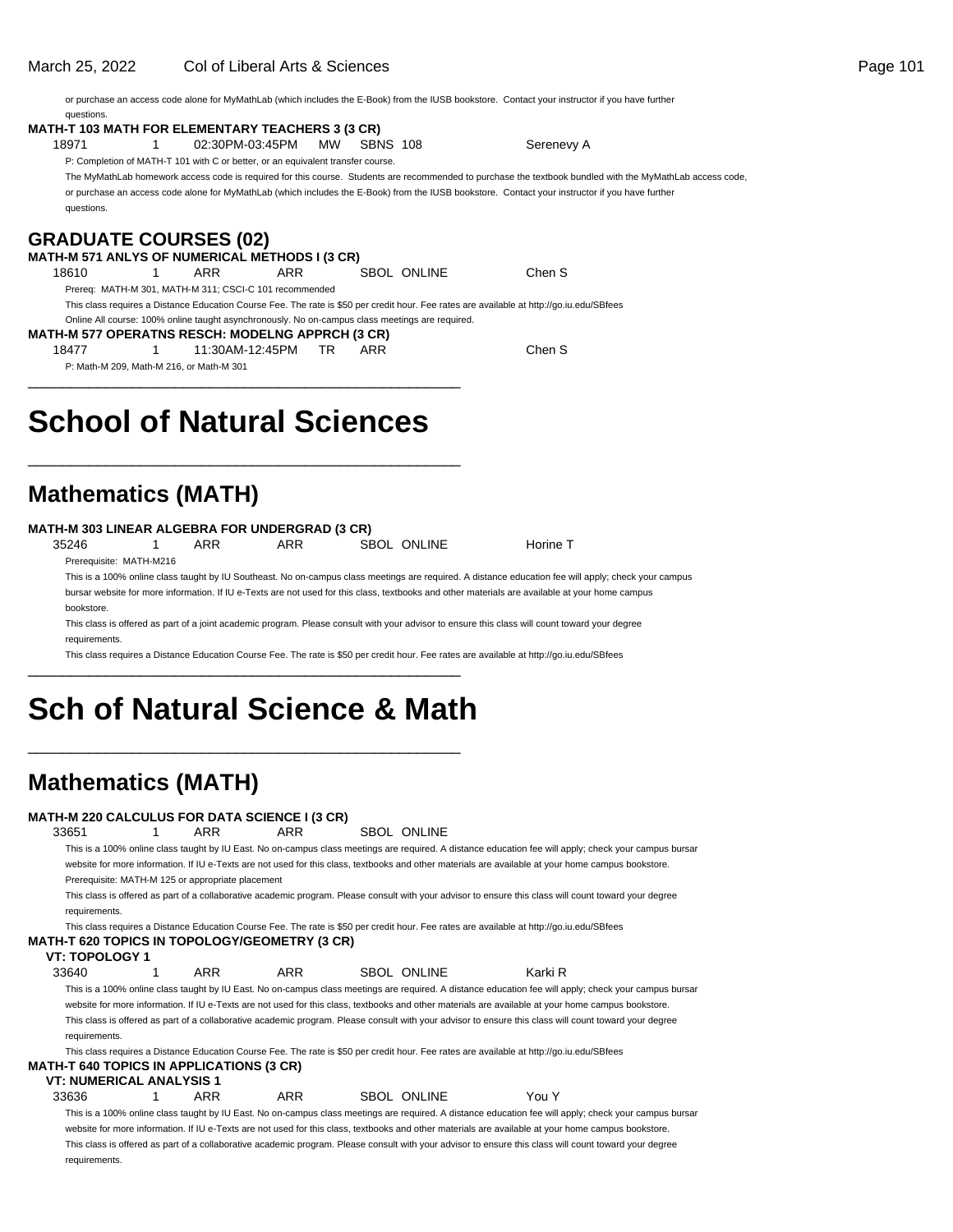or purchase an access code alone for MyMathLab (which includes the E-Book) from the IUSB bookstore. Contact your instructor if you have further questions.

**MATH-T 103 MATH FOR ELEMENTARY TEACHERS 3 (3 CR)**

| 18971 | 1 | 02:30PM-03:45PM | MW | SBNS 108 | Serenevy A |
|---|---|---|---|---|---|

P: Completion of MATH-T 101 with C or better, or an equivalent transfer course.

The MyMathLab homework access code is required for this course. Students are recommended to purchase the textbook bundled with the MyMathLab access code, or purchase an access code alone for MyMathLab (which includes the E-Book) from the IUSB bookstore. Contact your instructor if you have further questions.

## GRADUATE COURSES (02)

**MATH-M 571 ANLYS OF NUMERICAL METHODS I (3 CR)**

| 18610 | 1 | ARR | ARR | SBOL ONLINE | Chen S |
|---|---|---|---|---|---|

Prereq: MATH-M 301, MATH-M 311; CSCI-C 101 recommended

This class requires a Distance Education Course Fee. The rate is $50 per credit hour. Fee rates are available at http://go.iu.edu/SBfees

Online All course: 100% online taught asynchronously. No on-campus class meetings are required.

**MATH-M 577 OPERATNS RESCH: MODELNG APPRCH (3 CR)**

| 18477 | 1 | 11:30AM-12:45PM | TR | ARR | Chen S |
|---|---|---|---|---|---|

P: Math-M 209, Math-M 216, or Math-M 301

# School of Natural Sciences

## Mathematics (MATH)

**MATH-M 303 LINEAR ALGEBRA FOR UNDERGRAD (3 CR)**

| 35246 | 1 | ARR | ARR | SBOL ONLINE | Horine T |
|---|---|---|---|---|---|

Prerequisite: MATH-M216

This is a 100% online class taught by IU Southeast. No on-campus class meetings are required. A distance education fee will apply; check your campus bursar website for more information. If IU e-Texts are not used for this class, textbooks and other materials are available at your home campus bookstore.

This class is offered as part of a joint academic program. Please consult with your advisor to ensure this class will count toward your degree requirements.

This class requires a Distance Education Course Fee. The rate is $50 per credit hour. Fee rates are available at http://go.iu.edu/SBfees

# Sch of Natural Science & Math

## Mathematics (MATH)

**MATH-M 220 CALCULUS FOR DATA SCIENCE I (3 CR)**

| 33651 | 1 | ARR | ARR | SBOL ONLINE | |
|---|---|---|---|---|---|

This is a 100% online class taught by IU East. No on-campus class meetings are required. A distance education fee will apply; check your campus bursar website for more information. If IU e-Texts are not used for this class, textbooks and other materials are available at your home campus bookstore.

Prerequisite: MATH-M 125 or appropriate placement

This class is offered as part of a collaborative academic program. Please consult with your advisor to ensure this class will count toward your degree requirements.

This class requires a Distance Education Course Fee. The rate is $50 per credit hour. Fee rates are available at http://go.iu.edu/SBfees

**MATH-T 620 TOPICS IN TOPOLOGY/GEOMETRY (3 CR)**

**VT: TOPOLOGY 1**

| 33640 | 1 | ARR | ARR | SBOL ONLINE | Karki R |
|---|---|---|---|---|---|

This is a 100% online class taught by IU East. No on-campus class meetings are required. A distance education fee will apply; check your campus bursar website for more information. If IU e-Texts are not used for this class, textbooks and other materials are available at your home campus bookstore.

This class is offered as part of a collaborative academic program. Please consult with your advisor to ensure this class will count toward your degree requirements.

This class requires a Distance Education Course Fee. The rate is $50 per credit hour. Fee rates are available at http://go.iu.edu/SBfees

**MATH-T 640 TOPICS IN APPLICATIONS (3 CR)**

**VT: NUMERICAL ANALYSIS 1**

| 33636 | 1 | ARR | ARR | SBOL ONLINE | You Y |
|---|---|---|---|---|---|

This is a 100% online class taught by IU East. No on-campus class meetings are required. A distance education fee will apply; check your campus bursar website for more information. If IU e-Texts are not used for this class, textbooks and other materials are available at your home campus bookstore.

This class is offered as part of a collaborative academic program. Please consult with your advisor to ensure this class will count toward your degree requirements.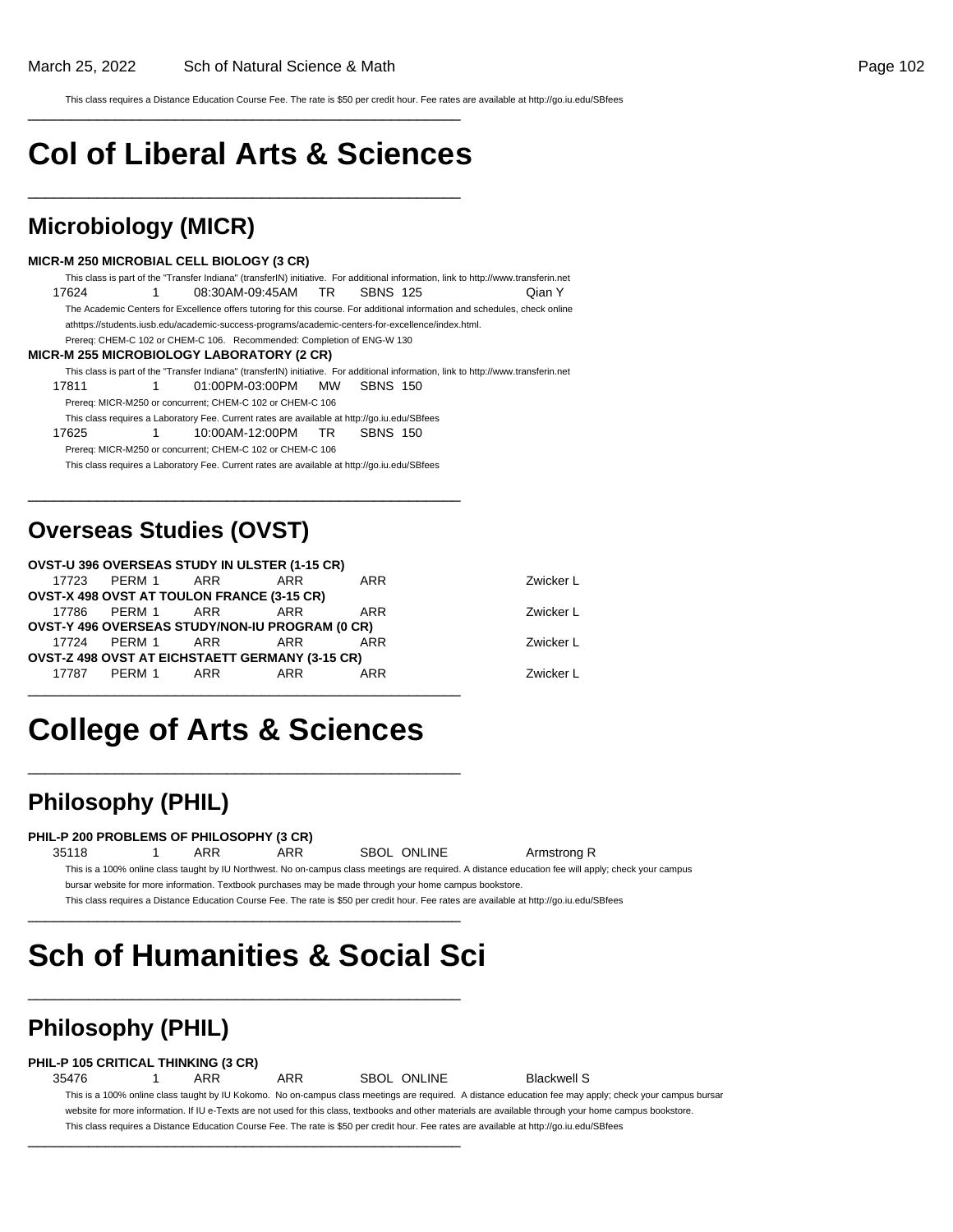This class requires a Distance Education Course Fee. The rate is $50 per credit hour. Fee rates are available at http://go.iu.edu/SBfees

# Col of Liberal Arts & Sciences

## Microbiology (MICR)

**MICR-M 250 MICROBIAL CELL BIOLOGY (3 CR)**

This class is part of the "Transfer Indiana" (transferIN) initiative. For additional information, link to http://www.transferin.net

| 17624 | 1 | 08:30AM-09:45AM | TR | SBNS 125 | Qian Y |
|---|---|---|---|---|---|

The Academic Centers for Excellence offers tutoring for this course. For additional information and schedules, check online athttps://students.iusb.edu/academic-success-programs/academic-centers-for-excellence/index.html.

Prereq: CHEM-C 102 or CHEM-C 106. Recommended: Completion of ENG-W 130

**MICR-M 255 MICROBIOLOGY LABORATORY (2 CR)**

This class is part of the "Transfer Indiana" (transferIN) initiative. For additional information, link to http://www.transferin.net

| 17811 | 1 | 01:00PM-03:00PM | MW | SBNS 150 |
|---|---|---|---|---|

Prereq: MICR-M250 or concurrent; CHEM-C 102 or CHEM-C 106

This class requires a Laboratory Fee. Current rates are available at http://go.iu.edu/SBfees

| 17625 | 1 | 10:00AM-12:00PM | TR | SBNS 150 |
|---|---|---|---|---|

Prereq: MICR-M250 or concurrent; CHEM-C 102 or CHEM-C 106

This class requires a Laboratory Fee. Current rates are available at http://go.iu.edu/SBfees

## Overseas Studies (OVST)

**OVST-U 396 OVERSEAS STUDY IN ULSTER (1-15 CR)**

| 17723 | PERM 1 | ARR | ARR | ARR | Zwicker L |
|---|---|---|---|---|---|

**OVST-X 498 OVST AT TOULON FRANCE (3-15 CR)**

| 17786 | PERM 1 | ARR | ARR | ARR | Zwicker L |
|---|---|---|---|---|---|

**OVST-Y 496 OVERSEAS STUDY/NON-IU PROGRAM (0 CR)**

| 17724 | PERM 1 | ARR | ARR | ARR | Zwicker L |
|---|---|---|---|---|---|

**OVST-Z 498 OVST AT EICHSTAETT GERMANY (3-15 CR)**

| 17787 | PERM 1 | ARR | ARR | ARR | Zwicker L |
|---|---|---|---|---|---|

# College of Arts & Sciences

## Philosophy (PHIL)

**PHIL-P 200 PROBLEMS OF PHILOSOPHY (3 CR)**

| 35118 | 1 | ARR | ARR | SBOL ONLINE | Armstrong R |
|---|---|---|---|---|---|

This is a 100% online class taught by IU Northwest. No on-campus class meetings are required. A distance education fee will apply; check your campus bursar website for more information. Textbook purchases may be made through your home campus bookstore.

This class requires a Distance Education Course Fee. The rate is $50 per credit hour. Fee rates are available at http://go.iu.edu/SBfees

# Sch of Humanities & Social Sci

## Philosophy (PHIL)

**PHIL-P 105 CRITICAL THINKING (3 CR)**

| 35476 | 1 | ARR | ARR | SBOL ONLINE | Blackwell S |
|---|---|---|---|---|---|

This is a 100% online class taught by IU Kokomo. No on-campus class meetings are required. A distance education fee may apply; check your campus bursar website for more information. If IU e-Texts are not used for this class, textbooks and other materials are available through your home campus bookstore.

This class requires a Distance Education Course Fee. The rate is $50 per credit hour. Fee rates are available at http://go.iu.edu/SBfees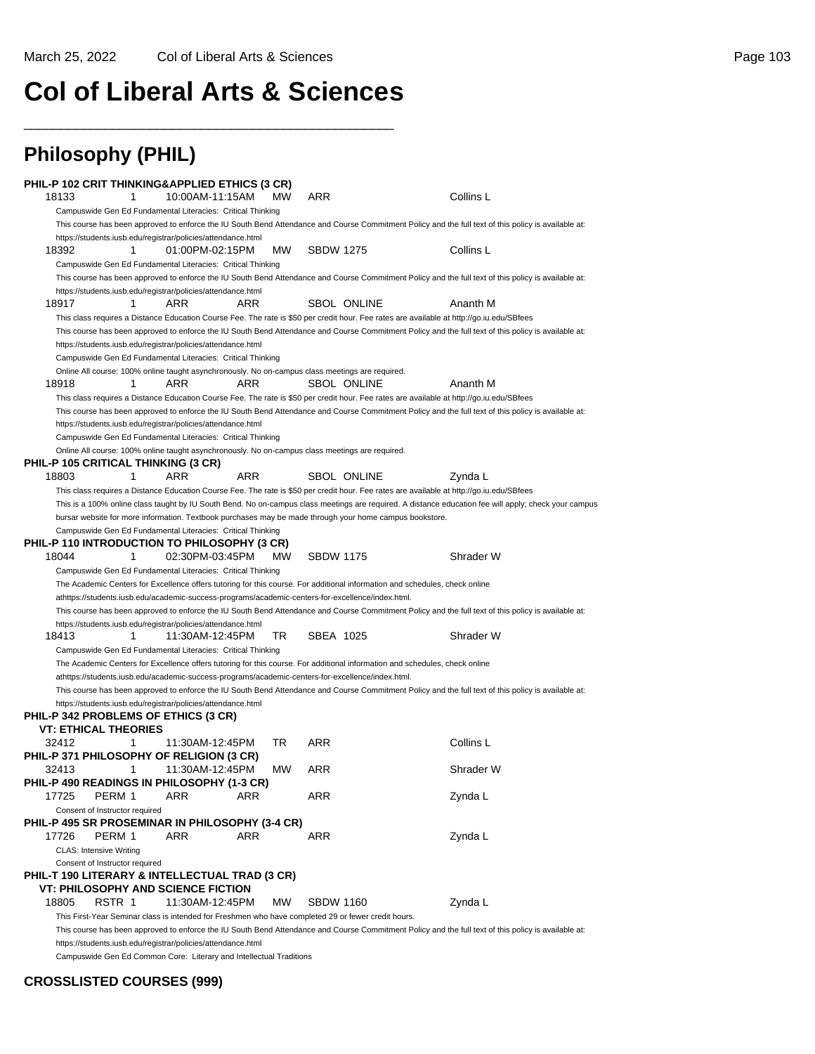#  Col of Liberal Arts & Sciences

## Philosophy (PHIL)

**PHIL-P 102 CRIT THINKING&APPLIED ETHICS (3 CR)**

| | | | | | |
|---|---|---|---|---|---|
| 18133 | 1 | 10:00AM-11:15AM | MW | ARR | Collins L |

Campuswide Gen Ed Fundamental Literacies: Critical Thinking
This course has been approved to enforce the IU South Bend Attendance and Course Commitment Policy and the full text of this policy is available at: https://students.iusb.edu/registrar/policies/attendance.html

| | | | | | |
|---|---|---|---|---|---|
| 18392 | 1 | 01:00PM-02:15PM | MW | SBDW 1275 | Collins L |

Campuswide Gen Ed Fundamental Literacies: Critical Thinking
This course has been approved to enforce the IU South Bend Attendance and Course Commitment Policy and the full text of this policy is available at: https://students.iusb.edu/registrar/policies/attendance.html

| | | | | | |
|---|---|---|---|---|---|
| 18917 | 1 | ARR | ARR | SBOL ONLINE | Ananth M |

This class requires a Distance Education Course Fee. The rate is $50 per credit hour. Fee rates are available at http://go.iu.edu/SBfees
This course has been approved to enforce the IU South Bend Attendance and Course Commitment Policy and the full text of this policy is available at: https://students.iusb.edu/registrar/policies/attendance.html
Campuswide Gen Ed Fundamental Literacies: Critical Thinking
Online All course: 100% online taught asynchronously. No on-campus class meetings are required.

| | | | | | |
|---|---|---|---|---|---|
| 18918 | 1 | ARR | ARR | SBOL ONLINE | Ananth M |

This class requires a Distance Education Course Fee. The rate is $50 per credit hour. Fee rates are available at http://go.iu.edu/SBfees
This course has been approved to enforce the IU South Bend Attendance and Course Commitment Policy and the full text of this policy is available at: https://students.iusb.edu/registrar/policies/attendance.html
Campuswide Gen Ed Fundamental Literacies: Critical Thinking
Online All course: 100% online taught asynchronously. No on-campus class meetings are required.

**PHIL-P 105 CRITICAL THINKING (3 CR)**

| | | | | | |
|---|---|---|---|---|---|
| 18803 | 1 | ARR | ARR | SBOL ONLINE | Zynda L |

This class requires a Distance Education Course Fee. The rate is $50 per credit hour. Fee rates are available at http://go.iu.edu/SBfees
This is a 100% online class taught by IU South Bend. No on-campus class meetings are required. A distance education fee will apply; check your campus bursar website for more information. Textbook purchases may be made through your home campus bookstore.
Campuswide Gen Ed Fundamental Literacies: Critical Thinking

**PHIL-P 110 INTRODUCTION TO PHILOSOPHY (3 CR)**

| | | | | | |
|---|---|---|---|---|---|
| 18044 | 1 | 02:30PM-03:45PM | MW | SBDW 1175 | Shrader W |

Campuswide Gen Ed Fundamental Literacies: Critical Thinking
The Academic Centers for Excellence offers tutoring for this course. For additional information and schedules, check online athttps://students.iusb.edu/academic-success-programs/academic-centers-for-excellence/index.html.
This course has been approved to enforce the IU South Bend Attendance and Course Commitment Policy and the full text of this policy is available at: https://students.iusb.edu/registrar/policies/attendance.html

| | | | | | |
|---|---|---|---|---|---|
| 18413 | 1 | 11:30AM-12:45PM | TR | SBEA 1025 | Shrader W |

Campuswide Gen Ed Fundamental Literacies: Critical Thinking
The Academic Centers for Excellence offers tutoring for this course. For additional information and schedules, check online athttps://students.iusb.edu/academic-success-programs/academic-centers-for-excellence/index.html.
This course has been approved to enforce the IU South Bend Attendance and Course Commitment Policy and the full text of this policy is available at: https://students.iusb.edu/registrar/policies/attendance.html

**PHIL-P 342 PROBLEMS OF ETHICS (3 CR)**
**VT: ETHICAL THEORIES**

| | | | | | |
|---|---|---|---|---|---|
| 32412 | 1 | 11:30AM-12:45PM | TR | ARR | Collins L |

**PHIL-P 371 PHILOSOPHY OF RELIGION (3 CR)**

| | | | | | |
|---|---|---|---|---|---|
| 32413 | 1 | 11:30AM-12:45PM | MW | ARR | Shrader W |

**PHIL-P 490 READINGS IN PHILOSOPHY (1-3 CR)**

| | | | | | |
|---|---|---|---|---|---|
| 17725 | PERM 1 | ARR | ARR | ARR | Zynda L |

Consent of Instructor required

**PHIL-P 495 SR PROSEMINAR IN PHILOSOPHY (3-4 CR)**

| | | | | | |
|---|---|---|---|---|---|
| 17726 | PERM 1 | ARR | ARR | ARR | Zynda L |

CLAS: Intensive Writing
Consent of Instructor required

**PHIL-T 190 LITERARY & INTELLECTUAL TRAD (3 CR)**
**VT: PHILOSOPHY AND SCIENCE FICTION**

| | | | | | |
|---|---|---|---|---|---|
| 18805 | RSTR 1 | 11:30AM-12:45PM | MW | SBDW 1160 | Zynda L |

This First-Year Seminar class is intended for Freshmen who have completed 29 or fewer credit hours.
This course has been approved to enforce the IU South Bend Attendance and Course Commitment Policy and the full text of this policy is available at: https://students.iusb.edu/registrar/policies/attendance.html
Campuswide Gen Ed Common Core: Literary and Intellectual Traditions

**CROSSLISTED COURSES (999)**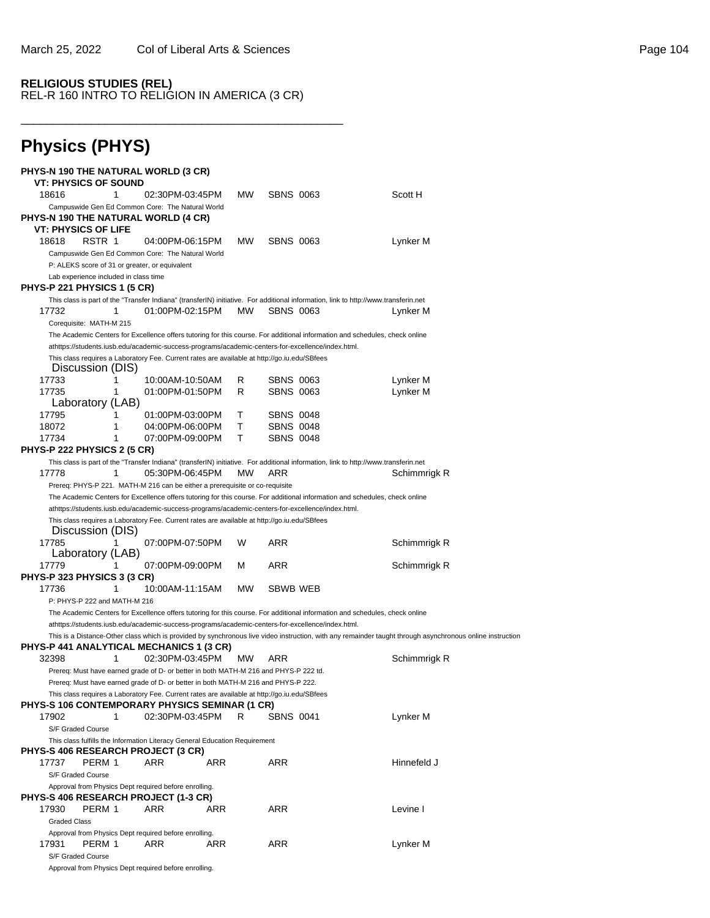**RELIGIOUS STUDIES (REL)**
REL-R 160 INTRO TO RELIGION IN AMERICA (3 CR)

---

# Physics (PHYS)

**PHYS-N 190 THE NATURAL WORLD (3 CR)**
**VT: PHYSICS OF SOUND**

| | | | | | | |
|---|---|---|---|---|---|---|
| 18616 | | 1 | 02:30PM-03:45PM | MW | SBNS 0063 | Scott H |

Campuswide Gen Ed Common Core: The Natural World

**PHYS-N 190 THE NATURAL WORLD (4 CR)**
**VT: PHYSICS OF LIFE**

| | | | | | | |
|---|---|---|---|---|---|---|
| 18618 | RSTR | 1 | 04:00PM-06:15PM | MW | SBNS 0063 | Lynker M |

Campuswide Gen Ed Common Core: The Natural World
P: ALEKS score of 31 or greater, or equivalent
Lab experience included in class time

**PHYS-P 221 PHYSICS 1 (5 CR)**

This class is part of the "Transfer Indiana" (transferIN) initiative. For additional information, link to http://www.transferin.net

| | | | | | | |
|---|---|---|---|---|---|---|
| 17732 | | 1 | 01:00PM-02:15PM | MW | SBNS 0063 | Lynker M |

Corequisite: MATH-M 215
The Academic Centers for Excellence offers tutoring for this course. For additional information and schedules, check online athttps://students.iusb.edu/academic-success-programs/academic-centers-for-excellence/index.html.
This class requires a Laboratory Fee. Current rates are available at http://go.iu.edu/SBfees

Discussion (DIS)

| | | | | | | |
|---|---|---|---|---|---|---|
| 17733 | | 1 | 10:00AM-10:50AM | R | SBNS 0063 | Lynker M |
| 17735 | | 1 | 01:00PM-01:50PM | R | SBNS 0063 | Lynker M |

Laboratory (LAB)

| | | | | | | |
|---|---|---|---|---|---|---|
| 17795 | | 1 | 01:00PM-03:00PM | T | SBNS 0048 | |
| 18072 | | 1 | 04:00PM-06:00PM | T | SBNS 0048 | |
| 17734 | | 1 | 07:00PM-09:00PM | T | SBNS 0048 | |

**PHYS-P 222 PHYSICS 2 (5 CR)**

This class is part of the "Transfer Indiana" (transferIN) initiative. For additional information, link to http://www.transferin.net

| | | | | | | |
|---|---|---|---|---|---|---|
| 17778 | | 1 | 05:30PM-06:45PM | MW | ARR | Schimmrigk R |

Prereq: PHYS-P 221. MATH-M 216 can be either a prerequisite or co-requisite
The Academic Centers for Excellence offers tutoring for this course. For additional information and schedules, check online athttps://students.iusb.edu/academic-success-programs/academic-centers-for-excellence/index.html.
This class requires a Laboratory Fee. Current rates are available at http://go.iu.edu/SBfees

Discussion (DIS)

| | | | | | | |
|---|---|---|---|---|---|---|
| 17785 | | 1 | 07:00PM-07:50PM | W | ARR | Schimmrigk R |

Laboratory (LAB)

| | | | | | | |
|---|---|---|---|---|---|---|
| 17779 | | 1 | 07:00PM-09:00PM | M | ARR | Schimmrigk R |

**PHYS-P 323 PHYSICS 3 (3 CR)**

| | | | | | | |
|---|---|---|---|---|---|---|
| 17736 | | 1 | 10:00AM-11:15AM | MW | SBWB WEB | |

P: PHYS-P 222 and MATH-M 216
The Academic Centers for Excellence offers tutoring for this course. For additional information and schedules, check online athttps://students.iusb.edu/academic-success-programs/academic-centers-for-excellence/index.html.
This is a Distance-Other class which is provided by synchronous live video instruction, with any remainder taught through asynchronous online instruction

**PHYS-P 441 ANALYTICAL MECHANICS 1 (3 CR)**

| | | | | | | |
|---|---|---|---|---|---|---|
| 32398 | | 1 | 02:30PM-03:45PM | MW | ARR | Schimmrigk R |

Prereq: Must have earned grade of D- or better in both MATH-M 216 and PHYS-P 222 td.
Prereq: Must have earned grade of D- or better in both MATH-M 216 and PHYS-P 222.
This class requires a Laboratory Fee. Current rates are available at http://go.iu.edu/SBfees

**PHYS-S 106 CONTEMPORARY PHYSICS SEMINAR (1 CR)**

| | | | | | | |
|---|---|---|---|---|---|---|
| 17902 | | 1 | 02:30PM-03:45PM | R | SBNS 0041 | Lynker M |

S/F Graded Course
This class fulfills the Information Literacy General Education Requirement

**PHYS-S 406 RESEARCH PROJECT (3 CR)**

| | | | | | | |
|---|---|---|---|---|---|---|
| 17737 | PERM | 1 | ARR | ARR | ARR | Hinnefeld J |

S/F Graded Course
Approval from Physics Dept required before enrolling.

**PHYS-S 406 RESEARCH PROJECT (1-3 CR)**

| | | | | | | |
|---|---|---|---|---|---|---|
| 17930 | PERM | 1 | ARR | ARR | ARR | Levine I |

Graded Class
Approval from Physics Dept required before enrolling.

| | | | | | | |
|---|---|---|---|---|---|---|
| 17931 | PERM | 1 | ARR | ARR | ARR | Lynker M |

S/F Graded Course
Approval from Physics Dept required before enrolling.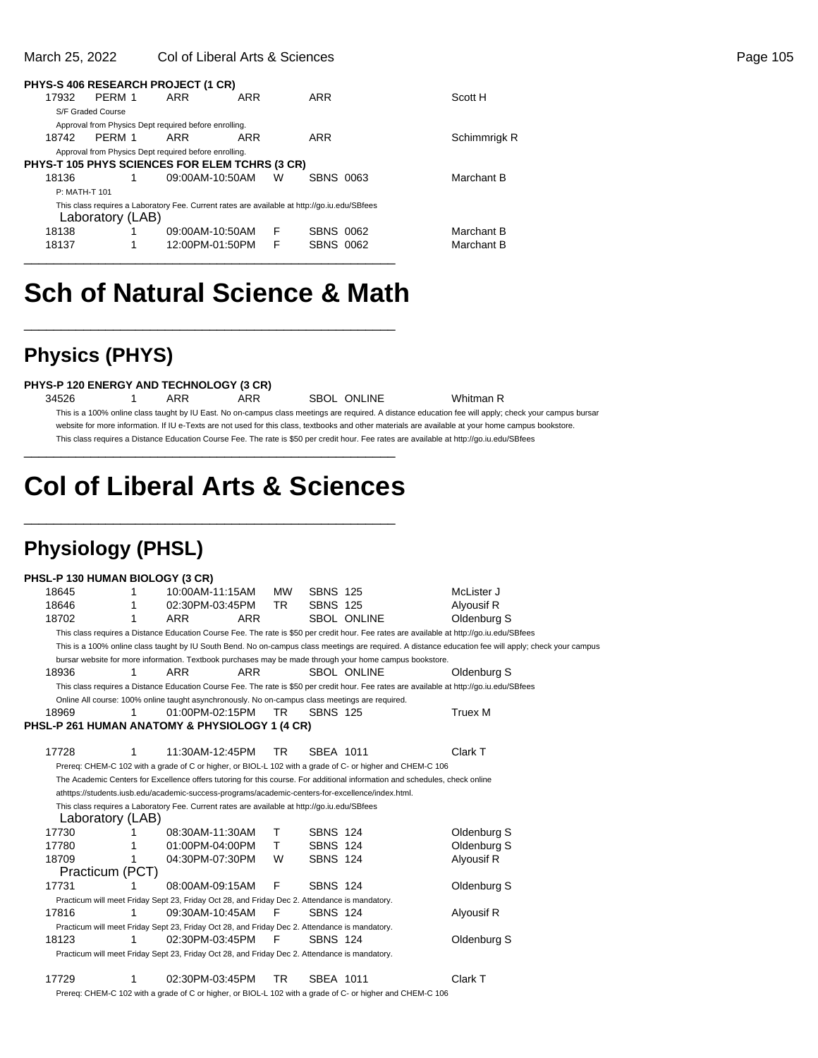**PHYS-S 406 RESEARCH PROJECT (1 CR)**

| | | | | | | |
|---|---|---|---|---|---|---|
| 17932 | PERM 1 | ARR | ARR | | ARR | Scott H |

S/F Graded Course

Approval from Physics Dept required before enrolling.

| | | | | | | |
|---|---|---|---|---|---|---|
| 18742 | PERM 1 | ARR | ARR | | ARR | Schimmrigk R |

Approval from Physics Dept required before enrolling.

**PHYS-T 105 PHYS SCIENCES FOR ELEM TCHRS (3 CR)**

| | | | | | |
|---|---|---|---|---|---|
| 18136 | 1 | 09:00AM-10:50AM | W | SBNS 0063 | Marchant B |

P: MATH-T 101

This class requires a Laboratory Fee. Current rates are available at http://go.iu.edu/SBfees

Laboratory (LAB)

| | | | | | |
|---|---|---|---|---|---|
| 18138 | 1 | 09:00AM-10:50AM | F | SBNS 0062 | Marchant B |
| 18137 | 1 | 12:00PM-01:50PM | F | SBNS 0062 | Marchant B |

# Sch of Natural Science & Math

## Physics (PHYS)

**PHYS-P 120 ENERGY AND TECHNOLOGY (3 CR)**

| | | | | | |
|---|---|---|---|---|---|
| 34526 | 1 | ARR | ARR | SBOL ONLINE | Whitman R |

This is a 100% online class taught by IU East. No on-campus class meetings are required. A distance education fee will apply; check your campus bursar website for more information. If IU e-Texts are not used for this class, textbooks and other materials are available at your home campus bookstore.

This class requires a Distance Education Course Fee. The rate is $50 per credit hour. Fee rates are available at http://go.iu.edu/SBfees

# Col of Liberal Arts & Sciences

## Physiology (PHSL)

**PHSL-P 130 HUMAN BIOLOGY (3 CR)**

| | | | | | |
|---|---|---|---|---|---|
| 18645 | 1 | 10:00AM-11:15AM | MW | SBNS 125 | McLister J |
| 18646 | 1 | 02:30PM-03:45PM | TR | SBNS 125 | Alyousif R |
| 18702 | 1 | ARR | ARR | SBOL ONLINE | Oldenburg S |

This class requires a Distance Education Course Fee. The rate is $50 per credit hour. Fee rates are available at http://go.iu.edu/SBfees

This is a 100% online class taught by IU South Bend. No on-campus class meetings are required. A distance education fee will apply; check your campus bursar website for more information. Textbook purchases may be made through your home campus bookstore.

| | | | | | |
|---|---|---|---|---|---|
| 18936 | 1 | ARR | ARR | SBOL ONLINE | Oldenburg S |

This class requires a Distance Education Course Fee. The rate is $50 per credit hour. Fee rates are available at http://go.iu.edu/SBfees

Online All course: 100% online taught asynchronously. No on-campus class meetings are required.

| | | | | | |
|---|---|---|---|---|---|
| 18969 | 1 | 01:00PM-02:15PM | TR | SBNS 125 | Truex M |

**PHSL-P 261 HUMAN ANATOMY & PHYSIOLOGY 1 (4 CR)**

| | | | | | |
|---|---|---|---|---|---|
| 17728 | 1 | 11:30AM-12:45PM | TR | SBEA 1011 | Clark T |

Prereq: CHEM-C 102 with a grade of C or higher, or BIOL-L 102 with a grade of C- or higher and CHEM-C 106

The Academic Centers for Excellence offers tutoring for this course. For additional information and schedules, check online athttps://students.iusb.edu/academic-success-programs/academic-centers-for-excellence/index.html.

This class requires a Laboratory Fee. Current rates are available at http://go.iu.edu/SBfees

Laboratory (LAB)

| | | | | | |
|---|---|---|---|---|---|
| 17730 | 1 | 08:30AM-11:30AM | T | SBNS 124 | Oldenburg S |
| 17780 | 1 | 01:00PM-04:00PM | T | SBNS 124 | Oldenburg S |
| 18709 | 1 | 04:30PM-07:30PM | W | SBNS 124 | Alyousif R |

Practicum (PCT)

| | | | | | |
|---|---|---|---|---|---|
| 17731 | 1 | 08:00AM-09:15AM | F | SBNS 124 | Oldenburg S |

Practicum will meet Friday Sept 23, Friday Oct 28, and Friday Dec 2. Attendance is mandatory.

| | | | | | |
|---|---|---|---|---|---|
| 17816 | 1 | 09:30AM-10:45AM | F | SBNS 124 | Alyousif R |

Practicum will meet Friday Sept 23, Friday Oct 28, and Friday Dec 2. Attendance is mandatory.

| | | | | | |
|---|---|---|---|---|---|
| 18123 | 1 | 02:30PM-03:45PM | F | SBNS 124 | Oldenburg S |

Practicum will meet Friday Sept 23, Friday Oct 28, and Friday Dec 2. Attendance is mandatory.

| | | | | | |
|---|---|---|---|---|---|
| 17729 | 1 | 02:30PM-03:45PM | TR | SBEA 1011 | Clark T |

Prereq: CHEM-C 102 with a grade of C or higher, or BIOL-L 102 with a grade of C- or higher and CHEM-C 106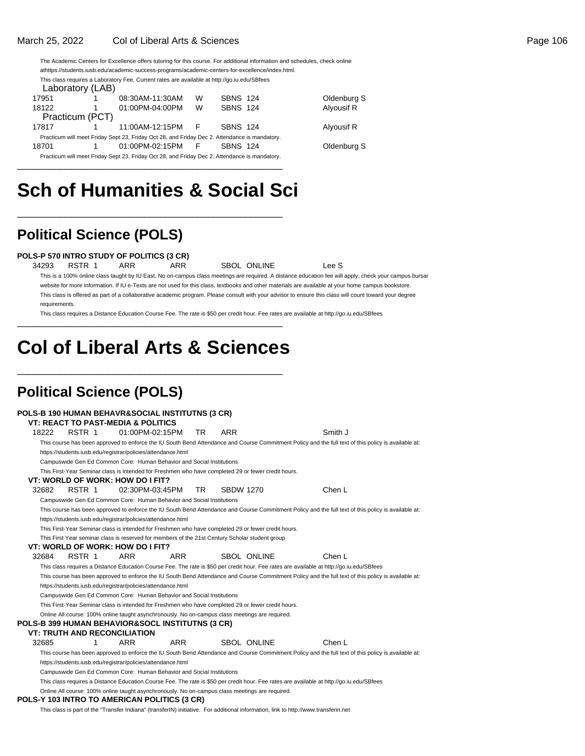The Academic Centers for Excellence offers tutoring for this course. For additional information and schedules, check online athttps://students.iusb.edu/academic-success-programs/academic-centers-for-excellence/index.html.

This class requires a Laboratory Fee. Current rates are available at http://go.iu.edu/SBfees

Laboratory (LAB)

| | | | | | |
|---|---|---|---|---|---|
| 17951 | 1 | 08:30AM-11:30AM | W | SBNS 124 | Oldenburg S |
| 18122 | 1 | 01:00PM-04:00PM | W | SBNS 124 | Alyousif R |

Practicum (PCT)

| | | | | | |
|---|---|---|---|---|---|
| 17817 | 1 | 11:00AM-12:15PM | F | SBNS 124 | Alyousif R |

Practicum will meet Friday Sept 23, Friday Oct 28, and Friday Dec 2. Attendance is mandatory.

| | | | | | |
|---|---|---|---|---|---|
| 18701 | 1 | 01:00PM-02:15PM | F | SBNS 124 | Oldenburg S |

Practicum will meet Friday Sept 23, Friday Oct 28, and Friday Dec 2. Attendance is mandatory.

# Sch of Humanities & Social Sci

## Political Science (POLS)

**POLS-P 570 INTRO STUDY OF POLITICS (3 CR)**

| | | | | | | |
|---|---|---|---|---|---|---|
| 34293 | RSTR 1 | ARR | ARR | SBOL ONLINE | Lee S |

This is a 100% online class taught by IU East. No on-campus class meetings are required. A distance education fee will apply; check your campus bursar website for more information. If IU e-Texts are not used for this class, textbooks and other materials are available at your home campus bookstore.

This class is offered as part of a collaborative academic program. Please consult with your advisor to ensure this class will count toward your degree requirements.

This class requires a Distance Education Course Fee. The rate is $50 per credit hour. Fee rates are available at http://go.iu.edu/SBfees

# Col of Liberal Arts & Sciences

## Political Science (POLS)

**POLS-B 190 HUMAN BEHAVR&SOCIAL INSTITUTNS (3 CR)**

**VT: REACT TO PAST-MEDIA & POLITICS**

| | | | | | |
|---|---|---|---|---|---|
| 18222 | RSTR 1 | 01:00PM-02:15PM | TR | ARR | Smith J |

This course has been approved to enforce the IU South Bend Attendance and Course Commitment Policy and the full text of this policy is available at: https://students.iusb.edu/registrar/policies/attendance.html

Campuswide Gen Ed Common Core: Human Behavior and Social Institutions

This First-Year Seminar class is intended for Freshmen who have completed 29 or fewer credit hours.

**VT: WORLD OF WORK: HOW DO I FIT?**

| | | | | | |
|---|---|---|---|---|---|
| 32682 | RSTR 1 | 02:30PM-03:45PM | TR | SBDW 1270 | Chen L |

Campuswide Gen Ed Common Core: Human Behavior and Social Institutions

This course has been approved to enforce the IU South Bend Attendance and Course Commitment Policy and the full text of this policy is available at: https://students.iusb.edu/registrar/policies/attendance.html

This First-Year Seminar class is intended for Freshmen who have completed 29 or fewer credit hours.

This First Year seminar class is reserved for members of the 21st Century Scholar student group

**VT: WORLD OF WORK: HOW DO I FIT?**

| | | | | | |
|---|---|---|---|---|---|
| 32684 | RSTR 1 | ARR | ARR | SBOL ONLINE | Chen L |

This class requires a Distance Education Course Fee. The rate is $50 per credit hour. Fee rates are available at http://go.iu.edu/SBfees

This course has been approved to enforce the IU South Bend Attendance and Course Commitment Policy and the full text of this policy is available at: https://students.iusb.edu/registrar/policies/attendance.html

Campuswide Gen Ed Common Core: Human Behavior and Social Institutions

This First-Year Seminar class is intended for Freshmen who have completed 29 or fewer credit hours.

Online All course: 100% online taught asynchronously. No on-campus class meetings are required.

**POLS-B 399 HUMAN BEHAVIOR&SOCL INSTITUTNS (3 CR)**

**VT: TRUTH AND RECONCILIATION**

| | | | | | |
|---|---|---|---|---|---|
| 32685 | 1 | ARR | ARR | SBOL ONLINE | Chen L |

This course has been approved to enforce the IU South Bend Attendance and Course Commitment Policy and the full text of this policy is available at: https://students.iusb.edu/registrar/policies/attendance.html

Campuswide Gen Ed Common Core: Human Behavior and Social Institutions

This class requires a Distance Education Course Fee. The rate is $50 per credit hour. Fee rates are available at http://go.iu.edu/SBfees

Online All course: 100% online taught asynchronously. No on-campus class meetings are required.

**POLS-Y 103 INTRO TO AMERICAN POLITICS (3 CR)**

This class is part of the "Transfer Indiana" (transferIN) initiative. For additional information, link to http://www.transferin.net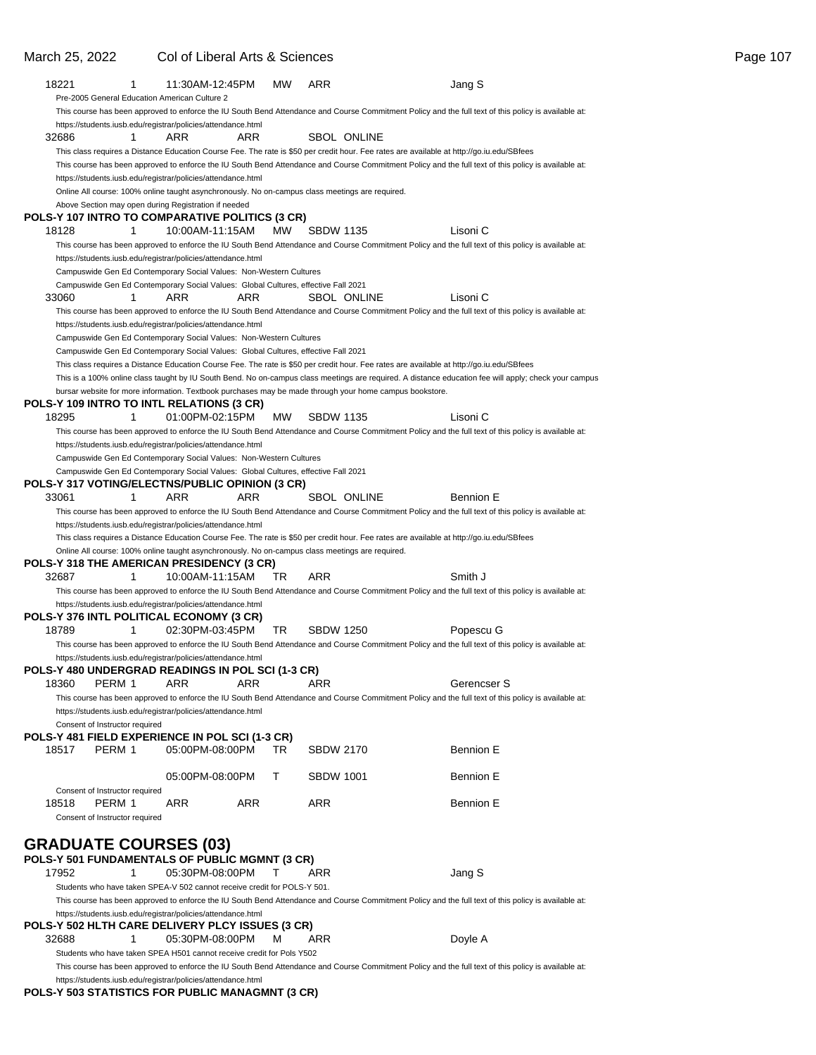18221 1 11:30AM-12:45PM MW ARR Jang S

Pre-2005 General Education American Culture 2

This course has been approved to enforce the IU South Bend Attendance and Course Commitment Policy and the full text of this policy is available at: https://students.iusb.edu/registrar/policies/attendance.html

32686 1 ARR ARR SBOL ONLINE

This class requires a Distance Education Course Fee. The rate is $50 per credit hour. Fee rates are available at http://go.iu.edu/SBfees

This course has been approved to enforce the IU South Bend Attendance and Course Commitment Policy and the full text of this policy is available at: https://students.iusb.edu/registrar/policies/attendance.html

Online All course: 100% online taught asynchronously. No on-campus class meetings are required.

Above Section may open during Registration if needed

**POLS-Y 107 INTRO TO COMPARATIVE POLITICS (3 CR)**

18128 1 10:00AM-11:15AM MW SBDW 1135 Lisoni C

This course has been approved to enforce the IU South Bend Attendance and Course Commitment Policy and the full text of this policy is available at: https://students.iusb.edu/registrar/policies/attendance.html

Campuswide Gen Ed Contemporary Social Values: Non-Western Cultures

Campuswide Gen Ed Contemporary Social Values: Global Cultures, effective Fall 2021

33060 1 ARR ARR SBOL ONLINE Lisoni C

This course has been approved to enforce the IU South Bend Attendance and Course Commitment Policy and the full text of this policy is available at: https://students.iusb.edu/registrar/policies/attendance.html

Campuswide Gen Ed Contemporary Social Values: Non-Western Cultures

Campuswide Gen Ed Contemporary Social Values: Global Cultures, effective Fall 2021

This class requires a Distance Education Course Fee. The rate is $50 per credit hour. Fee rates are available at http://go.iu.edu/SBfees

This is a 100% online class taught by IU South Bend. No on-campus class meetings are required. A distance education fee will apply; check your campus bursar website for more information. Textbook purchases may be made through your home campus bookstore.

**POLS-Y 109 INTRO TO INTL RELATIONS (3 CR)**

18295 1 01:00PM-02:15PM MW SBDW 1135 Lisoni C

This course has been approved to enforce the IU South Bend Attendance and Course Commitment Policy and the full text of this policy is available at: https://students.iusb.edu/registrar/policies/attendance.html

Campuswide Gen Ed Contemporary Social Values: Non-Western Cultures

Campuswide Gen Ed Contemporary Social Values: Global Cultures, effective Fall 2021

**POLS-Y 317 VOTING/ELECTNS/PUBLIC OPINION (3 CR)**

33061 1 ARR ARR SBOL ONLINE Bennion E

This course has been approved to enforce the IU South Bend Attendance and Course Commitment Policy and the full text of this policy is available at: https://students.iusb.edu/registrar/policies/attendance.html

This class requires a Distance Education Course Fee. The rate is $50 per credit hour. Fee rates are available at http://go.iu.edu/SBfees

Online All course: 100% online taught asynchronously. No on-campus class meetings are required.

**POLS-Y 318 THE AMERICAN PRESIDENCY (3 CR)**

32687 1 10:00AM-11:15AM TR ARR Smith J

This course has been approved to enforce the IU South Bend Attendance and Course Commitment Policy and the full text of this policy is available at: https://students.iusb.edu/registrar/policies/attendance.html

**POLS-Y 376 INTL POLITICAL ECONOMY (3 CR)**

18789 1 02:30PM-03:45PM TR SBDW 1250 Popescu G

This course has been approved to enforce the IU South Bend Attendance and Course Commitment Policy and the full text of this policy is available at: https://students.iusb.edu/registrar/policies/attendance.html

**POLS-Y 480 UNDERGRAD READINGS IN POL SCI (1-3 CR)**

18360 PERM 1 ARR ARR ARR Gerencser S

This course has been approved to enforce the IU South Bend Attendance and Course Commitment Policy and the full text of this policy is available at: https://students.iusb.edu/registrar/policies/attendance.html

Consent of Instructor required

**POLS-Y 481 FIELD EXPERIENCE IN POL SCI (1-3 CR)**

18517 PERM 1 05:00PM-08:00PM TR SBDW 2170 Bennion E

05:00PM-08:00PM T SBDW 1001 Bennion E

Consent of Instructor required

18518 PERM 1 ARR ARR ARR Bennion E

Consent of Instructor required

## GRADUATE COURSES (03)

**POLS-Y 501 FUNDAMENTALS OF PUBLIC MGMNT (3 CR)**

17952 1 05:30PM-08:00PM T ARR Jang S

Students who have taken SPEA-V 502 cannot receive credit for POLS-Y 501.

This course has been approved to enforce the IU South Bend Attendance and Course Commitment Policy and the full text of this policy is available at: https://students.iusb.edu/registrar/policies/attendance.html

**POLS-Y 502 HLTH CARE DELIVERY PLCY ISSUES (3 CR)**

32688 1 05:30PM-08:00PM M ARR Doyle A

Students who have taken SPEA H501 cannot receive credit for Pols Y502

This course has been approved to enforce the IU South Bend Attendance and Course Commitment Policy and the full text of this policy is available at: https://students.iusb.edu/registrar/policies/attendance.html

**POLS-Y 503 STATISTICS FOR PUBLIC MANAGMNT (3 CR)**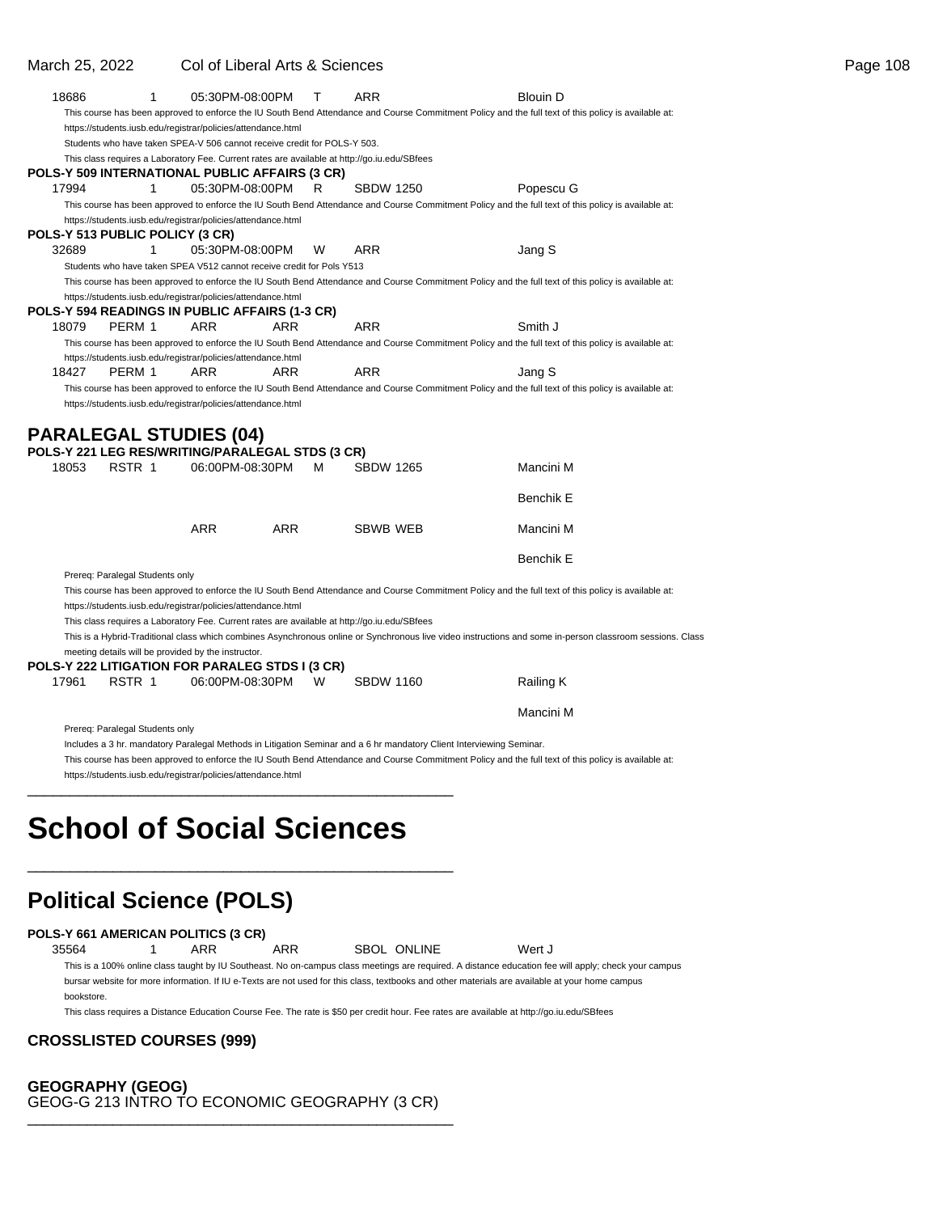| | | | | | | |
|---|---|---|---|---|---|---|
| 18686 | 1 | 05:30PM-08:00PM | T | ARR | | Blouin D |

This course has been approved to enforce the IU South Bend Attendance and Course Commitment Policy and the full text of this policy is available at: https://students.iusb.edu/registrar/policies/attendance.html

Students who have taken SPEA-V 506 cannot receive credit for POLS-Y 503.

This class requires a Laboratory Fee. Current rates are available at http://go.iu.edu/SBfees

**POLS-Y 509 INTERNATIONAL PUBLIC AFFAIRS (3 CR)**

| | | | | | | |
|---|---|---|---|---|---|---|
| 17994 | 1 | 05:30PM-08:00PM | R | SBDW 1250 | | Popescu G |

This course has been approved to enforce the IU South Bend Attendance and Course Commitment Policy and the full text of this policy is available at: https://students.iusb.edu/registrar/policies/attendance.html

**POLS-Y 513 PUBLIC POLICY (3 CR)**

| | | | | | | |
|---|---|---|---|---|---|---|
| 32689 | 1 | 05:30PM-08:00PM | W | ARR | | Jang S |

Students who have taken SPEA V512 cannot receive credit for Pols Y513

This course has been approved to enforce the IU South Bend Attendance and Course Commitment Policy and the full text of this policy is available at: https://students.iusb.edu/registrar/policies/attendance.html

**POLS-Y 594 READINGS IN PUBLIC AFFAIRS (1-3 CR)**

| | | | | | | |
|---|---|---|---|---|---|---|
| 18079 | PERM 1 | ARR | ARR | ARR | | Smith J |

This course has been approved to enforce the IU South Bend Attendance and Course Commitment Policy and the full text of this policy is available at: https://students.iusb.edu/registrar/policies/attendance.html

| | | | | | | |
|---|---|---|---|---|---|---|
| 18427 | PERM 1 | ARR | ARR | ARR | | Jang S |

This course has been approved to enforce the IU South Bend Attendance and Course Commitment Policy and the full text of this policy is available at: https://students.iusb.edu/registrar/policies/attendance.html

## PARALEGAL STUDIES (04)

**POLS-Y 221 LEG RES/WRITING/PARALEGAL STDS (3 CR)**

| | | | | | | |
|---|---|---|---|---|---|---|
| 18053 | RSTR 1 | 06:00PM-08:30PM | M | SBDW 1265 | | Mancini M |
| | | | | | | Benchik E |
| | | ARR | ARR | SBWB WEB | | Mancini M |
| | | | | | | Benchik E |

Prereq: Paralegal Students only

This course has been approved to enforce the IU South Bend Attendance and Course Commitment Policy and the full text of this policy is available at: https://students.iusb.edu/registrar/policies/attendance.html

This class requires a Laboratory Fee. Current rates are available at http://go.iu.edu/SBfees

This is a Hybrid-Traditional class which combines Asynchronous online or Synchronous live video instructions and some in-person classroom sessions. Class meeting details will be provided by the instructor.

**POLS-Y 222 LITIGATION FOR PARALEG STDS I (3 CR)**

| | | | | | | |
|---|---|---|---|---|---|---|
| 17961 | RSTR 1 | 06:00PM-08:30PM | W | SBDW 1160 | | Railing K |
| | | | | | | Mancini M |

Prereq: Paralegal Students only

Includes a 3 hr. mandatory Paralegal Methods in Litigation Seminar and a 6 hr mandatory Client Interviewing Seminar.

This course has been approved to enforce the IU South Bend Attendance and Course Commitment Policy and the full text of this policy is available at: https://students.iusb.edu/registrar/policies/attendance.html

# School of Social Sciences

## Political Science (POLS)

**POLS-Y 661 AMERICAN POLITICS (3 CR)**

| | | | | | | |
|---|---|---|---|---|---|---|
| 35564 | 1 | ARR | ARR | SBOL | ONLINE | Wert J |

This is a 100% online class taught by IU Southeast. No on-campus class meetings are required. A distance education fee will apply; check your campus bursar website for more information. If IU e-Texts are not used for this class, textbooks and other materials are available at your home campus bookstore.

This class requires a Distance Education Course Fee. The rate is $50 per credit hour. Fee rates are available at http://go.iu.edu/SBfees

### CROSSLISTED COURSES (999)

**GEOGRAPHY (GEOG)**

GEOG-G 213 INTRO TO ECONOMIC GEOGRAPHY (3 CR)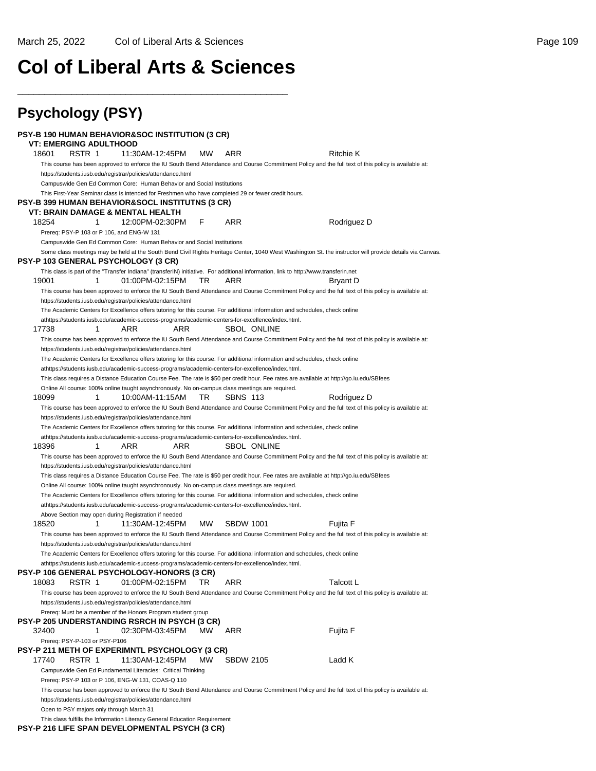# Col of Liberal Arts & Sciences

## Psychology (PSY)

**PSY-B 190 HUMAN BEHAVIOR&SOC INSTITUTION (3 CR)**
**VT: EMERGING ADULTHOOD**

18601 RSTR 1 11:30AM-12:45PM MW ARR Ritchie K

This course has been approved to enforce the IU South Bend Attendance and Course Commitment Policy and the full text of this policy is available at: https://students.iusb.edu/registrar/policies/attendance.html

Campuswide Gen Ed Common Core: Human Behavior and Social Institutions

This First-Year Seminar class is intended for Freshmen who have completed 29 or fewer credit hours.

**PSY-B 399 HUMAN BEHAVIOR&SOCL INSTITUTNS (3 CR)**
**VT: BRAIN DAMAGE & MENTAL HEALTH**

18254 1 12:00PM-02:30PM F ARR Rodriguez D

Prereq: PSY-P 103 or P 106, and ENG-W 131

Campuswide Gen Ed Common Core: Human Behavior and Social Institutions

Some class meetings may be held at the South Bend Civil Rights Heritage Center, 1040 West Washington St. the instructor will provide details via Canvas.

**PSY-P 103 GENERAL PSYCHOLOGY (3 CR)**

This class is part of the "Transfer Indiana" (transferIN) initiative. For additional information, link to http://www.transferin.net

19001 1 01:00PM-02:15PM TR ARR Bryant D

This course has been approved to enforce the IU South Bend Attendance and Course Commitment Policy and the full text of this policy is available at: https://students.iusb.edu/registrar/policies/attendance.html

The Academic Centers for Excellence offers tutoring for this course. For additional information and schedules, check online athttps://students.iusb.edu/academic-success-programs/academic-centers-for-excellence/index.html.

17738 1 ARR ARR SBOL ONLINE

This course has been approved to enforce the IU South Bend Attendance and Course Commitment Policy and the full text of this policy is available at: https://students.iusb.edu/registrar/policies/attendance.html

The Academic Centers for Excellence offers tutoring for this course. For additional information and schedules, check online athttps://students.iusb.edu/academic-success-programs/academic-centers-for-excellence/index.html.

This class requires a Distance Education Course Fee. The rate is $50 per credit hour. Fee rates are available at http://go.iu.edu/SBfees

Online All course: 100% online taught asynchronously. No on-campus class meetings are required.

18099 1 10:00AM-11:15AM TR SBNS 113 Rodriguez D

This course has been approved to enforce the IU South Bend Attendance and Course Commitment Policy and the full text of this policy is available at: https://students.iusb.edu/registrar/policies/attendance.html

The Academic Centers for Excellence offers tutoring for this course. For additional information and schedules, check online athttps://students.iusb.edu/academic-success-programs/academic-centers-for-excellence/index.html.

18396 1 ARR ARR SBOL ONLINE

This course has been approved to enforce the IU South Bend Attendance and Course Commitment Policy and the full text of this policy is available at: https://students.iusb.edu/registrar/policies/attendance.html

This class requires a Distance Education Course Fee. The rate is $50 per credit hour. Fee rates are available at http://go.iu.edu/SBfees

Online All course: 100% online taught asynchronously. No on-campus class meetings are required.

The Academic Centers for Excellence offers tutoring for this course. For additional information and schedules, check online athttps://students.iusb.edu/academic-success-programs/academic-centers-for-excellence/index.html.

Above Section may open during Registration if needed

18520 1 11:30AM-12:45PM MW SBDW 1001 Fujita F

This course has been approved to enforce the IU South Bend Attendance and Course Commitment Policy and the full text of this policy is available at: https://students.iusb.edu/registrar/policies/attendance.html

The Academic Centers for Excellence offers tutoring for this course. For additional information and schedules, check online athttps://students.iusb.edu/academic-success-programs/academic-centers-for-excellence/index.html.

**PSY-P 106 GENERAL PSYCHOLOGY-HONORS (3 CR)**

18083 RSTR 1 01:00PM-02:15PM TR ARR Talcott L

This course has been approved to enforce the IU South Bend Attendance and Course Commitment Policy and the full text of this policy is available at: https://students.iusb.edu/registrar/policies/attendance.html

Prereq: Must be a member of the Honors Program student group

**PSY-P 205 UNDERSTANDING RSRCH IN PSYCH (3 CR)**

32400 1 02:30PM-03:45PM MW ARR Fujita F

Prereq: PSY-P-103 or PSY-P106

**PSY-P 211 METH OF EXPERIMNTL PSYCHOLOGY (3 CR)**

17740 RSTR 1 11:30AM-12:45PM MW SBDW 2105 Ladd K

Campuswide Gen Ed Fundamental Literacies: Critical Thinking

Prereq: PSY-P 103 or P 106, ENG-W 131, COAS-Q 110

This course has been approved to enforce the IU South Bend Attendance and Course Commitment Policy and the full text of this policy is available at: https://students.iusb.edu/registrar/policies/attendance.html

Open to PSY majors only through March 31

This class fulfills the Information Literacy General Education Requirement

**PSY-P 216 LIFE SPAN DEVELOPMENTAL PSYCH (3 CR)**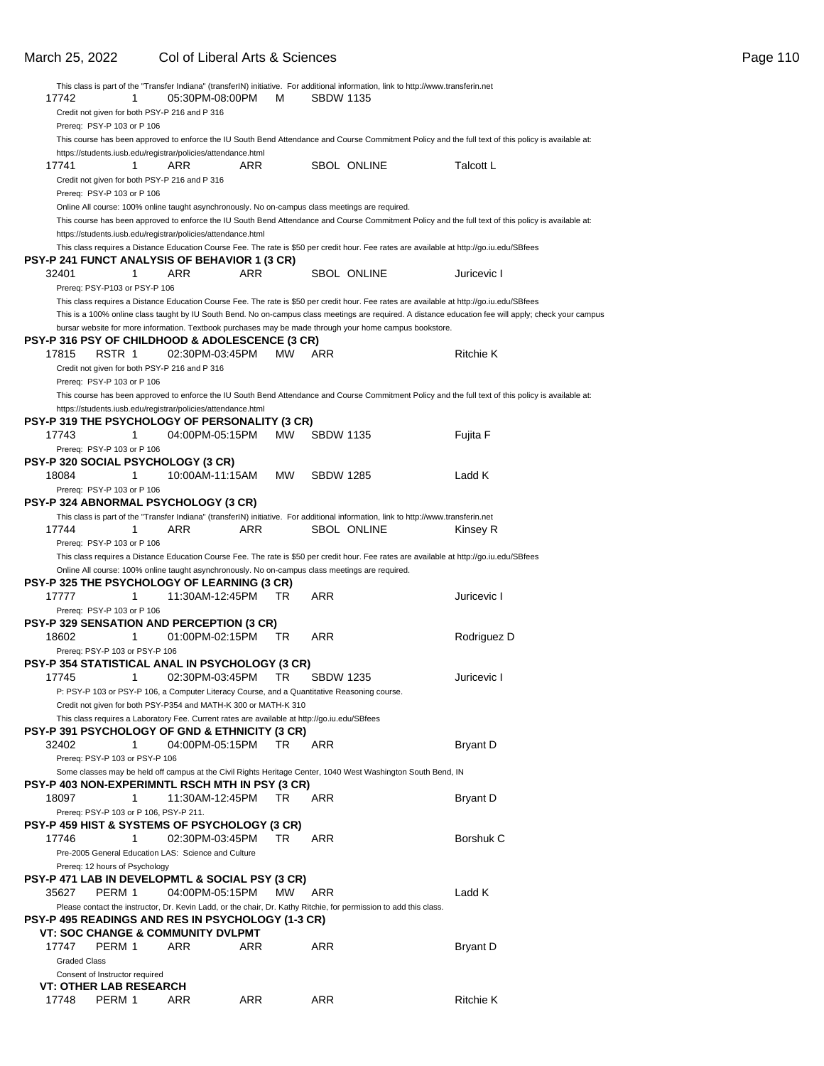This class is part of the "Transfer Indiana" (transferIN) initiative. For additional information, link to http://www.transferin.net

| | | | | | |
|---|---|---|---|---|---|
| 17742 | 1 | 05:30PM-08:00PM | M | SBDW 1135 | |

Credit not given for both PSY-P 216 and P 316
Prereq: PSY-P 103 or P 106
This course has been approved to enforce the IU South Bend Attendance and Course Commitment Policy and the full text of this policy is available at: https://students.iusb.edu/registrar/policies/attendance.html

| | | | | | |
|---|---|---|---|---|---|
| 17741 | 1 | ARR | ARR | SBOL ONLINE | Talcott L |

Credit not given for both PSY-P 216 and P 316
Prereq: PSY-P 103 or P 106
Online All course: 100% online taught asynchronously. No on-campus class meetings are required.
This course has been approved to enforce the IU South Bend Attendance and Course Commitment Policy and the full text of this policy is available at: https://students.iusb.edu/registrar/policies/attendance.html
This class requires a Distance Education Course Fee. The rate is $50 per credit hour. Fee rates are available at http://go.iu.edu/SBfees

**PSY-P 241 FUNCT ANALYSIS OF BEHAVIOR 1 (3 CR)**

| | | | | | |
|---|---|---|---|---|---|
| 32401 | 1 | ARR | ARR | SBOL ONLINE | Juricevic I |

Prereq: PSY-P103 or PSY-P 106
This class requires a Distance Education Course Fee. The rate is $50 per credit hour. Fee rates are available at http://go.iu.edu/SBfees
This is a 100% online class taught by IU South Bend. No on-campus class meetings are required. A distance education fee will apply; check your campus bursar website for more information. Textbook purchases may be made through your home campus bookstore.

**PSY-P 316 PSY OF CHILDHOOD & ADOLESCENCE (3 CR)**

| | | | | | |
|---|---|---|---|---|---|
| 17815 | RSTR 1 | 02:30PM-03:45PM | MW | ARR | Ritchie K |

Credit not given for both PSY-P 216 and P 316
Prereq: PSY-P 103 or P 106
This course has been approved to enforce the IU South Bend Attendance and Course Commitment Policy and the full text of this policy is available at: https://students.iusb.edu/registrar/policies/attendance.html

**PSY-P 319 THE PSYCHOLOGY OF PERSONALITY (3 CR)**

| | | | | | |
|---|---|---|---|---|---|
| 17743 | 1 | 04:00PM-05:15PM | MW | SBDW 1135 | Fujita F |

Prereq: PSY-P 103 or P 106

**PSY-P 320 SOCIAL PSYCHOLOGY (3 CR)**

| | | | | | |
|---|---|---|---|---|---|
| 18084 | 1 | 10:00AM-11:15AM | MW | SBDW 1285 | Ladd K |

Prereq: PSY-P 103 or P 106

**PSY-P 324 ABNORMAL PSYCHOLOGY (3 CR)**

This class is part of the "Transfer Indiana" (transferIN) initiative. For additional information, link to http://www.transferin.net

| | | | | | |
|---|---|---|---|---|---|
| 17744 | 1 | ARR | ARR | SBOL ONLINE | Kinsey R |

Prereq: PSY-P 103 or P 106
This class requires a Distance Education Course Fee. The rate is $50 per credit hour. Fee rates are available at http://go.iu.edu/SBfees
Online All course: 100% online taught asynchronously. No on-campus class meetings are required.

**PSY-P 325 THE PSYCHOLOGY OF LEARNING (3 CR)**

| | | | | | |
|---|---|---|---|---|---|
| 17777 | 1 | 11:30AM-12:45PM | TR | ARR | Juricevic I |

Prereq: PSY-P 103 or P 106

**PSY-P 329 SENSATION AND PERCEPTION (3 CR)**

| | | | | | |
|---|---|---|---|---|---|
| 18602 | 1 | 01:00PM-02:15PM | TR | ARR | Rodriguez D |

Prereq: PSY-P 103 or PSY-P 106

**PSY-P 354 STATISTICAL ANAL IN PSYCHOLOGY (3 CR)**

| | | | | | |
|---|---|---|---|---|---|
| 17745 | 1 | 02:30PM-03:45PM | TR | SBDW 1235 | Juricevic I |

P: PSY-P 103 or PSY-P 106, a Computer Literacy Course, and a Quantitative Reasoning course.
Credit not given for both PSY-P354 and MATH-K 300 or MATH-K 310
This class requires a Laboratory Fee. Current rates are available at http://go.iu.edu/SBfees

**PSY-P 391 PSYCHOLOGY OF GND & ETHNICITY (3 CR)**

| | | | | | |
|---|---|---|---|---|---|
| 32402 | 1 | 04:00PM-05:15PM | TR | ARR | Bryant D |

Prereq: PSY-P 103 or PSY-P 106
Some classes may be held off campus at the Civil Rights Heritage Center, 1040 West Washington South Bend, IN

**PSY-P 403 NON-EXPERIMNTL RSCH MTH IN PSY (3 CR)**

| | | | | | |
|---|---|---|---|---|---|
| 18097 | 1 | 11:30AM-12:45PM | TR | ARR | Bryant D |

Prereq: PSY-P 103 or P 106, PSY-P 211.

**PSY-P 459 HIST & SYSTEMS OF PSYCHOLOGY (3 CR)**

| | | | | | |
|---|---|---|---|---|---|
| 17746 | 1 | 02:30PM-03:45PM | TR | ARR | Borshuk C |

Pre-2005 General Education LAS: Science and Culture
Prereq: 12 hours of Psychology

**PSY-P 471 LAB IN DEVELOPMTL & SOCIAL PSY (3 CR)**

| | | | | | |
|---|---|---|---|---|---|
| 35627 | PERM 1 | 04:00PM-05:15PM | MW | ARR | Ladd K |

Please contact the instructor, Dr. Kevin Ladd, or the chair, Dr. Kathy Ritchie, for permission to add this class.

**PSY-P 495 READINGS AND RES IN PSYCHOLOGY (1-3 CR)**

**VT: SOC CHANGE & COMMUNITY DVLPMT**

| | | | | | |
|---|---|---|---|---|---|
| 17747 | PERM 1 | ARR | ARR | ARR | Bryant D |

Graded Class
Consent of Instructor required

**VT: OTHER LAB RESEARCH**

| | | | | | |
|---|---|---|---|---|---|
| 17748 | PERM 1 | ARR | ARR | ARR | Ritchie K |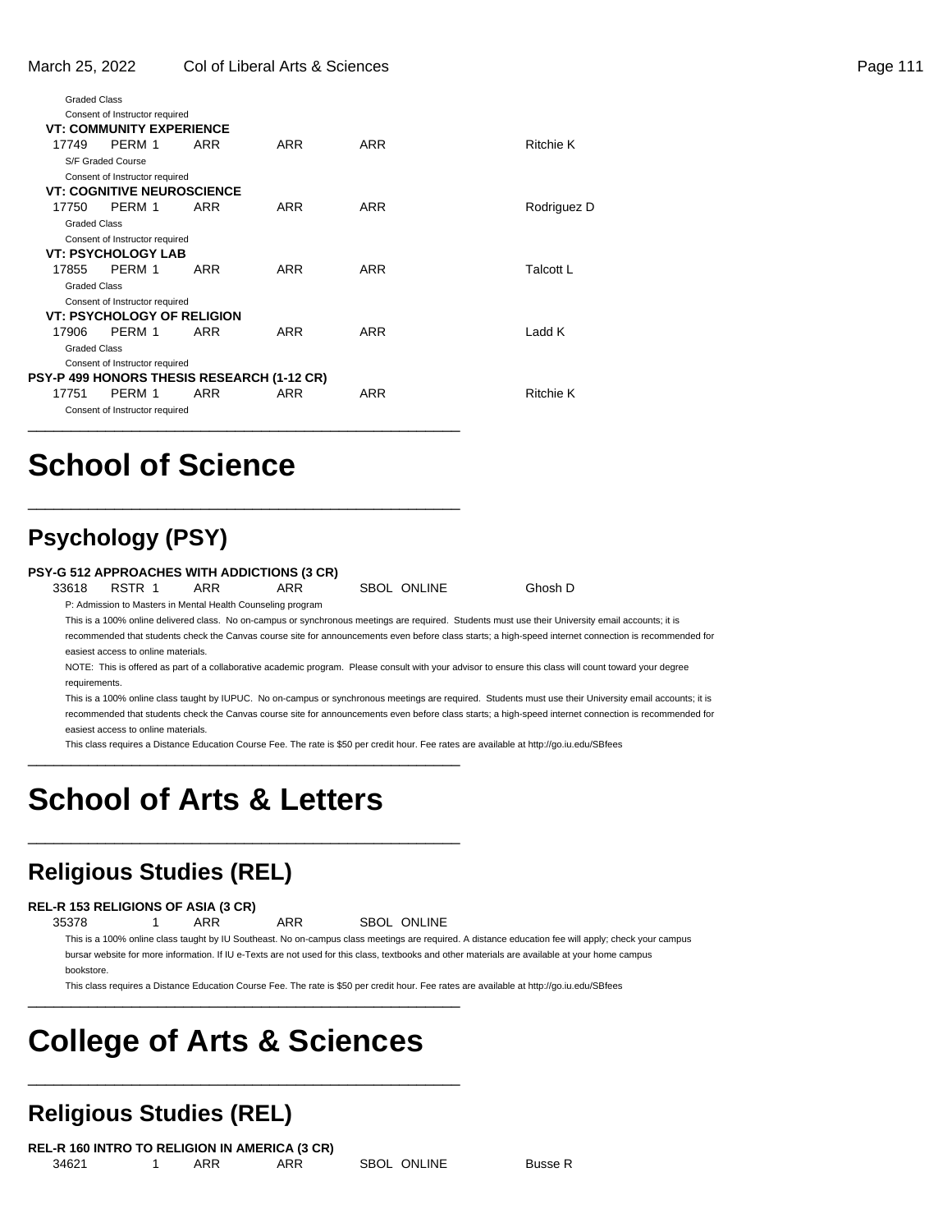Graded Class

Consent of Instructor required

**VT: COMMUNITY EXPERIENCE**

| | | | | | |
|---|---|---|---|---|---|
| 17749 | PERM 1 | ARR | ARR | ARR | Ritchie K |

S/F Graded Course

Consent of Instructor required

**VT: COGNITIVE NEUROSCIENCE**

| | | | | | |
|---|---|---|---|---|---|
| 17750 | PERM 1 | ARR | ARR | ARR | Rodriguez D |

Graded Class

Consent of Instructor required

**VT: PSYCHOLOGY LAB**

| | | | | | |
|---|---|---|---|---|---|
| 17855 | PERM 1 | ARR | ARR | ARR | Talcott L |

Graded Class

Consent of Instructor required

**VT: PSYCHOLOGY OF RELIGION**

| | | | | | |
|---|---|---|---|---|---|
| 17906 | PERM 1 | ARR | ARR | ARR | Ladd K |

Graded Class

Consent of Instructor required

**PSY-P 499 HONORS THESIS RESEARCH (1-12 CR)**

| | | | | | |
|---|---|---|---|---|---|
| 17751 | PERM 1 | ARR | ARR | ARR | Ritchie K |

Consent of Instructor required

# School of Science

## Psychology (PSY)

**PSY-G 512 APPROACHES WITH ADDICTIONS (3 CR)**

| | | | | | |
|---|---|---|---|---|---|
| 33618 | RSTR 1 | ARR | ARR | SBOL ONLINE | Ghosh D |

P: Admission to Masters in Mental Health Counseling program

This is a 100% online delivered class. No on-campus or synchronous meetings are required. Students must use their University email accounts; it is recommended that students check the Canvas course site for announcements even before class starts; a high-speed internet connection is recommended for easiest access to online materials.

NOTE: This is offered as part of a collaborative academic program. Please consult with your advisor to ensure this class will count toward your degree requirements.

This is a 100% online class taught by IUPUC. No on-campus or synchronous meetings are required. Students must use their University email accounts; it is recommended that students check the Canvas course site for announcements even before class starts; a high-speed internet connection is recommended for easiest access to online materials.

This class requires a Distance Education Course Fee. The rate is $50 per credit hour. Fee rates are available at http://go.iu.edu/SBfees

# School of Arts & Letters

## Religious Studies (REL)

**REL-R 153 RELIGIONS OF ASIA (3 CR)**

| | | | | |
|---|---|---|---|---|
| 35378 | 1 | ARR | ARR | SBOL ONLINE |

This is a 100% online class taught by IU Southeast. No on-campus class meetings are required. A distance education fee will apply; check your campus bursar website for more information. If IU e-Texts are not used for this class, textbooks and other materials are available at your home campus bookstore.

This class requires a Distance Education Course Fee. The rate is $50 per credit hour. Fee rates are available at http://go.iu.edu/SBfees

# College of Arts & Sciences

## Religious Studies (REL)

**REL-R 160 INTRO TO RELIGION IN AMERICA (3 CR)**

| | | | | | |
|---|---|---|---|---|---|
| 34621 | 1 | ARR | ARR | SBOL ONLINE | Busse R |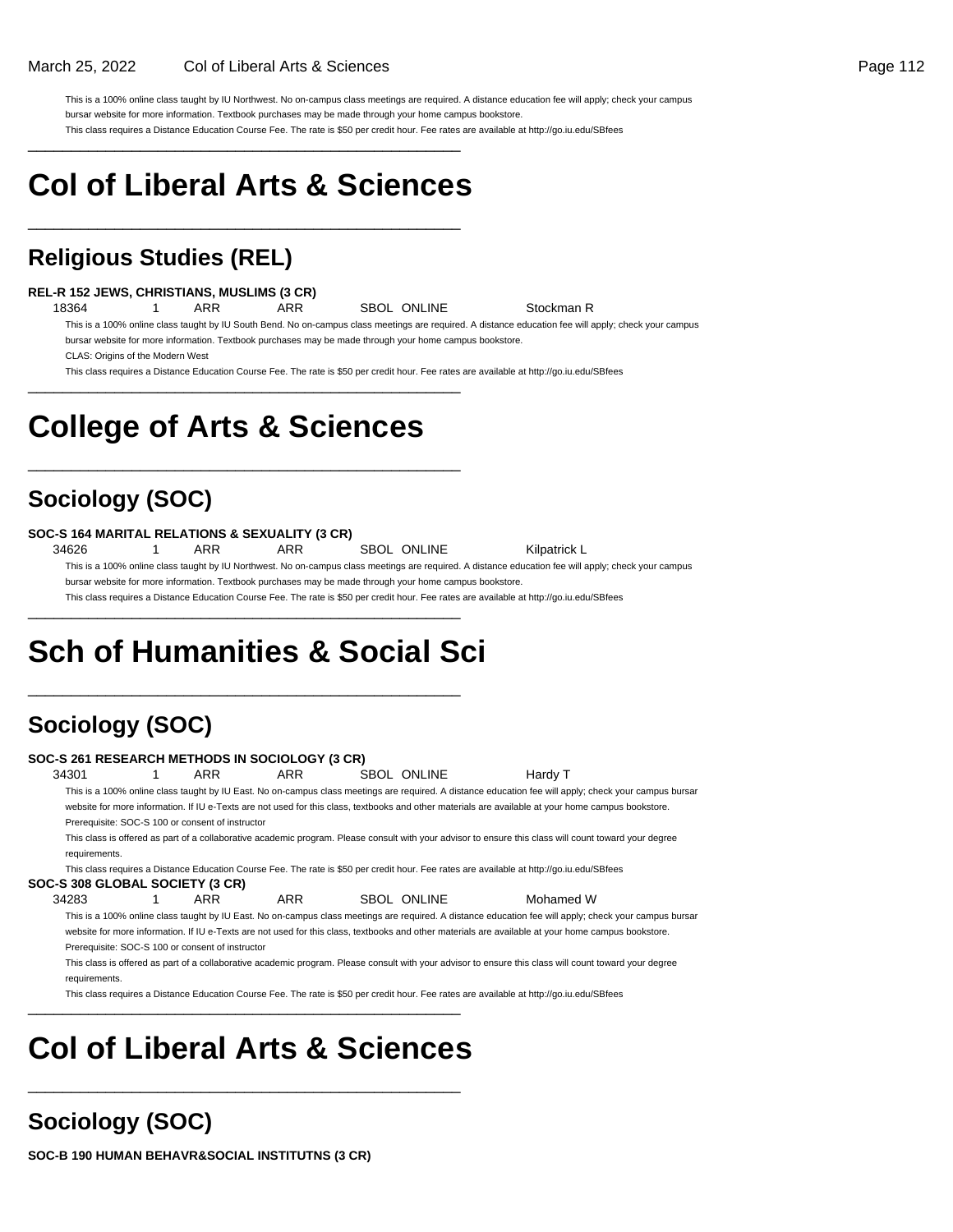This is a 100% online class taught by IU Northwest. No on-campus class meetings are required. A distance education fee will apply; check your campus bursar website for more information. Textbook purchases may be made through your home campus bookstore.

This class requires a Distance Education Course Fee. The rate is $50 per credit hour. Fee rates are available at http://go.iu.edu/SBfees

---

# Col of Liberal Arts & Sciences

---

## Religious Studies (REL)

**REL-R 152 JEWS, CHRISTIANS, MUSLIMS (3 CR)**

18364 1 ARR ARR SBOL ONLINE Stockman R

This is a 100% online class taught by IU South Bend. No on-campus class meetings are required. A distance education fee will apply; check your campus bursar website for more information. Textbook purchases may be made through your home campus bookstore.

CLAS: Origins of the Modern West

This class requires a Distance Education Course Fee. The rate is $50 per credit hour. Fee rates are available at http://go.iu.edu/SBfees

---

# College of Arts & Sciences

---

## Sociology (SOC)

**SOC-S 164 MARITAL RELATIONS & SEXUALITY (3 CR)**

34626 1 ARR ARR SBOL ONLINE Kilpatrick L

This is a 100% online class taught by IU Northwest. No on-campus class meetings are required. A distance education fee will apply; check your campus bursar website for more information. Textbook purchases may be made through your home campus bookstore.

This class requires a Distance Education Course Fee. The rate is $50 per credit hour. Fee rates are available at http://go.iu.edu/SBfees

---

# Sch of Humanities & Social Sci

---

## Sociology (SOC)

**SOC-S 261 RESEARCH METHODS IN SOCIOLOGY (3 CR)**

34301 1 ARR ARR SBOL ONLINE Hardy T

This is a 100% online class taught by IU East. No on-campus class meetings are required. A distance education fee will apply; check your campus bursar website for more information. If IU e-Texts are not used for this class, textbooks and other materials are available at your home campus bookstore.

Prerequisite: SOC-S 100 or consent of instructor

This class is offered as part of a collaborative academic program. Please consult with your advisor to ensure this class will count toward your degree requirements.

This class requires a Distance Education Course Fee. The rate is $50 per credit hour. Fee rates are available at http://go.iu.edu/SBfees

**SOC-S 308 GLOBAL SOCIETY (3 CR)**

34283 1 ARR ARR SBOL ONLINE Mohamed W

This is a 100% online class taught by IU East. No on-campus class meetings are required. A distance education fee will apply; check your campus bursar website for more information. If IU e-Texts are not used for this class, textbooks and other materials are available at your home campus bookstore.

Prerequisite: SOC-S 100 or consent of instructor

This class is offered as part of a collaborative academic program. Please consult with your advisor to ensure this class will count toward your degree requirements.

This class requires a Distance Education Course Fee. The rate is $50 per credit hour. Fee rates are available at http://go.iu.edu/SBfees

---

# Col of Liberal Arts & Sciences

---

## Sociology (SOC)

**SOC-B 190 HUMAN BEHAVR&SOCIAL INSTITUTNS (3 CR)**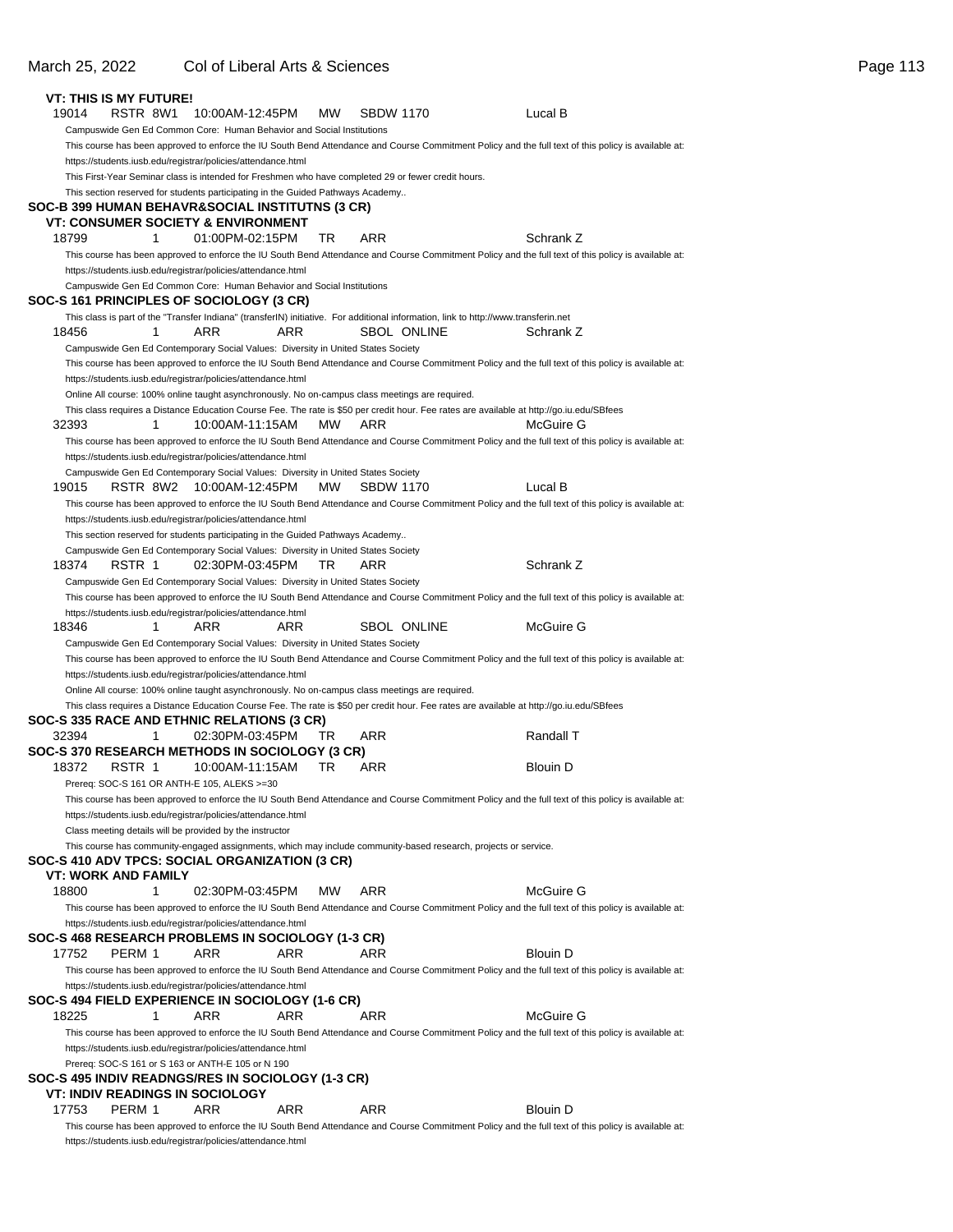**VT: THIS IS MY FUTURE!**

19014 RSTR 8W1 10:00AM-12:45PM MW SBDW 1170 Lucal B

Campuswide Gen Ed Common Core: Human Behavior and Social Institutions

This course has been approved to enforce the IU South Bend Attendance and Course Commitment Policy and the full text of this policy is available at: https://students.iusb.edu/registrar/policies/attendance.html

This First-Year Seminar class is intended for Freshmen who have completed 29 or fewer credit hours.

This section reserved for students participating in the Guided Pathways Academy..

## SOC-B 399 HUMAN BEHAVR&SOCIAL INSTITUTNS (3 CR)

**VT: CONSUMER SOCIETY & ENVIRONMENT**

18799 1 01:00PM-02:15PM TR ARR Schrank Z

This course has been approved to enforce the IU South Bend Attendance and Course Commitment Policy and the full text of this policy is available at: https://students.iusb.edu/registrar/policies/attendance.html

Campuswide Gen Ed Common Core: Human Behavior and Social Institutions

## SOC-S 161 PRINCIPLES OF SOCIOLOGY (3 CR)

This class is part of the "Transfer Indiana" (transferIN) initiative. For additional information, link to http://www.transferin.net

18456 1 ARR ARR SBOL ONLINE Schrank Z

Campuswide Gen Ed Contemporary Social Values: Diversity in United States Society

This course has been approved to enforce the IU South Bend Attendance and Course Commitment Policy and the full text of this policy is available at: https://students.iusb.edu/registrar/policies/attendance.html

Online All course: 100% online taught asynchronously. No on-campus class meetings are required.

This class requires a Distance Education Course Fee. The rate is $50 per credit hour. Fee rates are available at http://go.iu.edu/SBfees

32393 1 10:00AM-11:15AM MW ARR McGuire G

This course has been approved to enforce the IU South Bend Attendance and Course Commitment Policy and the full text of this policy is available at: https://students.iusb.edu/registrar/policies/attendance.html

Campuswide Gen Ed Contemporary Social Values: Diversity in United States Society

19015 RSTR 8W2 10:00AM-12:45PM MW SBDW 1170 Lucal B

This course has been approved to enforce the IU South Bend Attendance and Course Commitment Policy and the full text of this policy is available at: https://students.iusb.edu/registrar/policies/attendance.html

This section reserved for students participating in the Guided Pathways Academy..

Campuswide Gen Ed Contemporary Social Values: Diversity in United States Society

18374 RSTR 1 02:30PM-03:45PM TR ARR Schrank Z

Campuswide Gen Ed Contemporary Social Values: Diversity in United States Society

This course has been approved to enforce the IU South Bend Attendance and Course Commitment Policy and the full text of this policy is available at: https://students.iusb.edu/registrar/policies/attendance.html

18346 1 ARR ARR SBOL ONLINE McGuire G

Campuswide Gen Ed Contemporary Social Values: Diversity in United States Society

This course has been approved to enforce the IU South Bend Attendance and Course Commitment Policy and the full text of this policy is available at: https://students.iusb.edu/registrar/policies/attendance.html

Online All course: 100% online taught asynchronously. No on-campus class meetings are required.

This class requires a Distance Education Course Fee. The rate is $50 per credit hour. Fee rates are available at http://go.iu.edu/SBfees

## SOC-S 335 RACE AND ETHNIC RELATIONS (3 CR)

32394 1 02:30PM-03:45PM TR ARR Randall T

## SOC-S 370 RESEARCH METHODS IN SOCIOLOGY (3 CR)

18372 RSTR 1 10:00AM-11:15AM TR ARR Blouin D

Prereq: SOC-S 161 OR ANTH-E 105, ALEKS >=30

This course has been approved to enforce the IU South Bend Attendance and Course Commitment Policy and the full text of this policy is available at: https://students.iusb.edu/registrar/policies/attendance.html

Class meeting details will be provided by the instructor

This course has community-engaged assignments, which may include community-based research, projects or service.

## SOC-S 410 ADV TPCS: SOCIAL ORGANIZATION (3 CR)

**VT: WORK AND FAMILY**

18800 1 02:30PM-03:45PM MW ARR McGuire G

This course has been approved to enforce the IU South Bend Attendance and Course Commitment Policy and the full text of this policy is available at: https://students.iusb.edu/registrar/policies/attendance.html

## SOC-S 468 RESEARCH PROBLEMS IN SOCIOLOGY (1-3 CR)

17752 PERM 1 ARR ARR ARR Blouin D

This course has been approved to enforce the IU South Bend Attendance and Course Commitment Policy and the full text of this policy is available at: https://students.iusb.edu/registrar/policies/attendance.html

## SOC-S 494 FIELD EXPERIENCE IN SOCIOLOGY (1-6 CR)

18225 1 ARR ARR ARR McGuire G

This course has been approved to enforce the IU South Bend Attendance and Course Commitment Policy and the full text of this policy is available at: https://students.iusb.edu/registrar/policies/attendance.html

Prereq: SOC-S 161 or S 163 or ANTH-E 105 or N 190

## SOC-S 495 INDIV READNGS/RES IN SOCIOLOGY (1-3 CR)

**VT: INDIV READINGS IN SOCIOLOGY**

17753 PERM 1 ARR ARR ARR Blouin D

This course has been approved to enforce the IU South Bend Attendance and Course Commitment Policy and the full text of this policy is available at: https://students.iusb.edu/registrar/policies/attendance.html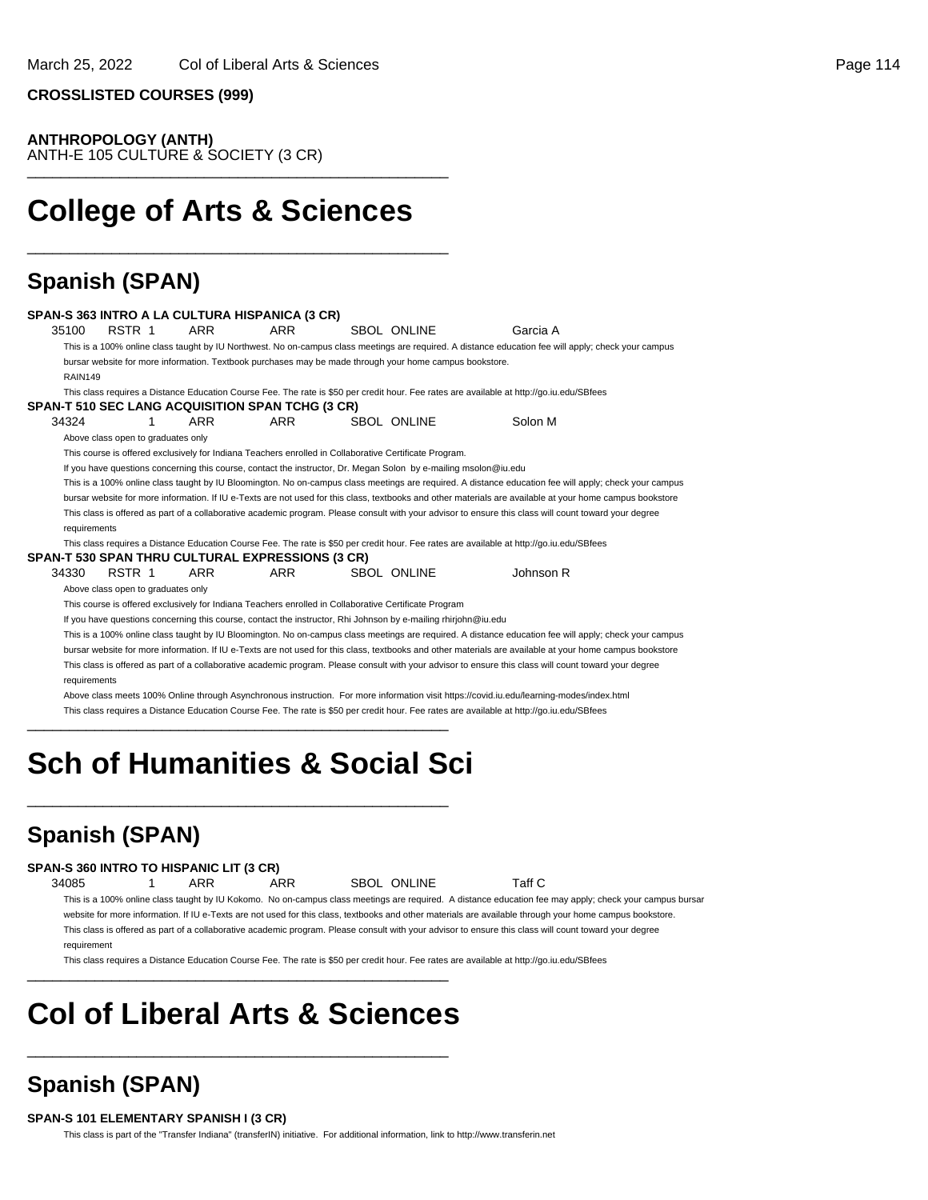**CROSSLISTED COURSES (999)**

**ANTHROPOLOGY (ANTH)**
ANTH-E 105 CULTURE & SOCIETY (3 CR)

# College of Arts & Sciences

## Spanish (SPAN)

**SPAN-S 363 INTRO A LA CULTURA HISPANICA (3 CR)**

35100 RSTR 1 ARR ARR SBOL ONLINE Garcia A

This is a 100% online class taught by IU Northwest. No on-campus class meetings are required. A distance education fee will apply; check your campus bursar website for more information. Textbook purchases may be made through your home campus bookstore.

RAIN149

This class requires a Distance Education Course Fee. The rate is $50 per credit hour. Fee rates are available at http://go.iu.edu/SBfees

**SPAN-T 510 SEC LANG ACQUISITION SPAN TCHG (3 CR)**

34324 1 ARR ARR SBOL ONLINE Solon M

Above class open to graduates only

This course is offered exclusively for Indiana Teachers enrolled in Collaborative Certificate Program.

If you have questions concerning this course, contact the instructor, Dr. Megan Solon by e-mailing msolon@iu.edu

This is a 100% online class taught by IU Bloomington. No on-campus class meetings are required. A distance education fee will apply; check your campus bursar website for more information. If IU e-Texts are not used for this class, textbooks and other materials are available at your home campus bookstore

This class is offered as part of a collaborative academic program. Please consult with your advisor to ensure this class will count toward your degree requirements

This class requires a Distance Education Course Fee. The rate is $50 per credit hour. Fee rates are available at http://go.iu.edu/SBfees

**SPAN-T 530 SPAN THRU CULTURAL EXPRESSIONS (3 CR)**

34330 RSTR 1 ARR ARR SBOL ONLINE Johnson R

Above class open to graduates only

This course is offered exclusively for Indiana Teachers enrolled in Collaborative Certificate Program

If you have questions concerning this course, contact the instructor, Rhi Johnson by e-mailing rhirjohn@iu.edu

This is a 100% online class taught by IU Bloomington. No on-campus class meetings are required. A distance education fee will apply; check your campus bursar website for more information. If IU e-Texts are not used for this class, textbooks and other materials are available at your home campus bookstore

This class is offered as part of a collaborative academic program. Please consult with your advisor to ensure this class will count toward your degree requirements

Above class meets 100% Online through Asynchronous instruction. For more information visit https://covid.iu.edu/learning-modes/index.html

This class requires a Distance Education Course Fee. The rate is $50 per credit hour. Fee rates are available at http://go.iu.edu/SBfees

# Sch of Humanities & Social Sci

## Spanish (SPAN)

**SPAN-S 360 INTRO TO HISPANIC LIT (3 CR)**

34085 1 ARR ARR SBOL ONLINE Taff C

This is a 100% online class taught by IU Kokomo. No on-campus class meetings are required. A distance education fee may apply; check your campus bursar website for more information. If IU e-Texts are not used for this class, textbooks and other materials are available through your home campus bookstore.

This class is offered as part of a collaborative academic program. Please consult with your advisor to ensure this class will count toward your degree requirement

This class requires a Distance Education Course Fee. The rate is $50 per credit hour. Fee rates are available at http://go.iu.edu/SBfees

# Col of Liberal Arts & Sciences

## Spanish (SPAN)

**SPAN-S 101 ELEMENTARY SPANISH I (3 CR)**

This class is part of the "Transfer Indiana" (transferIN) initiative. For additional information, link to http://www.transferin.net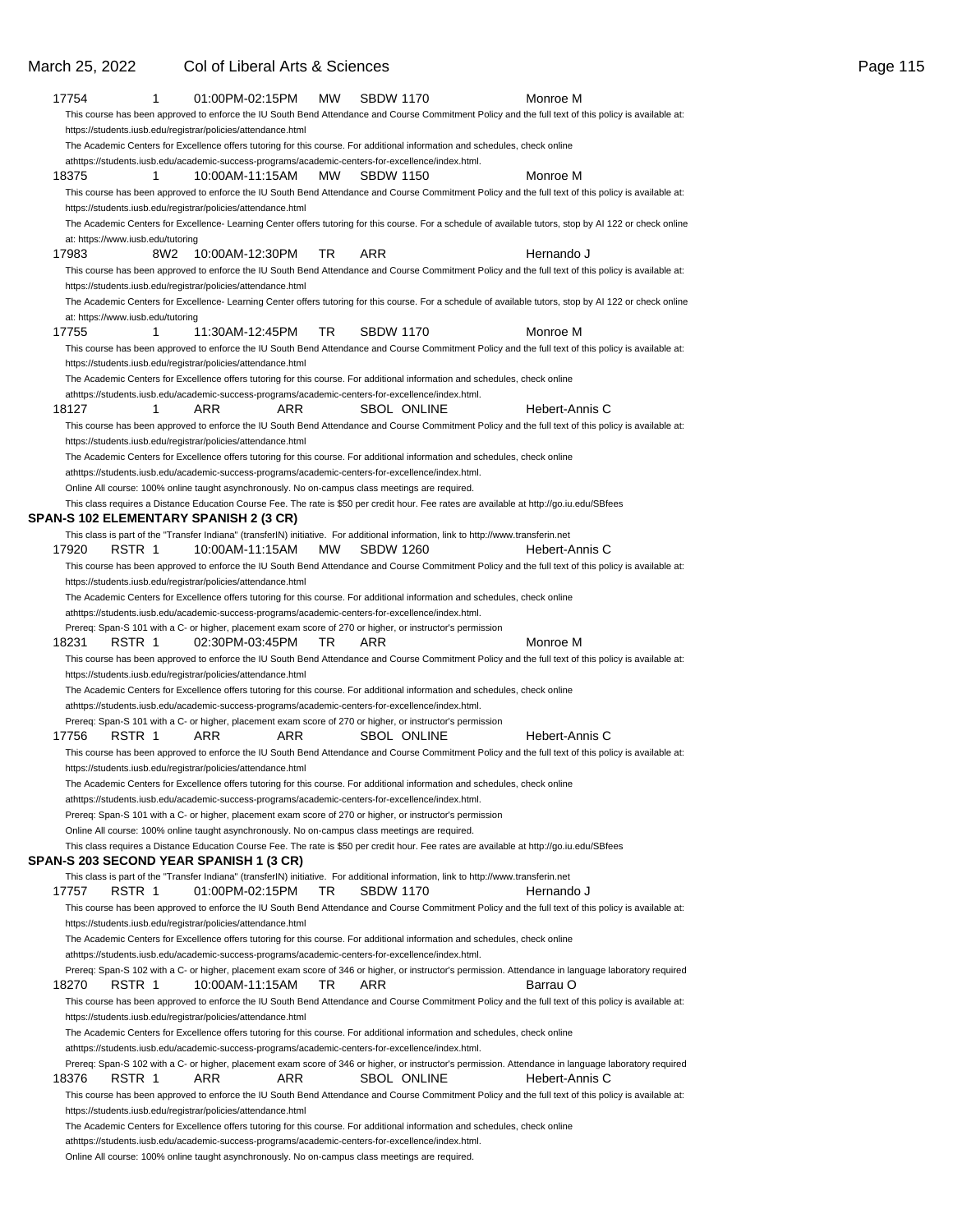17754 1 01:00PM-02:15PM MW SBDW 1170 Monroe M

This course has been approved to enforce the IU South Bend Attendance and Course Commitment Policy and the full text of this policy is available at: https://students.iusb.edu/registrar/policies/attendance.html

The Academic Centers for Excellence offers tutoring for this course. For additional information and schedules, check online athttps://students.iusb.edu/academic-success-programs/academic-centers-for-excellence/index.html.

18375 1 10:00AM-11:15AM MW SBDW 1150 Monroe M

This course has been approved to enforce the IU South Bend Attendance and Course Commitment Policy and the full text of this policy is available at: https://students.iusb.edu/registrar/policies/attendance.html

The Academic Centers for Excellence- Learning Center offers tutoring for this course. For a schedule of available tutors, stop by AI 122 or check online at: https://www.iusb.edu/tutoring

17983 8W2 10:00AM-12:30PM TR ARR Hernando J

This course has been approved to enforce the IU South Bend Attendance and Course Commitment Policy and the full text of this policy is available at: https://students.iusb.edu/registrar/policies/attendance.html

The Academic Centers for Excellence- Learning Center offers tutoring for this course. For a schedule of available tutors, stop by AI 122 or check online at: https://www.iusb.edu/tutoring

17755 1 11:30AM-12:45PM TR SBDW 1170 Monroe M

This course has been approved to enforce the IU South Bend Attendance and Course Commitment Policy and the full text of this policy is available at: https://students.iusb.edu/registrar/policies/attendance.html

The Academic Centers for Excellence offers tutoring for this course. For additional information and schedules, check online athttps://students.iusb.edu/academic-success-programs/academic-centers-for-excellence/index.html.

18127 1 ARR ARR SBOL ONLINE Hebert-Annis C

This course has been approved to enforce the IU South Bend Attendance and Course Commitment Policy and the full text of this policy is available at: https://students.iusb.edu/registrar/policies/attendance.html

The Academic Centers for Excellence offers tutoring for this course. For additional information and schedules, check online athttps://students.iusb.edu/academic-success-programs/academic-centers-for-excellence/index.html.

Online All course: 100% online taught asynchronously. No on-campus class meetings are required.

This class requires a Distance Education Course Fee. The rate is $50 per credit hour. Fee rates are available at http://go.iu.edu/SBfees

**SPAN-S 102 ELEMENTARY SPANISH 2 (3 CR)**

This class is part of the "Transfer Indiana" (transferIN) initiative. For additional information, link to http://www.transferin.net

17920 RSTR 1 10:00AM-11:15AM MW SBDW 1260 Hebert-Annis C

This course has been approved to enforce the IU South Bend Attendance and Course Commitment Policy and the full text of this policy is available at: https://students.iusb.edu/registrar/policies/attendance.html

The Academic Centers for Excellence offers tutoring for this course. For additional information and schedules, check online athttps://students.iusb.edu/academic-success-programs/academic-centers-for-excellence/index.html.

Prereq: Span-S 101 with a C- or higher, placement exam score of 270 or higher, or instructor's permission

18231 RSTR 1 02:30PM-03:45PM TR ARR Monroe M

This course has been approved to enforce the IU South Bend Attendance and Course Commitment Policy and the full text of this policy is available at: https://students.iusb.edu/registrar/policies/attendance.html

The Academic Centers for Excellence offers tutoring for this course. For additional information and schedules, check online athttps://students.iusb.edu/academic-success-programs/academic-centers-for-excellence/index.html.

Prereq: Span-S 101 with a C- or higher, placement exam score of 270 or higher, or instructor's permission

17756 RSTR 1 ARR ARR SBOL ONLINE Hebert-Annis C

This course has been approved to enforce the IU South Bend Attendance and Course Commitment Policy and the full text of this policy is available at: https://students.iusb.edu/registrar/policies/attendance.html

The Academic Centers for Excellence offers tutoring for this course. For additional information and schedules, check online athttps://students.iusb.edu/academic-success-programs/academic-centers-for-excellence/index.html.

Prereq: Span-S 101 with a C- or higher, placement exam score of 270 or higher, or instructor's permission

Online All course: 100% online taught asynchronously. No on-campus class meetings are required.

This class requires a Distance Education Course Fee. The rate is $50 per credit hour. Fee rates are available at http://go.iu.edu/SBfees

**SPAN-S 203 SECOND YEAR SPANISH 1 (3 CR)**

This class is part of the "Transfer Indiana" (transferIN) initiative. For additional information, link to http://www.transferin.net

17757 RSTR 1 01:00PM-02:15PM TR SBDW 1170 Hernando J

This course has been approved to enforce the IU South Bend Attendance and Course Commitment Policy and the full text of this policy is available at: https://students.iusb.edu/registrar/policies/attendance.html

The Academic Centers for Excellence offers tutoring for this course. For additional information and schedules, check online athttps://students.iusb.edu/academic-success-programs/academic-centers-for-excellence/index.html.

Prereq: Span-S 102 with a C- or higher, placement exam score of 346 or higher, or instructor's permission. Attendance in language laboratory required

18270 RSTR 1 10:00AM-11:15AM TR ARR Barrau O

This course has been approved to enforce the IU South Bend Attendance and Course Commitment Policy and the full text of this policy is available at: https://students.iusb.edu/registrar/policies/attendance.html

The Academic Centers for Excellence offers tutoring for this course. For additional information and schedules, check online athttps://students.iusb.edu/academic-success-programs/academic-centers-for-excellence/index.html.

Prereq: Span-S 102 with a C- or higher, placement exam score of 346 or higher, or instructor's permission. Attendance in language laboratory required

18376 RSTR 1 ARR ARR SBOL ONLINE Hebert-Annis C

This course has been approved to enforce the IU South Bend Attendance and Course Commitment Policy and the full text of this policy is available at: https://students.iusb.edu/registrar/policies/attendance.html

The Academic Centers for Excellence offers tutoring for this course. For additional information and schedules, check online athttps://students.iusb.edu/academic-success-programs/academic-centers-for-excellence/index.html.

Online All course: 100% online taught asynchronously. No on-campus class meetings are required.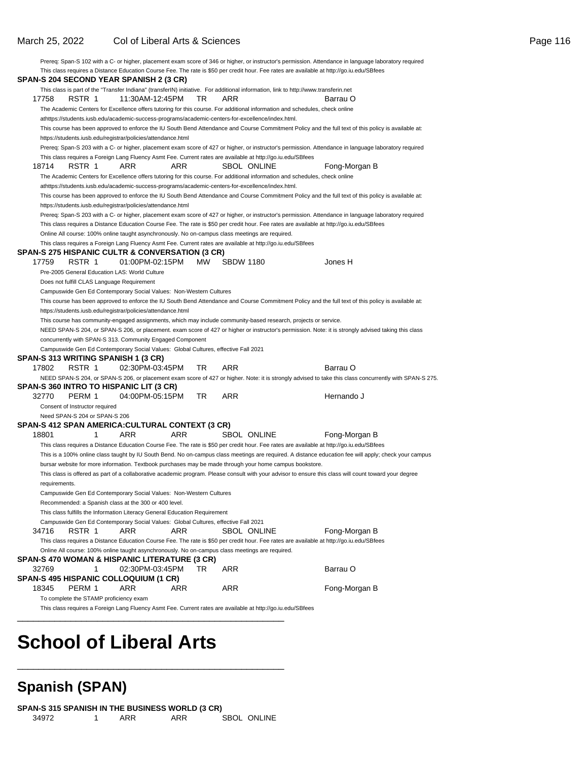Prereq: Span-S 102 with a C- or higher, placement exam score of 346 or higher, or instructor's permission. Attendance in language laboratory required

This class requires a Distance Education Course Fee. The rate is $50 per credit hour. Fee rates are available at http://go.iu.edu/SBfees

**SPAN-S 204 SECOND YEAR SPANISH 2 (3 CR)**

This class is part of the "Transfer Indiana" (transferIN) initiative. For additional information, link to http://www.transferin.net

17758 RSTR 1 11:30AM-12:45PM TR ARR Barrau O

The Academic Centers for Excellence offers tutoring for this course. For additional information and schedules, check online athttps://students.iusb.edu/academic-success-programs/academic-centers-for-excellence/index.html.

This course has been approved to enforce the IU South Bend Attendance and Course Commitment Policy and the full text of this policy is available at: https://students.iusb.edu/registrar/policies/attendance.html

Prereq: Span-S 203 with a C- or higher, placement exam score of 427 or higher, or instructor's permission. Attendance in language laboratory required

This class requires a Foreign Lang Fluency Asmt Fee. Current rates are available at http://go.iu.edu/SBfees

18714 RSTR 1 ARR ARR SBOL ONLINE Fong-Morgan B

The Academic Centers for Excellence offers tutoring for this course. For additional information and schedules, check online athttps://students.iusb.edu/academic-success-programs/academic-centers-for-excellence/index.html.

This course has been approved to enforce the IU South Bend Attendance and Course Commitment Policy and the full text of this policy is available at: https://students.iusb.edu/registrar/policies/attendance.html

Prereq: Span-S 203 with a C- or higher, placement exam score of 427 or higher, or instructor's permission. Attendance in language laboratory required

This class requires a Distance Education Course Fee. The rate is $50 per credit hour. Fee rates are available at http://go.iu.edu/SBfees

Online All course: 100% online taught asynchronously. No on-campus class meetings are required.

This class requires a Foreign Lang Fluency Asmt Fee. Current rates are available at http://go.iu.edu/SBfees

**SPAN-S 275 HISPANIC CULTR & CONVERSATION (3 CR)**

17759 RSTR 1 01:00PM-02:15PM MW SBDW 1180 Jones H

Pre-2005 General Education LAS: World Culture

Does not fulfill CLAS Language Requirement

Campuswide Gen Ed Contemporary Social Values: Non-Western Cultures

This course has been approved to enforce the IU South Bend Attendance and Course Commitment Policy and the full text of this policy is available at: https://students.iusb.edu/registrar/policies/attendance.html

This course has community-engaged assignments, which may include community-based research, projects or service.

NEED SPAN-S 204, or SPAN-S 206, or placement. exam score of 427 or higher or instructor's permission. Note: it is strongly advised taking this class concurrently with SPAN-S 313. Community Engaged Component

Campuswide Gen Ed Contemporary Social Values: Global Cultures, effective Fall 2021

**SPAN-S 313 WRITING SPANISH 1 (3 CR)**

17802 RSTR 1 02:30PM-03:45PM TR ARR Barrau O

NEED SPAN-S 204, or SPAN-S 206, or placement exam score of 427 or higher. Note: it is strongly advised to take this class concurrently with SPAN-S 275.

**SPAN-S 360 INTRO TO HISPANIC LIT (3 CR)**

32770 PERM 1 04:00PM-05:15PM TR ARR Hernando J

Consent of Instructor required

Need SPAN-S 204 or SPAN-S 206

**SPAN-S 412 SPAN AMERICA:CULTURAL CONTEXT (3 CR)**

18801 1 ARR ARR SBOL ONLINE Fong-Morgan B

This class requires a Distance Education Course Fee. The rate is $50 per credit hour. Fee rates are available at http://go.iu.edu/SBfees

This is a 100% online class taught by IU South Bend. No on-campus class meetings are required. A distance education fee will apply; check your campus bursar website for more information. Textbook purchases may be made through your home campus bookstore.

This class is offered as part of a collaborative academic program. Please consult with your advisor to ensure this class will count toward your degree requirements.

Campuswide Gen Ed Contemporary Social Values: Non-Western Cultures

Recommended: a Spanish class at the 300 or 400 level.

This class fulfills the Information Literacy General Education Requirement

Campuswide Gen Ed Contemporary Social Values: Global Cultures, effective Fall 2021

34716 RSTR 1 ARR ARR SBOL ONLINE Fong-Morgan B

This class requires a Distance Education Course Fee. The rate is $50 per credit hour. Fee rates are available at http://go.iu.edu/SBfees

Online All course: 100% online taught asynchronously. No on-campus class meetings are required.

**SPAN-S 470 WOMAN & HISPANIC LITERATURE (3 CR)**

32769 1 02:30PM-03:45PM TR ARR Barrau O

**SPAN-S 495 HISPANIC COLLOQUIUM (1 CR)**

18345 PERM 1 ARR ARR ARR Fong-Morgan B

To complete the STAMP proficiency exam

This class requires a Foreign Lang Fluency Asmt Fee. Current rates are available at http://go.iu.edu/SBfees

# School of Liberal Arts

## Spanish (SPAN)

**SPAN-S 315 SPANISH IN THE BUSINESS WORLD (3 CR)**

34972 1 ARR ARR SBOL ONLINE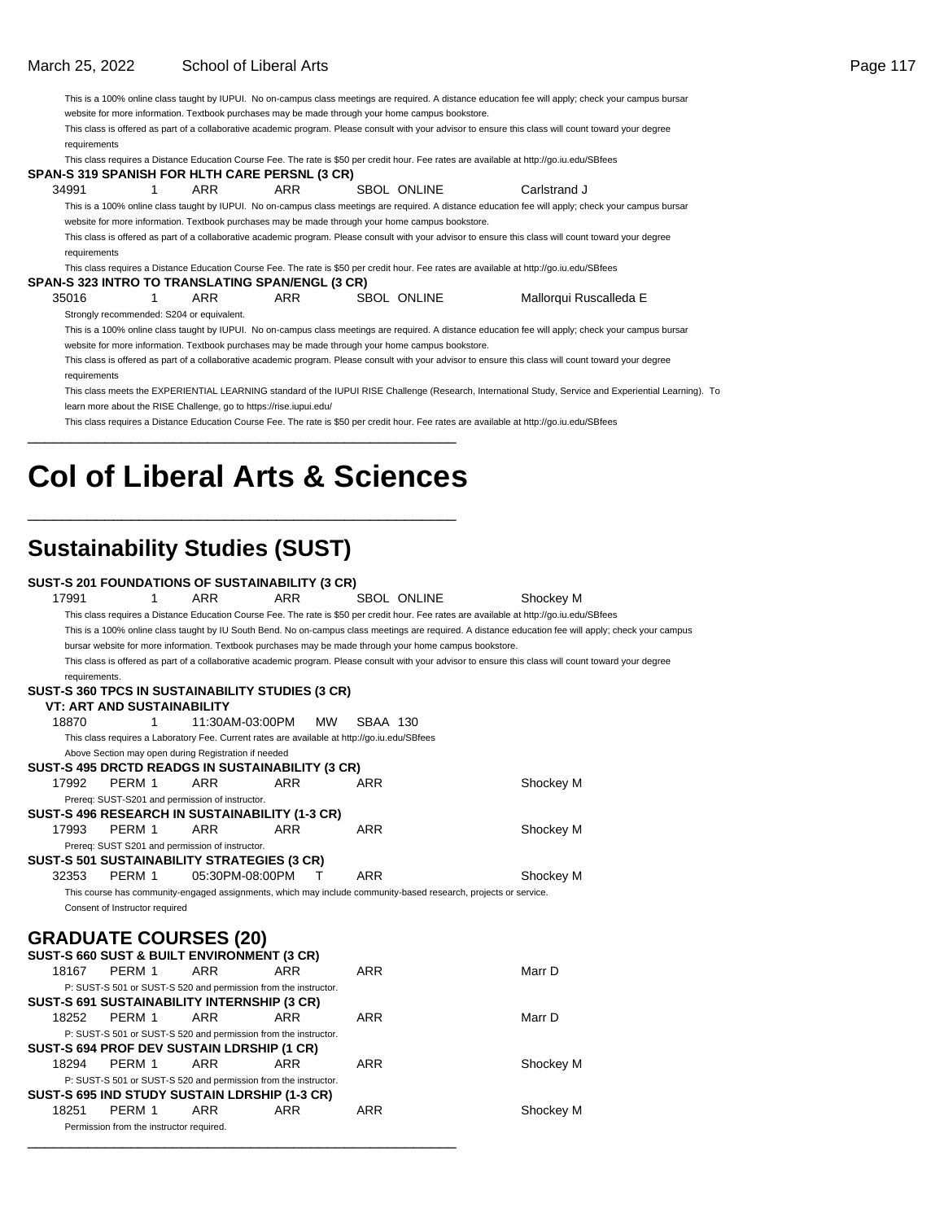This is a 100% online class taught by IUPUI. No on-campus class meetings are required. A distance education fee will apply; check your campus bursar website for more information. Textbook purchases may be made through your home campus bookstore.

This class is offered as part of a collaborative academic program. Please consult with your advisor to ensure this class will count toward your degree requirements

This class requires a Distance Education Course Fee. The rate is $50 per credit hour. Fee rates are available at http://go.iu.edu/SBfees

**SPAN-S 319 SPANISH FOR HLTH CARE PERSNL (3 CR)**

| 34991 | 1 | ARR | ARR | SBOL ONLINE | Carlstrand J |
|---|---|---|---|---|---|

This is a 100% online class taught by IUPUI. No on-campus class meetings are required. A distance education fee will apply; check your campus bursar website for more information. Textbook purchases may be made through your home campus bookstore.

This class is offered as part of a collaborative academic program. Please consult with your advisor to ensure this class will count toward your degree requirements

This class requires a Distance Education Course Fee. The rate is $50 per credit hour. Fee rates are available at http://go.iu.edu/SBfees

**SPAN-S 323 INTRO TO TRANSLATING SPAN/ENGL (3 CR)**

| 35016 | 1 | ARR | ARR | SBOL ONLINE | Mallorqui Ruscalleda E |
|---|---|---|---|---|---|

Strongly recommended: S204 or equivalent.

This is a 100% online class taught by IUPUI. No on-campus class meetings are required. A distance education fee will apply; check your campus bursar website for more information. Textbook purchases may be made through your home campus bookstore.

This class is offered as part of a collaborative academic program. Please consult with your advisor to ensure this class will count toward your degree requirements

This class meets the EXPERIENTIAL LEARNING standard of the IUPUI RISE Challenge (Research, International Study, Service and Experiential Learning). To learn more about the RISE Challenge, go to https://rise.iupui.edu/

This class requires a Distance Education Course Fee. The rate is $50 per credit hour. Fee rates are available at http://go.iu.edu/SBfees

# Col of Liberal Arts & Sciences

## Sustainability Studies (SUST)

**SUST-S 201 FOUNDATIONS OF SUSTAINABILITY (3 CR)**

| 17991 | 1 | ARR | ARR | SBOL ONLINE | Shockey M |
|---|---|---|---|---|---|

This class requires a Distance Education Course Fee. The rate is $50 per credit hour. Fee rates are available at http://go.iu.edu/SBfees

This is a 100% online class taught by IU South Bend. No on-campus class meetings are required. A distance education fee will apply; check your campus bursar website for more information. Textbook purchases may be made through your home campus bookstore.

This class is offered as part of a collaborative academic program. Please consult with your advisor to ensure this class will count toward your degree requirements.

**SUST-S 360 TPCS IN SUSTAINABILITY STUDIES (3 CR)**

**VT: ART AND SUSTAINABILITY**

| 18870 | 1 | 11:30AM-03:00PM | MW | SBAA 130 | |
|---|---|---|---|---|---|

This class requires a Laboratory Fee. Current rates are available at http://go.iu.edu/SBfees

Above Section may open during Registration if needed

**SUST-S 495 DRCTD READGS IN SUSTAINABILITY (3 CR)**

| 17992 | PERM 1 | ARR | ARR | ARR | Shockey M |
|---|---|---|---|---|---|

Prereq: SUST-S201 and permission of instructor.

**SUST-S 496 RESEARCH IN SUSTAINABILITY (1-3 CR)**

| 17993 | PERM 1 | ARR | ARR | ARR | Shockey M |
|---|---|---|---|---|---|

Prereq: SUST S201 and permission of instructor.

**SUST-S 501 SUSTAINABILITY STRATEGIES (3 CR)**

| 32353 | PERM 1 | 05:30PM-08:00PM | T | ARR | Shockey M |
|---|---|---|---|---|---|

This course has community-engaged assignments, which may include community-based research, projects or service.

Consent of Instructor required

## GRADUATE COURSES (20)

**SUST-S 660 SUST & BUILT ENVIRONMENT (3 CR)**

| 18167 | PERM 1 | ARR | ARR | ARR | Marr D |
|---|---|---|---|---|---|

P: SUST-S 501 or SUST-S 520 and permission from the instructor.

**SUST-S 691 SUSTAINABILITY INTERNSHIP (3 CR)**

| 18252 | PERM 1 | ARR | ARR | ARR | Marr D |
|---|---|---|---|---|---|

P: SUST-S 501 or SUST-S 520 and permission from the instructor.

**SUST-S 694 PROF DEV SUSTAIN LDRSHIP (1 CR)**

| 18294 | PERM 1 | ARR | ARR | ARR | Shockey M |
|---|---|---|---|---|---|

P: SUST-S 501 or SUST-S 520 and permission from the instructor.

**SUST-S 695 IND STUDY SUSTAIN LDRSHIP (1-3 CR)**

| 18251 | PERM 1 | ARR | ARR | ARR | Shockey M |
|---|---|---|---|---|---|

Permission from the instructor required.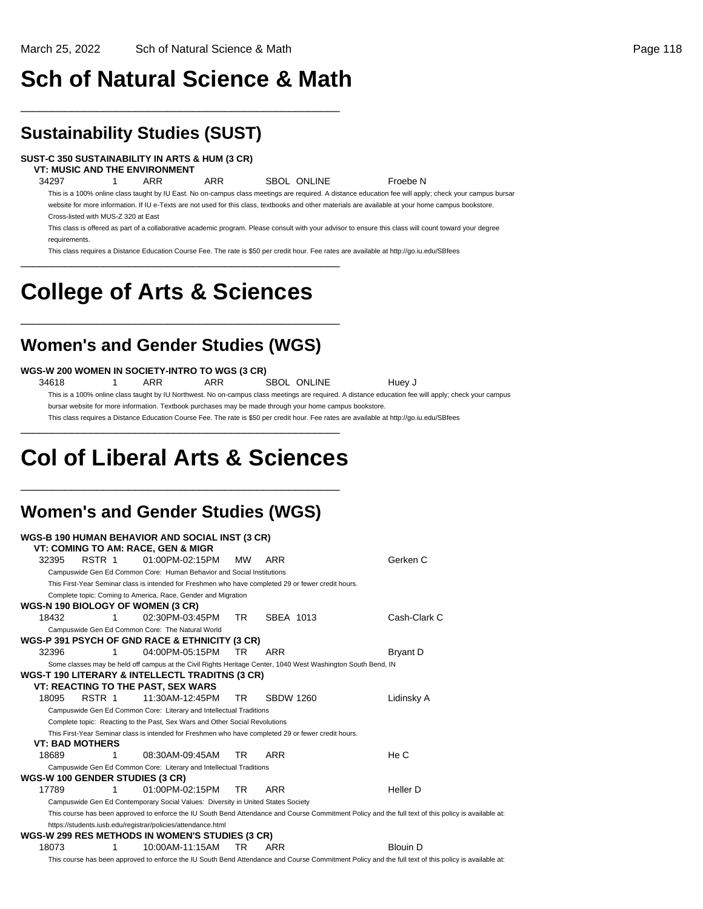# Sch of Natural Science & Math

## Sustainability Studies (SUST)

**SUST-C 350 SUSTAINABILITY IN ARTS & HUM (3 CR)**

**VT: MUSIC AND THE ENVIRONMENT**

34297 1 ARR ARR SBOL ONLINE Froebe N

This is a 100% online class taught by IU East. No on-campus class meetings are required. A distance education fee will apply; check your campus bursar website for more information. If IU e-Texts are not used for this class, textbooks and other materials are available at your home campus bookstore.

Cross-listed with MUS-Z 320 at East

This class is offered as part of a collaborative academic program. Please consult with your advisor to ensure this class will count toward your degree requirements.

This class requires a Distance Education Course Fee. The rate is $50 per credit hour. Fee rates are available at http://go.iu.edu/SBfees

# College of Arts & Sciences

## Women's and Gender Studies (WGS)

**WGS-W 200 WOMEN IN SOCIETY-INTRO TO WGS (3 CR)**

34618 1 ARR ARR SBOL ONLINE Huey J

This is a 100% online class taught by IU Northwest. No on-campus class meetings are required. A distance education fee will apply; check your campus bursar website for more information. Textbook purchases may be made through your home campus bookstore.

This class requires a Distance Education Course Fee. The rate is $50 per credit hour. Fee rates are available at http://go.iu.edu/SBfees

# Col of Liberal Arts & Sciences

## Women's and Gender Studies (WGS)

**WGS-B 190 HUMAN BEHAVIOR AND SOCIAL INST (3 CR)**

**VT: COMING TO AM: RACE, GEN & MIGR**

32395 RSTR 1 01:00PM-02:15PM MW ARR Gerken C

Campuswide Gen Ed Common Core: Human Behavior and Social Institutions

This First-Year Seminar class is intended for Freshmen who have completed 29 or fewer credit hours.

Complete topic: Coming to America, Race, Gender and Migration

**WGS-N 190 BIOLOGY OF WOMEN (3 CR)**

18432 1 02:30PM-03:45PM TR SBEA 1013 Cash-Clark C

Campuswide Gen Ed Common Core: The Natural World

**WGS-P 391 PSYCH OF GND RACE & ETHNICITY (3 CR)**

32396 1 04:00PM-05:15PM TR ARR Bryant D

Some classes may be held off campus at the Civil Rights Heritage Center, 1040 West Washington South Bend, IN

**WGS-T 190 LITERARY & INTELLECTL TRADITNS (3 CR)**

**VT: REACTING TO THE PAST, SEX WARS**

18095 RSTR 1 11:30AM-12:45PM TR SBDW 1260 Lidinsky A

Campuswide Gen Ed Common Core: Literary and Intellectual Traditions

Complete topic: Reacting to the Past, Sex Wars and Other Social Revolutions

This First-Year Seminar class is intended for Freshmen who have completed 29 or fewer credit hours.

**VT: BAD MOTHERS**

18689 1 08:30AM-09:45AM TR ARR He C

Campuswide Gen Ed Common Core: Literary and Intellectual Traditions

**WGS-W 100 GENDER STUDIES (3 CR)**

17789 1 01:00PM-02:15PM TR ARR Heller D

Campuswide Gen Ed Contemporary Social Values: Diversity in United States Society

This course has been approved to enforce the IU South Bend Attendance and Course Commitment Policy and the full text of this policy is available at: https://students.iusb.edu/registrar/policies/attendance.html

**WGS-W 299 RES METHODS IN WOMEN'S STUDIES (3 CR)**

18073 1 10:00AM-11:15AM TR ARR Blouin D

This course has been approved to enforce the IU South Bend Attendance and Course Commitment Policy and the full text of this policy is available at: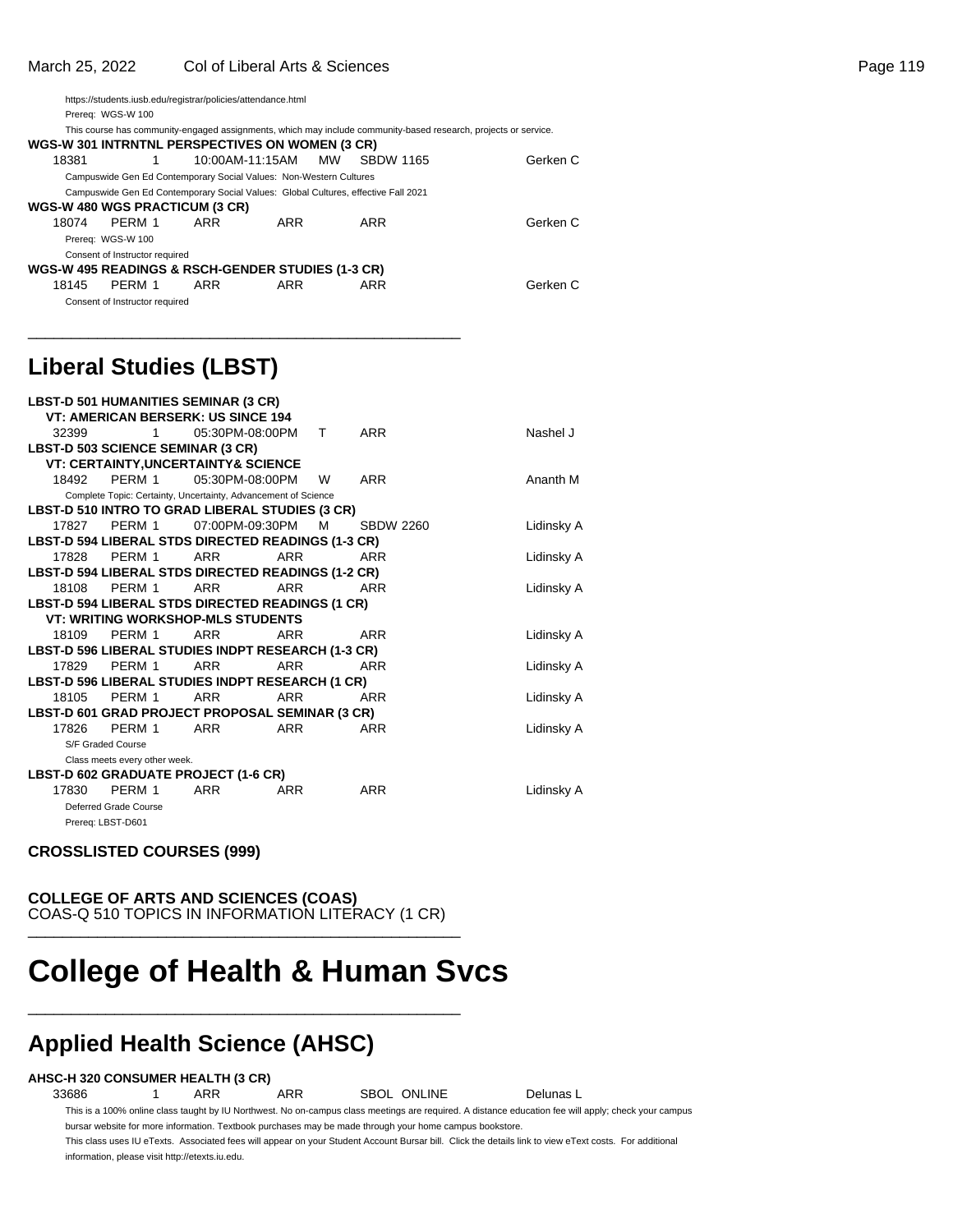https://students.iusb.edu/registrar/policies/attendance.html

Prereq: WGS-W 100

This course has community-engaged assignments, which may include community-based research, projects or service.

**WGS-W 301 INTRNTNL PERSPECTIVES ON WOMEN (3 CR)**

| 18381 | 1 | 10:00AM-11:15AM | MW | SBDW 1165 | Gerken C |
|---|---|---|---|---|---|

Campuswide Gen Ed Contemporary Social Values: Non-Western Cultures

Campuswide Gen Ed Contemporary Social Values: Global Cultures, effective Fall 2021

**WGS-W 480 WGS PRACTICUM (3 CR)**

| 18074 | PERM 1 | ARR | ARR | ARR | Gerken C |
|---|---|---|---|---|---|

Prereq: WGS-W 100

Consent of Instructor required

**WGS-W 495 READINGS & RSCH-GENDER STUDIES (1-3 CR)**

| 18145 | PERM 1 | ARR | ARR | ARR | Gerken C |
|---|---|---|---|---|---|

Consent of Instructor required

---

## Liberal Studies (LBST)

**LBST-D 501 HUMANITIES SEMINAR (3 CR)**
**VT: AMERICAN BERSERK: US SINCE 194**

| 32399 | 1 | 05:30PM-08:00PM | T | ARR | Nashel J |
|---|---|---|---|---|---|

**LBST-D 503 SCIENCE SEMINAR (3 CR)**
**VT: CERTAINTY,UNCERTAINTY& SCIENCE**

| 18492 | PERM 1 | 05:30PM-08:00PM | W | ARR | Ananth M |
|---|---|---|---|---|---|

Complete Topic: Certainty, Uncertainty, Advancement of Science

**LBST-D 510 INTRO TO GRAD LIBERAL STUDIES (3 CR)**

| 17827 | PERM 1 | 07:00PM-09:30PM | M | SBDW 2260 | Lidinsky A |
|---|---|---|---|---|---|

**LBST-D 594 LIBERAL STDS DIRECTED READINGS (1-3 CR)**

| 17828 | PERM 1 | ARR | ARR | ARR | Lidinsky A |
|---|---|---|---|---|---|

**LBST-D 594 LIBERAL STDS DIRECTED READINGS (1-2 CR)**

| 18108 | PERM 1 | ARR | ARR | ARR | Lidinsky A |
|---|---|---|---|---|---|

**LBST-D 594 LIBERAL STDS DIRECTED READINGS (1 CR)**
**VT: WRITING WORKSHOP-MLS STUDENTS**

| 18109 | PERM 1 | ARR | ARR | ARR | Lidinsky A |
|---|---|---|---|---|---|

**LBST-D 596 LIBERAL STUDIES INDPT RESEARCH (1-3 CR)**

| 17829 | PERM 1 | ARR | ARR | ARR | Lidinsky A |
|---|---|---|---|---|---|

**LBST-D 596 LIBERAL STUDIES INDPT RESEARCH (1 CR)**

| 18105 | PERM 1 | ARR | ARR | ARR | Lidinsky A |
|---|---|---|---|---|---|

**LBST-D 601 GRAD PROJECT PROPOSAL SEMINAR (3 CR)**

| 17826 | PERM 1 | ARR | ARR | ARR | Lidinsky A |
|---|---|---|---|---|---|

S/F Graded Course

Class meets every other week.

**LBST-D 602 GRADUATE PROJECT (1-6 CR)**

| 17830 | PERM 1 | ARR | ARR | ARR | Lidinsky A |
|---|---|---|---|---|---|

Deferred Grade Course

Prereq: LBST-D601

**CROSSLISTED COURSES (999)**

**COLLEGE OF ARTS AND SCIENCES (COAS)**
COAS-Q 510 TOPICS IN INFORMATION LITERACY (1 CR)

---

# College of Health & Human Svcs

---

## Applied Health Science (AHSC)

**AHSC-H 320 CONSUMER HEALTH (3 CR)**

| 33686 | 1 | ARR | ARR | SBOL ONLINE | Delunas L |
|---|---|---|---|---|---|

This is a 100% online class taught by IU Northwest. No on-campus class meetings are required. A distance education fee will apply; check your campus bursar website for more information. Textbook purchases may be made through your home campus bookstore.

This class uses IU eTexts. Associated fees will appear on your Student Account Bursar bill. Click the details link to view eText costs. For additional information, please visit http://etexts.iu.edu.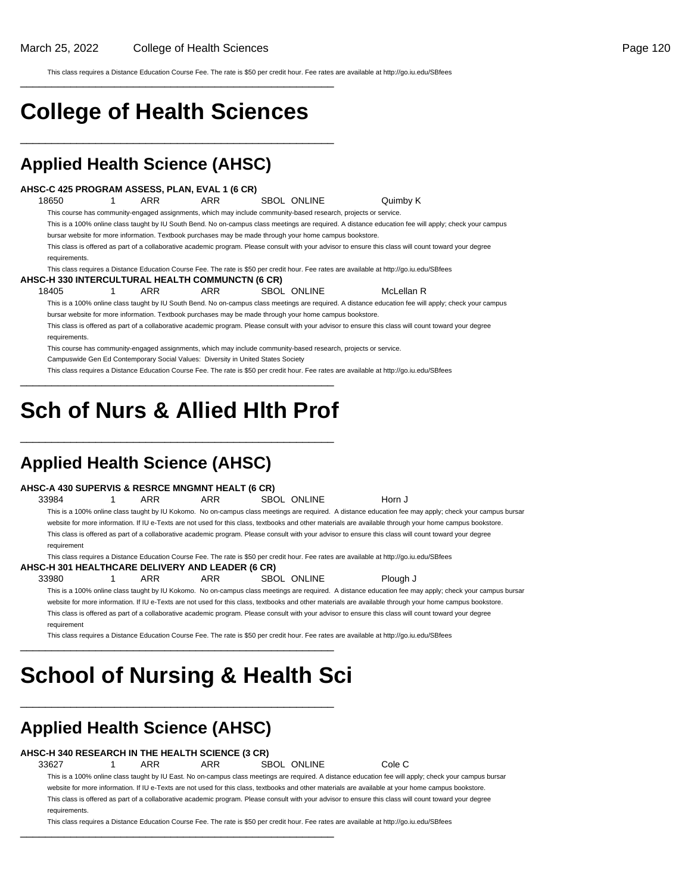This class requires a Distance Education Course Fee. The rate is $50 per credit hour. Fee rates are available at http://go.iu.edu/SBfees

# College of Health Sciences

## Applied Health Science (AHSC)

**AHSC-C 425 PROGRAM ASSESS, PLAN, EVAL 1 (6 CR)**

18650 1 ARR ARR SBOL ONLINE Quimby K

This course has community-engaged assignments, which may include community-based research, projects or service.

This is a 100% online class taught by IU South Bend. No on-campus class meetings are required. A distance education fee will apply; check your campus bursar website for more information. Textbook purchases may be made through your home campus bookstore.

This class is offered as part of a collaborative academic program. Please consult with your advisor to ensure this class will count toward your degree requirements.

This class requires a Distance Education Course Fee. The rate is $50 per credit hour. Fee rates are available at http://go.iu.edu/SBfees

**AHSC-H 330 INTERCULTURAL HEALTH COMMUNCTN (6 CR)**

18405 1 ARR ARR SBOL ONLINE McLellan R

This is a 100% online class taught by IU South Bend. No on-campus class meetings are required. A distance education fee will apply; check your campus bursar website for more information. Textbook purchases may be made through your home campus bookstore.

This class is offered as part of a collaborative academic program. Please consult with your advisor to ensure this class will count toward your degree requirements.

This course has community-engaged assignments, which may include community-based research, projects or service.

Campuswide Gen Ed Contemporary Social Values: Diversity in United States Society

This class requires a Distance Education Course Fee. The rate is $50 per credit hour. Fee rates are available at http://go.iu.edu/SBfees

# Sch of Nurs & Allied Hlth Prof

## Applied Health Science (AHSC)

**AHSC-A 430 SUPERVIS & RESRCE MNGMNT HEALT (6 CR)**

33984 1 ARR ARR SBOL ONLINE Horn J

This is a 100% online class taught by IU Kokomo. No on-campus class meetings are required. A distance education fee may apply; check your campus bursar website for more information. If IU e-Texts are not used for this class, textbooks and other materials are available through your home campus bookstore.

This class is offered as part of a collaborative academic program. Please consult with your advisor to ensure this class will count toward your degree requirement

This class requires a Distance Education Course Fee. The rate is $50 per credit hour. Fee rates are available at http://go.iu.edu/SBfees

**AHSC-H 301 HEALTHCARE DELIVERY AND LEADER (6 CR)**

33980 1 ARR ARR SBOL ONLINE Plough J

This is a 100% online class taught by IU Kokomo. No on-campus class meetings are required. A distance education fee may apply; check your campus bursar website for more information. If IU e-Texts are not used for this class, textbooks and other materials are available through your home campus bookstore.

This class is offered as part of a collaborative academic program. Please consult with your advisor to ensure this class will count toward your degree requirement

This class requires a Distance Education Course Fee. The rate is $50 per credit hour. Fee rates are available at http://go.iu.edu/SBfees

# School of Nursing & Health Sci

## Applied Health Science (AHSC)

**AHSC-H 340 RESEARCH IN THE HEALTH SCIENCE (3 CR)**

33627 1 ARR ARR SBOL ONLINE Cole C

This is a 100% online class taught by IU East. No on-campus class meetings are required. A distance education fee will apply; check your campus bursar website for more information. If IU e-Texts are not used for this class, textbooks and other materials are available at your home campus bookstore.

This class is offered as part of a collaborative academic program. Please consult with your advisor to ensure this class will count toward your degree requirements.

This class requires a Distance Education Course Fee. The rate is $50 per credit hour. Fee rates are available at http://go.iu.edu/SBfees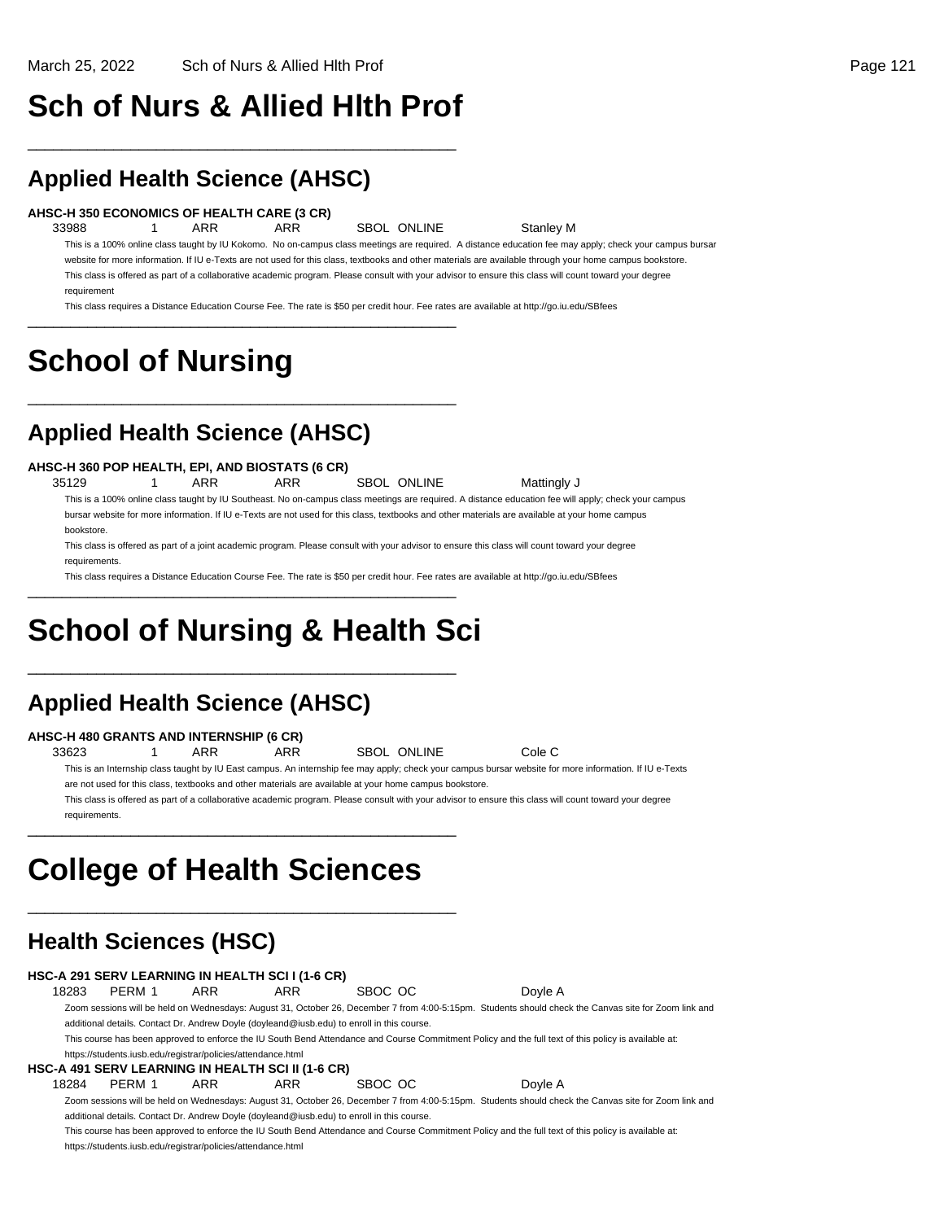# Sch of Nurs & Allied Hlth Prof

## Applied Health Science (AHSC)

**AHSC-H 350 ECONOMICS OF HEALTH CARE (3 CR)**

33988 1 ARR ARR SBOL ONLINE Stanley M

This is a 100% online class taught by IU Kokomo. No on-campus class meetings are required. A distance education fee may apply; check your campus bursar website for more information. If IU e-Texts are not used for this class, textbooks and other materials are available through your home campus bookstore.

This class is offered as part of a collaborative academic program. Please consult with your advisor to ensure this class will count toward your degree requirement

This class requires a Distance Education Course Fee. The rate is $50 per credit hour. Fee rates are available at http://go.iu.edu/SBfees

# School of Nursing

## Applied Health Science (AHSC)

**AHSC-H 360 POP HEALTH, EPI, AND BIOSTATS (6 CR)**

35129 1 ARR ARR SBOL ONLINE Mattingly J

This is a 100% online class taught by IU Southeast. No on-campus class meetings are required. A distance education fee will apply; check your campus bursar website for more information. If IU e-Texts are not used for this class, textbooks and other materials are available at your home campus bookstore.

This class is offered as part of a joint academic program. Please consult with your advisor to ensure this class will count toward your degree requirements.

This class requires a Distance Education Course Fee. The rate is $50 per credit hour. Fee rates are available at http://go.iu.edu/SBfees

# School of Nursing & Health Sci

## Applied Health Science (AHSC)

**AHSC-H 480 GRANTS AND INTERNSHIP (6 CR)**

33623 1 ARR ARR SBOL ONLINE Cole C

This is an Internship class taught by IU East campus. An internship fee may apply; check your campus bursar website for more information. If IU e-Texts are not used for this class, textbooks and other materials are available at your home campus bookstore.

This class is offered as part of a collaborative academic program. Please consult with your advisor to ensure this class will count toward your degree requirements.

# College of Health Sciences

## Health Sciences (HSC)

**HSC-A 291 SERV LEARNING IN HEALTH SCI I (1-6 CR)**

18283 PERM 1 ARR ARR SBOC OC Doyle A

Zoom sessions will be held on Wednesdays: August 31, October 26, December 7 from 4:00-5:15pm. Students should check the Canvas site for Zoom link and additional details. Contact Dr. Andrew Doyle (doyleand@iusb.edu) to enroll in this course.

This course has been approved to enforce the IU South Bend Attendance and Course Commitment Policy and the full text of this policy is available at: https://students.iusb.edu/registrar/policies/attendance.html

**HSC-A 491 SERV LEARNING IN HEALTH SCI II (1-6 CR)**

18284 PERM 1 ARR ARR SBOC OC Doyle A

Zoom sessions will be held on Wednesdays: August 31, October 26, December 7 from 4:00-5:15pm. Students should check the Canvas site for Zoom link and additional details. Contact Dr. Andrew Doyle (doyleand@iusb.edu) to enroll in this course.

This course has been approved to enforce the IU South Bend Attendance and Course Commitment Policy and the full text of this policy is available at: https://students.iusb.edu/registrar/policies/attendance.html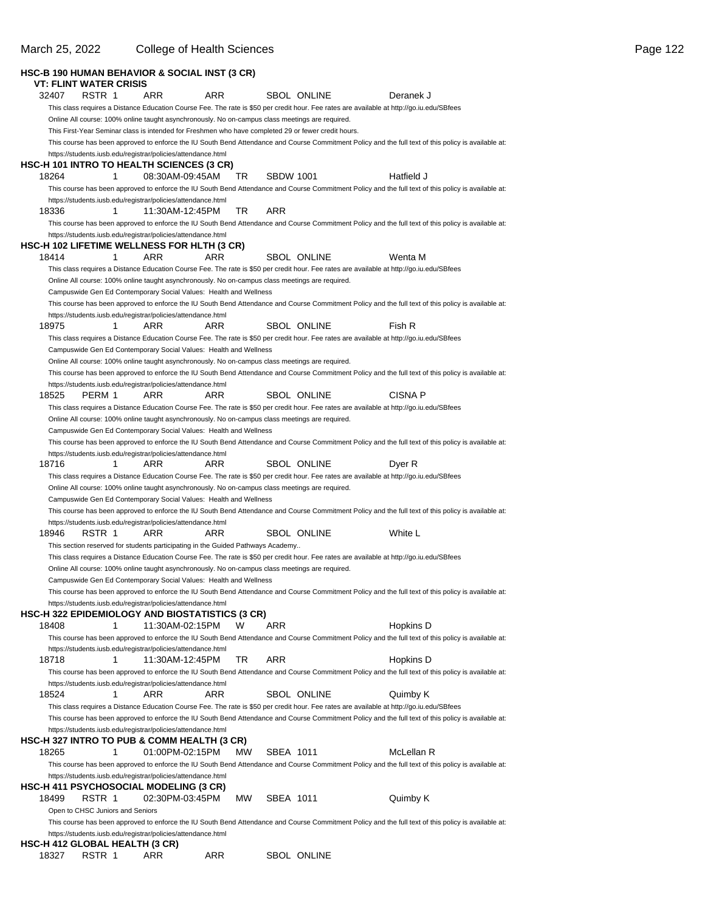**HSC-B 190 HUMAN BEHAVIOR & SOCIAL INST (3 CR)**

**VT: FLINT WATER CRISIS**

32407 RSTR 1 ARR ARR SBOL ONLINE Deranek J

This class requires a Distance Education Course Fee. The rate is $50 per credit hour. Fee rates are available at http://go.iu.edu/SBfees

Online All course: 100% online taught asynchronously. No on-campus class meetings are required.

This First-Year Seminar class is intended for Freshmen who have completed 29 or fewer credit hours.

This course has been approved to enforce the IU South Bend Attendance and Course Commitment Policy and the full text of this policy is available at: https://students.iusb.edu/registrar/policies/attendance.html

**HSC-H 101 INTRO TO HEALTH SCIENCES (3 CR)**

18264 1 08:30AM-09:45AM TR SBDW 1001 Hatfield J

This course has been approved to enforce the IU South Bend Attendance and Course Commitment Policy and the full text of this policy is available at: https://students.iusb.edu/registrar/policies/attendance.html

18336 1 11:30AM-12:45PM TR ARR

This course has been approved to enforce the IU South Bend Attendance and Course Commitment Policy and the full text of this policy is available at: https://students.iusb.edu/registrar/policies/attendance.html

**HSC-H 102 LIFETIME WELLNESS FOR HLTH (3 CR)**

18414 1 ARR ARR SBOL ONLINE Wenta M

This class requires a Distance Education Course Fee. The rate is $50 per credit hour. Fee rates are available at http://go.iu.edu/SBfees

Online All course: 100% online taught asynchronously. No on-campus class meetings are required.

Campuswide Gen Ed Contemporary Social Values: Health and Wellness

This course has been approved to enforce the IU South Bend Attendance and Course Commitment Policy and the full text of this policy is available at: https://students.iusb.edu/registrar/policies/attendance.html

18975 1 ARR ARR SBOL ONLINE Fish R

This class requires a Distance Education Course Fee. The rate is $50 per credit hour. Fee rates are available at http://go.iu.edu/SBfees

Campuswide Gen Ed Contemporary Social Values: Health and Wellness

Online All course: 100% online taught asynchronously. No on-campus class meetings are required.

This course has been approved to enforce the IU South Bend Attendance and Course Commitment Policy and the full text of this policy is available at: https://students.iusb.edu/registrar/policies/attendance.html

18525 PERM 1 ARR ARR SBOL ONLINE CISNA P

This class requires a Distance Education Course Fee. The rate is $50 per credit hour. Fee rates are available at http://go.iu.edu/SBfees

Online All course: 100% online taught asynchronously. No on-campus class meetings are required.

Campuswide Gen Ed Contemporary Social Values: Health and Wellness

This course has been approved to enforce the IU South Bend Attendance and Course Commitment Policy and the full text of this policy is available at: https://students.iusb.edu/registrar/policies/attendance.html

18716 1 ARR ARR SBOL ONLINE Dyer R

This class requires a Distance Education Course Fee. The rate is $50 per credit hour. Fee rates are available at http://go.iu.edu/SBfees

Online All course: 100% online taught asynchronously. No on-campus class meetings are required.

Campuswide Gen Ed Contemporary Social Values: Health and Wellness

This course has been approved to enforce the IU South Bend Attendance and Course Commitment Policy and the full text of this policy is available at: https://students.iusb.edu/registrar/policies/attendance.html

18946 RSTR 1 ARR ARR SBOL ONLINE White L

This section reserved for students participating in the Guided Pathways Academy..

This class requires a Distance Education Course Fee. The rate is $50 per credit hour. Fee rates are available at http://go.iu.edu/SBfees

Online All course: 100% online taught asynchronously. No on-campus class meetings are required.

Campuswide Gen Ed Contemporary Social Values: Health and Wellness

This course has been approved to enforce the IU South Bend Attendance and Course Commitment Policy and the full text of this policy is available at: https://students.iusb.edu/registrar/policies/attendance.html

**HSC-H 322 EPIDEMIOLOGY AND BIOSTATISTICS (3 CR)**

18408 1 11:30AM-02:15PM W ARR Hopkins D

This course has been approved to enforce the IU South Bend Attendance and Course Commitment Policy and the full text of this policy is available at: https://students.iusb.edu/registrar/policies/attendance.html

18718 1 11:30AM-12:45PM TR ARR Hopkins D

This course has been approved to enforce the IU South Bend Attendance and Course Commitment Policy and the full text of this policy is available at: https://students.iusb.edu/registrar/policies/attendance.html

18524 1 ARR ARR SBOL ONLINE Quimby K

This class requires a Distance Education Course Fee. The rate is $50 per credit hour. Fee rates are available at http://go.iu.edu/SBfees

This course has been approved to enforce the IU South Bend Attendance and Course Commitment Policy and the full text of this policy is available at: https://students.iusb.edu/registrar/policies/attendance.html

**HSC-H 327 INTRO TO PUB & COMM HEALTH (3 CR)**

18265 1 01:00PM-02:15PM MW SBEA 1011 McLellan R

This course has been approved to enforce the IU South Bend Attendance and Course Commitment Policy and the full text of this policy is available at: https://students.iusb.edu/registrar/policies/attendance.html

**HSC-H 411 PSYCHOSOCIAL MODELING (3 CR)**

18499 RSTR 1 02:30PM-03:45PM MW SBEA 1011 Quimby K

Open to CHSC Juniors and Seniors

This course has been approved to enforce the IU South Bend Attendance and Course Commitment Policy and the full text of this policy is available at: https://students.iusb.edu/registrar/policies/attendance.html

**HSC-H 412 GLOBAL HEALTH (3 CR)**

18327 RSTR 1 ARR ARR SBOL ONLINE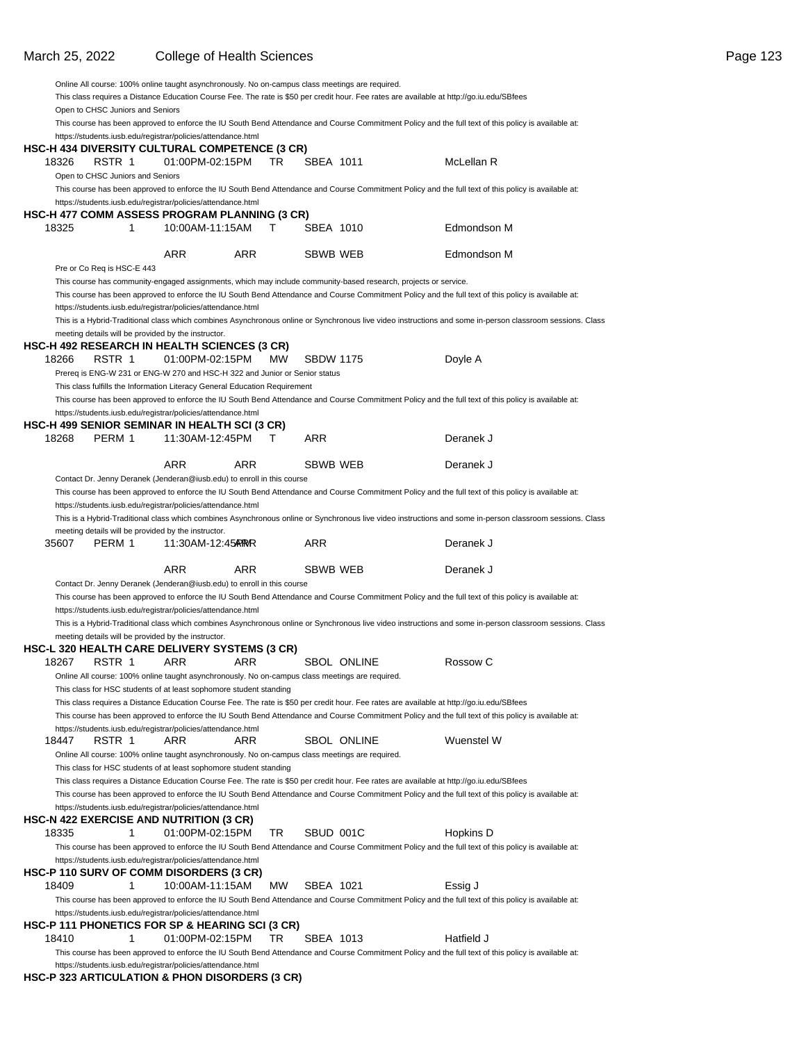Online All course: 100% online taught asynchronously. No on-campus class meetings are required.
This class requires a Distance Education Course Fee. The rate is $50 per credit hour. Fee rates are available at http://go.iu.edu/SBfees
Open to CHSC Juniors and Seniors
This course has been approved to enforce the IU South Bend Attendance and Course Commitment Policy and the full text of this policy is available at:
https://students.iusb.edu/registrar/policies/attendance.html

**HSC-H 434 DIVERSITY CULTURAL COMPETENCE (3 CR)**

| 18326 | RSTR 1 | 01:00PM-02:15PM | TR | SBEA 1011 | McLellan R |
|---|---|---|---|---|---|

Open to CHSC Juniors and Seniors
This course has been approved to enforce the IU South Bend Attendance and Course Commitment Policy and the full text of this policy is available at:
https://students.iusb.edu/registrar/policies/attendance.html

**HSC-H 477 COMM ASSESS PROGRAM PLANNING (3 CR)**

| 18325 | 1 | 10:00AM-11:15AM | T | SBEA 1010 | Edmondson M |
|---|---|---|---|---|---|
| | | ARR | ARR | SBWB WEB | Edmondson M |

Pre or Co Req is HSC-E 443
This course has community-engaged assignments, which may include community-based research, projects or service.
This course has been approved to enforce the IU South Bend Attendance and Course Commitment Policy and the full text of this policy is available at:
https://students.iusb.edu/registrar/policies/attendance.html
This is a Hybrid-Traditional class which combines Asynchronous online or Synchronous live video instructions and some in-person classroom sessions. Class meeting details will be provided by the instructor.

**HSC-H 492 RESEARCH IN HEALTH SCIENCES (3 CR)**

| 18266 | RSTR 1 | 01:00PM-02:15PM | MW | SBDW 1175 | Doyle A |
|---|---|---|---|---|---|

Prereq is ENG-W 231 or ENG-W 270 and HSC-H 322 and Junior or Senior status
This class fulfills the Information Literacy General Education Requirement
This course has been approved to enforce the IU South Bend Attendance and Course Commitment Policy and the full text of this policy is available at:
https://students.iusb.edu/registrar/policies/attendance.html

**HSC-H 499 SENIOR SEMINAR IN HEALTH SCI (3 CR)**

| 18268 | PERM 1 | 11:30AM-12:45PM | T | ARR | Deranek J |
|---|---|---|---|---|---|
| | | ARR | ARR | SBWB WEB | Deranek J |

Contact Dr. Jenny Deranek (Jenderan@iusb.edu) to enroll in this course
This course has been approved to enforce the IU South Bend Attendance and Course Commitment Policy and the full text of this policy is available at:
https://students.iusb.edu/registrar/policies/attendance.html
This is a Hybrid-Traditional class which combines Asynchronous online or Synchronous live video instructions and some in-person classroom sessions. Class meeting details will be provided by the instructor.

| 35607 | PERM 1 | 11:30AM-12:45PM ARR | | ARR | Deranek J |
|---|---|---|---|---|---|
| | | ARR | ARR | SBWB WEB | Deranek J |

Contact Dr. Jenny Deranek (Jenderan@iusb.edu) to enroll in this course
This course has been approved to enforce the IU South Bend Attendance and Course Commitment Policy and the full text of this policy is available at:
https://students.iusb.edu/registrar/policies/attendance.html
This is a Hybrid-Traditional class which combines Asynchronous online or Synchronous live video instructions and some in-person classroom sessions. Class meeting details will be provided by the instructor.

**HSC-L 320 HEALTH CARE DELIVERY SYSTEMS (3 CR)**

| 18267 | RSTR 1 | ARR | ARR | SBOL ONLINE | Rossow C |
|---|---|---|---|---|---|

Online All course: 100% online taught asynchronously. No on-campus class meetings are required.
This class for HSC students of at least sophomore student standing
This class requires a Distance Education Course Fee. The rate is $50 per credit hour. Fee rates are available at http://go.iu.edu/SBfees
This course has been approved to enforce the IU South Bend Attendance and Course Commitment Policy and the full text of this policy is available at:
https://students.iusb.edu/registrar/policies/attendance.html

| 18447 | RSTR 1 | ARR | ARR | SBOL ONLINE | Wuenstel W |
|---|---|---|---|---|---|

Online All course: 100% online taught asynchronously. No on-campus class meetings are required.
This class for HSC students of at least sophomore student standing
This class requires a Distance Education Course Fee. The rate is $50 per credit hour. Fee rates are available at http://go.iu.edu/SBfees
This course has been approved to enforce the IU South Bend Attendance and Course Commitment Policy and the full text of this policy is available at:
https://students.iusb.edu/registrar/policies/attendance.html

**HSC-N 422 EXERCISE AND NUTRITION (3 CR)**

| 18335 | 1 | 01:00PM-02:15PM | TR | SBUD 001C | Hopkins D |
|---|---|---|---|---|---|

This course has been approved to enforce the IU South Bend Attendance and Course Commitment Policy and the full text of this policy is available at:
https://students.iusb.edu/registrar/policies/attendance.html

**HSC-P 110 SURV OF COMM DISORDERS (3 CR)**

| 18409 | 1 | 10:00AM-11:15AM | MW | SBEA 1021 | Essig J |
|---|---|---|---|---|---|

This course has been approved to enforce the IU South Bend Attendance and Course Commitment Policy and the full text of this policy is available at:
https://students.iusb.edu/registrar/policies/attendance.html

**HSC-P 111 PHONETICS FOR SP & HEARING SCI (3 CR)**

| 18410 | 1 | 01:00PM-02:15PM | TR | SBEA 1013 | Hatfield J |
|---|---|---|---|---|---|

This course has been approved to enforce the IU South Bend Attendance and Course Commitment Policy and the full text of this policy is available at:
https://students.iusb.edu/registrar/policies/attendance.html

**HSC-P 323 ARTICULATION & PHON DISORDERS (3 CR)**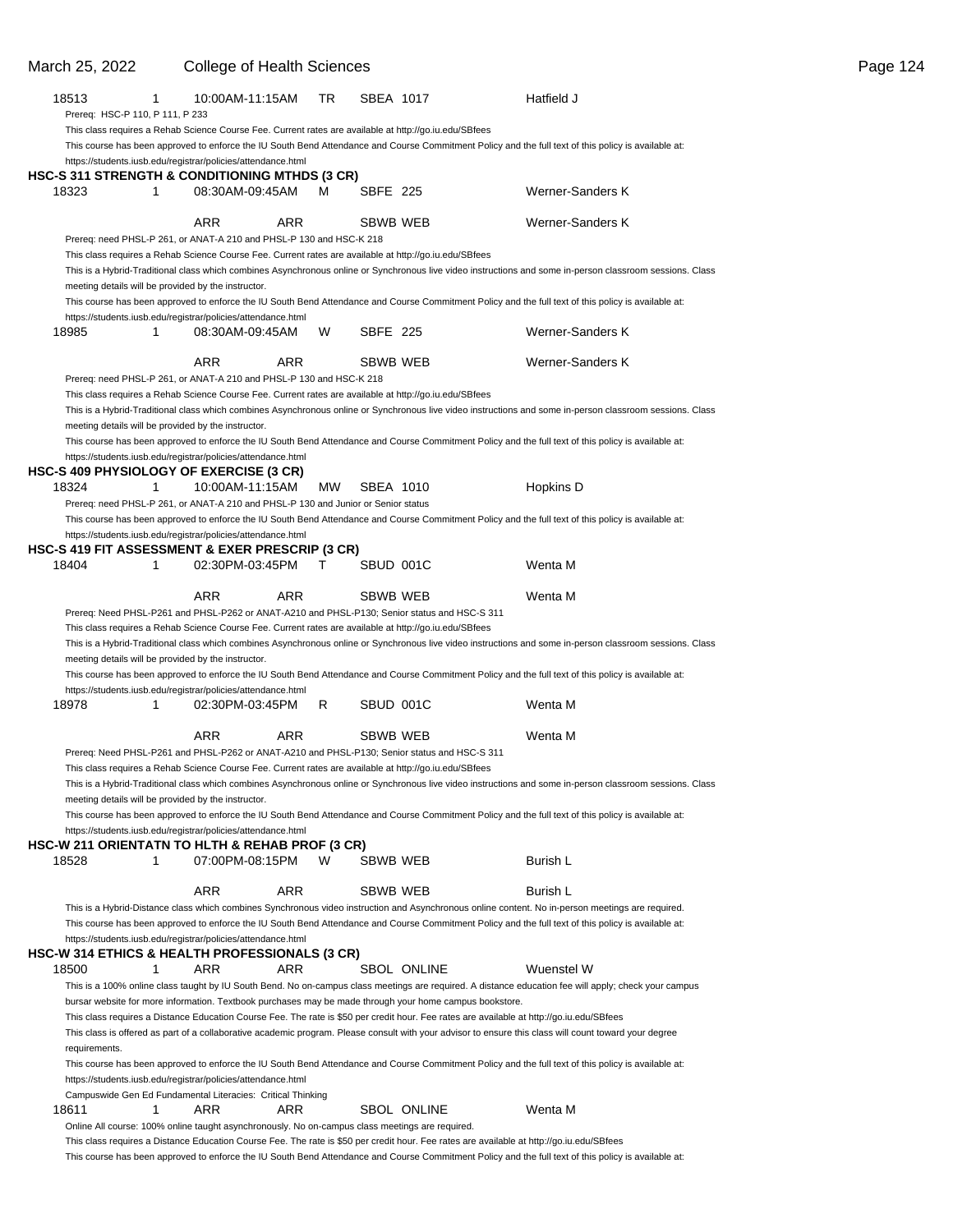18513 1 10:00AM-11:15AM TR SBEA 1017 Hatfield J

Prereq: HSC-P 110, P 111, P 233

This class requires a Rehab Science Course Fee. Current rates are available at http://go.iu.edu/SBfees

This course has been approved to enforce the IU South Bend Attendance and Course Commitment Policy and the full text of this policy is available at: https://students.iusb.edu/registrar/policies/attendance.html

**HSC-S 311 STRENGTH & CONDITIONING MTHDS (3 CR)**

18323 1 08:30AM-09:45AM M SBFE 225 Werner-Sanders K

ARR ARR SBWB WEB Werner-Sanders K

Prereq: need PHSL-P 261, or ANAT-A 210 and PHSL-P 130 and HSC-K 218

This class requires a Rehab Science Course Fee. Current rates are available at http://go.iu.edu/SBfees

This is a Hybrid-Traditional class which combines Asynchronous online or Synchronous live video instructions and some in-person classroom sessions. Class meeting details will be provided by the instructor.

This course has been approved to enforce the IU South Bend Attendance and Course Commitment Policy and the full text of this policy is available at: https://students.iusb.edu/registrar/policies/attendance.html

18985 1 08:30AM-09:45AM W SBFE 225 Werner-Sanders K

ARR ARR SBWB WEB Werner-Sanders K

Prereq: need PHSL-P 261, or ANAT-A 210 and PHSL-P 130 and HSC-K 218

This class requires a Rehab Science Course Fee. Current rates are available at http://go.iu.edu/SBfees

This is a Hybrid-Traditional class which combines Asynchronous online or Synchronous live video instructions and some in-person classroom sessions. Class meeting details will be provided by the instructor.

This course has been approved to enforce the IU South Bend Attendance and Course Commitment Policy and the full text of this policy is available at: https://students.iusb.edu/registrar/policies/attendance.html

**HSC-S 409 PHYSIOLOGY OF EXERCISE (3 CR)**

18324 1 10:00AM-11:15AM MW SBEA 1010 Hopkins D

Prereq: need PHSL-P 261, or ANAT-A 210 and PHSL-P 130 and Junior or Senior status

This course has been approved to enforce the IU South Bend Attendance and Course Commitment Policy and the full text of this policy is available at: https://students.iusb.edu/registrar/policies/attendance.html

**HSC-S 419 FIT ASSESSMENT & EXER PRESCRIP (3 CR)**

18404 1 02:30PM-03:45PM T SBUD 001C Wenta M

ARR ARR SBWB WEB Wenta M

Prereq: Need PHSL-P261 and PHSL-P262 or ANAT-A210 and PHSL-P130; Senior status and HSC-S 311

This class requires a Rehab Science Course Fee. Current rates are available at http://go.iu.edu/SBfees

This is a Hybrid-Traditional class which combines Asynchronous online or Synchronous live video instructions and some in-person classroom sessions. Class meeting details will be provided by the instructor.

This course has been approved to enforce the IU South Bend Attendance and Course Commitment Policy and the full text of this policy is available at: https://students.iusb.edu/registrar/policies/attendance.html

18978 1 02:30PM-03:45PM R SBUD 001C Wenta M

ARR ARR SBWB WEB Wenta M

Prereq: Need PHSL-P261 and PHSL-P262 or ANAT-A210 and PHSL-P130; Senior status and HSC-S 311

This class requires a Rehab Science Course Fee. Current rates are available at http://go.iu.edu/SBfees

This is a Hybrid-Traditional class which combines Asynchronous online or Synchronous live video instructions and some in-person classroom sessions. Class meeting details will be provided by the instructor.

This course has been approved to enforce the IU South Bend Attendance and Course Commitment Policy and the full text of this policy is available at: https://students.iusb.edu/registrar/policies/attendance.html

**HSC-W 211 ORIENTATN TO HLTH & REHAB PROF (3 CR)**

18528 1 07:00PM-08:15PM W SBWB WEB Burish L

ARR ARR SBWB WEB Burish L

This is a Hybrid-Distance class which combines Synchronous video instruction and Asynchronous online content. No in-person meetings are required.

This course has been approved to enforce the IU South Bend Attendance and Course Commitment Policy and the full text of this policy is available at: https://students.iusb.edu/registrar/policies/attendance.html

**HSC-W 314 ETHICS & HEALTH PROFESSIONALS (3 CR)**

18500 1 ARR ARR SBOL ONLINE Wuenstel W

This is a 100% online class taught by IU South Bend. No on-campus class meetings are required. A distance education fee will apply; check your campus bursar website for more information. Textbook purchases may be made through your home campus bookstore.

This class requires a Distance Education Course Fee. The rate is $50 per credit hour. Fee rates are available at http://go.iu.edu/SBfees

This class is offered as part of a collaborative academic program. Please consult with your advisor to ensure this class will count toward your degree requirements.

This course has been approved to enforce the IU South Bend Attendance and Course Commitment Policy and the full text of this policy is available at: https://students.iusb.edu/registrar/policies/attendance.html

Campuswide Gen Ed Fundamental Literacies: Critical Thinking

18611 1 ARR ARR SBOL ONLINE Wenta M

Online All course: 100% online taught asynchronously. No on-campus class meetings are required.

This class requires a Distance Education Course Fee. The rate is $50 per credit hour. Fee rates are available at http://go.iu.edu/SBfees

This course has been approved to enforce the IU South Bend Attendance and Course Commitment Policy and the full text of this policy is available at: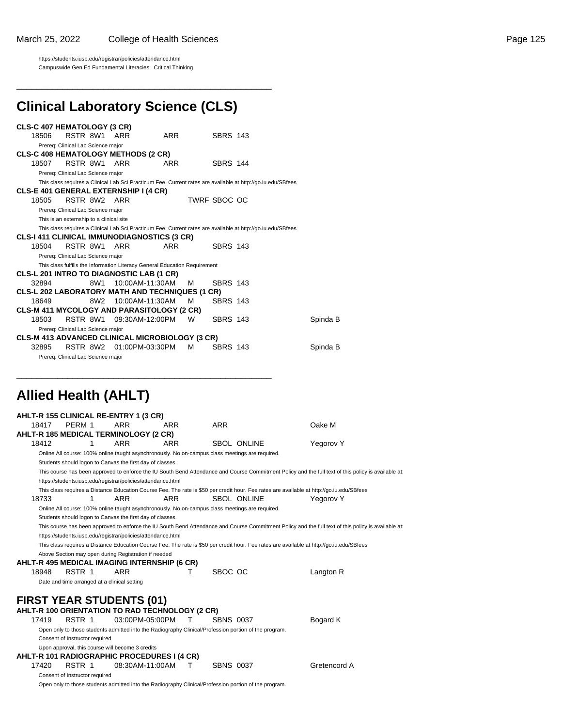https://students.iusb.edu/registrar/policies/attendance.html
Campuswide Gen Ed Fundamental Literacies: Critical Thinking

# Clinical Laboratory Science (CLS)

**CLS-C 407 HEMATOLOGY (3 CR)**

18506 RSTR 8W1 ARR ARR SBRS 143

Prereq: Clinical Lab Science major

**CLS-C 408 HEMATOLOGY METHODS (2 CR)**

18507 RSTR 8W1 ARR ARR SBRS 144

Prereq: Clinical Lab Science major

This class requires a Clinical Lab Sci Practicum Fee. Current rates are available at http://go.iu.edu/SBfees

**CLS-E 401 GENERAL EXTERNSHIP I (4 CR)**

18505 RSTR 8W2 ARR TWRF SBOC OC

Prereq: Clinical Lab Science major

This is an externship to a clinical site

This class requires a Clinical Lab Sci Practicum Fee. Current rates are available at http://go.iu.edu/SBfees

**CLS-I 411 CLINICAL IMMUNODIAGNOSTICS (3 CR)**

18504 RSTR 8W1 ARR ARR SBRS 143

Prereq: Clinical Lab Science major

This class fulfills the Information Literacy General Education Requirement

**CLS-L 201 INTRO TO DIAGNOSTIC LAB (1 CR)**

32894 8W1 10:00AM-11:30AM M SBRS 143

**CLS-L 202 LABORATORY MATH AND TECHNIQUES (1 CR)**

18649 8W2 10:00AM-11:30AM M SBRS 143

**CLS-M 411 MYCOLOGY AND PARASITOLOGY (2 CR)**

18503 RSTR 8W1 09:30AM-12:00PM W SBRS 143 Spinda B

Prereq: Clinical Lab Science major

**CLS-M 413 ADVANCED CLINICAL MICROBIOLOGY (3 CR)**

32895 RSTR 8W2 01:00PM-03:30PM M SBRS 143 Spinda B

Prereq: Clinical Lab Science major

# Allied Health (AHLT)

**AHLT-R 155 CLINICAL RE-ENTRY 1 (3 CR)**

18417 PERM 1 ARR ARR ARR Oake M

**AHLT-R 185 MEDICAL TERMINOLOGY (2 CR)**

18412 1 ARR ARR SBOL ONLINE Yegorov Y

Online All course: 100% online taught asynchronously. No on-campus class meetings are required.

Students should logon to Canvas the first day of classes.

This course has been approved to enforce the IU South Bend Attendance and Course Commitment Policy and the full text of this policy is available at:
https://students.iusb.edu/registrar/policies/attendance.html

This class requires a Distance Education Course Fee. The rate is $50 per credit hour. Fee rates are available at http://go.iu.edu/SBfees

18733 1 ARR ARR SBOL ONLINE Yegorov Y

Online All course: 100% online taught asynchronously. No on-campus class meetings are required.

Students should logon to Canvas the first day of classes.

This course has been approved to enforce the IU South Bend Attendance and Course Commitment Policy and the full text of this policy is available at:
https://students.iusb.edu/registrar/policies/attendance.html

This class requires a Distance Education Course Fee. The rate is $50 per credit hour. Fee rates are available at http://go.iu.edu/SBfees

Above Section may open during Registration if needed

**AHLT-R 495 MEDICAL IMAGING INTERNSHIP (6 CR)**

18948 RSTR 1 ARR T SBOC OC Langton R

Date and time arranged at a clinical setting

## FIRST YEAR STUDENTS (01)

**AHLT-R 100 ORIENTATION TO RAD TECHNOLOGY (2 CR)**

17419 RSTR 1 03:00PM-05:00PM T SBNS 0037 Bogard K

Open only to those students admitted into the Radiography Clinical/Profession portion of the program.

Consent of Instructor required

Upon approval, this course will become 3 credits

**AHLT-R 101 RADIOGRAPHIC PROCEDURES I (4 CR)**

17420 RSTR 1 08:30AM-11:00AM T SBNS 0037 Gretencord A

Consent of Instructor required

Open only to those students admitted into the Radiography Clinical/Profession portion of the program.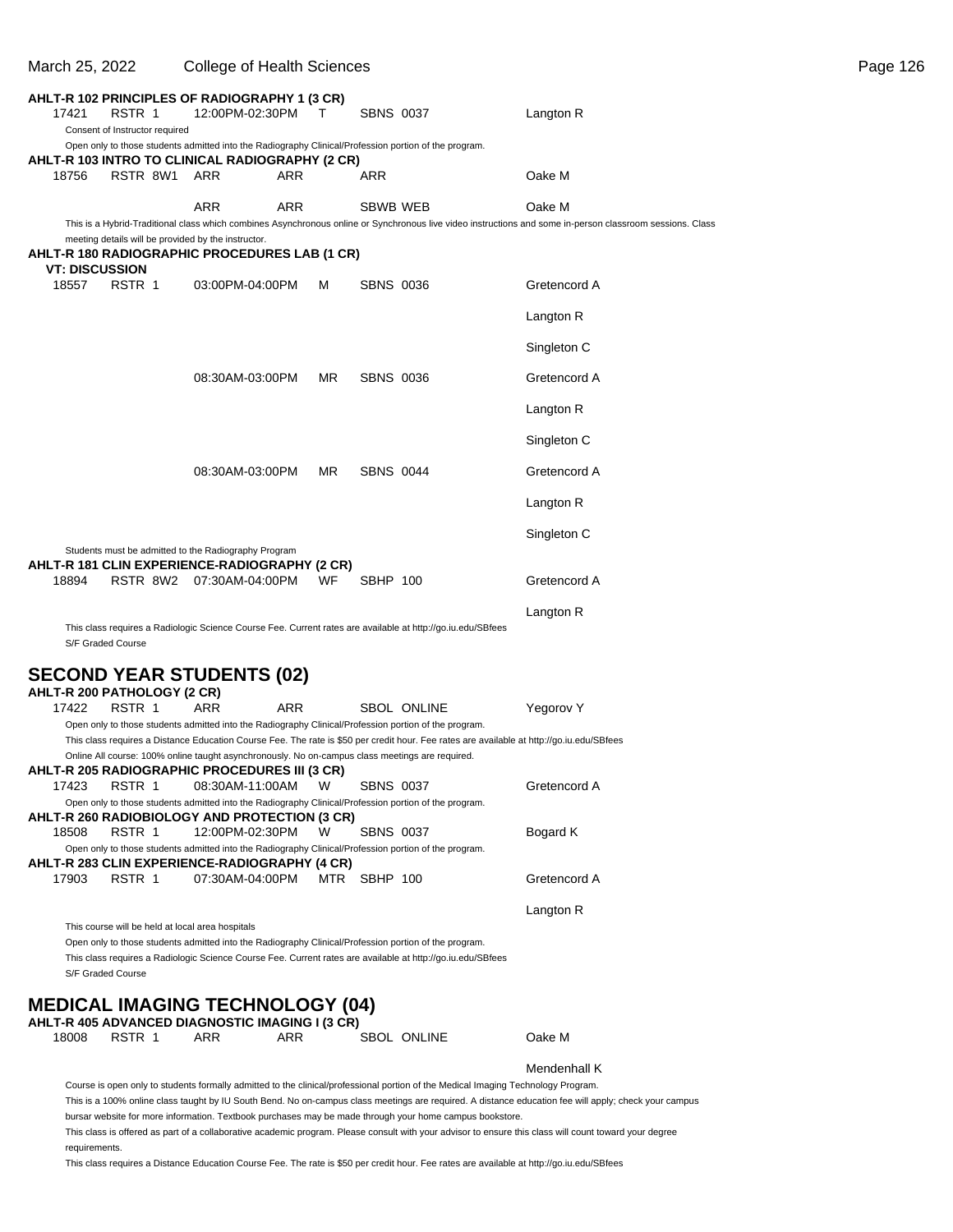**AHLT-R 102 PRINCIPLES OF RADIOGRAPHY 1 (3 CR)**

| | | | | | |
|---|---|---|---|---|---|
| 17421 | RSTR 1 | 12:00PM-02:30PM | T | SBNS 0037 | Langton R |

Consent of Instructor required

Open only to those students admitted into the Radiography Clinical/Profession portion of the program.

**AHLT-R 103 INTRO TO CLINICAL RADIOGRAPHY (2 CR)**

| | | | | | |
|---|---|---|---|---|---|
| 18756 | RSTR 8W1 | ARR | ARR | ARR | Oake M |
| | | ARR | ARR | SBWB WEB | Oake M |

This is a Hybrid-Traditional class which combines Asynchronous online or Synchronous live video instructions and some in-person classroom sessions. Class meeting details will be provided by the instructor.

**AHLT-R 180 RADIOGRAPHIC PROCEDURES LAB (1 CR)**

**VT: DISCUSSION**

| | | | | | |
|---|---|---|---|---|---|
| 18557 | RSTR 1 | 03:00PM-04:00PM | M | SBNS 0036 | Gretencord A |
| | | | | | Langton R |
| | | | | | Singleton C |
| | | 08:30AM-03:00PM | MR | SBNS 0036 | Gretencord A |
| | | | | | Langton R |
| | | | | | Singleton C |
| | | 08:30AM-03:00PM | MR | SBNS 0044 | Gretencord A |
| | | | | | Langton R |
| | | | | | Singleton C |

Students must be admitted to the Radiography Program

**AHLT-R 181 CLIN EXPERIENCE-RADIOGRAPHY (2 CR)**

| | | | | | |
|---|---|---|---|---|---|
| 18894 | RSTR 8W2 | 07:30AM-04:00PM | WF | SBHP 100 | Gretencord A |
| | | | | | Langton R |

This class requires a Radiologic Science Course Fee. Current rates are available at http://go.iu.edu/SBfees

S/F Graded Course

## SECOND YEAR STUDENTS (02)

**AHLT-R 200 PATHOLOGY (2 CR)**

| | | | | | |
|---|---|---|---|---|---|
| 17422 | RSTR 1 | ARR | ARR | SBOL ONLINE | Yegorov Y |

Open only to those students admitted into the Radiography Clinical/Profession portion of the program.

This class requires a Distance Education Course Fee. The rate is $50 per credit hour. Fee rates are available at http://go.iu.edu/SBfees

Online All course: 100% online taught asynchronously. No on-campus class meetings are required.

**AHLT-R 205 RADIOGRAPHIC PROCEDURES III (3 CR)**

| | | | | | |
|---|---|---|---|---|---|
| 17423 | RSTR 1 | 08:30AM-11:00AM | W | SBNS 0037 | Gretencord A |

Open only to those students admitted into the Radiography Clinical/Profession portion of the program.

**AHLT-R 260 RADIOBIOLOGY AND PROTECTION (3 CR)**

| | | | | | |
|---|---|---|---|---|---|
| 18508 | RSTR 1 | 12:00PM-02:30PM | W | SBNS 0037 | Bogard K |

Open only to those students admitted into the Radiography Clinical/Profession portion of the program.

**AHLT-R 283 CLIN EXPERIENCE-RADIOGRAPHY (4 CR)**

| | | | | | |
|---|---|---|---|---|---|
| 17903 | RSTR 1 | 07:30AM-04:00PM | MTR | SBHP 100 | Gretencord A |
| | | | | | Langton R |

This course will be held at local area hospitals

Open only to those students admitted into the Radiography Clinical/Profession portion of the program.

This class requires a Radiologic Science Course Fee. Current rates are available at http://go.iu.edu/SBfees

S/F Graded Course

## MEDICAL IMAGING TECHNOLOGY (04)

**AHLT-R 405 ADVANCED DIAGNOSTIC IMAGING I (3 CR)**

| | | | | | |
|---|---|---|---|---|---|
| 18008 | RSTR 1 | ARR | ARR | SBOL ONLINE | Oake M |
| | | | | | Mendenhall K |

Course is open only to students formally admitted to the clinical/professional portion of the Medical Imaging Technology Program.

This is a 100% online class taught by IU South Bend. No on-campus class meetings are required. A distance education fee will apply; check your campus bursar website for more information. Textbook purchases may be made through your home campus bookstore.

This class is offered as part of a collaborative academic program. Please consult with your advisor to ensure this class will count toward your degree requirements.

This class requires a Distance Education Course Fee. The rate is $50 per credit hour. Fee rates are available at http://go.iu.edu/SBfees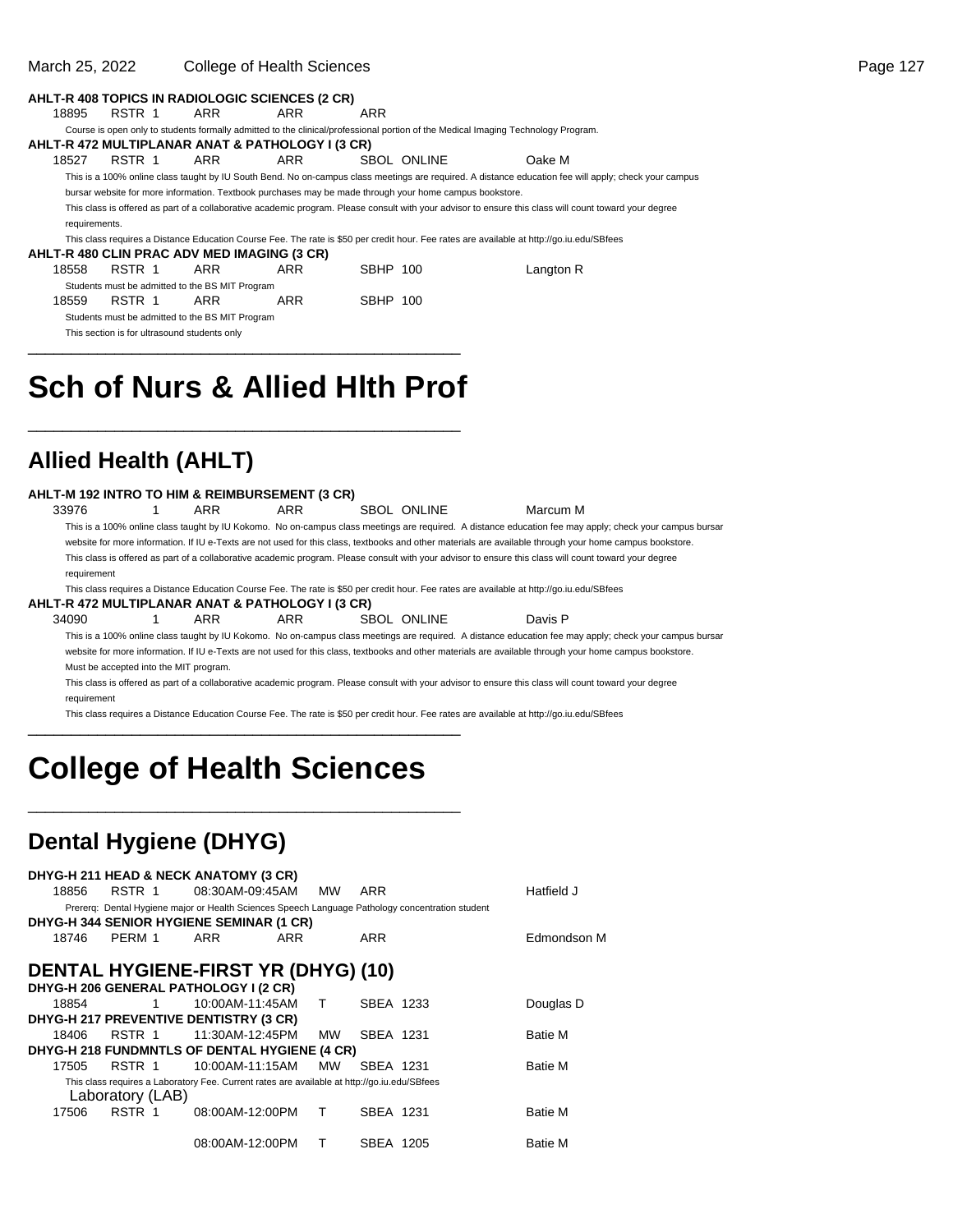**AHLT-R 408 TOPICS IN RADIOLOGIC SCIENCES (2 CR)**

18895 RSTR 1 ARR ARR ARR

Course is open only to students formally admitted to the clinical/professional portion of the Medical Imaging Technology Program.

**AHLT-R 472 MULTIPLANAR ANAT & PATHOLOGY I (3 CR)**

18527 RSTR 1 ARR ARR SBOL ONLINE Oake M

This is a 100% online class taught by IU South Bend. No on-campus class meetings are required. A distance education fee will apply; check your campus bursar website for more information. Textbook purchases may be made through your home campus bookstore.

This class is offered as part of a collaborative academic program. Please consult with your advisor to ensure this class will count toward your degree requirements.

This class requires a Distance Education Course Fee. The rate is $50 per credit hour. Fee rates are available at http://go.iu.edu/SBfees

**AHLT-R 480 CLIN PRAC ADV MED IMAGING (3 CR)**

18558 RSTR 1 ARR ARR SBHP 100 Langton R

Students must be admitted to the BS MIT Program

18559 RSTR 1 ARR ARR SBHP 100

Students must be admitted to the BS MIT Program

This section is for ultrasound students only

# Sch of Nurs & Allied Hlth Prof

## Allied Health (AHLT)

**AHLT-M 192 INTRO TO HIM & REIMBURSEMENT (3 CR)**

33976 1 ARR ARR SBOL ONLINE Marcum M

This is a 100% online class taught by IU Kokomo. No on-campus class meetings are required. A distance education fee may apply; check your campus bursar website for more information. If IU e-Texts are not used for this class, textbooks and other materials are available through your home campus bookstore.

This class is offered as part of a collaborative academic program. Please consult with your advisor to ensure this class will count toward your degree requirement

This class requires a Distance Education Course Fee. The rate is $50 per credit hour. Fee rates are available at http://go.iu.edu/SBfees

**AHLT-R 472 MULTIPLANAR ANAT & PATHOLOGY I (3 CR)**

34090 1 ARR ARR SBOL ONLINE Davis P

This is a 100% online class taught by IU Kokomo. No on-campus class meetings are required. A distance education fee may apply; check your campus bursar website for more information. If IU e-Texts are not used for this class, textbooks and other materials are available through your home campus bookstore.

Must be accepted into the MIT program.

This class is offered as part of a collaborative academic program. Please consult with your advisor to ensure this class will count toward your degree requirement

This class requires a Distance Education Course Fee. The rate is $50 per credit hour. Fee rates are available at http://go.iu.edu/SBfees

# College of Health Sciences

## Dental Hygiene (DHYG)

**DHYG-H 211 HEAD & NECK ANATOMY (3 CR)**

18856 RSTR 1 08:30AM-09:45AM MW ARR Hatfield J

Prererq: Dental Hygiene major or Health Sciences Speech Language Pathology concentration student

**DHYG-H 344 SENIOR HYGIENE SEMINAR (1 CR)**

18746 PERM 1 ARR ARR ARR Edmondson M

## DENTAL HYGIENE-FIRST YR (DHYG) (10)

**DHYG-H 206 GENERAL PATHOLOGY I (2 CR)**

18854 1 10:00AM-11:45AM T SBEA 1233 Douglas D

**DHYG-H 217 PREVENTIVE DENTISTRY (3 CR)**

18406 RSTR 1 11:30AM-12:45PM MW SBEA 1231 Batie M

**DHYG-H 218 FUNDMNTLS OF DENTAL HYGIENE (4 CR)**

17505 RSTR 1 10:00AM-11:15AM MW SBEA 1231 Batie M

This class requires a Laboratory Fee. Current rates are available at http://go.iu.edu/SBfees

Laboratory (LAB)

17506 RSTR 1 08:00AM-12:00PM T SBEA 1231 Batie M

08:00AM-12:00PM T SBEA 1205 Batie M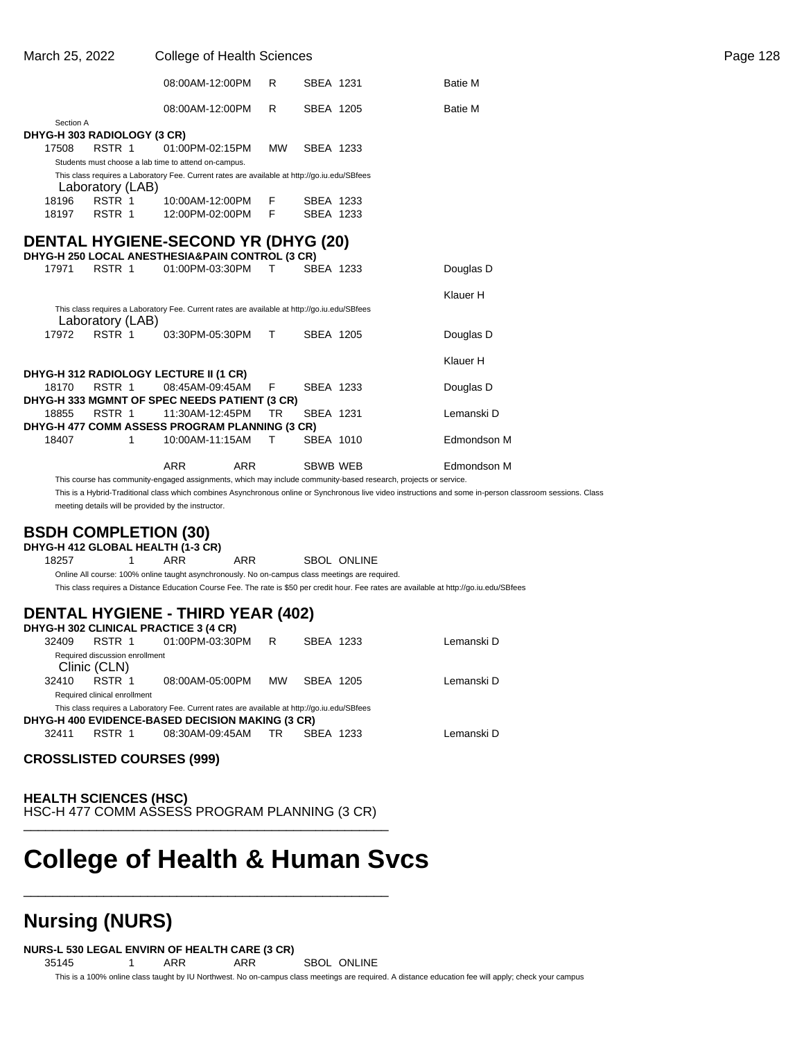| | | | | | |
|---|---|---|---|---|---|
| | | 08:00AM-12:00PM | R | SBEA 1231 | Batie M |
| | | 08:00AM-12:00PM | R | SBEA 1205 | Batie M |

Section A

**DHYG-H 303 RADIOLOGY (3 CR)**

| | | | | |
|---|---|---|---|---|
| 17508 | RSTR 1 | 01:00PM-02:15PM | MW | SBEA 1233 |

Students must choose a lab time to attend on-campus.

This class requires a Laboratory Fee. Current rates are available at http://go.iu.edu/SBfees

Laboratory (LAB)

| | | | | |
|---|---|---|---|---|
| 18196 | RSTR 1 | 10:00AM-12:00PM | F | SBEA 1233 |
| 18197 | RSTR 1 | 12:00PM-02:00PM | F | SBEA 1233 |

## DENTAL HYGIENE-SECOND YR (DHYG (20)

**DHYG-H 250 LOCAL ANESTHESIA&PAIN CONTROL (3 CR)**

| | | | | | |
|---|---|---|---|---|---|
| 17971 | RSTR 1 | 01:00PM-03:30PM | T | SBEA 1233 | Douglas D |
| | | | | | Klauer H |

This class requires a Laboratory Fee. Current rates are available at http://go.iu.edu/SBfees

Laboratory (LAB)

| | | | | | |
|---|---|---|---|---|---|
| 17972 | RSTR 1 | 03:30PM-05:30PM | T | SBEA 1205 | Douglas D |
| | | | | | Klauer H |

**DHYG-H 312 RADIOLOGY LECTURE II (1 CR)**

| | | | | | |
|---|---|---|---|---|---|
| 18170 | RSTR 1 | 08:45AM-09:45AM | F | SBEA 1233 | Douglas D |

**DHYG-H 333 MGMNT OF SPEC NEEDS PATIENT (3 CR)**

| | | | | | |
|---|---|---|---|---|---|
| 18855 | RSTR 1 | 11:30AM-12:45PM | TR | SBEA 1231 | Lemanski D |

**DHYG-H 477 COMM ASSESS PROGRAM PLANNING (3 CR)**

| | | | | | |
|---|---|---|---|---|---|
| 18407 | 1 | 10:00AM-11:15AM | T | SBEA 1010 | Edmondson M |
| | | ARR | ARR | SBWB WEB | Edmondson M |

This course has community-engaged assignments, which may include community-based research, projects or service.

This is a Hybrid-Traditional class which combines Asynchronous online or Synchronous live video instructions and some in-person classroom sessions. Class meeting details will be provided by the instructor.

## BSDH COMPLETION (30)

**DHYG-H 412 GLOBAL HEALTH (1-3 CR)**

| | | | | |
|---|---|---|---|---|
| 18257 | 1 | ARR | ARR | SBOL ONLINE |

Online All course: 100% online taught asynchronously. No on-campus class meetings are required.

This class requires a Distance Education Course Fee. The rate is $50 per credit hour. Fee rates are available at http://go.iu.edu/SBfees

## DENTAL HYGIENE - THIRD YEAR (402)

**DHYG-H 302 CLINICAL PRACTICE 3 (4 CR)**

| | | | | | |
|---|---|---|---|---|---|
| 32409 | RSTR 1 | 01:00PM-03:30PM | R | SBEA 1233 | Lemanski D |

Required discussion enrollment

Clinic (CLN)

| | | | | | |
|---|---|---|---|---|---|
| 32410 | RSTR 1 | 08:00AM-05:00PM | MW | SBEA 1205 | Lemanski D |

Required clinical enrollment

This class requires a Laboratory Fee. Current rates are available at http://go.iu.edu/SBfees

**DHYG-H 400 EVIDENCE-BASED DECISION MAKING (3 CR)**

| | | | | | |
|---|---|---|---|---|---|
| 32411 | RSTR 1 | 08:30AM-09:45AM | TR | SBEA 1233 | Lemanski D |

**CROSSLISTED COURSES (999)**

**HEALTH SCIENCES (HSC)**

HSC-H 477 COMM ASSESS PROGRAM PLANNING (3 CR)

# College of Health & Human Svcs

## Nursing (NURS)

**NURS-L 530 LEGAL ENVIRN OF HEALTH CARE (3 CR)**

| | | | | |
|---|---|---|---|---|
| 35145 | 1 | ARR | ARR | SBOL ONLINE |

This is a 100% online class taught by IU Northwest. No on-campus class meetings are required. A distance education fee will apply; check your campus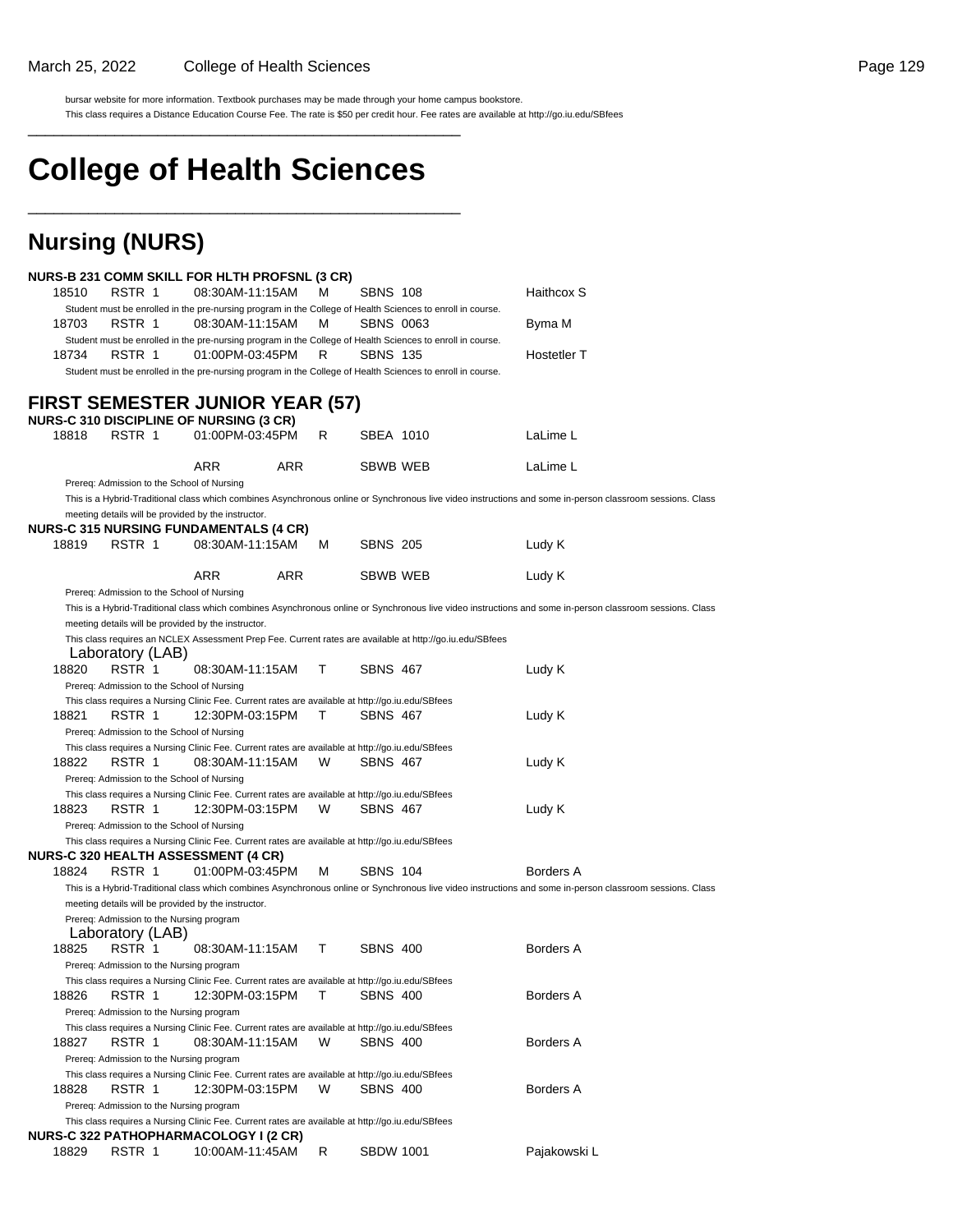bursar website for more information. Textbook purchases may be made through your home campus bookstore.
This class requires a Distance Education Course Fee. The rate is $50 per credit hour. Fee rates are available at http://go.iu.edu/SBfees

# College of Health Sciences

## Nursing (NURS)

**NURS-B 231 COMM SKILL FOR HLTH PROFSNL (3 CR)**

| | | | | | |
|---|---|---|---|---|---|
| 18510 | RSTR 1 | 08:30AM-11:15AM | M | SBNS 108 | Haithcox S |

Student must be enrolled in the pre-nursing program in the College of Health Sciences to enroll in course.

| | | | | | |
|---|---|---|---|---|---|
| 18703 | RSTR 1 | 08:30AM-11:15AM | M | SBNS 0063 | Byma M |

Student must be enrolled in the pre-nursing program in the College of Health Sciences to enroll in course.

| | | | | | |
|---|---|---|---|---|---|
| 18734 | RSTR 1 | 01:00PM-03:45PM | R | SBNS 135 | Hostetler T |

Student must be enrolled in the pre-nursing program in the College of Health Sciences to enroll in course.

## FIRST SEMESTER JUNIOR YEAR (57)

**NURS-C 310 DISCIPLINE OF NURSING (3 CR)**

| | | | | | |
|---|---|---|---|---|---|
| 18818 | RSTR 1 | 01:00PM-03:45PM | R | SBEA 1010 | LaLime L |
| | | ARR | ARR | SBWB WEB | LaLime L |

Prereq: Admission to the School of Nursing
This is a Hybrid-Traditional class which combines Asynchronous online or Synchronous live video instructions and some in-person classroom sessions. Class meeting details will be provided by the instructor.

**NURS-C 315 NURSING FUNDAMENTALS (4 CR)**

| | | | | | |
|---|---|---|---|---|---|
| 18819 | RSTR 1 | 08:30AM-11:15AM | M | SBNS 205 | Ludy K |
| | | ARR | ARR | SBWB WEB | Ludy K |

Prereq: Admission to the School of Nursing
This is a Hybrid-Traditional class which combines Asynchronous online or Synchronous live video instructions and some in-person classroom sessions. Class meeting details will be provided by the instructor.
This class requires an NCLEX Assessment Prep Fee. Current rates are available at http://go.iu.edu/SBfees

Laboratory (LAB)

| | | | | | |
|---|---|---|---|---|---|
| 18820 | RSTR 1 | 08:30AM-11:15AM | T | SBNS 467 | Ludy K |

Prereq: Admission to the School of Nursing
This class requires a Nursing Clinic Fee. Current rates are available at http://go.iu.edu/SBfees

| | | | | | |
|---|---|---|---|---|---|
| 18821 | RSTR 1 | 12:30PM-03:15PM | T | SBNS 467 | Ludy K |

Prereq: Admission to the School of Nursing
This class requires a Nursing Clinic Fee. Current rates are available at http://go.iu.edu/SBfees

| | | | | | |
|---|---|---|---|---|---|
| 18822 | RSTR 1 | 08:30AM-11:15AM | W | SBNS 467 | Ludy K |

Prereq: Admission to the School of Nursing
This class requires a Nursing Clinic Fee. Current rates are available at http://go.iu.edu/SBfees

| | | | | | |
|---|---|---|---|---|---|
| 18823 | RSTR 1 | 12:30PM-03:15PM | W | SBNS 467 | Ludy K |

Prereq: Admission to the School of Nursing
This class requires a Nursing Clinic Fee. Current rates are available at http://go.iu.edu/SBfees

**NURS-C 320 HEALTH ASSESSMENT (4 CR)**

| | | | | | |
|---|---|---|---|---|---|
| 18824 | RSTR 1 | 01:00PM-03:45PM | M | SBNS 104 | Borders A |

This is a Hybrid-Traditional class which combines Asynchronous online or Synchronous live video instructions and some in-person classroom sessions. Class meeting details will be provided by the instructor.
Prereq: Admission to the Nursing program

Laboratory (LAB)

| | | | | | |
|---|---|---|---|---|---|
| 18825 | RSTR 1 | 08:30AM-11:15AM | T | SBNS 400 | Borders A |

Prereq: Admission to the Nursing program
This class requires a Nursing Clinic Fee. Current rates are available at http://go.iu.edu/SBfees

| | | | | | |
|---|---|---|---|---|---|
| 18826 | RSTR 1 | 12:30PM-03:15PM | T | SBNS 400 | Borders A |

Prereq: Admission to the Nursing program
This class requires a Nursing Clinic Fee. Current rates are available at http://go.iu.edu/SBfees

| | | | | | |
|---|---|---|---|---|---|
| 18827 | RSTR 1 | 08:30AM-11:15AM | W | SBNS 400 | Borders A |

Prereq: Admission to the Nursing program
This class requires a Nursing Clinic Fee. Current rates are available at http://go.iu.edu/SBfees

| | | | | | |
|---|---|---|---|---|---|
| 18828 | RSTR 1 | 12:30PM-03:15PM | W | SBNS 400 | Borders A |

Prereq: Admission to the Nursing program
This class requires a Nursing Clinic Fee. Current rates are available at http://go.iu.edu/SBfees

**NURS-C 322 PATHOPHARMACOLOGY I (2 CR)**

| | | | | | |
|---|---|---|---|---|---|
| 18829 | RSTR 1 | 10:00AM-11:45AM | R | SBDW 1001 | Pajakowski L |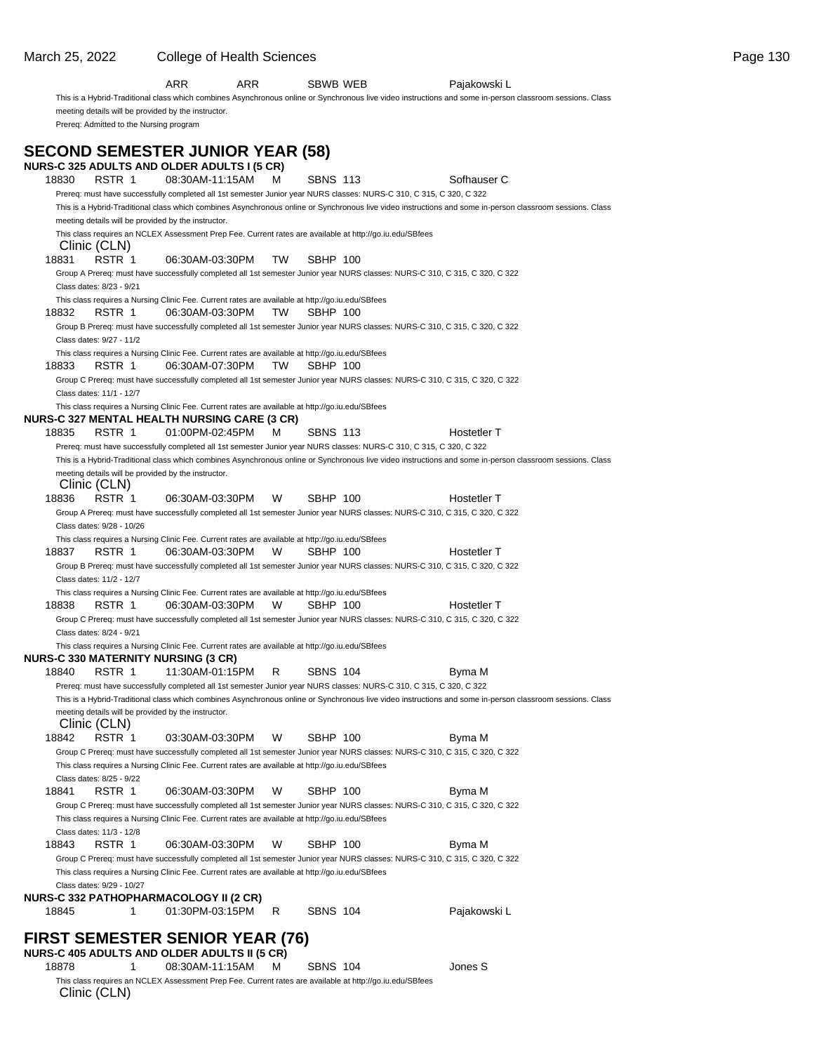ARR ARR SBWB WEB Pajakowski L

This is a Hybrid-Traditional class which combines Asynchronous online or Synchronous live video instructions and some in-person classroom sessions. Class meeting details will be provided by the instructor.

Prereq: Admitted to the Nursing program

## SECOND SEMESTER JUNIOR YEAR (58)

### NURS-C 325 ADULTS AND OLDER ADULTS I (5 CR)

18830 RSTR 1 08:30AM-11:15AM M SBNS 113 Sofhauser C

Prereq: must have successfully completed all 1st semester Junior year NURS classes: NURS-C 310, C 315, C 320, C 322

This is a Hybrid-Traditional class which combines Asynchronous online or Synchronous live video instructions and some in-person classroom sessions. Class meeting details will be provided by the instructor.

This class requires an NCLEX Assessment Prep Fee. Current rates are available at http://go.iu.edu/SBfees

Clinic (CLN)

18831 RSTR 1 06:30AM-03:30PM TW SBHP 100

Group A Prereq: must have successfully completed all 1st semester Junior year NURS classes: NURS-C 310, C 315, C 320, C 322

Class dates: 8/23 - 9/21

This class requires a Nursing Clinic Fee. Current rates are available at http://go.iu.edu/SBfees

18832 RSTR 1 06:30AM-03:30PM TW SBHP 100

Group B Prereq: must have successfully completed all 1st semester Junior year NURS classes: NURS-C 310, C 315, C 320, C 322

Class dates: 9/27 - 11/2

This class requires a Nursing Clinic Fee. Current rates are available at http://go.iu.edu/SBfees

18833 RSTR 1 06:30AM-07:30PM TW SBHP 100

Group C Prereq: must have successfully completed all 1st semester Junior year NURS classes: NURS-C 310, C 315, C 320, C 322

Class dates: 11/1 - 12/7

This class requires a Nursing Clinic Fee. Current rates are available at http://go.iu.edu/SBfees

### NURS-C 327 MENTAL HEALTH NURSING CARE (3 CR)

18835 RSTR 1 01:00PM-02:45PM M SBNS 113 Hostetler T

Prereq: must have successfully completed all 1st semester Junior year NURS classes: NURS-C 310, C 315, C 320, C 322

This is a Hybrid-Traditional class which combines Asynchronous online or Synchronous live video instructions and some in-person classroom sessions. Class meeting details will be provided by the instructor.

Clinic (CLN)

18836 RSTR 1 06:30AM-03:30PM W SBHP 100 Hostetler T

Group A Prereq: must have successfully completed all 1st semester Junior year NURS classes: NURS-C 310, C 315, C 320, C 322

Class dates: 9/28 - 10/26

This class requires a Nursing Clinic Fee. Current rates are available at http://go.iu.edu/SBfees

18837 RSTR 1 06:30AM-03:30PM W SBHP 100 Hostetler T

Group B Prereq: must have successfully completed all 1st semester Junior year NURS classes: NURS-C 310, C 315, C 320, C 322

Class dates: 11/2 - 12/7

This class requires a Nursing Clinic Fee. Current rates are available at http://go.iu.edu/SBfees

18838 RSTR 1 06:30AM-03:30PM W SBHP 100 Hostetler T

Group C Prereq: must have successfully completed all 1st semester Junior year NURS classes: NURS-C 310, C 315, C 320, C 322

Class dates: 8/24 - 9/21

This class requires a Nursing Clinic Fee. Current rates are available at http://go.iu.edu/SBfees

### NURS-C 330 MATERNITY NURSING (3 CR)

18840 RSTR 1 11:30AM-01:15PM R SBNS 104 Byma M

Prereq: must have successfully completed all 1st semester Junior year NURS classes: NURS-C 310, C 315, C 320, C 322

This is a Hybrid-Traditional class which combines Asynchronous online or Synchronous live video instructions and some in-person classroom sessions. Class meeting details will be provided by the instructor.

Clinic (CLN)

18842 RSTR 1 03:30AM-03:30PM W SBHP 100 Byma M

Group C Prereq: must have successfully completed all 1st semester Junior year NURS classes: NURS-C 310, C 315, C 320, C 322

This class requires a Nursing Clinic Fee. Current rates are available at http://go.iu.edu/SBfees

Class dates: 8/25 - 9/22

18841 RSTR 1 06:30AM-03:30PM W SBHP 100 Byma M

Group C Prereq: must have successfully completed all 1st semester Junior year NURS classes: NURS-C 310, C 315, C 320, C 322

This class requires a Nursing Clinic Fee. Current rates are available at http://go.iu.edu/SBfees

Class dates: 11/3 - 12/8

18843 RSTR 1 06:30AM-03:30PM W SBHP 100 Byma M

Group C Prereq: must have successfully completed all 1st semester Junior year NURS classes: NURS-C 310, C 315, C 320, C 322

This class requires a Nursing Clinic Fee. Current rates are available at http://go.iu.edu/SBfees

Class dates: 9/29 - 10/27

### NURS-C 332 PATHOPHARMACOLOGY II (2 CR)

18845 1 01:30PM-03:15PM R SBNS 104 Pajakowski L

## FIRST SEMESTER SENIOR YEAR (76)

### NURS-C 405 ADULTS AND OLDER ADULTS II (5 CR)

18878 1 08:30AM-11:15AM M SBNS 104 Jones S

This class requires an NCLEX Assessment Prep Fee. Current rates are available at http://go.iu.edu/SBfees

Clinic (CLN)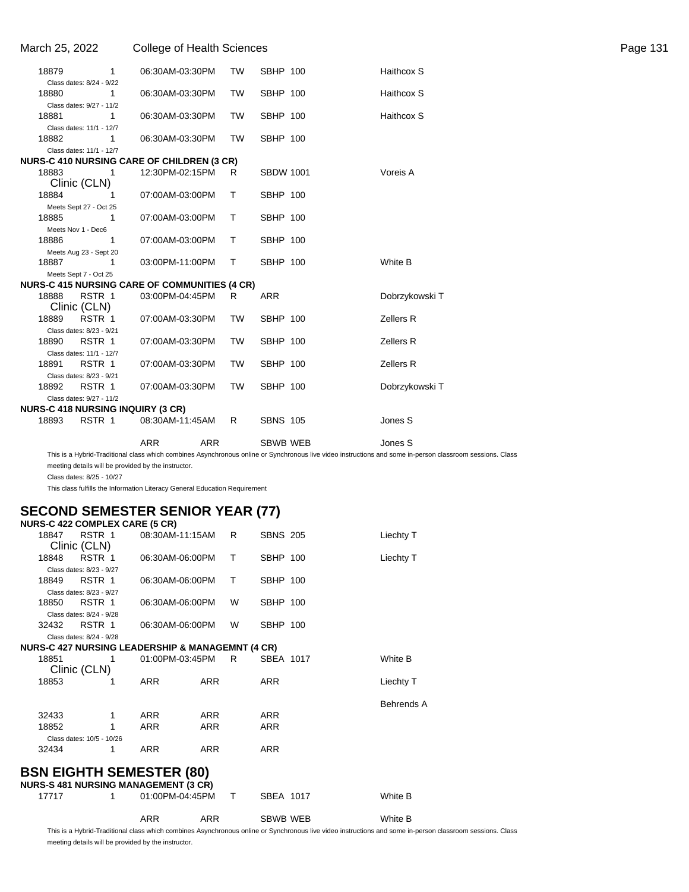| | | | | | |
|---|---|---|---|---|---|
| 18879 | 1 | 06:30AM-03:30PM | TW | SBHP 100 | Haithcox S |
| Class dates: 8/24 - 9/22 | | | | | |
| 18880 | 1 | 06:30AM-03:30PM | TW | SBHP 100 | Haithcox S |
| Class dates: 9/27 - 11/2 | | | | | |
| 18881 | 1 | 06:30AM-03:30PM | TW | SBHP 100 | Haithcox S |
| Class dates: 11/1 - 12/7 | | | | | |
| 18882 | 1 | 06:30AM-03:30PM | TW | SBHP 100 | |
| Class dates: 11/1 - 12/7 | | | | | |

**NURS-C 410 NURSING CARE OF CHILDREN (3 CR)**

| | | | | | |
|---|---|---|---|---|---|
| 18883 | 1 | 12:30PM-02:15PM | R | SBDW 1001 | Voreis A |
| Clinic (CLN) | | | | | |
| 18884 | 1 | 07:00AM-03:00PM | T | SBHP 100 | |
| Meets Sept 27 - Oct 25 | | | | | |
| 18885 | 1 | 07:00AM-03:00PM | T | SBHP 100 | |
| Meets Nov 1 - Dec6 | | | | | |
| 18886 | 1 | 07:00AM-03:00PM | T | SBHP 100 | |
| Meets Aug 23 - Sept 20 | | | | | |
| 18887 | 1 | 03:00PM-11:00PM | T | SBHP 100 | White B |
| Meets Sept 7 - Oct 25 | | | | | |

**NURS-C 415 NURSING CARE OF COMMUNITIES (4 CR)**

| | | | | | |
|---|---|---|---|---|---|
| 18888 | RSTR 1 | 03:00PM-04:45PM | R | ARR | Dobrzykowski T |
| Clinic (CLN) | | | | | |
| 18889 | RSTR 1 | 07:00AM-03:30PM | TW | SBHP 100 | Zellers R |
| Class dates: 8/23 - 9/21 | | | | | |
| 18890 | RSTR 1 | 07:00AM-03:30PM | TW | SBHP 100 | Zellers R |
| Class dates: 11/1 - 12/7 | | | | | |
| 18891 | RSTR 1 | 07:00AM-03:30PM | TW | SBHP 100 | Zellers R |
| Class dates: 8/23 - 9/21 | | | | | |
| 18892 | RSTR 1 | 07:00AM-03:30PM | TW | SBHP 100 | Dobrzykowski T |
| Class dates: 9/27 - 11/2 | | | | | |

**NURS-C 418 NURSING INQUIRY (3 CR)**

| | | | | | |
|---|---|---|---|---|---|
| 18893 | RSTR 1 | 08:30AM-11:45AM | R | SBNS 105 | Jones S |
| | | ARR | ARR | SBWB WEB | Jones S |

This is a Hybrid-Traditional class which combines Asynchronous online or Synchronous live video instructions and some in-person classroom sessions. Class meeting details will be provided by the instructor.

Class dates: 8/25 - 10/27

This class fulfills the Information Literacy General Education Requirement

## SECOND SEMESTER SENIOR YEAR (77)

**NURS-C 422 COMPLEX CARE (5 CR)**

| | | | | | |
|---|---|---|---|---|---|
| 18847 | RSTR 1 | 08:30AM-11:15AM | R | SBNS 205 | Liechty T |
| Clinic (CLN) | | | | | |
| 18848 | RSTR 1 | 06:30AM-06:00PM | T | SBHP 100 | Liechty T |
| Class dates: 8/23 - 9/27 | | | | | |
| 18849 | RSTR 1 | 06:30AM-06:00PM | T | SBHP 100 | |
| Class dates: 8/23 - 9/27 | | | | | |
| 18850 | RSTR 1 | 06:30AM-06:00PM | W | SBHP 100 | |
| Class dates: 8/24 - 9/28 | | | | | |
| 32432 | RSTR 1 | 06:30AM-06:00PM | W | SBHP 100 | |
| Class dates: 8/24 - 9/28 | | | | | |

**NURS-C 427 NURSING LEADERSHIP & MANAGEMNT (4 CR)**

| | | | | | |
|---|---|---|---|---|---|
| 18851 | 1 | 01:00PM-03:45PM | R | SBEA 1017 | White B |
| Clinic (CLN) | | | | | |
| 18853 | 1 | ARR | ARR | ARR | Liechty T |
| | | | | | Behrends A |
| 32433 | 1 | ARR | ARR | ARR | |
| 18852 | 1 | ARR | ARR | ARR | |
| Class dates: 10/5 - 10/26 | | | | | |
| 32434 | 1 | ARR | ARR | ARR | |

## BSN EIGHTH SEMESTER (80)

**NURS-S 481 NURSING MANAGEMENT (3 CR)**

| | | | | | |
|---|---|---|---|---|---|
| 17717 | 1 | 01:00PM-04:45PM | T | SBEA 1017 | White B |
| | | ARR | ARR | SBWB WEB | White B |

This is a Hybrid-Traditional class which combines Asynchronous online or Synchronous live video instructions and some in-person classroom sessions. Class meeting details will be provided by the instructor.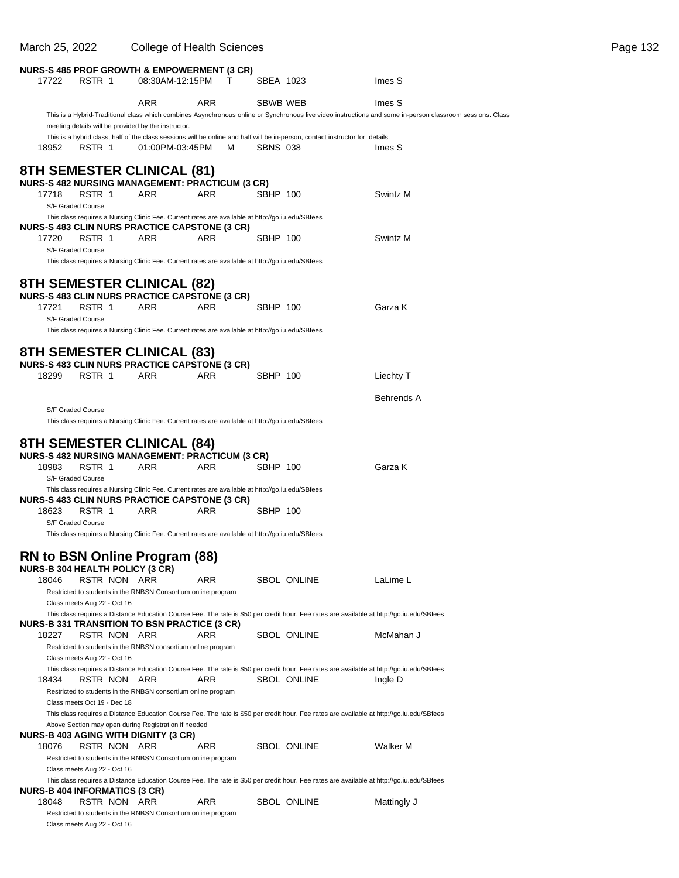**NURS-S 485 PROF GROWTH & EMPOWERMENT (3 CR)**

| | | | | | | |
|---|---|---|---|---|---|---|
| 17722 | RSTR 1 | 08:30AM-12:15PM | T | SBEA 1023 | | Imes S |
| | | ARR | ARR | SBWB WEB | | Imes S |

This is a Hybrid-Traditional class which combines Asynchronous online or Synchronous live video instructions and some in-person classroom sessions. Class meeting details will be provided by the instructor.

This is a hybrid class, half of the class sessions will be online and half will be in-person, contact instructor for details.

| | | | | | | |
|---|---|---|---|---|---|---|
| 18952 | RSTR 1 | 01:00PM-03:45PM | M | SBNS 038 | | Imes S |

## 8TH SEMESTER CLINICAL (81)

**NURS-S 482 NURSING MANAGEMENT: PRACTICUM (3 CR)**

| | | | | | | |
|---|---|---|---|---|---|---|
| 17718 | RSTR 1 | ARR | ARR | SBHP 100 | | Swintz M |

S/F Graded Course

This class requires a Nursing Clinic Fee. Current rates are available at http://go.iu.edu/SBfees

**NURS-S 483 CLIN NURS PRACTICE CAPSTONE (3 CR)**

| | | | | | | |
|---|---|---|---|---|---|---|
| 17720 | RSTR 1 | ARR | ARR | SBHP 100 | | Swintz M |

S/F Graded Course

This class requires a Nursing Clinic Fee. Current rates are available at http://go.iu.edu/SBfees

## 8TH SEMESTER CLINICAL (82)

**NURS-S 483 CLIN NURS PRACTICE CAPSTONE (3 CR)**

| | | | | | | |
|---|---|---|---|---|---|---|
| 17721 | RSTR 1 | ARR | ARR | SBHP 100 | | Garza K |

S/F Graded Course

This class requires a Nursing Clinic Fee. Current rates are available at http://go.iu.edu/SBfees

## 8TH SEMESTER CLINICAL (83)

**NURS-S 483 CLIN NURS PRACTICE CAPSTONE (3 CR)**

| | | | | | | |
|---|---|---|---|---|---|---|
| 18299 | RSTR 1 | ARR | ARR | SBHP 100 | | Liechty T |
| | | | | | | Behrends A |

S/F Graded Course

This class requires a Nursing Clinic Fee. Current rates are available at http://go.iu.edu/SBfees

## 8TH SEMESTER CLINICAL (84)

**NURS-S 482 NURSING MANAGEMENT: PRACTICUM (3 CR)**

| | | | | | | |
|---|---|---|---|---|---|---|
| 18983 | RSTR 1 | ARR | ARR | SBHP 100 | | Garza K |

S/F Graded Course

This class requires a Nursing Clinic Fee. Current rates are available at http://go.iu.edu/SBfees

**NURS-S 483 CLIN NURS PRACTICE CAPSTONE (3 CR)**

| | | | | | | |
|---|---|---|---|---|---|---|
| 18623 | RSTR 1 | ARR | ARR | SBHP 100 | | |

S/F Graded Course

This class requires a Nursing Clinic Fee. Current rates are available at http://go.iu.edu/SBfees

## RN to BSN Online Program (88)

**NURS-B 304 HEALTH POLICY (3 CR)**

| | | | | | | |
|---|---|---|---|---|---|---|
| 18046 | RSTR NON | ARR | ARR | SBOL | ONLINE | LaLime L |

Restricted to students in the RNBSN Consortium online program

Class meets Aug 22 - Oct 16

This class requires a Distance Education Course Fee. The rate is $50 per credit hour. Fee rates are available at http://go.iu.edu/SBfees

**NURS-B 331 TRANSITION TO BSN PRACTICE (3 CR)**

| | | | | | | |
|---|---|---|---|---|---|---|
| 18227 | RSTR NON | ARR | ARR | SBOL | ONLINE | McMahan J |

Restricted to students in the RNBSN consortium online program

Class meets Aug 22 - Oct 16

This class requires a Distance Education Course Fee. The rate is $50 per credit hour. Fee rates are available at http://go.iu.edu/SBfees

| | | | | | | |
|---|---|---|---|---|---|---|
| 18434 | RSTR NON | ARR | ARR | SBOL | ONLINE | Ingle D |

Restricted to students in the RNBSN consortium online program

Class meets Oct 19 - Dec 18

This class requires a Distance Education Course Fee. The rate is $50 per credit hour. Fee rates are available at http://go.iu.edu/SBfees

Above Section may open during Registration if needed

**NURS-B 403 AGING WITH DIGNITY (3 CR)**

| | | | | | | |
|---|---|---|---|---|---|---|
| 18076 | RSTR NON | ARR | ARR | SBOL | ONLINE | Walker M |

Restricted to students in the RNBSN Consortium online program

Class meets Aug 22 - Oct 16

This class requires a Distance Education Course Fee. The rate is $50 per credit hour. Fee rates are available at http://go.iu.edu/SBfees

**NURS-B 404 INFORMATICS (3 CR)**

| | | | | | | |
|---|---|---|---|---|---|---|
| 18048 | RSTR NON | ARR | ARR | SBOL | ONLINE | Mattingly J |

Restricted to students in the RNBSN Consortium online program

Class meets Aug 22 - Oct 16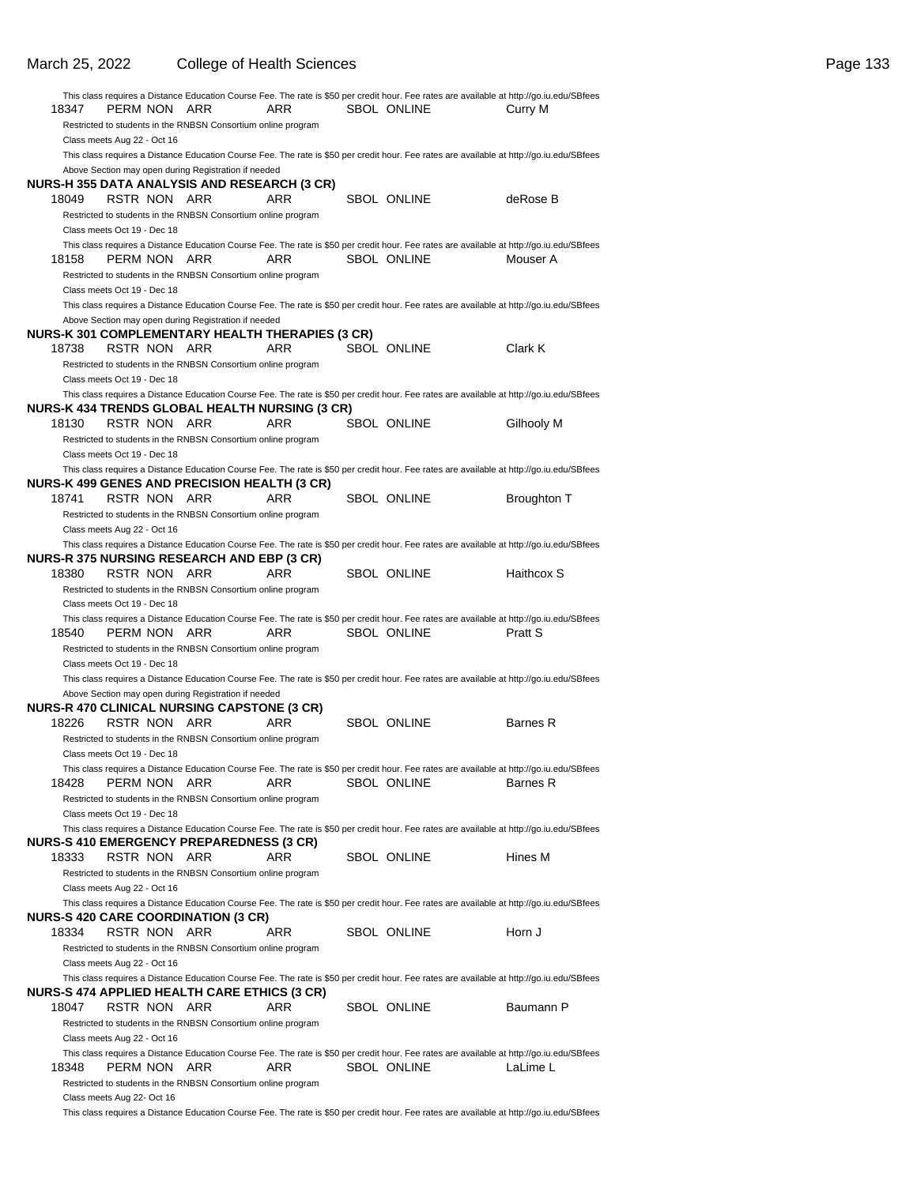This class requires a Distance Education Course Fee. The rate is $50 per credit hour. Fee rates are available at http://go.iu.edu/SBfees

18347 PERM NON ARR ARR SBOL ONLINE Curry M

Restricted to students in the RNBSN Consortium online program

Class meets Aug 22 - Oct 16

This class requires a Distance Education Course Fee. The rate is $50 per credit hour. Fee rates are available at http://go.iu.edu/SBfees

Above Section may open during Registration if needed

**NURS-H 355 DATA ANALYSIS AND RESEARCH (3 CR)**

18049 RSTR NON ARR ARR SBOL ONLINE deRose B

Restricted to students in the RNBSN Consortium online program

Class meets Oct 19 - Dec 18

This class requires a Distance Education Course Fee. The rate is $50 per credit hour. Fee rates are available at http://go.iu.edu/SBfees

18158 PERM NON ARR ARR SBOL ONLINE Mouser A

Restricted to students in the RNBSN Consortium online program

Class meets Oct 19 - Dec 18

This class requires a Distance Education Course Fee. The rate is $50 per credit hour. Fee rates are available at http://go.iu.edu/SBfees

Above Section may open during Registration if needed

**NURS-K 301 COMPLEMENTARY HEALTH THERAPIES (3 CR)**

18738 RSTR NON ARR ARR SBOL ONLINE Clark K

Restricted to students in the RNBSN Consortium online program

Class meets Oct 19 - Dec 18

This class requires a Distance Education Course Fee. The rate is $50 per credit hour. Fee rates are available at http://go.iu.edu/SBfees

**NURS-K 434 TRENDS GLOBAL HEALTH NURSING (3 CR)**

18130 RSTR NON ARR ARR SBOL ONLINE Gilhooly M

Restricted to students in the RNBSN Consortium online program

Class meets Oct 19 - Dec 18

This class requires a Distance Education Course Fee. The rate is $50 per credit hour. Fee rates are available at http://go.iu.edu/SBfees

**NURS-K 499 GENES AND PRECISION HEALTH (3 CR)**

18741 RSTR NON ARR ARR SBOL ONLINE Broughton T

Restricted to students in the RNBSN Consortium online program

Class meets Aug 22 - Oct 16

This class requires a Distance Education Course Fee. The rate is $50 per credit hour. Fee rates are available at http://go.iu.edu/SBfees

**NURS-R 375 NURSING RESEARCH AND EBP (3 CR)**

18380 RSTR NON ARR ARR SBOL ONLINE Haithcox S

Restricted to students in the RNBSN Consortium online program

Class meets Oct 19 - Dec 18

This class requires a Distance Education Course Fee. The rate is $50 per credit hour. Fee rates are available at http://go.iu.edu/SBfees

18540 PERM NON ARR ARR SBOL ONLINE Pratt S

Restricted to students in the RNBSN Consortium online program

Class meets Oct 19 - Dec 18

This class requires a Distance Education Course Fee. The rate is $50 per credit hour. Fee rates are available at http://go.iu.edu/SBfees

Above Section may open during Registration if needed

**NURS-R 470 CLINICAL NURSING CAPSTONE (3 CR)**

18226 RSTR NON ARR ARR SBOL ONLINE Barnes R

Restricted to students in the RNBSN Consortium online program

Class meets Oct 19 - Dec 18

This class requires a Distance Education Course Fee. The rate is $50 per credit hour. Fee rates are available at http://go.iu.edu/SBfees

18428 PERM NON ARR ARR SBOL ONLINE Barnes R

Restricted to students in the RNBSN Consortium online program

Class meets Oct 19 - Dec 18

This class requires a Distance Education Course Fee. The rate is $50 per credit hour. Fee rates are available at http://go.iu.edu/SBfees

**NURS-S 410 EMERGENCY PREPAREDNESS (3 CR)**

18333 RSTR NON ARR ARR SBOL ONLINE Hines M

Restricted to students in the RNBSN Consortium online program

Class meets Aug 22 - Oct 16

This class requires a Distance Education Course Fee. The rate is $50 per credit hour. Fee rates are available at http://go.iu.edu/SBfees

**NURS-S 420 CARE COORDINATION (3 CR)**

18334 RSTR NON ARR ARR SBOL ONLINE Horn J

Restricted to students in the RNBSN Consortium online program

Class meets Aug 22 - Oct 16

This class requires a Distance Education Course Fee. The rate is $50 per credit hour. Fee rates are available at http://go.iu.edu/SBfees

**NURS-S 474 APPLIED HEALTH CARE ETHICS (3 CR)**

18047 RSTR NON ARR ARR SBOL ONLINE Baumann P

Restricted to students in the RNBSN Consortium online program

Class meets Aug 22 - Oct 16

This class requires a Distance Education Course Fee. The rate is $50 per credit hour. Fee rates are available at http://go.iu.edu/SBfees

18348 PERM NON ARR ARR SBOL ONLINE LaLime L

Restricted to students in the RNBSN Consortium online program

Class meets Aug 22- Oct 16

This class requires a Distance Education Course Fee. The rate is $50 per credit hour. Fee rates are available at http://go.iu.edu/SBfees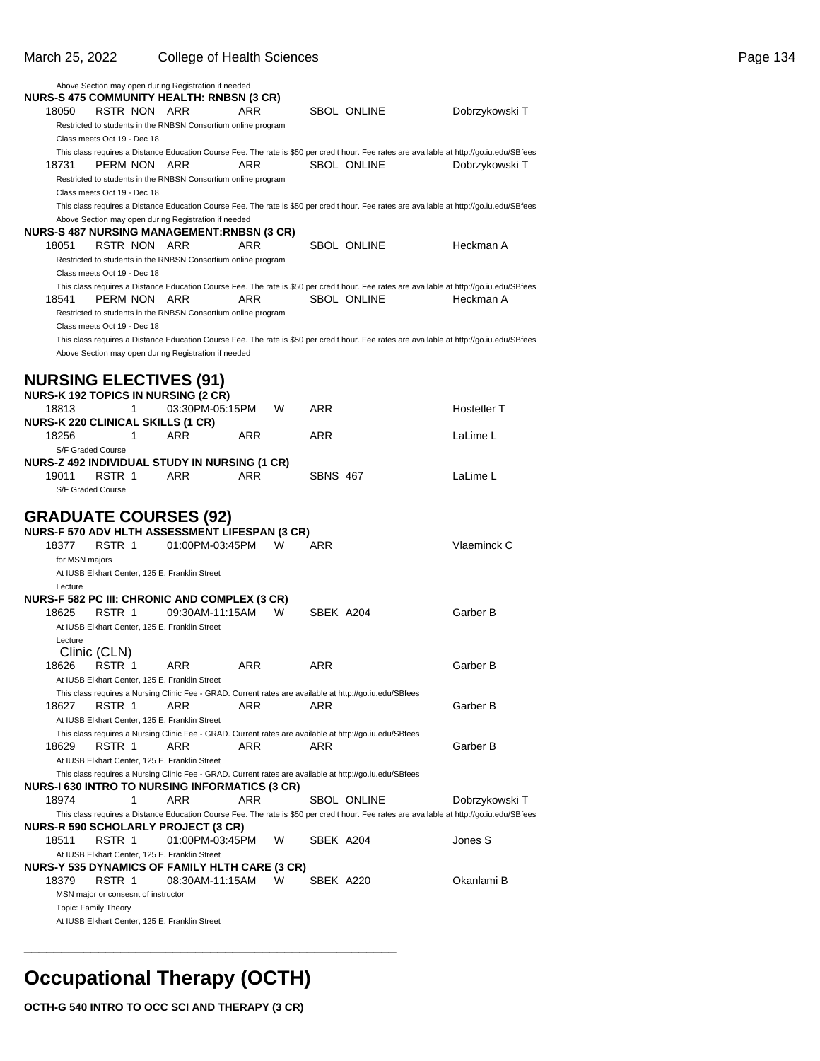Above Section may open during Registration if needed

**NURS-S 475 COMMUNITY HEALTH: RNBSN (3 CR)**

18050 RSTR NON ARR ARR SBOL ONLINE Dobrzykowski T

Restricted to students in the RNBSN Consortium online program

Class meets Oct 19 - Dec 18

This class requires a Distance Education Course Fee. The rate is $50 per credit hour. Fee rates are available at http://go.iu.edu/SBfees

18731 PERM NON ARR ARR SBOL ONLINE Dobrzykowski T

Restricted to students in the RNBSN Consortium online program

Class meets Oct 19 - Dec 18

This class requires a Distance Education Course Fee. The rate is $50 per credit hour. Fee rates are available at http://go.iu.edu/SBfees

Above Section may open during Registration if needed

**NURS-S 487 NURSING MANAGEMENT:RNBSN (3 CR)**

18051 RSTR NON ARR ARR SBOL ONLINE Heckman A

Restricted to students in the RNBSN Consortium online program

Class meets Oct 19 - Dec 18

This class requires a Distance Education Course Fee. The rate is $50 per credit hour. Fee rates are available at http://go.iu.edu/SBfees

18541 PERM NON ARR ARR SBOL ONLINE Heckman A

Restricted to students in the RNBSN Consortium online program

Class meets Oct 19 - Dec 18

This class requires a Distance Education Course Fee. The rate is $50 per credit hour. Fee rates are available at http://go.iu.edu/SBfees

Above Section may open during Registration if needed

## NURSING ELECTIVES (91)

**NURS-K 192 TOPICS IN NURSING (2 CR)**

18813 1 03:30PM-05:15PM W ARR Hostetler T

**NURS-K 220 CLINICAL SKILLS (1 CR)**

18256 1 ARR ARR ARR LaLime L

S/F Graded Course

**NURS-Z 492 INDIVIDUAL STUDY IN NURSING (1 CR)**

19011 RSTR 1 ARR ARR SBNS 467 LaLime L

S/F Graded Course

## GRADUATE COURSES (92)

**NURS-F 570 ADV HLTH ASSESSMENT LIFESPAN (3 CR)**

18377 RSTR 1 01:00PM-03:45PM W ARR Vlaeminck C

for MSN majors

At IUSB Elkhart Center, 125 E. Franklin Street

Lecture

**NURS-F 582 PC III: CHRONIC AND COMPLEX (3 CR)**

18625 RSTR 1 09:30AM-11:15AM W SBEK A204 Garber B

At IUSB Elkhart Center, 125 E. Franklin Street

Lecture

Clinic (CLN)

18626 RSTR 1 ARR ARR ARR Garber B

At IUSB Elkhart Center, 125 E. Franklin Street

This class requires a Nursing Clinic Fee - GRAD. Current rates are available at http://go.iu.edu/SBfees

18627 RSTR 1 ARR ARR ARR Garber B

At IUSB Elkhart Center, 125 E. Franklin Street

This class requires a Nursing Clinic Fee - GRAD. Current rates are available at http://go.iu.edu/SBfees

18629 RSTR 1 ARR ARR ARR Garber B

At IUSB Elkhart Center, 125 E. Franklin Street

This class requires a Nursing Clinic Fee - GRAD. Current rates are available at http://go.iu.edu/SBfees

**NURS-I 630 INTRO TO NURSING INFORMATICS (3 CR)**

18974 1 ARR ARR SBOL ONLINE Dobrzykowski T

This class requires a Distance Education Course Fee. The rate is $50 per credit hour. Fee rates are available at http://go.iu.edu/SBfees

**NURS-R 590 SCHOLARLY PROJECT (3 CR)**

18511 RSTR 1 01:00PM-03:45PM W SBEK A204 Jones S

At IUSB Elkhart Center, 125 E. Franklin Street

**NURS-Y 535 DYNAMICS OF FAMILY HLTH CARE (3 CR)**

18379 RSTR 1 08:30AM-11:15AM W SBEK A220 Okanlami B

MSN major or consesnt of instructor

Topic: Family Theory

At IUSB Elkhart Center, 125 E. Franklin Street

---

# Occupational Therapy (OCTH)

**OCTH-G 540 INTRO TO OCC SCI AND THERAPY (3 CR)**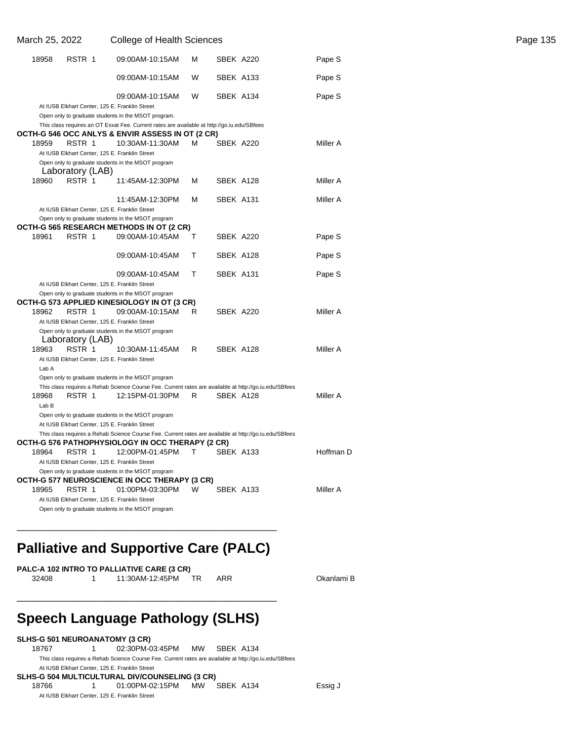| | | | | | |
|---|---|---|---|---|---|
| 18958 | RSTR 1 | 09:00AM-10:15AM | M | SBEK A220 | Pape S |
| | | 09:00AM-10:15AM | W | SBEK A133 | Pape S |
| | | 09:00AM-10:15AM | W | SBEK A134 | Pape S |

At IUSB Elkhart Center, 125 E. Franklin Street
Open only to graduate students in the MSOT program.
This class requires an OT Exxat Fee. Current rates are available at http://go.iu.edu/SBfees

**OCTH-G 546 OCC ANLYS & ENVIR ASSESS IN OT (2 CR)**

| | | | | | |
|---|---|---|---|---|---|
| 18959 | RSTR 1 | 10:30AM-11:30AM | M | SBEK A220 | Miller A |

At IUSB Elkhart Center, 125 E. Franklin Street
Open only to graduate students in the MSOT program

Laboratory (LAB)

| | | | | | |
|---|---|---|---|---|---|
| 18960 | RSTR 1 | 11:45AM-12:30PM | M | SBEK A128 | Miller A |
| | | 11:45AM-12:30PM | M | SBEK A131 | Miller A |

At IUSB Elkhart Center, 125 E. Franklin Street
Open only to graduate students in the MSOT program

**OCTH-G 565 RESEARCH METHODS IN OT (2 CR)**

| | | | | | |
|---|---|---|---|---|---|
| 18961 | RSTR 1 | 09:00AM-10:45AM | T | SBEK A220 | Pape S |
| | | 09:00AM-10:45AM | T | SBEK A128 | Pape S |
| | | 09:00AM-10:45AM | T | SBEK A131 | Pape S |

At IUSB Elkhart Center, 125 E. Franklin Street
Open only to graduate students in the MSOT program

**OCTH-G 573 APPLIED KINESIOLOGY IN OT (3 CR)**

| | | | | | |
|---|---|---|---|---|---|
| 18962 | RSTR 1 | 09:00AM-10:15AM | R | SBEK A220 | Miller A |

At IUSB Elkhart Center, 125 E. Franklin Street
Open only to graduate students in the MSOT program

Laboratory (LAB)

| | | | | | |
|---|---|---|---|---|---|
| 18963 | RSTR 1 | 10:30AM-11:45AM | R | SBEK A128 | Miller A |

At IUSB Elkhart Center, 125 E. Franklin Street
Lab A
Open only to graduate students in the MSOT program
This class requires a Rehab Science Course Fee. Current rates are available at http://go.iu.edu/SBfees

| | | | | | |
|---|---|---|---|---|---|
| 18968 | RSTR 1 | 12:15PM-01:30PM | R | SBEK A128 | Miller A |

Lab B
Open only to graduate students in the MSOT program
At IUSB Elkhart Center, 125 E. Franklin Street
This class requires a Rehab Science Course Fee. Current rates are available at http://go.iu.edu/SBfees

**OCTH-G 576 PATHOPHYSIOLOGY IN OCC THERAPY (2 CR)**

| | | | | | |
|---|---|---|---|---|---|
| 18964 | RSTR 1 | 12:00PM-01:45PM | T | SBEK A133 | Hoffman D |

At IUSB Elkhart Center, 125 E. Franklin Street
Open only to graduate students in the MSOT program

**OCTH-G 577 NEUROSCIENCE IN OCC THERAPY (3 CR)**

| | | | | | |
|---|---|---|---|---|---|
| 18965 | RSTR 1 | 01:00PM-03:30PM | W | SBEK A133 | Miller A |

At IUSB Elkhart Center, 125 E. Franklin Street
Open only to graduate students in the MSOT program

---

# Palliative and Supportive Care (PALC)

**PALC-A 102 INTRO TO PALLIATIVE CARE (3 CR)**

| | | | | | |
|---|---|---|---|---|---|
| 32408 | 1 | 11:30AM-12:45PM | TR | ARR | Okanlami B |

---

# Speech Language Pathology (SLHS)

**SLHS-G 501 NEUROANATOMY (3 CR)**

| | | | | | |
|---|---|---|---|---|---|
| 18767 | 1 | 02:30PM-03:45PM | MW | SBEK A134 | |

This class requires a Rehab Science Course Fee. Current rates are available at http://go.iu.edu/SBfees
At IUSB Elkhart Center, 125 E. Franklin Street

**SLHS-G 504 MULTICULTURAL DIV/COUNSELING (3 CR)**

| | | | | | |
|---|---|---|---|---|---|
| 18766 | 1 | 01:00PM-02:15PM | MW | SBEK A134 | Essig J |

At IUSB Elkhart Center, 125 E. Franklin Street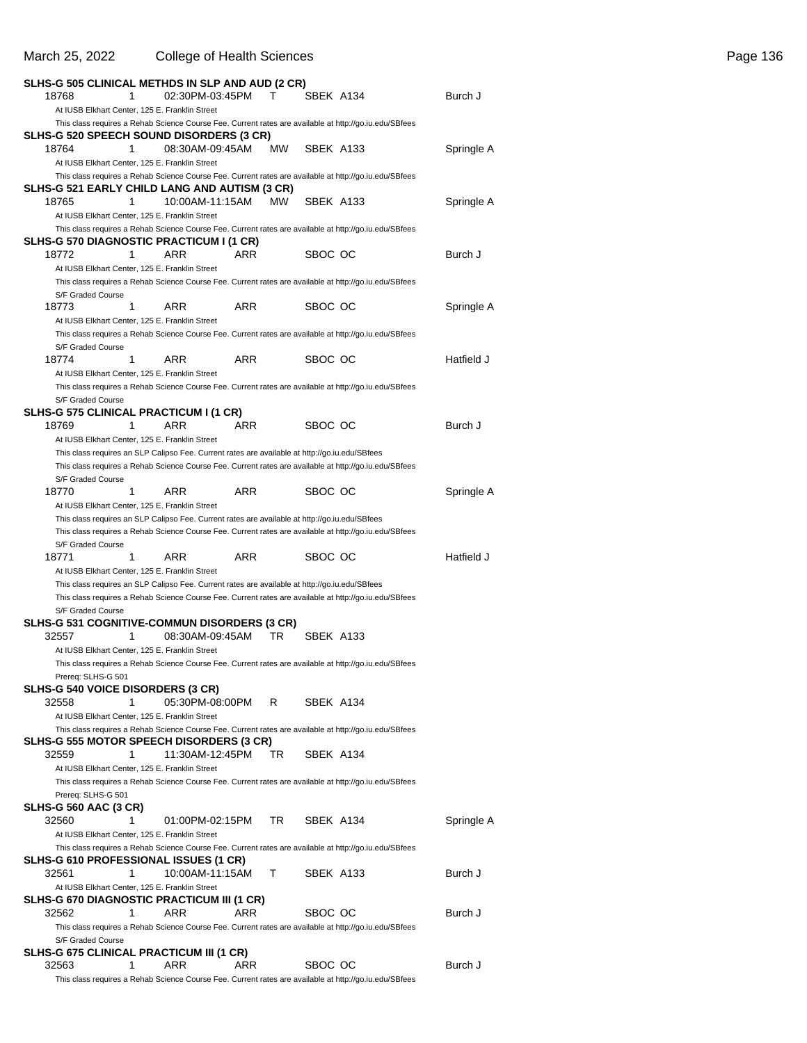**SLHS-G 505 CLINICAL METHDS IN SLP AND AUD (2 CR)**

| | | | | | |
|---|---|---|---|---|---|
| 18768 | 1 | 02:30PM-03:45PM | T | SBEK A134 | Burch J |

At IUSB Elkhart Center, 125 E. Franklin Street
This class requires a Rehab Science Course Fee. Current rates are available at http://go.iu.edu/SBfees

**SLHS-G 520 SPEECH SOUND DISORDERS (3 CR)**

| | | | | | |
|---|---|---|---|---|---|
| 18764 | 1 | 08:30AM-09:45AM | MW | SBEK A133 | Springle A |

At IUSB Elkhart Center, 125 E. Franklin Street
This class requires a Rehab Science Course Fee. Current rates are available at http://go.iu.edu/SBfees

**SLHS-G 521 EARLY CHILD LANG AND AUTISM (3 CR)**

| | | | | | |
|---|---|---|---|---|---|
| 18765 | 1 | 10:00AM-11:15AM | MW | SBEK A133 | Springle A |

At IUSB Elkhart Center, 125 E. Franklin Street
This class requires a Rehab Science Course Fee. Current rates are available at http://go.iu.edu/SBfees

**SLHS-G 570 DIAGNOSTIC PRACTICUM I (1 CR)**

| | | | | | |
|---|---|---|---|---|---|
| 18772 | 1 | ARR | ARR | SBOC OC | Burch J |

At IUSB Elkhart Center, 125 E. Franklin Street
This class requires a Rehab Science Course Fee. Current rates are available at http://go.iu.edu/SBfees
S/F Graded Course

| | | | | | |
|---|---|---|---|---|---|
| 18773 | 1 | ARR | ARR | SBOC OC | Springle A |

At IUSB Elkhart Center, 125 E. Franklin Street
This class requires a Rehab Science Course Fee. Current rates are available at http://go.iu.edu/SBfees
S/F Graded Course

| | | | | | |
|---|---|---|---|---|---|
| 18774 | 1 | ARR | ARR | SBOC OC | Hatfield J |

At IUSB Elkhart Center, 125 E. Franklin Street
This class requires a Rehab Science Course Fee. Current rates are available at http://go.iu.edu/SBfees
S/F Graded Course

**SLHS-G 575 CLINICAL PRACTICUM I (1 CR)**

| | | | | | |
|---|---|---|---|---|---|
| 18769 | 1 | ARR | ARR | SBOC OC | Burch J |

At IUSB Elkhart Center, 125 E. Franklin Street
This class requires an SLP Calipso Fee. Current rates are available at http://go.iu.edu/SBfees
This class requires a Rehab Science Course Fee. Current rates are available at http://go.iu.edu/SBfees
S/F Graded Course

| | | | | | |
|---|---|---|---|---|---|
| 18770 | 1 | ARR | ARR | SBOC OC | Springle A |

At IUSB Elkhart Center, 125 E. Franklin Street
This class requires an SLP Calipso Fee. Current rates are available at http://go.iu.edu/SBfees
This class requires a Rehab Science Course Fee. Current rates are available at http://go.iu.edu/SBfees
S/F Graded Course

| | | | | | |
|---|---|---|---|---|---|
| 18771 | 1 | ARR | ARR | SBOC OC | Hatfield J |

At IUSB Elkhart Center, 125 E. Franklin Street
This class requires an SLP Calipso Fee. Current rates are available at http://go.iu.edu/SBfees
This class requires a Rehab Science Course Fee. Current rates are available at http://go.iu.edu/SBfees
S/F Graded Course

**SLHS-G 531 COGNITIVE-COMMUN DISORDERS (3 CR)**

| | | | | | |
|---|---|---|---|---|---|
| 32557 | 1 | 08:30AM-09:45AM | TR | SBEK A133 | |

At IUSB Elkhart Center, 125 E. Franklin Street
This class requires a Rehab Science Course Fee. Current rates are available at http://go.iu.edu/SBfees
Prereq: SLHS-G 501

**SLHS-G 540 VOICE DISORDERS (3 CR)**

| | | | | | |
|---|---|---|---|---|---|
| 32558 | 1 | 05:30PM-08:00PM | R | SBEK A134 | |

At IUSB Elkhart Center, 125 E. Franklin Street
This class requires a Rehab Science Course Fee. Current rates are available at http://go.iu.edu/SBfees

**SLHS-G 555 MOTOR SPEECH DISORDERS (3 CR)**

| | | | | | |
|---|---|---|---|---|---|
| 32559 | 1 | 11:30AM-12:45PM | TR | SBEK A134 | |

At IUSB Elkhart Center, 125 E. Franklin Street
This class requires a Rehab Science Course Fee. Current rates are available at http://go.iu.edu/SBfees
Prereq: SLHS-G 501

**SLHS-G 560 AAC (3 CR)**

| | | | | | |
|---|---|---|---|---|---|
| 32560 | 1 | 01:00PM-02:15PM | TR | SBEK A134 | Springle A |

At IUSB Elkhart Center, 125 E. Franklin Street
This class requires a Rehab Science Course Fee. Current rates are available at http://go.iu.edu/SBfees

**SLHS-G 610 PROFESSIONAL ISSUES (1 CR)**

| | | | | | |
|---|---|---|---|---|---|
| 32561 | 1 | 10:00AM-11:15AM | T | SBEK A133 | Burch J |

At IUSB Elkhart Center, 125 E. Franklin Street

**SLHS-G 670 DIAGNOSTIC PRACTICUM III (1 CR)**

| | | | | | |
|---|---|---|---|---|---|
| 32562 | 1 | ARR | ARR | SBOC OC | Burch J |

This class requires a Rehab Science Course Fee. Current rates are available at http://go.iu.edu/SBfees
S/F Graded Course

**SLHS-G 675 CLINICAL PRACTICUM III (1 CR)**

| | | | | | |
|---|---|---|---|---|---|
| 32563 | 1 | ARR | ARR | SBOC OC | Burch J |

This class requires a Rehab Science Course Fee. Current rates are available at http://go.iu.edu/SBfees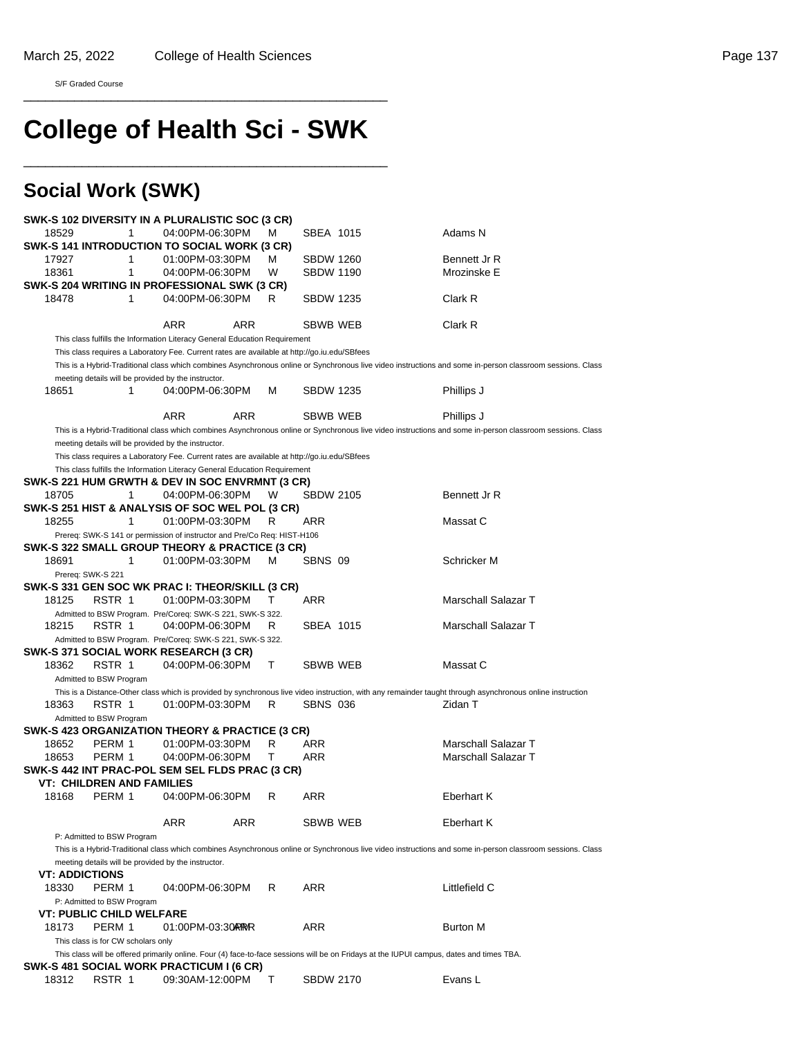S/F Graded Course

# College of Health Sci - SWK

## Social Work (SWK)

**SWK-S 102 DIVERSITY IN A PLURALISTIC SOC (3 CR)**

| | | | | | |
|---|---|---|---|---|---|
| 18529 | 1 | 04:00PM-06:30PM | M | SBEA 1015 | Adams N |

**SWK-S 141 INTRODUCTION TO SOCIAL WORK (3 CR)**

| | | | | | |
|---|---|---|---|---|---|
| 17927 | 1 | 01:00PM-03:30PM | M | SBDW 1260 | Bennett Jr R |
| 18361 | 1 | 04:00PM-06:30PM | W | SBDW 1190 | Mrozinske E |

**SWK-S 204 WRITING IN PROFESSIONAL SWK (3 CR)**

| | | | | | |
|---|---|---|---|---|---|
| 18478 | 1 | 04:00PM-06:30PM | R | SBDW 1235 | Clark R |
| | | ARR | ARR | SBWB WEB | Clark R |

This class fulfills the Information Literacy General Education Requirement

This class requires a Laboratory Fee. Current rates are available at http://go.iu.edu/SBfees

This is a Hybrid-Traditional class which combines Asynchronous online or Synchronous live video instructions and some in-person classroom sessions. Class meeting details will be provided by the instructor.

| | | | | | |
|---|---|---|---|---|---|
| 18651 | 1 | 04:00PM-06:30PM | M | SBDW 1235 | Phillips J |
| | | ARR | ARR | SBWB WEB | Phillips J |

This is a Hybrid-Traditional class which combines Asynchronous online or Synchronous live video instructions and some in-person classroom sessions. Class meeting details will be provided by the instructor.

This class requires a Laboratory Fee. Current rates are available at http://go.iu.edu/SBfees

This class fulfills the Information Literacy General Education Requirement

**SWK-S 221 HUM GRWTH & DEV IN SOC ENVRMNT (3 CR)**

| | | | | | |
|---|---|---|---|---|---|
| 18705 | 1 | 04:00PM-06:30PM | W | SBDW 2105 | Bennett Jr R |

**SWK-S 251 HIST & ANALYSIS OF SOC WEL POL (3 CR)**

| | | | | | |
|---|---|---|---|---|---|
| 18255 | 1 | 01:00PM-03:30PM | R | ARR | Massat C |

Prereq: SWK-S 141 or permission of instructor and Pre/Co Req: HIST-H106

**SWK-S 322 SMALL GROUP THEORY & PRACTICE (3 CR)**

| | | | | | |
|---|---|---|---|---|---|
| 18691 | 1 | 01:00PM-03:30PM | M | SBNS 09 | Schricker M |

Prereq: SWK-S 221

**SWK-S 331 GEN SOC WK PRAC I: THEOR/SKILL (3 CR)**

| | | | | | |
|---|---|---|---|---|---|
| 18125 | RSTR 1 | 01:00PM-03:30PM | T | ARR | Marschall Salazar T |

Admitted to BSW Program. Pre/Coreq: SWK-S 221, SWK-S 322.

| | | | | | |
|---|---|---|---|---|---|
| 18215 | RSTR 1 | 04:00PM-06:30PM | R | SBEA 1015 | Marschall Salazar T |

Admitted to BSW Program. Pre/Coreq: SWK-S 221, SWK-S 322.

**SWK-S 371 SOCIAL WORK RESEARCH (3 CR)**

| | | | | | |
|---|---|---|---|---|---|
| 18362 | RSTR 1 | 04:00PM-06:30PM | T | SBWB WEB | Massat C |

Admitted to BSW Program

This is a Distance-Other class which is provided by synchronous live video instruction, with any remainder taught through asynchronous online instruction

| | | | | | |
|---|---|---|---|---|---|
| 18363 | RSTR 1 | 01:00PM-03:30PM | R | SBNS 036 | Zidan T |

Admitted to BSW Program

**SWK-S 423 ORGANIZATION THEORY & PRACTICE (3 CR)**

| | | | | | |
|---|---|---|---|---|---|
| 18652 | PERM 1 | 01:00PM-03:30PM | R | ARR | Marschall Salazar T |
| 18653 | PERM 1 | 04:00PM-06:30PM | T | ARR | Marschall Salazar T |

**SWK-S 442 INT PRAC-POL SEM SEL FLDS PRAC (3 CR)**

**VT: CHILDREN AND FAMILIES**

| | | | | | |
|---|---|---|---|---|---|
| 18168 | PERM 1 | 04:00PM-06:30PM | R | ARR | Eberhart K |
| | | ARR | ARR | SBWB WEB | Eberhart K |

P: Admitted to BSW Program

This is a Hybrid-Traditional class which combines Asynchronous online or Synchronous live video instructions and some in-person classroom sessions. Class meeting details will be provided by the instructor.

**VT: ADDICTIONS**

| | | | | | |
|---|---|---|---|---|---|
| 18330 | PERM 1 | 04:00PM-06:30PM | R | ARR | Littlefield C |

P: Admitted to BSW Program

**VT: PUBLIC CHILD WELFARE**

| | | | | | |
|---|---|---|---|---|---|
| 18173 | PERM 1 | 01:00PM-03:30PM ARR | | ARR | Burton M |

This class is for CW scholars only

This class will be offered primarily online. Four (4) face-to-face sessions will be on Fridays at the IUPUI campus, dates and times TBA.

**SWK-S 481 SOCIAL WORK PRACTICUM I (6 CR)**

| | | | | | |
|---|---|---|---|---|---|
| 18312 | RSTR 1 | 09:30AM-12:00PM | T | SBDW 2170 | Evans L |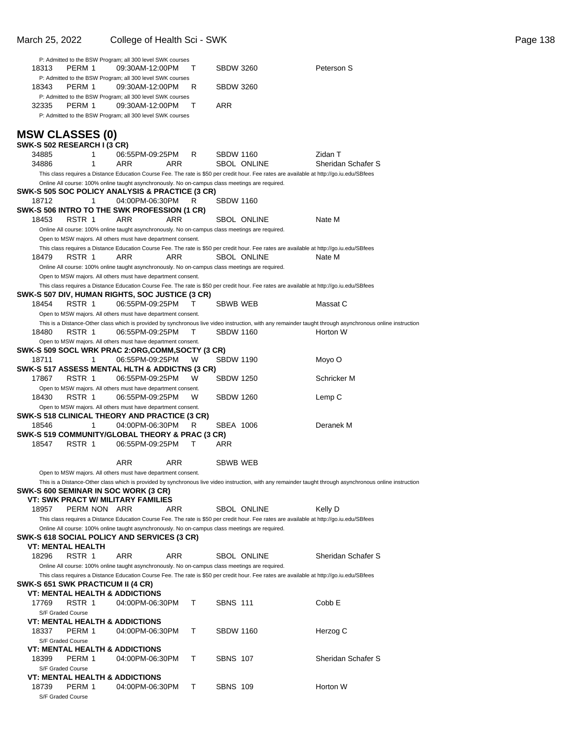P: Admitted to the BSW Program; all 300 level SWK courses

18313 PERM 1 09:30AM-12:00PM T SBDW 3260 Peterson S

P: Admitted to the BSW Program; all 300 level SWK courses

18343 PERM 1 09:30AM-12:00PM R SBDW 3260

P: Admitted to the BSW Program; all 300 level SWK courses

32335 PERM 1 09:30AM-12:00PM T ARR

P: Admitted to the BSW Program; all 300 level SWK courses

## MSW CLASSES (0)

**SWK-S 502 RESEARCH I (3 CR)**

34885 1 06:55PM-09:25PM R SBDW 1160 Zidan T

34886 1 ARR ARR SBOL ONLINE Sheridan Schafer S

This class requires a Distance Education Course Fee. The rate is $50 per credit hour. Fee rates are available at http://go.iu.edu/SBfees

Online All course: 100% online taught asynchronously. No on-campus class meetings are required.

**SWK-S 505 SOC POLICY ANALYSIS & PRACTICE (3 CR)**

18712 1 04:00PM-06:30PM R SBDW 1160

**SWK-S 506 INTRO TO THE SWK PROFESSION (1 CR)**

18453 RSTR 1 ARR ARR SBOL ONLINE Nate M

Online All course: 100% online taught asynchronously. No on-campus class meetings are required.

Open to MSW majors. All others must have department consent.

This class requires a Distance Education Course Fee. The rate is $50 per credit hour. Fee rates are available at http://go.iu.edu/SBfees

18479 RSTR 1 ARR ARR SBOL ONLINE Nate M

Online All course: 100% online taught asynchronously. No on-campus class meetings are required.

Open to MSW majors. All others must have department consent.

This class requires a Distance Education Course Fee. The rate is $50 per credit hour. Fee rates are available at http://go.iu.edu/SBfees

**SWK-S 507 DIV, HUMAN RIGHTS, SOC JUSTICE (3 CR)**

18454 RSTR 1 06:55PM-09:25PM T SBWB WEB Massat C

Open to MSW majors. All others must have department consent.

This is a Distance-Other class which is provided by synchronous live video instruction, with any remainder taught through asynchronous online instruction

18480 RSTR 1 06:55PM-09:25PM T SBDW 1160 Horton W

Open to MSW majors. All others must have department consent.

**SWK-S 509 SOCL WRK PRAC 2:ORG,COMM,SOCTY (3 CR)**

18711 1 06:55PM-09:25PM W SBDW 1190 Moyo O

**SWK-S 517 ASSESS MENTAL HLTH & ADDICTNS (3 CR)**

17867 RSTR 1 06:55PM-09:25PM W SBDW 1250 Schricker M

Open to MSW majors. All others must have department consent.

18430 RSTR 1 06:55PM-09:25PM W SBDW 1260 Lemp C

Open to MSW majors. All others must have department consent.

**SWK-S 518 CLINICAL THEORY AND PRACTICE (3 CR)**

18546 1 04:00PM-06:30PM R SBEA 1006 Deranek M

**SWK-S 519 COMMUNITY/GLOBAL THEORY & PRAC (3 CR)**

18547 RSTR 1 06:55PM-09:25PM T ARR

ARR ARR SBWB WEB

Open to MSW majors. All others must have department consent.

This is a Distance-Other class which is provided by synchronous live video instruction, with any remainder taught through asynchronous online instruction

**SWK-S 600 SEMINAR IN SOC WORK (3 CR)**

**VT: SWK PRACT W/ MILITARY FAMILIES**

18957 PERM NON ARR ARR SBOL ONLINE Kelly D

This class requires a Distance Education Course Fee. The rate is $50 per credit hour. Fee rates are available at http://go.iu.edu/SBfees

Online All course: 100% online taught asynchronously. No on-campus class meetings are required.

**SWK-S 618 SOCIAL POLICY AND SERVICES (3 CR)**

**VT: MENTAL HEALTH**

18296 RSTR 1 ARR ARR SBOL ONLINE Sheridan Schafer S

Online All course: 100% online taught asynchronously. No on-campus class meetings are required.

This class requires a Distance Education Course Fee. The rate is $50 per credit hour. Fee rates are available at http://go.iu.edu/SBfees

**SWK-S 651 SWK PRACTICUM II (4 CR)**

**VT: MENTAL HEALTH & ADDICTIONS**

17769 RSTR 1 04:00PM-06:30PM T SBNS 111 Cobb E

S/F Graded Course

**VT: MENTAL HEALTH & ADDICTIONS**

18337 PERM 1 04:00PM-06:30PM T SBDW 1160 Herzog C

S/F Graded Course

**VT: MENTAL HEALTH & ADDICTIONS**

18399 PERM 1 04:00PM-06:30PM T SBNS 107 Sheridan Schafer S

S/F Graded Course

**VT: MENTAL HEALTH & ADDICTIONS**

18739 PERM 1 04:00PM-06:30PM T SBNS 109 Horton W

S/F Graded Course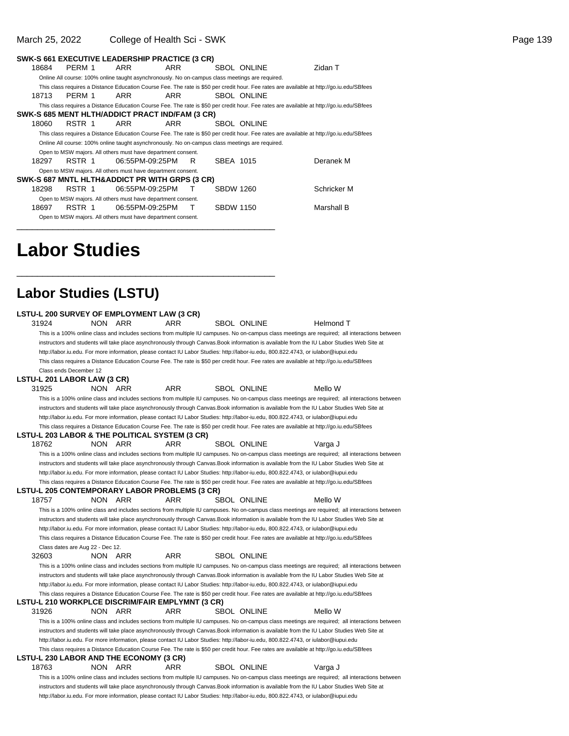**SWK-S 661 EXECUTIVE LEADERSHIP PRACTICE (3 CR)**

18684 PERM 1 ARR ARR SBOL ONLINE Zidan T

Online All course: 100% online taught asynchronously. No on-campus class meetings are required.

This class requires a Distance Education Course Fee. The rate is $50 per credit hour. Fee rates are available at http://go.iu.edu/SBfees

18713 PERM 1 ARR ARR SBOL ONLINE

This class requires a Distance Education Course Fee. The rate is $50 per credit hour. Fee rates are available at http://go.iu.edu/SBfees

**SWK-S 685 MENT HLTH/ADDICT PRACT IND/FAM (3 CR)**

18060 RSTR 1 ARR ARR SBOL ONLINE

This class requires a Distance Education Course Fee. The rate is $50 per credit hour. Fee rates are available at http://go.iu.edu/SBfees

Online All course: 100% online taught asynchronously. No on-campus class meetings are required.

Open to MSW majors. All others must have department consent.

18297 RSTR 1 06:55PM-09:25PM R SBEA 1015 Deranek M

Open to MSW majors. All others must have department consent.

**SWK-S 687 MNTL HLTH&ADDICT PR WITH GRPS (3 CR)**

18298 RSTR 1 06:55PM-09:25PM T SBDW 1260 Schricker M

Open to MSW majors. All others must have department consent.

18697 RSTR 1 06:55PM-09:25PM T SBDW 1150 Marshall B

Open to MSW majors. All others must have department consent.

# Labor Studies

## Labor Studies (LSTU)

**LSTU-L 200 SURVEY OF EMPLOYMENT LAW (3 CR)**

31924 NON ARR ARR SBOL ONLINE Helmond T

This is a 100% online class and includes sections from multiple IU campuses. No on-campus class meetings are required; all interactions between instructors and students will take place asynchronously through Canvas.Book information is available from the IU Labor Studies Web Site at http://labor.iu.edu. For more information, please contact IU Labor Studies: http://labor-iu.edu, 800.822.4743, or iulabor@iupui.edu

This class requires a Distance Education Course Fee. The rate is $50 per credit hour. Fee rates are available at http://go.iu.edu/SBfees

Class ends December 12

**LSTU-L 201 LABOR LAW (3 CR)**

31925 NON ARR ARR SBOL ONLINE Mello W

This is a 100% online class and includes sections from multiple IU campuses. No on-campus class meetings are required; all interactions between instructors and students will take place asynchronously through Canvas.Book information is available from the IU Labor Studies Web Site at http://labor.iu.edu. For more information, please contact IU Labor Studies: http://labor-iu.edu, 800.822.4743, or iulabor@iupui.edu

This class requires a Distance Education Course Fee. The rate is $50 per credit hour. Fee rates are available at http://go.iu.edu/SBfees

**LSTU-L 203 LABOR & THE POLITICAL SYSTEM (3 CR)**

18762 NON ARR ARR SBOL ONLINE Varga J

This is a 100% online class and includes sections from multiple IU campuses. No on-campus class meetings are required; all interactions between instructors and students will take place asynchronously through Canvas.Book information is available from the IU Labor Studies Web Site at http://labor.iu.edu. For more information, please contact IU Labor Studies: http://labor-iu.edu, 800.822.4743, or iulabor@iupui.edu

This class requires a Distance Education Course Fee. The rate is $50 per credit hour. Fee rates are available at http://go.iu.edu/SBfees

**LSTU-L 205 CONTEMPORARY LABOR PROBLEMS (3 CR)**

18757 NON ARR ARR SBOL ONLINE Mello W

This is a 100% online class and includes sections from multiple IU campuses. No on-campus class meetings are required; all interactions between instructors and students will take place asynchronously through Canvas.Book information is available from the IU Labor Studies Web Site at http://labor.iu.edu. For more information, please contact IU Labor Studies: http://labor-iu.edu, 800.822.4743, or iulabor@iupui.edu

This class requires a Distance Education Course Fee. The rate is $50 per credit hour. Fee rates are available at http://go.iu.edu/SBfees

Class dates are Aug 22 - Dec 12.

32603 NON ARR ARR SBOL ONLINE

This is a 100% online class and includes sections from multiple IU campuses. No on-campus class meetings are required; all interactions between instructors and students will take place asynchronously through Canvas.Book information is available from the IU Labor Studies Web Site at http://labor.iu.edu. For more information, please contact IU Labor Studies: http://labor-iu.edu, 800.822.4743, or iulabor@iupui.edu

This class requires a Distance Education Course Fee. The rate is $50 per credit hour. Fee rates are available at http://go.iu.edu/SBfees

**LSTU-L 210 WORKPLCE DISCRIM/FAIR EMPLYMNT (3 CR)**

31926 NON ARR ARR SBOL ONLINE Mello W

This is a 100% online class and includes sections from multiple IU campuses. No on-campus class meetings are required; all interactions between instructors and students will take place asynchronously through Canvas.Book information is available from the IU Labor Studies Web Site at http://labor.iu.edu. For more information, please contact IU Labor Studies: http://labor-iu.edu, 800.822.4743, or iulabor@iupui.edu

This class requires a Distance Education Course Fee. The rate is $50 per credit hour. Fee rates are available at http://go.iu.edu/SBfees

**LSTU-L 230 LABOR AND THE ECONOMY (3 CR)**

18763 NON ARR ARR SBOL ONLINE Varga J

This is a 100% online class and includes sections from multiple IU campuses. No on-campus class meetings are required; all interactions between instructors and students will take place asynchronously through Canvas.Book information is available from the IU Labor Studies Web Site at http://labor.iu.edu. For more information, please contact IU Labor Studies: http://labor-iu.edu, 800.822.4743, or iulabor@iupui.edu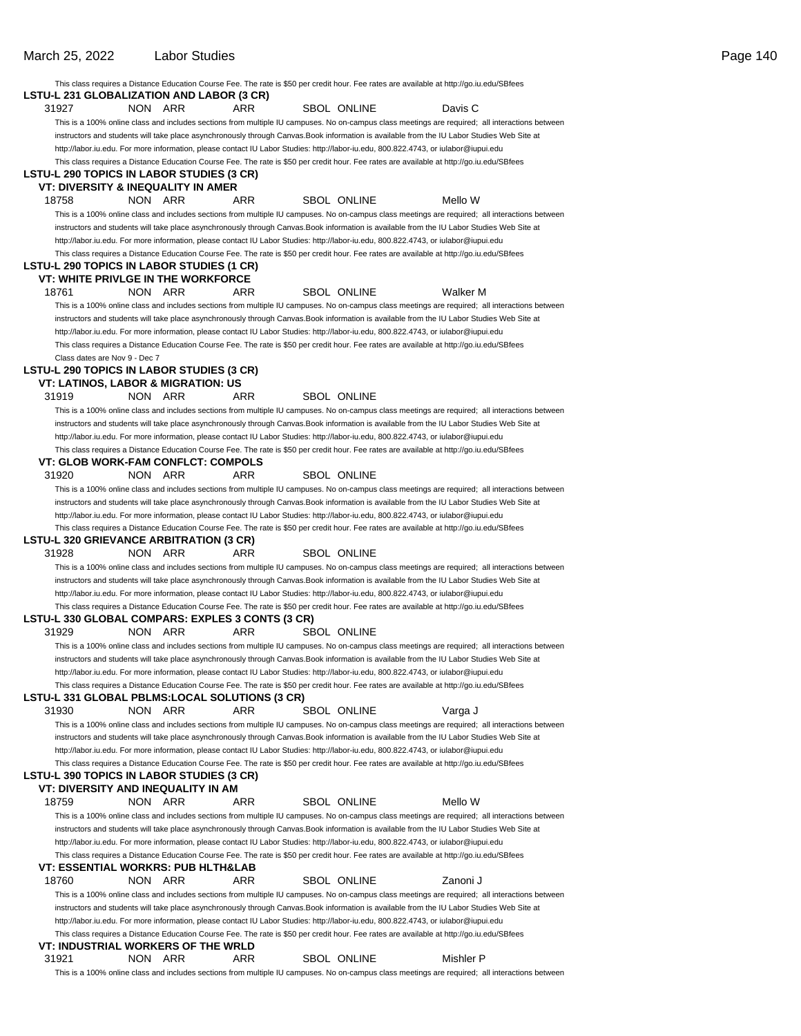This class requires a Distance Education Course Fee. The rate is $50 per credit hour. Fee rates are available at http://go.iu.edu/SBfees

**LSTU-L 231 GLOBALIZATION AND LABOR (3 CR)**

31927 NON ARR ARR SBOL ONLINE Davis C

This is a 100% online class and includes sections from multiple IU campuses. No on-campus class meetings are required; all interactions between instructors and students will take place asynchronously through Canvas.Book information is available from the IU Labor Studies Web Site at http://labor.iu.edu. For more information, please contact IU Labor Studies: http://labor-iu.edu, 800.822.4743, or iulabor@iupui.edu

This class requires a Distance Education Course Fee. The rate is $50 per credit hour. Fee rates are available at http://go.iu.edu/SBfees

**LSTU-L 290 TOPICS IN LABOR STUDIES (3 CR)**

**VT: DIVERSITY & INEQUALITY IN AMER**

18758 NON ARR ARR SBOL ONLINE Mello W

This is a 100% online class and includes sections from multiple IU campuses. No on-campus class meetings are required; all interactions between instructors and students will take place asynchronously through Canvas.Book information is available from the IU Labor Studies Web Site at http://labor.iu.edu. For more information, please contact IU Labor Studies: http://labor-iu.edu, 800.822.4743, or iulabor@iupui.edu

This class requires a Distance Education Course Fee. The rate is $50 per credit hour. Fee rates are available at http://go.iu.edu/SBfees

**LSTU-L 290 TOPICS IN LABOR STUDIES (1 CR)**

**VT: WHITE PRIVLGE IN THE WORKFORCE**

18761 NON ARR ARR SBOL ONLINE Walker M

This is a 100% online class and includes sections from multiple IU campuses. No on-campus class meetings are required; all interactions between instructors and students will take place asynchronously through Canvas.Book information is available from the IU Labor Studies Web Site at http://labor.iu.edu. For more information, please contact IU Labor Studies: http://labor-iu.edu, 800.822.4743, or iulabor@iupui.edu

This class requires a Distance Education Course Fee. The rate is $50 per credit hour. Fee rates are available at http://go.iu.edu/SBfees

Class dates are Nov 9 - Dec 7

**LSTU-L 290 TOPICS IN LABOR STUDIES (3 CR)**

**VT: LATINOS, LABOR & MIGRATION: US**

31919 NON ARR ARR SBOL ONLINE

This is a 100% online class and includes sections from multiple IU campuses. No on-campus class meetings are required; all interactions between instructors and students will take place asynchronously through Canvas.Book information is available from the IU Labor Studies Web Site at http://labor.iu.edu. For more information, please contact IU Labor Studies: http://labor-iu.edu, 800.822.4743, or iulabor@iupui.edu

This class requires a Distance Education Course Fee. The rate is $50 per credit hour. Fee rates are available at http://go.iu.edu/SBfees

**VT: GLOB WORK-FAM CONFLCT: COMPOLS**

31920 NON ARR ARR SBOL ONLINE

This is a 100% online class and includes sections from multiple IU campuses. No on-campus class meetings are required; all interactions between instructors and students will take place asynchronously through Canvas.Book information is available from the IU Labor Studies Web Site at http://labor.iu.edu. For more information, please contact IU Labor Studies: http://labor-iu.edu, 800.822.4743, or iulabor@iupui.edu

This class requires a Distance Education Course Fee. The rate is $50 per credit hour. Fee rates are available at http://go.iu.edu/SBfees

**LSTU-L 320 GRIEVANCE ARBITRATION (3 CR)**

31928 NON ARR ARR SBOL ONLINE

This is a 100% online class and includes sections from multiple IU campuses. No on-campus class meetings are required; all interactions between instructors and students will take place asynchronously through Canvas.Book information is available from the IU Labor Studies Web Site at http://labor.iu.edu. For more information, please contact IU Labor Studies: http://labor-iu.edu, 800.822.4743, or iulabor@iupui.edu

This class requires a Distance Education Course Fee. The rate is $50 per credit hour. Fee rates are available at http://go.iu.edu/SBfees

**LSTU-L 330 GLOBAL COMPARS: EXPLES 3 CONTS (3 CR)**

31929 NON ARR ARR SBOL ONLINE

This is a 100% online class and includes sections from multiple IU campuses. No on-campus class meetings are required; all interactions between instructors and students will take place asynchronously through Canvas.Book information is available from the IU Labor Studies Web Site at http://labor.iu.edu. For more information, please contact IU Labor Studies: http://labor-iu.edu, 800.822.4743, or iulabor@iupui.edu

This class requires a Distance Education Course Fee. The rate is $50 per credit hour. Fee rates are available at http://go.iu.edu/SBfees

**LSTU-L 331 GLOBAL PBLMS:LOCAL SOLUTIONS (3 CR)**

31930 NON ARR ARR SBOL ONLINE Varga J

This is a 100% online class and includes sections from multiple IU campuses. No on-campus class meetings are required; all interactions between instructors and students will take place asynchronously through Canvas.Book information is available from the IU Labor Studies Web Site at http://labor.iu.edu. For more information, please contact IU Labor Studies: http://labor-iu.edu, 800.822.4743, or iulabor@iupui.edu

This class requires a Distance Education Course Fee. The rate is $50 per credit hour. Fee rates are available at http://go.iu.edu/SBfees

**LSTU-L 390 TOPICS IN LABOR STUDIES (3 CR)**

**VT: DIVERSITY AND INEQUALITY IN AM**

18759 NON ARR ARR SBOL ONLINE Mello W

This is a 100% online class and includes sections from multiple IU campuses. No on-campus class meetings are required; all interactions between instructors and students will take place asynchronously through Canvas.Book information is available from the IU Labor Studies Web Site at http://labor.iu.edu. For more information, please contact IU Labor Studies: http://labor-iu.edu, 800.822.4743, or iulabor@iupui.edu

This class requires a Distance Education Course Fee. The rate is $50 per credit hour. Fee rates are available at http://go.iu.edu/SBfees

**VT: ESSENTIAL WORKRS: PUB HLTH&LAB**

18760 NON ARR ARR SBOL ONLINE Zanoni J

This is a 100% online class and includes sections from multiple IU campuses. No on-campus class meetings are required; all interactions between instructors and students will take place asynchronously through Canvas.Book information is available from the IU Labor Studies Web Site at http://labor.iu.edu. For more information, please contact IU Labor Studies: http://labor-iu.edu, 800.822.4743, or iulabor@iupui.edu

This class requires a Distance Education Course Fee. The rate is $50 per credit hour. Fee rates are available at http://go.iu.edu/SBfees

**VT: INDUSTRIAL WORKERS OF THE WRLD**

31921 NON ARR ARR SBOL ONLINE Mishler P

This is a 100% online class and includes sections from multiple IU campuses. No on-campus class meetings are required; all interactions between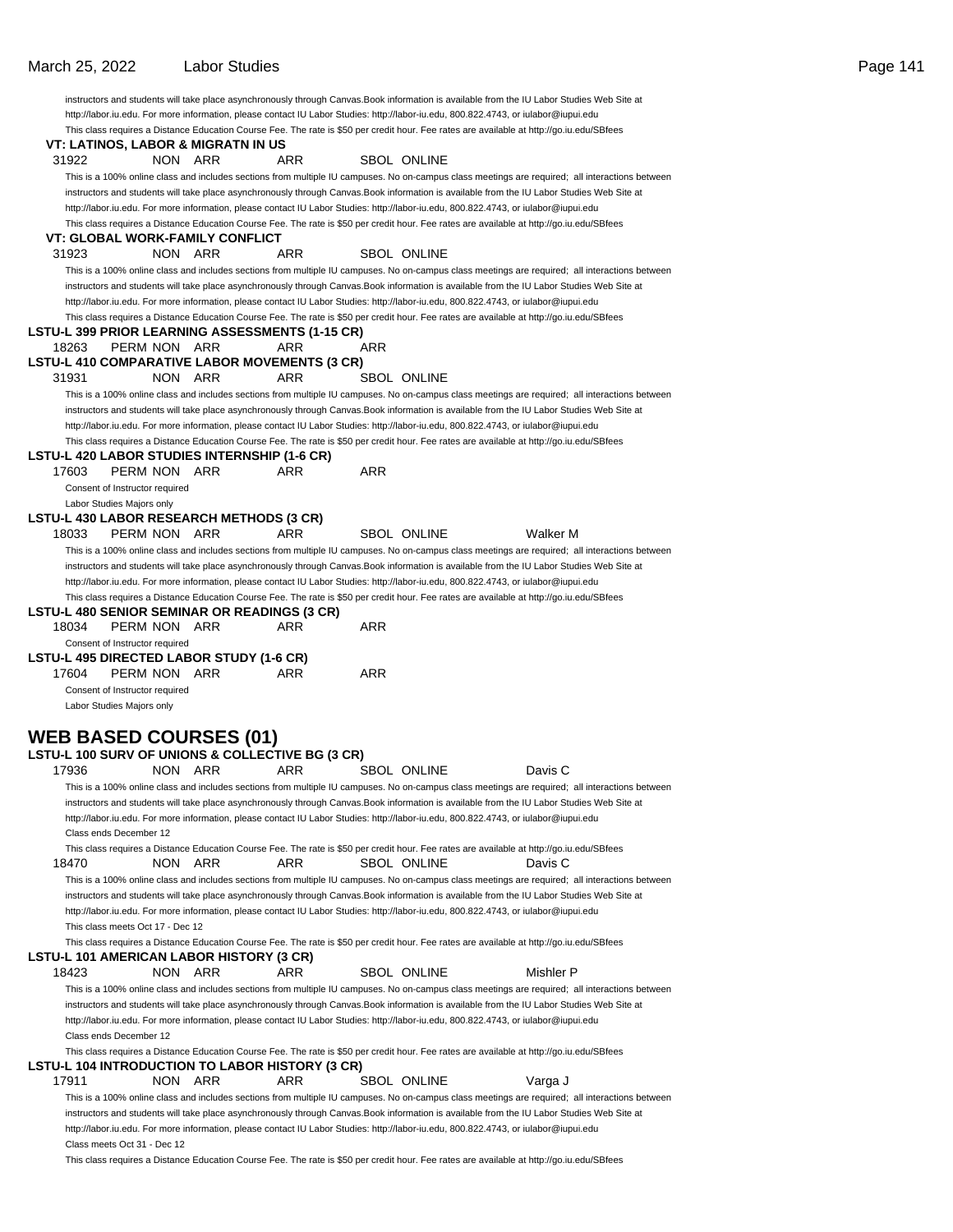instructors and students will take place asynchronously through Canvas.Book information is available from the IU Labor Studies Web Site at http://labor.iu.edu. For more information, please contact IU Labor Studies: http://labor-iu.edu, 800.822.4743, or iulabor@iupui.edu

This class requires a Distance Education Course Fee. The rate is $50 per credit hour. Fee rates are available at http://go.iu.edu/SBfees

**VT: LATINOS, LABOR & MIGRATN IN US**

31922 NON ARR ARR SBOL ONLINE

This is a 100% online class and includes sections from multiple IU campuses. No on-campus class meetings are required; all interactions between instructors and students will take place asynchronously through Canvas.Book information is available from the IU Labor Studies Web Site at http://labor.iu.edu. For more information, please contact IU Labor Studies: http://labor-iu.edu, 800.822.4743, or iulabor@iupui.edu

This class requires a Distance Education Course Fee. The rate is $50 per credit hour. Fee rates are available at http://go.iu.edu/SBfees

**VT: GLOBAL WORK-FAMILY CONFLICT**

31923 NON ARR ARR SBOL ONLINE

This is a 100% online class and includes sections from multiple IU campuses. No on-campus class meetings are required; all interactions between instructors and students will take place asynchronously through Canvas.Book information is available from the IU Labor Studies Web Site at http://labor.iu.edu. For more information, please contact IU Labor Studies: http://labor-iu.edu, 800.822.4743, or iulabor@iupui.edu

This class requires a Distance Education Course Fee. The rate is $50 per credit hour. Fee rates are available at http://go.iu.edu/SBfees

**LSTU-L 399 PRIOR LEARNING ASSESSMENTS (1-15 CR)**

18263 PERM NON ARR ARR ARR

**LSTU-L 410 COMPARATIVE LABOR MOVEMENTS (3 CR)**

31931 NON ARR ARR SBOL ONLINE

This is a 100% online class and includes sections from multiple IU campuses. No on-campus class meetings are required; all interactions between instructors and students will take place asynchronously through Canvas.Book information is available from the IU Labor Studies Web Site at http://labor.iu.edu. For more information, please contact IU Labor Studies: http://labor-iu.edu, 800.822.4743, or iulabor@iupui.edu

This class requires a Distance Education Course Fee. The rate is $50 per credit hour. Fee rates are available at http://go.iu.edu/SBfees

**LSTU-L 420 LABOR STUDIES INTERNSHIP (1-6 CR)**

17603 PERM NON ARR ARR ARR

Consent of Instructor required

Labor Studies Majors only

**LSTU-L 430 LABOR RESEARCH METHODS (3 CR)**

18033 PERM NON ARR ARR SBOL ONLINE Walker M

This is a 100% online class and includes sections from multiple IU campuses. No on-campus class meetings are required; all interactions between instructors and students will take place asynchronously through Canvas.Book information is available from the IU Labor Studies Web Site at http://labor.iu.edu. For more information, please contact IU Labor Studies: http://labor-iu.edu, 800.822.4743, or iulabor@iupui.edu

This class requires a Distance Education Course Fee. The rate is $50 per credit hour. Fee rates are available at http://go.iu.edu/SBfees

**LSTU-L 480 SENIOR SEMINAR OR READINGS (3 CR)**

18034 PERM NON ARR ARR ARR

Consent of Instructor required

**LSTU-L 495 DIRECTED LABOR STUDY (1-6 CR)**

17604 PERM NON ARR ARR ARR

Consent of Instructor required

Labor Studies Majors only

## WEB BASED COURSES (01)

**LSTU-L 100 SURV OF UNIONS & COLLECTIVE BG (3 CR)**

17936 NON ARR ARR SBOL ONLINE Davis C

This is a 100% online class and includes sections from multiple IU campuses. No on-campus class meetings are required; all interactions between instructors and students will take place asynchronously through Canvas.Book information is available from the IU Labor Studies Web Site at http://labor.iu.edu. For more information, please contact IU Labor Studies: http://labor-iu.edu, 800.822.4743, or iulabor@iupui.edu

Class ends December 12

This class requires a Distance Education Course Fee. The rate is $50 per credit hour. Fee rates are available at http://go.iu.edu/SBfees

18470 NON ARR ARR SBOL ONLINE Davis C

This is a 100% online class and includes sections from multiple IU campuses. No on-campus class meetings are required; all interactions between instructors and students will take place asynchronously through Canvas.Book information is available from the IU Labor Studies Web Site at http://labor.iu.edu. For more information, please contact IU Labor Studies: http://labor-iu.edu, 800.822.4743, or iulabor@iupui.edu

This class meets Oct 17 - Dec 12

This class requires a Distance Education Course Fee. The rate is $50 per credit hour. Fee rates are available at http://go.iu.edu/SBfees

**LSTU-L 101 AMERICAN LABOR HISTORY (3 CR)**

18423 NON ARR ARR SBOL ONLINE Mishler P

This is a 100% online class and includes sections from multiple IU campuses. No on-campus class meetings are required; all interactions between instructors and students will take place asynchronously through Canvas.Book information is available from the IU Labor Studies Web Site at http://labor.iu.edu. For more information, please contact IU Labor Studies: http://labor-iu.edu, 800.822.4743, or iulabor@iupui.edu

Class ends December 12

This class requires a Distance Education Course Fee. The rate is $50 per credit hour. Fee rates are available at http://go.iu.edu/SBfees

**LSTU-L 104 INTRODUCTION TO LABOR HISTORY (3 CR)**

17911 NON ARR ARR SBOL ONLINE Varga J

This is a 100% online class and includes sections from multiple IU campuses. No on-campus class meetings are required; all interactions between instructors and students will take place asynchronously through Canvas.Book information is available from the IU Labor Studies Web Site at http://labor.iu.edu. For more information, please contact IU Labor Studies: http://labor-iu.edu, 800.822.4743, or iulabor@iupui.edu

Class meets Oct 31 - Dec 12

This class requires a Distance Education Course Fee. The rate is $50 per credit hour. Fee rates are available at http://go.iu.edu/SBfees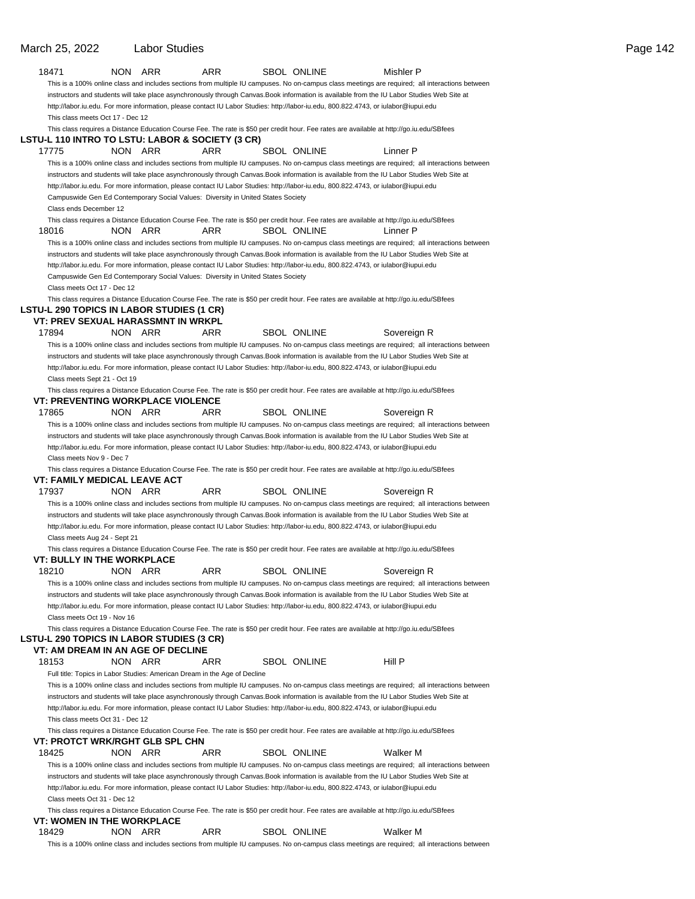18471 NON ARR ARR SBOL ONLINE Mishler P

This is a 100% online class and includes sections from multiple IU campuses. No on-campus class meetings are required; all interactions between instructors and students will take place asynchronously through Canvas.Book information is available from the IU Labor Studies Web Site at http://labor.iu.edu. For more information, please contact IU Labor Studies: http://labor-iu.edu, 800.822.4743, or iulabor@iupui.edu

This class meets Oct 17 - Dec 12

This class requires a Distance Education Course Fee. The rate is $50 per credit hour. Fee rates are available at http://go.iu.edu/SBfees

### LSTU-L 110 INTRO TO LSTU: LABOR & SOCIETY (3 CR)

17775 NON ARR ARR SBOL ONLINE Linner P

This is a 100% online class and includes sections from multiple IU campuses. No on-campus class meetings are required; all interactions between instructors and students will take place asynchronously through Canvas.Book information is available from the IU Labor Studies Web Site at http://labor.iu.edu. For more information, please contact IU Labor Studies: http://labor-iu.edu, 800.822.4743, or iulabor@iupui.edu

Campuswide Gen Ed Contemporary Social Values: Diversity in United States Society

Class ends December 12

This class requires a Distance Education Course Fee. The rate is $50 per credit hour. Fee rates are available at http://go.iu.edu/SBfees

18016 NON ARR ARR SBOL ONLINE Linner P

This is a 100% online class and includes sections from multiple IU campuses. No on-campus class meetings are required; all interactions between instructors and students will take place asynchronously through Canvas.Book information is available from the IU Labor Studies Web Site at http://labor.iu.edu. For more information, please contact IU Labor Studies: http://labor-iu.edu, 800.822.4743, or iulabor@iupui.edu

Campuswide Gen Ed Contemporary Social Values: Diversity in United States Society

Class meets Oct 17 - Dec 12

This class requires a Distance Education Course Fee. The rate is $50 per credit hour. Fee rates are available at http://go.iu.edu/SBfees

### LSTU-L 290 TOPICS IN LABOR STUDIES (1 CR)

#### VT: PREV SEXUAL HARASSMNT IN WRKPL

17894 NON ARR ARR SBOL ONLINE Sovereign R

This is a 100% online class and includes sections from multiple IU campuses. No on-campus class meetings are required; all interactions between instructors and students will take place asynchronously through Canvas.Book information is available from the IU Labor Studies Web Site at http://labor.iu.edu. For more information, please contact IU Labor Studies: http://labor-iu.edu, 800.822.4743, or iulabor@iupui.edu

Class meets Sept 21 - Oct 19

This class requires a Distance Education Course Fee. The rate is $50 per credit hour. Fee rates are available at http://go.iu.edu/SBfees

#### VT: PREVENTING WORKPLACE VIOLENCE

17865 NON ARR ARR SBOL ONLINE Sovereign R

This is a 100% online class and includes sections from multiple IU campuses. No on-campus class meetings are required; all interactions between instructors and students will take place asynchronously through Canvas.Book information is available from the IU Labor Studies Web Site at http://labor.iu.edu. For more information, please contact IU Labor Studies: http://labor-iu.edu, 800.822.4743, or iulabor@iupui.edu

Class meets Nov 9 - Dec 7

This class requires a Distance Education Course Fee. The rate is $50 per credit hour. Fee rates are available at http://go.iu.edu/SBfees

#### VT: FAMILY MEDICAL LEAVE ACT

17937 NON ARR ARR SBOL ONLINE Sovereign R

This is a 100% online class and includes sections from multiple IU campuses. No on-campus class meetings are required; all interactions between instructors and students will take place asynchronously through Canvas.Book information is available from the IU Labor Studies Web Site at http://labor.iu.edu. For more information, please contact IU Labor Studies: http://labor-iu.edu, 800.822.4743, or iulabor@iupui.edu

Class meets Aug 24 - Sept 21

This class requires a Distance Education Course Fee. The rate is $50 per credit hour. Fee rates are available at http://go.iu.edu/SBfees

#### VT: BULLY IN THE WORKPLACE

18210 NON ARR ARR SBOL ONLINE Sovereign R

This is a 100% online class and includes sections from multiple IU campuses. No on-campus class meetings are required; all interactions between instructors and students will take place asynchronously through Canvas.Book information is available from the IU Labor Studies Web Site at http://labor.iu.edu. For more information, please contact IU Labor Studies: http://labor-iu.edu, 800.822.4743, or iulabor@iupui.edu

Class meets Oct 19 - Nov 16

This class requires a Distance Education Course Fee. The rate is $50 per credit hour. Fee rates are available at http://go.iu.edu/SBfees

### LSTU-L 290 TOPICS IN LABOR STUDIES (3 CR)

#### VT: AM DREAM IN AN AGE OF DECLINE

18153 NON ARR ARR SBOL ONLINE Hill P

Full title: Topics in Labor Studies: American Dream in the Age of Decline

This is a 100% online class and includes sections from multiple IU campuses. No on-campus class meetings are required; all interactions between instructors and students will take place asynchronously through Canvas.Book information is available from the IU Labor Studies Web Site at http://labor.iu.edu. For more information, please contact IU Labor Studies: http://labor-iu.edu, 800.822.4743, or iulabor@iupui.edu

This class meets Oct 31 - Dec 12

This class requires a Distance Education Course Fee. The rate is $50 per credit hour. Fee rates are available at http://go.iu.edu/SBfees

#### VT: PROTCT WRK/RGHT GLB SPL CHN

18425 NON ARR ARR SBOL ONLINE Walker M

This is a 100% online class and includes sections from multiple IU campuses. No on-campus class meetings are required; all interactions between instructors and students will take place asynchronously through Canvas.Book information is available from the IU Labor Studies Web Site at http://labor.iu.edu. For more information, please contact IU Labor Studies: http://labor-iu.edu, 800.822.4743, or iulabor@iupui.edu

Class meets Oct 31 - Dec 12

This class requires a Distance Education Course Fee. The rate is $50 per credit hour. Fee rates are available at http://go.iu.edu/SBfees

#### VT: WOMEN IN THE WORKPLACE

18429 NON ARR ARR SBOL ONLINE Walker M

This is a 100% online class and includes sections from multiple IU campuses. No on-campus class meetings are required; all interactions between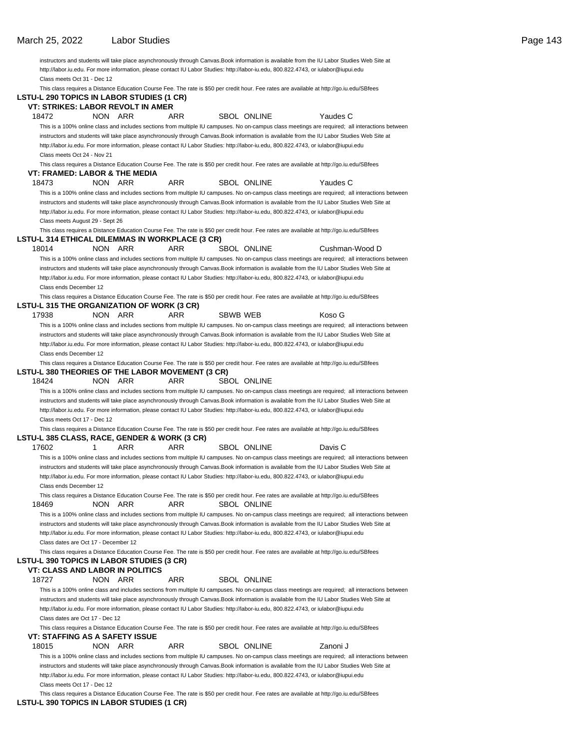instructors and students will take place asynchronously through Canvas.Book information is available from the IU Labor Studies Web Site at http://labor.iu.edu. For more information, please contact IU Labor Studies: http://labor-iu.edu, 800.822.4743, or iulabor@iupui.edu

Class meets Oct 31 - Dec 12

This class requires a Distance Education Course Fee. The rate is $50 per credit hour. Fee rates are available at http://go.iu.edu/SBfees

**LSTU-L 290 TOPICS IN LABOR STUDIES (1 CR)**

**VT: STRIKES: LABOR REVOLT IN AMER**

18472 NON ARR ARR SBOL ONLINE Yaudes C

This is a 100% online class and includes sections from multiple IU campuses. No on-campus class meetings are required; all interactions between instructors and students will take place asynchronously through Canvas.Book information is available from the IU Labor Studies Web Site at http://labor.iu.edu. For more information, please contact IU Labor Studies: http://labor-iu.edu, 800.822.4743, or iulabor@iupui.edu

Class meets Oct 24 - Nov 21

This class requires a Distance Education Course Fee. The rate is $50 per credit hour. Fee rates are available at http://go.iu.edu/SBfees

**VT: FRAMED: LABOR & THE MEDIA**

18473 NON ARR ARR SBOL ONLINE Yaudes C

This is a 100% online class and includes sections from multiple IU campuses. No on-campus class meetings are required; all interactions between instructors and students will take place asynchronously through Canvas.Book information is available from the IU Labor Studies Web Site at http://labor.iu.edu. For more information, please contact IU Labor Studies: http://labor-iu.edu, 800.822.4743, or iulabor@iupui.edu

Class meets August 29 - Sept 26

This class requires a Distance Education Course Fee. The rate is $50 per credit hour. Fee rates are available at http://go.iu.edu/SBfees

**LSTU-L 314 ETHICAL DILEMMAS IN WORKPLACE (3 CR)**

18014 NON ARR ARR SBOL ONLINE Cushman-Wood D

This is a 100% online class and includes sections from multiple IU campuses. No on-campus class meetings are required; all interactions between instructors and students will take place asynchronously through Canvas.Book information is available from the IU Labor Studies Web Site at http://labor.iu.edu. For more information, please contact IU Labor Studies: http://labor-iu.edu, 800.822.4743, or iulabor@iupui.edu

Class ends December 12

This class requires a Distance Education Course Fee. The rate is $50 per credit hour. Fee rates are available at http://go.iu.edu/SBfees

**LSTU-L 315 THE ORGANIZATION OF WORK (3 CR)**

17938 NON ARR ARR SBWB WEB Koso G

This is a 100% online class and includes sections from multiple IU campuses. No on-campus class meetings are required; all interactions between instructors and students will take place asynchronously through Canvas.Book information is available from the IU Labor Studies Web Site at http://labor.iu.edu. For more information, please contact IU Labor Studies: http://labor-iu.edu, 800.822.4743, or iulabor@iupui.edu

Class ends December 12

This class requires a Distance Education Course Fee. The rate is $50 per credit hour. Fee rates are available at http://go.iu.edu/SBfees

**LSTU-L 380 THEORIES OF THE LABOR MOVEMENT (3 CR)**

18424 NON ARR ARR SBOL ONLINE

This is a 100% online class and includes sections from multiple IU campuses. No on-campus class meetings are required; all interactions between instructors and students will take place asynchronously through Canvas.Book information is available from the IU Labor Studies Web Site at http://labor.iu.edu. For more information, please contact IU Labor Studies: http://labor-iu.edu, 800.822.4743, or iulabor@iupui.edu

Class meets Oct 17 - Dec 12

This class requires a Distance Education Course Fee. The rate is $50 per credit hour. Fee rates are available at http://go.iu.edu/SBfees

**LSTU-L 385 CLASS, RACE, GENDER & WORK (3 CR)**

17602 1 ARR ARR SBOL ONLINE Davis C

This is a 100% online class and includes sections from multiple IU campuses. No on-campus class meetings are required; all interactions between instructors and students will take place asynchronously through Canvas.Book information is available from the IU Labor Studies Web Site at http://labor.iu.edu. For more information, please contact IU Labor Studies: http://labor-iu.edu, 800.822.4743, or iulabor@iupui.edu

Class ends December 12

This class requires a Distance Education Course Fee. The rate is $50 per credit hour. Fee rates are available at http://go.iu.edu/SBfees

18469 NON ARR ARR SBOL ONLINE

This is a 100% online class and includes sections from multiple IU campuses. No on-campus class meetings are required; all interactions between instructors and students will take place asynchronously through Canvas.Book information is available from the IU Labor Studies Web Site at http://labor.iu.edu. For more information, please contact IU Labor Studies: http://labor-iu.edu, 800.822.4743, or iulabor@iupui.edu

Class dates are Oct 17 - December 12

This class requires a Distance Education Course Fee. The rate is $50 per credit hour. Fee rates are available at http://go.iu.edu/SBfees

**LSTU-L 390 TOPICS IN LABOR STUDIES (3 CR)**

**VT: CLASS AND LABOR IN POLITICS**

18727 NON ARR ARR SBOL ONLINE

This is a 100% online class and includes sections from multiple IU campuses. No on-campus class meetings are required; all interactions between instructors and students will take place asynchronously through Canvas.Book information is available from the IU Labor Studies Web Site at http://labor.iu.edu. For more information, please contact IU Labor Studies: http://labor-iu.edu, 800.822.4743, or iulabor@iupui.edu

Class dates are Oct 17 - Dec 12

This class requires a Distance Education Course Fee. The rate is $50 per credit hour. Fee rates are available at http://go.iu.edu/SBfees

**VT: STAFFING AS A SAFETY ISSUE**

18015 NON ARR ARR SBOL ONLINE Zanoni J

This is a 100% online class and includes sections from multiple IU campuses. No on-campus class meetings are required; all interactions between instructors and students will take place asynchronously through Canvas.Book information is available from the IU Labor Studies Web Site at http://labor.iu.edu. For more information, please contact IU Labor Studies: http://labor-iu.edu, 800.822.4743, or iulabor@iupui.edu

Class meets Oct 17 - Dec 12

This class requires a Distance Education Course Fee. The rate is $50 per credit hour. Fee rates are available at http://go.iu.edu/SBfees

**LSTU-L 390 TOPICS IN LABOR STUDIES (1 CR)**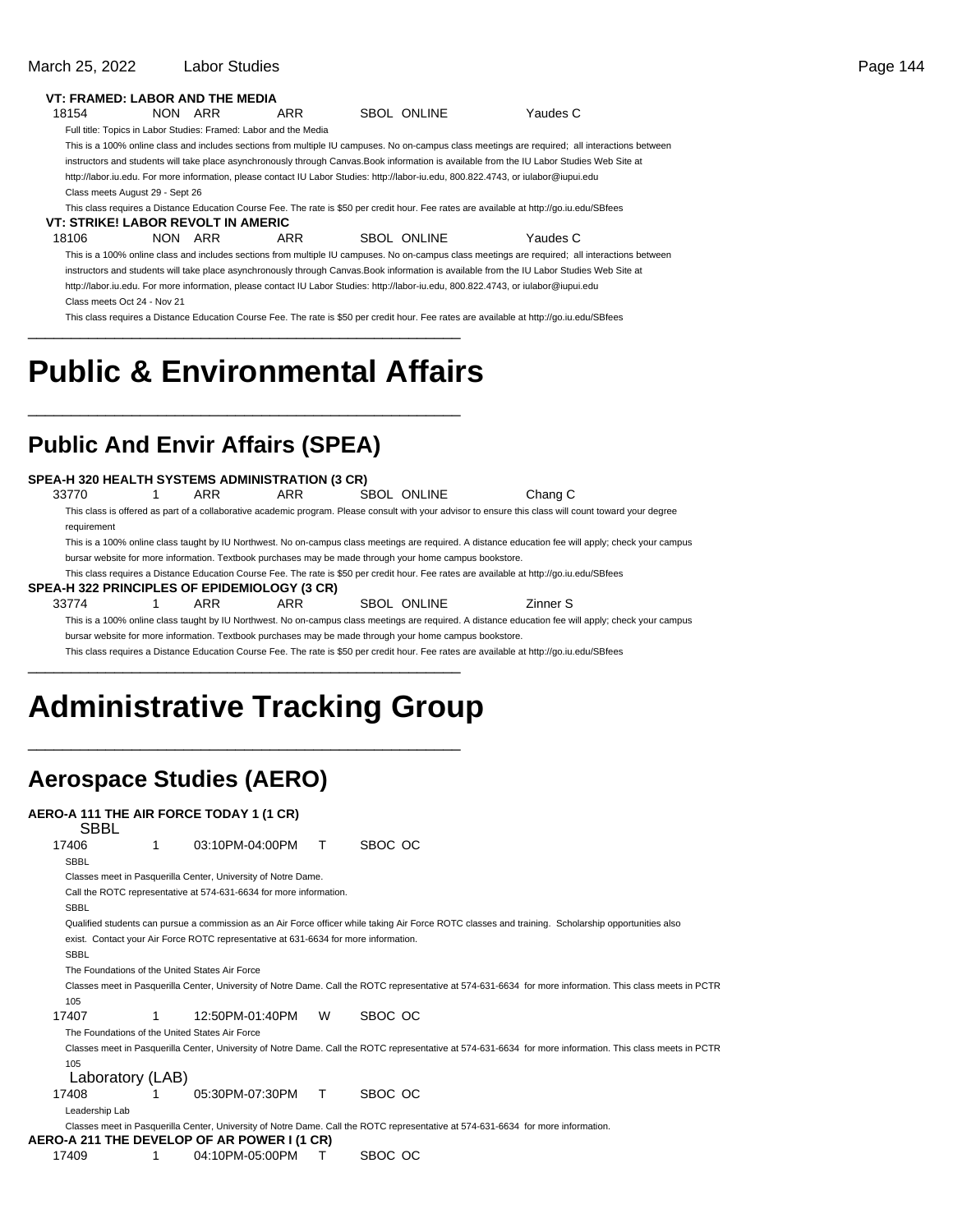**VT: FRAMED: LABOR AND THE MEDIA**

18154 NON ARR ARR SBOL ONLINE Yaudes C

Full title: Topics in Labor Studies: Framed: Labor and the Media

This is a 100% online class and includes sections from multiple IU campuses. No on-campus class meetings are required; all interactions between instructors and students will take place asynchronously through Canvas.Book information is available from the IU Labor Studies Web Site at http://labor.iu.edu. For more information, please contact IU Labor Studies: http://labor-iu.edu, 800.822.4743, or iulabor@iupui.edu

Class meets August 29 - Sept 26

This class requires a Distance Education Course Fee. The rate is $50 per credit hour. Fee rates are available at http://go.iu.edu/SBfees

**VT: STRIKE! LABOR REVOLT IN AMERIC**

18106 NON ARR ARR SBOL ONLINE Yaudes C

This is a 100% online class and includes sections from multiple IU campuses. No on-campus class meetings are required; all interactions between instructors and students will take place asynchronously through Canvas.Book information is available from the IU Labor Studies Web Site at http://labor.iu.edu. For more information, please contact IU Labor Studies: http://labor-iu.edu, 800.822.4743, or iulabor@iupui.edu

Class meets Oct 24 - Nov 21

This class requires a Distance Education Course Fee. The rate is $50 per credit hour. Fee rates are available at http://go.iu.edu/SBfees

# Public & Environmental Affairs

## Public And Envir Affairs (SPEA)

**SPEA-H 320 HEALTH SYSTEMS ADMINISTRATION (3 CR)**

33770 1 ARR ARR SBOL ONLINE Chang C

This class is offered as part of a collaborative academic program. Please consult with your advisor to ensure this class will count toward your degree requirement

This is a 100% online class taught by IU Northwest. No on-campus class meetings are required. A distance education fee will apply; check your campus bursar website for more information. Textbook purchases may be made through your home campus bookstore.

This class requires a Distance Education Course Fee. The rate is $50 per credit hour. Fee rates are available at http://go.iu.edu/SBfees

**SPEA-H 322 PRINCIPLES OF EPIDEMIOLOGY (3 CR)**

33774 1 ARR ARR SBOL ONLINE Zinner S

This is a 100% online class taught by IU Northwest. No on-campus class meetings are required. A distance education fee will apply; check your campus bursar website for more information. Textbook purchases may be made through your home campus bookstore.

This class requires a Distance Education Course Fee. The rate is $50 per credit hour. Fee rates are available at http://go.iu.edu/SBfees

# Administrative Tracking Group

## Aerospace Studies (AERO)

**AERO-A 111 THE AIR FORCE TODAY 1 (1 CR)**

SBBL

17406 1 03:10PM-04:00PM T SBOC OC

SBBL

Classes meet in Pasquerilla Center, University of Notre Dame.

Call the ROTC representative at 574-631-6634 for more information.

SBBL

Qualified students can pursue a commission as an Air Force officer while taking Air Force ROTC classes and training. Scholarship opportunities also exist. Contact your Air Force ROTC representative at 631-6634 for more information.

SBBL

The Foundations of the United States Air Force

Classes meet in Pasquerilla Center, University of Notre Dame. Call the ROTC representative at 574-631-6634 for more information. This class meets in PCTR 105

17407 1 12:50PM-01:40PM W SBOC OC

The Foundations of the United States Air Force

Classes meet in Pasquerilla Center, University of Notre Dame. Call the ROTC representative at 574-631-6634 for more information. This class meets in PCTR 105

Laboratory (LAB)

17408 1 05:30PM-07:30PM T SBOC OC

Leadership Lab

Classes meet in Pasquerilla Center, University of Notre Dame. Call the ROTC representative at 574-631-6634 for more information.

**AERO-A 211 THE DEVELOP OF AR POWER I (1 CR)**

17409 1 04:10PM-05:00PM T SBOC OC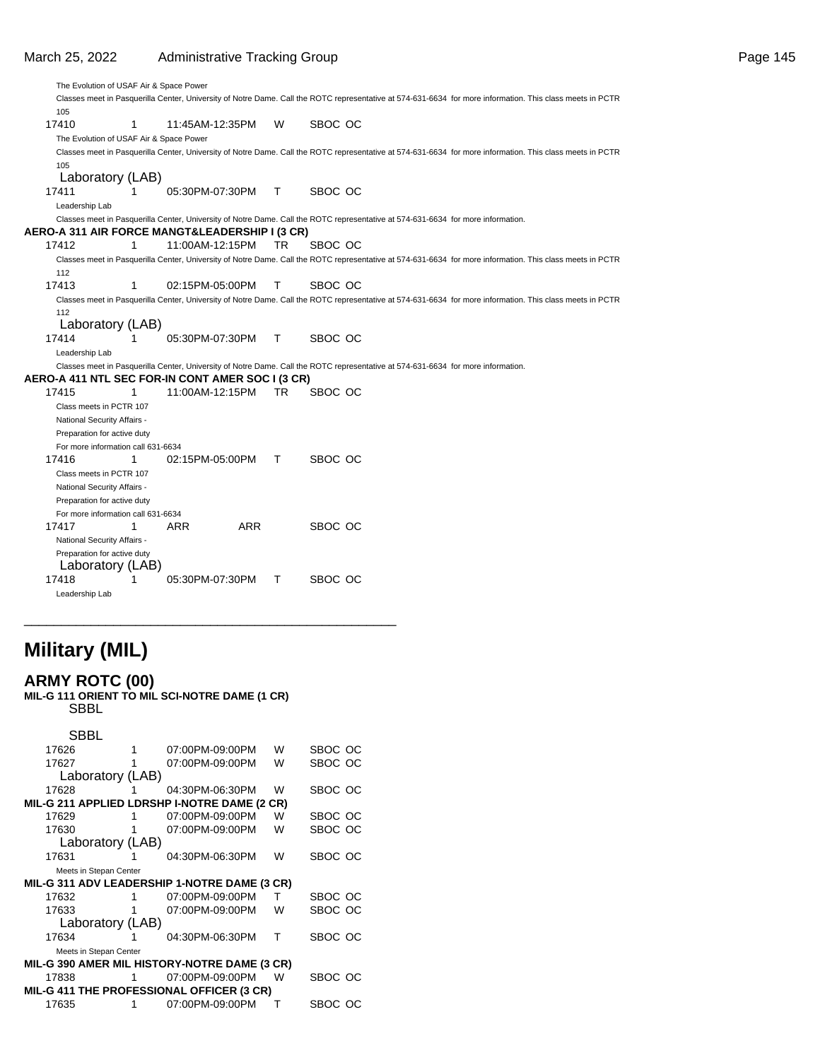The Evolution of USAF Air & Space Power

Classes meet in Pasquerilla Center, University of Notre Dame. Call the ROTC representative at 574-631-6634 for more information. This class meets in PCTR 105

| | | | | |
|---|---|---|---|---|
| 17410 | 1 | 11:45AM-12:35PM | W | SBOC OC |

The Evolution of USAF Air & Space Power

Classes meet in Pasquerilla Center, University of Notre Dame. Call the ROTC representative at 574-631-6634 for more information. This class meets in PCTR 105

Laboratory (LAB)

| | | | | |
|---|---|---|---|---|
| 17411 | 1 | 05:30PM-07:30PM | T | SBOC OC |

Leadership Lab

Classes meet in Pasquerilla Center, University of Notre Dame. Call the ROTC representative at 574-631-6634 for more information.

**AERO-A 311 AIR FORCE MANGT&LEADERSHIP I (3 CR)**

| | | | | |
|---|---|---|---|---|
| 17412 | 1 | 11:00AM-12:15PM | TR | SBOC OC |

Classes meet in Pasquerilla Center, University of Notre Dame. Call the ROTC representative at 574-631-6634 for more information. This class meets in PCTR 112

| | | | | |
|---|---|---|---|---|
| 17413 | 1 | 02:15PM-05:00PM | T | SBOC OC |

Classes meet in Pasquerilla Center, University of Notre Dame. Call the ROTC representative at 574-631-6634 for more information. This class meets in PCTR 112

Laboratory (LAB)

| | | | | |
|---|---|---|---|---|
| 17414 | 1 | 05:30PM-07:30PM | T | SBOC OC |

Leadership Lab

Classes meet in Pasquerilla Center, University of Notre Dame. Call the ROTC representative at 574-631-6634 for more information.

**AERO-A 411 NTL SEC FOR-IN CONT AMER SOC I (3 CR)**

| | | | | |
|---|---|---|---|---|
| 17415 | 1 | 11:00AM-12:15PM | TR | SBOC OC |

Class meets in PCTR 107
National Security Affairs -
Preparation for active duty
For more information call 631-6634

| | | | | |
|---|---|---|---|---|
| 17416 | 1 | 02:15PM-05:00PM | T | SBOC OC |

Class meets in PCTR 107
National Security Affairs -
Preparation for active duty
For more information call 631-6634

| | | | | |
|---|---|---|---|---|
| 17417 | 1 | ARR | ARR | SBOC OC |

National Security Affairs -
Preparation for active duty

Laboratory (LAB)

| | | | | |
|---|---|---|---|---|
| 17418 | 1 | 05:30PM-07:30PM | T | SBOC OC |

Leadership Lab

# Military (MIL)

## ARMY ROTC (00)

**MIL-G 111 ORIENT TO MIL SCI-NOTRE DAME (1 CR)**

SBBL

SBBL

| | | | | |
|---|---|---|---|---|
| 17626 | 1 | 07:00PM-09:00PM | W | SBOC OC |
| 17627 | 1 | 07:00PM-09:00PM | W | SBOC OC |

Laboratory (LAB)

| | | | | |
|---|---|---|---|---|
| 17628 | 1 | 04:30PM-06:30PM | W | SBOC OC |

**MIL-G 211 APPLIED LDRSHP I-NOTRE DAME (2 CR)**

| | | | | |
|---|---|---|---|---|
| 17629 | 1 | 07:00PM-09:00PM | W | SBOC OC |
| 17630 | 1 | 07:00PM-09:00PM | W | SBOC OC |

Laboratory (LAB)

| | | | | |
|---|---|---|---|---|
| 17631 | 1 | 04:30PM-06:30PM | W | SBOC OC |

Meets in Stepan Center

**MIL-G 311 ADV LEADERSHIP 1-NOTRE DAME (3 CR)**

| | | | | |
|---|---|---|---|---|
| 17632 | 1 | 07:00PM-09:00PM | T | SBOC OC |
| 17633 | 1 | 07:00PM-09:00PM | W | SBOC OC |

Laboratory (LAB)

| | | | | |
|---|---|---|---|---|
| 17634 | 1 | 04:30PM-06:30PM | T | SBOC OC |

Meets in Stepan Center

**MIL-G 390 AMER MIL HISTORY-NOTRE DAME (3 CR)**

| | | | | |
|---|---|---|---|---|
| 17838 | 1 | 07:00PM-09:00PM | W | SBOC OC |

**MIL-G 411 THE PROFESSIONAL OFFICER (3 CR)**

| | | | | |
|---|---|---|---|---|
| 17635 | 1 | 07:00PM-09:00PM | T | SBOC OC |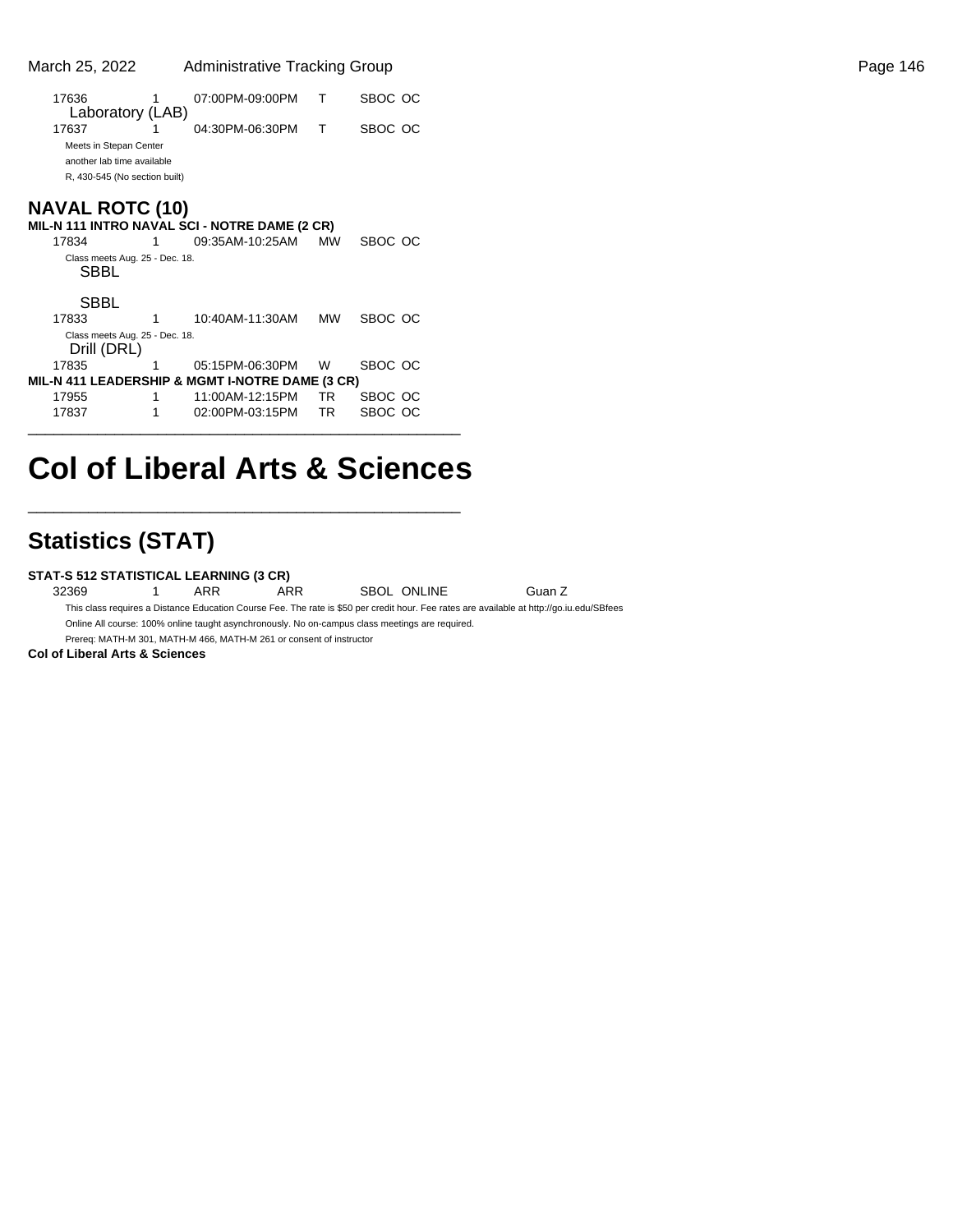17636 1 07:00PM-09:00PM T SBOC OC

Laboratory (LAB)

17637 1 04:30PM-06:30PM T SBOC OC

Meets in Stepan Center

another lab time available

R, 430-545 (No section built)

## NAVAL ROTC (10)

**MIL-N 111 INTRO NAVAL SCI - NOTRE DAME (2 CR)**

17834 1 09:35AM-10:25AM MW SBOC OC

Class meets Aug. 25 - Dec. 18.

SBBL

SBBL

17833 1 10:40AM-11:30AM MW SBOC OC

Class meets Aug. 25 - Dec. 18.

Drill (DRL)

17835 1 05:15PM-06:30PM W SBOC OC

**MIL-N 411 LEADERSHIP & MGMT I-NOTRE DAME (3 CR)**

17955 1 11:00AM-12:15PM TR SBOC OC

17837 1 02:00PM-03:15PM TR SBOC OC

# Col of Liberal Arts & Sciences

## Statistics (STAT)

**STAT-S 512 STATISTICAL LEARNING (3 CR)**

32369 1 ARR ARR SBOL ONLINE Guan Z

This class requires a Distance Education Course Fee. The rate is $50 per credit hour. Fee rates are available at http://go.iu.edu/SBfees

Online All course: 100% online taught asynchronously. No on-campus class meetings are required.

Prereq: MATH-M 301, MATH-M 466, MATH-M 261 or consent of instructor

**Col of Liberal Arts & Sciences**